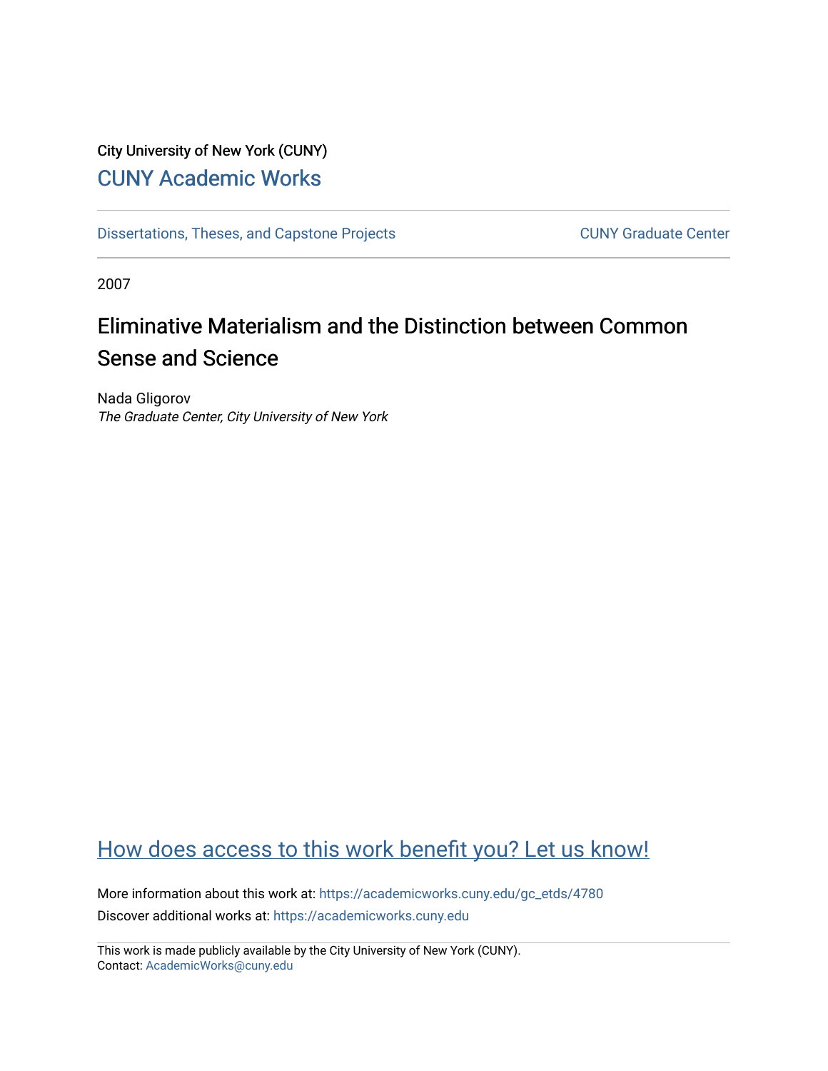City University of New York (CUNY)

[CUNY Academic Works](https://academicworks.cuny.edu)

[Dissertations, Theses, and Capstone Projects](https://academicworks.cuny.edu/gc_etds) | [CUNY Graduate Center](https://academicworks.cuny.edu/gc)

2007

# Eliminative Materialism and the Distinction between Common Sense and Science

Nada Gligorov
*The Graduate Center, City University of New York*

[How does access to this work benefit you? Let us know!](https://ols.cuny.edu/academicworks/?ref=https://academicworks.cuny.edu/gc_etds/4780)

More information about this work at: https://academicworks.cuny.edu/gc_etds/4780
Discover additional works at: https://academicworks.cuny.edu

This work is made publicly available by the City University of New York (CUNY).
Contact: AcademicWorks@cuny.edu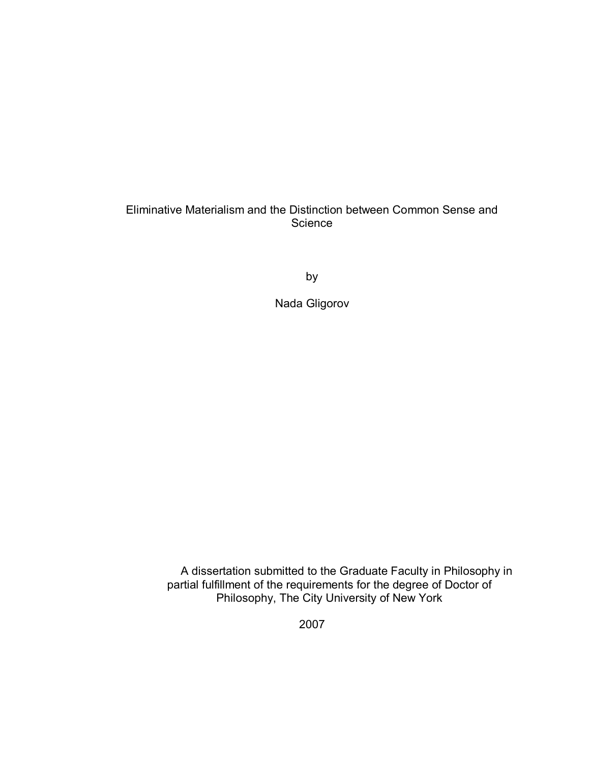# Eliminative Materialism and the Distinction between Common Sense and Science

by

Nada Gligorov

A dissertation submitted to the Graduate Faculty in Philosophy in partial fulfillment of the requirements for the degree of Doctor of Philosophy, The City University of New York

2007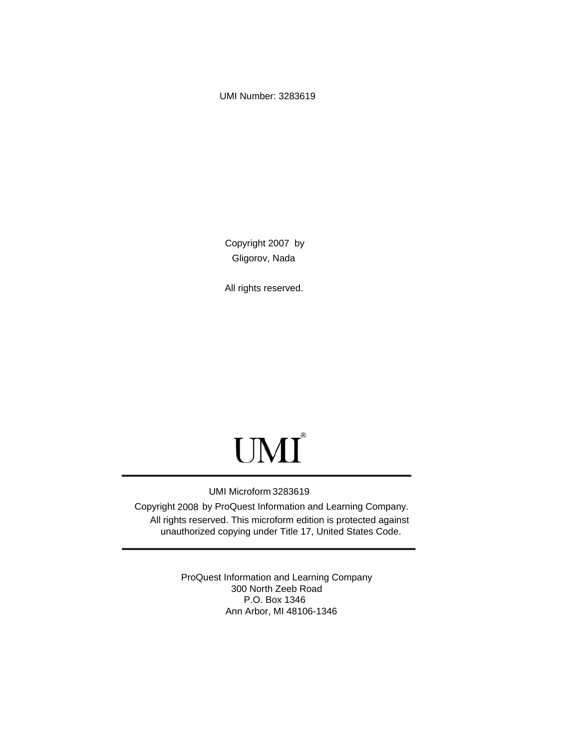UMI Number: 3283619

Copyright 2007 by
Gligorov, Nada

All rights reserved.

UMI®

UMI Microform 3283619

Copyright 2008 by ProQuest Information and Learning Company.
All rights reserved. This microform edition is protected against
unauthorized copying under Title 17, United States Code.

ProQuest Information and Learning Company
300 North Zeeb Road
P.O. Box 1346
Ann Arbor, MI 48106-1346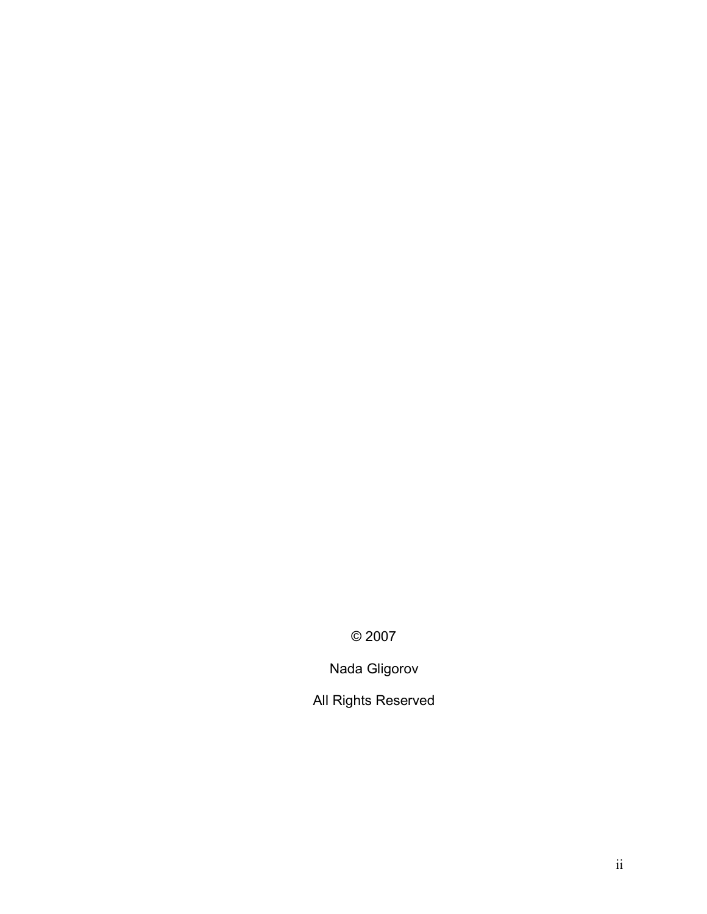© 2007

Nada Gligorov

All Rights Reserved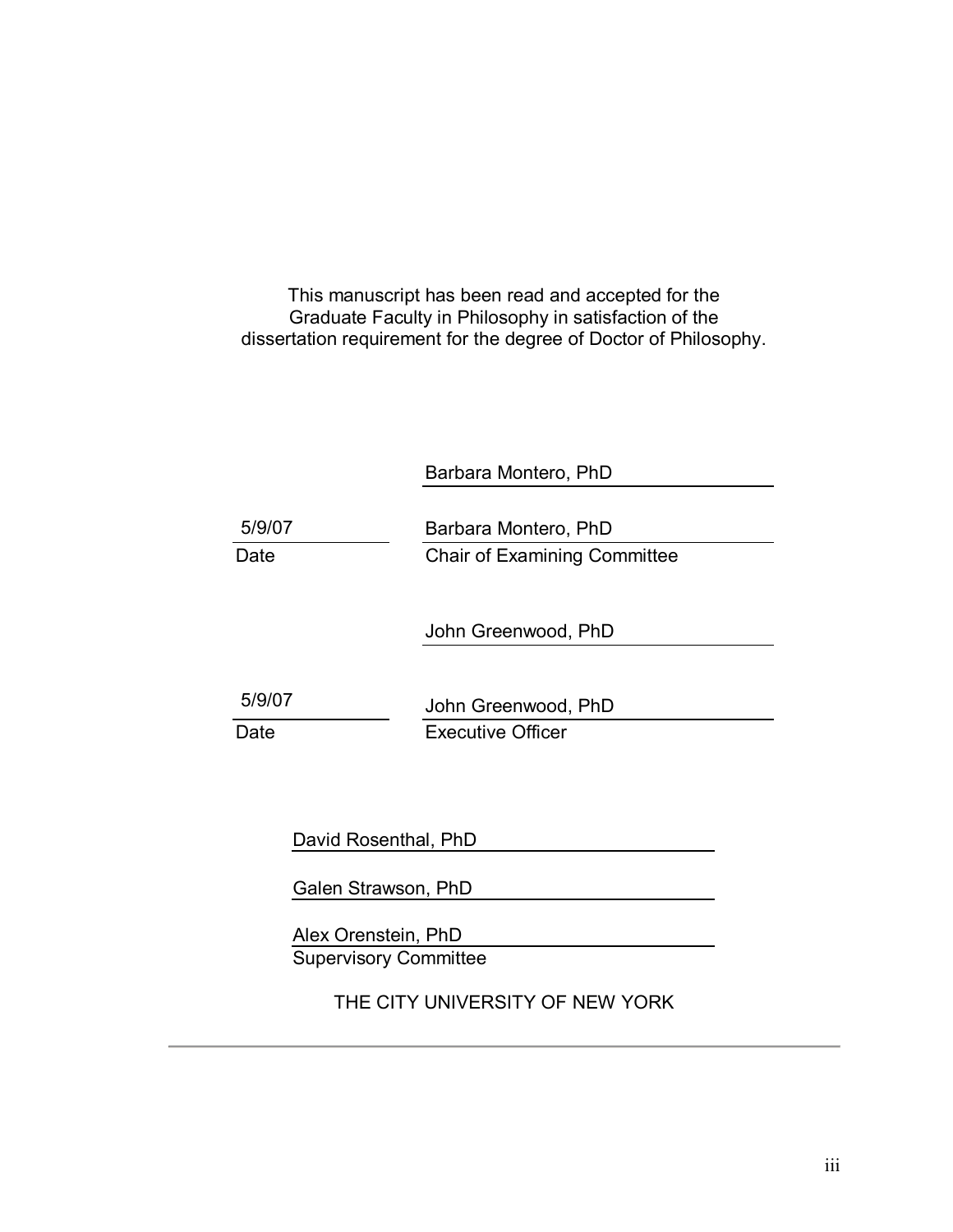This manuscript has been read and accepted for the Graduate Faculty in Philosophy in satisfaction of the dissertation requirement for the degree of Doctor of Philosophy.

Barbara Montero, PhD

5/9/07
Date

Barbara Montero, PhD
Chair of Examining Committee

John Greenwood, PhD

5/9/07
Date

John Greenwood, PhD
Executive Officer

David Rosenthal, PhD

Galen Strawson, PhD

Alex Orenstein, PhD
Supervisory Committee

THE CITY UNIVERSITY OF NEW YORK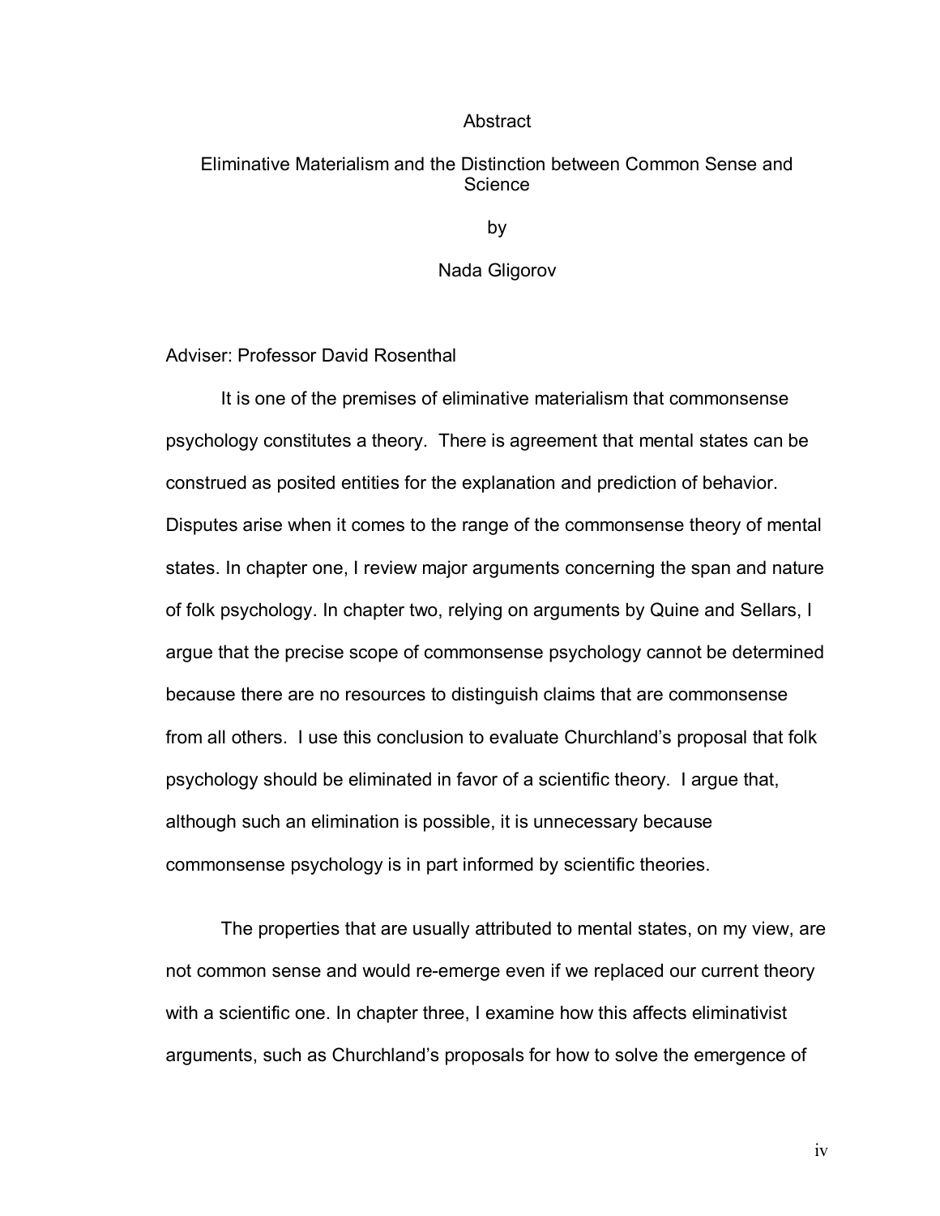# Abstract

## Eliminative Materialism and the Distinction between Common Sense and Science

by

Nada Gligorov

Adviser: Professor David Rosenthal

It is one of the premises of eliminative materialism that commonsense psychology constitutes a theory. There is agreement that mental states can be construed as posited entities for the explanation and prediction of behavior. Disputes arise when it comes to the range of the commonsense theory of mental states. In chapter one, I review major arguments concerning the span and nature of folk psychology. In chapter two, relying on arguments by Quine and Sellars, I argue that the precise scope of commonsense psychology cannot be determined because there are no resources to distinguish claims that are commonsense from all others. I use this conclusion to evaluate Churchland's proposal that folk psychology should be eliminated in favor of a scientific theory. I argue that, although such an elimination is possible, it is unnecessary because commonsense psychology is in part informed by scientific theories.

The properties that are usually attributed to mental states, on my view, are not common sense and would re-emerge even if we replaced our current theory with a scientific one. In chapter three, I examine how this affects eliminativist arguments, such as Churchland's proposals for how to solve the emergence of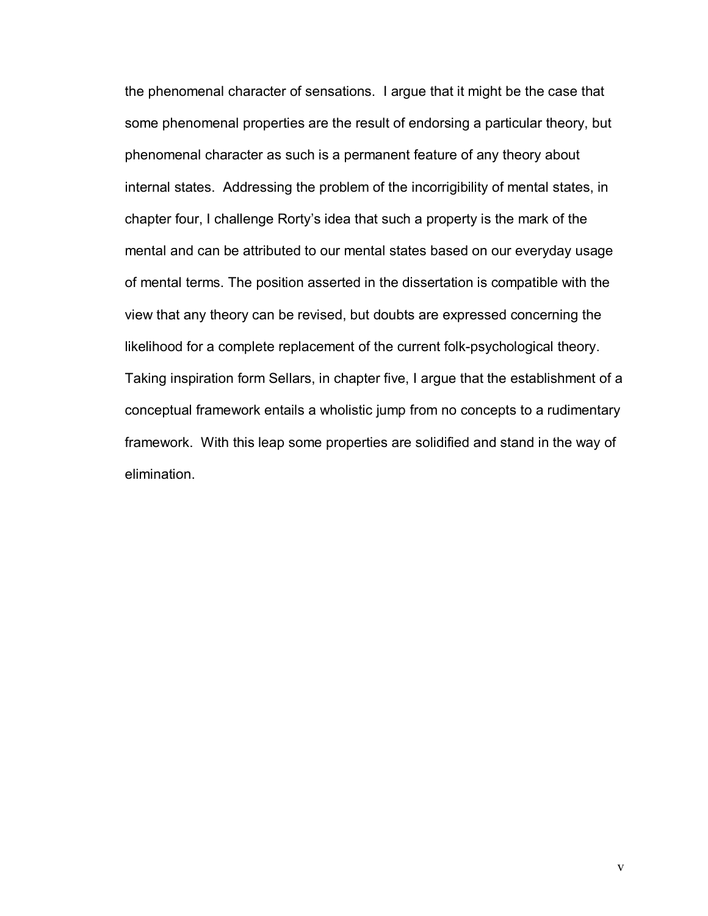the phenomenal character of sensations. I argue that it might be the case that some phenomenal properties are the result of endorsing a particular theory, but phenomenal character as such is a permanent feature of any theory about internal states. Addressing the problem of the incorrigibility of mental states, in chapter four, I challenge Rorty's idea that such a property is the mark of the mental and can be attributed to our mental states based on our everyday usage of mental terms. The position asserted in the dissertation is compatible with the view that any theory can be revised, but doubts are expressed concerning the likelihood for a complete replacement of the current folk-psychological theory. Taking inspiration form Sellars, in chapter five, I argue that the establishment of a conceptual framework entails a wholistic jump from no concepts to a rudimentary framework. With this leap some properties are solidified and stand in the way of elimination.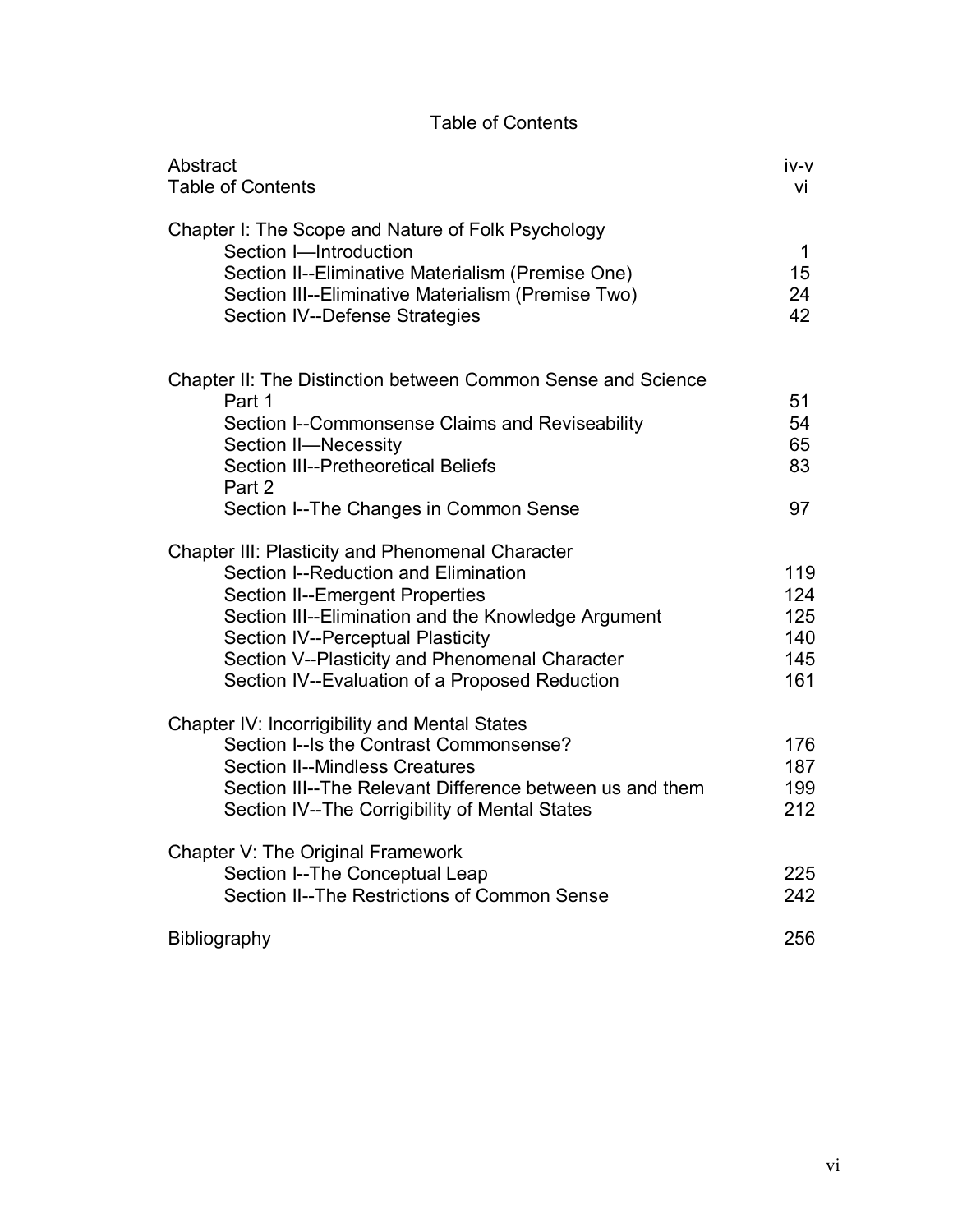# Table of Contents

| | |
|---|---|
| Abstract | iv-v |
| Table of Contents | vi |
| **Chapter I: The Scope and Nature of Folk Psychology** | |
| Section I—Introduction | 1 |
| Section II--Eliminative Materialism (Premise One) | 15 |
| Section III--Eliminative Materialism (Premise Two) | 24 |
| Section IV--Defense Strategies | 42 |
| **Chapter II: The Distinction between Common Sense and Science** | |
| Part 1 | 51 |
| Section I--Commonsense Claims and Reviseability | 54 |
| Section II—Necessity | 65 |
| Section III--Pretheoretical Beliefs | 83 |
| Part 2 | |
| Section I--The Changes in Common Sense | 97 |
| **Chapter III: Plasticity and Phenomenal Character** | |
| Section I--Reduction and Elimination | 119 |
| Section II--Emergent Properties | 124 |
| Section III--Elimination and the Knowledge Argument | 125 |
| Section IV--Perceptual Plasticity | 140 |
| Section V--Plasticity and Phenomenal Character | 145 |
| Section IV--Evaluation of a Proposed Reduction | 161 |
| **Chapter IV: Incorrigibility and Mental States** | |
| Section I--Is the Contrast Commonsense? | 176 |
| Section II--Mindless Creatures | 187 |
| Section III--The Relevant Difference between us and them | 199 |
| Section IV--The Corrigibility of Mental States | 212 |
| **Chapter V: The Original Framework** | |
| Section I--The Conceptual Leap | 225 |
| Section II--The Restrictions of Common Sense | 242 |
| Bibliography | 256 |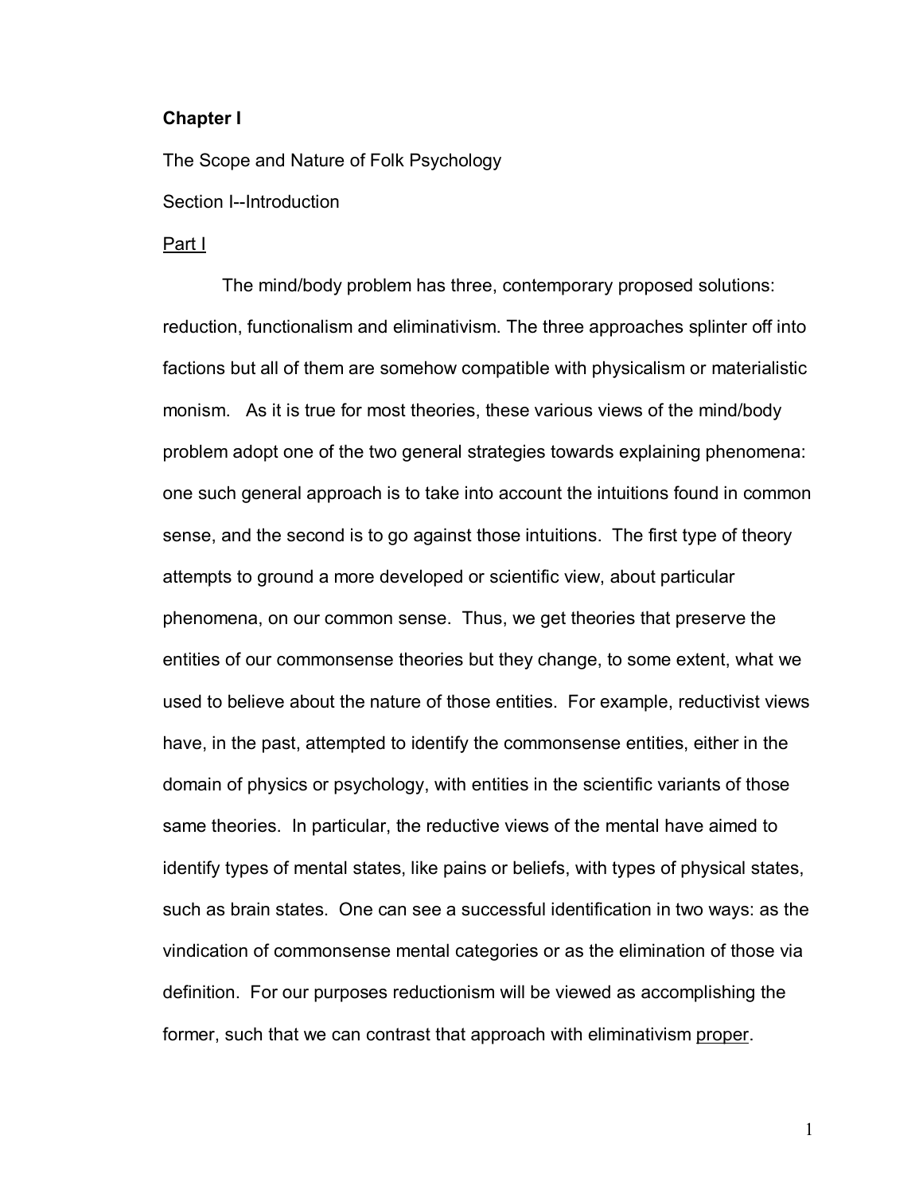**Chapter I**

The Scope and Nature of Folk Psychology

Section I--Introduction

Part I

The mind/body problem has three, contemporary proposed solutions: reduction, functionalism and eliminativism. The three approaches splinter off into factions but all of them are somehow compatible with physicalism or materialistic monism. As it is true for most theories, these various views of the mind/body problem adopt one of the two general strategies towards explaining phenomena: one such general approach is to take into account the intuitions found in common sense, and the second is to go against those intuitions. The first type of theory attempts to ground a more developed or scientific view, about particular phenomena, on our common sense. Thus, we get theories that preserve the entities of our commonsense theories but they change, to some extent, what we used to believe about the nature of those entities. For example, reductivist views have, in the past, attempted to identify the commonsense entities, either in the domain of physics or psychology, with entities in the scientific variants of those same theories. In particular, the reductive views of the mental have aimed to identify types of mental states, like pains or beliefs, with types of physical states, such as brain states. One can see a successful identification in two ways: as the vindication of commonsense mental categories or as the elimination of those via definition. For our purposes reductionism will be viewed as accomplishing the former, such that we can contrast that approach with eliminativism <u>proper</u>.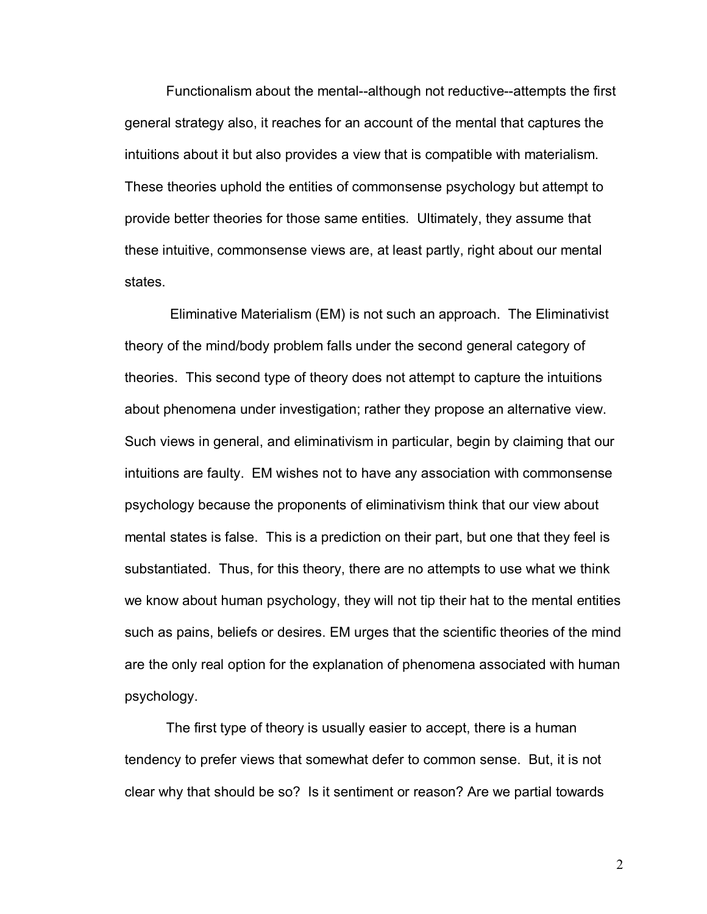Functionalism about the mental--although not reductive--attempts the first general strategy also, it reaches for an account of the mental that captures the intuitions about it but also provides a view that is compatible with materialism. These theories uphold the entities of commonsense psychology but attempt to provide better theories for those same entities. Ultimately, they assume that these intuitive, commonsense views are, at least partly, right about our mental states.

Eliminative Materialism (EM) is not such an approach. The Eliminativist theory of the mind/body problem falls under the second general category of theories. This second type of theory does not attempt to capture the intuitions about phenomena under investigation; rather they propose an alternative view. Such views in general, and eliminativism in particular, begin by claiming that our intuitions are faulty. EM wishes not to have any association with commonsense psychology because the proponents of eliminativism think that our view about mental states is false. This is a prediction on their part, but one that they feel is substantiated. Thus, for this theory, there are no attempts to use what we think we know about human psychology, they will not tip their hat to the mental entities such as pains, beliefs or desires. EM urges that the scientific theories of the mind are the only real option for the explanation of phenomena associated with human psychology.

The first type of theory is usually easier to accept, there is a human tendency to prefer views that somewhat defer to common sense. But, it is not clear why that should be so? Is it sentiment or reason? Are we partial towards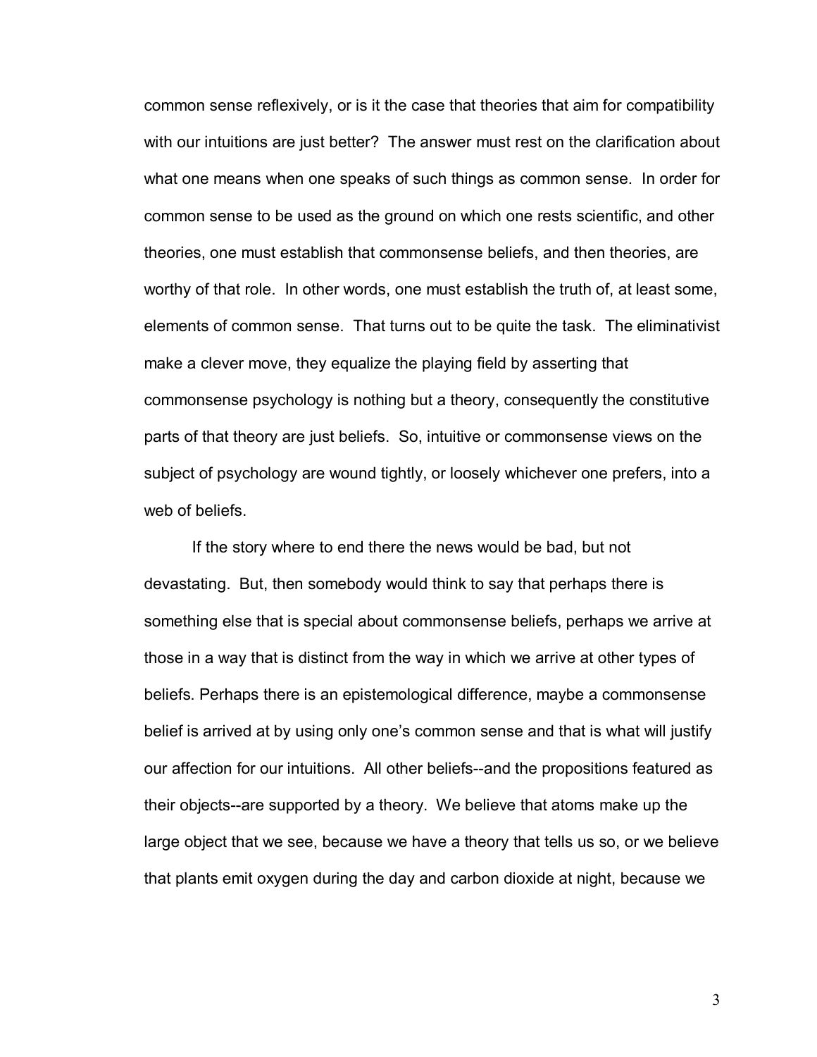common sense reflexively, or is it the case that theories that aim for compatibility with our intuitions are just better? The answer must rest on the clarification about what one means when one speaks of such things as common sense. In order for common sense to be used as the ground on which one rests scientific, and other theories, one must establish that commonsense beliefs, and then theories, are worthy of that role. In other words, one must establish the truth of, at least some, elements of common sense. That turns out to be quite the task. The eliminativist make a clever move, they equalize the playing field by asserting that commonsense psychology is nothing but a theory, consequently the constitutive parts of that theory are just beliefs. So, intuitive or commonsense views on the subject of psychology are wound tightly, or loosely whichever one prefers, into a web of beliefs.

If the story where to end there the news would be bad, but not devastating. But, then somebody would think to say that perhaps there is something else that is special about commonsense beliefs, perhaps we arrive at those in a way that is distinct from the way in which we arrive at other types of beliefs. Perhaps there is an epistemological difference, maybe a commonsense belief is arrived at by using only one's common sense and that is what will justify our affection for our intuitions. All other beliefs--and the propositions featured as their objects--are supported by a theory. We believe that atoms make up the large object that we see, because we have a theory that tells us so, or we believe that plants emit oxygen during the day and carbon dioxide at night, because we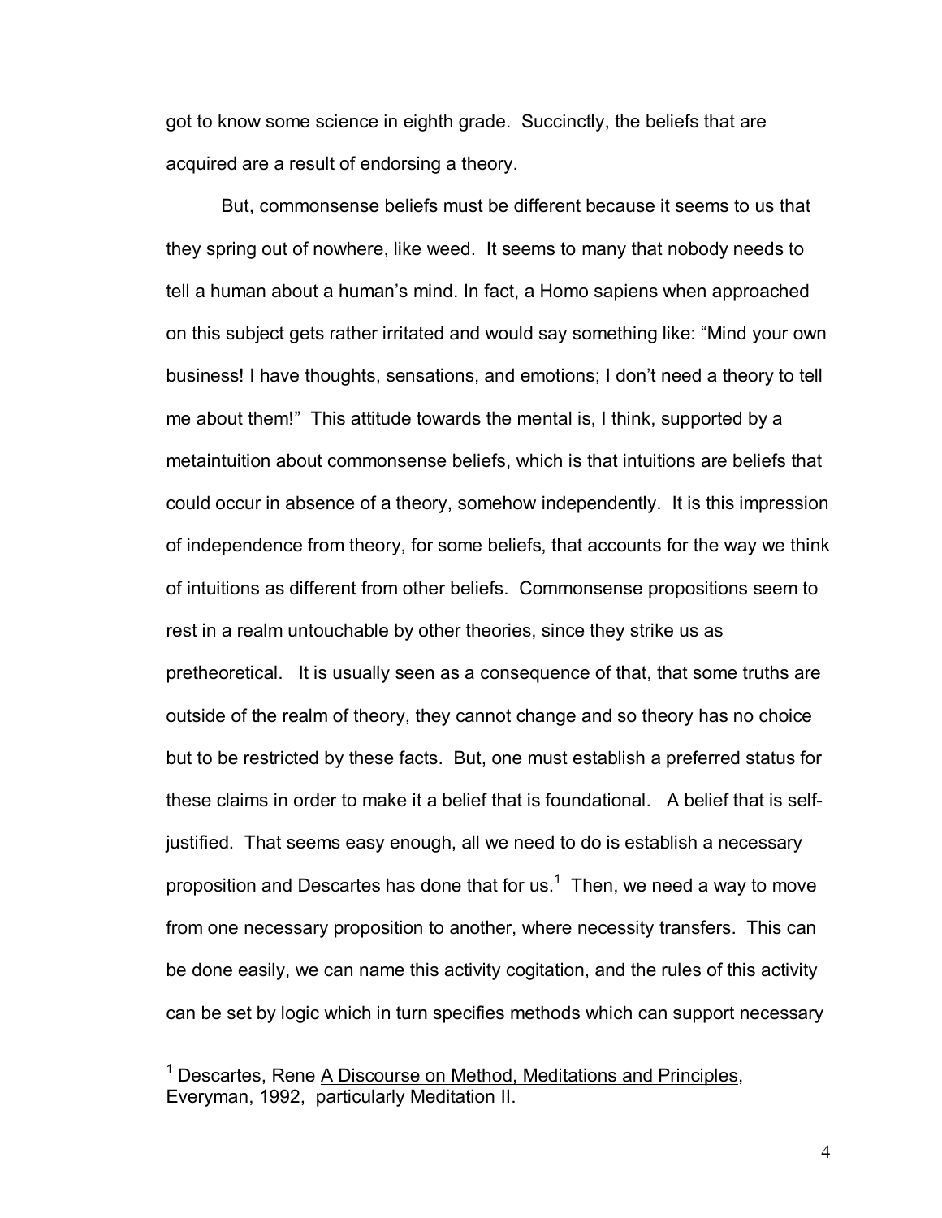got to know some science in eighth grade. Succinctly, the beliefs that are acquired are a result of endorsing a theory.

But, commonsense beliefs must be different because it seems to us that they spring out of nowhere, like weed. It seems to many that nobody needs to tell a human about a human's mind. In fact, a Homo sapiens when approached on this subject gets rather irritated and would say something like: "Mind your own business! I have thoughts, sensations, and emotions; I don't need a theory to tell me about them!" This attitude towards the mental is, I think, supported by a metaintuition about commonsense beliefs, which is that intuitions are beliefs that could occur in absence of a theory, somehow independently. It is this impression of independence from theory, for some beliefs, that accounts for the way we think of intuitions as different from other beliefs. Commonsense propositions seem to rest in a realm untouchable by other theories, since they strike us as pretheoretical. It is usually seen as a consequence of that, that some truths are outside of the realm of theory, they cannot change and so theory has no choice but to be restricted by these facts. But, one must establish a preferred status for these claims in order to make it a belief that is foundational. A belief that is self-justified. That seems easy enough, all we need to do is establish a necessary proposition and Descartes has done that for us.[1] Then, we need a way to move from one necessary proposition to another, where necessity transfers. This can be done easily, we can name this activity cogitation, and the rules of this activity can be set by logic which in turn specifies methods which can support necessary

---

[1] Descartes, Rene A Discourse on Method, Meditations and Principles, Everyman, 1992, particularly Meditation II.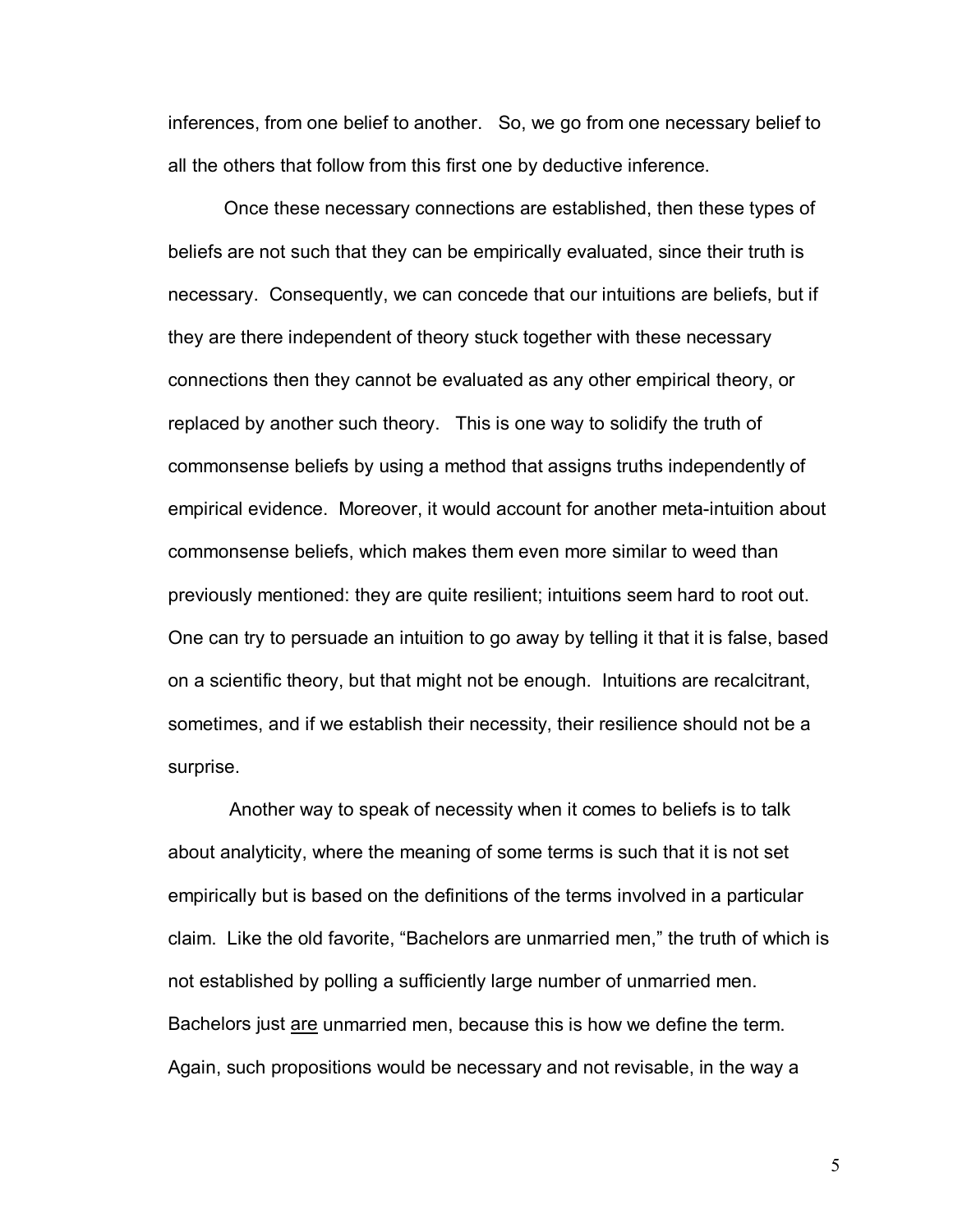inferences, from one belief to another. So, we go from one necessary belief to all the others that follow from this first one by deductive inference.

Once these necessary connections are established, then these types of beliefs are not such that they can be empirically evaluated, since their truth is necessary. Consequently, we can concede that our intuitions are beliefs, but if they are there independent of theory stuck together with these necessary connections then they cannot be evaluated as any other empirical theory, or replaced by another such theory. This is one way to solidify the truth of commonsense beliefs by using a method that assigns truths independently of empirical evidence. Moreover, it would account for another meta-intuition about commonsense beliefs, which makes them even more similar to weed than previously mentioned: they are quite resilient; intuitions seem hard to root out. One can try to persuade an intuition to go away by telling it that it is false, based on a scientific theory, but that might not be enough. Intuitions are recalcitrant, sometimes, and if we establish their necessity, their resilience should not be a surprise.

Another way to speak of necessity when it comes to beliefs is to talk about analyticity, where the meaning of some terms is such that it is not set empirically but is based on the definitions of the terms involved in a particular claim. Like the old favorite, "Bachelors are unmarried men," the truth of which is not established by polling a sufficiently large number of unmarried men. Bachelors just <u>are</u> unmarried men, because this is how we define the term. Again, such propositions would be necessary and not revisable, in the way a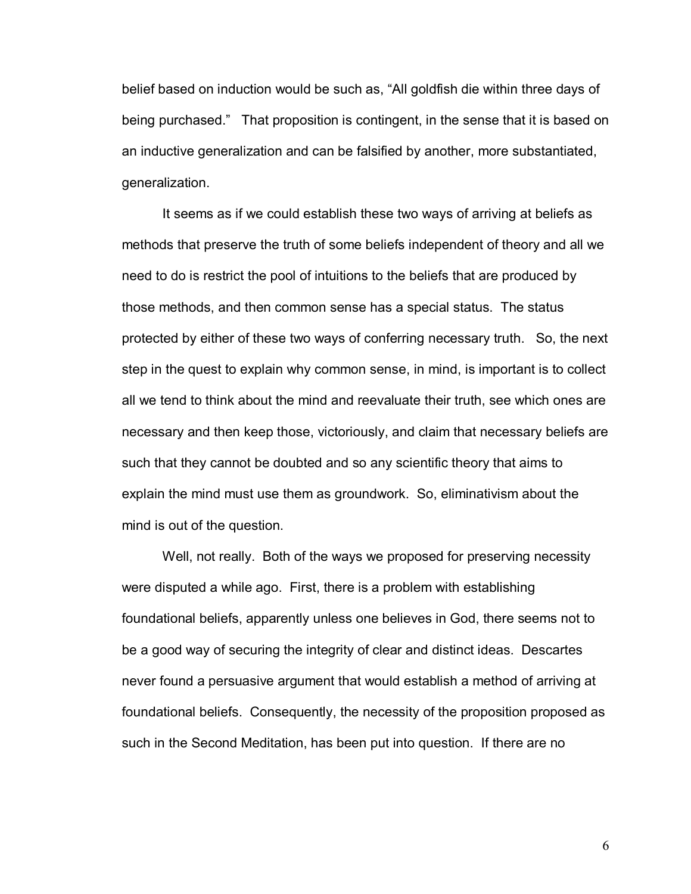belief based on induction would be such as, "All goldfish die within three days of being purchased." That proposition is contingent, in the sense that it is based on an inductive generalization and can be falsified by another, more substantiated, generalization.

It seems as if we could establish these two ways of arriving at beliefs as methods that preserve the truth of some beliefs independent of theory and all we need to do is restrict the pool of intuitions to the beliefs that are produced by those methods, and then common sense has a special status. The status protected by either of these two ways of conferring necessary truth. So, the next step in the quest to explain why common sense, in mind, is important is to collect all we tend to think about the mind and reevaluate their truth, see which ones are necessary and then keep those, victoriously, and claim that necessary beliefs are such that they cannot be doubted and so any scientific theory that aims to explain the mind must use them as groundwork. So, eliminativism about the mind is out of the question.

Well, not really. Both of the ways we proposed for preserving necessity were disputed a while ago. First, there is a problem with establishing foundational beliefs, apparently unless one believes in God, there seems not to be a good way of securing the integrity of clear and distinct ideas. Descartes never found a persuasive argument that would establish a method of arriving at foundational beliefs. Consequently, the necessity of the proposition proposed as such in the Second Meditation, has been put into question. If there are no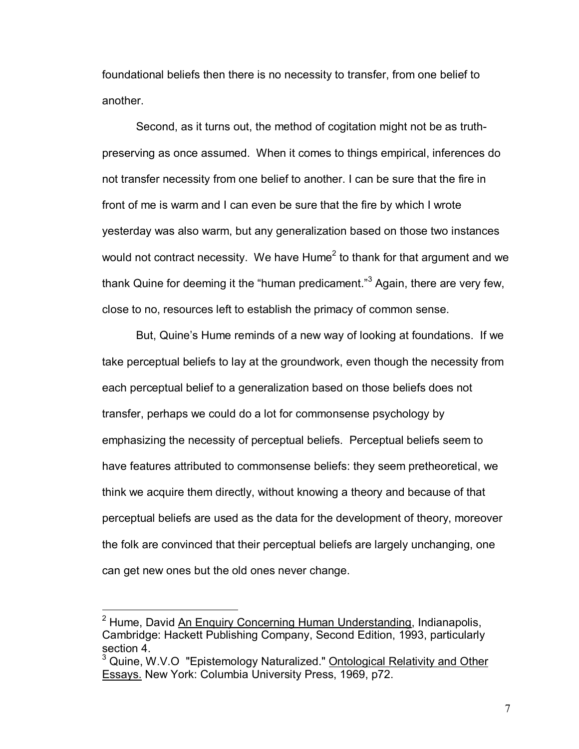foundational beliefs then there is no necessity to transfer, from one belief to another.

Second, as it turns out, the method of cogitation might not be as truth-preserving as once assumed. When it comes to things empirical, inferences do not transfer necessity from one belief to another. I can be sure that the fire in front of me is warm and I can even be sure that the fire by which I wrote yesterday was also warm, but any generalization based on those two instances would not contract necessity. We have Hume[2] to thank for that argument and we thank Quine for deeming it the "human predicament."[3] Again, there are very few, close to no, resources left to establish the primacy of common sense.

But, Quine's Hume reminds of a new way of looking at foundations. If we take perceptual beliefs to lay at the groundwork, even though the necessity from each perceptual belief to a generalization based on those beliefs does not transfer, perhaps we could do a lot for commonsense psychology by emphasizing the necessity of perceptual beliefs. Perceptual beliefs seem to have features attributed to commonsense beliefs: they seem pretheoretical, we think we acquire them directly, without knowing a theory and because of that perceptual beliefs are used as the data for the development of theory, moreover the folk are convinced that their perceptual beliefs are largely unchanging, one can get new ones but the old ones never change.

---

[2] Hume, David An Enquiry Concerning Human Understanding, Indianapolis, Cambridge: Hackett Publishing Company, Second Edition, 1993, particularly section 4.

[3] Quine, W.V.O "Epistemology Naturalized." Ontological Relativity and Other Essays. New York: Columbia University Press, 1969, p72.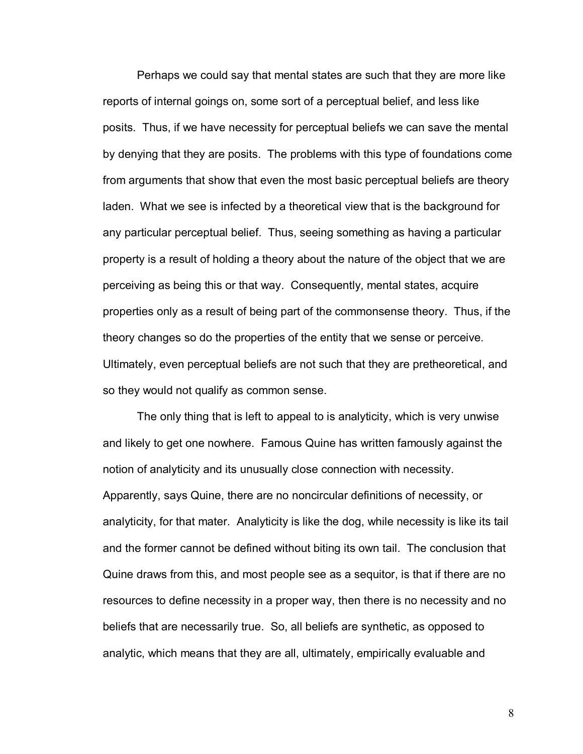Perhaps we could say that mental states are such that they are more like reports of internal goings on, some sort of a perceptual belief, and less like posits. Thus, if we have necessity for perceptual beliefs we can save the mental by denying that they are posits. The problems with this type of foundations come from arguments that show that even the most basic perceptual beliefs are theory laden. What we see is infected by a theoretical view that is the background for any particular perceptual belief. Thus, seeing something as having a particular property is a result of holding a theory about the nature of the object that we are perceiving as being this or that way. Consequently, mental states, acquire properties only as a result of being part of the commonsense theory. Thus, if the theory changes so do the properties of the entity that we sense or perceive. Ultimately, even perceptual beliefs are not such that they are pretheoretical, and so they would not qualify as common sense.

The only thing that is left to appeal to is analyticity, which is very unwise and likely to get one nowhere. Famous Quine has written famously against the notion of analyticity and its unusually close connection with necessity. Apparently, says Quine, there are no noncircular definitions of necessity, or analyticity, for that mater. Analyticity is like the dog, while necessity is like its tail and the former cannot be defined without biting its own tail. The conclusion that Quine draws from this, and most people see as a sequitor, is that if there are no resources to define necessity in a proper way, then there is no necessity and no beliefs that are necessarily true. So, all beliefs are synthetic, as opposed to analytic, which means that they are all, ultimately, empirically evaluable and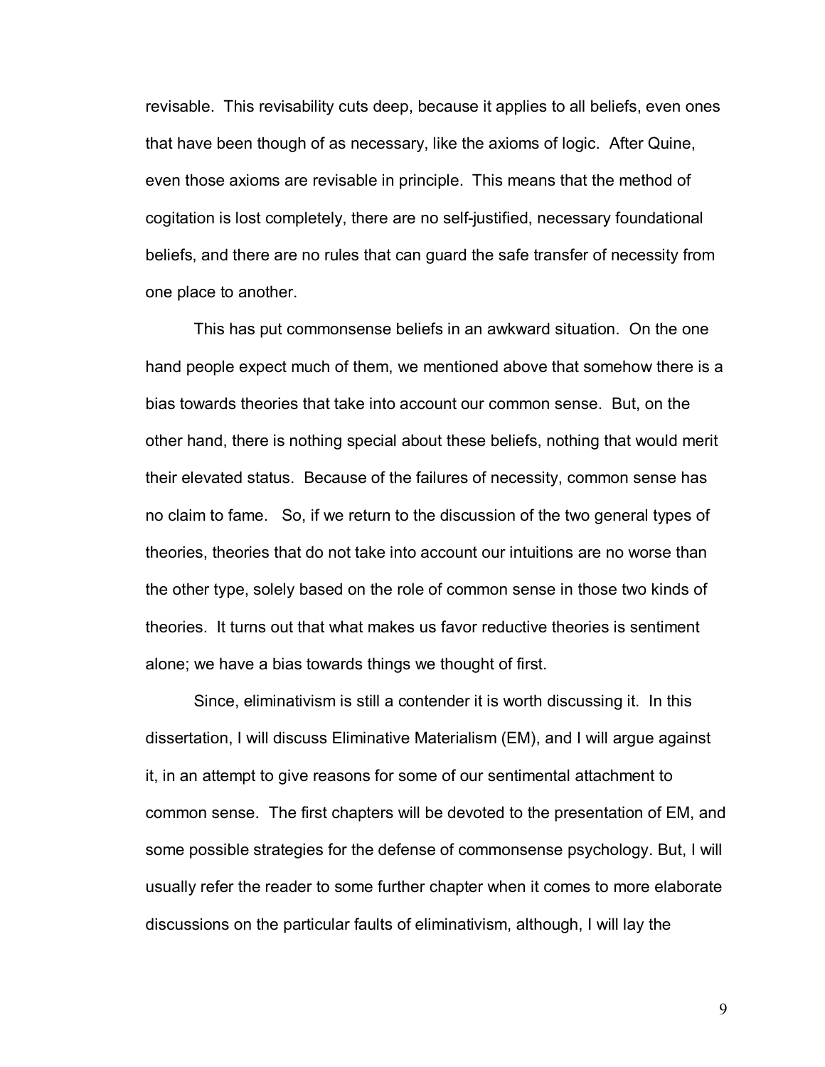revisable. This revisability cuts deep, because it applies to all beliefs, even ones that have been though of as necessary, like the axioms of logic. After Quine, even those axioms are revisable in principle. This means that the method of cogitation is lost completely, there are no self-justified, necessary foundational beliefs, and there are no rules that can guard the safe transfer of necessity from one place to another.

This has put commonsense beliefs in an awkward situation. On the one hand people expect much of them, we mentioned above that somehow there is a bias towards theories that take into account our common sense. But, on the other hand, there is nothing special about these beliefs, nothing that would merit their elevated status. Because of the failures of necessity, common sense has no claim to fame. So, if we return to the discussion of the two general types of theories, theories that do not take into account our intuitions are no worse than the other type, solely based on the role of common sense in those two kinds of theories. It turns out that what makes us favor reductive theories is sentiment alone; we have a bias towards things we thought of first.

Since, eliminativism is still a contender it is worth discussing it. In this dissertation, I will discuss Eliminative Materialism (EM), and I will argue against it, in an attempt to give reasons for some of our sentimental attachment to common sense. The first chapters will be devoted to the presentation of EM, and some possible strategies for the defense of commonsense psychology. But, I will usually refer the reader to some further chapter when it comes to more elaborate discussions on the particular faults of eliminativism, although, I will lay the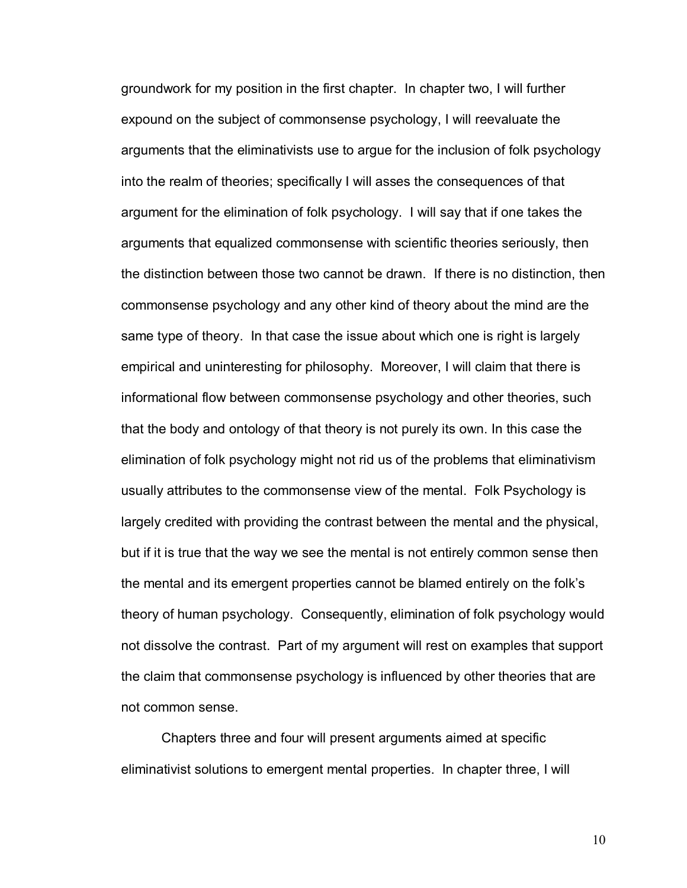groundwork for my position in the first chapter. In chapter two, I will further expound on the subject of commonsense psychology, I will reevaluate the arguments that the eliminativists use to argue for the inclusion of folk psychology into the realm of theories; specifically I will asses the consequences of that argument for the elimination of folk psychology. I will say that if one takes the arguments that equalized commonsense with scientific theories seriously, then the distinction between those two cannot be drawn. If there is no distinction, then commonsense psychology and any other kind of theory about the mind are the same type of theory. In that case the issue about which one is right is largely empirical and uninteresting for philosophy. Moreover, I will claim that there is informational flow between commonsense psychology and other theories, such that the body and ontology of that theory is not purely its own. In this case the elimination of folk psychology might not rid us of the problems that eliminativism usually attributes to the commonsense view of the mental. Folk Psychology is largely credited with providing the contrast between the mental and the physical, but if it is true that the way we see the mental is not entirely common sense then the mental and its emergent properties cannot be blamed entirely on the folk's theory of human psychology. Consequently, elimination of folk psychology would not dissolve the contrast. Part of my argument will rest on examples that support the claim that commonsense psychology is influenced by other theories that are not common sense.

Chapters three and four will present arguments aimed at specific eliminativist solutions to emergent mental properties. In chapter three, I will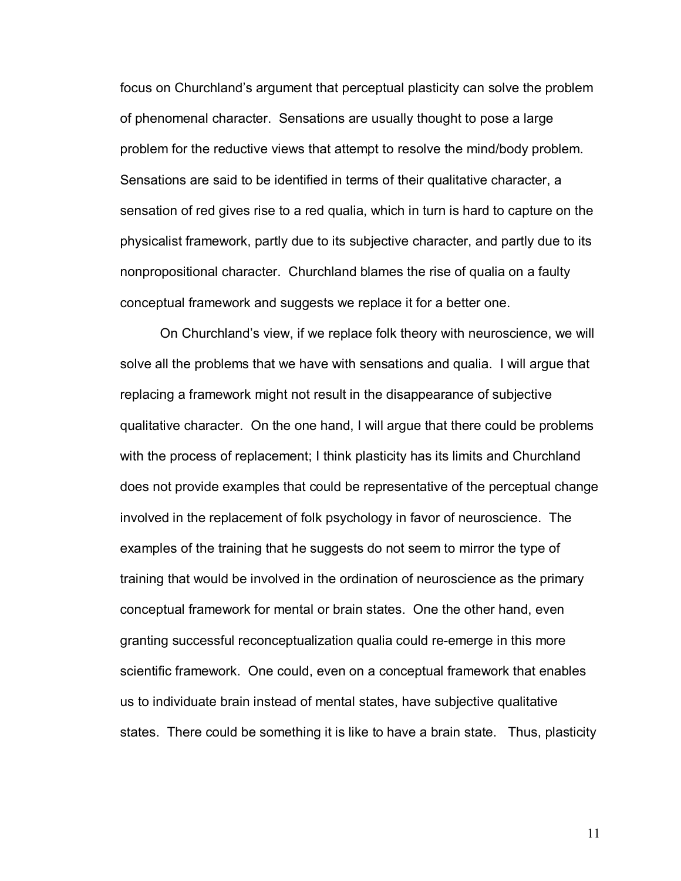focus on Churchland's argument that perceptual plasticity can solve the problem of phenomenal character. Sensations are usually thought to pose a large problem for the reductive views that attempt to resolve the mind/body problem. Sensations are said to be identified in terms of their qualitative character, a sensation of red gives rise to a red qualia, which in turn is hard to capture on the physicalist framework, partly due to its subjective character, and partly due to its nonpropositional character. Churchland blames the rise of qualia on a faulty conceptual framework and suggests we replace it for a better one.

On Churchland's view, if we replace folk theory with neuroscience, we will solve all the problems that we have with sensations and qualia. I will argue that replacing a framework might not result in the disappearance of subjective qualitative character. On the one hand, I will argue that there could be problems with the process of replacement; I think plasticity has its limits and Churchland does not provide examples that could be representative of the perceptual change involved in the replacement of folk psychology in favor of neuroscience. The examples of the training that he suggests do not seem to mirror the type of training that would be involved in the ordination of neuroscience as the primary conceptual framework for mental or brain states. One the other hand, even granting successful reconceptualization qualia could re-emerge in this more scientific framework. One could, even on a conceptual framework that enables us to individuate brain instead of mental states, have subjective qualitative states. There could be something it is like to have a brain state. Thus, plasticity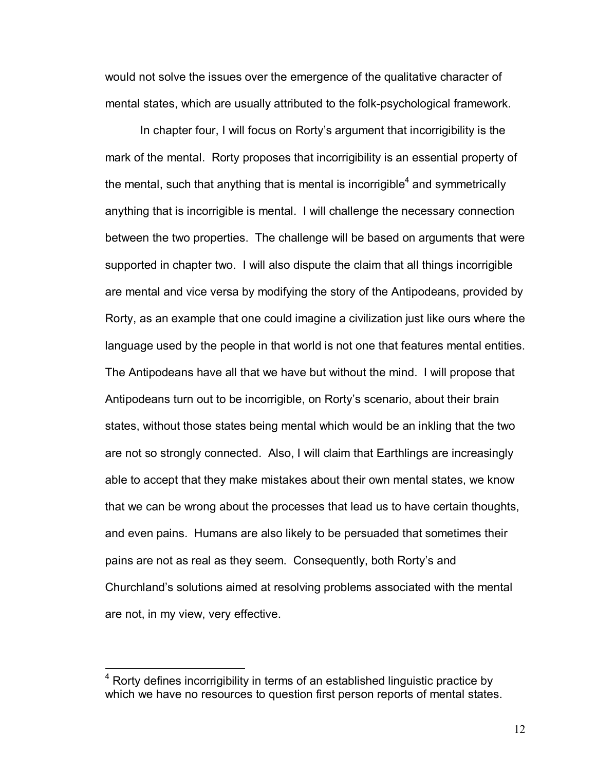would not solve the issues over the emergence of the qualitative character of mental states, which are usually attributed to the folk-psychological framework.

In chapter four, I will focus on Rorty's argument that incorrigibility is the mark of the mental. Rorty proposes that incorrigibility is an essential property of the mental, such that anything that is mental is incorrigible[4] and symmetrically anything that is incorrigible is mental. I will challenge the necessary connection between the two properties. The challenge will be based on arguments that were supported in chapter two. I will also dispute the claim that all things incorrigible are mental and vice versa by modifying the story of the Antipodeans, provided by Rorty, as an example that one could imagine a civilization just like ours where the language used by the people in that world is not one that features mental entities. The Antipodeans have all that we have but without the mind. I will propose that Antipodeans turn out to be incorrigible, on Rorty's scenario, about their brain states, without those states being mental which would be an inkling that the two are not so strongly connected. Also, I will claim that Earthlings are increasingly able to accept that they make mistakes about their own mental states, we know that we can be wrong about the processes that lead us to have certain thoughts, and even pains. Humans are also likely to be persuaded that sometimes their pains are not as real as they seem. Consequently, both Rorty's and Churchland's solutions aimed at resolving problems associated with the mental are not, in my view, very effective.

[4] Rorty defines incorrigibility in terms of an established linguistic practice by which we have no resources to question first person reports of mental states.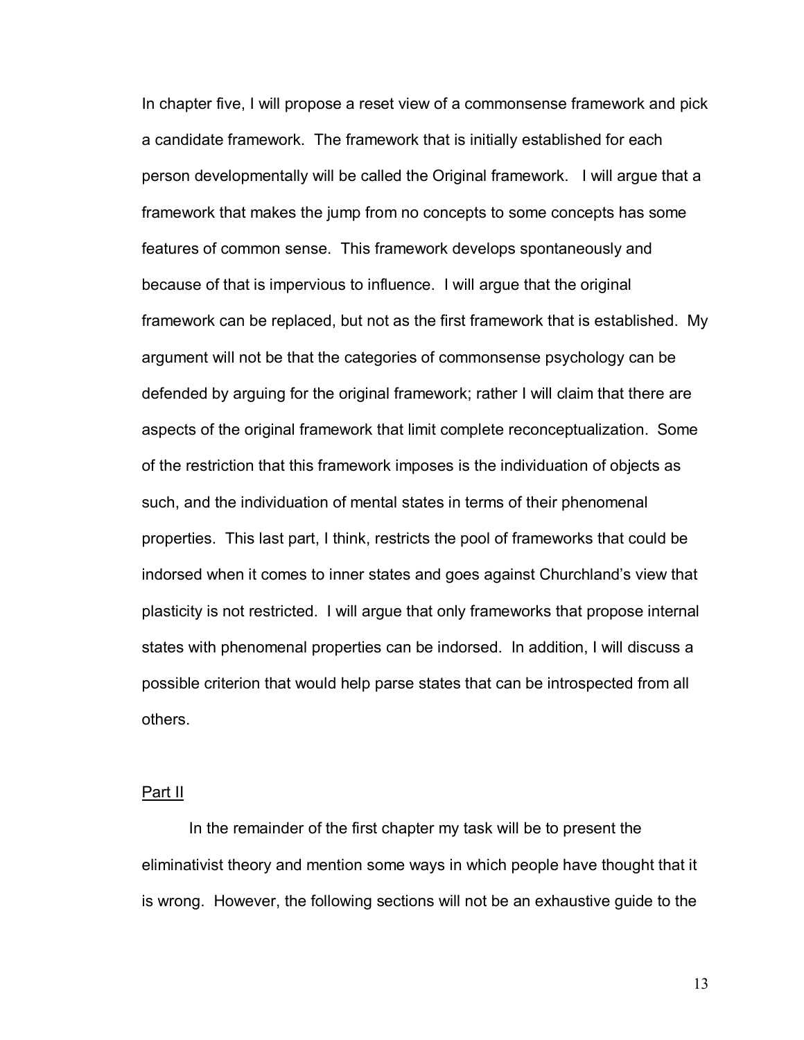In chapter five, I will propose a reset view of a commonsense framework and pick a candidate framework. The framework that is initially established for each person developmentally will be called the Original framework. I will argue that a framework that makes the jump from no concepts to some concepts has some features of common sense. This framework develops spontaneously and because of that is impervious to influence. I will argue that the original framework can be replaced, but not as the first framework that is established. My argument will not be that the categories of commonsense psychology can be defended by arguing for the original framework; rather I will claim that there are aspects of the original framework that limit complete reconceptualization. Some of the restriction that this framework imposes is the individuation of objects as such, and the individuation of mental states in terms of their phenomenal properties. This last part, I think, restricts the pool of frameworks that could be indorsed when it comes to inner states and goes against Churchland's view that plasticity is not restricted. I will argue that only frameworks that propose internal states with phenomenal properties can be indorsed. In addition, I will discuss a possible criterion that would help parse states that can be introspected from all others.

## Part II

In the remainder of the first chapter my task will be to present the eliminativist theory and mention some ways in which people have thought that it is wrong. However, the following sections will not be an exhaustive guide to the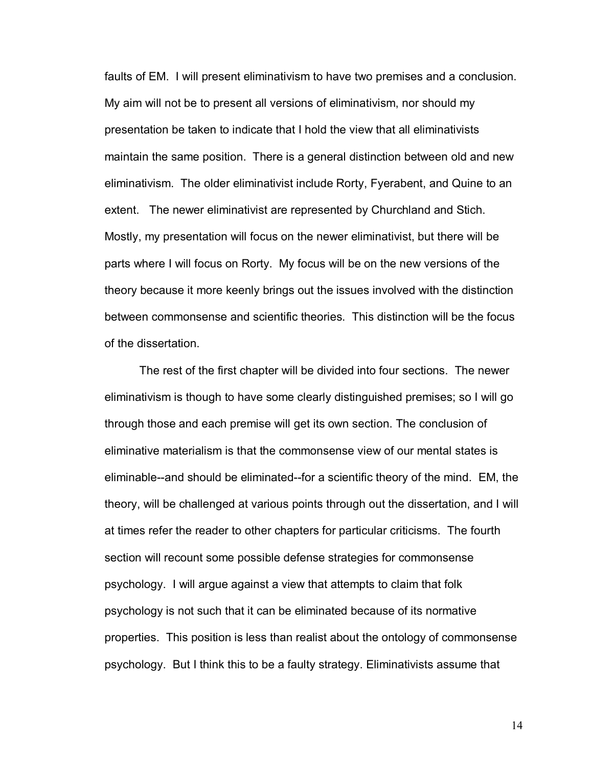faults of EM. I will present eliminativism to have two premises and a conclusion. My aim will not be to present all versions of eliminativism, nor should my presentation be taken to indicate that I hold the view that all eliminativists maintain the same position. There is a general distinction between old and new eliminativism. The older eliminativist include Rorty, Fyerabent, and Quine to an extent. The newer eliminativist are represented by Churchland and Stich. Mostly, my presentation will focus on the newer eliminativist, but there will be parts where I will focus on Rorty. My focus will be on the new versions of the theory because it more keenly brings out the issues involved with the distinction between commonsense and scientific theories. This distinction will be the focus of the dissertation.

The rest of the first chapter will be divided into four sections. The newer eliminativism is though to have some clearly distinguished premises; so I will go through those and each premise will get its own section. The conclusion of eliminative materialism is that the commonsense view of our mental states is eliminable--and should be eliminated--for a scientific theory of the mind. EM, the theory, will be challenged at various points through out the dissertation, and I will at times refer the reader to other chapters for particular criticisms. The fourth section will recount some possible defense strategies for commonsense psychology. I will argue against a view that attempts to claim that folk psychology is not such that it can be eliminated because of its normative properties. This position is less than realist about the ontology of commonsense psychology. But I think this to be a faulty strategy. Eliminativists assume that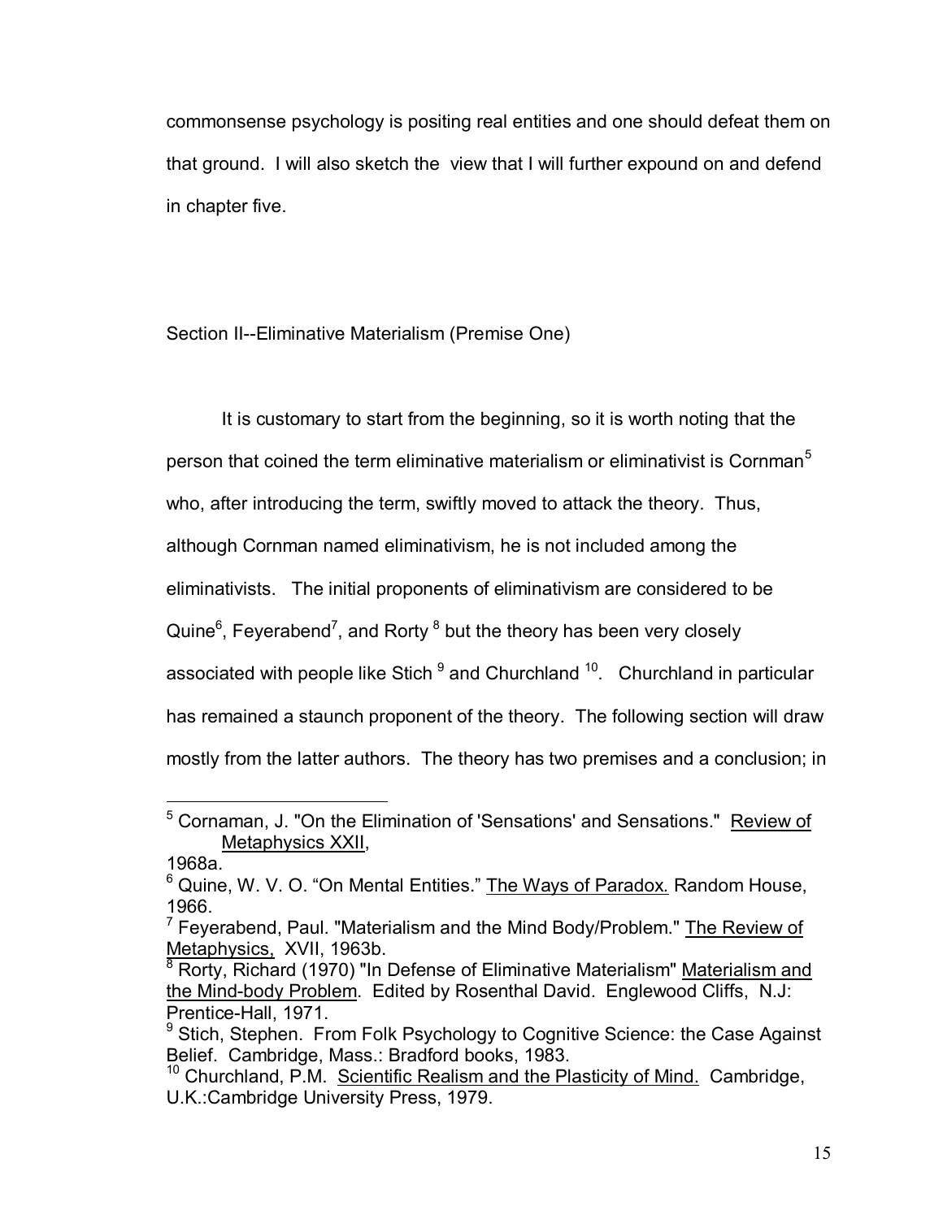commonsense psychology is positing real entities and one should defeat them on that ground. I will also sketch the view that I will further expound on and defend in chapter five.

## Section II--Eliminative Materialism (Premise One)

It is customary to start from the beginning, so it is worth noting that the person that coined the term eliminative materialism or eliminativist is Cornman[5] who, after introducing the term, swiftly moved to attack the theory. Thus, although Cornman named eliminativism, he is not included among the eliminativists. The initial proponents of eliminativism are considered to be Quine[6], Feyerabend[7], and Rorty [8] but the theory has been very closely associated with people like Stich [9] and Churchland [10]. Churchland in particular has remained a staunch proponent of the theory. The following section will draw mostly from the latter authors. The theory has two premises and a conclusion; in

---

[5] Cornaman, J. "On the Elimination of 'Sensations' and Sensations." Review of Metaphysics XXII, 1968a.

[6] Quine, W. V. O. "On Mental Entities." The Ways of Paradox. Random House, 1966.

[7] Feyerabend, Paul. "Materialism and the Mind Body/Problem." The Review of Metaphysics, XVII, 1963b.

[8] Rorty, Richard (1970) "In Defense of Eliminative Materialism" Materialism and the Mind-body Problem. Edited by Rosenthal David. Englewood Cliffs, N.J: Prentice-Hall, 1971.

[9] Stich, Stephen. From Folk Psychology to Cognitive Science: the Case Against Belief. Cambridge, Mass.: Bradford books, 1983.

[10] Churchland, P.M. Scientific Realism and the Plasticity of Mind. Cambridge, U.K.:Cambridge University Press, 1979.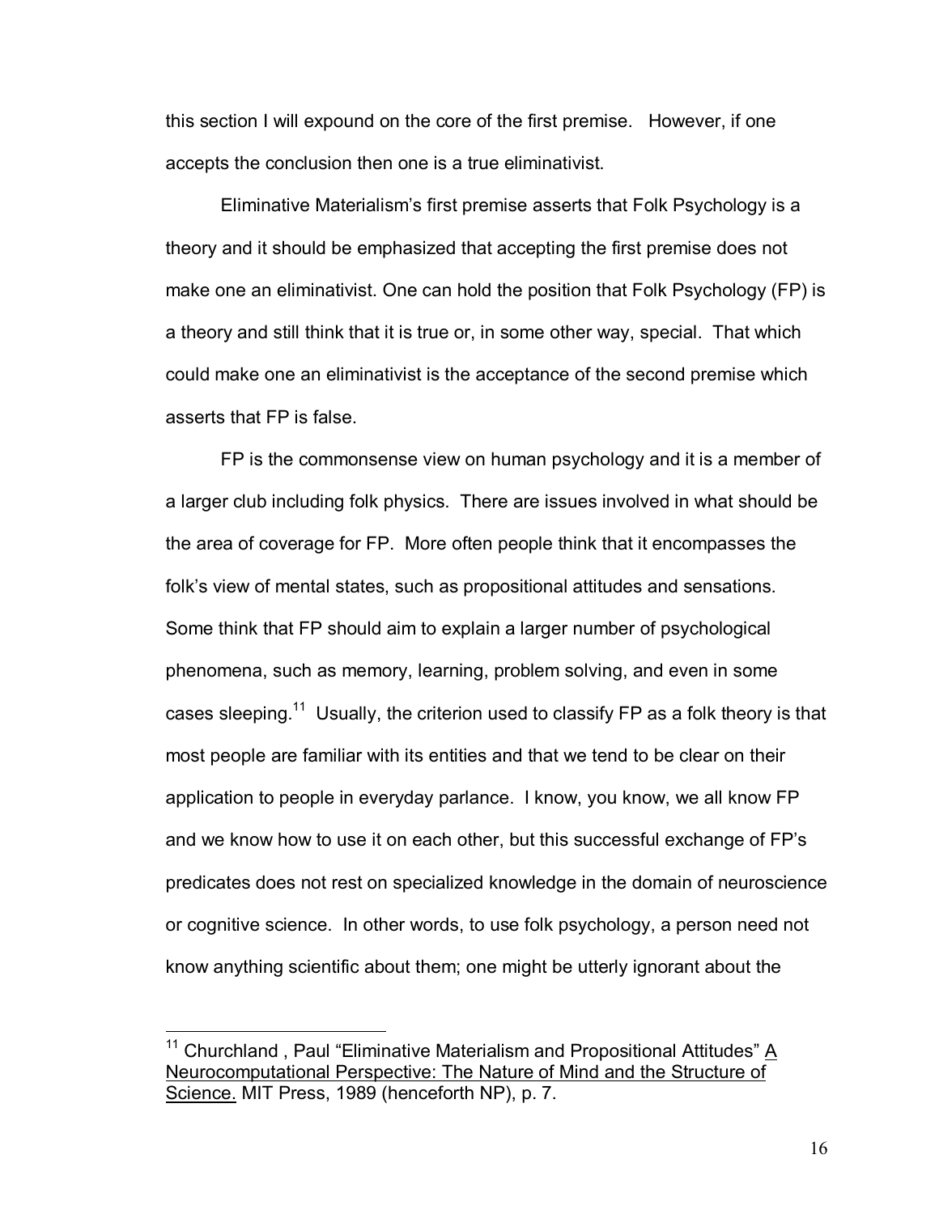this section I will expound on the core of the first premise. However, if one accepts the conclusion then one is a true eliminativist.

Eliminative Materialism's first premise asserts that Folk Psychology is a theory and it should be emphasized that accepting the first premise does not make one an eliminativist. One can hold the position that Folk Psychology (FP) is a theory and still think that it is true or, in some other way, special. That which could make one an eliminativist is the acceptance of the second premise which asserts that FP is false.

FP is the commonsense view on human psychology and it is a member of a larger club including folk physics. There are issues involved in what should be the area of coverage for FP. More often people think that it encompasses the folk's view of mental states, such as propositional attitudes and sensations. Some think that FP should aim to explain a larger number of psychological phenomena, such as memory, learning, problem solving, and even in some cases sleeping.[11] Usually, the criterion used to classify FP as a folk theory is that most people are familiar with its entities and that we tend to be clear on their application to people in everyday parlance. I know, you know, we all know FP and we know how to use it on each other, but this successful exchange of FP's predicates does not rest on specialized knowledge in the domain of neuroscience or cognitive science. In other words, to use folk psychology, a person need not know anything scientific about them; one might be utterly ignorant about the

---

[11] Churchland , Paul "Eliminative Materialism and Propositional Attitudes" A Neurocomputational Perspective: The Nature of Mind and the Structure of Science. MIT Press, 1989 (henceforth NP), p. 7.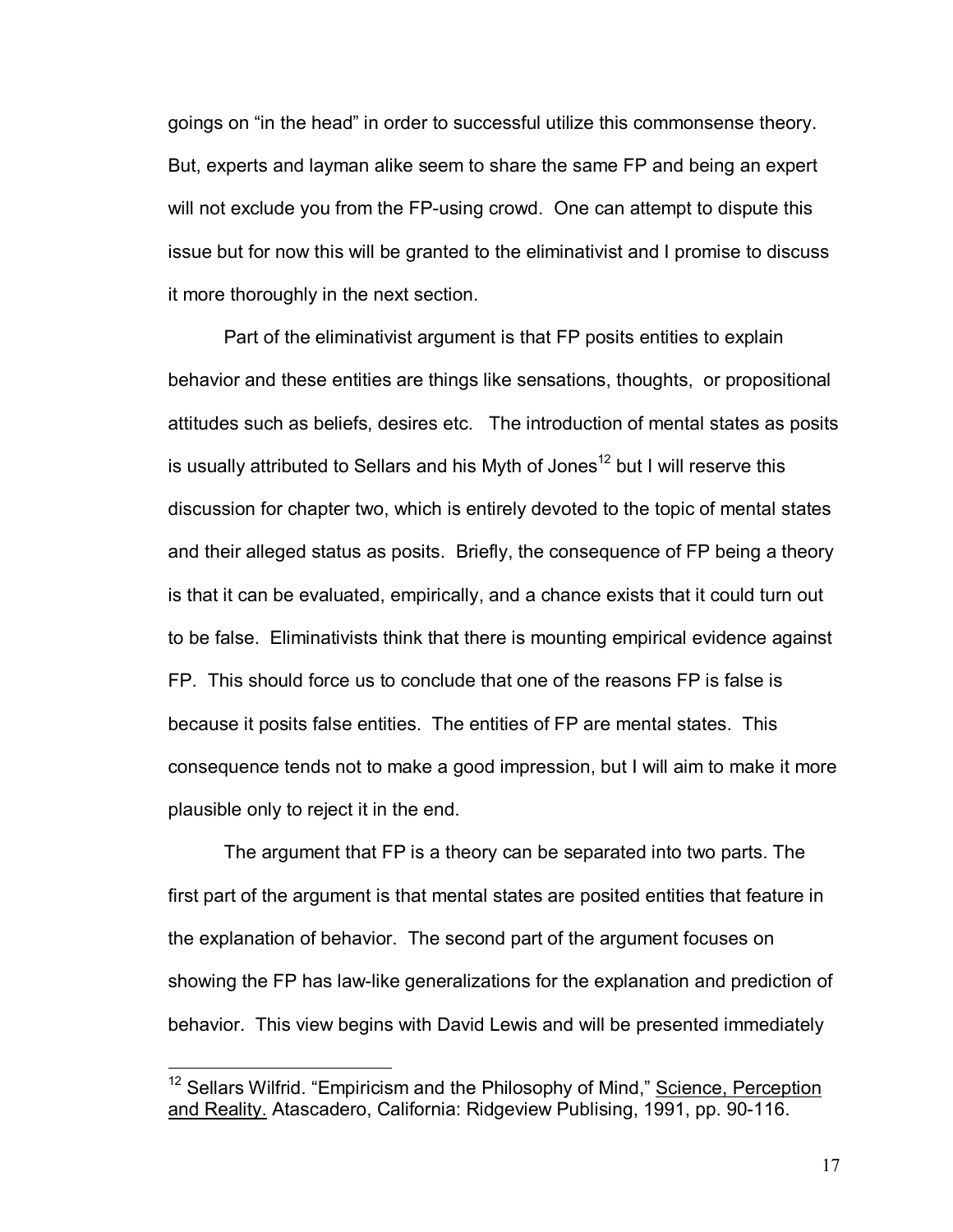goings on "in the head" in order to successful utilize this commonsense theory. But, experts and layman alike seem to share the same FP and being an expert will not exclude you from the FP-using crowd. One can attempt to dispute this issue but for now this will be granted to the eliminativist and I promise to discuss it more thoroughly in the next section.

Part of the eliminativist argument is that FP posits entities to explain behavior and these entities are things like sensations, thoughts, or propositional attitudes such as beliefs, desires etc. The introduction of mental states as posits is usually attributed to Sellars and his Myth of Jones[12] but I will reserve this discussion for chapter two, which is entirely devoted to the topic of mental states and their alleged status as posits. Briefly, the consequence of FP being a theory is that it can be evaluated, empirically, and a chance exists that it could turn out to be false. Eliminativists think that there is mounting empirical evidence against FP. This should force us to conclude that one of the reasons FP is false is because it posits false entities. The entities of FP are mental states. This consequence tends not to make a good impression, but I will aim to make it more plausible only to reject it in the end.

The argument that FP is a theory can be separated into two parts. The first part of the argument is that mental states are posited entities that feature in the explanation of behavior. The second part of the argument focuses on showing the FP has law-like generalizations for the explanation and prediction of behavior. This view begins with David Lewis and will be presented immediately

---

[12] Sellars Wilfrid. "Empiricism and the Philosophy of Mind," Science, Perception and Reality. Atascadero, California: Ridgeview Publising, 1991, pp. 90-116.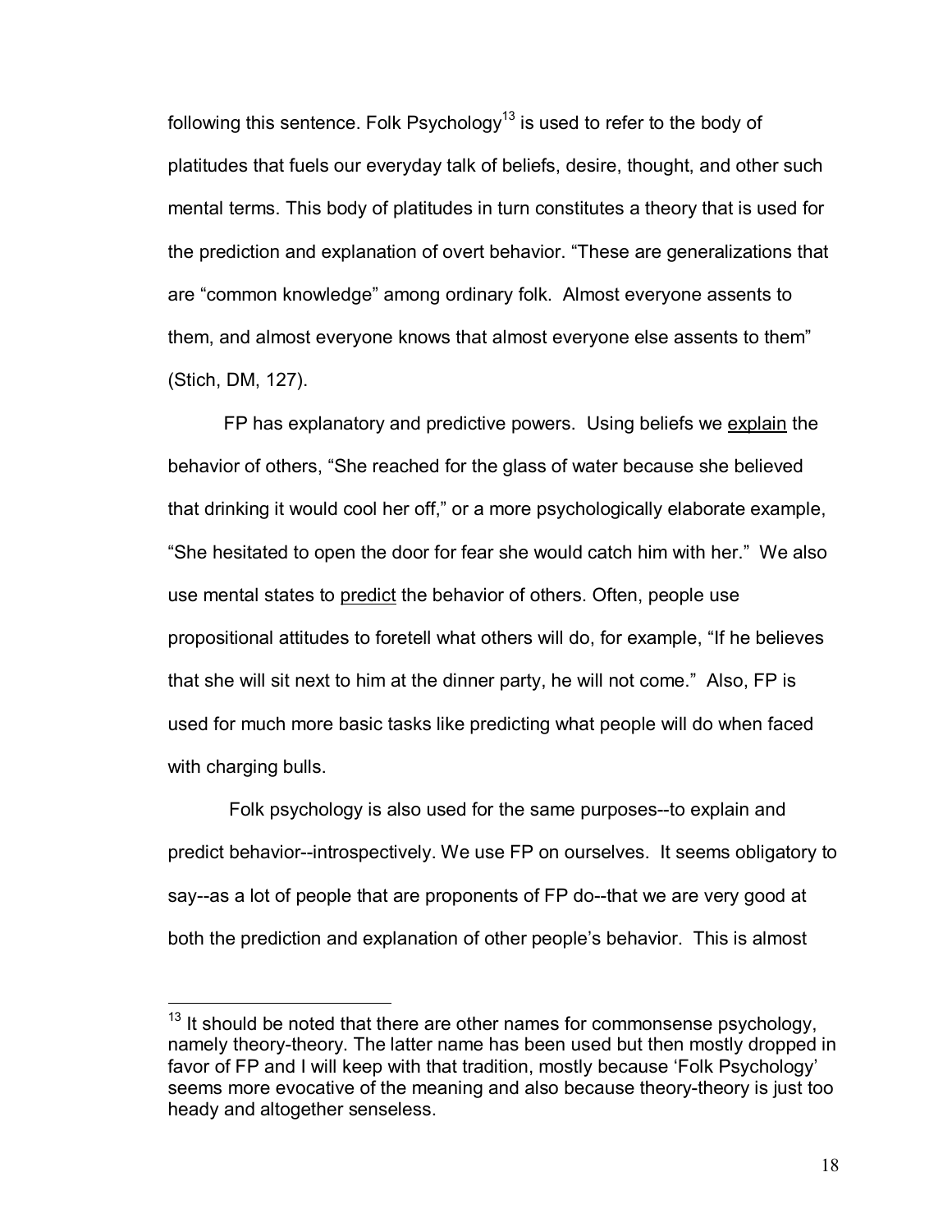following this sentence. Folk Psychology[13] is used to refer to the body of platitudes that fuels our everyday talk of beliefs, desire, thought, and other such mental terms. This body of platitudes in turn constitutes a theory that is used for the prediction and explanation of overt behavior. "These are generalizations that are "common knowledge" among ordinary folk. Almost everyone assents to them, and almost everyone knows that almost everyone else assents to them" (Stich, DM, 127).

FP has explanatory and predictive powers. Using beliefs we <u>explain</u> the behavior of others, "She reached for the glass of water because she believed that drinking it would cool her off," or a more psychologically elaborate example, "She hesitated to open the door for fear she would catch him with her." We also use mental states to <u>predict</u> the behavior of others. Often, people use propositional attitudes to foretell what others will do, for example, "If he believes that she will sit next to him at the dinner party, he will not come." Also, FP is used for much more basic tasks like predicting what people will do when faced with charging bulls.

Folk psychology is also used for the same purposes--to explain and predict behavior--introspectively. We use FP on ourselves. It seems obligatory to say--as a lot of people that are proponents of FP do--that we are very good at both the prediction and explanation of other people's behavior. This is almost

---

[13] It should be noted that there are other names for commonsense psychology, namely theory-theory. The latter name has been used but then mostly dropped in favor of FP and I will keep with that tradition, mostly because 'Folk Psychology' seems more evocative of the meaning and also because theory-theory is just too heady and altogether senseless.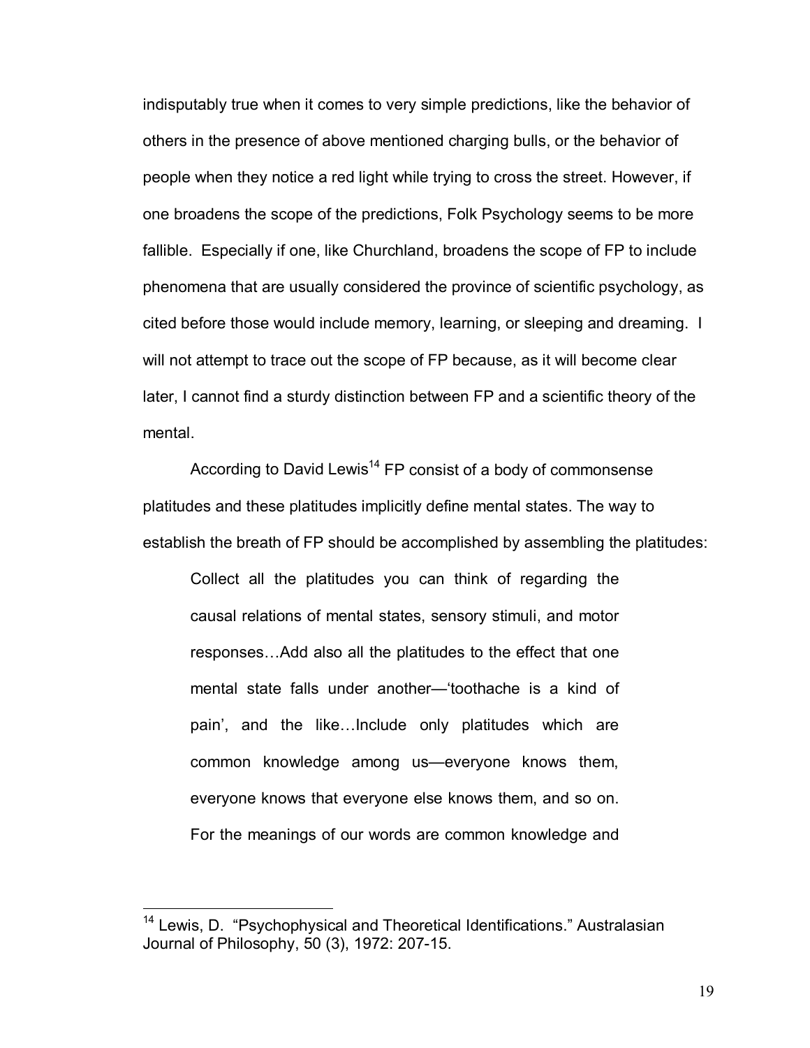indisputably true when it comes to very simple predictions, like the behavior of others in the presence of above mentioned charging bulls, or the behavior of people when they notice a red light while trying to cross the street. However, if one broadens the scope of the predictions, Folk Psychology seems to be more fallible. Especially if one, like Churchland, broadens the scope of FP to include phenomena that are usually considered the province of scientific psychology, as cited before those would include memory, learning, or sleeping and dreaming. I will not attempt to trace out the scope of FP because, as it will become clear later, I cannot find a sturdy distinction between FP and a scientific theory of the mental.

According to David Lewis[14] FP consist of a body of commonsense platitudes and these platitudes implicitly define mental states. The way to establish the breath of FP should be accomplished by assembling the platitudes:

> Collect all the platitudes you can think of regarding the causal relations of mental states, sensory stimuli, and motor responses…Add also all the platitudes to the effect that one mental state falls under another—'toothache is a kind of pain', and the like…Include only platitudes which are common knowledge among us—everyone knows them, everyone knows that everyone else knows them, and so on. For the meanings of our words are common knowledge and

---

[14] Lewis, D. "Psychophysical and Theoretical Identifications." Australasian Journal of Philosophy, 50 (3), 1972: 207-15.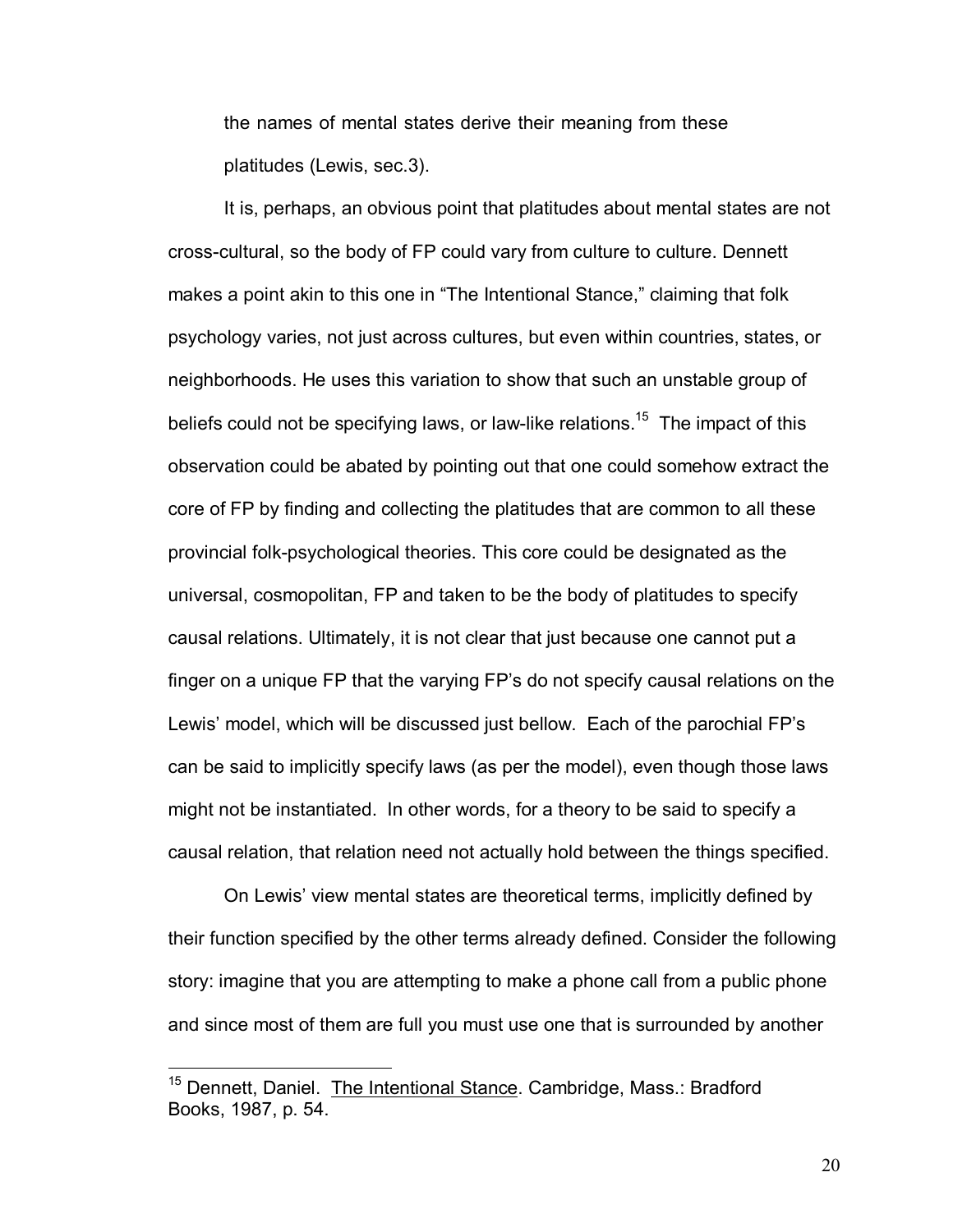the names of mental states derive their meaning from these platitudes (Lewis, sec.3).

It is, perhaps, an obvious point that platitudes about mental states are not cross-cultural, so the body of FP could vary from culture to culture. Dennett makes a point akin to this one in "The Intentional Stance," claiming that folk psychology varies, not just across cultures, but even within countries, states, or neighborhoods. He uses this variation to show that such an unstable group of beliefs could not be specifying laws, or law-like relations.[15] The impact of this observation could be abated by pointing out that one could somehow extract the core of FP by finding and collecting the platitudes that are common to all these provincial folk-psychological theories. This core could be designated as the universal, cosmopolitan, FP and taken to be the body of platitudes to specify causal relations. Ultimately, it is not clear that just because one cannot put a finger on a unique FP that the varying FP's do not specify causal relations on the Lewis' model, which will be discussed just bellow. Each of the parochial FP's can be said to implicitly specify laws (as per the model), even though those laws might not be instantiated. In other words, for a theory to be said to specify a causal relation, that relation need not actually hold between the things specified.

On Lewis' view mental states are theoretical terms, implicitly defined by their function specified by the other terms already defined. Consider the following story: imagine that you are attempting to make a phone call from a public phone and since most of them are full you must use one that is surrounded by another

---

[15] Dennett, Daniel. The Intentional Stance. Cambridge, Mass.: Bradford Books, 1987, p. 54.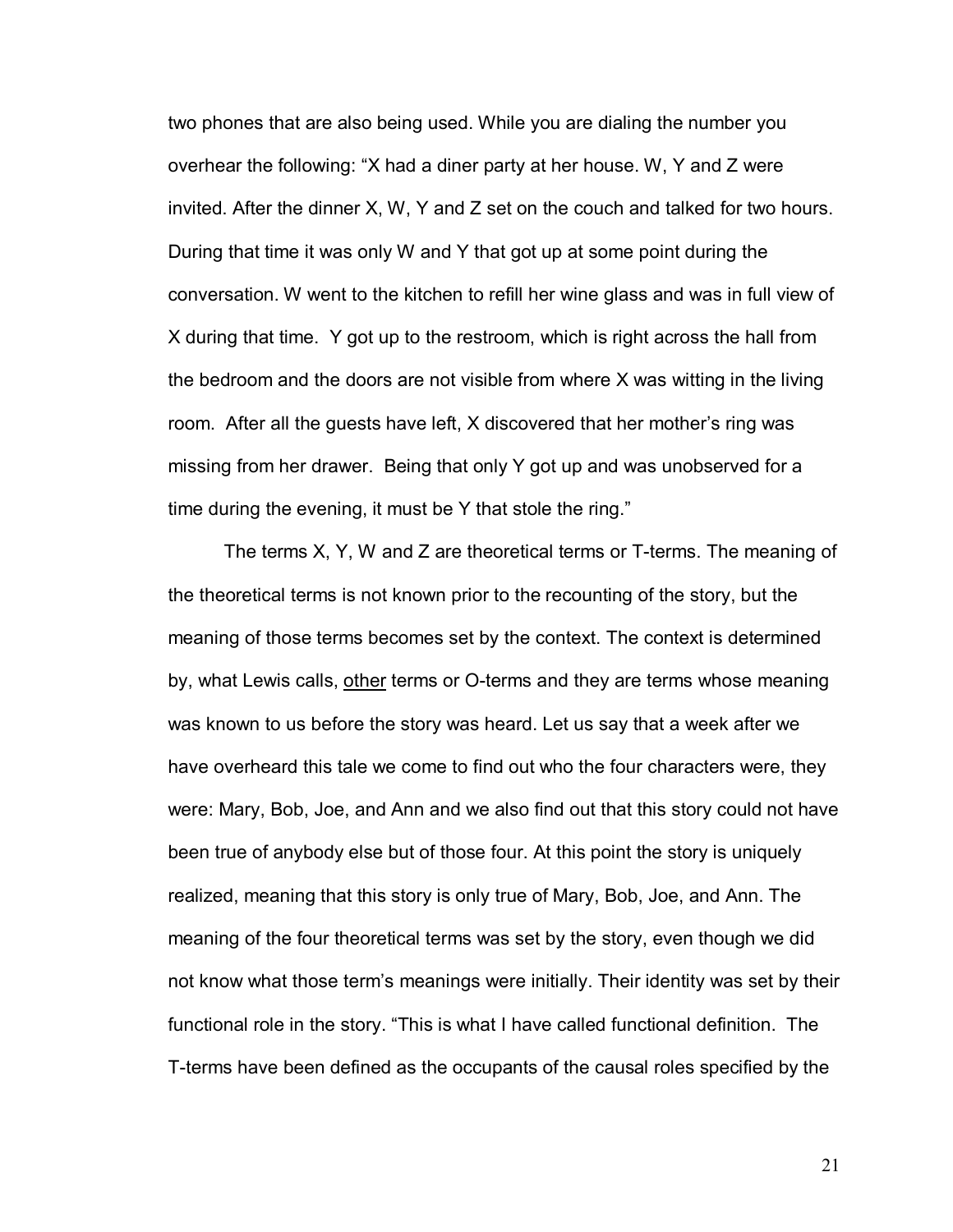two phones that are also being used. While you are dialing the number you overhear the following: "X had a diner party at her house. W, Y and Z were invited. After the dinner X, W, Y and Z set on the couch and talked for two hours. During that time it was only W and Y that got up at some point during the conversation. W went to the kitchen to refill her wine glass and was in full view of X during that time. Y got up to the restroom, which is right across the hall from the bedroom and the doors are not visible from where X was witting in the living room. After all the guests have left, X discovered that her mother's ring was missing from her drawer. Being that only Y got up and was unobserved for a time during the evening, it must be Y that stole the ring."

The terms X, Y, W and Z are theoretical terms or T-terms. The meaning of the theoretical terms is not known prior to the recounting of the story, but the meaning of those terms becomes set by the context. The context is determined by, what Lewis calls, <u>other</u> terms or O-terms and they are terms whose meaning was known to us before the story was heard. Let us say that a week after we have overheard this tale we come to find out who the four characters were, they were: Mary, Bob, Joe, and Ann and we also find out that this story could not have been true of anybody else but of those four. At this point the story is uniquely realized, meaning that this story is only true of Mary, Bob, Joe, and Ann. The meaning of the four theoretical terms was set by the story, even though we did not know what those term's meanings were initially. Their identity was set by their functional role in the story. "This is what I have called functional definition. The T-terms have been defined as the occupants of the causal roles specified by the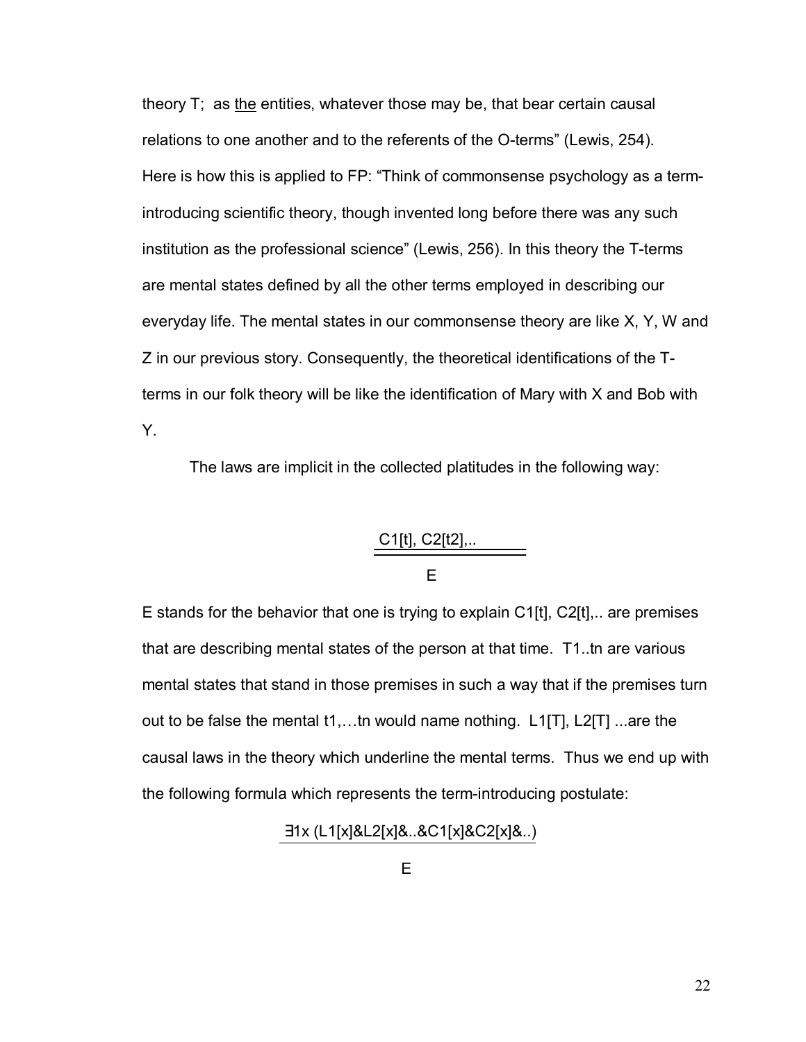theory T; as <u>the</u> entities, whatever those may be, that bear certain causal relations to one another and to the referents of the O-terms" (Lewis, 254). Here is how this is applied to FP: "Think of commonsense psychology as a term-introducing scientific theory, though invented long before there was any such institution as the professional science" (Lewis, 256). In this theory the T-terms are mental states defined by all the other terms employed in describing our everyday life. The mental states in our commonsense theory are like X, Y, W and Z in our previous story. Consequently, the theoretical identifications of the T-terms in our folk theory will be like the identification of Mary with X and Bob with Y.

The laws are implicit in the collected platitudes in the following way:

$$\frac{C1[t],\ C2[t2],..}{E}$$

E stands for the behavior that one is trying to explain C1[t], C2[t],.. are premises that are describing mental states of the person at that time. T1..tn are various mental states that stand in those premises in such a way that if the premises turn out to be false the mental t1,…tn would name nothing. L1[T], L2[T] ...are the causal laws in the theory which underline the mental terms. Thus we end up with the following formula which represents the term-introducing postulate:

$$\frac{\exists 1x\ (L1[x] \& L2[x] \& .. \& C1[x] \& C2[x] \& ..)}{E}$$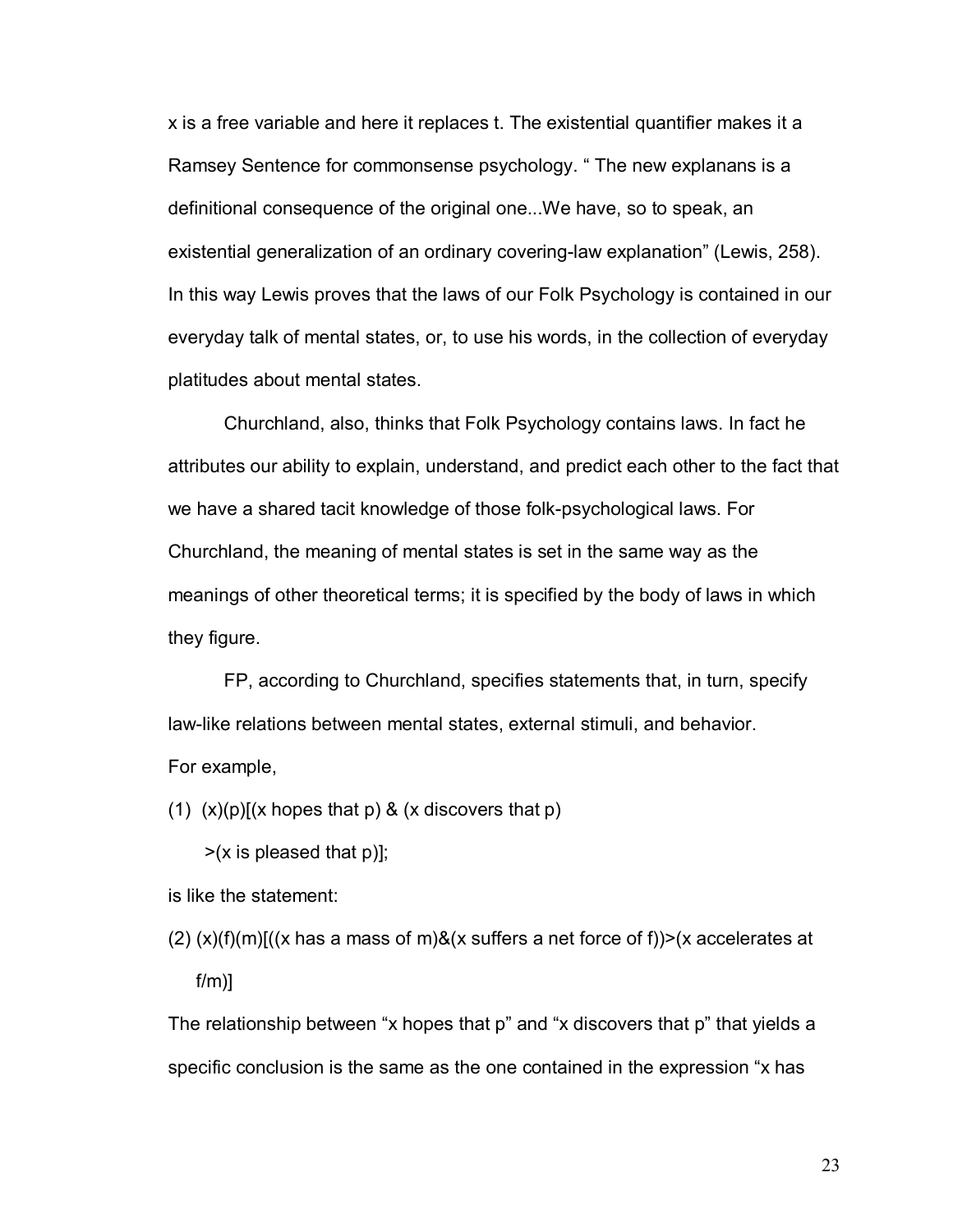x is a free variable and here it replaces t. The existential quantifier makes it a Ramsey Sentence for commonsense psychology. " The new explanans is a definitional consequence of the original one...We have, so to speak, an existential generalization of an ordinary covering-law explanation" (Lewis, 258). In this way Lewis proves that the laws of our Folk Psychology is contained in our everyday talk of mental states, or, to use his words, in the collection of everyday platitudes about mental states.

Churchland, also, thinks that Folk Psychology contains laws. In fact he attributes our ability to explain, understand, and predict each other to the fact that we have a shared tacit knowledge of those folk-psychological laws. For Churchland, the meaning of mental states is set in the same way as the meanings of other theoretical terms; it is specified by the body of laws in which they figure.

FP, according to Churchland, specifies statements that, in turn, specify law-like relations between mental states, external stimuli, and behavior.
For example,

(1) (x)(p)[(x hopes that p) & (x discovers that p)
>(x is pleased that p)];

is like the statement:

(2) (x)(f)(m)[((x has a mass of m)&(x suffers a net force of f))>(x accelerates at f/m)]

The relationship between "x hopes that p" and "x discovers that p" that yields a specific conclusion is the same as the one contained in the expression "x has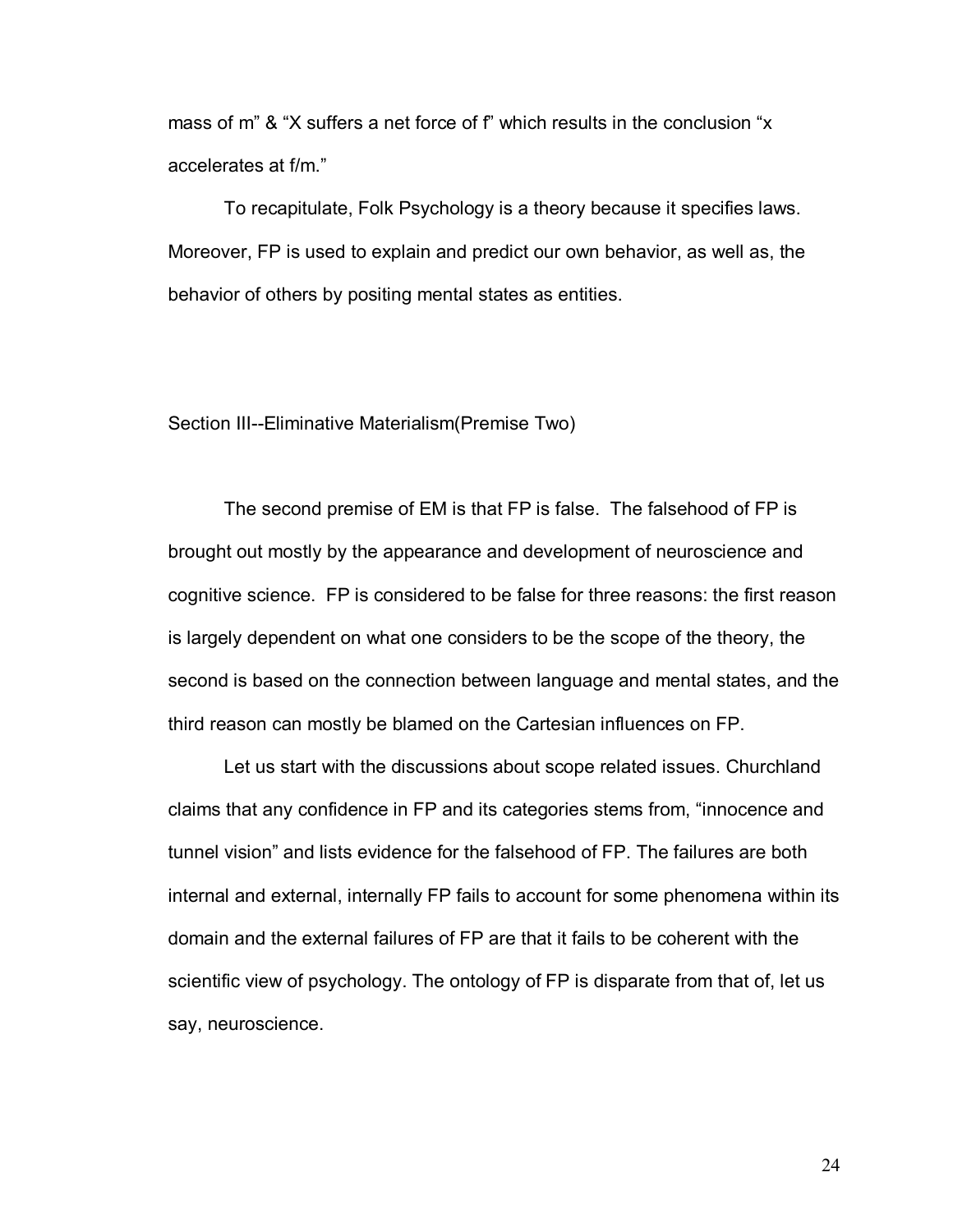mass of m" & "X suffers a net force of f" which results in the conclusion "x accelerates at f/m."

To recapitulate, Folk Psychology is a theory because it specifies laws. Moreover, FP is used to explain and predict our own behavior, as well as, the behavior of others by positing mental states as entities.

## Section III--Eliminative Materialism(Premise Two)

The second premise of EM is that FP is false. The falsehood of FP is brought out mostly by the appearance and development of neuroscience and cognitive science. FP is considered to be false for three reasons: the first reason is largely dependent on what one considers to be the scope of the theory, the second is based on the connection between language and mental states, and the third reason can mostly be blamed on the Cartesian influences on FP.

Let us start with the discussions about scope related issues. Churchland claims that any confidence in FP and its categories stems from, "innocence and tunnel vision" and lists evidence for the falsehood of FP. The failures are both internal and external, internally FP fails to account for some phenomena within its domain and the external failures of FP are that it fails to be coherent with the scientific view of psychology. The ontology of FP is disparate from that of, let us say, neuroscience.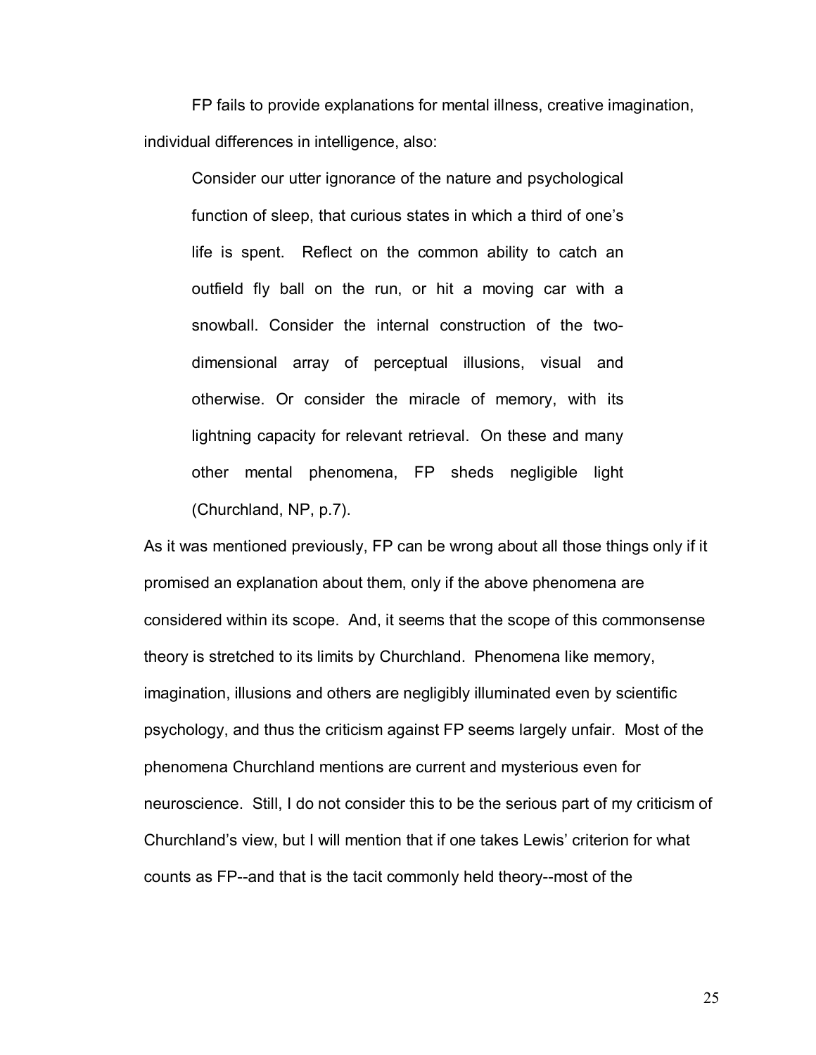FP fails to provide explanations for mental illness, creative imagination, individual differences in intelligence, also:

> Consider our utter ignorance of the nature and psychological function of sleep, that curious states in which a third of one's life is spent. Reflect on the common ability to catch an outfield fly ball on the run, or hit a moving car with a snowball. Consider the internal construction of the two-dimensional array of perceptual illusions, visual and otherwise. Or consider the miracle of memory, with its lightning capacity for relevant retrieval. On these and many other mental phenomena, FP sheds negligible light (Churchland, NP, p.7).

As it was mentioned previously, FP can be wrong about all those things only if it promised an explanation about them, only if the above phenomena are considered within its scope. And, it seems that the scope of this commonsense theory is stretched to its limits by Churchland. Phenomena like memory, imagination, illusions and others are negligibly illuminated even by scientific psychology, and thus the criticism against FP seems largely unfair. Most of the phenomena Churchland mentions are current and mysterious even for neuroscience. Still, I do not consider this to be the serious part of my criticism of Churchland's view, but I will mention that if one takes Lewis' criterion for what counts as FP--and that is the tacit commonly held theory--most of the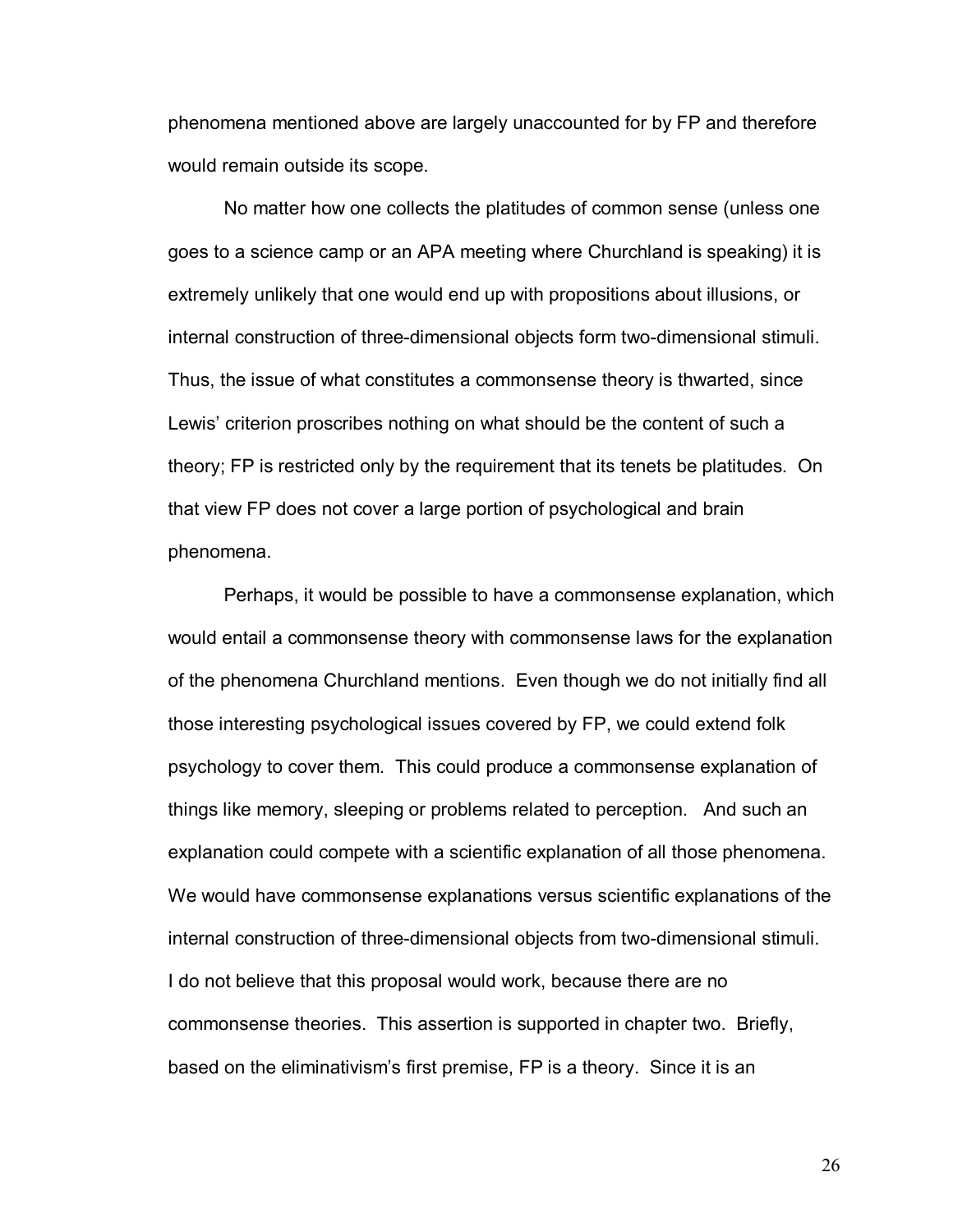phenomena mentioned above are largely unaccounted for by FP and therefore would remain outside its scope.

No matter how one collects the platitudes of common sense (unless one goes to a science camp or an APA meeting where Churchland is speaking) it is extremely unlikely that one would end up with propositions about illusions, or internal construction of three-dimensional objects form two-dimensional stimuli. Thus, the issue of what constitutes a commonsense theory is thwarted, since Lewis' criterion proscribes nothing on what should be the content of such a theory; FP is restricted only by the requirement that its tenets be platitudes. On that view FP does not cover a large portion of psychological and brain phenomena.

Perhaps, it would be possible to have a commonsense explanation, which would entail a commonsense theory with commonsense laws for the explanation of the phenomena Churchland mentions. Even though we do not initially find all those interesting psychological issues covered by FP, we could extend folk psychology to cover them. This could produce a commonsense explanation of things like memory, sleeping or problems related to perception. And such an explanation could compete with a scientific explanation of all those phenomena. We would have commonsense explanations versus scientific explanations of the internal construction of three-dimensional objects from two-dimensional stimuli. I do not believe that this proposal would work, because there are no commonsense theories. This assertion is supported in chapter two. Briefly, based on the eliminativism's first premise, FP is a theory. Since it is an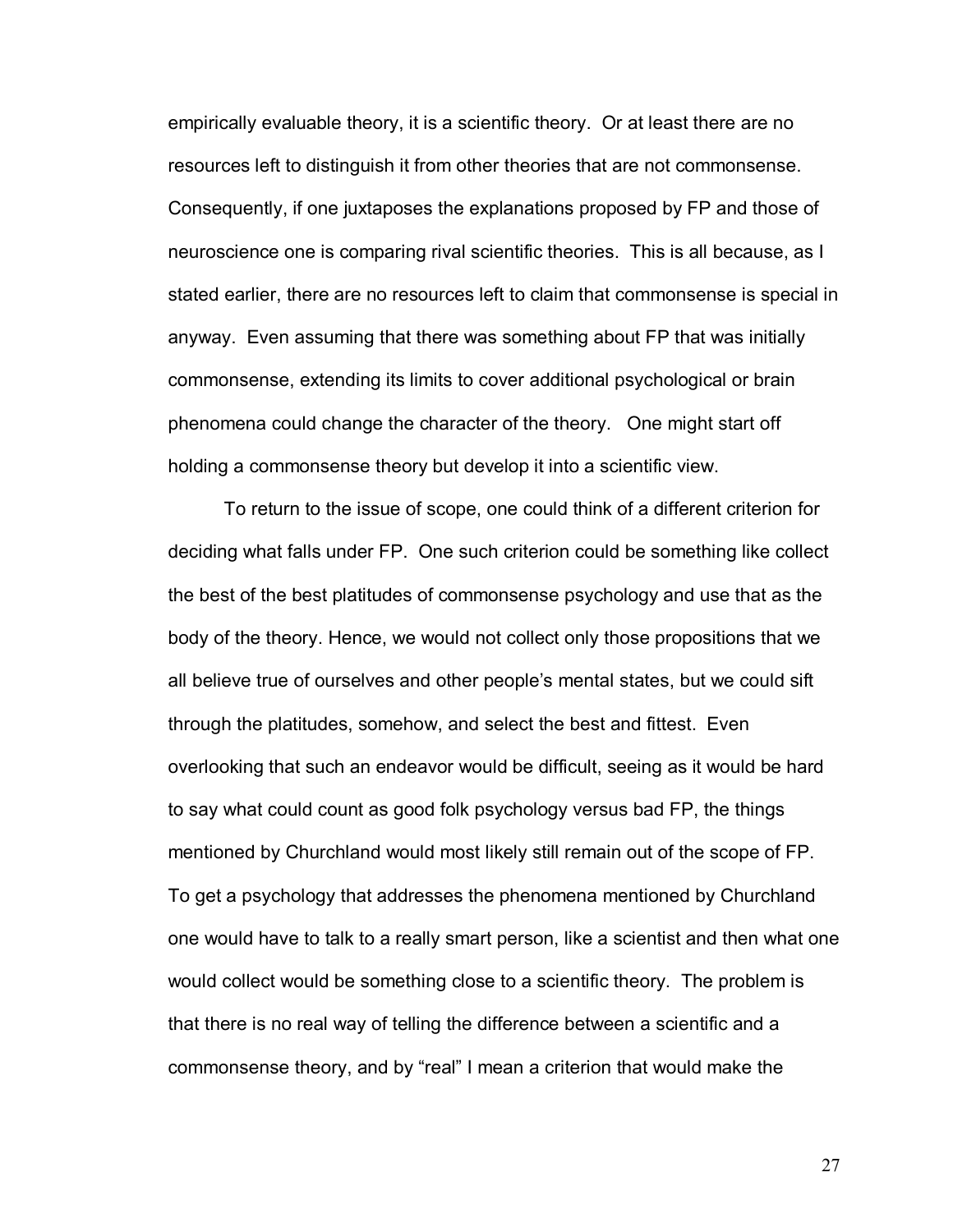empirically evaluable theory, it is a scientific theory. Or at least there are no resources left to distinguish it from other theories that are not commonsense. Consequently, if one juxtaposes the explanations proposed by FP and those of neuroscience one is comparing rival scientific theories. This is all because, as I stated earlier, there are no resources left to claim that commonsense is special in anyway. Even assuming that there was something about FP that was initially commonsense, extending its limits to cover additional psychological or brain phenomena could change the character of the theory. One might start off holding a commonsense theory but develop it into a scientific view.

To return to the issue of scope, one could think of a different criterion for deciding what falls under FP. One such criterion could be something like collect the best of the best platitudes of commonsense psychology and use that as the body of the theory. Hence, we would not collect only those propositions that we all believe true of ourselves and other people's mental states, but we could sift through the platitudes, somehow, and select the best and fittest. Even overlooking that such an endeavor would be difficult, seeing as it would be hard to say what could count as good folk psychology versus bad FP, the things mentioned by Churchland would most likely still remain out of the scope of FP. To get a psychology that addresses the phenomena mentioned by Churchland one would have to talk to a really smart person, like a scientist and then what one would collect would be something close to a scientific theory. The problem is that there is no real way of telling the difference between a scientific and a commonsense theory, and by "real" I mean a criterion that would make the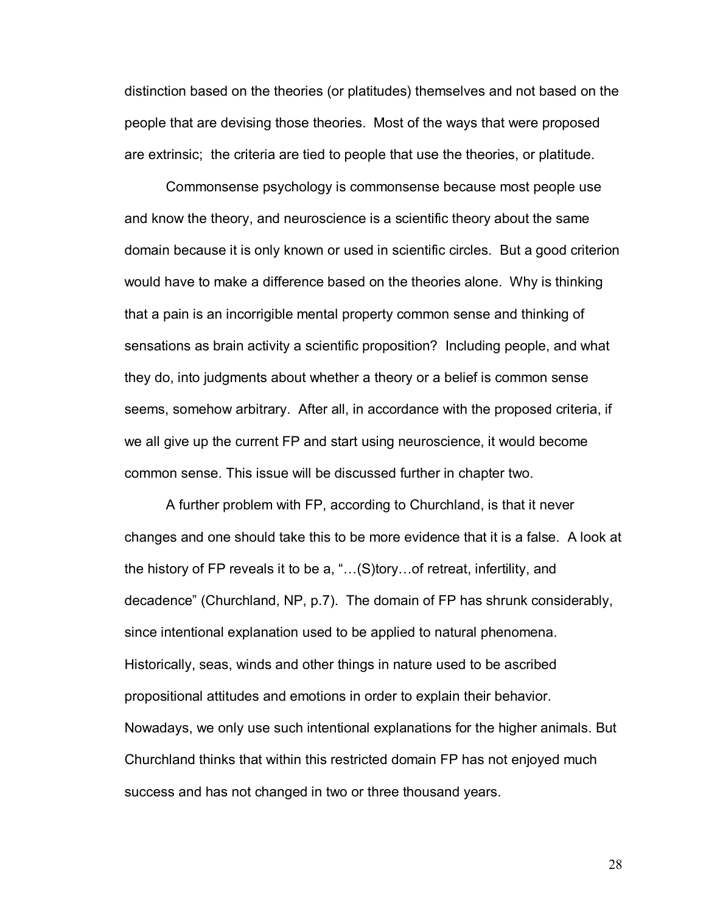distinction based on the theories (or platitudes) themselves and not based on the people that are devising those theories. Most of the ways that were proposed are extrinsic; the criteria are tied to people that use the theories, or platitude.

Commonsense psychology is commonsense because most people use and know the theory, and neuroscience is a scientific theory about the same domain because it is only known or used in scientific circles. But a good criterion would have to make a difference based on the theories alone. Why is thinking that a pain is an incorrigible mental property common sense and thinking of sensations as brain activity a scientific proposition? Including people, and what they do, into judgments about whether a theory or a belief is common sense seems, somehow arbitrary. After all, in accordance with the proposed criteria, if we all give up the current FP and start using neuroscience, it would become common sense. This issue will be discussed further in chapter two.

A further problem with FP, according to Churchland, is that it never changes and one should take this to be more evidence that it is a false. A look at the history of FP reveals it to be a, "…(S)tory…of retreat, infertility, and decadence" (Churchland, NP, p.7). The domain of FP has shrunk considerably, since intentional explanation used to be applied to natural phenomena. Historically, seas, winds and other things in nature used to be ascribed propositional attitudes and emotions in order to explain their behavior. Nowadays, we only use such intentional explanations for the higher animals. But Churchland thinks that within this restricted domain FP has not enjoyed much success and has not changed in two or three thousand years.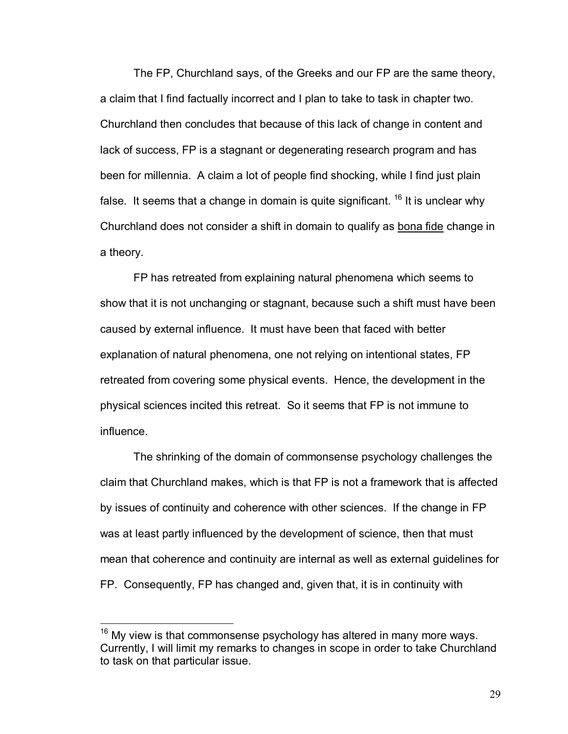The FP, Churchland says, of the Greeks and our FP are the same theory, a claim that I find factually incorrect and I plan to take to task in chapter two. Churchland then concludes that because of this lack of change in content and lack of success, FP is a stagnant or degenerating research program and has been for millennia. A claim a lot of people find shocking, while I find just plain false. It seems that a change in domain is quite significant.[16] It is unclear why Churchland does not consider a shift in domain to qualify as bona fide change in a theory.

FP has retreated from explaining natural phenomena which seems to show that it is not unchanging or stagnant, because such a shift must have been caused by external influence. It must have been that faced with better explanation of natural phenomena, one not relying on intentional states, FP retreated from covering some physical events. Hence, the development in the physical sciences incited this retreat. So it seems that FP is not immune to influence.

The shrinking of the domain of commonsense psychology challenges the claim that Churchland makes, which is that FP is not a framework that is affected by issues of continuity and coherence with other sciences. If the change in FP was at least partly influenced by the development of science, then that must mean that coherence and continuity are internal as well as external guidelines for FP. Consequently, FP has changed and, given that, it is in continuity with

[16] My view is that commonsense psychology has altered in many more ways. Currently, I will limit my remarks to changes in scope in order to take Churchland to task on that particular issue.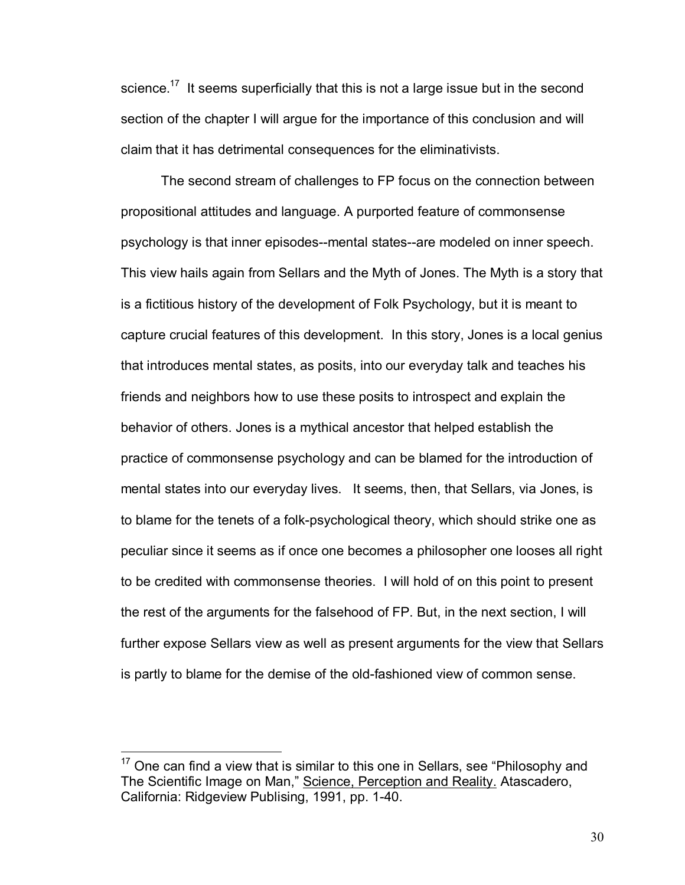science.[17] It seems superficially that this is not a large issue but in the second section of the chapter I will argue for the importance of this conclusion and will claim that it has detrimental consequences for the eliminativists.

The second stream of challenges to FP focus on the connection between propositional attitudes and language. A purported feature of commonsense psychology is that inner episodes--mental states--are modeled on inner speech. This view hails again from Sellars and the Myth of Jones. The Myth is a story that is a fictitious history of the development of Folk Psychology, but it is meant to capture crucial features of this development. In this story, Jones is a local genius that introduces mental states, as posits, into our everyday talk and teaches his friends and neighbors how to use these posits to introspect and explain the behavior of others. Jones is a mythical ancestor that helped establish the practice of commonsense psychology and can be blamed for the introduction of mental states into our everyday lives. It seems, then, that Sellars, via Jones, is to blame for the tenets of a folk-psychological theory, which should strike one as peculiar since it seems as if once one becomes a philosopher one looses all right to be credited with commonsense theories. I will hold of on this point to present the rest of the arguments for the falsehood of FP. But, in the next section, I will further expose Sellars view as well as present arguments for the view that Sellars is partly to blame for the demise of the old-fashioned view of common sense.

---

[17] One can find a view that is similar to this one in Sellars, see "Philosophy and The Scientific Image on Man," Science, Perception and Reality. Atascadero, California: Ridgeview Publising, 1991, pp. 1-40.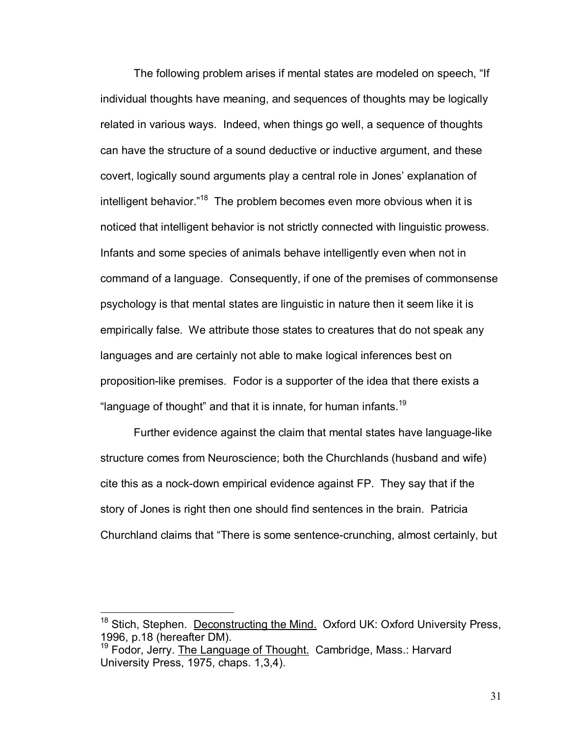The following problem arises if mental states are modeled on speech, "If individual thoughts have meaning, and sequences of thoughts may be logically related in various ways. Indeed, when things go well, a sequence of thoughts can have the structure of a sound deductive or inductive argument, and these covert, logically sound arguments play a central role in Jones' explanation of intelligent behavior."[18] The problem becomes even more obvious when it is noticed that intelligent behavior is not strictly connected with linguistic prowess. Infants and some species of animals behave intelligently even when not in command of a language. Consequently, if one of the premises of commonsense psychology is that mental states are linguistic in nature then it seem like it is empirically false. We attribute those states to creatures that do not speak any languages and are certainly not able to make logical inferences best on proposition-like premises. Fodor is a supporter of the idea that there exists a "language of thought" and that it is innate, for human infants.[19]

Further evidence against the claim that mental states have language-like structure comes from Neuroscience; both the Churchlands (husband and wife) cite this as a nock-down empirical evidence against FP. They say that if the story of Jones is right then one should find sentences in the brain. Patricia Churchland claims that "There is some sentence-crunching, almost certainly, but

---

[18] Stich, Stephen. Deconstructing the Mind. Oxford UK: Oxford University Press, 1996, p.18 (hereafter DM).

[19] Fodor, Jerry. The Language of Thought. Cambridge, Mass.: Harvard University Press, 1975, chaps. 1,3,4).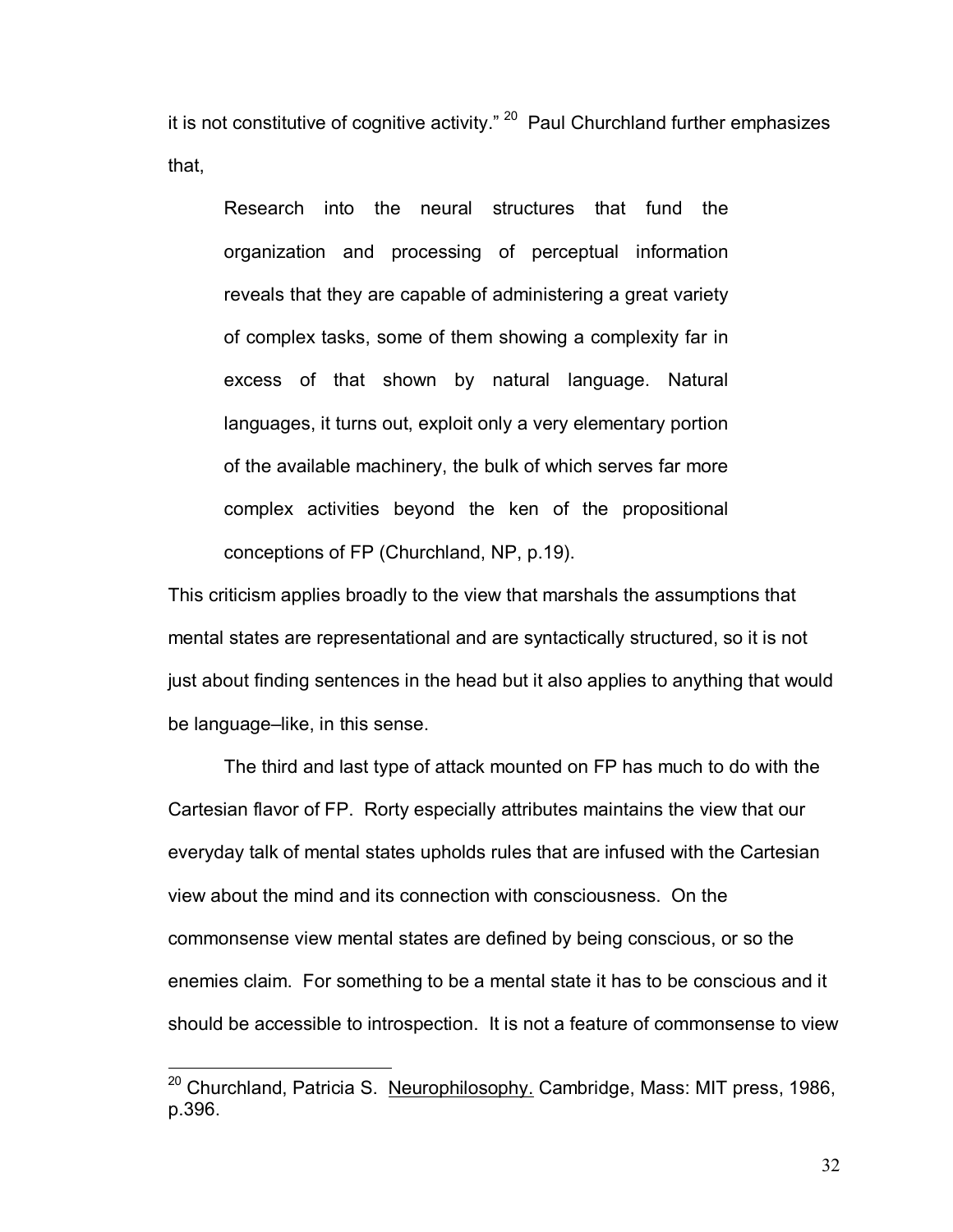it is not constitutive of cognitive activity."[20] Paul Churchland further emphasizes that,

> Research into the neural structures that fund the organization and processing of perceptual information reveals that they are capable of administering a great variety of complex tasks, some of them showing a complexity far in excess of that shown by natural language. Natural languages, it turns out, exploit only a very elementary portion of the available machinery, the bulk of which serves far more complex activities beyond the ken of the propositional conceptions of FP (Churchland, NP, p.19).

This criticism applies broadly to the view that marshals the assumptions that mental states are representational and are syntactically structured, so it is not just about finding sentences in the head but it also applies to anything that would be language–like, in this sense.

The third and last type of attack mounted on FP has much to do with the Cartesian flavor of FP. Rorty especially attributes maintains the view that our everyday talk of mental states upholds rules that are infused with the Cartesian view about the mind and its connection with consciousness. On the commonsense view mental states are defined by being conscious, or so the enemies claim. For something to be a mental state it has to be conscious and it should be accessible to introspection. It is not a feature of commonsense to view

---

[20] Churchland, Patricia S. Neurophilosophy. Cambridge, Mass: MIT press, 1986, p.396.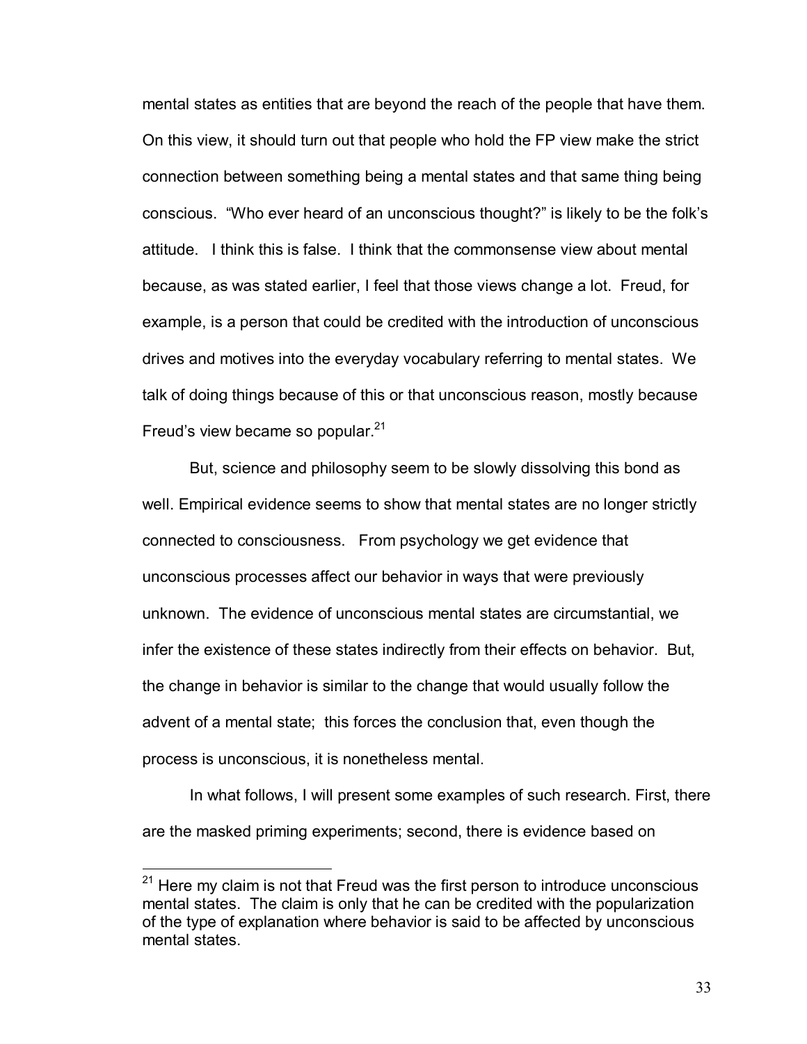mental states as entities that are beyond the reach of the people that have them. On this view, it should turn out that people who hold the FP view make the strict connection between something being a mental states and that same thing being conscious. "Who ever heard of an unconscious thought?" is likely to be the folk's attitude. I think this is false. I think that the commonsense view about mental because, as was stated earlier, I feel that those views change a lot. Freud, for example, is a person that could be credited with the introduction of unconscious drives and motives into the everyday vocabulary referring to mental states. We talk of doing things because of this or that unconscious reason, mostly because Freud's view became so popular.[21]

But, science and philosophy seem to be slowly dissolving this bond as well. Empirical evidence seems to show that mental states are no longer strictly connected to consciousness. From psychology we get evidence that unconscious processes affect our behavior in ways that were previously unknown. The evidence of unconscious mental states are circumstantial, we infer the existence of these states indirectly from their effects on behavior. But, the change in behavior is similar to the change that would usually follow the advent of a mental state; this forces the conclusion that, even though the process is unconscious, it is nonetheless mental.

In what follows, I will present some examples of such research. First, there are the masked priming experiments; second, there is evidence based on

---

[21] Here my claim is not that Freud was the first person to introduce unconscious mental states. The claim is only that he can be credited with the popularization of the type of explanation where behavior is said to be affected by unconscious mental states.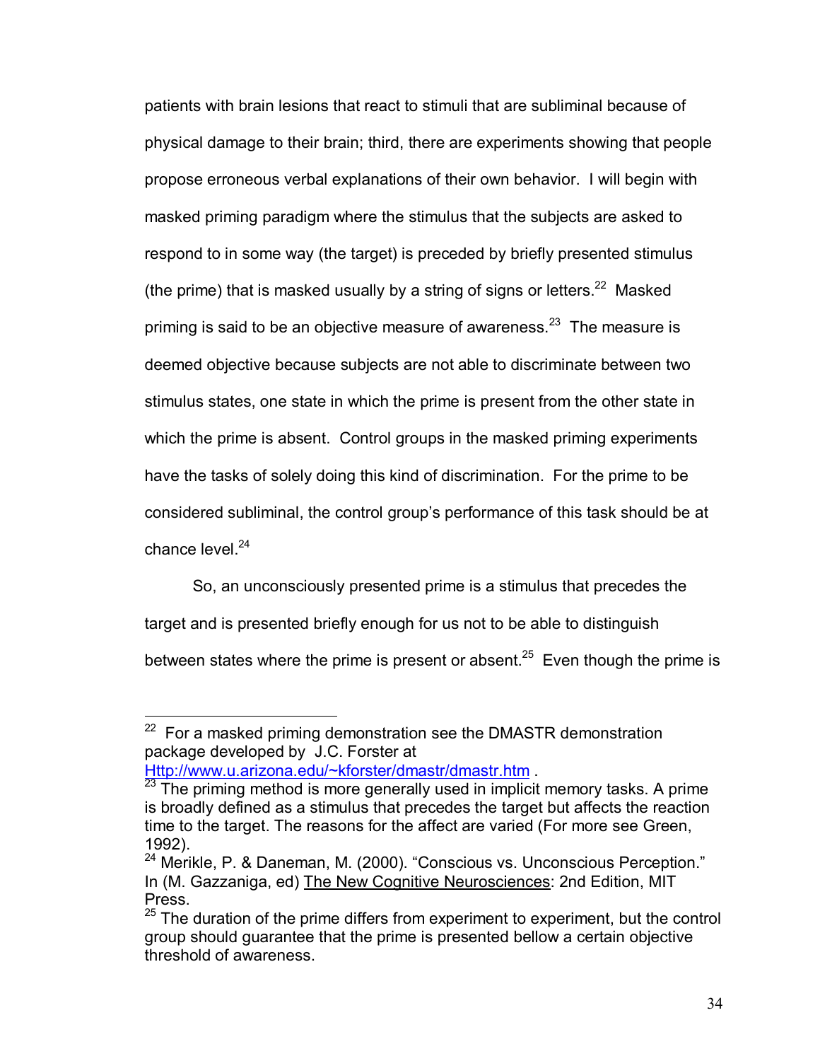patients with brain lesions that react to stimuli that are subliminal because of physical damage to their brain; third, there are experiments showing that people propose erroneous verbal explanations of their own behavior. I will begin with masked priming paradigm where the stimulus that the subjects are asked to respond to in some way (the target) is preceded by briefly presented stimulus (the prime) that is masked usually by a string of signs or letters.[22] Masked priming is said to be an objective measure of awareness.[23] The measure is deemed objective because subjects are not able to discriminate between two stimulus states, one state in which the prime is present from the other state in which the prime is absent. Control groups in the masked priming experiments have the tasks of solely doing this kind of discrimination. For the prime to be considered subliminal, the control group's performance of this task should be at chance level.[24]

So, an unconsciously presented prime is a stimulus that precedes the target and is presented briefly enough for us not to be able to distinguish between states where the prime is present or absent.[25] Even though the prime is

---

[22] For a masked priming demonstration see the DMASTR demonstration package developed by J.C. Forster at Http://www.u.arizona.edu/~kforster/dmastr/dmastr.htm .

[23] The priming method is more generally used in implicit memory tasks. A prime is broadly defined as a stimulus that precedes the target but affects the reaction time to the target. The reasons for the affect are varied (For more see Green, 1992).

[24] Merikle, P. & Daneman, M. (2000). "Conscious vs. Unconscious Perception." In (M. Gazzaniga, ed) The New Cognitive Neurosciences: 2nd Edition, MIT Press.

[25] The duration of the prime differs from experiment to experiment, but the control group should guarantee that the prime is presented bellow a certain objective threshold of awareness.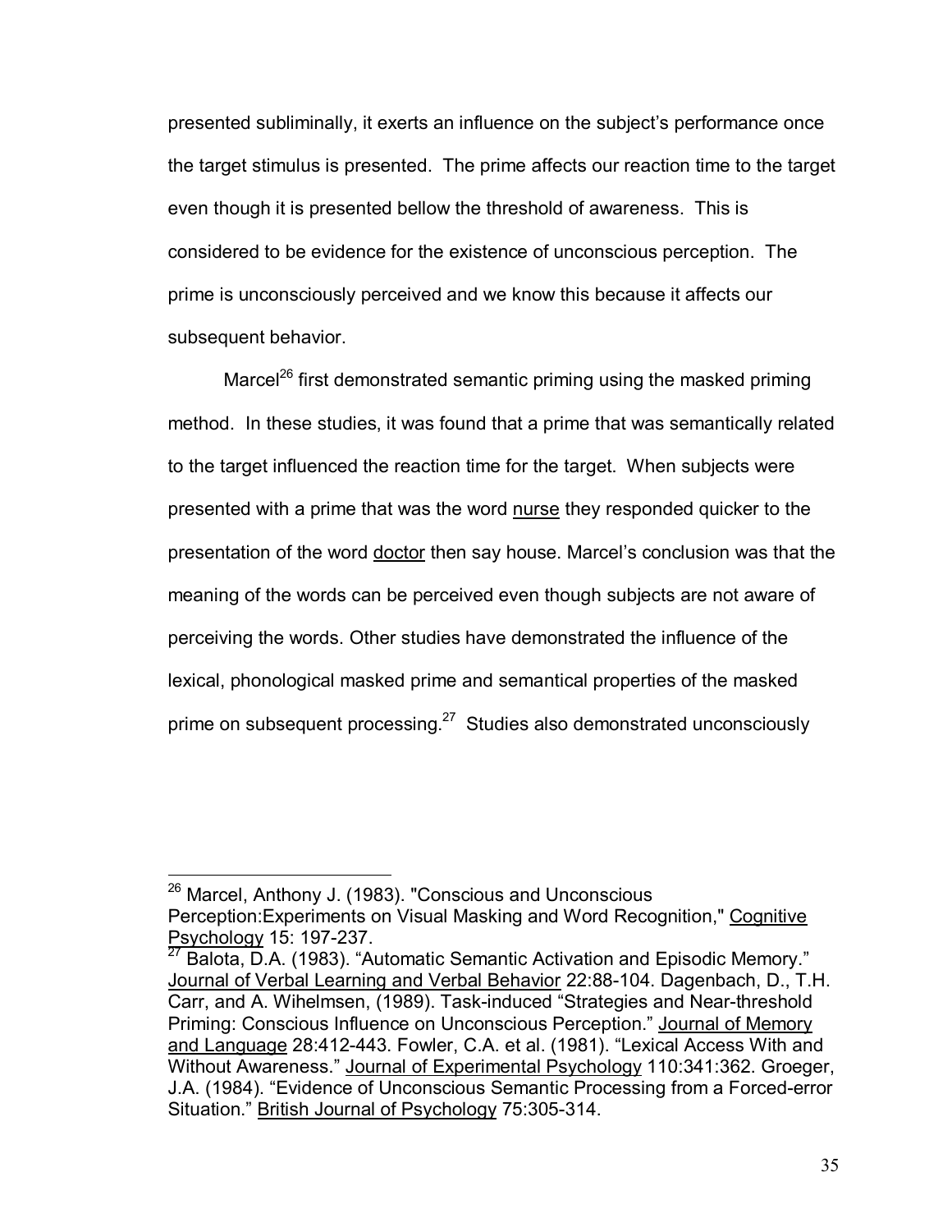presented subliminally, it exerts an influence on the subject's performance once the target stimulus is presented. The prime affects our reaction time to the target even though it is presented bellow the threshold of awareness. This is considered to be evidence for the existence of unconscious perception. The prime is unconsciously perceived and we know this because it affects our subsequent behavior.

Marcel[26] first demonstrated semantic priming using the masked priming method. In these studies, it was found that a prime that was semantically related to the target influenced the reaction time for the target. When subjects were presented with a prime that was the word <u>nurse</u> they responded quicker to the presentation of the word <u>doctor</u> then say house. Marcel's conclusion was that the meaning of the words can be perceived even though subjects are not aware of perceiving the words. Other studies have demonstrated the influence of the lexical, phonological masked prime and semantical properties of the masked prime on subsequent processing.[27] Studies also demonstrated unconsciously

---

[26] Marcel, Anthony J. (1983). "Conscious and Unconscious Perception:Experiments on Visual Masking and Word Recognition," <u>Cognitive Psychology</u> 15: 197-237.

[27] Balota, D.A. (1983). "Automatic Semantic Activation and Episodic Memory." <u>Journal of Verbal Learning and Verbal Behavior</u> 22:88-104. Dagenbach, D., T.H. Carr, and A. Wihelmsen, (1989). Task-induced "Strategies and Near-threshold Priming: Conscious Influence on Unconscious Perception." <u>Journal of Memory and Language</u> 28:412-443. Fowler, C.A. et al. (1981). "Lexical Access With and Without Awareness." <u>Journal of Experimental Psychology</u> 110:341:362. Groeger, J.A. (1984). "Evidence of Unconscious Semantic Processing from a Forced-error Situation." <u>British Journal of Psychology</u> 75:305-314.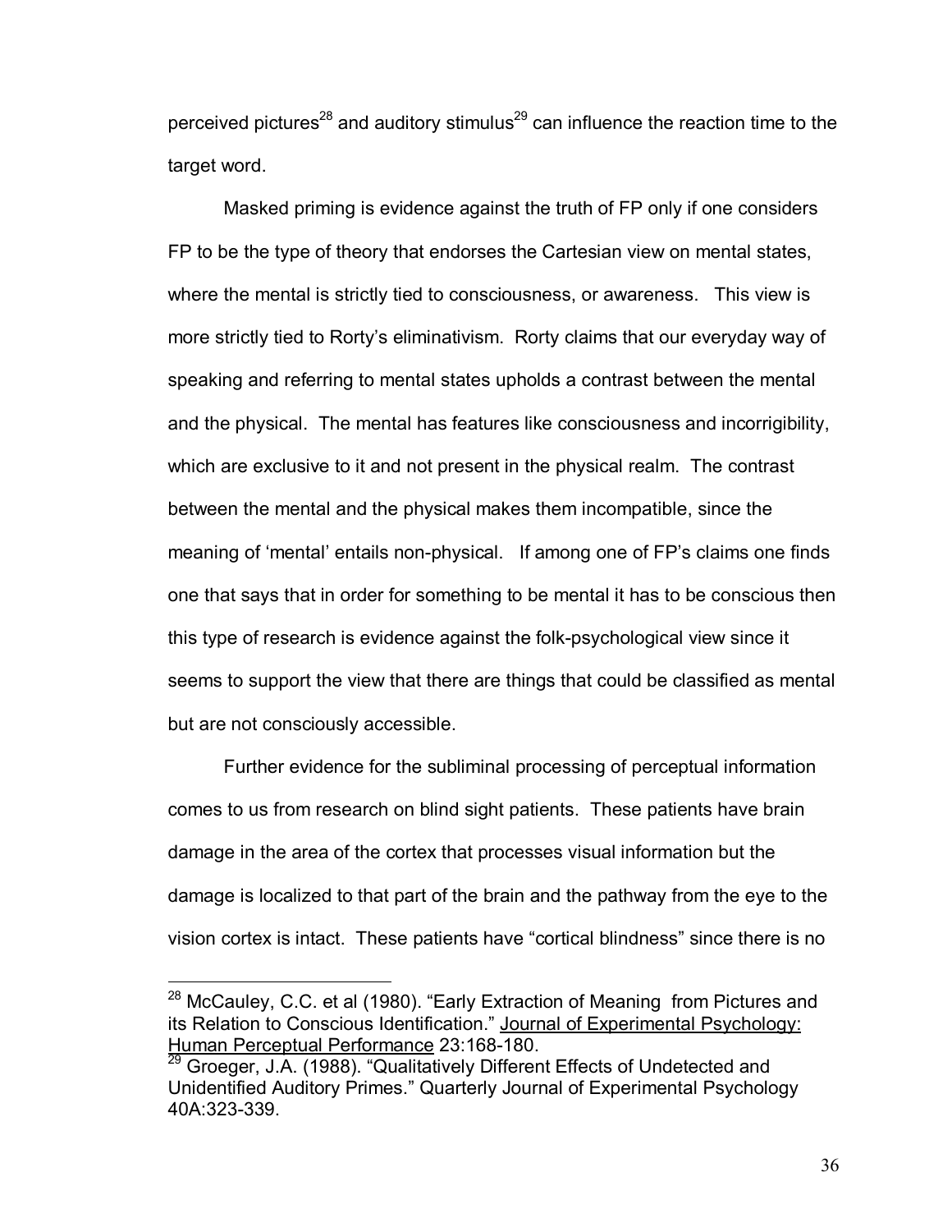perceived pictures[28] and auditory stimulus[29] can influence the reaction time to the target word.

Masked priming is evidence against the truth of FP only if one considers FP to be the type of theory that endorses the Cartesian view on mental states, where the mental is strictly tied to consciousness, or awareness. This view is more strictly tied to Rorty's eliminativism. Rorty claims that our everyday way of speaking and referring to mental states upholds a contrast between the mental and the physical. The mental has features like consciousness and incorrigibility, which are exclusive to it and not present in the physical realm. The contrast between the mental and the physical makes them incompatible, since the meaning of 'mental' entails non-physical. If among one of FP's claims one finds one that says that in order for something to be mental it has to be conscious then this type of research is evidence against the folk-psychological view since it seems to support the view that there are things that could be classified as mental but are not consciously accessible.

Further evidence for the subliminal processing of perceptual information comes to us from research on blind sight patients. These patients have brain damage in the area of the cortex that processes visual information but the damage is localized to that part of the brain and the pathway from the eye to the vision cortex is intact. These patients have "cortical blindness" since there is no

---

[28] McCauley, C.C. et al (1980). "Early Extraction of Meaning from Pictures and its Relation to Conscious Identification." Journal of Experimental Psychology: Human Perceptual Performance 23:168-180.

[29] Groeger, J.A. (1988). "Qualitatively Different Effects of Undetected and Unidentified Auditory Primes." Quarterly Journal of Experimental Psychology 40A:323-339.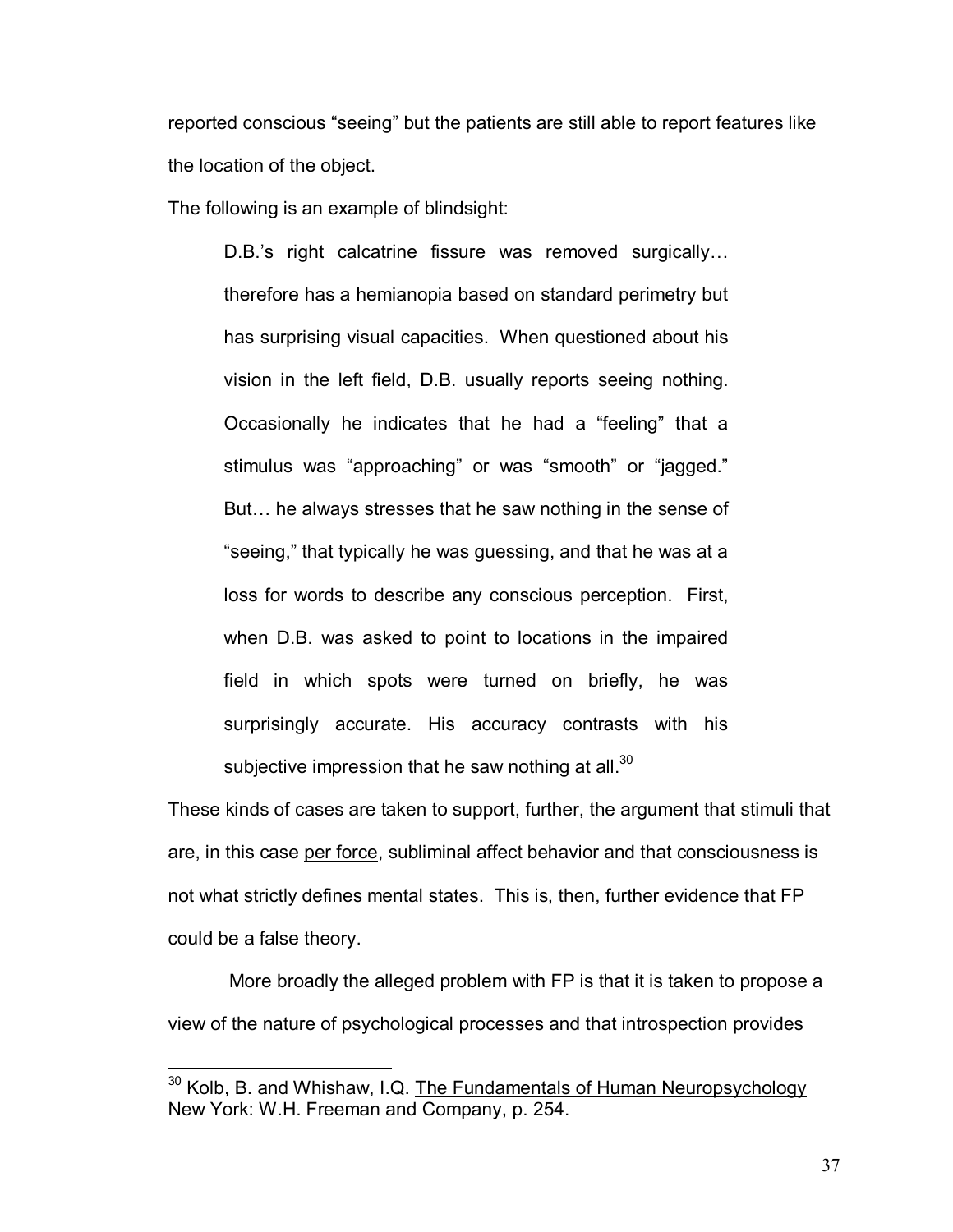reported conscious "seeing" but the patients are still able to report features like the location of the object.

The following is an example of blindsight:

> D.B.'s right calcatrine fissure was removed surgically… therefore has a hemianopia based on standard perimetry but has surprising visual capacities. When questioned about his vision in the left field, D.B. usually reports seeing nothing. Occasionally he indicates that he had a "feeling" that a stimulus was "approaching" or was "smooth" or "jagged." But… he always stresses that he saw nothing in the sense of "seeing," that typically he was guessing, and that he was at a loss for words to describe any conscious perception. First, when D.B. was asked to point to locations in the impaired field in which spots were turned on briefly, he was surprisingly accurate. His accuracy contrasts with his subjective impression that he saw nothing at all.[30]

These kinds of cases are taken to support, further, the argument that stimuli that are, in this case <u>per force</u>, subliminal affect behavior and that consciousness is not what strictly defines mental states. This is, then, further evidence that FP could be a false theory.

More broadly the alleged problem with FP is that it is taken to propose a view of the nature of psychological processes and that introspection provides

---

[30] Kolb, B. and Whishaw, I.Q. <u>The Fundamentals of Human Neuropsychology</u> New York: W.H. Freeman and Company, p. 254.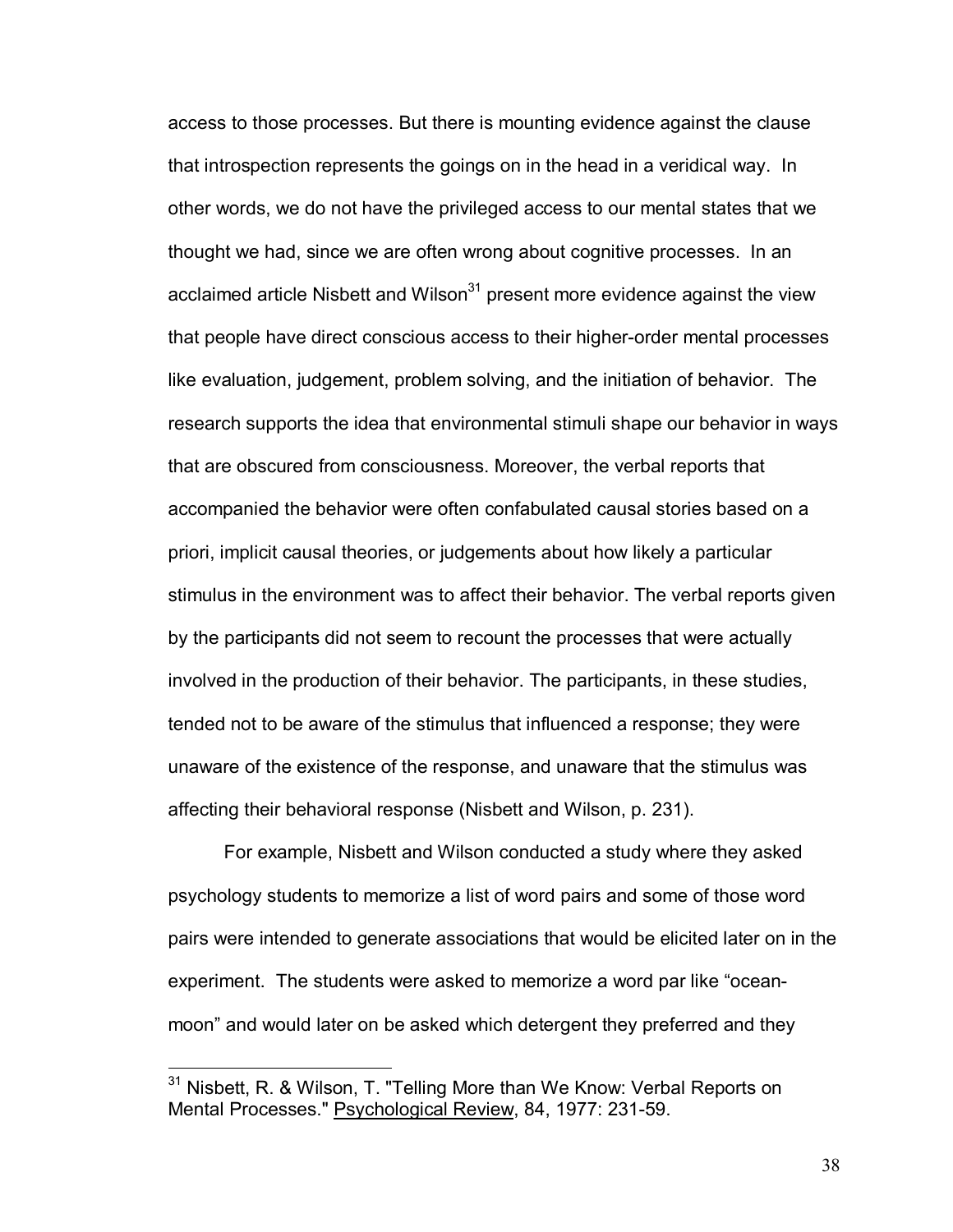access to those processes. But there is mounting evidence against the clause that introspection represents the goings on in the head in a veridical way. In other words, we do not have the privileged access to our mental states that we thought we had, since we are often wrong about cognitive processes. In an acclaimed article Nisbett and Wilson[31] present more evidence against the view that people have direct conscious access to their higher-order mental processes like evaluation, judgement, problem solving, and the initiation of behavior. The research supports the idea that environmental stimuli shape our behavior in ways that are obscured from consciousness. Moreover, the verbal reports that accompanied the behavior were often confabulated causal stories based on a priori, implicit causal theories, or judgements about how likely a particular stimulus in the environment was to affect their behavior. The verbal reports given by the participants did not seem to recount the processes that were actually involved in the production of their behavior. The participants, in these studies, tended not to be aware of the stimulus that influenced a response; they were unaware of the existence of the response, and unaware that the stimulus was affecting their behavioral response (Nisbett and Wilson, p. 231).

For example, Nisbett and Wilson conducted a study where they asked psychology students to memorize a list of word pairs and some of those word pairs were intended to generate associations that would be elicited later on in the experiment. The students were asked to memorize a word par like "ocean-moon" and would later on be asked which detergent they preferred and they

---

[31] Nisbett, R. & Wilson, T. "Telling More than We Know: Verbal Reports on Mental Processes." Psychological Review, 84, 1977: 231-59.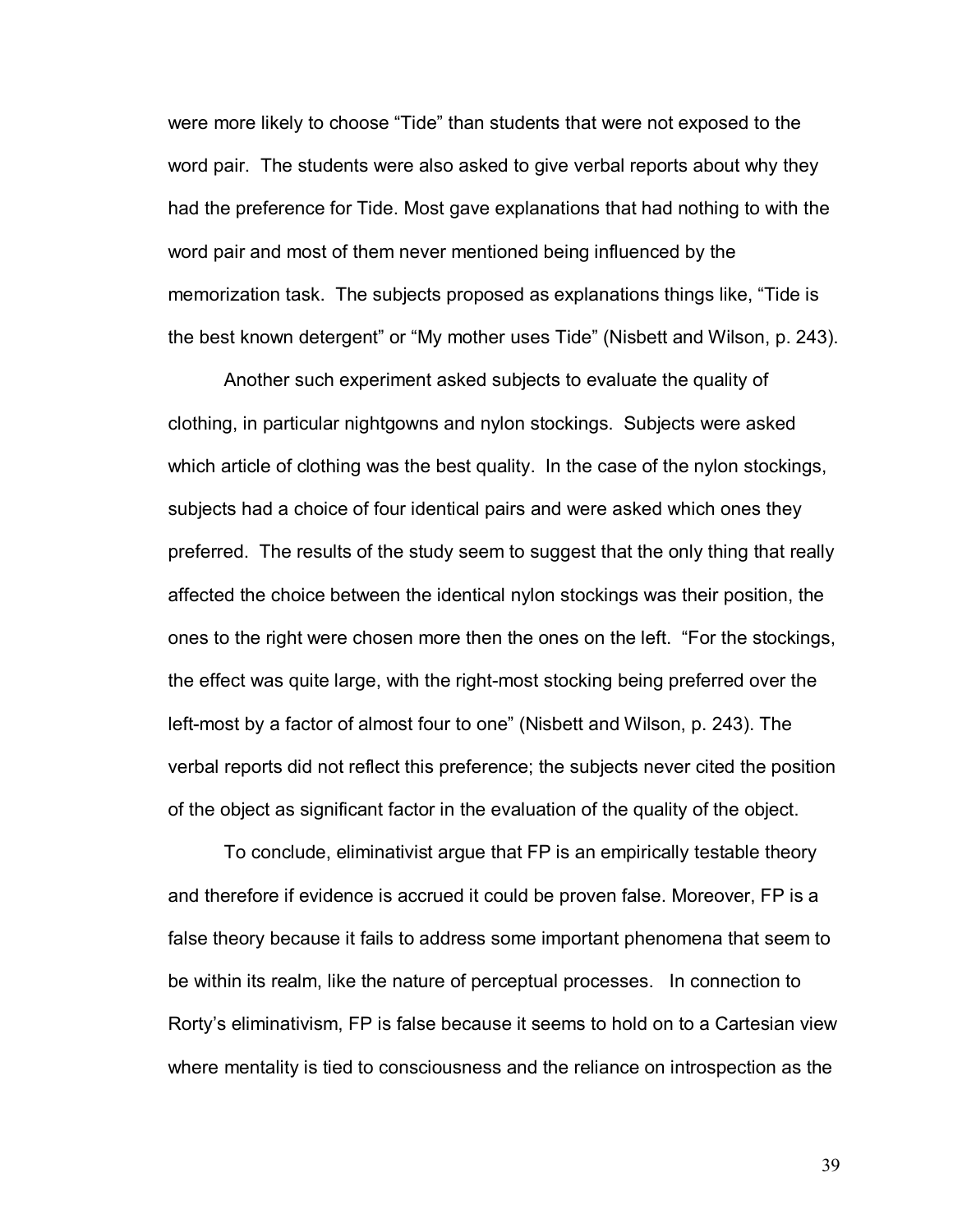were more likely to choose "Tide" than students that were not exposed to the word pair. The students were also asked to give verbal reports about why they had the preference for Tide. Most gave explanations that had nothing to with the word pair and most of them never mentioned being influenced by the memorization task. The subjects proposed as explanations things like, "Tide is the best known detergent" or "My mother uses Tide" (Nisbett and Wilson, p. 243).

Another such experiment asked subjects to evaluate the quality of clothing, in particular nightgowns and nylon stockings. Subjects were asked which article of clothing was the best quality. In the case of the nylon stockings, subjects had a choice of four identical pairs and were asked which ones they preferred. The results of the study seem to suggest that the only thing that really affected the choice between the identical nylon stockings was their position, the ones to the right were chosen more then the ones on the left. "For the stockings, the effect was quite large, with the right-most stocking being preferred over the left-most by a factor of almost four to one" (Nisbett and Wilson, p. 243). The verbal reports did not reflect this preference; the subjects never cited the position of the object as significant factor in the evaluation of the quality of the object.

To conclude, eliminativist argue that FP is an empirically testable theory and therefore if evidence is accrued it could be proven false. Moreover, FP is a false theory because it fails to address some important phenomena that seem to be within its realm, like the nature of perceptual processes. In connection to Rorty's eliminativism, FP is false because it seems to hold on to a Cartesian view where mentality is tied to consciousness and the reliance on introspection as the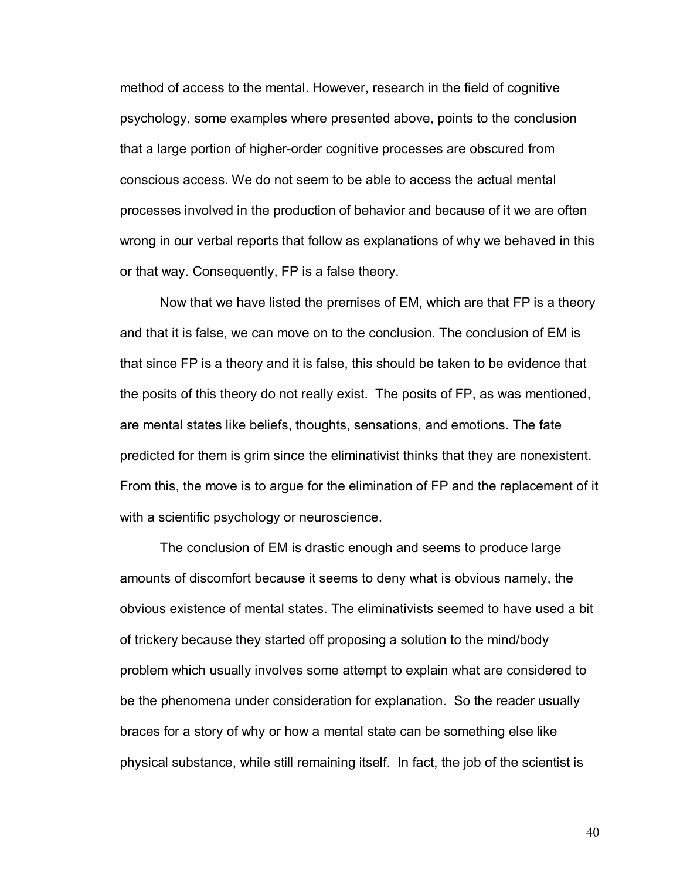method of access to the mental. However, research in the field of cognitive psychology, some examples where presented above, points to the conclusion that a large portion of higher-order cognitive processes are obscured from conscious access. We do not seem to be able to access the actual mental processes involved in the production of behavior and because of it we are often wrong in our verbal reports that follow as explanations of why we behaved in this or that way. Consequently, FP is a false theory.

Now that we have listed the premises of EM, which are that FP is a theory and that it is false, we can move on to the conclusion. The conclusion of EM is that since FP is a theory and it is false, this should be taken to be evidence that the posits of this theory do not really exist. The posits of FP, as was mentioned, are mental states like beliefs, thoughts, sensations, and emotions. The fate predicted for them is grim since the eliminativist thinks that they are nonexistent. From this, the move is to argue for the elimination of FP and the replacement of it with a scientific psychology or neuroscience.

The conclusion of EM is drastic enough and seems to produce large amounts of discomfort because it seems to deny what is obvious namely, the obvious existence of mental states. The eliminativists seemed to have used a bit of trickery because they started off proposing a solution to the mind/body problem which usually involves some attempt to explain what are considered to be the phenomena under consideration for explanation. So the reader usually braces for a story of why or how a mental state can be something else like physical substance, while still remaining itself. In fact, the job of the scientist is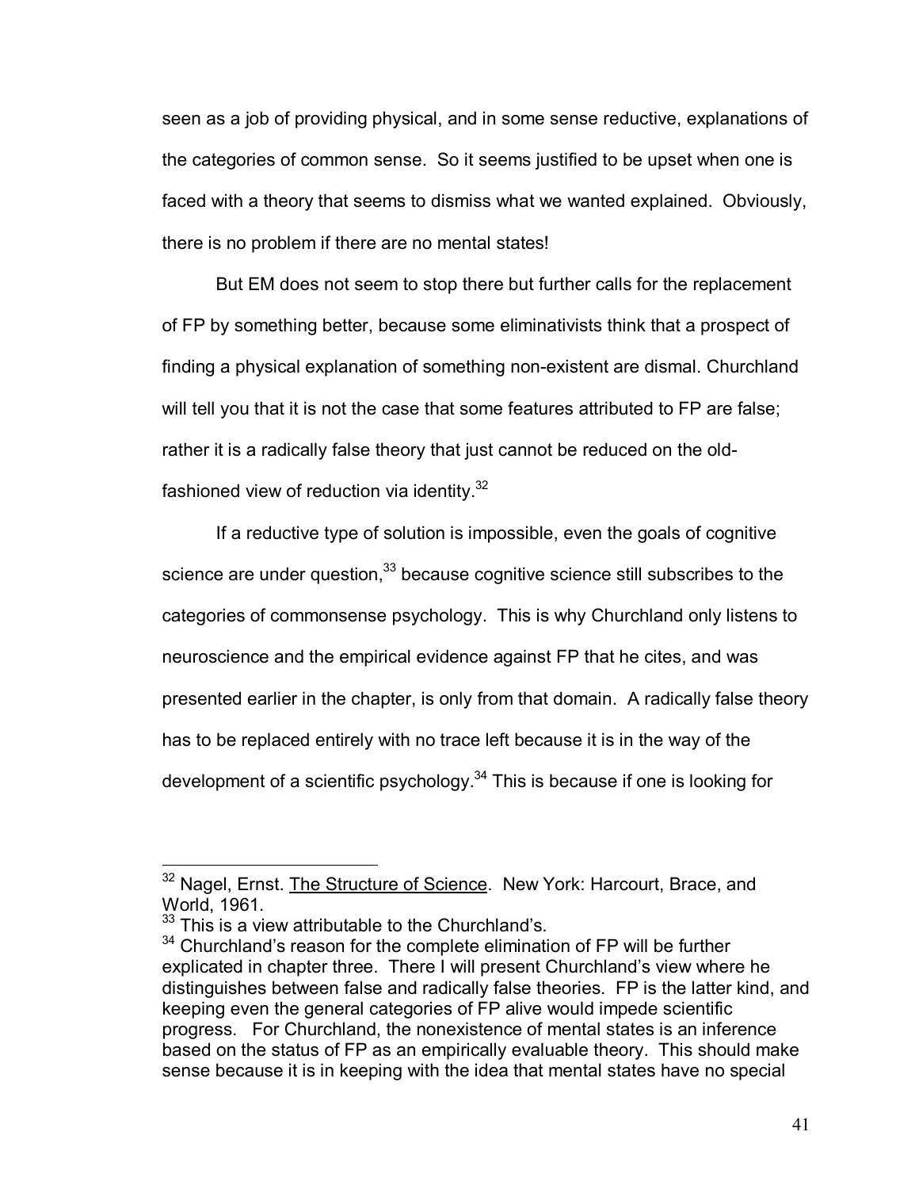seen as a job of providing physical, and in some sense reductive, explanations of the categories of common sense. So it seems justified to be upset when one is faced with a theory that seems to dismiss what we wanted explained. Obviously, there is no problem if there are no mental states!

But EM does not seem to stop there but further calls for the replacement of FP by something better, because some eliminativists think that a prospect of finding a physical explanation of something non-existent are dismal. Churchland will tell you that it is not the case that some features attributed to FP are false; rather it is a radically false theory that just cannot be reduced on the old-fashioned view of reduction via identity.[32]

If a reductive type of solution is impossible, even the goals of cognitive science are under question,[33] because cognitive science still subscribes to the categories of commonsense psychology. This is why Churchland only listens to neuroscience and the empirical evidence against FP that he cites, and was presented earlier in the chapter, is only from that domain. A radically false theory has to be replaced entirely with no trace left because it is in the way of the development of a scientific psychology.[34] This is because if one is looking for

---

[32] Nagel, Ernst. The Structure of Science. New York: Harcourt, Brace, and World, 1961.

[33] This is a view attributable to the Churchland's.

[34] Churchland's reason for the complete elimination of FP will be further explicated in chapter three. There I will present Churchland's view where he distinguishes between false and radically false theories. FP is the latter kind, and keeping even the general categories of FP alive would impede scientific progress. For Churchland, the nonexistence of mental states is an inference based on the status of FP as an empirically evaluable theory. This should make sense because it is in keeping with the idea that mental states have no special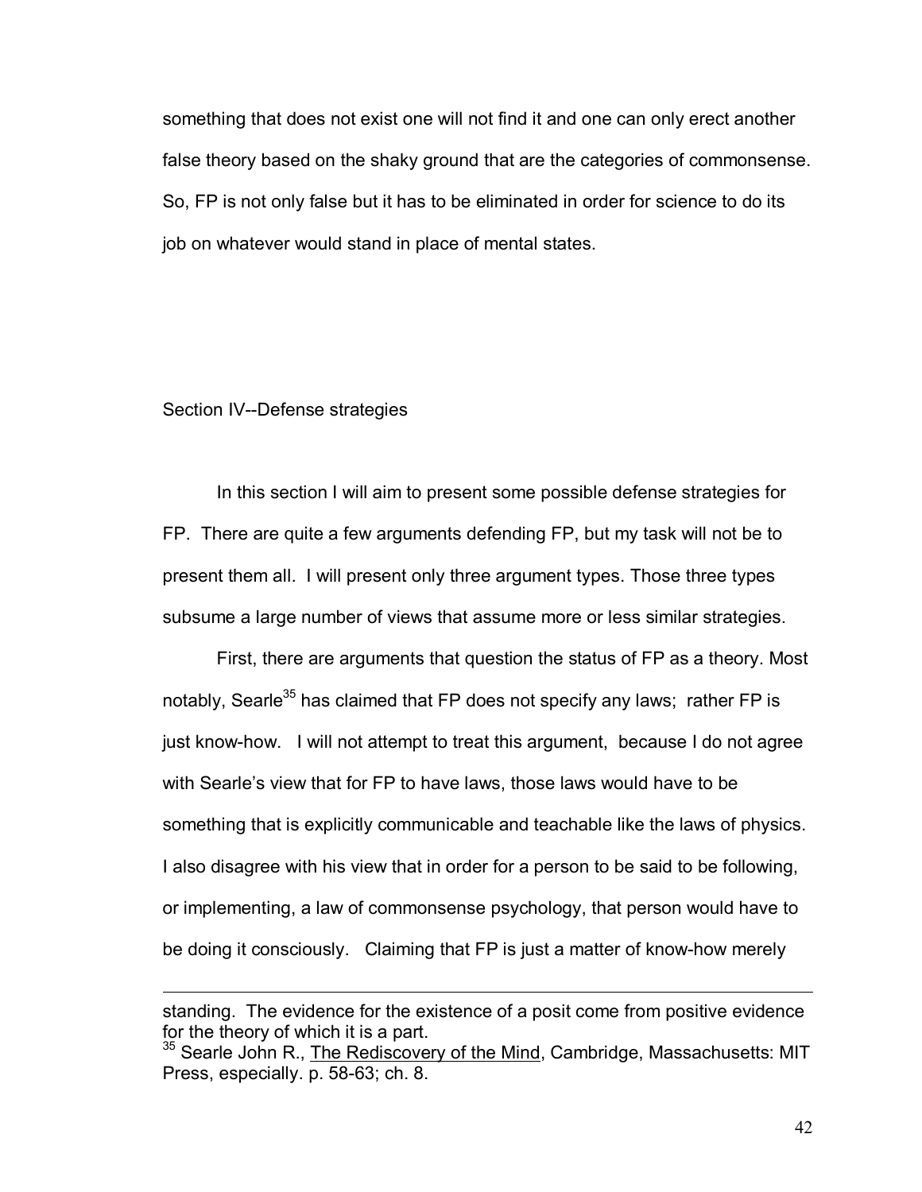something that does not exist one will not find it and one can only erect another false theory based on the shaky ground that are the categories of commonsense. So, FP is not only false but it has to be eliminated in order for science to do its job on whatever would stand in place of mental states.

## Section IV--Defense strategies

In this section I will aim to present some possible defense strategies for FP. There are quite a few arguments defending FP, but my task will not be to present them all. I will present only three argument types. Those three types subsume a large number of views that assume more or less similar strategies.

First, there are arguments that question the status of FP as a theory. Most notably, Searle[35] has claimed that FP does not specify any laws; rather FP is just know-how. I will not attempt to treat this argument, because I do not agree with Searle's view that for FP to have laws, those laws would have to be something that is explicitly communicable and teachable like the laws of physics. I also disagree with his view that in order for a person to be said to be following, or implementing, a law of commonsense psychology, that person would have to be doing it consciously. Claiming that FP is just a matter of know-how merely

---

standing. The evidence for the existence of a posit come from positive evidence for the theory of which it is a part.

[35] Searle John R., The Rediscovery of the Mind, Cambridge, Massachusetts: MIT Press, especially. p. 58-63; ch. 8.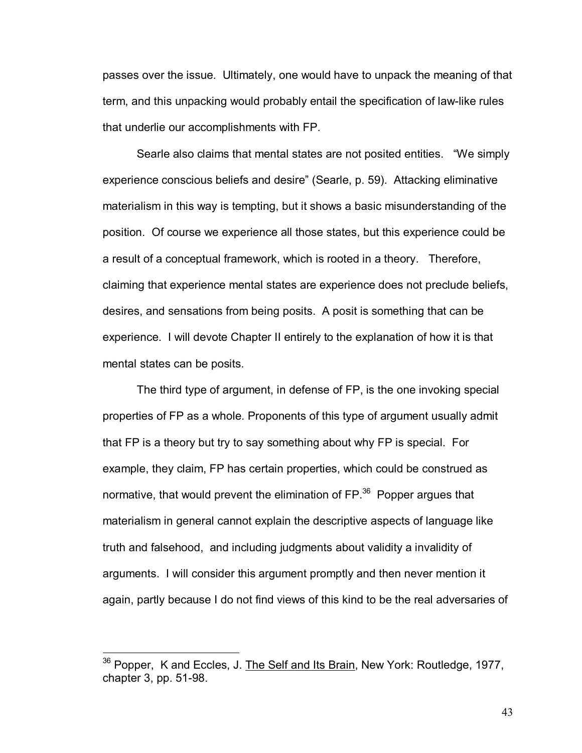passes over the issue. Ultimately, one would have to unpack the meaning of that term, and this unpacking would probably entail the specification of law-like rules that underlie our accomplishments with FP.

Searle also claims that mental states are not posited entities. "We simply experience conscious beliefs and desire" (Searle, p. 59). Attacking eliminative materialism in this way is tempting, but it shows a basic misunderstanding of the position. Of course we experience all those states, but this experience could be a result of a conceptual framework, which is rooted in a theory. Therefore, claiming that experience mental states are experience does not preclude beliefs, desires, and sensations from being posits. A posit is something that can be experience. I will devote Chapter II entirely to the explanation of how it is that mental states can be posits.

The third type of argument, in defense of FP, is the one invoking special properties of FP as a whole. Proponents of this type of argument usually admit that FP is a theory but try to say something about why FP is special. For example, they claim, FP has certain properties, which could be construed as normative, that would prevent the elimination of FP.[36] Popper argues that materialism in general cannot explain the descriptive aspects of language like truth and falsehood, and including judgments about validity a invalidity of arguments. I will consider this argument promptly and then never mention it again, partly because I do not find views of this kind to be the real adversaries of

---

[36] Popper, K and Eccles, J. The Self and Its Brain, New York: Routledge, 1977, chapter 3, pp. 51-98.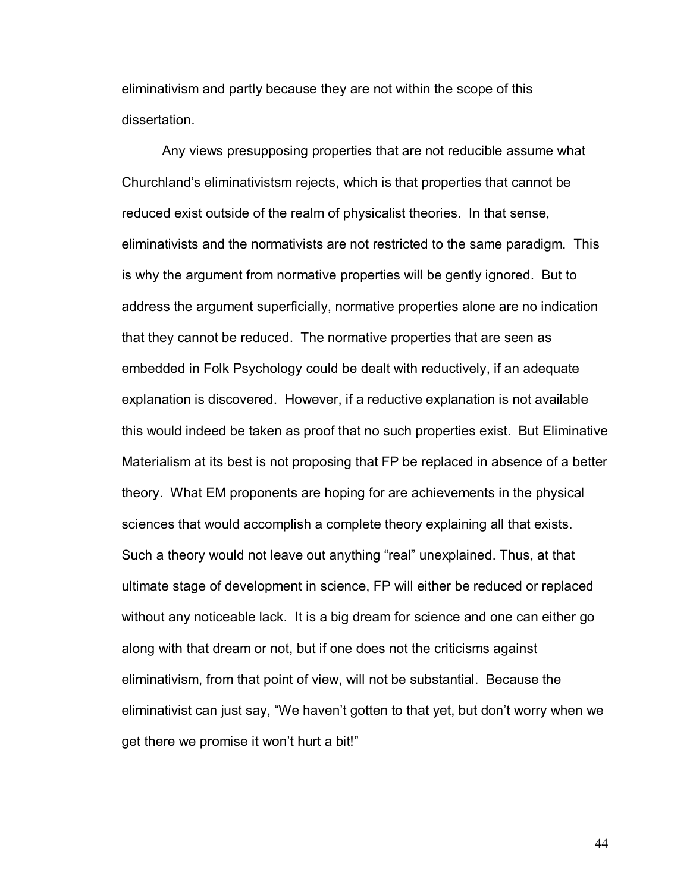eliminativism and partly because they are not within the scope of this dissertation.

Any views presupposing properties that are not reducible assume what Churchland's eliminativistsm rejects, which is that properties that cannot be reduced exist outside of the realm of physicalist theories. In that sense, eliminativists and the normativists are not restricted to the same paradigm. This is why the argument from normative properties will be gently ignored. But to address the argument superficially, normative properties alone are no indication that they cannot be reduced. The normative properties that are seen as embedded in Folk Psychology could be dealt with reductively, if an adequate explanation is discovered. However, if a reductive explanation is not available this would indeed be taken as proof that no such properties exist. But Eliminative Materialism at its best is not proposing that FP be replaced in absence of a better theory. What EM proponents are hoping for are achievements in the physical sciences that would accomplish a complete theory explaining all that exists. Such a theory would not leave out anything "real" unexplained. Thus, at that ultimate stage of development in science, FP will either be reduced or replaced without any noticeable lack. It is a big dream for science and one can either go along with that dream or not, but if one does not the criticisms against eliminativism, from that point of view, will not be substantial. Because the eliminativist can just say, "We haven't gotten to that yet, but don't worry when we get there we promise it won't hurt a bit!"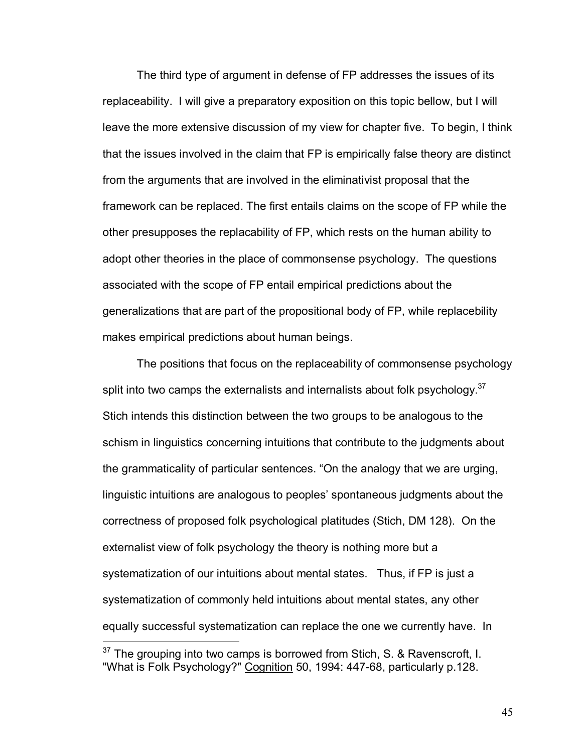The third type of argument in defense of FP addresses the issues of its replaceability. I will give a preparatory exposition on this topic bellow, but I will leave the more extensive discussion of my view for chapter five. To begin, I think that the issues involved in the claim that FP is empirically false theory are distinct from the arguments that are involved in the eliminativist proposal that the framework can be replaced. The first entails claims on the scope of FP while the other presupposes the replacability of FP, which rests on the human ability to adopt other theories in the place of commonsense psychology. The questions associated with the scope of FP entail empirical predictions about the generalizations that are part of the propositional body of FP, while replacebility makes empirical predictions about human beings.

The positions that focus on the replaceability of commonsense psychology split into two camps the externalists and internalists about folk psychology.[37] Stich intends this distinction between the two groups to be analogous to the schism in linguistics concerning intuitions that contribute to the judgments about the grammaticality of particular sentences. "On the analogy that we are urging, linguistic intuitions are analogous to peoples' spontaneous judgments about the correctness of proposed folk psychological platitudes (Stich, DM 128). On the externalist view of folk psychology the theory is nothing more but a systematization of our intuitions about mental states. Thus, if FP is just a systematization of commonly held intuitions about mental states, any other equally successful systematization can replace the one we currently have. In

[37] The grouping into two camps is borrowed from Stich, S. & Ravenscroft, I. "What is Folk Psychology?" Cognition 50, 1994: 447-68, particularly p.128.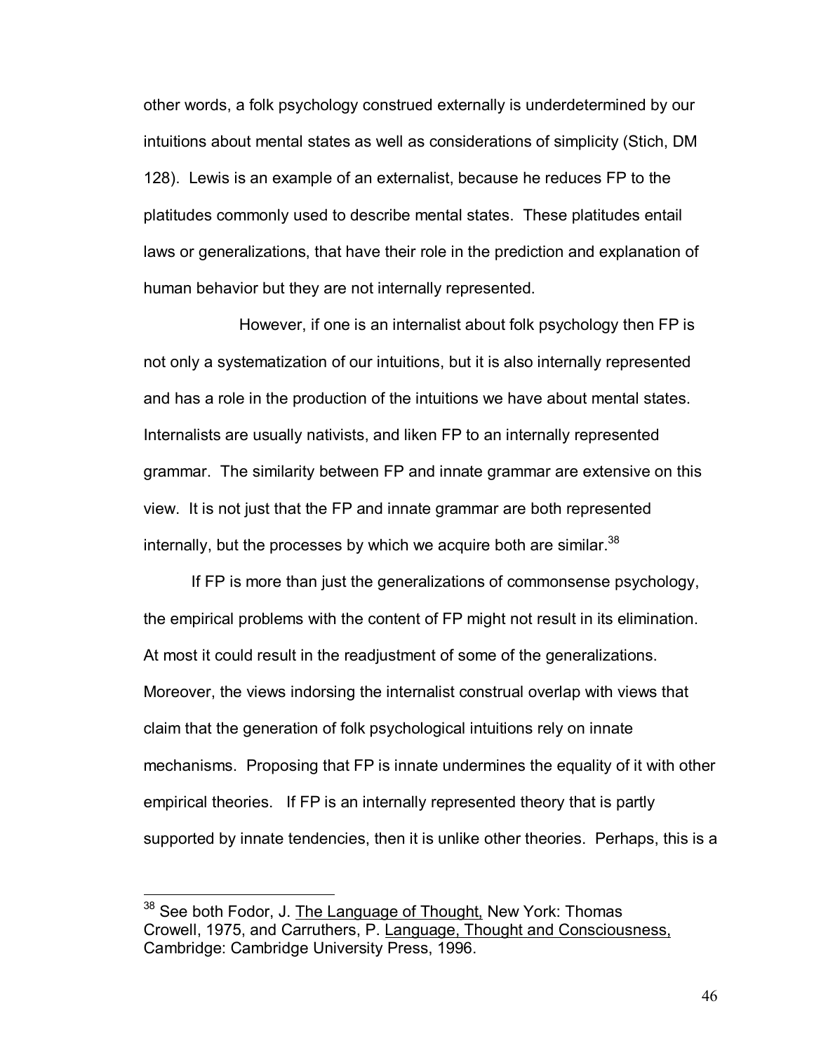other words, a folk psychology construed externally is underdetermined by our intuitions about mental states as well as considerations of simplicity (Stich, DM 128). Lewis is an example of an externalist, because he reduces FP to the platitudes commonly used to describe mental states. These platitudes entail laws or generalizations, that have their role in the prediction and explanation of human behavior but they are not internally represented.

However, if one is an internalist about folk psychology then FP is not only a systematization of our intuitions, but it is also internally represented and has a role in the production of the intuitions we have about mental states. Internalists are usually nativists, and liken FP to an internally represented grammar. The similarity between FP and innate grammar are extensive on this view. It is not just that the FP and innate grammar are both represented internally, but the processes by which we acquire both are similar.[38]

If FP is more than just the generalizations of commonsense psychology, the empirical problems with the content of FP might not result in its elimination. At most it could result in the readjustment of some of the generalizations. Moreover, the views indorsing the internalist construal overlap with views that claim that the generation of folk psychological intuitions rely on innate mechanisms. Proposing that FP is innate undermines the equality of it with other empirical theories. If FP is an internally represented theory that is partly supported by innate tendencies, then it is unlike other theories. Perhaps, this is a

---

[38] See both Fodor, J. The Language of Thought, New York: Thomas Crowell, 1975, and Carruthers, P. Language, Thought and Consciousness, Cambridge: Cambridge University Press, 1996.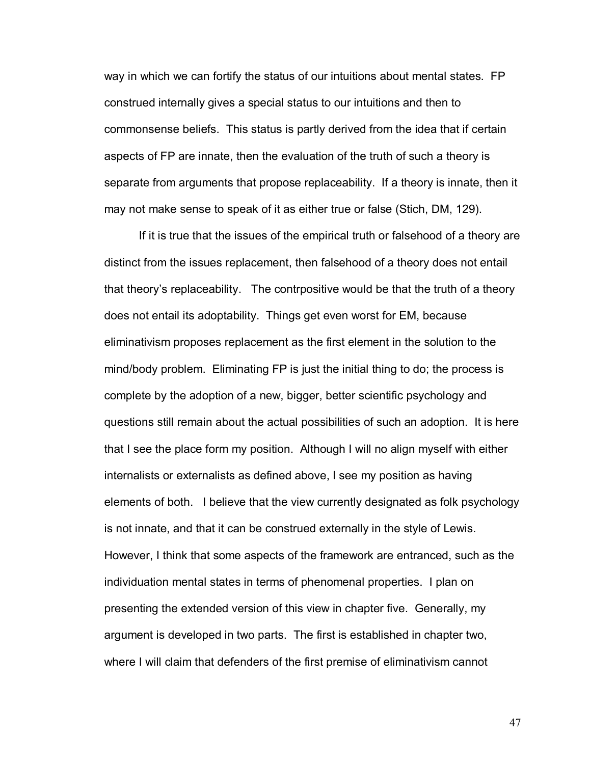way in which we can fortify the status of our intuitions about mental states. FP construed internally gives a special status to our intuitions and then to commonsense beliefs. This status is partly derived from the idea that if certain aspects of FP are innate, then the evaluation of the truth of such a theory is separate from arguments that propose replaceability. If a theory is innate, then it may not make sense to speak of it as either true or false (Stich, DM, 129).

If it is true that the issues of the empirical truth or falsehood of a theory are distinct from the issues replacement, then falsehood of a theory does not entail that theory's replaceability. The contrpositive would be that the truth of a theory does not entail its adoptability. Things get even worst for EM, because eliminativism proposes replacement as the first element in the solution to the mind/body problem. Eliminating FP is just the initial thing to do; the process is complete by the adoption of a new, bigger, better scientific psychology and questions still remain about the actual possibilities of such an adoption. It is here that I see the place form my position. Although I will no align myself with either internalists or externalists as defined above, I see my position as having elements of both. I believe that the view currently designated as folk psychology is not innate, and that it can be construed externally in the style of Lewis. However, I think that some aspects of the framework are entranced, such as the individuation mental states in terms of phenomenal properties. I plan on presenting the extended version of this view in chapter five. Generally, my argument is developed in two parts. The first is established in chapter two, where I will claim that defenders of the first premise of eliminativism cannot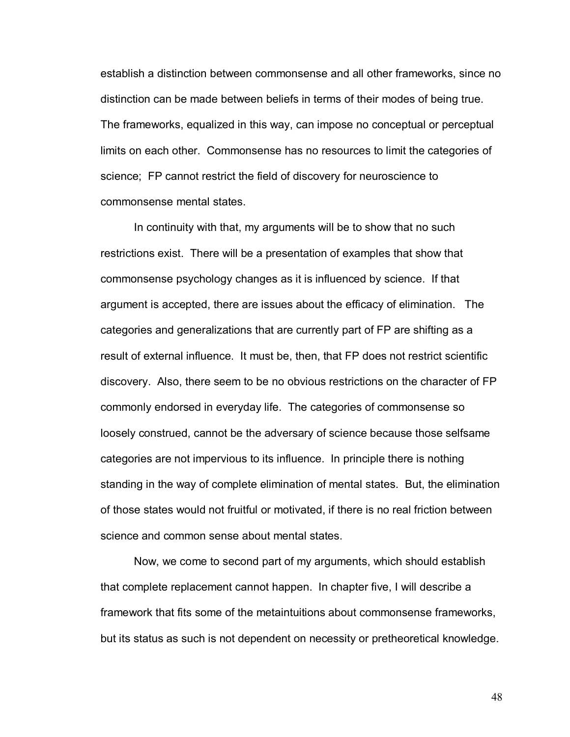establish a distinction between commonsense and all other frameworks, since no distinction can be made between beliefs in terms of their modes of being true. The frameworks, equalized in this way, can impose no conceptual or perceptual limits on each other. Commonsense has no resources to limit the categories of science; FP cannot restrict the field of discovery for neuroscience to commonsense mental states.

In continuity with that, my arguments will be to show that no such restrictions exist. There will be a presentation of examples that show that commonsense psychology changes as it is influenced by science. If that argument is accepted, there are issues about the efficacy of elimination. The categories and generalizations that are currently part of FP are shifting as a result of external influence. It must be, then, that FP does not restrict scientific discovery. Also, there seem to be no obvious restrictions on the character of FP commonly endorsed in everyday life. The categories of commonsense so loosely construed, cannot be the adversary of science because those selfsame categories are not impervious to its influence. In principle there is nothing standing in the way of complete elimination of mental states. But, the elimination of those states would not fruitful or motivated, if there is no real friction between science and common sense about mental states.

Now, we come to second part of my arguments, which should establish that complete replacement cannot happen. In chapter five, I will describe a framework that fits some of the metaintuitions about commonsense frameworks, but its status as such is not dependent on necessity or pretheoretical knowledge.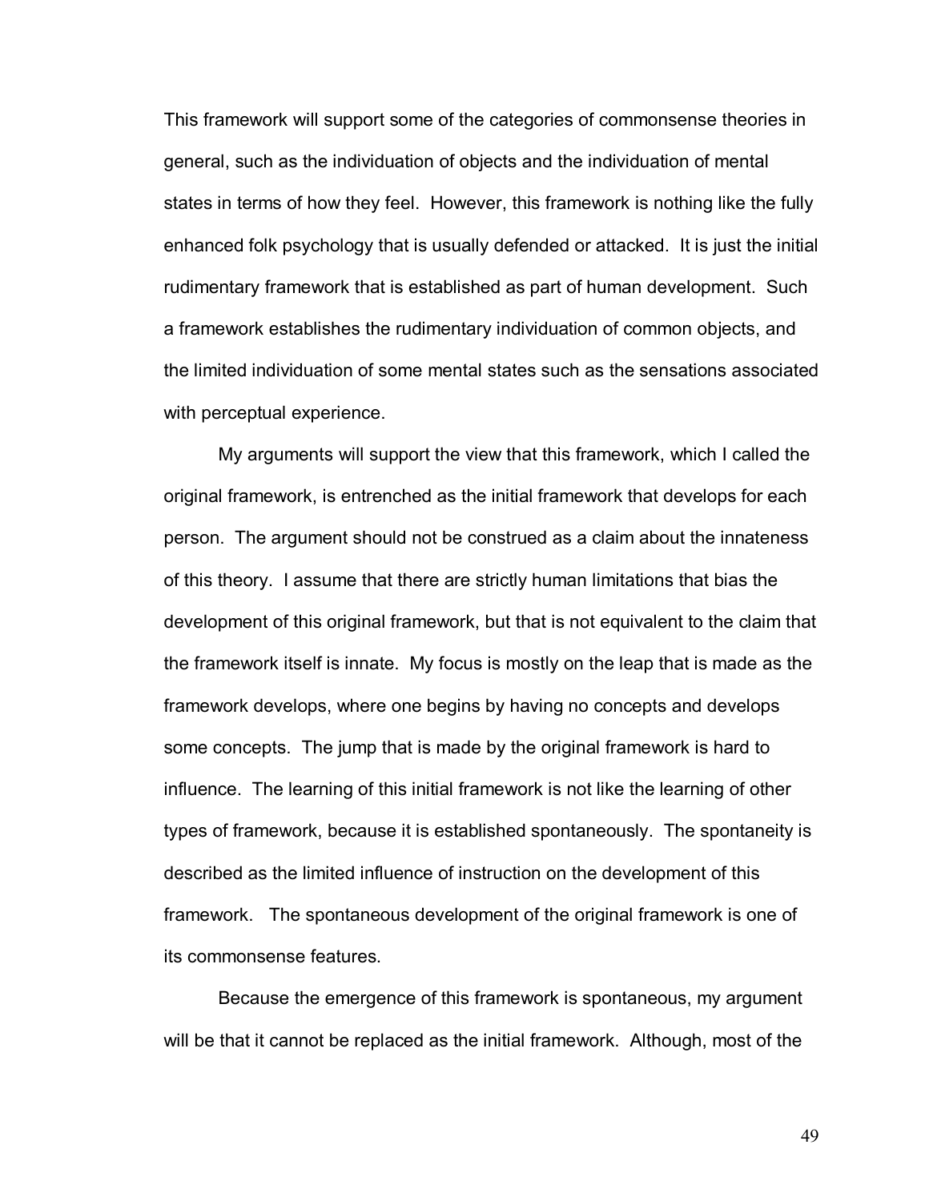This framework will support some of the categories of commonsense theories in general, such as the individuation of objects and the individuation of mental states in terms of how they feel. However, this framework is nothing like the fully enhanced folk psychology that is usually defended or attacked. It is just the initial rudimentary framework that is established as part of human development. Such a framework establishes the rudimentary individuation of common objects, and the limited individuation of some mental states such as the sensations associated with perceptual experience.

My arguments will support the view that this framework, which I called the original framework, is entrenched as the initial framework that develops for each person. The argument should not be construed as a claim about the innateness of this theory. I assume that there are strictly human limitations that bias the development of this original framework, but that is not equivalent to the claim that the framework itself is innate. My focus is mostly on the leap that is made as the framework develops, where one begins by having no concepts and develops some concepts. The jump that is made by the original framework is hard to influence. The learning of this initial framework is not like the learning of other types of framework, because it is established spontaneously. The spontaneity is described as the limited influence of instruction on the development of this framework. The spontaneous development of the original framework is one of its commonsense features.

Because the emergence of this framework is spontaneous, my argument will be that it cannot be replaced as the initial framework. Although, most of the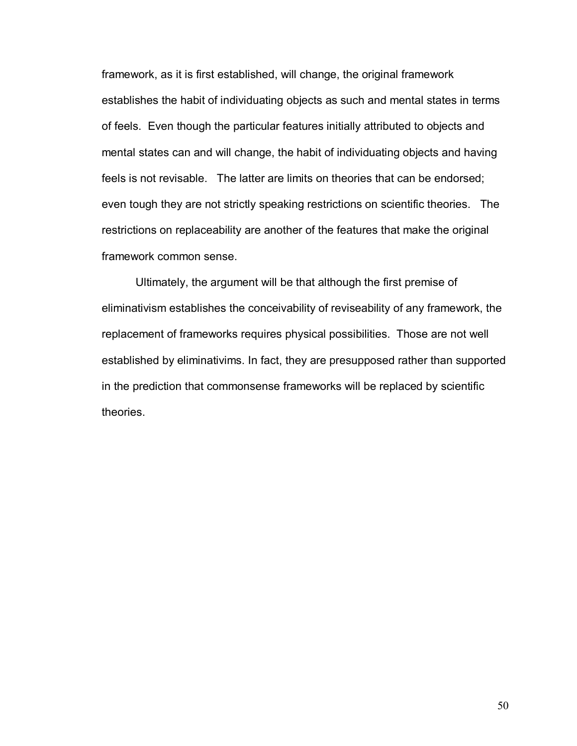framework, as it is first established, will change, the original framework establishes the habit of individuating objects as such and mental states in terms of feels. Even though the particular features initially attributed to objects and mental states can and will change, the habit of individuating objects and having feels is not revisable. The latter are limits on theories that can be endorsed; even tough they are not strictly speaking restrictions on scientific theories. The restrictions on replaceability are another of the features that make the original framework common sense.

Ultimately, the argument will be that although the first premise of eliminativism establishes the conceivability of reviseability of any framework, the replacement of frameworks requires physical possibilities. Those are not well established by eliminativims. In fact, they are presupposed rather than supported in the prediction that commonsense frameworks will be replaced by scientific theories.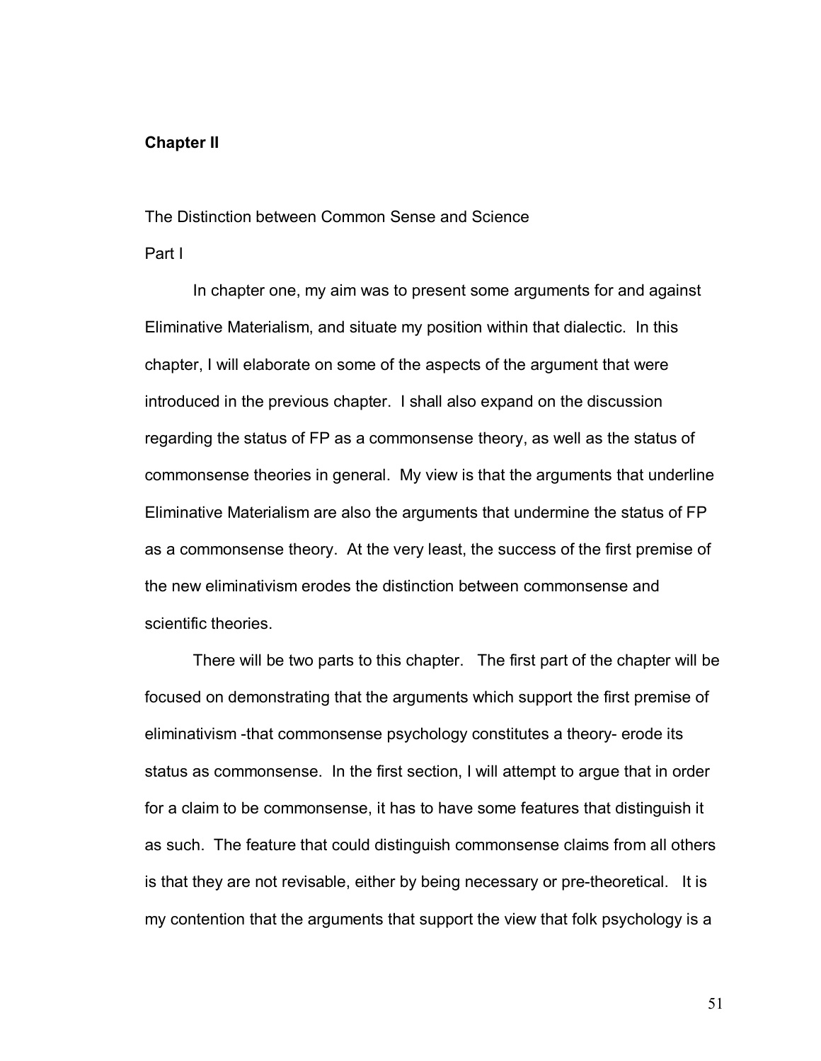# Chapter II

## The Distinction between Common Sense and Science

### Part I

In chapter one, my aim was to present some arguments for and against Eliminative Materialism, and situate my position within that dialectic. In this chapter, I will elaborate on some of the aspects of the argument that were introduced in the previous chapter. I shall also expand on the discussion regarding the status of FP as a commonsense theory, as well as the status of commonsense theories in general. My view is that the arguments that underline Eliminative Materialism are also the arguments that undermine the status of FP as a commonsense theory. At the very least, the success of the first premise of the new eliminativism erodes the distinction between commonsense and scientific theories.

There will be two parts to this chapter. The first part of the chapter will be focused on demonstrating that the arguments which support the first premise of eliminativism -that commonsense psychology constitutes a theory- erode its status as commonsense. In the first section, I will attempt to argue that in order for a claim to be commonsense, it has to have some features that distinguish it as such. The feature that could distinguish commonsense claims from all others is that they are not revisable, either by being necessary or pre-theoretical. It is my contention that the arguments that support the view that folk psychology is a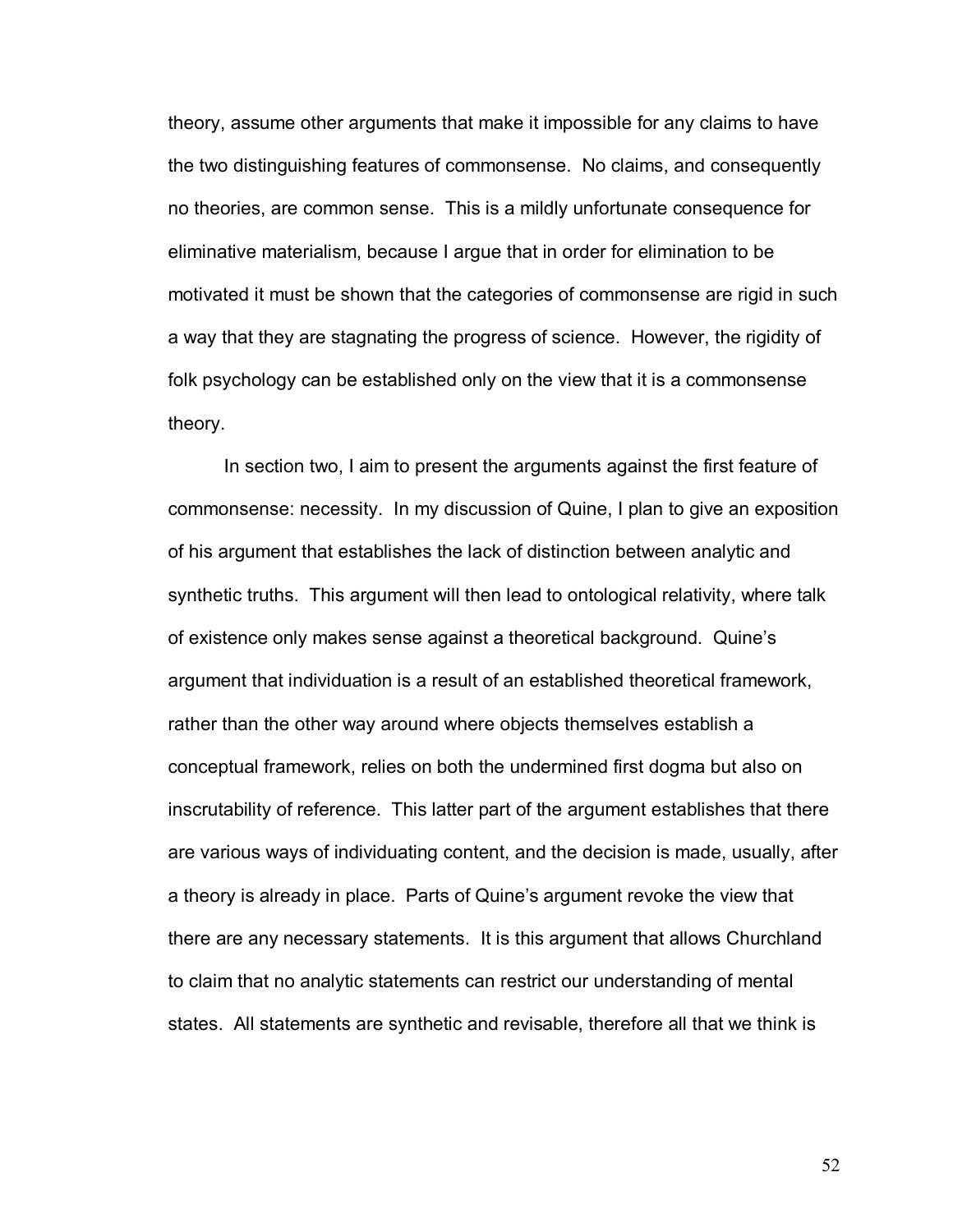theory, assume other arguments that make it impossible for any claims to have the two distinguishing features of commonsense. No claims, and consequently no theories, are common sense. This is a mildly unfortunate consequence for eliminative materialism, because I argue that in order for elimination to be motivated it must be shown that the categories of commonsense are rigid in such a way that they are stagnating the progress of science. However, the rigidity of folk psychology can be established only on the view that it is a commonsense theory.

In section two, I aim to present the arguments against the first feature of commonsense: necessity. In my discussion of Quine, I plan to give an exposition of his argument that establishes the lack of distinction between analytic and synthetic truths. This argument will then lead to ontological relativity, where talk of existence only makes sense against a theoretical background. Quine's argument that individuation is a result of an established theoretical framework, rather than the other way around where objects themselves establish a conceptual framework, relies on both the undermined first dogma but also on inscrutability of reference. This latter part of the argument establishes that there are various ways of individuating content, and the decision is made, usually, after a theory is already in place. Parts of Quine's argument revoke the view that there are any necessary statements. It is this argument that allows Churchland to claim that no analytic statements can restrict our understanding of mental states. All statements are synthetic and revisable, therefore all that we think is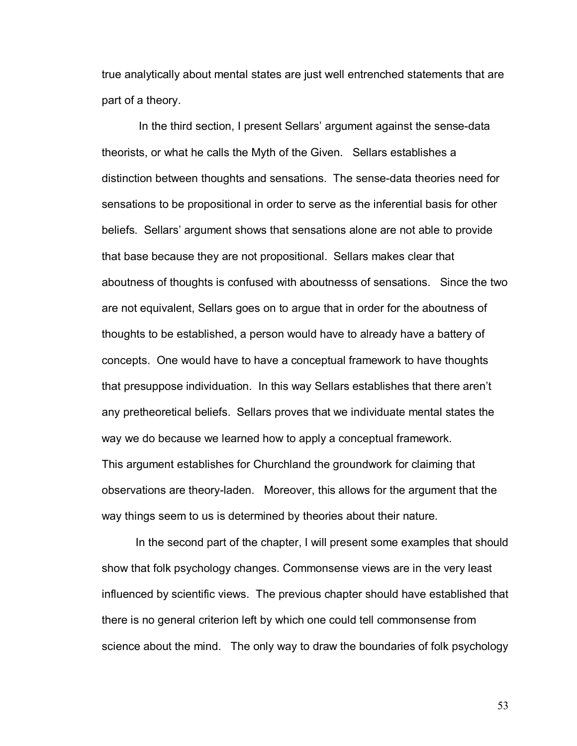true analytically about mental states are just well entrenched statements that are part of a theory.

In the third section, I present Sellars' argument against the sense-data theorists, or what he calls the Myth of the Given. Sellars establishes a distinction between thoughts and sensations. The sense-data theories need for sensations to be propositional in order to serve as the inferential basis for other beliefs. Sellars' argument shows that sensations alone are not able to provide that base because they are not propositional. Sellars makes clear that aboutness of thoughts is confused with aboutnesss of sensations. Since the two are not equivalent, Sellars goes on to argue that in order for the aboutness of thoughts to be established, a person would have to already have a battery of concepts. One would have to have a conceptual framework to have thoughts that presuppose individuation. In this way Sellars establishes that there aren't any pretheoretical beliefs. Sellars proves that we individuate mental states the way we do because we learned how to apply a conceptual framework. This argument establishes for Churchland the groundwork for claiming that observations are theory-laden. Moreover, this allows for the argument that the way things seem to us is determined by theories about their nature.

In the second part of the chapter, I will present some examples that should show that folk psychology changes. Commonsense views are in the very least influenced by scientific views. The previous chapter should have established that there is no general criterion left by which one could tell commonsense from science about the mind. The only way to draw the boundaries of folk psychology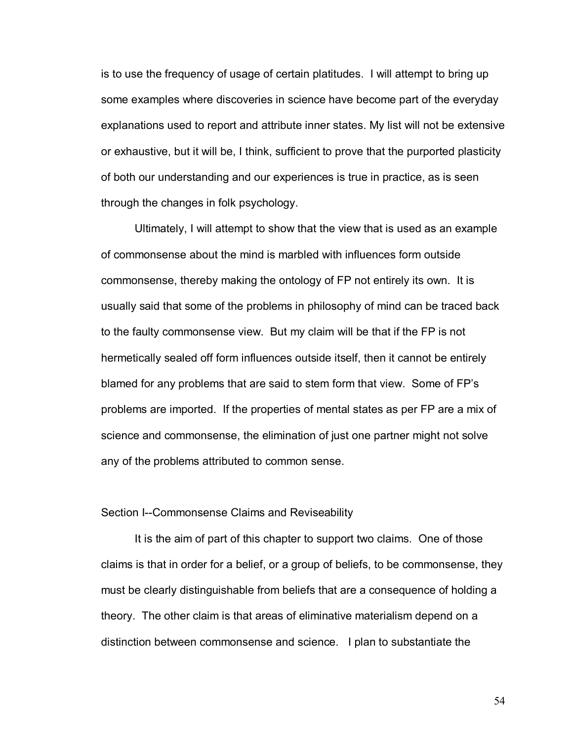is to use the frequency of usage of certain platitudes. I will attempt to bring up some examples where discoveries in science have become part of the everyday explanations used to report and attribute inner states. My list will not be extensive or exhaustive, but it will be, I think, sufficient to prove that the purported plasticity of both our understanding and our experiences is true in practice, as is seen through the changes in folk psychology.

Ultimately, I will attempt to show that the view that is used as an example of commonsense about the mind is marbled with influences form outside commonsense, thereby making the ontology of FP not entirely its own. It is usually said that some of the problems in philosophy of mind can be traced back to the faulty commonsense view. But my claim will be that if the FP is not hermetically sealed off form influences outside itself, then it cannot be entirely blamed for any problems that are said to stem form that view. Some of FP's problems are imported. If the properties of mental states as per FP are a mix of science and commonsense, the elimination of just one partner might not solve any of the problems attributed to common sense.

## Section I--Commonsense Claims and Reviseability

It is the aim of part of this chapter to support two claims. One of those claims is that in order for a belief, or a group of beliefs, to be commonsense, they must be clearly distinguishable from beliefs that are a consequence of holding a theory. The other claim is that areas of eliminative materialism depend on a distinction between commonsense and science. I plan to substantiate the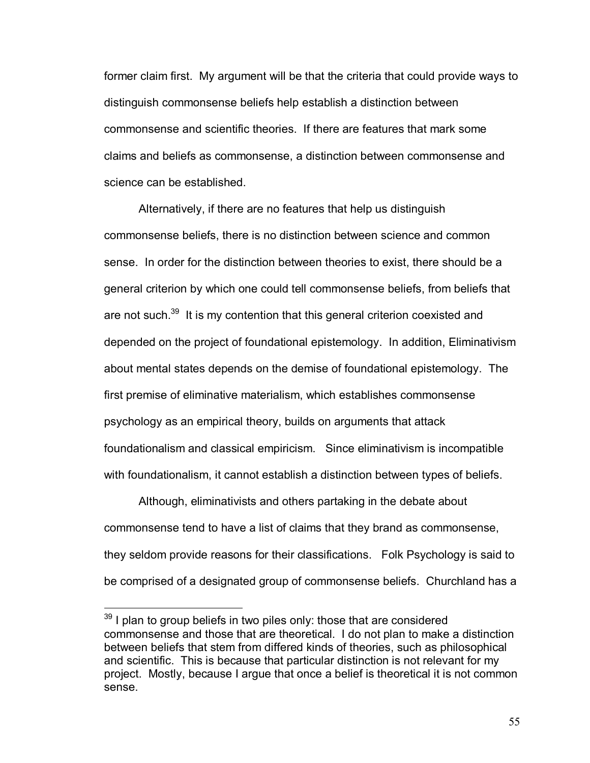former claim first. My argument will be that the criteria that could provide ways to distinguish commonsense beliefs help establish a distinction between commonsense and scientific theories. If there are features that mark some claims and beliefs as commonsense, a distinction between commonsense and science can be established.

Alternatively, if there are no features that help us distinguish commonsense beliefs, there is no distinction between science and common sense. In order for the distinction between theories to exist, there should be a general criterion by which one could tell commonsense beliefs, from beliefs that are not such.[39] It is my contention that this general criterion coexisted and depended on the project of foundational epistemology. In addition, Eliminativism about mental states depends on the demise of foundational epistemology. The first premise of eliminative materialism, which establishes commonsense psychology as an empirical theory, builds on arguments that attack foundationalism and classical empiricism. Since eliminativism is incompatible with foundationalism, it cannot establish a distinction between types of beliefs.

Although, eliminativists and others partaking in the debate about commonsense tend to have a list of claims that they brand as commonsense, they seldom provide reasons for their classifications. Folk Psychology is said to be comprised of a designated group of commonsense beliefs. Churchland has a

---

[39] I plan to group beliefs in two piles only: those that are considered commonsense and those that are theoretical. I do not plan to make a distinction between beliefs that stem from differed kinds of theories, such as philosophical and scientific. This is because that particular distinction is not relevant for my project. Mostly, because I argue that once a belief is theoretical it is not common sense.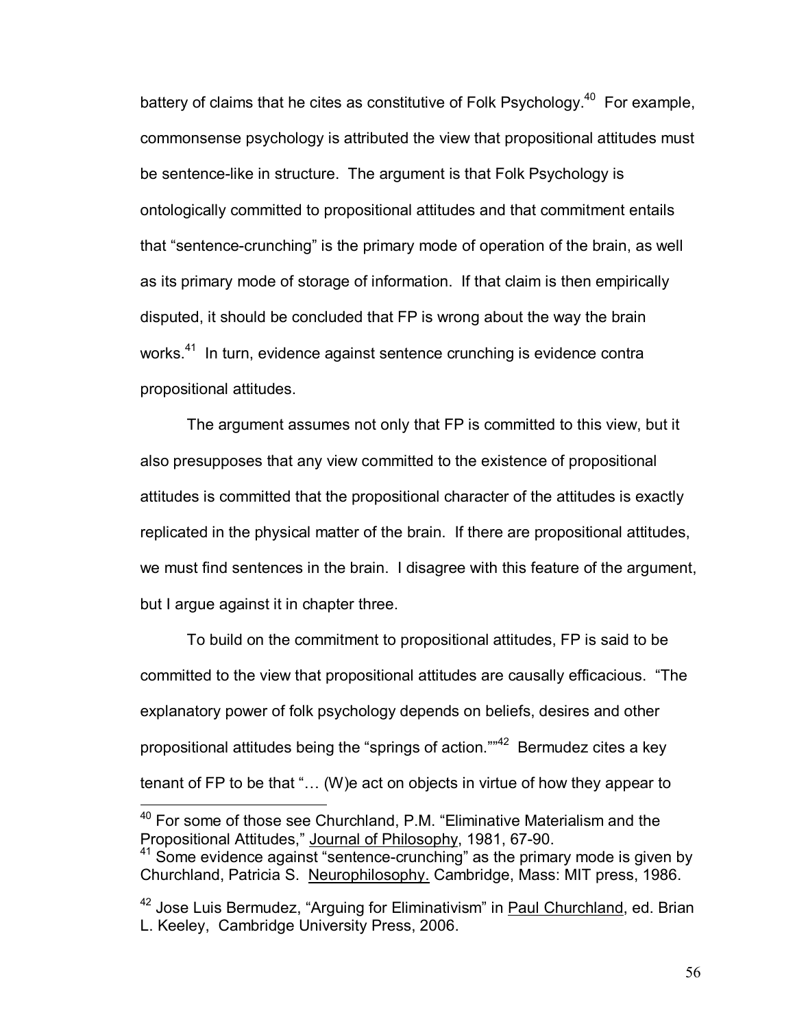battery of claims that he cites as constitutive of Folk Psychology.[40] For example, commonsense psychology is attributed the view that propositional attitudes must be sentence-like in structure. The argument is that Folk Psychology is ontologically committed to propositional attitudes and that commitment entails that "sentence-crunching" is the primary mode of operation of the brain, as well as its primary mode of storage of information. If that claim is then empirically disputed, it should be concluded that FP is wrong about the way the brain works.[41] In turn, evidence against sentence crunching is evidence contra propositional attitudes.

The argument assumes not only that FP is committed to this view, but it also presupposes that any view committed to the existence of propositional attitudes is committed that the propositional character of the attitudes is exactly replicated in the physical matter of the brain. If there are propositional attitudes, we must find sentences in the brain. I disagree with this feature of the argument, but I argue against it in chapter three.

To build on the commitment to propositional attitudes, FP is said to be committed to the view that propositional attitudes are causally efficacious. "The explanatory power of folk psychology depends on beliefs, desires and other propositional attitudes being the "springs of action.""[42] Bermudez cites a key tenant of FP to be that "… (W)e act on objects in virtue of how they appear to

---

[40] For some of those see Churchland, P.M. "Eliminative Materialism and the Propositional Attitudes," Journal of Philosophy, 1981, 67-90.

[41] Some evidence against "sentence-crunching" as the primary mode is given by Churchland, Patricia S. Neurophilosophy. Cambridge, Mass: MIT press, 1986.

[42] Jose Luis Bermudez, "Arguing for Eliminativism" in Paul Churchland, ed. Brian L. Keeley, Cambridge University Press, 2006.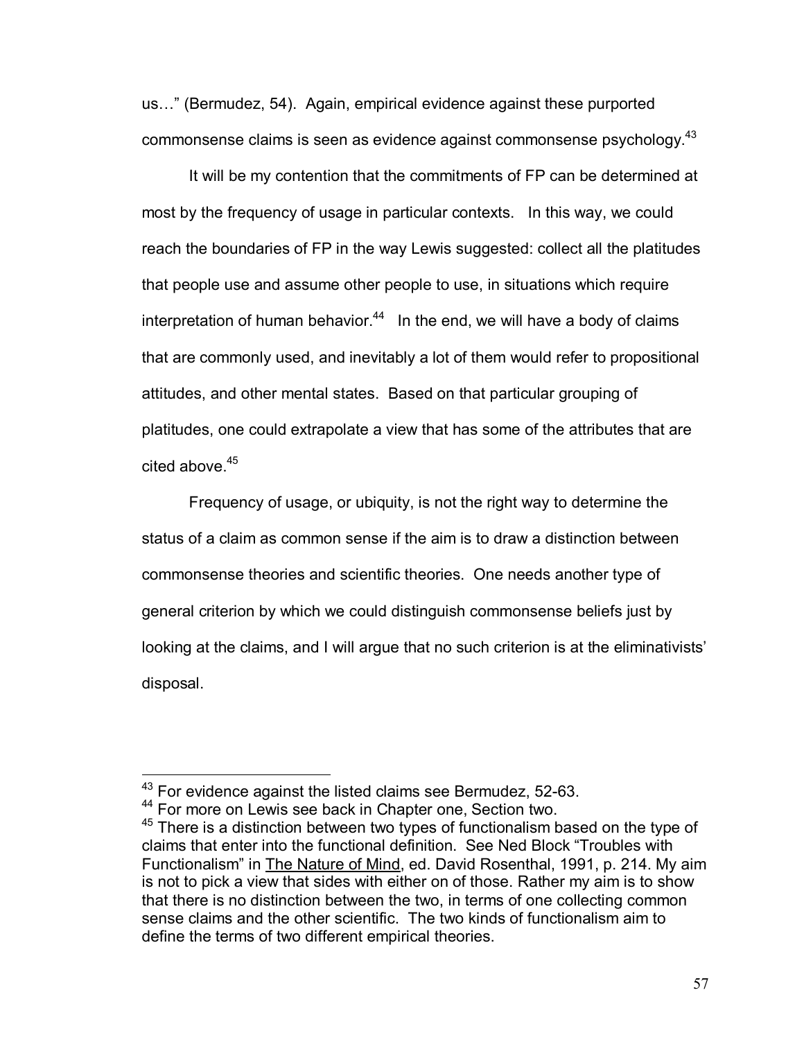us…" (Bermudez, 54). Again, empirical evidence against these purported commonsense claims is seen as evidence against commonsense psychology.[43]

It will be my contention that the commitments of FP can be determined at most by the frequency of usage in particular contexts. In this way, we could reach the boundaries of FP in the way Lewis suggested: collect all the platitudes that people use and assume other people to use, in situations which require interpretation of human behavior.[44] In the end, we will have a body of claims that are commonly used, and inevitably a lot of them would refer to propositional attitudes, and other mental states. Based on that particular grouping of platitudes, one could extrapolate a view that has some of the attributes that are cited above.[45]

Frequency of usage, or ubiquity, is not the right way to determine the status of a claim as common sense if the aim is to draw a distinction between commonsense theories and scientific theories. One needs another type of general criterion by which we could distinguish commonsense beliefs just by looking at the claims, and I will argue that no such criterion is at the eliminativists' disposal.

---

[43] For evidence against the listed claims see Bermudez, 52-63.

[44] For more on Lewis see back in Chapter one, Section two.

[45] There is a distinction between two types of functionalism based on the type of claims that enter into the functional definition. See Ned Block "Troubles with Functionalism" in <u>The Nature of Mind</u>, ed. David Rosenthal, 1991, p. 214. My aim is not to pick a view that sides with either on of those. Rather my aim is to show that there is no distinction between the two, in terms of one collecting common sense claims and the other scientific. The two kinds of functionalism aim to define the terms of two different empirical theories.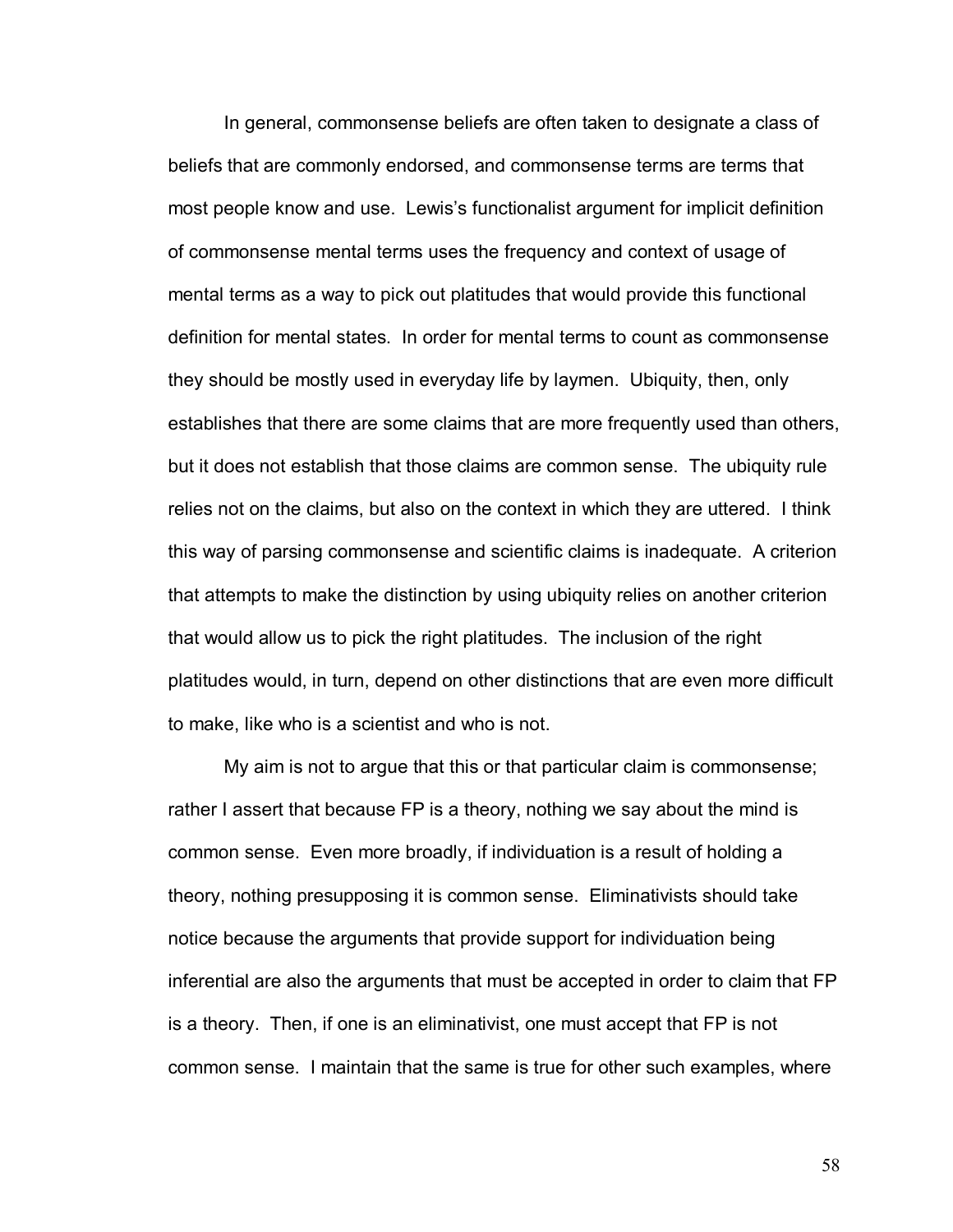In general, commonsense beliefs are often taken to designate a class of beliefs that are commonly endorsed, and commonsense terms are terms that most people know and use. Lewis's functionalist argument for implicit definition of commonsense mental terms uses the frequency and context of usage of mental terms as a way to pick out platitudes that would provide this functional definition for mental states. In order for mental terms to count as commonsense they should be mostly used in everyday life by laymen. Ubiquity, then, only establishes that there are some claims that are more frequently used than others, but it does not establish that those claims are common sense. The ubiquity rule relies not on the claims, but also on the context in which they are uttered. I think this way of parsing commonsense and scientific claims is inadequate. A criterion that attempts to make the distinction by using ubiquity relies on another criterion that would allow us to pick the right platitudes. The inclusion of the right platitudes would, in turn, depend on other distinctions that are even more difficult to make, like who is a scientist and who is not.

My aim is not to argue that this or that particular claim is commonsense; rather I assert that because FP is a theory, nothing we say about the mind is common sense. Even more broadly, if individuation is a result of holding a theory, nothing presupposing it is common sense. Eliminativists should take notice because the arguments that provide support for individuation being inferential are also the arguments that must be accepted in order to claim that FP is a theory. Then, if one is an eliminativist, one must accept that FP is not common sense. I maintain that the same is true for other such examples, where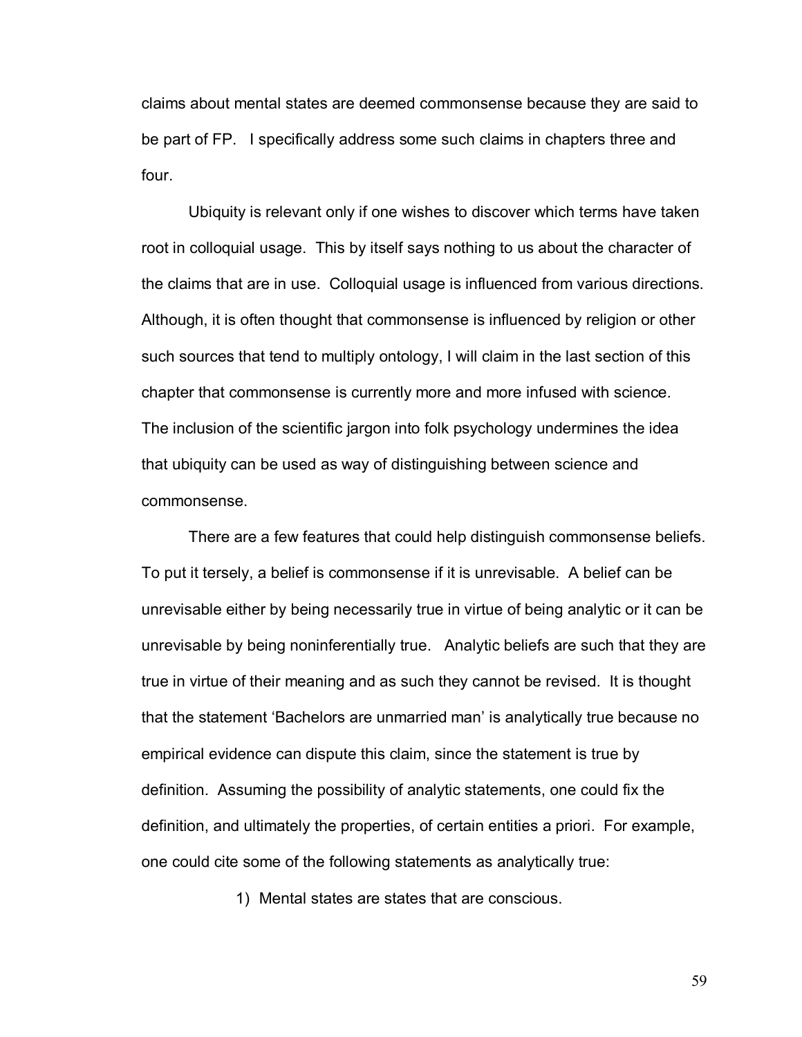claims about mental states are deemed commonsense because they are said to be part of FP. I specifically address some such claims in chapters three and four.

Ubiquity is relevant only if one wishes to discover which terms have taken root in colloquial usage. This by itself says nothing to us about the character of the claims that are in use. Colloquial usage is influenced from various directions. Although, it is often thought that commonsense is influenced by religion or other such sources that tend to multiply ontology, I will claim in the last section of this chapter that commonsense is currently more and more infused with science. The inclusion of the scientific jargon into folk psychology undermines the idea that ubiquity can be used as way of distinguishing between science and commonsense.

There are a few features that could help distinguish commonsense beliefs. To put it tersely, a belief is commonsense if it is unrevisable. A belief can be unrevisable either by being necessarily true in virtue of being analytic or it can be unrevisable by being noninferentially true. Analytic beliefs are such that they are true in virtue of their meaning and as such they cannot be revised. It is thought that the statement 'Bachelors are unmarried man' is analytically true because no empirical evidence can dispute this claim, since the statement is true by definition. Assuming the possibility of analytic statements, one could fix the definition, and ultimately the properties, of certain entities a priori. For example, one could cite some of the following statements as analytically true:

1) Mental states are states that are conscious.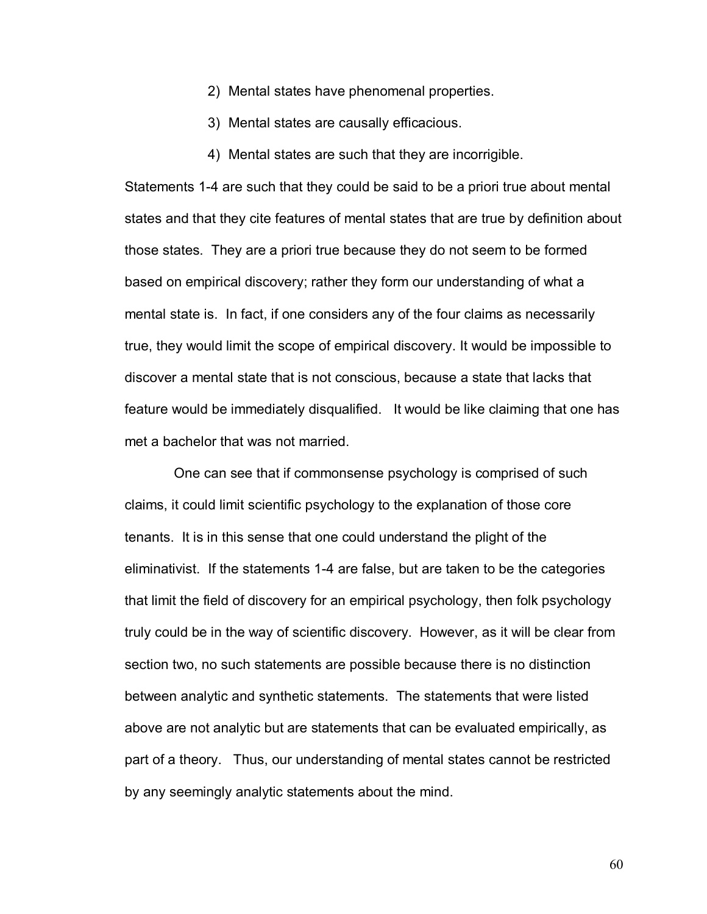2) Mental states have phenomenal properties.

3) Mental states are causally efficacious.

4) Mental states are such that they are incorrigible.

Statements 1-4 are such that they could be said to be a priori true about mental states and that they cite features of mental states that are true by definition about those states. They are a priori true because they do not seem to be formed based on empirical discovery; rather they form our understanding of what a mental state is. In fact, if one considers any of the four claims as necessarily true, they would limit the scope of empirical discovery. It would be impossible to discover a mental state that is not conscious, because a state that lacks that feature would be immediately disqualified. It would be like claiming that one has met a bachelor that was not married.

One can see that if commonsense psychology is comprised of such claims, it could limit scientific psychology to the explanation of those core tenants. It is in this sense that one could understand the plight of the eliminativist. If the statements 1-4 are false, but are taken to be the categories that limit the field of discovery for an empirical psychology, then folk psychology truly could be in the way of scientific discovery. However, as it will be clear from section two, no such statements are possible because there is no distinction between analytic and synthetic statements. The statements that were listed above are not analytic but are statements that can be evaluated empirically, as part of a theory. Thus, our understanding of mental states cannot be restricted by any seemingly analytic statements about the mind.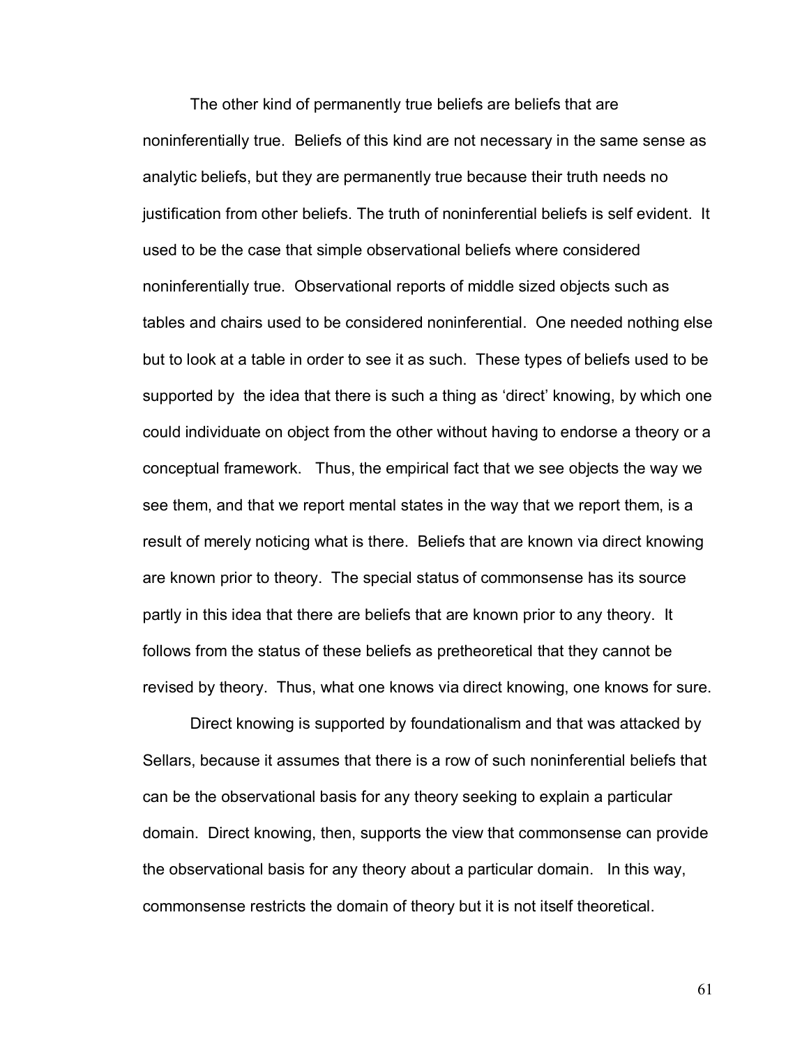The other kind of permanently true beliefs are beliefs that are noninferentially true. Beliefs of this kind are not necessary in the same sense as analytic beliefs, but they are permanently true because their truth needs no justification from other beliefs. The truth of noninferential beliefs is self evident. It used to be the case that simple observational beliefs where considered noninferentially true. Observational reports of middle sized objects such as tables and chairs used to be considered noninferential. One needed nothing else but to look at a table in order to see it as such. These types of beliefs used to be supported by the idea that there is such a thing as 'direct' knowing, by which one could individuate on object from the other without having to endorse a theory or a conceptual framework. Thus, the empirical fact that we see objects the way we see them, and that we report mental states in the way that we report them, is a result of merely noticing what is there. Beliefs that are known via direct knowing are known prior to theory. The special status of commonsense has its source partly in this idea that there are beliefs that are known prior to any theory. It follows from the status of these beliefs as pretheoretical that they cannot be revised by theory. Thus, what one knows via direct knowing, one knows for sure.

Direct knowing is supported by foundationalism and that was attacked by Sellars, because it assumes that there is a row of such noninferential beliefs that can be the observational basis for any theory seeking to explain a particular domain. Direct knowing, then, supports the view that commonsense can provide the observational basis for any theory about a particular domain. In this way, commonsense restricts the domain of theory but it is not itself theoretical.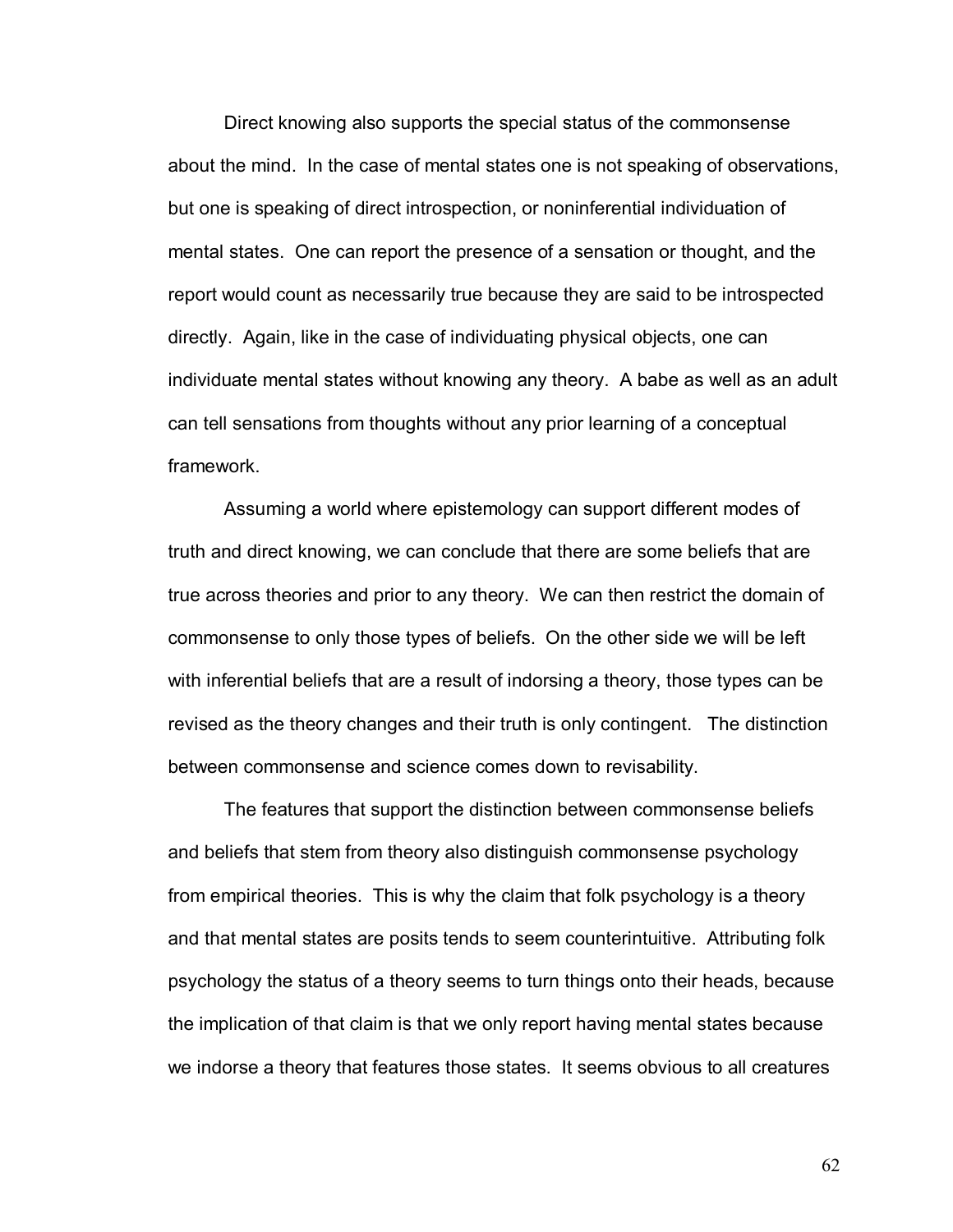Direct knowing also supports the special status of the commonsense about the mind. In the case of mental states one is not speaking of observations, but one is speaking of direct introspection, or noninferential individuation of mental states. One can report the presence of a sensation or thought, and the report would count as necessarily true because they are said to be introspected directly. Again, like in the case of individuating physical objects, one can individuate mental states without knowing any theory. A babe as well as an adult can tell sensations from thoughts without any prior learning of a conceptual framework.

Assuming a world where epistemology can support different modes of truth and direct knowing, we can conclude that there are some beliefs that are true across theories and prior to any theory. We can then restrict the domain of commonsense to only those types of beliefs. On the other side we will be left with inferential beliefs that are a result of indorsing a theory, those types can be revised as the theory changes and their truth is only contingent. The distinction between commonsense and science comes down to revisability.

The features that support the distinction between commonsense beliefs and beliefs that stem from theory also distinguish commonsense psychology from empirical theories. This is why the claim that folk psychology is a theory and that mental states are posits tends to seem counterintuitive. Attributing folk psychology the status of a theory seems to turn things onto their heads, because the implication of that claim is that we only report having mental states because we indorse a theory that features those states. It seems obvious to all creatures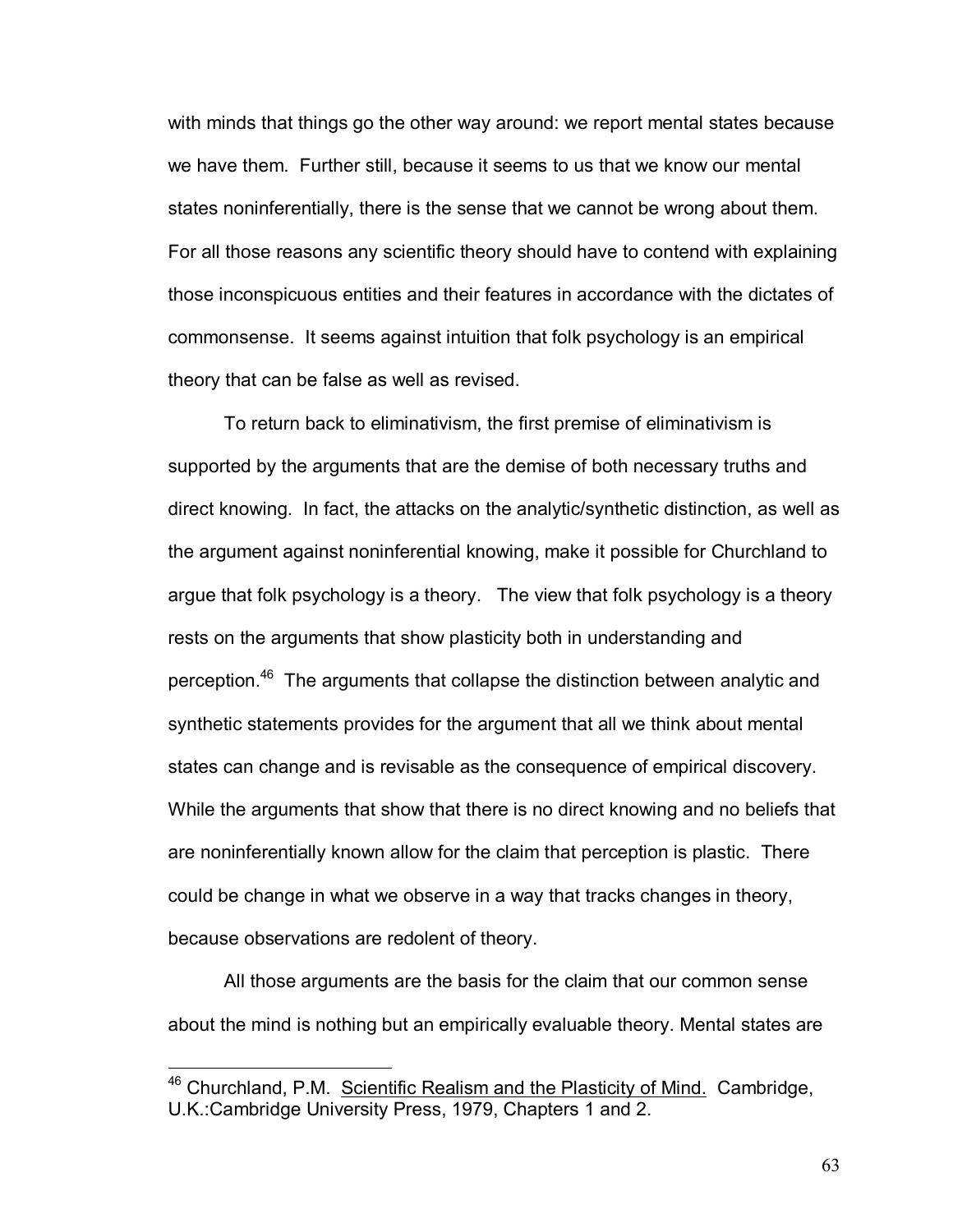with minds that things go the other way around: we report mental states because we have them. Further still, because it seems to us that we know our mental states noninferentially, there is the sense that we cannot be wrong about them. For all those reasons any scientific theory should have to contend with explaining those inconspicuous entities and their features in accordance with the dictates of commonsense. It seems against intuition that folk psychology is an empirical theory that can be false as well as revised.

To return back to eliminativism, the first premise of eliminativism is supported by the arguments that are the demise of both necessary truths and direct knowing. In fact, the attacks on the analytic/synthetic distinction, as well as the argument against noninferential knowing, make it possible for Churchland to argue that folk psychology is a theory. The view that folk psychology is a theory rests on the arguments that show plasticity both in understanding and perception.[46] The arguments that collapse the distinction between analytic and synthetic statements provides for the argument that all we think about mental states can change and is revisable as the consequence of empirical discovery. While the arguments that show that there is no direct knowing and no beliefs that are noninferentially known allow for the claim that perception is plastic. There could be change in what we observe in a way that tracks changes in theory, because observations are redolent of theory.

All those arguments are the basis for the claim that our common sense about the mind is nothing but an empirically evaluable theory. Mental states are

---

[46] Churchland, P.M. Scientific Realism and the Plasticity of Mind. Cambridge, U.K.:Cambridge University Press, 1979, Chapters 1 and 2.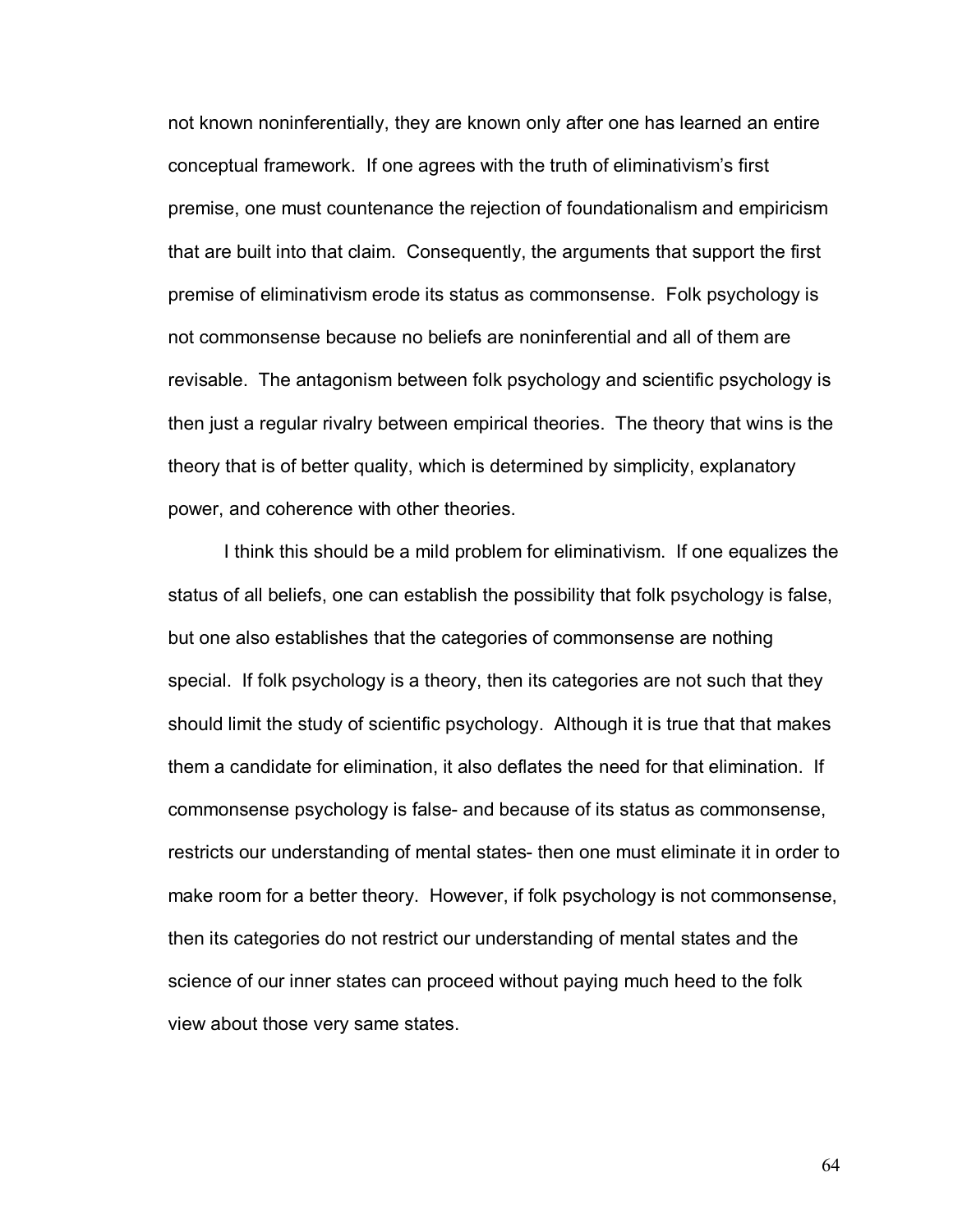not known noninferentially, they are known only after one has learned an entire conceptual framework. If one agrees with the truth of eliminativism's first premise, one must countenance the rejection of foundationalism and empiricism that are built into that claim. Consequently, the arguments that support the first premise of eliminativism erode its status as commonsense. Folk psychology is not commonsense because no beliefs are noninferential and all of them are revisable. The antagonism between folk psychology and scientific psychology is then just a regular rivalry between empirical theories. The theory that wins is the theory that is of better quality, which is determined by simplicity, explanatory power, and coherence with other theories.

I think this should be a mild problem for eliminativism. If one equalizes the status of all beliefs, one can establish the possibility that folk psychology is false, but one also establishes that the categories of commonsense are nothing special. If folk psychology is a theory, then its categories are not such that they should limit the study of scientific psychology. Although it is true that that makes them a candidate for elimination, it also deflates the need for that elimination. If commonsense psychology is false- and because of its status as commonsense, restricts our understanding of mental states- then one must eliminate it in order to make room for a better theory. However, if folk psychology is not commonsense, then its categories do not restrict our understanding of mental states and the science of our inner states can proceed without paying much heed to the folk view about those very same states.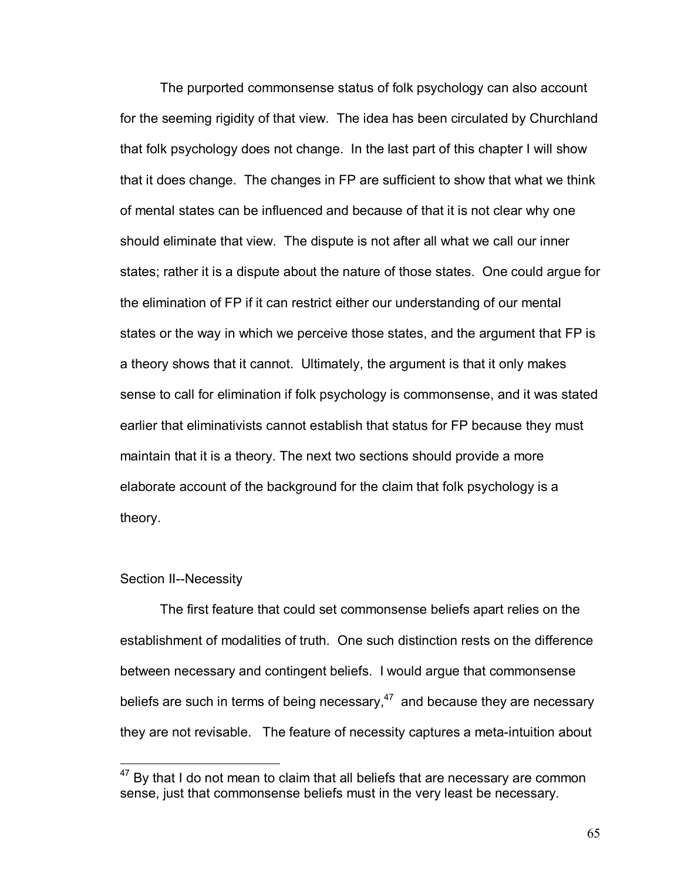The purported commonsense status of folk psychology can also account for the seeming rigidity of that view. The idea has been circulated by Churchland that folk psychology does not change. In the last part of this chapter I will show that it does change. The changes in FP are sufficient to show that what we think of mental states can be influenced and because of that it is not clear why one should eliminate that view. The dispute is not after all what we call our inner states; rather it is a dispute about the nature of those states. One could argue for the elimination of FP if it can restrict either our understanding of our mental states or the way in which we perceive those states, and the argument that FP is a theory shows that it cannot. Ultimately, the argument is that it only makes sense to call for elimination if folk psychology is commonsense, and it was stated earlier that eliminativists cannot establish that status for FP because they must maintain that it is a theory. The next two sections should provide a more elaborate account of the background for the claim that folk psychology is a theory.

## Section II--Necessity

The first feature that could set commonsense beliefs apart relies on the establishment of modalities of truth. One such distinction rests on the difference between necessary and contingent beliefs. I would argue that commonsense beliefs are such in terms of being necessary,[47] and because they are necessary they are not revisable. The feature of necessity captures a meta-intuition about

[47] By that I do not mean to claim that all beliefs that are necessary are common sense, just that commonsense beliefs must in the very least be necessary.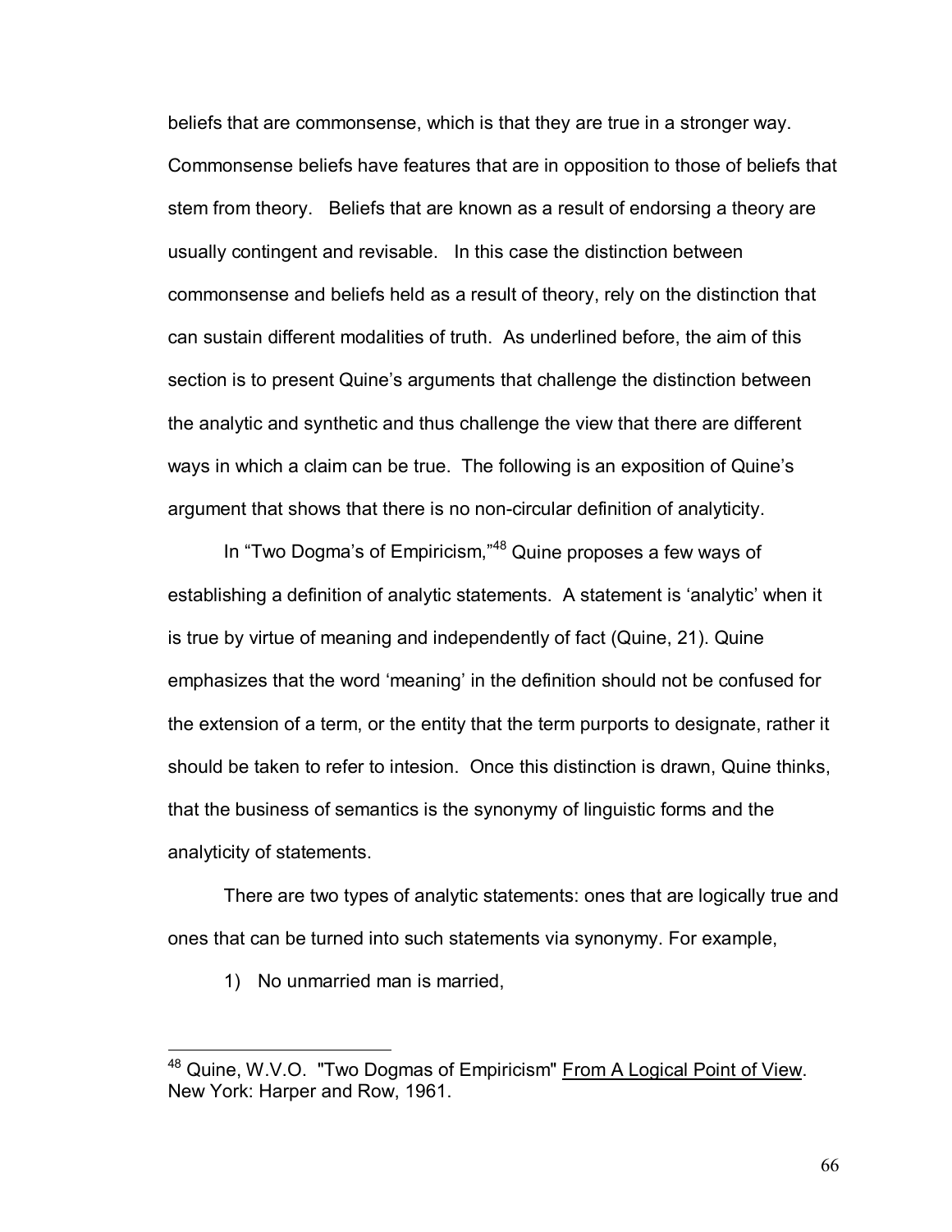beliefs that are commonsense, which is that they are true in a stronger way. Commonsense beliefs have features that are in opposition to those of beliefs that stem from theory. Beliefs that are known as a result of endorsing a theory are usually contingent and revisable. In this case the distinction between commonsense and beliefs held as a result of theory, rely on the distinction that can sustain different modalities of truth. As underlined before, the aim of this section is to present Quine's arguments that challenge the distinction between the analytic and synthetic and thus challenge the view that there are different ways in which a claim can be true. The following is an exposition of Quine's argument that shows that there is no non-circular definition of analyticity.

In "Two Dogma's of Empiricism,"[48] Quine proposes a few ways of establishing a definition of analytic statements. A statement is 'analytic' when it is true by virtue of meaning and independently of fact (Quine, 21). Quine emphasizes that the word 'meaning' in the definition should not be confused for the extension of a term, or the entity that the term purports to designate, rather it should be taken to refer to intesion. Once this distinction is drawn, Quine thinks, that the business of semantics is the synonymy of linguistic forms and the analyticity of statements.

There are two types of analytic statements: ones that are logically true and ones that can be turned into such statements via synonymy. For example,

1) No unmarried man is married,

---

[48] Quine, W.V.O. "Two Dogmas of Empiricism" From A Logical Point of View. New York: Harper and Row, 1961.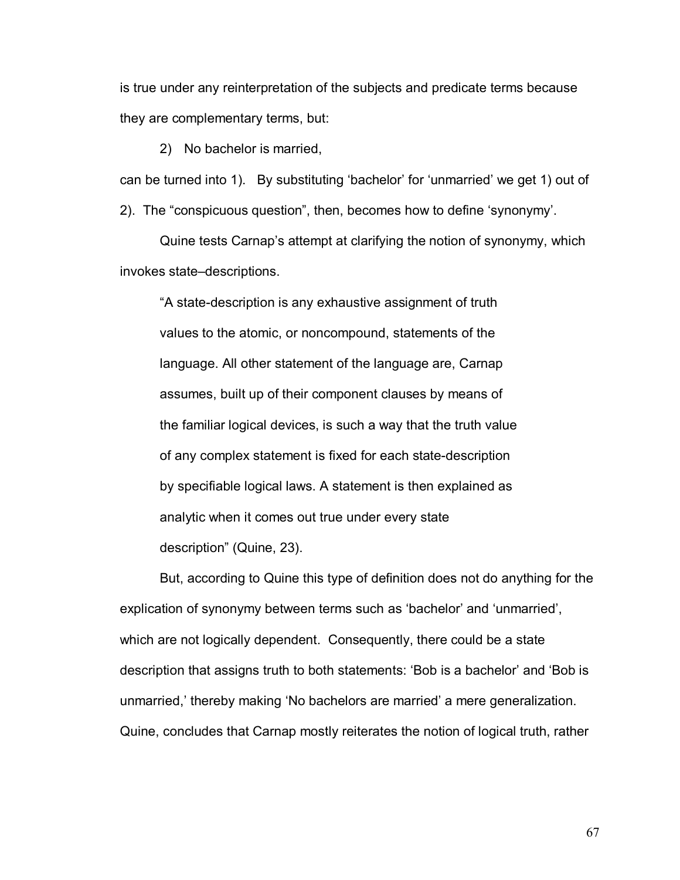is true under any reinterpretation of the subjects and predicate terms because they are complementary terms, but:

2) No bachelor is married,

can be turned into 1). By substituting 'bachelor' for 'unmarried' we get 1) out of 2). The "conspicuous question", then, becomes how to define 'synonymy'.

Quine tests Carnap's attempt at clarifying the notion of synonymy, which invokes state–descriptions.

> "A state-description is any exhaustive assignment of truth values to the atomic, or noncompound, statements of the language. All other statement of the language are, Carnap assumes, built up of their component clauses by means of the familiar logical devices, is such a way that the truth value of any complex statement is fixed for each state-description by specifiable logical laws. A statement is then explained as analytic when it comes out true under every state description" (Quine, 23).

But, according to Quine this type of definition does not do anything for the explication of synonymy between terms such as 'bachelor' and 'unmarried', which are not logically dependent. Consequently, there could be a state description that assigns truth to both statements: 'Bob is a bachelor' and 'Bob is unmarried,' thereby making 'No bachelors are married' a mere generalization. Quine, concludes that Carnap mostly reiterates the notion of logical truth, rather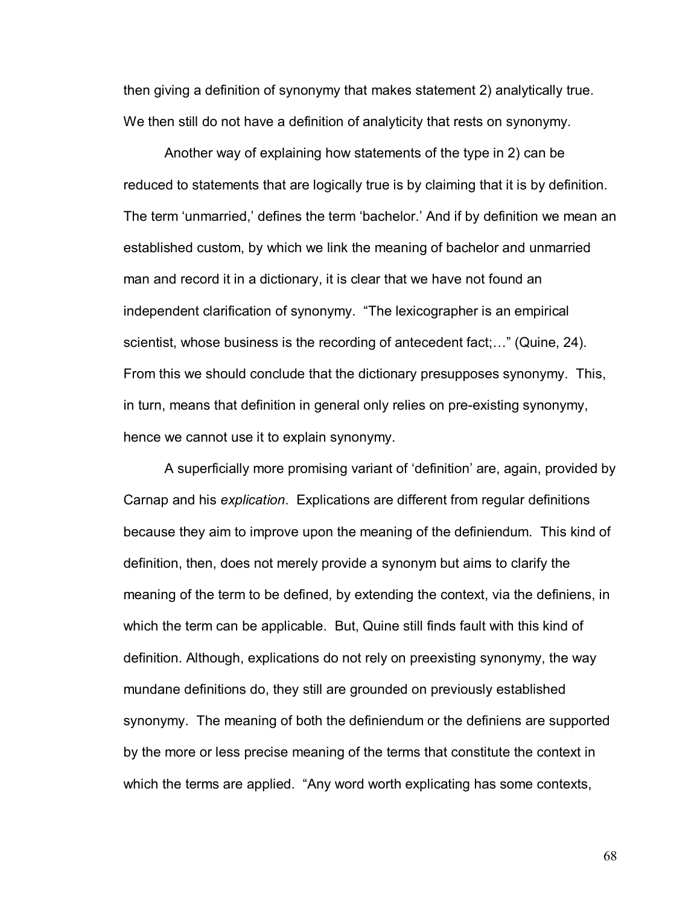then giving a definition of synonymy that makes statement 2) analytically true. We then still do not have a definition of analyticity that rests on synonymy.

Another way of explaining how statements of the type in 2) can be reduced to statements that are logically true is by claiming that it is by definition. The term 'unmarried,' defines the term 'bachelor.' And if by definition we mean an established custom, by which we link the meaning of bachelor and unmarried man and record it in a dictionary, it is clear that we have not found an independent clarification of synonymy. "The lexicographer is an empirical scientist, whose business is the recording of antecedent fact;…" (Quine, 24). From this we should conclude that the dictionary presupposes synonymy. This, in turn, means that definition in general only relies on pre-existing synonymy, hence we cannot use it to explain synonymy.

A superficially more promising variant of 'definition' are, again, provided by Carnap and his *explication*. Explications are different from regular definitions because they aim to improve upon the meaning of the definiendum. This kind of definition, then, does not merely provide a synonym but aims to clarify the meaning of the term to be defined, by extending the context, via the definiens, in which the term can be applicable. But, Quine still finds fault with this kind of definition. Although, explications do not rely on preexisting synonymy, the way mundane definitions do, they still are grounded on previously established synonymy. The meaning of both the definiendum or the definiens are supported by the more or less precise meaning of the terms that constitute the context in which the terms are applied. "Any word worth explicating has some contexts,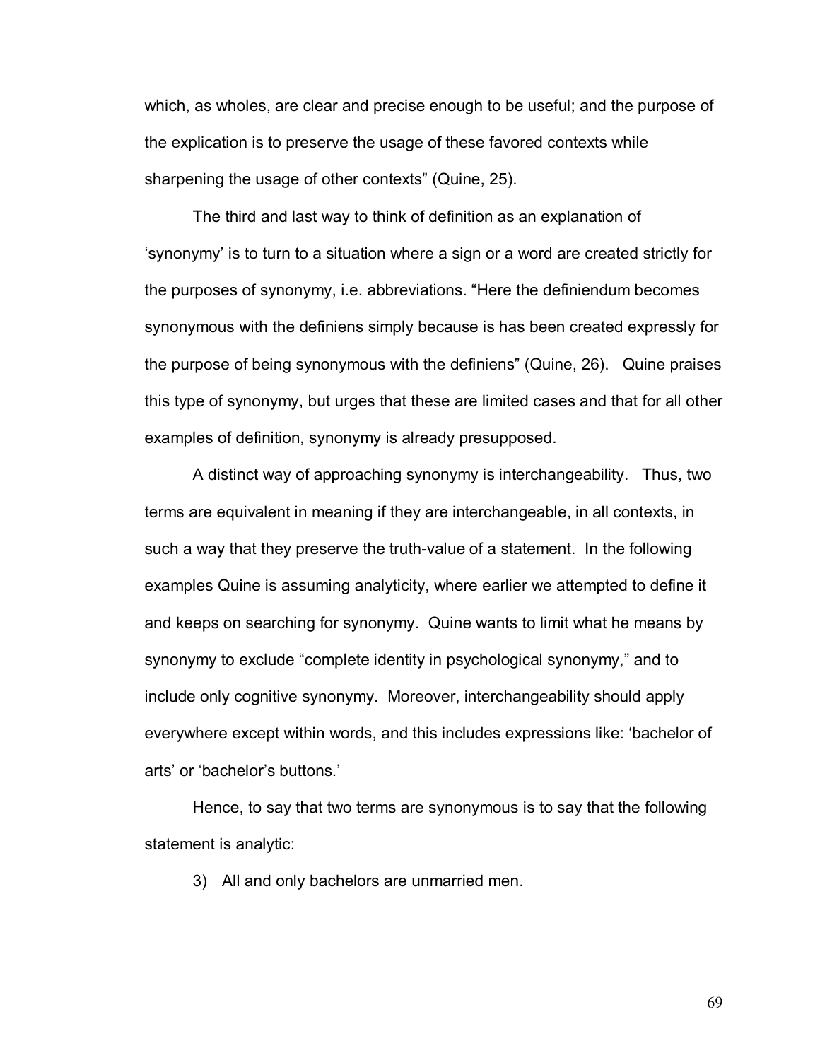which, as wholes, are clear and precise enough to be useful; and the purpose of the explication is to preserve the usage of these favored contexts while sharpening the usage of other contexts" (Quine, 25).

The third and last way to think of definition as an explanation of 'synonymy' is to turn to a situation where a sign or a word are created strictly for the purposes of synonymy, i.e. abbreviations. "Here the definiendum becomes synonymous with the definiens simply because is has been created expressly for the purpose of being synonymous with the definiens" (Quine, 26). Quine praises this type of synonymy, but urges that these are limited cases and that for all other examples of definition, synonymy is already presupposed.

A distinct way of approaching synonymy is interchangeability. Thus, two terms are equivalent in meaning if they are interchangeable, in all contexts, in such a way that they preserve the truth-value of a statement. In the following examples Quine is assuming analyticity, where earlier we attempted to define it and keeps on searching for synonymy. Quine wants to limit what he means by synonymy to exclude "complete identity in psychological synonymy," and to include only cognitive synonymy. Moreover, interchangeability should apply everywhere except within words, and this includes expressions like: 'bachelor of arts' or 'bachelor's buttons.'

Hence, to say that two terms are synonymous is to say that the following statement is analytic:

3) All and only bachelors are unmarried men.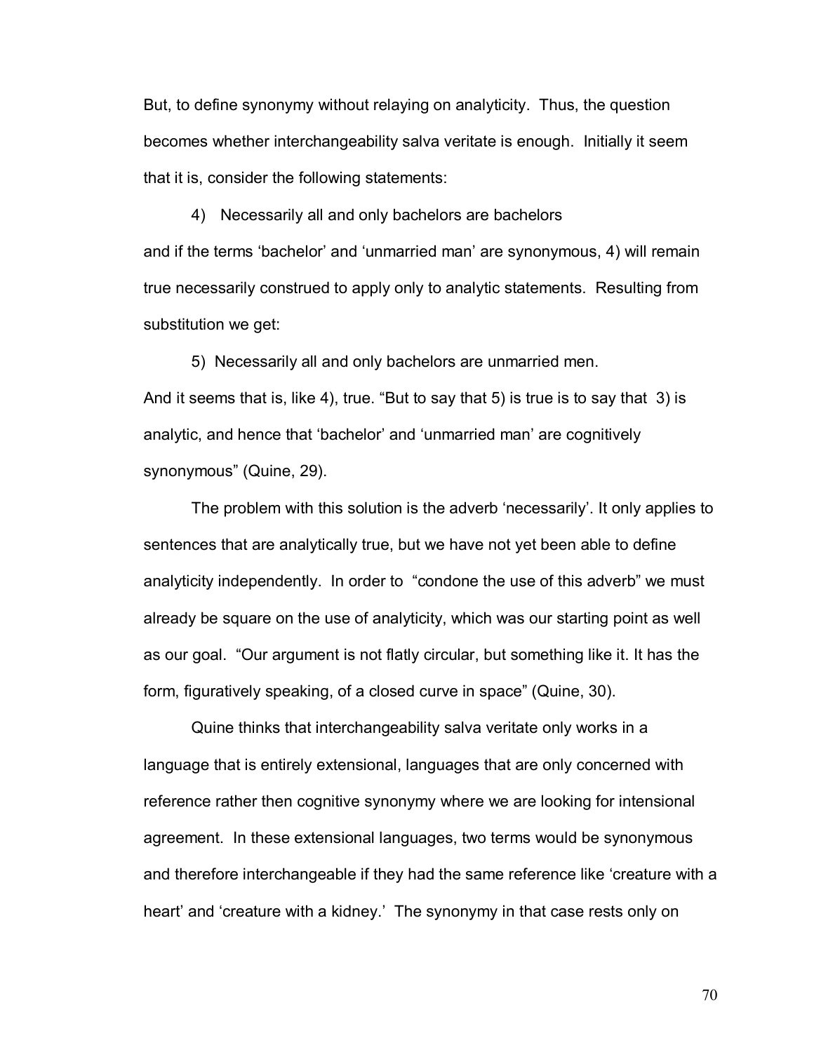But, to define synonymy without relaying on analyticity. Thus, the question becomes whether interchangeability salva veritate is enough. Initially it seem that it is, consider the following statements:

4) Necessarily all and only bachelors are bachelors

and if the terms 'bachelor' and 'unmarried man' are synonymous, 4) will remain true necessarily construed to apply only to analytic statements. Resulting from substitution we get:

5) Necessarily all and only bachelors are unmarried men.

And it seems that is, like 4), true. "But to say that 5) is true is to say that 3) is analytic, and hence that 'bachelor' and 'unmarried man' are cognitively synonymous" (Quine, 29).

The problem with this solution is the adverb 'necessarily'. It only applies to sentences that are analytically true, but we have not yet been able to define analyticity independently. In order to "condone the use of this adverb" we must already be square on the use of analyticity, which was our starting point as well as our goal. "Our argument is not flatly circular, but something like it. It has the form, figuratively speaking, of a closed curve in space" (Quine, 30).

Quine thinks that interchangeability salva veritate only works in a language that is entirely extensional, languages that are only concerned with reference rather then cognitive synonymy where we are looking for intensional agreement. In these extensional languages, two terms would be synonymous and therefore interchangeable if they had the same reference like 'creature with a heart' and 'creature with a kidney.' The synonymy in that case rests only on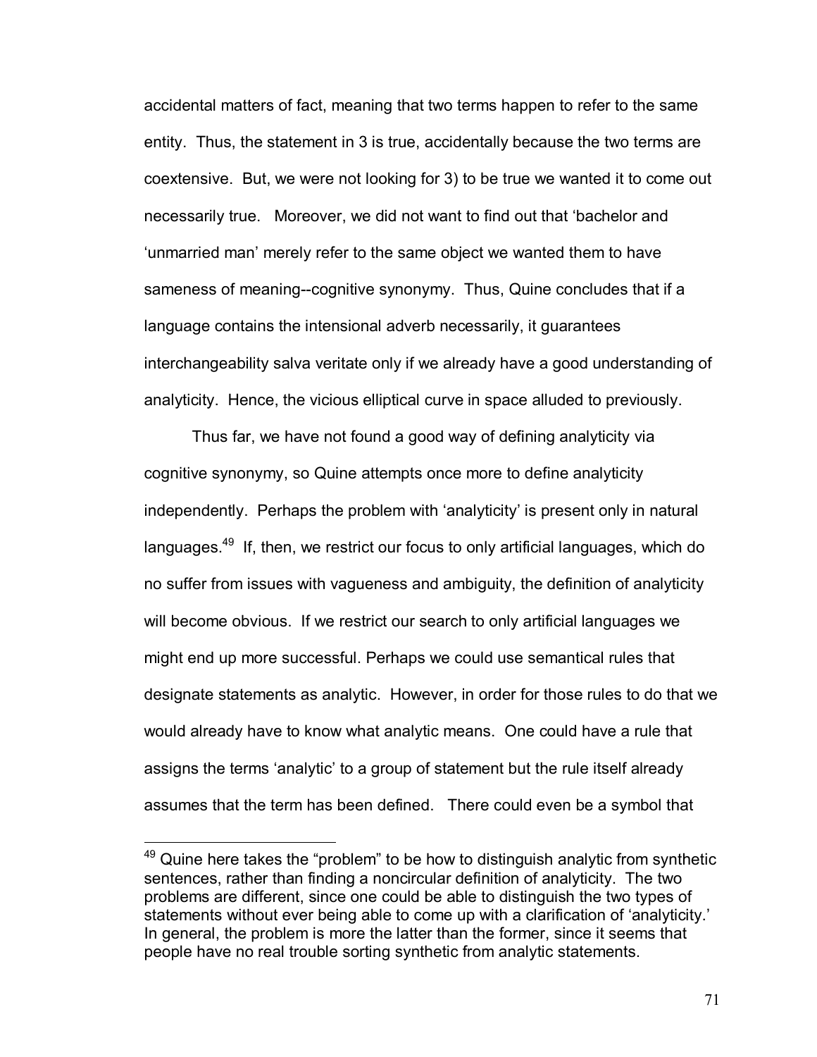accidental matters of fact, meaning that two terms happen to refer to the same entity. Thus, the statement in 3 is true, accidentally because the two terms are coextensive. But, we were not looking for 3) to be true we wanted it to come out necessarily true. Moreover, we did not want to find out that 'bachelor and 'unmarried man' merely refer to the same object we wanted them to have sameness of meaning--cognitive synonymy. Thus, Quine concludes that if a language contains the intensional adverb necessarily, it guarantees interchangeability salva veritate only if we already have a good understanding of analyticity. Hence, the vicious elliptical curve in space alluded to previously.

Thus far, we have not found a good way of defining analyticity via cognitive synonymy, so Quine attempts once more to define analyticity independently. Perhaps the problem with 'analyticity' is present only in natural languages.[49] If, then, we restrict our focus to only artificial languages, which do no suffer from issues with vagueness and ambiguity, the definition of analyticity will become obvious. If we restrict our search to only artificial languages we might end up more successful. Perhaps we could use semantical rules that designate statements as analytic. However, in order for those rules to do that we would already have to know what analytic means. One could have a rule that assigns the terms 'analytic' to a group of statement but the rule itself already assumes that the term has been defined. There could even be a symbol that

---

[49] Quine here takes the "problem" to be how to distinguish analytic from synthetic sentences, rather than finding a noncircular definition of analyticity. The two problems are different, since one could be able to distinguish the two types of statements without ever being able to come up with a clarification of 'analyticity.' In general, the problem is more the latter than the former, since it seems that people have no real trouble sorting synthetic from analytic statements.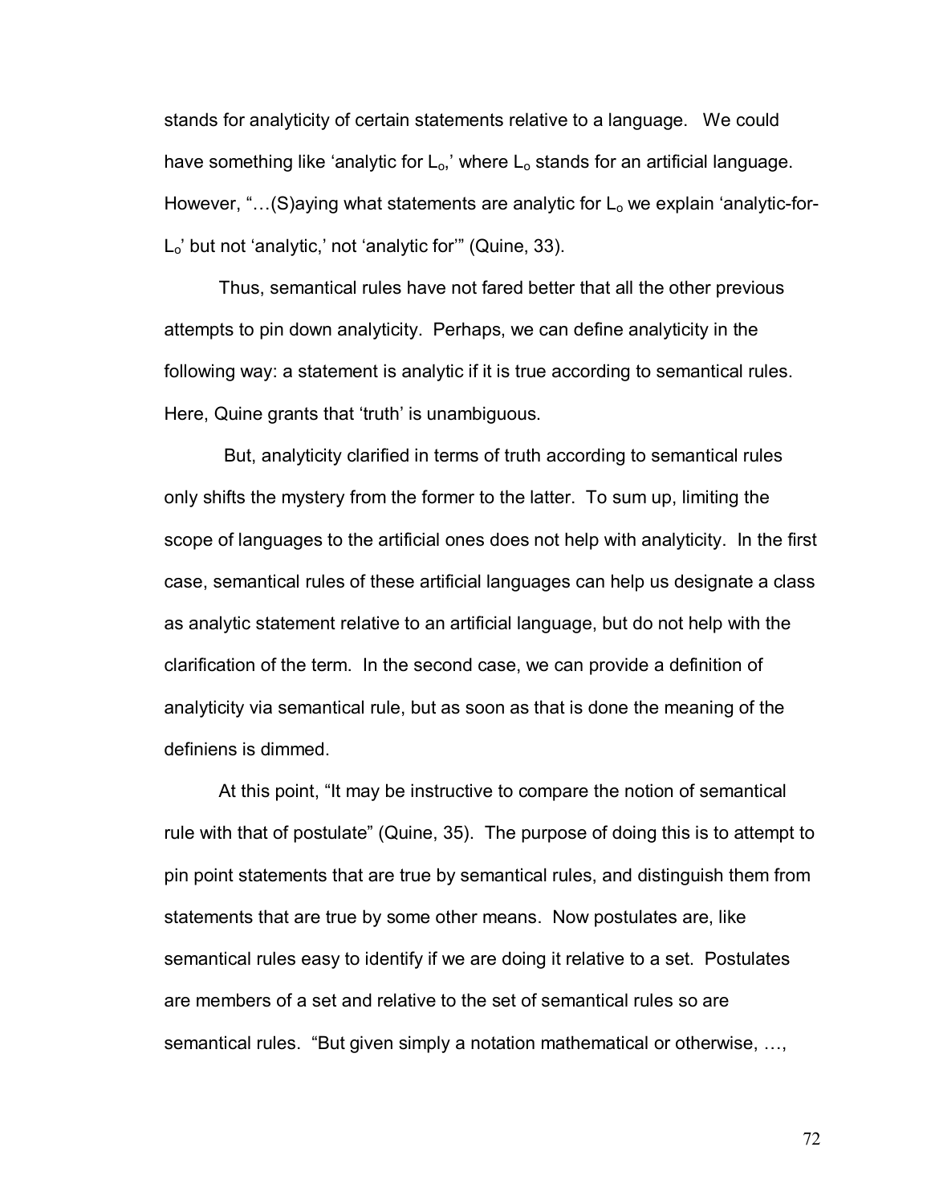stands for analyticity of certain statements relative to a language. We could have something like 'analytic for $L_o$,' where $L_o$ stands for an artificial language. However, "…(S)aying what statements are analytic for $L_o$ we explain 'analytic-for-$L_o$' but not 'analytic,' not 'analytic for'" (Quine, 33).

Thus, semantical rules have not fared better that all the other previous attempts to pin down analyticity. Perhaps, we can define analyticity in the following way: a statement is analytic if it is true according to semantical rules. Here, Quine grants that 'truth' is unambiguous.

But, analyticity clarified in terms of truth according to semantical rules only shifts the mystery from the former to the latter. To sum up, limiting the scope of languages to the artificial ones does not help with analyticity. In the first case, semantical rules of these artificial languages can help us designate a class as analytic statement relative to an artificial language, but do not help with the clarification of the term. In the second case, we can provide a definition of analyticity via semantical rule, but as soon as that is done the meaning of the definiens is dimmed.

At this point, "It may be instructive to compare the notion of semantical rule with that of postulate" (Quine, 35). The purpose of doing this is to attempt to pin point statements that are true by semantical rules, and distinguish them from statements that are true by some other means. Now postulates are, like semantical rules easy to identify if we are doing it relative to a set. Postulates are members of a set and relative to the set of semantical rules so are semantical rules. "But given simply a notation mathematical or otherwise, …,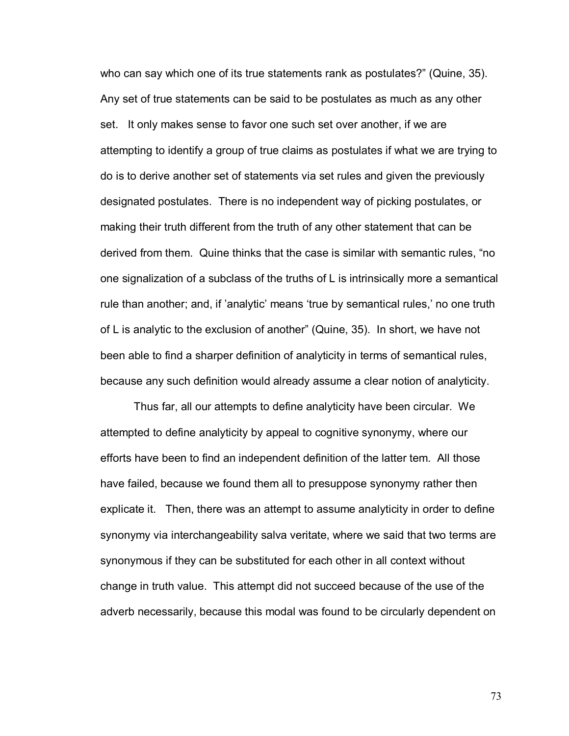who can say which one of its true statements rank as postulates?" (Quine, 35). Any set of true statements can be said to be postulates as much as any other set. It only makes sense to favor one such set over another, if we are attempting to identify a group of true claims as postulates if what we are trying to do is to derive another set of statements via set rules and given the previously designated postulates. There is no independent way of picking postulates, or making their truth different from the truth of any other statement that can be derived from them. Quine thinks that the case is similar with semantic rules, "no one signalization of a subclass of the truths of L is intrinsically more a semantical rule than another; and, if 'analytic' means 'true by semantical rules,' no one truth of L is analytic to the exclusion of another" (Quine, 35). In short, we have not been able to find a sharper definition of analyticity in terms of semantical rules, because any such definition would already assume a clear notion of analyticity.

Thus far, all our attempts to define analyticity have been circular. We attempted to define analyticity by appeal to cognitive synonymy, where our efforts have been to find an independent definition of the latter tem. All those have failed, because we found them all to presuppose synonymy rather then explicate it. Then, there was an attempt to assume analyticity in order to define synonymy via interchangeability salva veritate, where we said that two terms are synonymous if they can be substituted for each other in all context without change in truth value. This attempt did not succeed because of the use of the adverb necessarily, because this modal was found to be circularly dependent on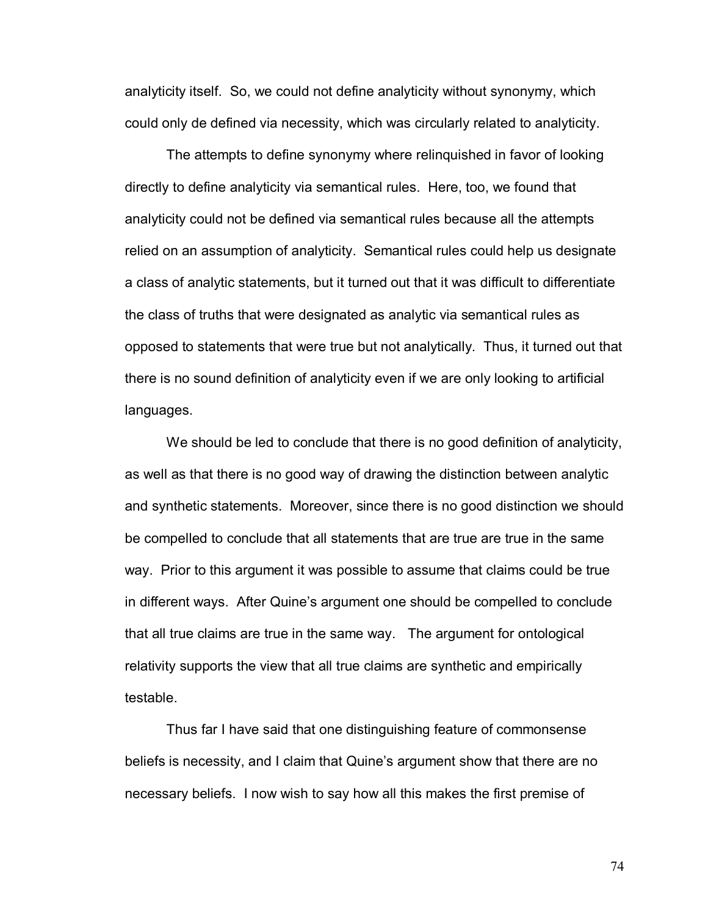analyticity itself. So, we could not define analyticity without synonymy, which could only de defined via necessity, which was circularly related to analyticity.

The attempts to define synonymy where relinquished in favor of looking directly to define analyticity via semantical rules. Here, too, we found that analyticity could not be defined via semantical rules because all the attempts relied on an assumption of analyticity. Semantical rules could help us designate a class of analytic statements, but it turned out that it was difficult to differentiate the class of truths that were designated as analytic via semantical rules as opposed to statements that were true but not analytically. Thus, it turned out that there is no sound definition of analyticity even if we are only looking to artificial languages.

We should be led to conclude that there is no good definition of analyticity, as well as that there is no good way of drawing the distinction between analytic and synthetic statements. Moreover, since there is no good distinction we should be compelled to conclude that all statements that are true are true in the same way. Prior to this argument it was possible to assume that claims could be true in different ways. After Quine's argument one should be compelled to conclude that all true claims are true in the same way. The argument for ontological relativity supports the view that all true claims are synthetic and empirically testable.

Thus far I have said that one distinguishing feature of commonsense beliefs is necessity, and I claim that Quine's argument show that there are no necessary beliefs. I now wish to say how all this makes the first premise of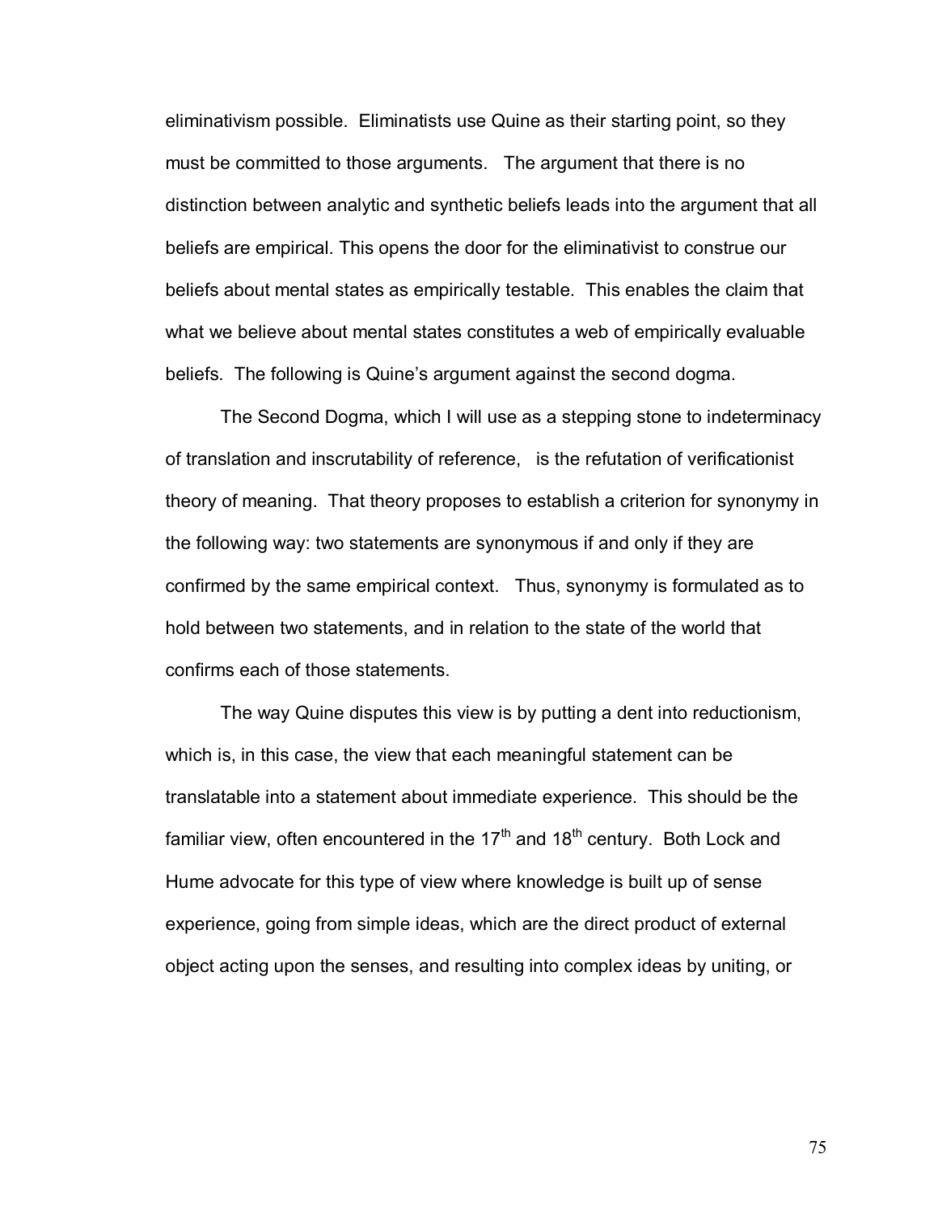eliminativism possible. Eliminatists use Quine as their starting point, so they must be committed to those arguments. The argument that there is no distinction between analytic and synthetic beliefs leads into the argument that all beliefs are empirical. This opens the door for the eliminativist to construe our beliefs about mental states as empirically testable. This enables the claim that what we believe about mental states constitutes a web of empirically evaluable beliefs. The following is Quine's argument against the second dogma.

The Second Dogma, which I will use as a stepping stone to indeterminacy of translation and inscrutability of reference, is the refutation of verificationist theory of meaning. That theory proposes to establish a criterion for synonymy in the following way: two statements are synonymous if and only if they are confirmed by the same empirical context. Thus, synonymy is formulated as to hold between two statements, and in relation to the state of the world that confirms each of those statements.

The way Quine disputes this view is by putting a dent into reductionism, which is, in this case, the view that each meaningful statement can be translatable into a statement about immediate experience. This should be the familiar view, often encountered in the 17th and 18th century. Both Lock and Hume advocate for this type of view where knowledge is built up of sense experience, going from simple ideas, which are the direct product of external object acting upon the senses, and resulting into complex ideas by uniting, or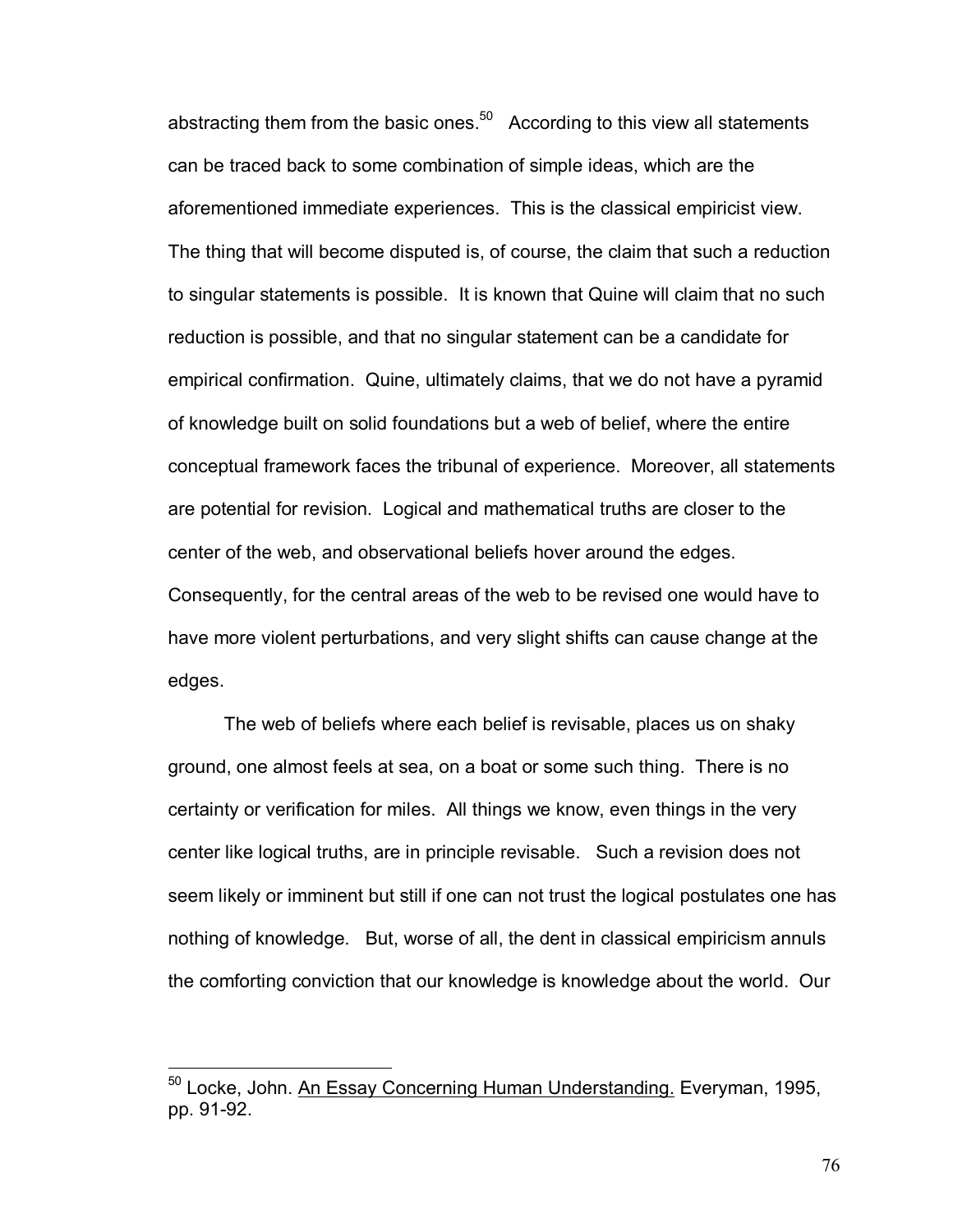abstracting them from the basic ones.[50] According to this view all statements can be traced back to some combination of simple ideas, which are the aforementioned immediate experiences. This is the classical empiricist view. The thing that will become disputed is, of course, the claim that such a reduction to singular statements is possible. It is known that Quine will claim that no such reduction is possible, and that no singular statement can be a candidate for empirical confirmation. Quine, ultimately claims, that we do not have a pyramid of knowledge built on solid foundations but a web of belief, where the entire conceptual framework faces the tribunal of experience. Moreover, all statements are potential for revision. Logical and mathematical truths are closer to the center of the web, and observational beliefs hover around the edges. Consequently, for the central areas of the web to be revised one would have to have more violent perturbations, and very slight shifts can cause change at the edges.

The web of beliefs where each belief is revisable, places us on shaky ground, one almost feels at sea, on a boat or some such thing. There is no certainty or verification for miles. All things we know, even things in the very center like logical truths, are in principle revisable. Such a revision does not seem likely or imminent but still if one can not trust the logical postulates one has nothing of knowledge. But, worse of all, the dent in classical empiricism annuls the comforting conviction that our knowledge is knowledge about the world. Our

---

[50] Locke, John. An Essay Concerning Human Understanding. Everyman, 1995, pp. 91-92.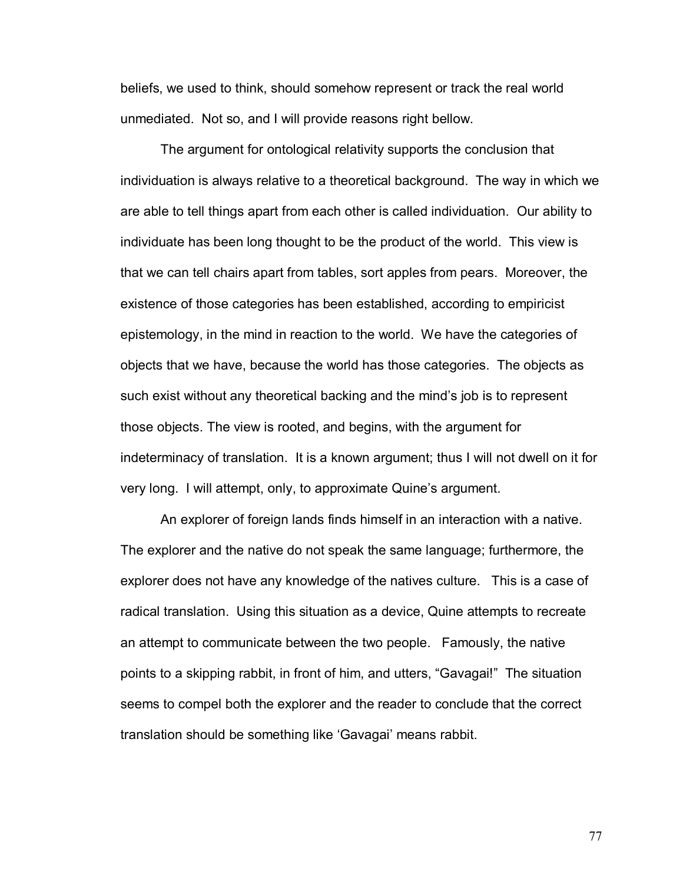beliefs, we used to think, should somehow represent or track the real world unmediated. Not so, and I will provide reasons right bellow.

The argument for ontological relativity supports the conclusion that individuation is always relative to a theoretical background. The way in which we are able to tell things apart from each other is called individuation. Our ability to individuate has been long thought to be the product of the world. This view is that we can tell chairs apart from tables, sort apples from pears. Moreover, the existence of those categories has been established, according to empiricist epistemology, in the mind in reaction to the world. We have the categories of objects that we have, because the world has those categories. The objects as such exist without any theoretical backing and the mind's job is to represent those objects. The view is rooted, and begins, with the argument for indeterminacy of translation. It is a known argument; thus I will not dwell on it for very long. I will attempt, only, to approximate Quine's argument.

An explorer of foreign lands finds himself in an interaction with a native. The explorer and the native do not speak the same language; furthermore, the explorer does not have any knowledge of the natives culture. This is a case of radical translation. Using this situation as a device, Quine attempts to recreate an attempt to communicate between the two people. Famously, the native points to a skipping rabbit, in front of him, and utters, "Gavagai!" The situation seems to compel both the explorer and the reader to conclude that the correct translation should be something like 'Gavagai' means rabbit.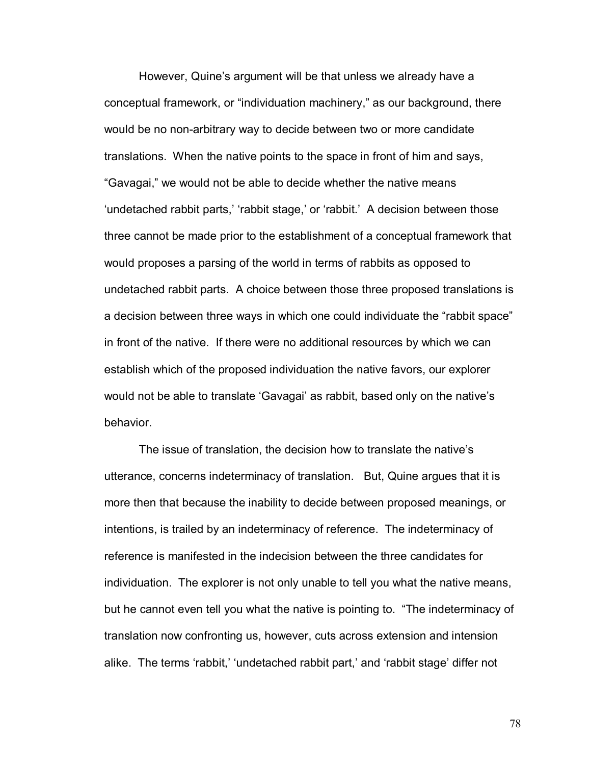However, Quine's argument will be that unless we already have a conceptual framework, or "individuation machinery," as our background, there would be no non-arbitrary way to decide between two or more candidate translations. When the native points to the space in front of him and says, "Gavagai," we would not be able to decide whether the native means 'undetached rabbit parts,' 'rabbit stage,' or 'rabbit.' A decision between those three cannot be made prior to the establishment of a conceptual framework that would proposes a parsing of the world in terms of rabbits as opposed to undetached rabbit parts. A choice between those three proposed translations is a decision between three ways in which one could individuate the "rabbit space" in front of the native. If there were no additional resources by which we can establish which of the proposed individuation the native favors, our explorer would not be able to translate 'Gavagai' as rabbit, based only on the native's behavior.

The issue of translation, the decision how to translate the native's utterance, concerns indeterminacy of translation. But, Quine argues that it is more then that because the inability to decide between proposed meanings, or intentions, is trailed by an indeterminacy of reference. The indeterminacy of reference is manifested in the indecision between the three candidates for individuation. The explorer is not only unable to tell you what the native means, but he cannot even tell you what the native is pointing to. "The indeterminacy of translation now confronting us, however, cuts across extension and intension alike. The terms 'rabbit,' 'undetached rabbit part,' and 'rabbit stage' differ not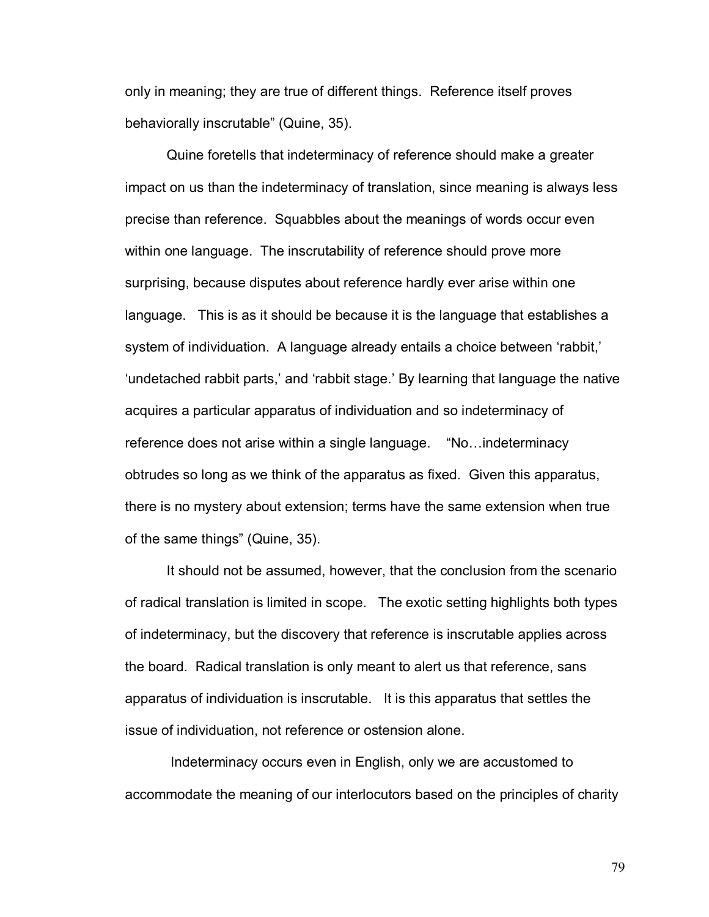only in meaning; they are true of different things. Reference itself proves behaviorally inscrutable" (Quine, 35).

Quine foretells that indeterminacy of reference should make a greater impact on us than the indeterminacy of translation, since meaning is always less precise than reference. Squabbles about the meanings of words occur even within one language. The inscrutability of reference should prove more surprising, because disputes about reference hardly ever arise within one language. This is as it should be because it is the language that establishes a system of individuation. A language already entails a choice between 'rabbit,' 'undetached rabbit parts,' and 'rabbit stage.' By learning that language the native acquires a particular apparatus of individuation and so indeterminacy of reference does not arise within a single language. "No…indeterminacy obtrudes so long as we think of the apparatus as fixed. Given this apparatus, there is no mystery about extension; terms have the same extension when true of the same things" (Quine, 35).

It should not be assumed, however, that the conclusion from the scenario of radical translation is limited in scope. The exotic setting highlights both types of indeterminacy, but the discovery that reference is inscrutable applies across the board. Radical translation is only meant to alert us that reference, sans apparatus of individuation is inscrutable. It is this apparatus that settles the issue of individuation, not reference or ostension alone.

Indeterminacy occurs even in English, only we are accustomed to accommodate the meaning of our interlocutors based on the principles of charity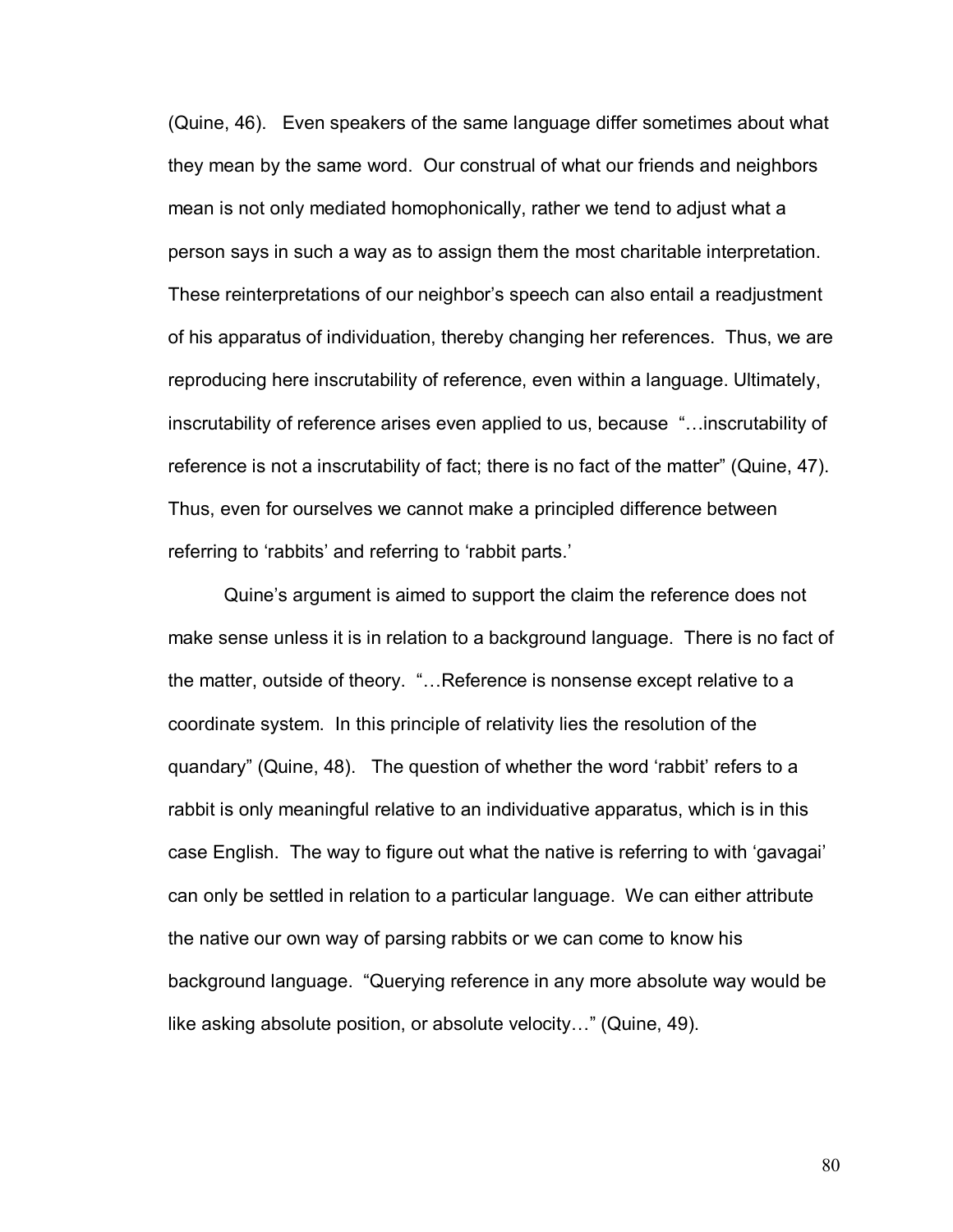(Quine, 46). Even speakers of the same language differ sometimes about what they mean by the same word. Our construal of what our friends and neighbors mean is not only mediated homophonically, rather we tend to adjust what a person says in such a way as to assign them the most charitable interpretation. These reinterpretations of our neighbor's speech can also entail a readjustment of his apparatus of individuation, thereby changing her references. Thus, we are reproducing here inscrutability of reference, even within a language. Ultimately, inscrutability of reference arises even applied to us, because "…inscrutability of reference is not a inscrutability of fact; there is no fact of the matter" (Quine, 47). Thus, even for ourselves we cannot make a principled difference between referring to 'rabbits' and referring to 'rabbit parts.'

Quine's argument is aimed to support the claim the reference does not make sense unless it is in relation to a background language. There is no fact of the matter, outside of theory. "…Reference is nonsense except relative to a coordinate system. In this principle of relativity lies the resolution of the quandary" (Quine, 48). The question of whether the word 'rabbit' refers to a rabbit is only meaningful relative to an individuative apparatus, which is in this case English. The way to figure out what the native is referring to with 'gavagai' can only be settled in relation to a particular language. We can either attribute the native our own way of parsing rabbits or we can come to know his background language. "Querying reference in any more absolute way would be like asking absolute position, or absolute velocity…" (Quine, 49).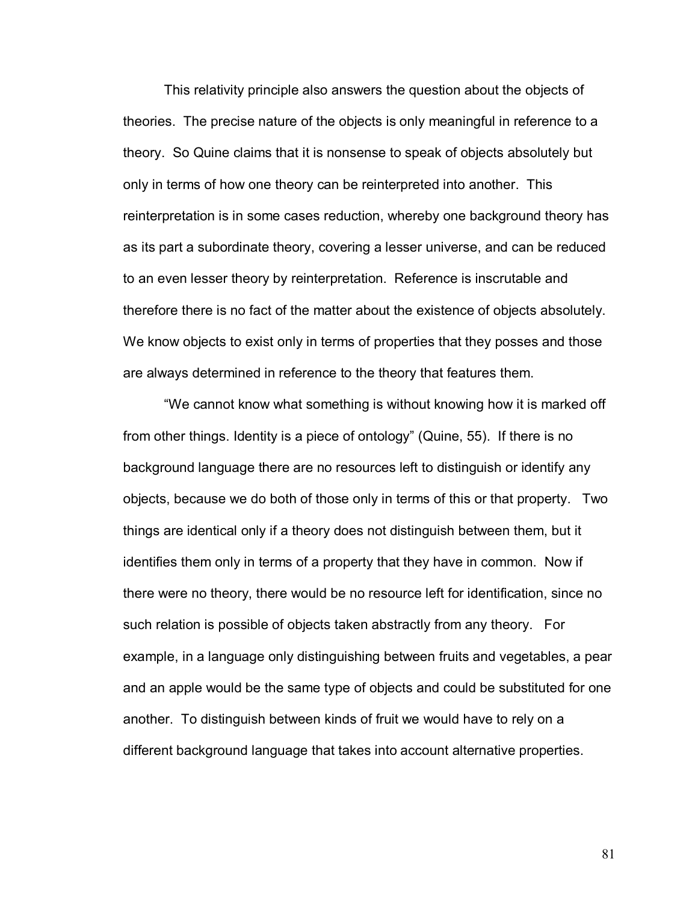This relativity principle also answers the question about the objects of theories. The precise nature of the objects is only meaningful in reference to a theory. So Quine claims that it is nonsense to speak of objects absolutely but only in terms of how one theory can be reinterpreted into another. This reinterpretation is in some cases reduction, whereby one background theory has as its part a subordinate theory, covering a lesser universe, and can be reduced to an even lesser theory by reinterpretation. Reference is inscrutable and therefore there is no fact of the matter about the existence of objects absolutely. We know objects to exist only in terms of properties that they posses and those are always determined in reference to the theory that features them.

"We cannot know what something is without knowing how it is marked off from other things. Identity is a piece of ontology" (Quine, 55). If there is no background language there are no resources left to distinguish or identify any objects, because we do both of those only in terms of this or that property. Two things are identical only if a theory does not distinguish between them, but it identifies them only in terms of a property that they have in common. Now if there were no theory, there would be no resource left for identification, since no such relation is possible of objects taken abstractly from any theory. For example, in a language only distinguishing between fruits and vegetables, a pear and an apple would be the same type of objects and could be substituted for one another. To distinguish between kinds of fruit we would have to rely on a different background language that takes into account alternative properties.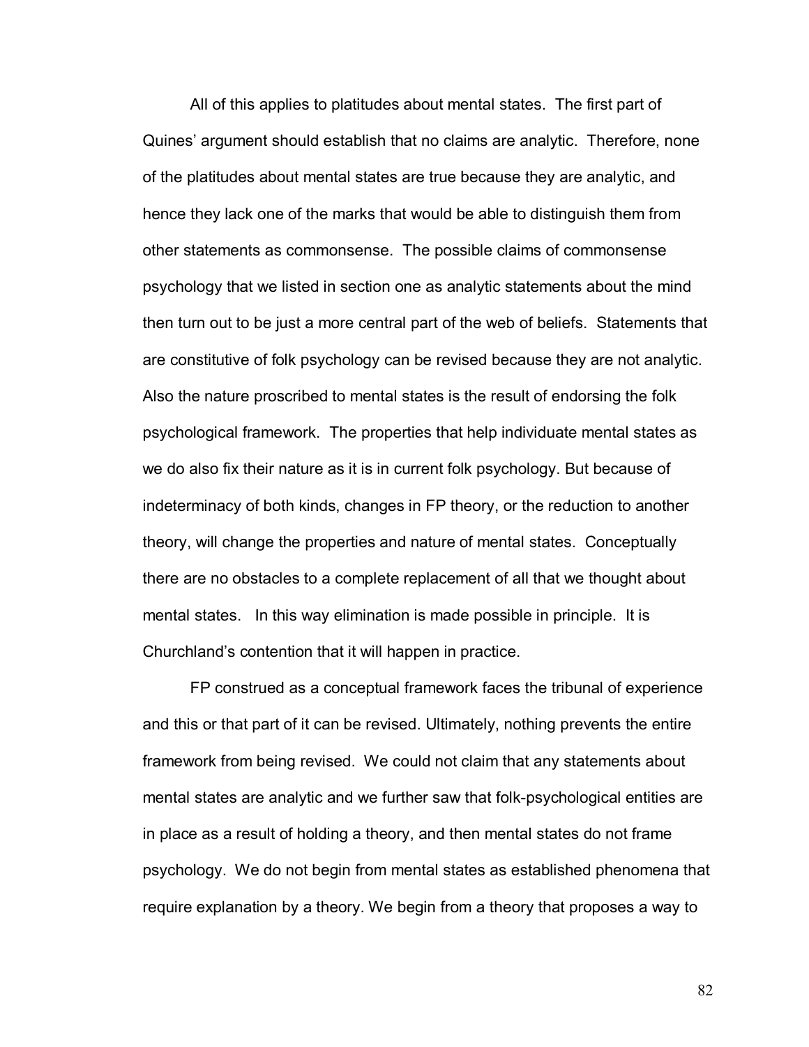All of this applies to platitudes about mental states. The first part of Quines' argument should establish that no claims are analytic. Therefore, none of the platitudes about mental states are true because they are analytic, and hence they lack one of the marks that would be able to distinguish them from other statements as commonsense. The possible claims of commonsense psychology that we listed in section one as analytic statements about the mind then turn out to be just a more central part of the web of beliefs. Statements that are constitutive of folk psychology can be revised because they are not analytic. Also the nature proscribed to mental states is the result of endorsing the folk psychological framework. The properties that help individuate mental states as we do also fix their nature as it is in current folk psychology. But because of indeterminacy of both kinds, changes in FP theory, or the reduction to another theory, will change the properties and nature of mental states. Conceptually there are no obstacles to a complete replacement of all that we thought about mental states. In this way elimination is made possible in principle. It is Churchland's contention that it will happen in practice.

FP construed as a conceptual framework faces the tribunal of experience and this or that part of it can be revised. Ultimately, nothing prevents the entire framework from being revised. We could not claim that any statements about mental states are analytic and we further saw that folk-psychological entities are in place as a result of holding a theory, and then mental states do not frame psychology. We do not begin from mental states as established phenomena that require explanation by a theory. We begin from a theory that proposes a way to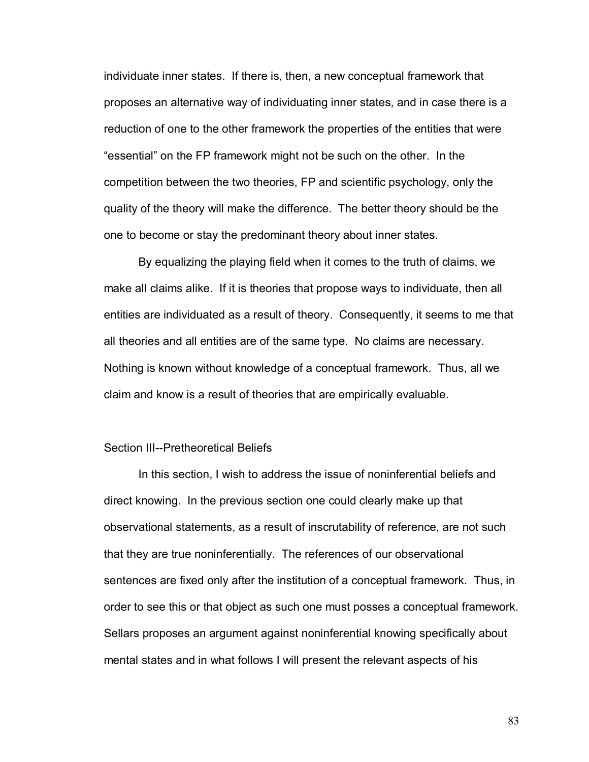individuate inner states. If there is, then, a new conceptual framework that proposes an alternative way of individuating inner states, and in case there is a reduction of one to the other framework the properties of the entities that were "essential" on the FP framework might not be such on the other. In the competition between the two theories, FP and scientific psychology, only the quality of the theory will make the difference. The better theory should be the one to become or stay the predominant theory about inner states.

By equalizing the playing field when it comes to the truth of claims, we make all claims alike. If it is theories that propose ways to individuate, then all entities are individuated as a result of theory. Consequently, it seems to me that all theories and all entities are of the same type. No claims are necessary. Nothing is known without knowledge of a conceptual framework. Thus, all we claim and know is a result of theories that are empirically evaluable.

## Section III--Pretheoretical Beliefs

In this section, I wish to address the issue of noninferential beliefs and direct knowing. In the previous section one could clearly make up that observational statements, as a result of inscrutability of reference, are not such that they are true noninferentially. The references of our observational sentences are fixed only after the institution of a conceptual framework. Thus, in order to see this or that object as such one must posses a conceptual framework. Sellars proposes an argument against noninferential knowing specifically about mental states and in what follows I will present the relevant aspects of his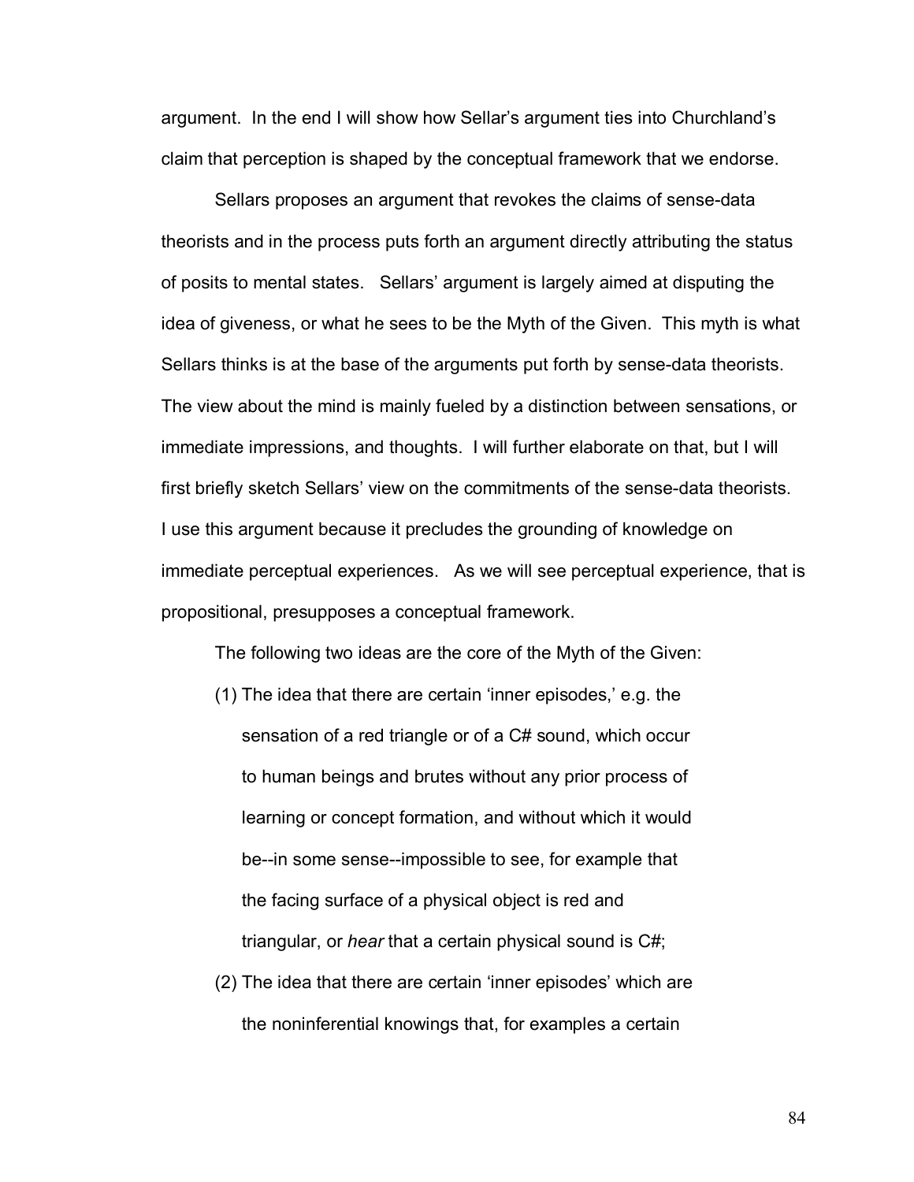argument. In the end I will show how Sellar's argument ties into Churchland's claim that perception is shaped by the conceptual framework that we endorse.

Sellars proposes an argument that revokes the claims of sense-data theorists and in the process puts forth an argument directly attributing the status of posits to mental states. Sellars' argument is largely aimed at disputing the idea of giveness, or what he sees to be the Myth of the Given. This myth is what Sellars thinks is at the base of the arguments put forth by sense-data theorists. The view about the mind is mainly fueled by a distinction between sensations, or immediate impressions, and thoughts. I will further elaborate on that, but I will first briefly sketch Sellars' view on the commitments of the sense-data theorists. I use this argument because it precludes the grounding of knowledge on immediate perceptual experiences. As we will see perceptual experience, that is propositional, presupposes a conceptual framework.

The following two ideas are the core of the Myth of the Given:

(1) The idea that there are certain 'inner episodes,' e.g. the sensation of a red triangle or of a C# sound, which occur to human beings and brutes without any prior process of learning or concept formation, and without which it would be--in some sense--impossible to see, for example that the facing surface of a physical object is red and triangular, or *hear* that a certain physical sound is C#;

(2) The idea that there are certain 'inner episodes' which are the noninferential knowings that, for examples a certain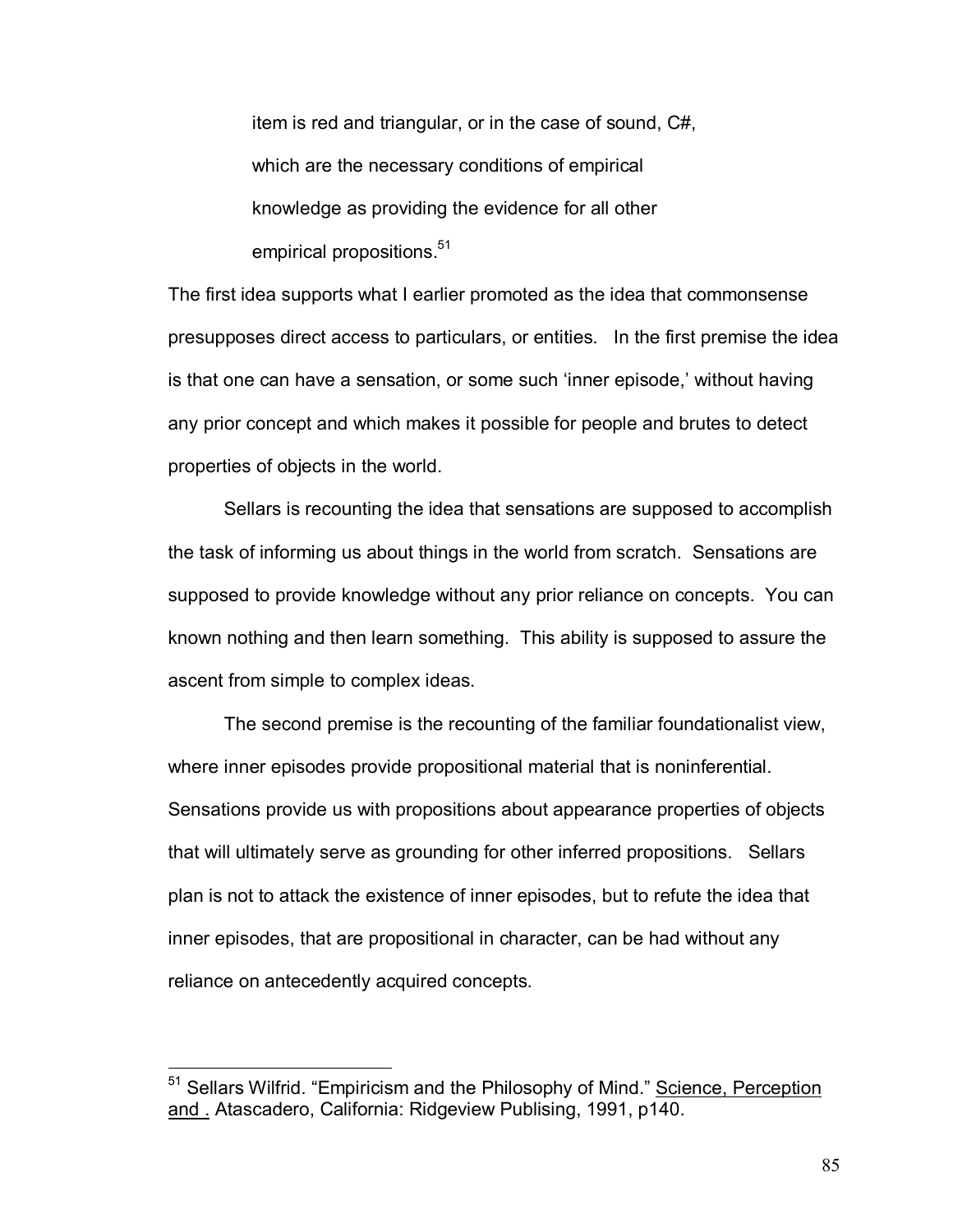> item is red and triangular, or in the case of sound, C#, which are the necessary conditions of empirical knowledge as providing the evidence for all other empirical propositions.[51]

The first idea supports what I earlier promoted as the idea that commonsense presupposes direct access to particulars, or entities. In the first premise the idea is that one can have a sensation, or some such 'inner episode,' without having any prior concept and which makes it possible for people and brutes to detect properties of objects in the world.

Sellars is recounting the idea that sensations are supposed to accomplish the task of informing us about things in the world from scratch. Sensations are supposed to provide knowledge without any prior reliance on concepts. You can known nothing and then learn something. This ability is supposed to assure the ascent from simple to complex ideas.

The second premise is the recounting of the familiar foundationalist view, where inner episodes provide propositional material that is noninferential. Sensations provide us with propositions about appearance properties of objects that will ultimately serve as grounding for other inferred propositions. Sellars plan is not to attack the existence of inner episodes, but to refute the idea that inner episodes, that are propositional in character, can be had without any reliance on antecedently acquired concepts.

---

[51] Sellars Wilfrid. "Empiricism and the Philosophy of Mind." Science, Perception and . Atascadero, California: Ridgeview Publising, 1991, p140.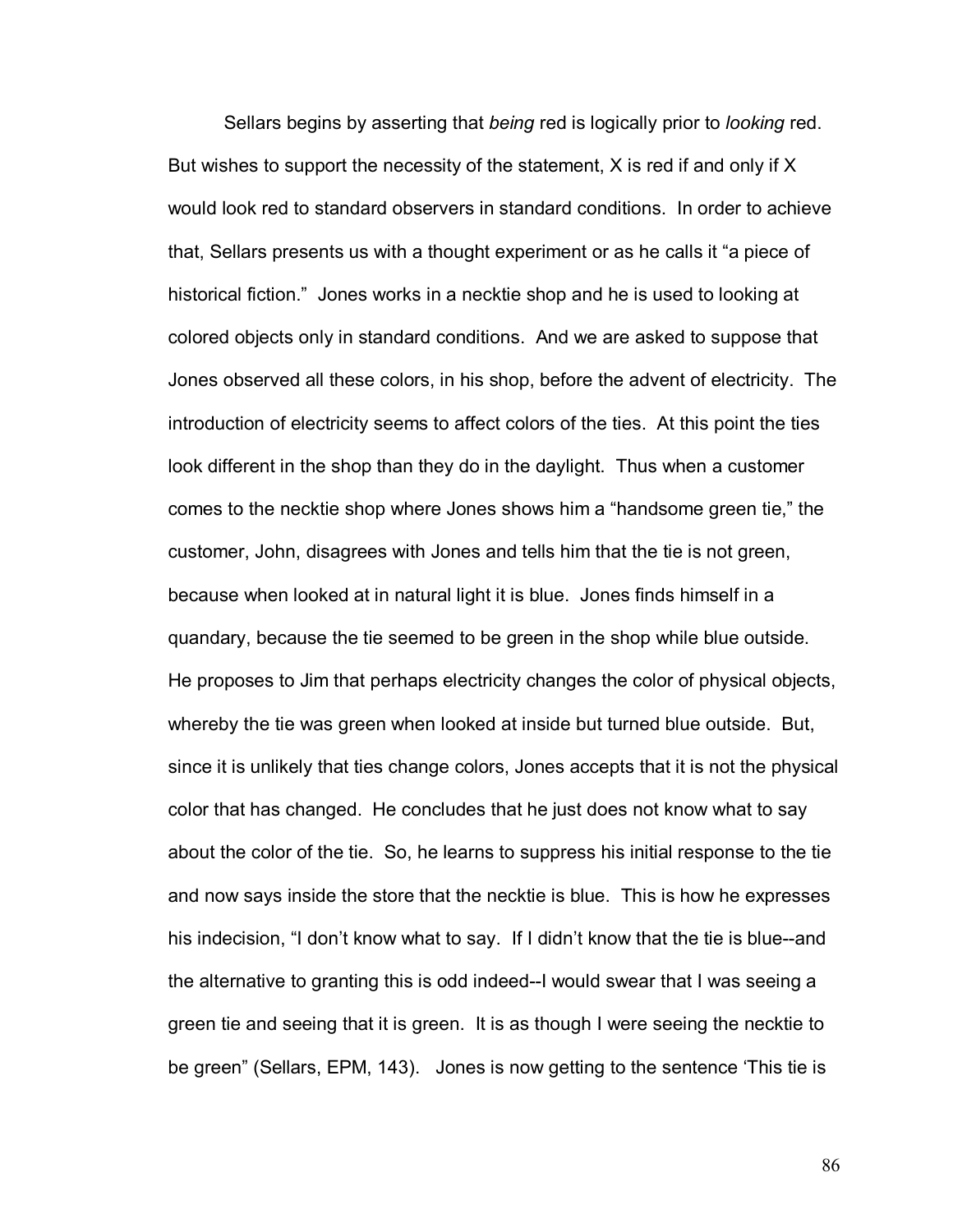Sellars begins by asserting that *being* red is logically prior to *looking* red. But wishes to support the necessity of the statement, X is red if and only if X would look red to standard observers in standard conditions. In order to achieve that, Sellars presents us with a thought experiment or as he calls it "a piece of historical fiction." Jones works in a necktie shop and he is used to looking at colored objects only in standard conditions. And we are asked to suppose that Jones observed all these colors, in his shop, before the advent of electricity. The introduction of electricity seems to affect colors of the ties. At this point the ties look different in the shop than they do in the daylight. Thus when a customer comes to the necktie shop where Jones shows him a "handsome green tie," the customer, John, disagrees with Jones and tells him that the tie is not green, because when looked at in natural light it is blue. Jones finds himself in a quandary, because the tie seemed to be green in the shop while blue outside. He proposes to Jim that perhaps electricity changes the color of physical objects, whereby the tie was green when looked at inside but turned blue outside. But, since it is unlikely that ties change colors, Jones accepts that it is not the physical color that has changed. He concludes that he just does not know what to say about the color of the tie. So, he learns to suppress his initial response to the tie and now says inside the store that the necktie is blue. This is how he expresses his indecision, "I don't know what to say. If I didn't know that the tie is blue--and the alternative to granting this is odd indeed--I would swear that I was seeing a green tie and seeing that it is green. It is as though I were seeing the necktie to be green" (Sellars, EPM, 143). Jones is now getting to the sentence 'This tie is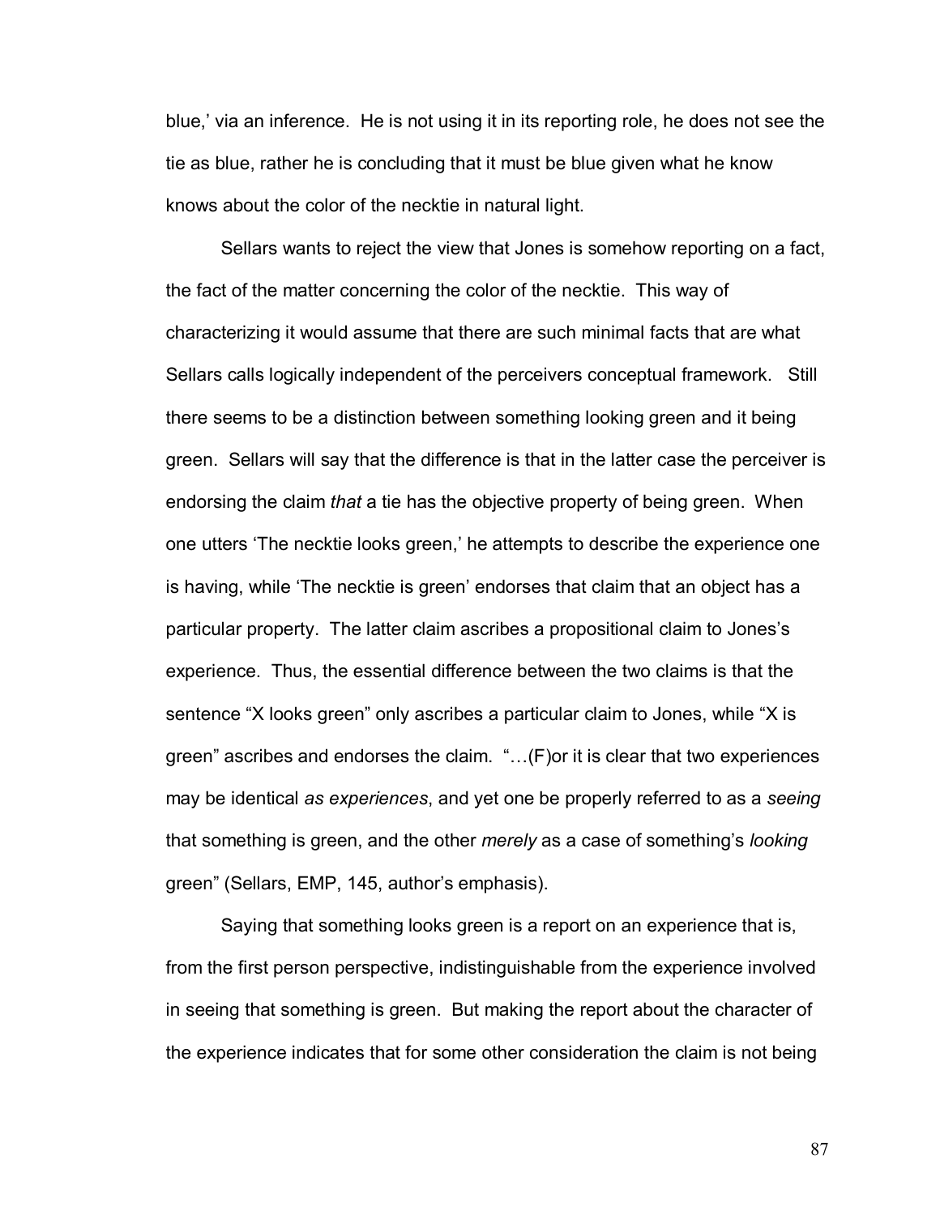blue,' via an inference. He is not using it in its reporting role, he does not see the tie as blue, rather he is concluding that it must be blue given what he know knows about the color of the necktie in natural light.

Sellars wants to reject the view that Jones is somehow reporting on a fact, the fact of the matter concerning the color of the necktie. This way of characterizing it would assume that there are such minimal facts that are what Sellars calls logically independent of the perceivers conceptual framework. Still there seems to be a distinction between something looking green and it being green. Sellars will say that the difference is that in the latter case the perceiver is endorsing the claim *that* a tie has the objective property of being green. When one utters 'The necktie looks green,' he attempts to describe the experience one is having, while 'The necktie is green' endorses that claim that an object has a particular property. The latter claim ascribes a propositional claim to Jones's experience. Thus, the essential difference between the two claims is that the sentence "X looks green" only ascribes a particular claim to Jones, while "X is green" ascribes and endorses the claim. "…(F)or it is clear that two experiences may be identical *as experiences*, and yet one be properly referred to as a *seeing* that something is green, and the other *merely* as a case of something's *looking* green" (Sellars, EMP, 145, author's emphasis).

Saying that something looks green is a report on an experience that is, from the first person perspective, indistinguishable from the experience involved in seeing that something is green. But making the report about the character of the experience indicates that for some other consideration the claim is not being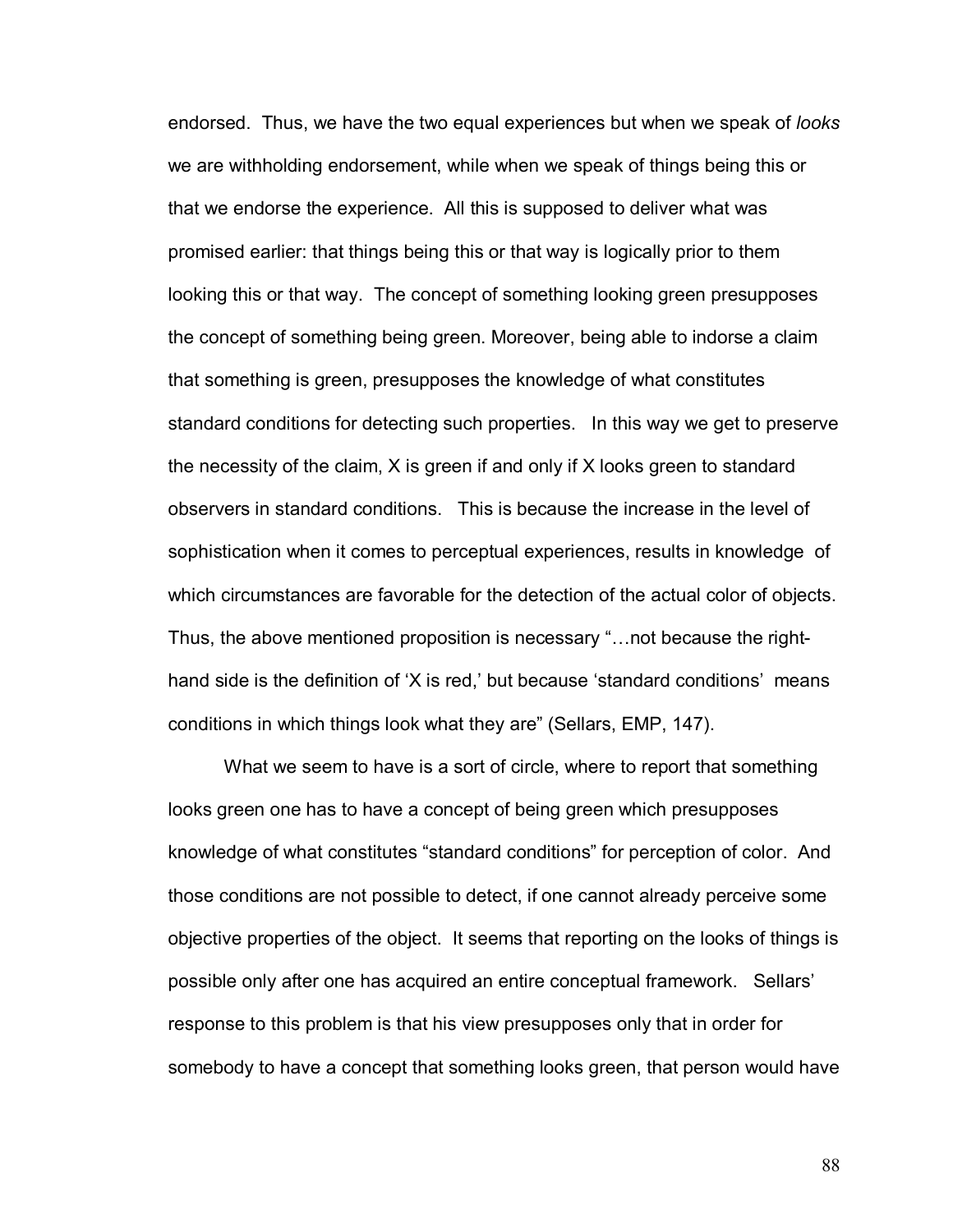endorsed. Thus, we have the two equal experiences but when we speak of *looks* we are withholding endorsement, while when we speak of things being this or that we endorse the experience. All this is supposed to deliver what was promised earlier: that things being this or that way is logically prior to them looking this or that way. The concept of something looking green presupposes the concept of something being green. Moreover, being able to indorse a claim that something is green, presupposes the knowledge of what constitutes standard conditions for detecting such properties. In this way we get to preserve the necessity of the claim, X is green if and only if X looks green to standard observers in standard conditions. This is because the increase in the level of sophistication when it comes to perceptual experiences, results in knowledge of which circumstances are favorable for the detection of the actual color of objects. Thus, the above mentioned proposition is necessary "…not because the right-hand side is the definition of 'X is red,' but because 'standard conditions' means conditions in which things look what they are" (Sellars, EMP, 147).

What we seem to have is a sort of circle, where to report that something looks green one has to have a concept of being green which presupposes knowledge of what constitutes "standard conditions" for perception of color. And those conditions are not possible to detect, if one cannot already perceive some objective properties of the object. It seems that reporting on the looks of things is possible only after one has acquired an entire conceptual framework. Sellars' response to this problem is that his view presupposes only that in order for somebody to have a concept that something looks green, that person would have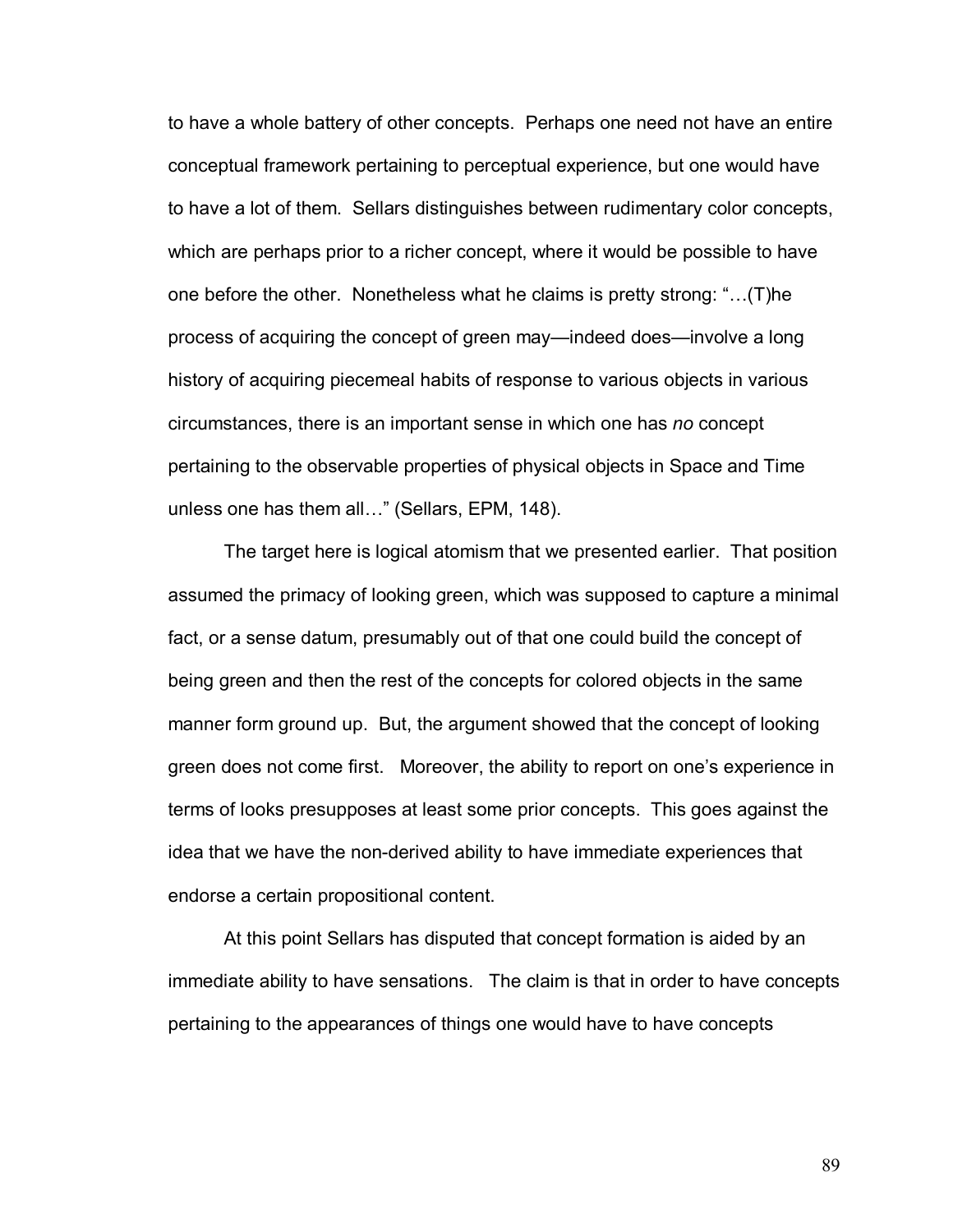to have a whole battery of other concepts. Perhaps one need not have an entire conceptual framework pertaining to perceptual experience, but one would have to have a lot of them. Sellars distinguishes between rudimentary color concepts, which are perhaps prior to a richer concept, where it would be possible to have one before the other. Nonetheless what he claims is pretty strong: "…(T)he process of acquiring the concept of green may—indeed does—involve a long history of acquiring piecemeal habits of response to various objects in various circumstances, there is an important sense in which one has *no* concept pertaining to the observable properties of physical objects in Space and Time unless one has them all…" (Sellars, EPM, 148).

The target here is logical atomism that we presented earlier. That position assumed the primacy of looking green, which was supposed to capture a minimal fact, or a sense datum, presumably out of that one could build the concept of being green and then the rest of the concepts for colored objects in the same manner form ground up. But, the argument showed that the concept of looking green does not come first. Moreover, the ability to report on one's experience in terms of looks presupposes at least some prior concepts. This goes against the idea that we have the non-derived ability to have immediate experiences that endorse a certain propositional content.

At this point Sellars has disputed that concept formation is aided by an immediate ability to have sensations. The claim is that in order to have concepts pertaining to the appearances of things one would have to have concepts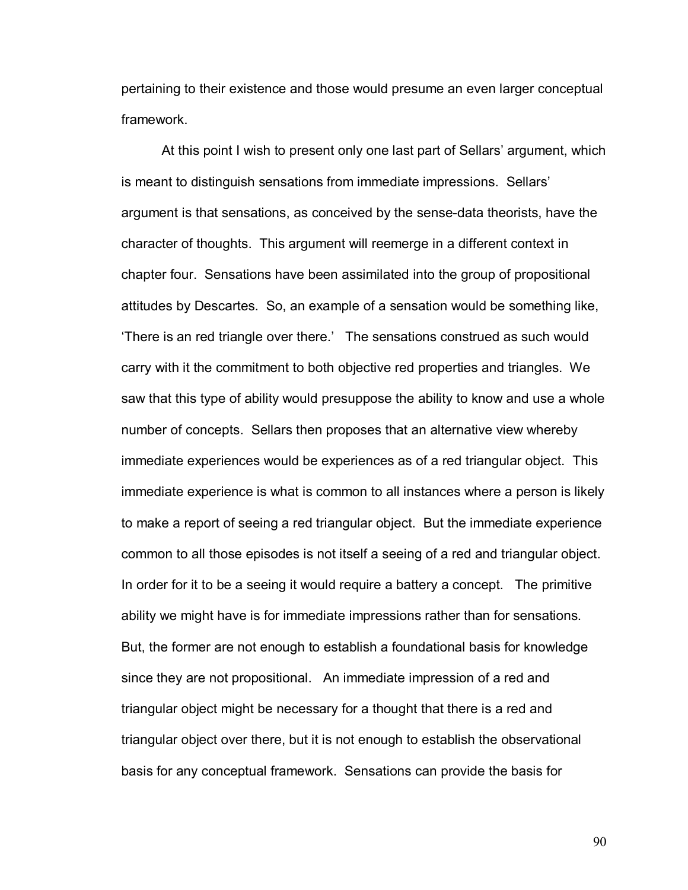pertaining to their existence and those would presume an even larger conceptual framework.

At this point I wish to present only one last part of Sellars' argument, which is meant to distinguish sensations from immediate impressions. Sellars' argument is that sensations, as conceived by the sense-data theorists, have the character of thoughts. This argument will reemerge in a different context in chapter four. Sensations have been assimilated into the group of propositional attitudes by Descartes. So, an example of a sensation would be something like, 'There is an red triangle over there.' The sensations construed as such would carry with it the commitment to both objective red properties and triangles. We saw that this type of ability would presuppose the ability to know and use a whole number of concepts. Sellars then proposes that an alternative view whereby immediate experiences would be experiences as of a red triangular object. This immediate experience is what is common to all instances where a person is likely to make a report of seeing a red triangular object. But the immediate experience common to all those episodes is not itself a seeing of a red and triangular object. In order for it to be a seeing it would require a battery a concept. The primitive ability we might have is for immediate impressions rather than for sensations. But, the former are not enough to establish a foundational basis for knowledge since they are not propositional. An immediate impression of a red and triangular object might be necessary for a thought that there is a red and triangular object over there, but it is not enough to establish the observational basis for any conceptual framework. Sensations can provide the basis for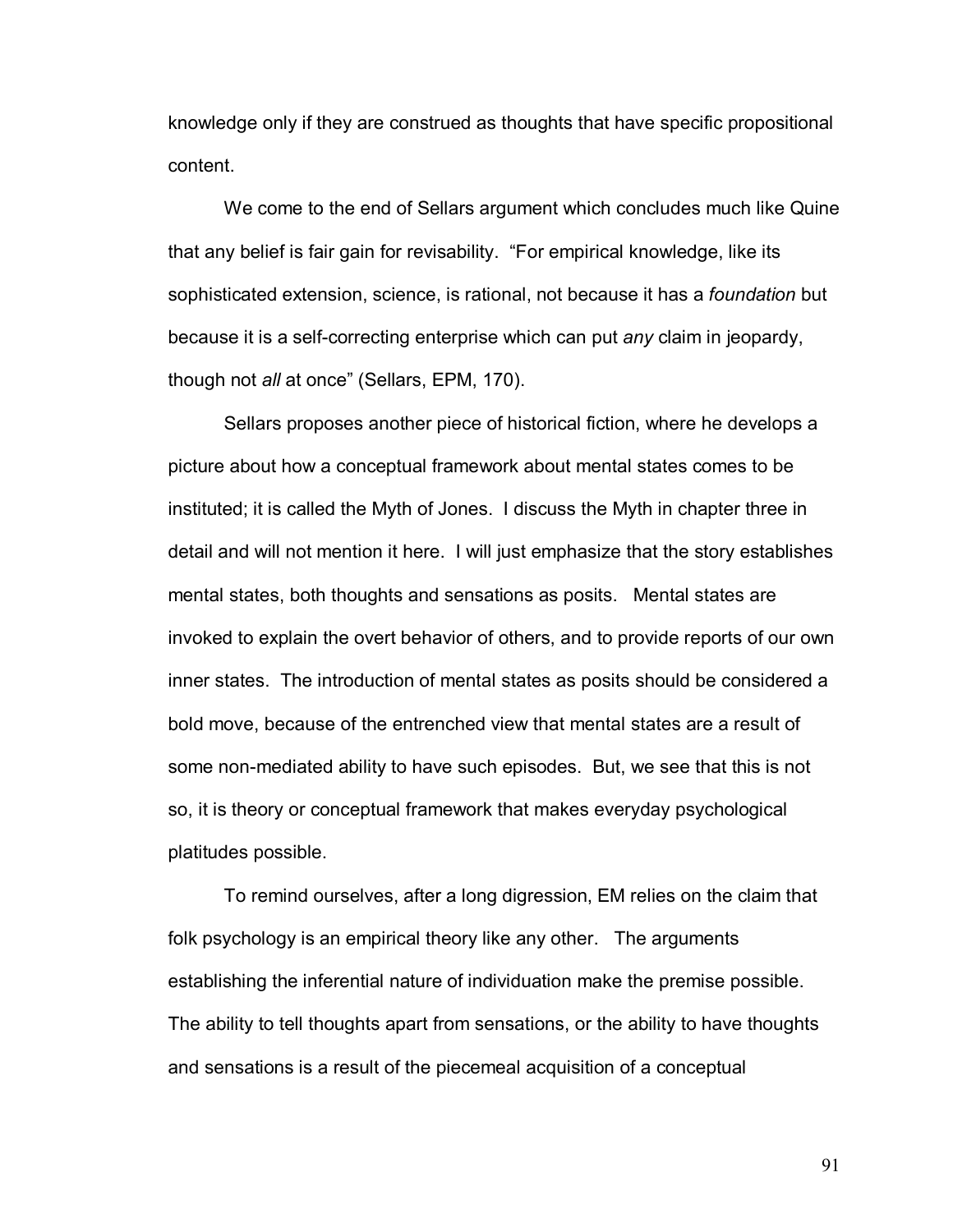knowledge only if they are construed as thoughts that have specific propositional content.

We come to the end of Sellars argument which concludes much like Quine that any belief is fair gain for revisability. "For empirical knowledge, like its sophisticated extension, science, is rational, not because it has a *foundation* but because it is a self-correcting enterprise which can put *any* claim in jeopardy, though not *all* at once" (Sellars, EPM, 170).

Sellars proposes another piece of historical fiction, where he develops a picture about how a conceptual framework about mental states comes to be instituted; it is called the Myth of Jones. I discuss the Myth in chapter three in detail and will not mention it here. I will just emphasize that the story establishes mental states, both thoughts and sensations as posits. Mental states are invoked to explain the overt behavior of others, and to provide reports of our own inner states. The introduction of mental states as posits should be considered a bold move, because of the entrenched view that mental states are a result of some non-mediated ability to have such episodes. But, we see that this is not so, it is theory or conceptual framework that makes everyday psychological platitudes possible.

To remind ourselves, after a long digression, EM relies on the claim that folk psychology is an empirical theory like any other. The arguments establishing the inferential nature of individuation make the premise possible. The ability to tell thoughts apart from sensations, or the ability to have thoughts and sensations is a result of the piecemeal acquisition of a conceptual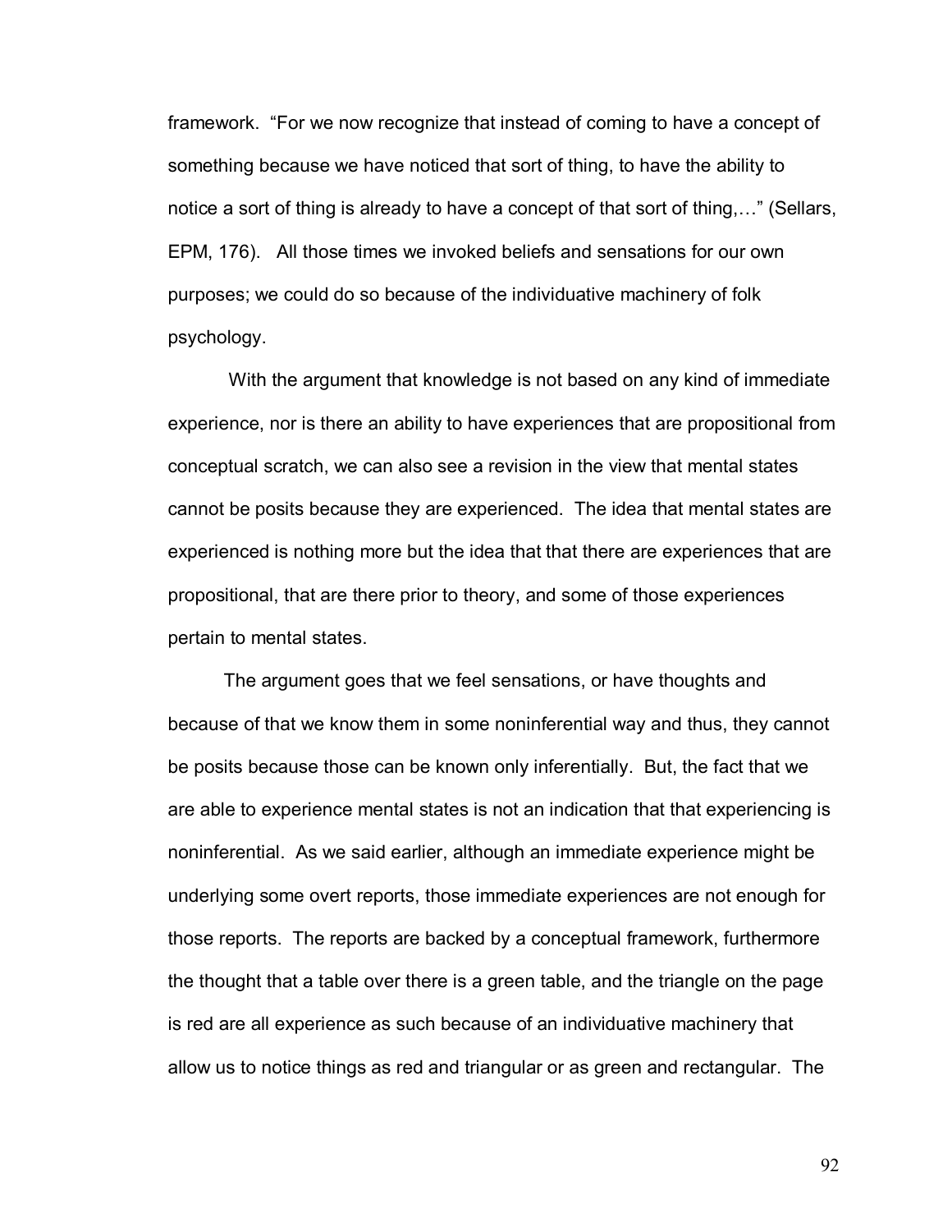framework. "For we now recognize that instead of coming to have a concept of something because we have noticed that sort of thing, to have the ability to notice a sort of thing is already to have a concept of that sort of thing,…" (Sellars, EPM, 176). All those times we invoked beliefs and sensations for our own purposes; we could do so because of the individuative machinery of folk psychology.

With the argument that knowledge is not based on any kind of immediate experience, nor is there an ability to have experiences that are propositional from conceptual scratch, we can also see a revision in the view that mental states cannot be posits because they are experienced. The idea that mental states are experienced is nothing more but the idea that that there are experiences that are propositional, that are there prior to theory, and some of those experiences pertain to mental states.

The argument goes that we feel sensations, or have thoughts and because of that we know them in some noninferential way and thus, they cannot be posits because those can be known only inferentially. But, the fact that we are able to experience mental states is not an indication that that experiencing is noninferential. As we said earlier, although an immediate experience might be underlying some overt reports, those immediate experiences are not enough for those reports. The reports are backed by a conceptual framework, furthermore the thought that a table over there is a green table, and the triangle on the page is red are all experience as such because of an individuative machinery that allow us to notice things as red and triangular or as green and rectangular. The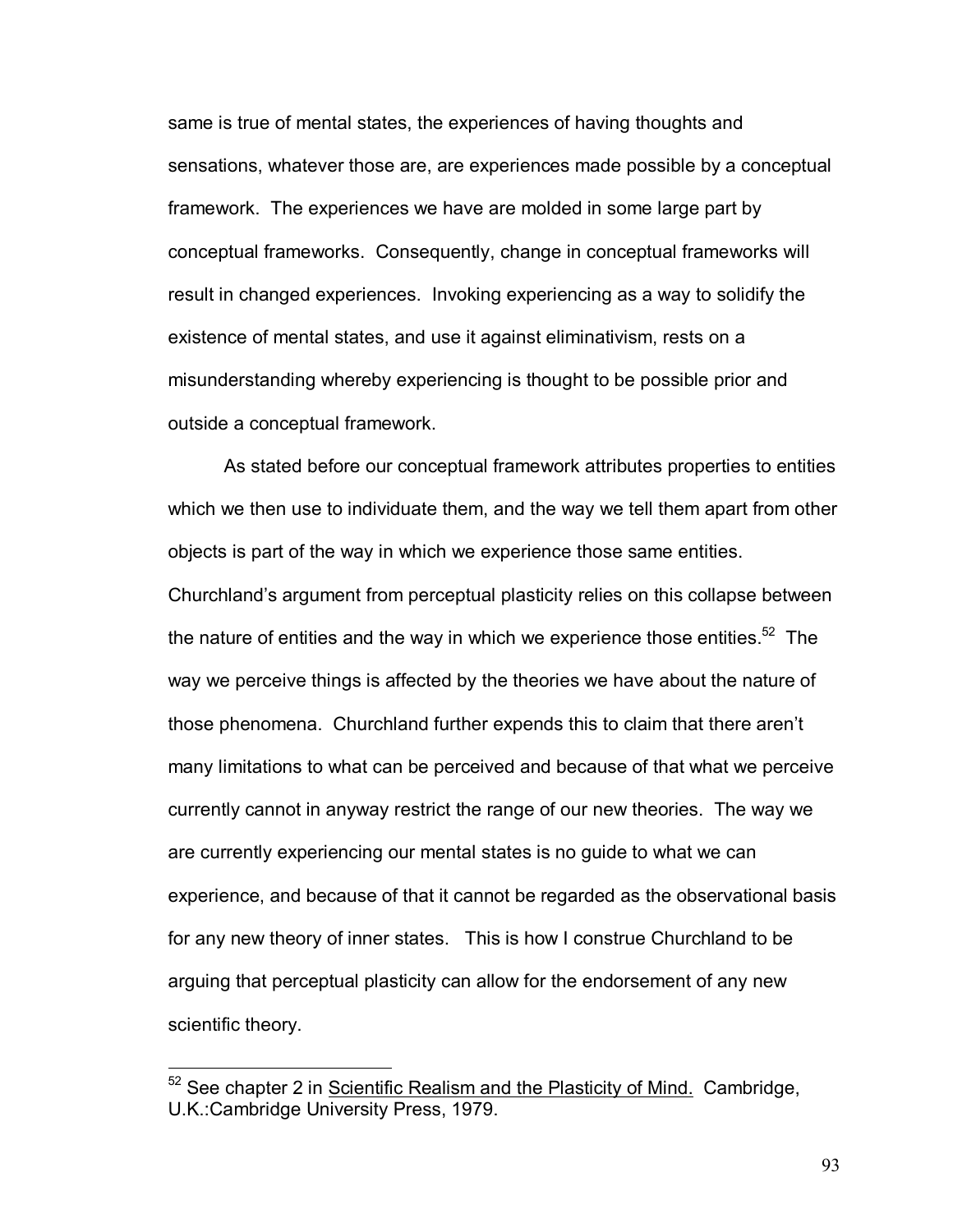same is true of mental states, the experiences of having thoughts and sensations, whatever those are, are experiences made possible by a conceptual framework. The experiences we have are molded in some large part by conceptual frameworks. Consequently, change in conceptual frameworks will result in changed experiences. Invoking experiencing as a way to solidify the existence of mental states, and use it against eliminativism, rests on a misunderstanding whereby experiencing is thought to be possible prior and outside a conceptual framework.

As stated before our conceptual framework attributes properties to entities which we then use to individuate them, and the way we tell them apart from other objects is part of the way in which we experience those same entities. Churchland's argument from perceptual plasticity relies on this collapse between the nature of entities and the way in which we experience those entities.[52] The way we perceive things is affected by the theories we have about the nature of those phenomena. Churchland further expends this to claim that there aren't many limitations to what can be perceived and because of that what we perceive currently cannot in anyway restrict the range of our new theories. The way we are currently experiencing our mental states is no guide to what we can experience, and because of that it cannot be regarded as the observational basis for any new theory of inner states. This is how I construe Churchland to be arguing that perceptual plasticity can allow for the endorsement of any new scientific theory.

---

[52] See chapter 2 in Scientific Realism and the Plasticity of Mind. Cambridge, U.K.:Cambridge University Press, 1979.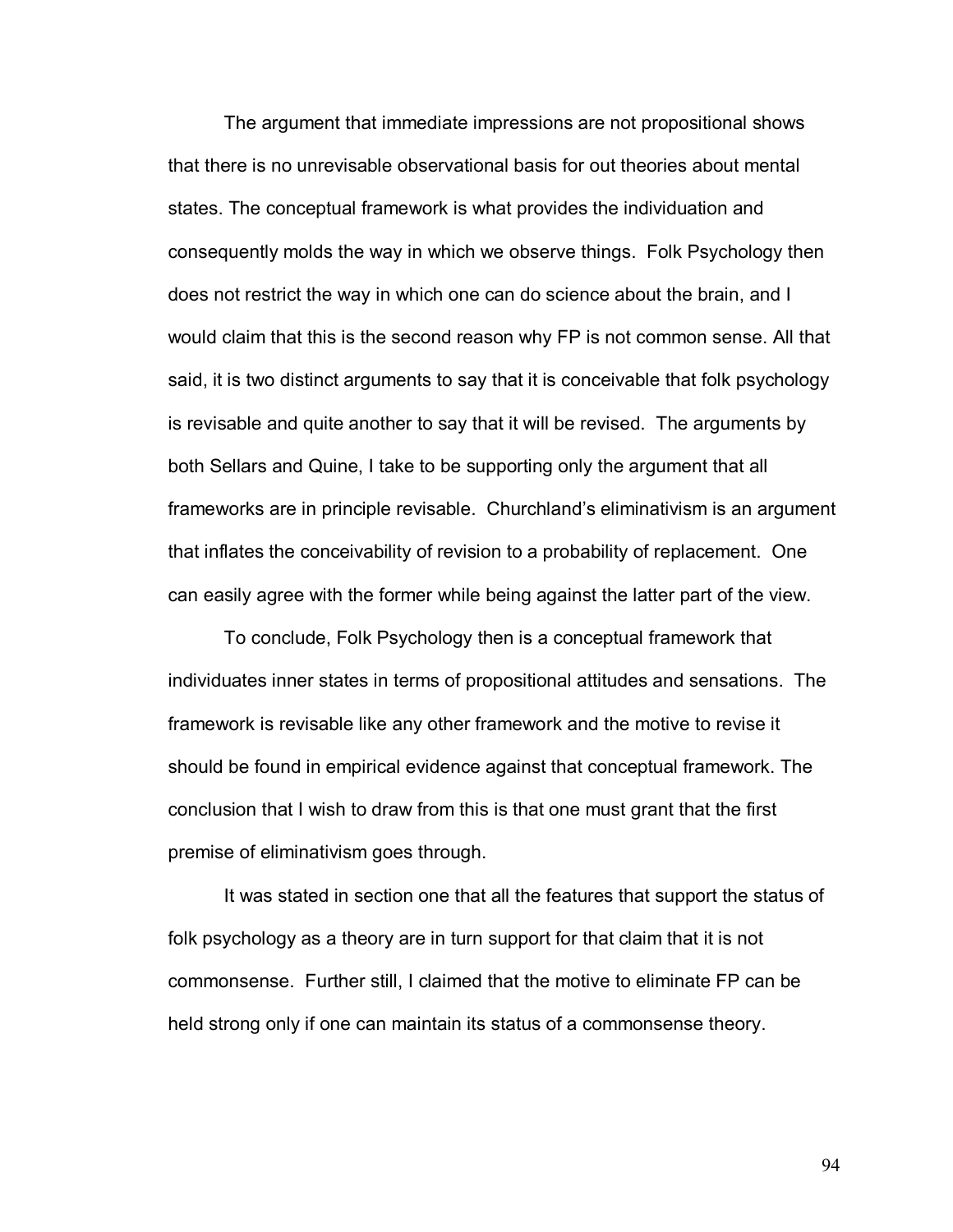The argument that immediate impressions are not propositional shows that there is no unrevisable observational basis for out theories about mental states. The conceptual framework is what provides the individuation and consequently molds the way in which we observe things. Folk Psychology then does not restrict the way in which one can do science about the brain, and I would claim that this is the second reason why FP is not common sense. All that said, it is two distinct arguments to say that it is conceivable that folk psychology is revisable and quite another to say that it will be revised. The arguments by both Sellars and Quine, I take to be supporting only the argument that all frameworks are in principle revisable. Churchland's eliminativism is an argument that inflates the conceivability of revision to a probability of replacement. One can easily agree with the former while being against the latter part of the view.

To conclude, Folk Psychology then is a conceptual framework that individuates inner states in terms of propositional attitudes and sensations. The framework is revisable like any other framework and the motive to revise it should be found in empirical evidence against that conceptual framework. The conclusion that I wish to draw from this is that one must grant that the first premise of eliminativism goes through.

It was stated in section one that all the features that support the status of folk psychology as a theory are in turn support for that claim that it is not commonsense. Further still, I claimed that the motive to eliminate FP can be held strong only if one can maintain its status of a commonsense theory.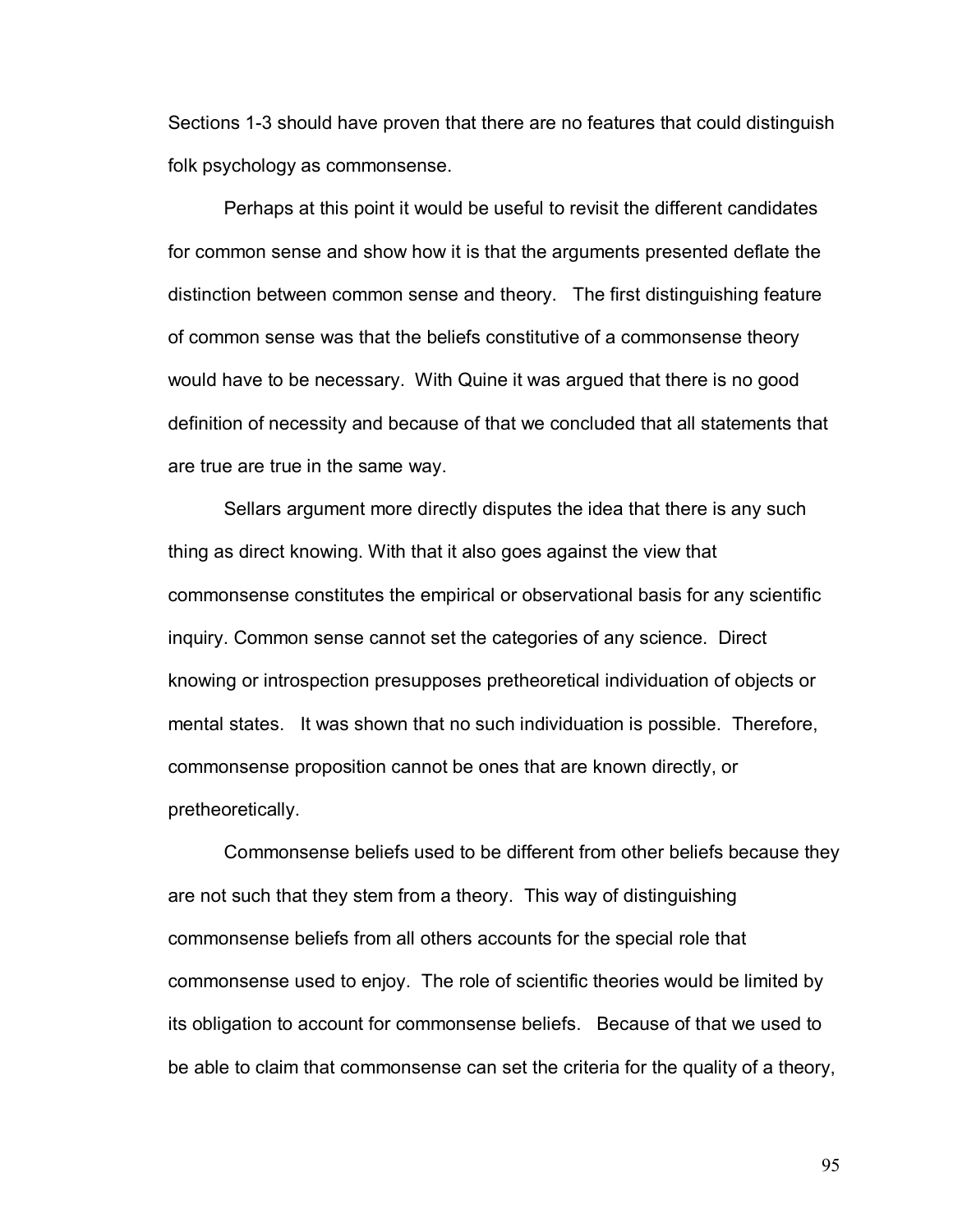Sections 1-3 should have proven that there are no features that could distinguish folk psychology as commonsense.

Perhaps at this point it would be useful to revisit the different candidates for common sense and show how it is that the arguments presented deflate the distinction between common sense and theory. The first distinguishing feature of common sense was that the beliefs constitutive of a commonsense theory would have to be necessary. With Quine it was argued that there is no good definition of necessity and because of that we concluded that all statements that are true are true in the same way.

Sellars argument more directly disputes the idea that there is any such thing as direct knowing. With that it also goes against the view that commonsense constitutes the empirical or observational basis for any scientific inquiry. Common sense cannot set the categories of any science. Direct knowing or introspection presupposes pretheoretical individuation of objects or mental states. It was shown that no such individuation is possible. Therefore, commonsense proposition cannot be ones that are known directly, or pretheoretically.

Commonsense beliefs used to be different from other beliefs because they are not such that they stem from a theory. This way of distinguishing commonsense beliefs from all others accounts for the special role that commonsense used to enjoy. The role of scientific theories would be limited by its obligation to account for commonsense beliefs. Because of that we used to be able to claim that commonsense can set the criteria for the quality of a theory,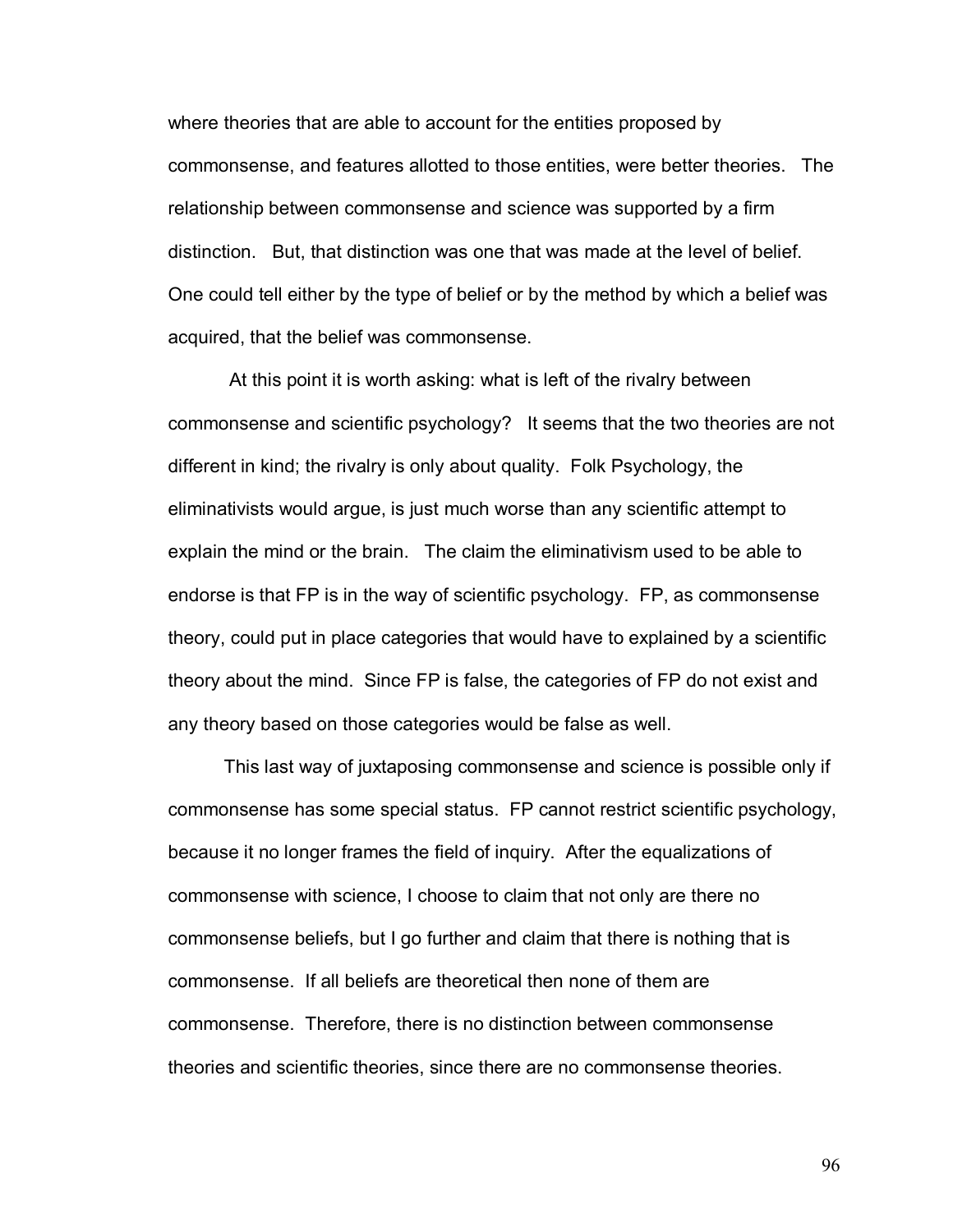where theories that are able to account for the entities proposed by commonsense, and features allotted to those entities, were better theories. The relationship between commonsense and science was supported by a firm distinction. But, that distinction was one that was made at the level of belief. One could tell either by the type of belief or by the method by which a belief was acquired, that the belief was commonsense.

At this point it is worth asking: what is left of the rivalry between commonsense and scientific psychology? It seems that the two theories are not different in kind; the rivalry is only about quality. Folk Psychology, the eliminativists would argue, is just much worse than any scientific attempt to explain the mind or the brain. The claim the eliminativism used to be able to endorse is that FP is in the way of scientific psychology. FP, as commonsense theory, could put in place categories that would have to explained by a scientific theory about the mind. Since FP is false, the categories of FP do not exist and any theory based on those categories would be false as well.

This last way of juxtaposing commonsense and science is possible only if commonsense has some special status. FP cannot restrict scientific psychology, because it no longer frames the field of inquiry. After the equalizations of commonsense with science, I choose to claim that not only are there no commonsense beliefs, but I go further and claim that there is nothing that is commonsense. If all beliefs are theoretical then none of them are commonsense. Therefore, there is no distinction between commonsense theories and scientific theories, since there are no commonsense theories.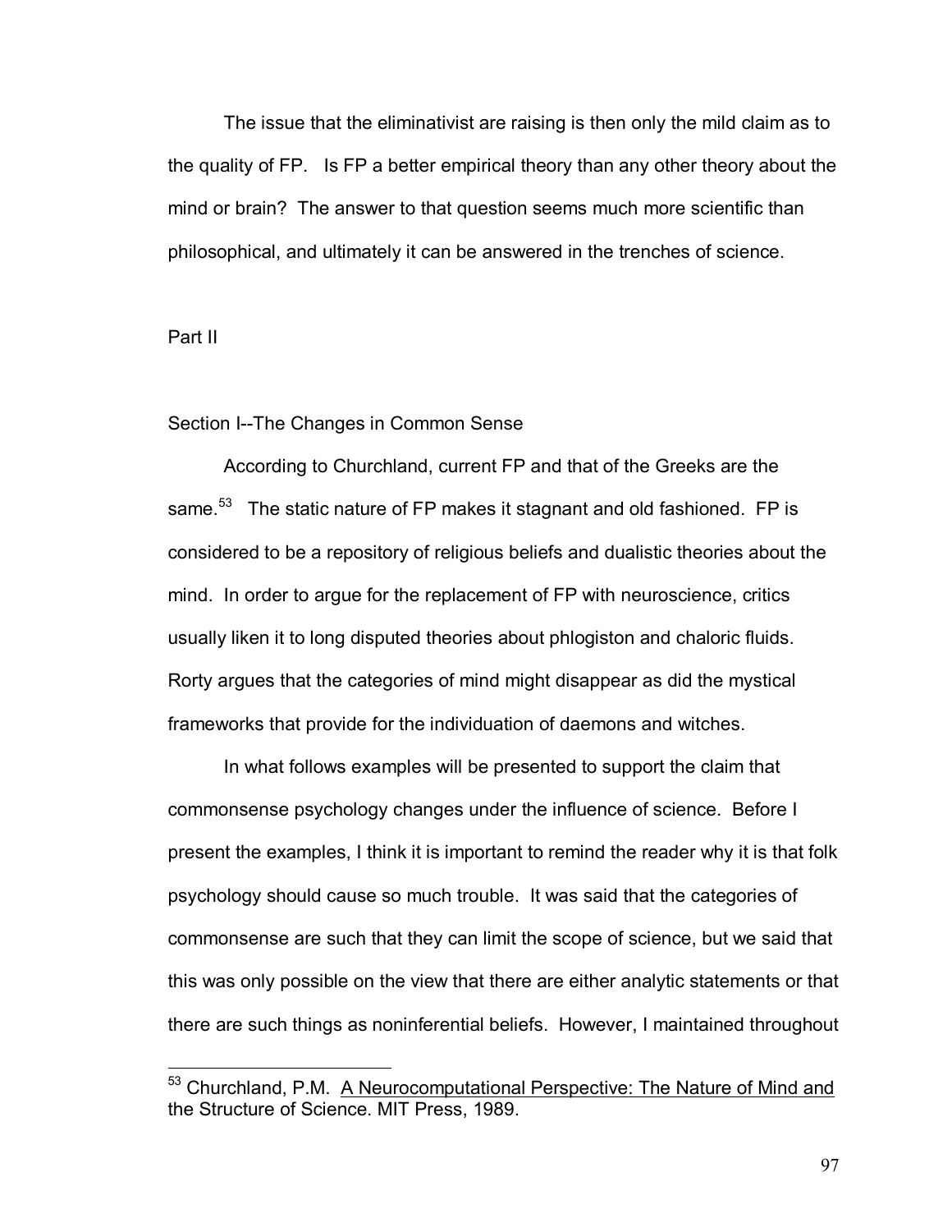The issue that the eliminativist are raising is then only the mild claim as to the quality of FP. Is FP a better empirical theory than any other theory about the mind or brain? The answer to that question seems much more scientific than philosophical, and ultimately it can be answered in the trenches of science.

## Part II

### Section I--The Changes in Common Sense

According to Churchland, current FP and that of the Greeks are the same.[53] The static nature of FP makes it stagnant and old fashioned. FP is considered to be a repository of religious beliefs and dualistic theories about the mind. In order to argue for the replacement of FP with neuroscience, critics usually liken it to long disputed theories about phlogiston and chaloric fluids. Rorty argues that the categories of mind might disappear as did the mystical frameworks that provide for the individuation of daemons and witches.

In what follows examples will be presented to support the claim that commonsense psychology changes under the influence of science. Before I present the examples, I think it is important to remind the reader why it is that folk psychology should cause so much trouble. It was said that the categories of commonsense are such that they can limit the scope of science, but we said that this was only possible on the view that there are either analytic statements or that there are such things as noninferential beliefs. However, I maintained throughout

---

[53] Churchland, P.M. A Neurocomputational Perspective: The Nature of Mind and the Structure of Science. MIT Press, 1989.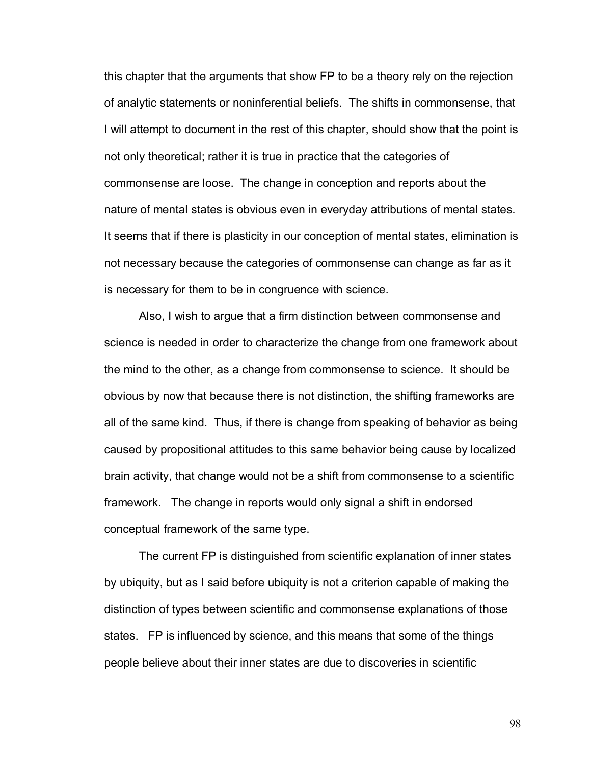this chapter that the arguments that show FP to be a theory rely on the rejection of analytic statements or noninferential beliefs. The shifts in commonsense, that I will attempt to document in the rest of this chapter, should show that the point is not only theoretical; rather it is true in practice that the categories of commonsense are loose. The change in conception and reports about the nature of mental states is obvious even in everyday attributions of mental states. It seems that if there is plasticity in our conception of mental states, elimination is not necessary because the categories of commonsense can change as far as it is necessary for them to be in congruence with science.

Also, I wish to argue that a firm distinction between commonsense and science is needed in order to characterize the change from one framework about the mind to the other, as a change from commonsense to science. It should be obvious by now that because there is not distinction, the shifting frameworks are all of the same kind. Thus, if there is change from speaking of behavior as being caused by propositional attitudes to this same behavior being cause by localized brain activity, that change would not be a shift from commonsense to a scientific framework. The change in reports would only signal a shift in endorsed conceptual framework of the same type.

The current FP is distinguished from scientific explanation of inner states by ubiquity, but as I said before ubiquity is not a criterion capable of making the distinction of types between scientific and commonsense explanations of those states. FP is influenced by science, and this means that some of the things people believe about their inner states are due to discoveries in scientific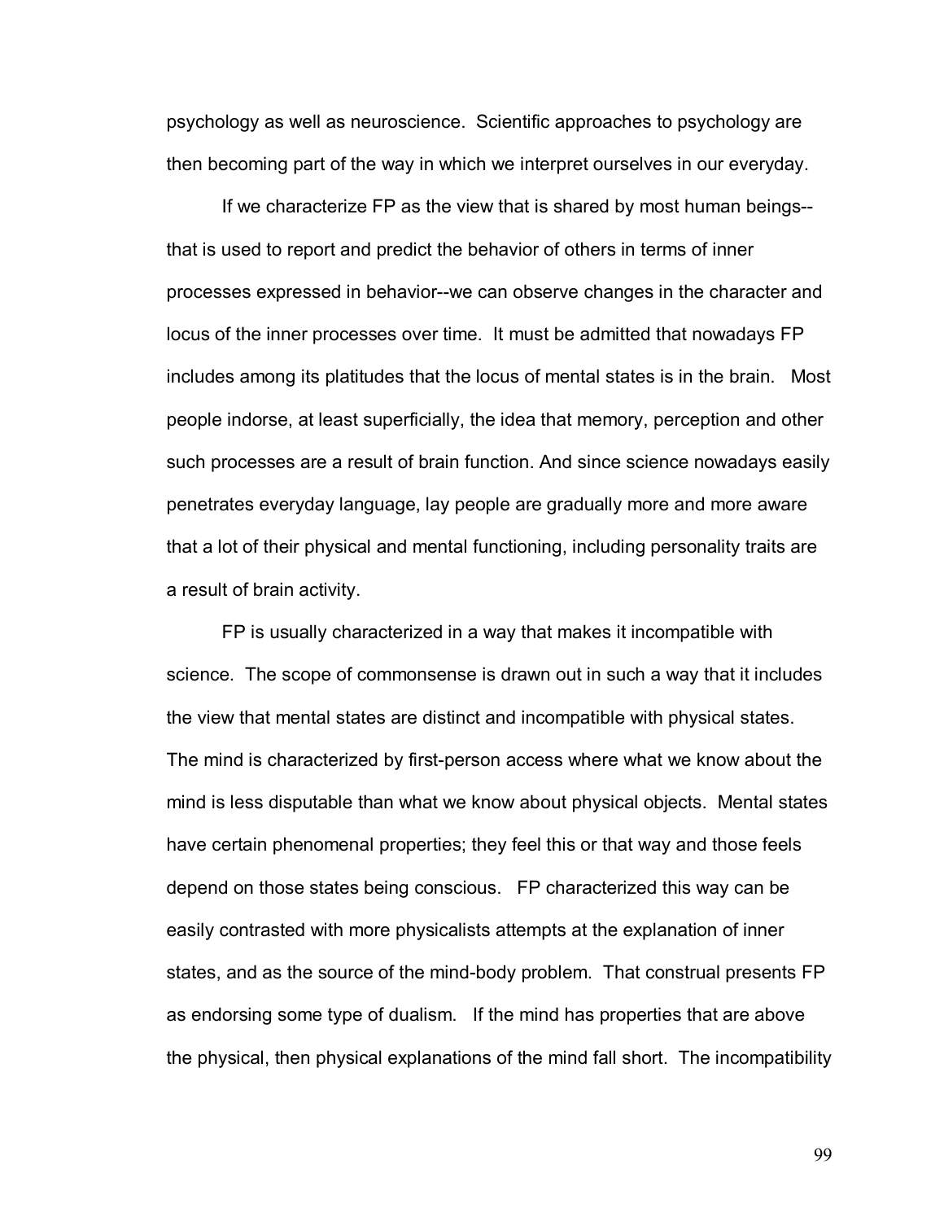psychology as well as neuroscience. Scientific approaches to psychology are then becoming part of the way in which we interpret ourselves in our everyday.

If we characterize FP as the view that is shared by most human beings--that is used to report and predict the behavior of others in terms of inner processes expressed in behavior--we can observe changes in the character and locus of the inner processes over time. It must be admitted that nowadays FP includes among its platitudes that the locus of mental states is in the brain. Most people indorse, at least superficially, the idea that memory, perception and other such processes are a result of brain function. And since science nowadays easily penetrates everyday language, lay people are gradually more and more aware that a lot of their physical and mental functioning, including personality traits are a result of brain activity.

FP is usually characterized in a way that makes it incompatible with science. The scope of commonsense is drawn out in such a way that it includes the view that mental states are distinct and incompatible with physical states. The mind is characterized by first-person access where what we know about the mind is less disputable than what we know about physical objects. Mental states have certain phenomenal properties; they feel this or that way and those feels depend on those states being conscious. FP characterized this way can be easily contrasted with more physicalists attempts at the explanation of inner states, and as the source of the mind-body problem. That construal presents FP as endorsing some type of dualism. If the mind has properties that are above the physical, then physical explanations of the mind fall short. The incompatibility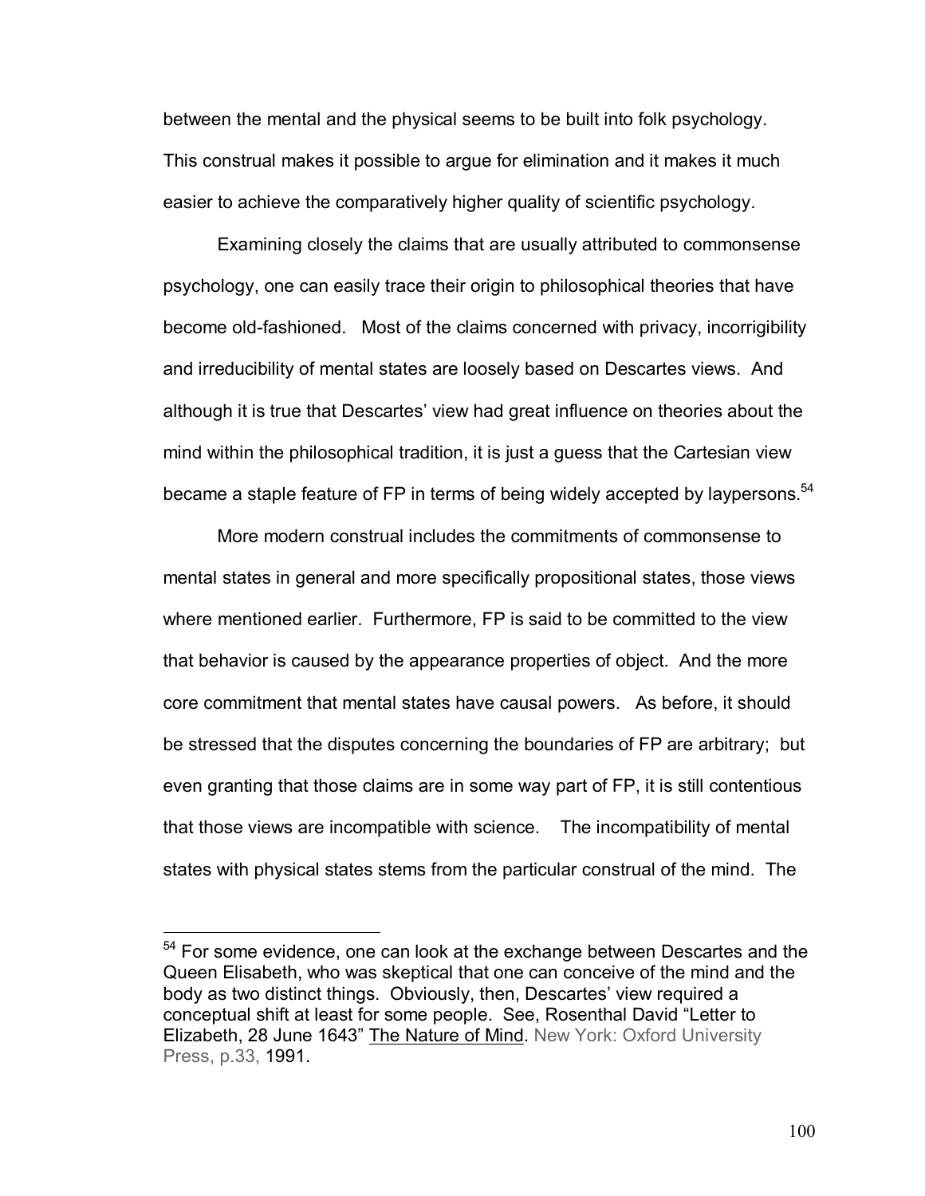between the mental and the physical seems to be built into folk psychology. This construal makes it possible to argue for elimination and it makes it much easier to achieve the comparatively higher quality of scientific psychology.

Examining closely the claims that are usually attributed to commonsense psychology, one can easily trace their origin to philosophical theories that have become old-fashioned. Most of the claims concerned with privacy, incorrigibility and irreducibility of mental states are loosely based on Descartes views. And although it is true that Descartes' view had great influence on theories about the mind within the philosophical tradition, it is just a guess that the Cartesian view became a staple feature of FP in terms of being widely accepted by laypersons.[54]

More modern construal includes the commitments of commonsense to mental states in general and more specifically propositional states, those views where mentioned earlier. Furthermore, FP is said to be committed to the view that behavior is caused by the appearance properties of object. And the more core commitment that mental states have causal powers. As before, it should be stressed that the disputes concerning the boundaries of FP are arbitrary; but even granting that those claims are in some way part of FP, it is still contentious that those views are incompatible with science. The incompatibility of mental states with physical states stems from the particular construal of the mind. The

---

[54] For some evidence, one can look at the exchange between Descartes and the Queen Elisabeth, who was skeptical that one can conceive of the mind and the body as two distinct things. Obviously, then, Descartes' view required a conceptual shift at least for some people. See, Rosenthal David "Letter to Elizabeth, 28 June 1643" The Nature of Mind. New York: Oxford University Press, p.33, 1991.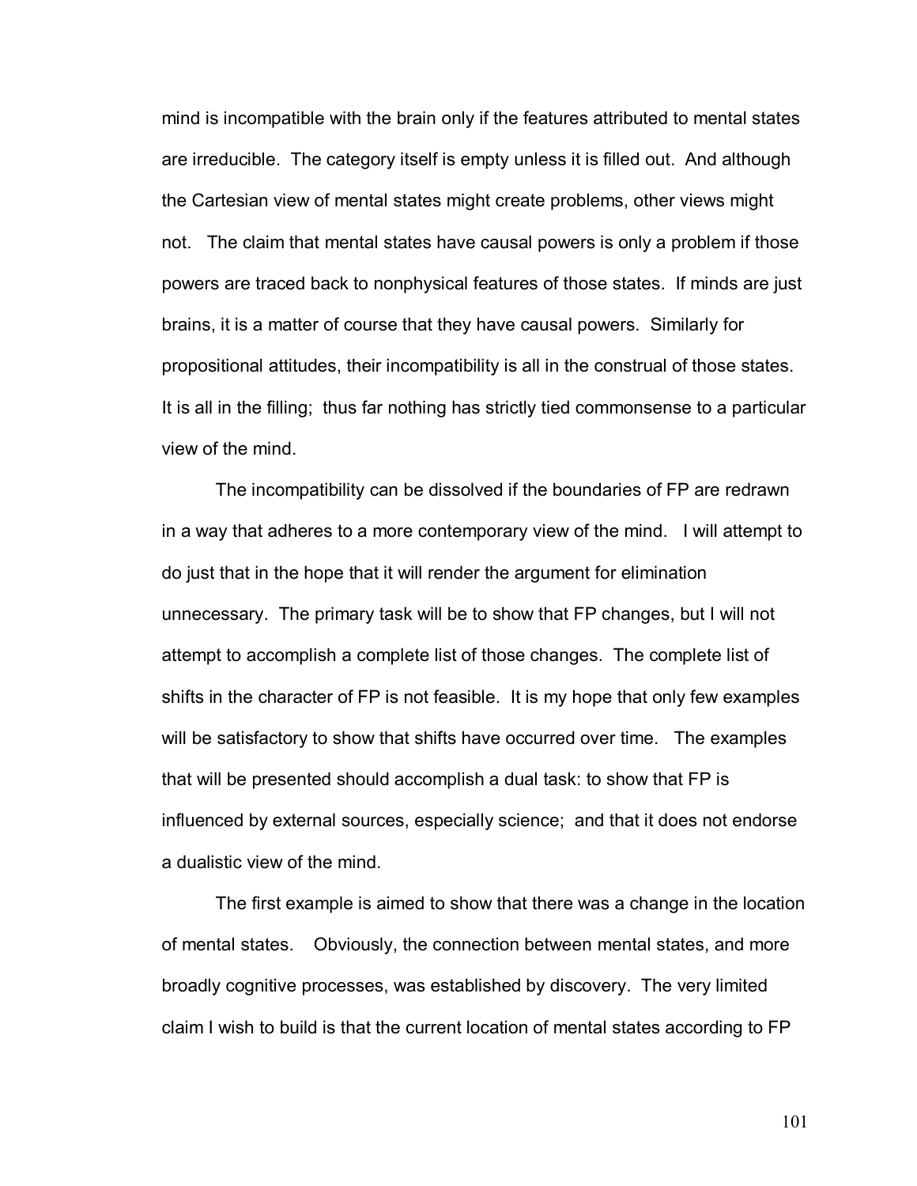mind is incompatible with the brain only if the features attributed to mental states are irreducible. The category itself is empty unless it is filled out. And although the Cartesian view of mental states might create problems, other views might not. The claim that mental states have causal powers is only a problem if those powers are traced back to nonphysical features of those states. If minds are just brains, it is a matter of course that they have causal powers. Similarly for propositional attitudes, their incompatibility is all in the construal of those states. It is all in the filling; thus far nothing has strictly tied commonsense to a particular view of the mind.

The incompatibility can be dissolved if the boundaries of FP are redrawn in a way that adheres to a more contemporary view of the mind. I will attempt to do just that in the hope that it will render the argument for elimination unnecessary. The primary task will be to show that FP changes, but I will not attempt to accomplish a complete list of those changes. The complete list of shifts in the character of FP is not feasible. It is my hope that only few examples will be satisfactory to show that shifts have occurred over time. The examples that will be presented should accomplish a dual task: to show that FP is influenced by external sources, especially science; and that it does not endorse a dualistic view of the mind.

The first example is aimed to show that there was a change in the location of mental states. Obviously, the connection between mental states, and more broadly cognitive processes, was established by discovery. The very limited claim I wish to build is that the current location of mental states according to FP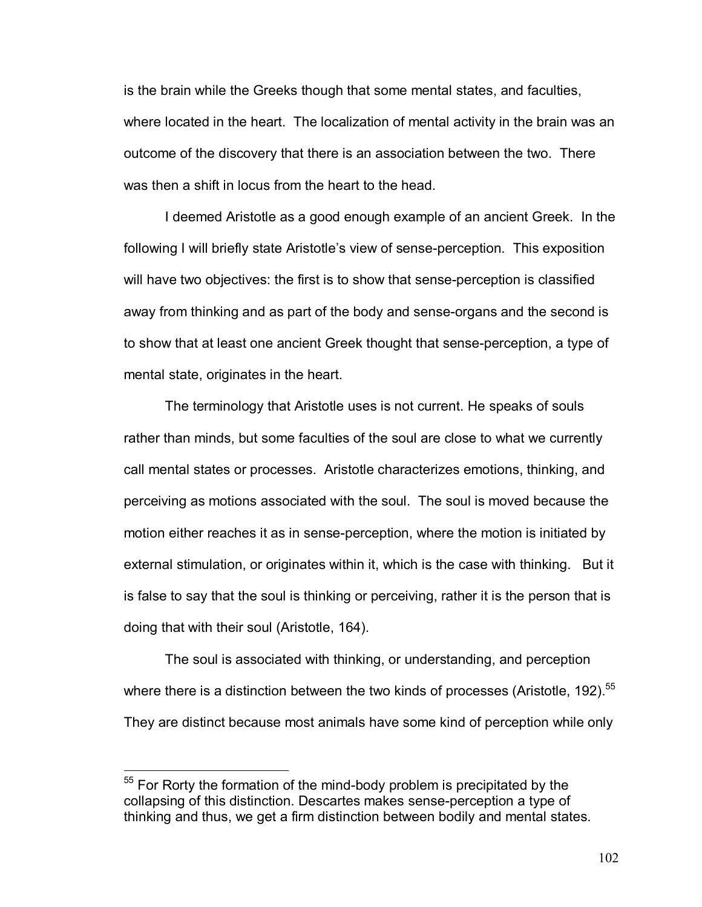is the brain while the Greeks though that some mental states, and faculties, where located in the heart. The localization of mental activity in the brain was an outcome of the discovery that there is an association between the two. There was then a shift in locus from the heart to the head.

I deemed Aristotle as a good enough example of an ancient Greek. In the following I will briefly state Aristotle's view of sense-perception. This exposition will have two objectives: the first is to show that sense-perception is classified away from thinking and as part of the body and sense-organs and the second is to show that at least one ancient Greek thought that sense-perception, a type of mental state, originates in the heart.

The terminology that Aristotle uses is not current. He speaks of souls rather than minds, but some faculties of the soul are close to what we currently call mental states or processes. Aristotle characterizes emotions, thinking, and perceiving as motions associated with the soul. The soul is moved because the motion either reaches it as in sense-perception, where the motion is initiated by external stimulation, or originates within it, which is the case with thinking. But it is false to say that the soul is thinking or perceiving, rather it is the person that is doing that with their soul (Aristotle, 164).

The soul is associated with thinking, or understanding, and perception where there is a distinction between the two kinds of processes (Aristotle, 192).[55] They are distinct because most animals have some kind of perception while only

[55] For Rorty the formation of the mind-body problem is precipitated by the collapsing of this distinction. Descartes makes sense-perception a type of thinking and thus, we get a firm distinction between bodily and mental states.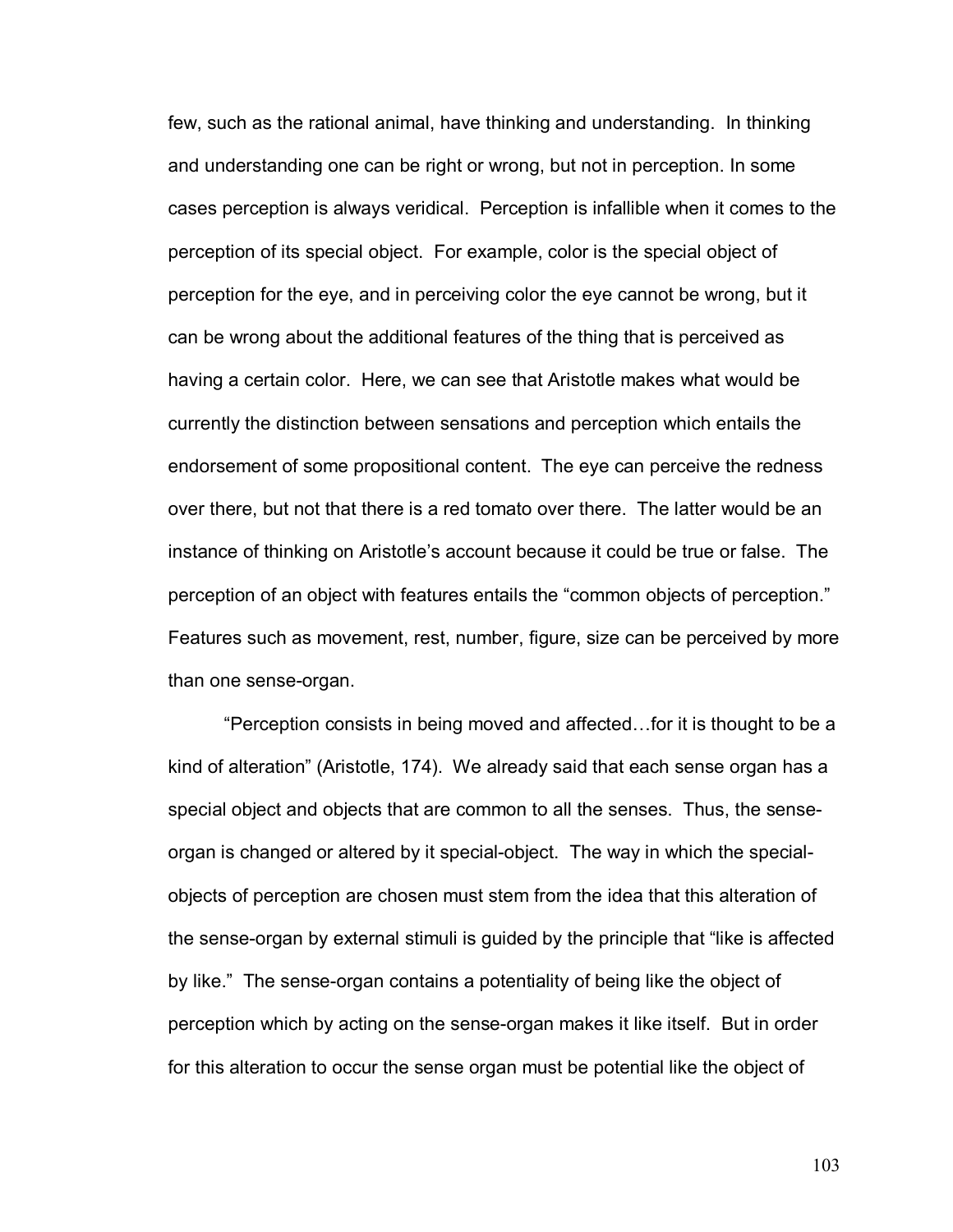few, such as the rational animal, have thinking and understanding. In thinking and understanding one can be right or wrong, but not in perception. In some cases perception is always veridical. Perception is infallible when it comes to the perception of its special object. For example, color is the special object of perception for the eye, and in perceiving color the eye cannot be wrong, but it can be wrong about the additional features of the thing that is perceived as having a certain color. Here, we can see that Aristotle makes what would be currently the distinction between sensations and perception which entails the endorsement of some propositional content. The eye can perceive the redness over there, but not that there is a red tomato over there. The latter would be an instance of thinking on Aristotle's account because it could be true or false. The perception of an object with features entails the "common objects of perception." Features such as movement, rest, number, figure, size can be perceived by more than one sense-organ.

"Perception consists in being moved and affected…for it is thought to be a kind of alteration" (Aristotle, 174). We already said that each sense organ has a special object and objects that are common to all the senses. Thus, the sense-organ is changed or altered by it special-object. The way in which the special-objects of perception are chosen must stem from the idea that this alteration of the sense-organ by external stimuli is guided by the principle that "like is affected by like." The sense-organ contains a potentiality of being like the object of perception which by acting on the sense-organ makes it like itself. But in order for this alteration to occur the sense organ must be potential like the object of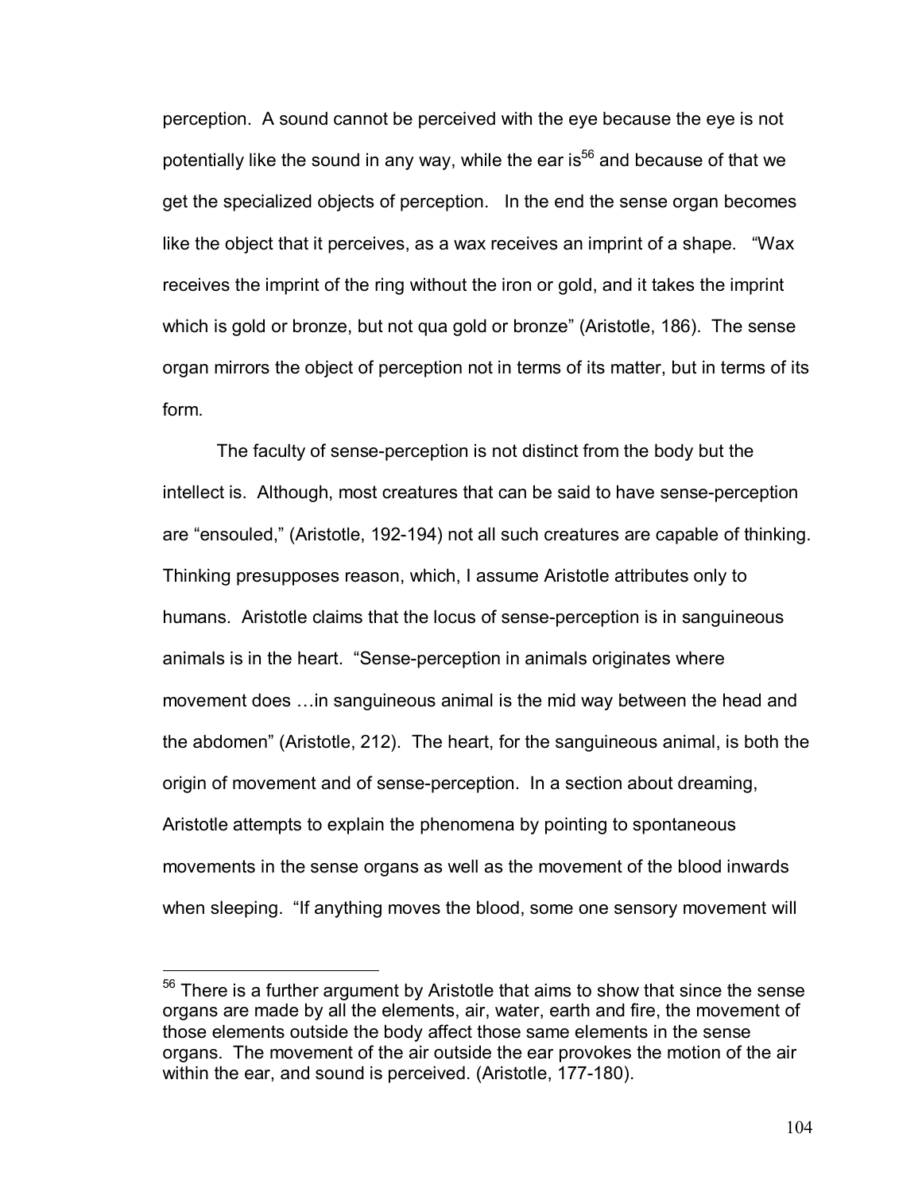perception. A sound cannot be perceived with the eye because the eye is not potentially like the sound in any way, while the ear is[56] and because of that we get the specialized objects of perception. In the end the sense organ becomes like the object that it perceives, as a wax receives an imprint of a shape. "Wax receives the imprint of the ring without the iron or gold, and it takes the imprint which is gold or bronze, but not qua gold or bronze" (Aristotle, 186). The sense organ mirrors the object of perception not in terms of its matter, but in terms of its form.

The faculty of sense-perception is not distinct from the body but the intellect is. Although, most creatures that can be said to have sense-perception are "ensouled," (Aristotle, 192-194) not all such creatures are capable of thinking. Thinking presupposes reason, which, I assume Aristotle attributes only to humans. Aristotle claims that the locus of sense-perception is in sanguineous animals is in the heart. "Sense-perception in animals originates where movement does …in sanguineous animal is the mid way between the head and the abdomen" (Aristotle, 212). The heart, for the sanguineous animal, is both the origin of movement and of sense-perception. In a section about dreaming, Aristotle attempts to explain the phenomena by pointing to spontaneous movements in the sense organs as well as the movement of the blood inwards when sleeping. "If anything moves the blood, some one sensory movement will

---

[56] There is a further argument by Aristotle that aims to show that since the sense organs are made by all the elements, air, water, earth and fire, the movement of those elements outside the body affect those same elements in the sense organs. The movement of the air outside the ear provokes the motion of the air within the ear, and sound is perceived. (Aristotle, 177-180).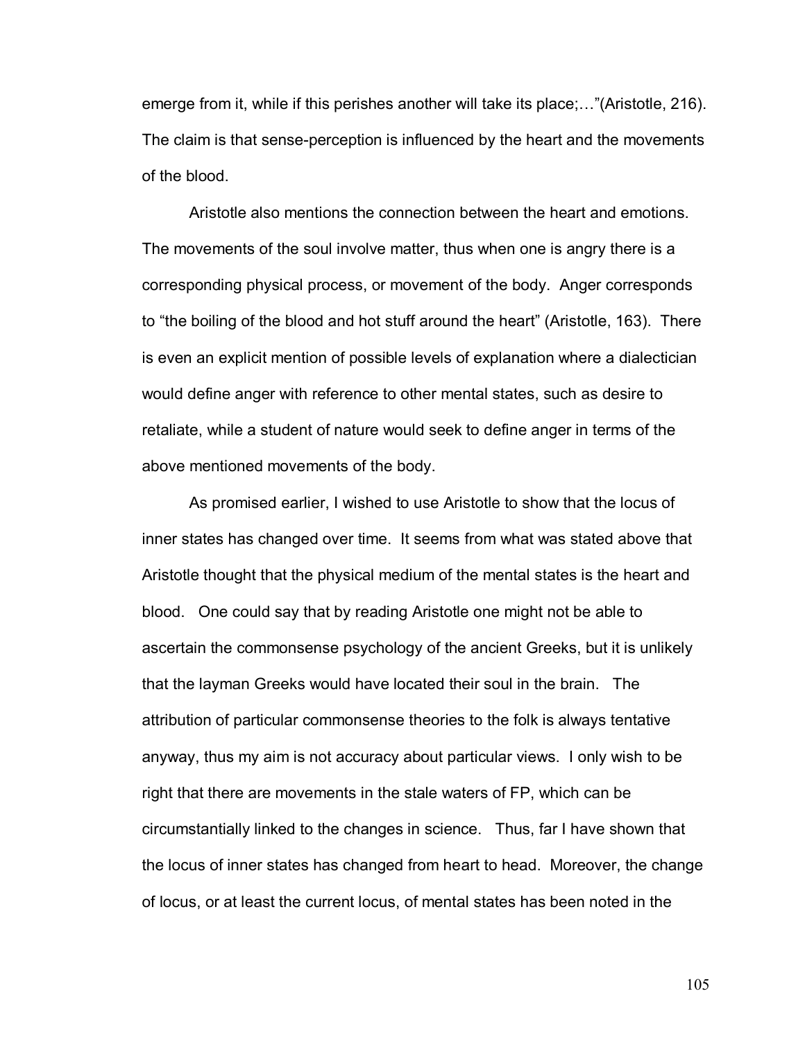emerge from it, while if this perishes another will take its place;…"(Aristotle, 216). The claim is that sense-perception is influenced by the heart and the movements of the blood.

Aristotle also mentions the connection between the heart and emotions. The movements of the soul involve matter, thus when one is angry there is a corresponding physical process, or movement of the body. Anger corresponds to "the boiling of the blood and hot stuff around the heart" (Aristotle, 163). There is even an explicit mention of possible levels of explanation where a dialectician would define anger with reference to other mental states, such as desire to retaliate, while a student of nature would seek to define anger in terms of the above mentioned movements of the body.

As promised earlier, I wished to use Aristotle to show that the locus of inner states has changed over time. It seems from what was stated above that Aristotle thought that the physical medium of the mental states is the heart and blood. One could say that by reading Aristotle one might not be able to ascertain the commonsense psychology of the ancient Greeks, but it is unlikely that the layman Greeks would have located their soul in the brain. The attribution of particular commonsense theories to the folk is always tentative anyway, thus my aim is not accuracy about particular views. I only wish to be right that there are movements in the stale waters of FP, which can be circumstantially linked to the changes in science. Thus, far I have shown that the locus of inner states has changed from heart to head. Moreover, the change of locus, or at least the current locus, of mental states has been noted in the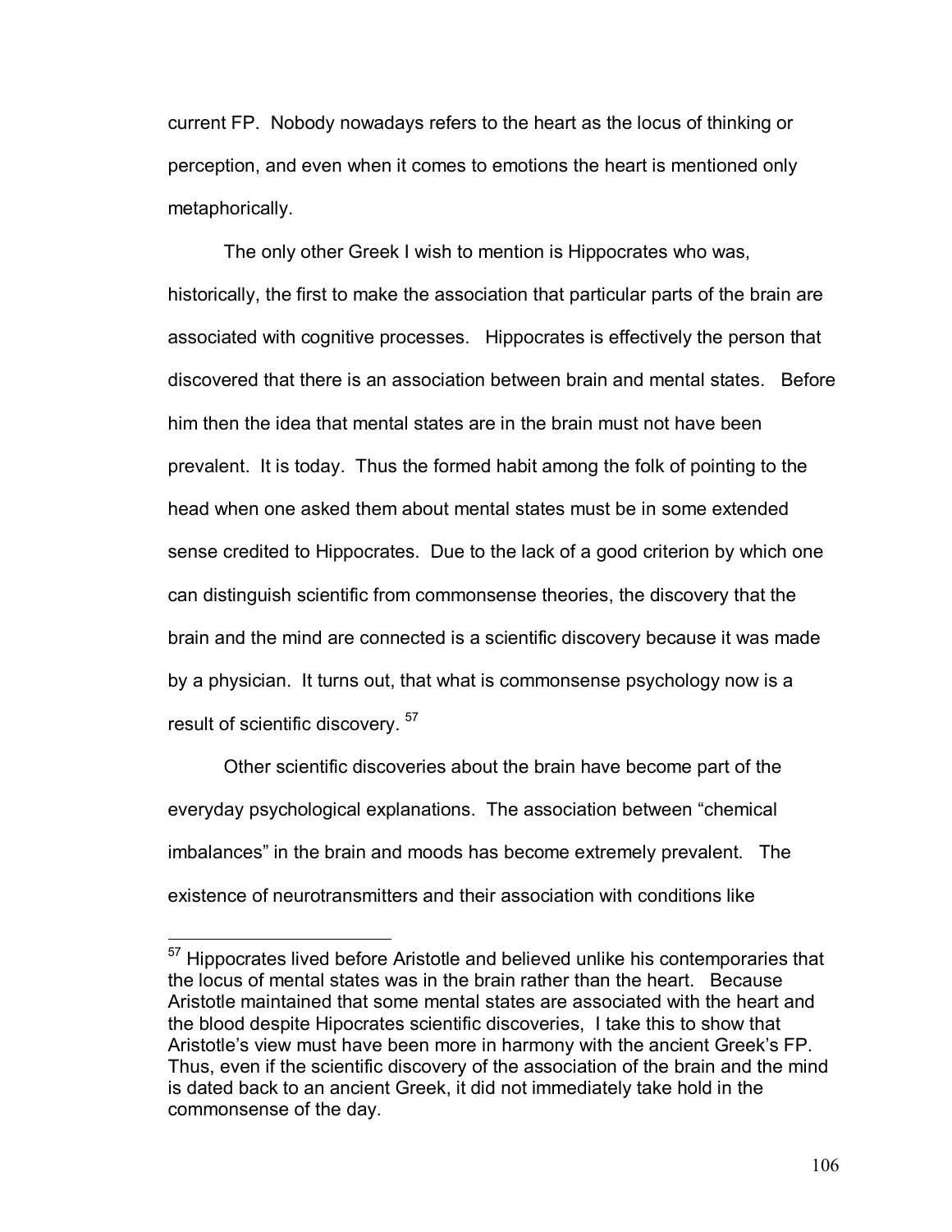current FP. Nobody nowadays refers to the heart as the locus of thinking or perception, and even when it comes to emotions the heart is mentioned only metaphorically.

The only other Greek I wish to mention is Hippocrates who was, historically, the first to make the association that particular parts of the brain are associated with cognitive processes. Hippocrates is effectively the person that discovered that there is an association between brain and mental states. Before him then the idea that mental states are in the brain must not have been prevalent. It is today. Thus the formed habit among the folk of pointing to the head when one asked them about mental states must be in some extended sense credited to Hippocrates. Due to the lack of a good criterion by which one can distinguish scientific from commonsense theories, the discovery that the brain and the mind are connected is a scientific discovery because it was made by a physician. It turns out, that what is commonsense psychology now is a result of scientific discovery. [57]

Other scientific discoveries about the brain have become part of the everyday psychological explanations. The association between "chemical imbalances" in the brain and moods has become extremely prevalent. The existence of neurotransmitters and their association with conditions like

---

[57] Hippocrates lived before Aristotle and believed unlike his contemporaries that the locus of mental states was in the brain rather than the heart. Because Aristotle maintained that some mental states are associated with the heart and the blood despite Hipocrates scientific discoveries, I take this to show that Aristotle's view must have been more in harmony with the ancient Greek's FP. Thus, even if the scientific discovery of the association of the brain and the mind is dated back to an ancient Greek, it did not immediately take hold in the commonsense of the day.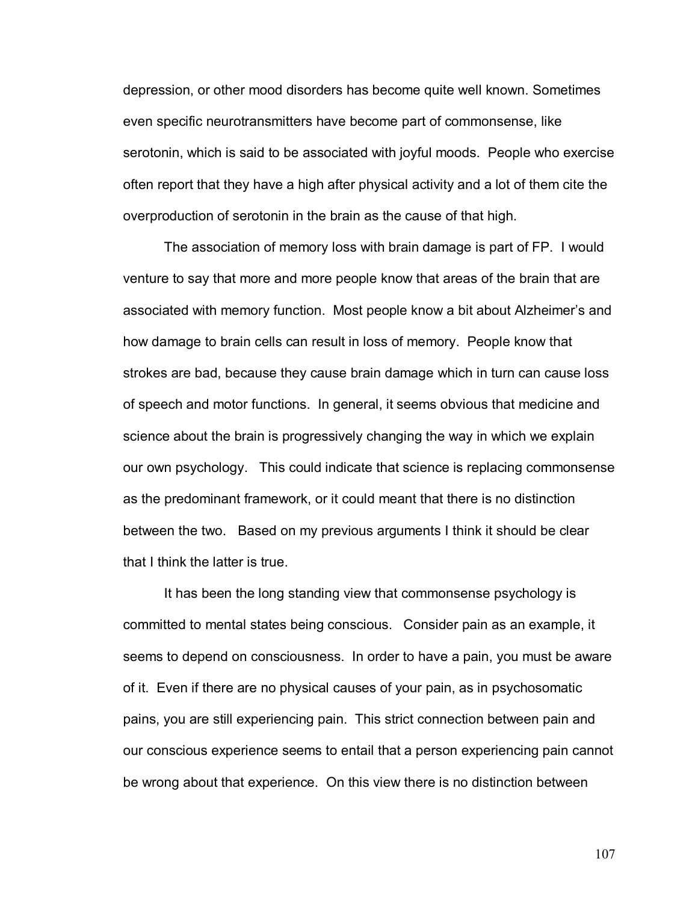depression, or other mood disorders has become quite well known. Sometimes even specific neurotransmitters have become part of commonsense, like serotonin, which is said to be associated with joyful moods. People who exercise often report that they have a high after physical activity and a lot of them cite the overproduction of serotonin in the brain as the cause of that high.

The association of memory loss with brain damage is part of FP. I would venture to say that more and more people know that areas of the brain that are associated with memory function. Most people know a bit about Alzheimer's and how damage to brain cells can result in loss of memory. People know that strokes are bad, because they cause brain damage which in turn can cause loss of speech and motor functions. In general, it seems obvious that medicine and science about the brain is progressively changing the way in which we explain our own psychology. This could indicate that science is replacing commonsense as the predominant framework, or it could meant that there is no distinction between the two. Based on my previous arguments I think it should be clear that I think the latter is true.

It has been the long standing view that commonsense psychology is committed to mental states being conscious. Consider pain as an example, it seems to depend on consciousness. In order to have a pain, you must be aware of it. Even if there are no physical causes of your pain, as in psychosomatic pains, you are still experiencing pain. This strict connection between pain and our conscious experience seems to entail that a person experiencing pain cannot be wrong about that experience. On this view there is no distinction between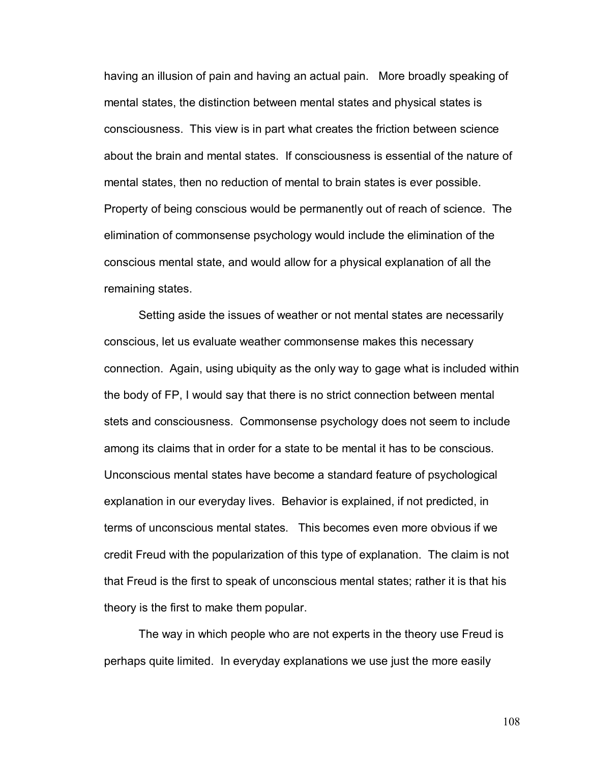having an illusion of pain and having an actual pain. More broadly speaking of mental states, the distinction between mental states and physical states is consciousness. This view is in part what creates the friction between science about the brain and mental states. If consciousness is essential of the nature of mental states, then no reduction of mental to brain states is ever possible. Property of being conscious would be permanently out of reach of science. The elimination of commonsense psychology would include the elimination of the conscious mental state, and would allow for a physical explanation of all the remaining states.

Setting aside the issues of weather or not mental states are necessarily conscious, let us evaluate weather commonsense makes this necessary connection. Again, using ubiquity as the only way to gage what is included within the body of FP, I would say that there is no strict connection between mental stets and consciousness. Commonsense psychology does not seem to include among its claims that in order for a state to be mental it has to be conscious. Unconscious mental states have become a standard feature of psychological explanation in our everyday lives. Behavior is explained, if not predicted, in terms of unconscious mental states. This becomes even more obvious if we credit Freud with the popularization of this type of explanation. The claim is not that Freud is the first to speak of unconscious mental states; rather it is that his theory is the first to make them popular.

The way in which people who are not experts in the theory use Freud is perhaps quite limited. In everyday explanations we use just the more easily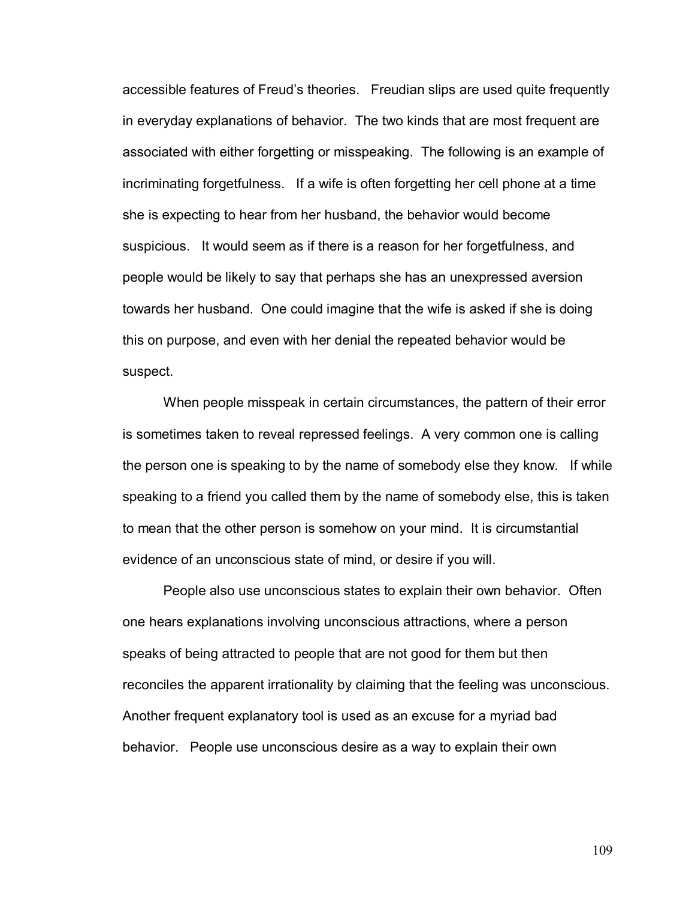accessible features of Freud's theories. Freudian slips are used quite frequently in everyday explanations of behavior. The two kinds that are most frequent are associated with either forgetting or misspeaking. The following is an example of incriminating forgetfulness. If a wife is often forgetting her cell phone at a time she is expecting to hear from her husband, the behavior would become suspicious. It would seem as if there is a reason for her forgetfulness, and people would be likely to say that perhaps she has an unexpressed aversion towards her husband. One could imagine that the wife is asked if she is doing this on purpose, and even with her denial the repeated behavior would be suspect.

When people misspeak in certain circumstances, the pattern of their error is sometimes taken to reveal repressed feelings. A very common one is calling the person one is speaking to by the name of somebody else they know. If while speaking to a friend you called them by the name of somebody else, this is taken to mean that the other person is somehow on your mind. It is circumstantial evidence of an unconscious state of mind, or desire if you will.

People also use unconscious states to explain their own behavior. Often one hears explanations involving unconscious attractions, where a person speaks of being attracted to people that are not good for them but then reconciles the apparent irrationality by claiming that the feeling was unconscious. Another frequent explanatory tool is used as an excuse for a myriad bad behavior. People use unconscious desire as a way to explain their own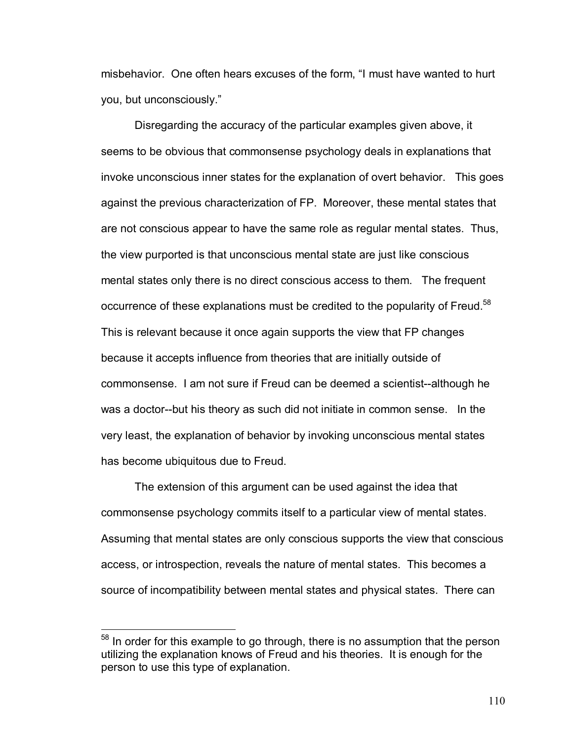misbehavior. One often hears excuses of the form, "I must have wanted to hurt you, but unconsciously."

Disregarding the accuracy of the particular examples given above, it seems to be obvious that commonsense psychology deals in explanations that invoke unconscious inner states for the explanation of overt behavior. This goes against the previous characterization of FP. Moreover, these mental states that are not conscious appear to have the same role as regular mental states. Thus, the view purported is that unconscious mental state are just like conscious mental states only there is no direct conscious access to them. The frequent occurrence of these explanations must be credited to the popularity of Freud.[58] This is relevant because it once again supports the view that FP changes because it accepts influence from theories that are initially outside of commonsense. I am not sure if Freud can be deemed a scientist--although he was a doctor--but his theory as such did not initiate in common sense. In the very least, the explanation of behavior by invoking unconscious mental states has become ubiquitous due to Freud.

The extension of this argument can be used against the idea that commonsense psychology commits itself to a particular view of mental states. Assuming that mental states are only conscious supports the view that conscious access, or introspection, reveals the nature of mental states. This becomes a source of incompatibility between mental states and physical states. There can

---

[58] In order for this example to go through, there is no assumption that the person utilizing the explanation knows of Freud and his theories. It is enough for the person to use this type of explanation.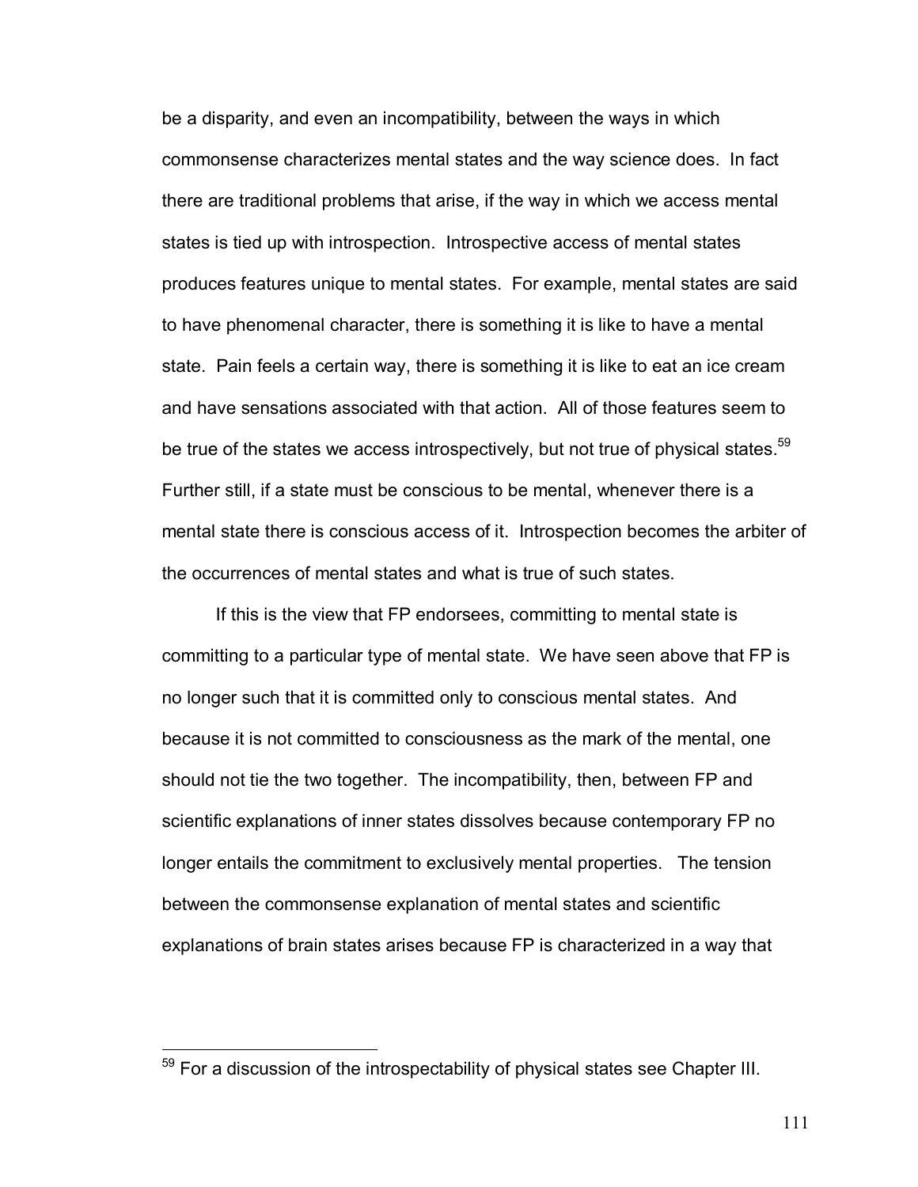be a disparity, and even an incompatibility, between the ways in which commonsense characterizes mental states and the way science does. In fact there are traditional problems that arise, if the way in which we access mental states is tied up with introspection. Introspective access of mental states produces features unique to mental states. For example, mental states are said to have phenomenal character, there is something it is like to have a mental state. Pain feels a certain way, there is something it is like to eat an ice cream and have sensations associated with that action. All of those features seem to be true of the states we access introspectively, but not true of physical states.[59] Further still, if a state must be conscious to be mental, whenever there is a mental state there is conscious access of it. Introspection becomes the arbiter of the occurrences of mental states and what is true of such states.

If this is the view that FP endorsees, committing to mental state is committing to a particular type of mental state. We have seen above that FP is no longer such that it is committed only to conscious mental states. And because it is not committed to consciousness as the mark of the mental, one should not tie the two together. The incompatibility, then, between FP and scientific explanations of inner states dissolves because contemporary FP no longer entails the commitment to exclusively mental properties. The tension between the commonsense explanation of mental states and scientific explanations of brain states arises because FP is characterized in a way that

[59] For a discussion of the introspectability of physical states see Chapter III.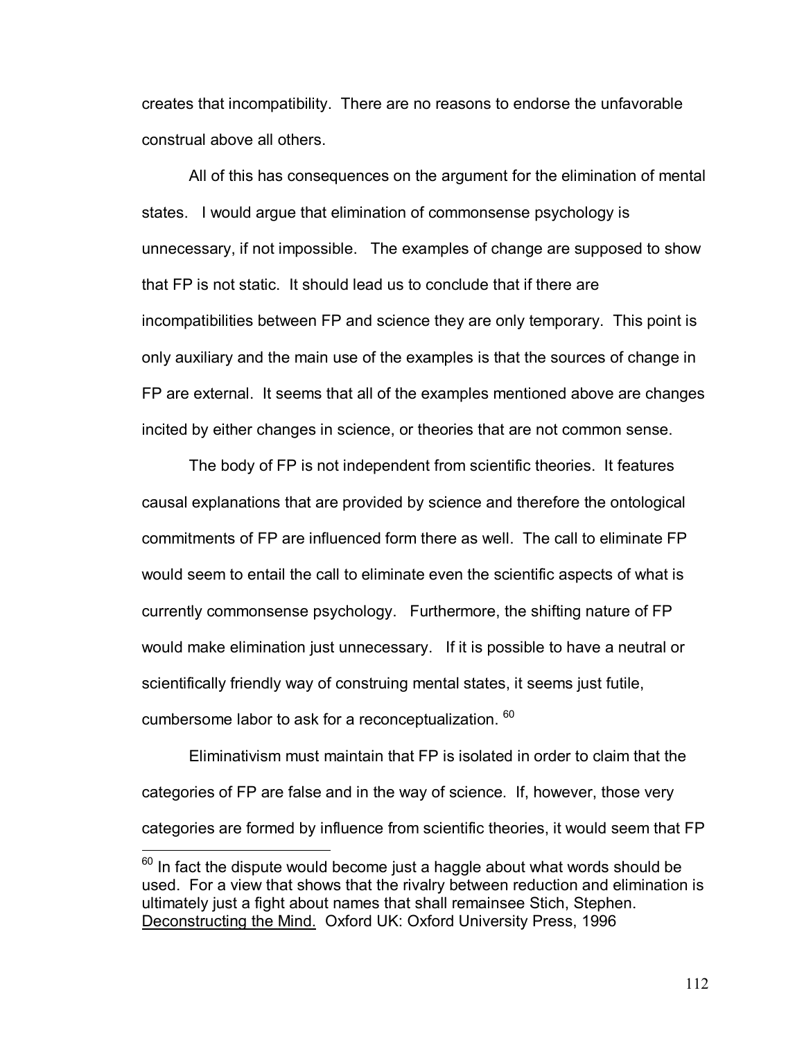creates that incompatibility. There are no reasons to endorse the unfavorable construal above all others.

All of this has consequences on the argument for the elimination of mental states. I would argue that elimination of commonsense psychology is unnecessary, if not impossible. The examples of change are supposed to show that FP is not static. It should lead us to conclude that if there are incompatibilities between FP and science they are only temporary. This point is only auxiliary and the main use of the examples is that the sources of change in FP are external. It seems that all of the examples mentioned above are changes incited by either changes in science, or theories that are not common sense.

The body of FP is not independent from scientific theories. It features causal explanations that are provided by science and therefore the ontological commitments of FP are influenced form there as well. The call to eliminate FP would seem to entail the call to eliminate even the scientific aspects of what is currently commonsense psychology. Furthermore, the shifting nature of FP would make elimination just unnecessary. If it is possible to have a neutral or scientifically friendly way of construing mental states, it seems just futile, cumbersome labor to ask for a reconceptualization. [60]

Eliminativism must maintain that FP is isolated in order to claim that the categories of FP are false and in the way of science. If, however, those very categories are formed by influence from scientific theories, it would seem that FP

---

[60] In fact the dispute would become just a haggle about what words should be used. For a view that shows that the rivalry between reduction and elimination is ultimately just a fight about names that shall remainsee Stich, Stephen. Deconstructing the Mind. Oxford UK: Oxford University Press, 1996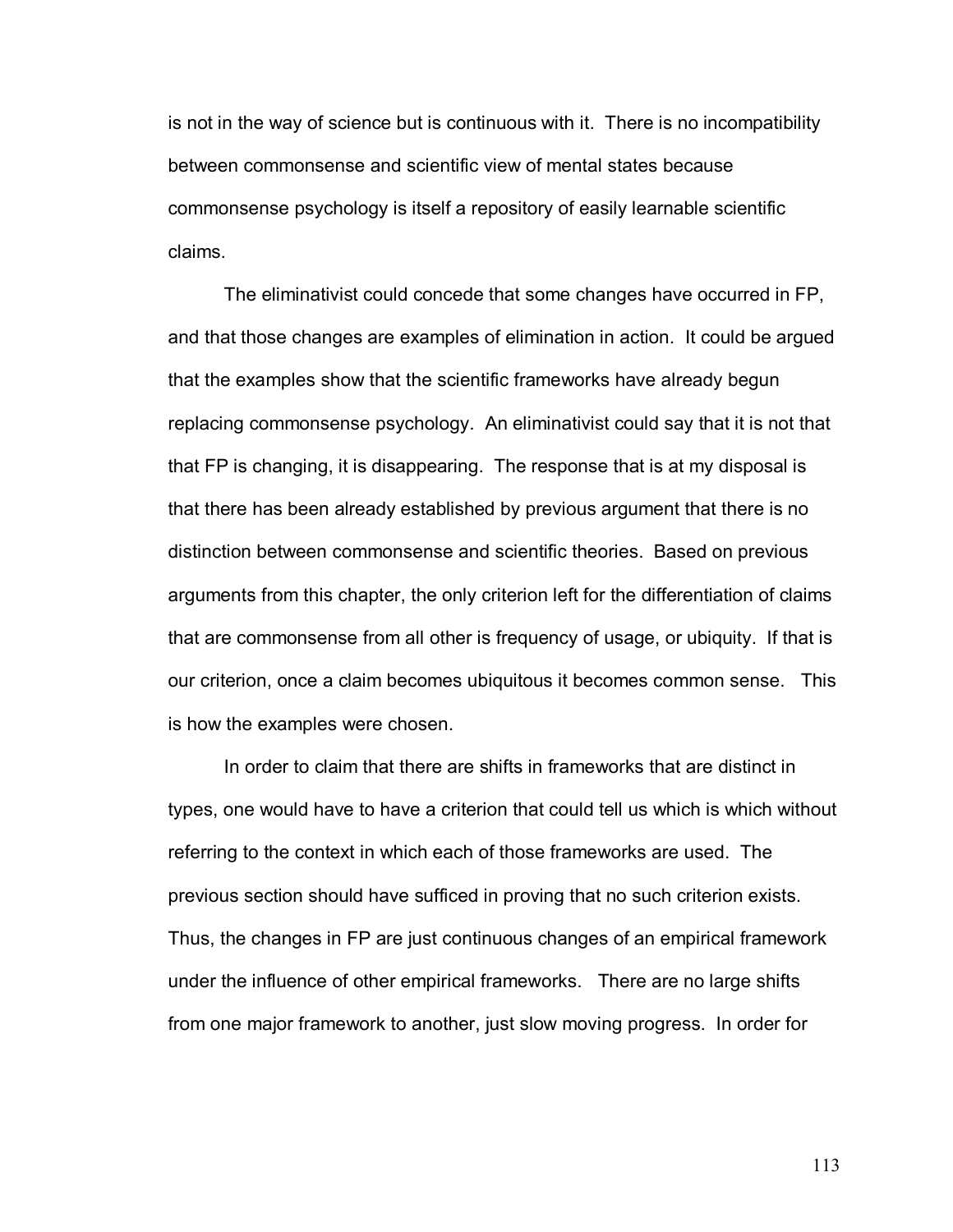is not in the way of science but is continuous with it. There is no incompatibility between commonsense and scientific view of mental states because commonsense psychology is itself a repository of easily learnable scientific claims.

The eliminativist could concede that some changes have occurred in FP, and that those changes are examples of elimination in action. It could be argued that the examples show that the scientific frameworks have already begun replacing commonsense psychology. An eliminativist could say that it is not that that FP is changing, it is disappearing. The response that is at my disposal is that there has been already established by previous argument that there is no distinction between commonsense and scientific theories. Based on previous arguments from this chapter, the only criterion left for the differentiation of claims that are commonsense from all other is frequency of usage, or ubiquity. If that is our criterion, once a claim becomes ubiquitous it becomes common sense. This is how the examples were chosen.

In order to claim that there are shifts in frameworks that are distinct in types, one would have to have a criterion that could tell us which is which without referring to the context in which each of those frameworks are used. The previous section should have sufficed in proving that no such criterion exists. Thus, the changes in FP are just continuous changes of an empirical framework under the influence of other empirical frameworks. There are no large shifts from one major framework to another, just slow moving progress. In order for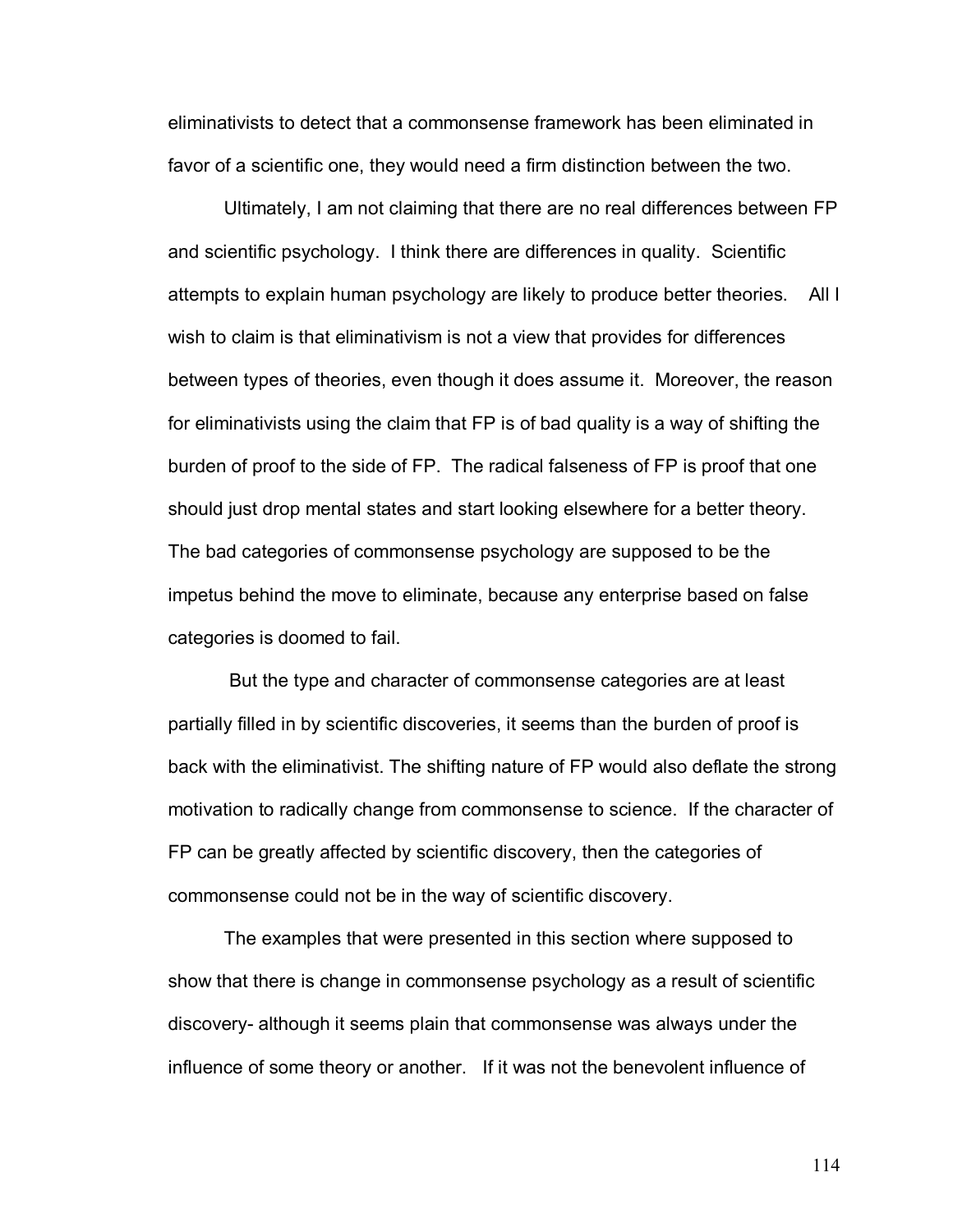eliminativists to detect that a commonsense framework has been eliminated in favor of a scientific one, they would need a firm distinction between the two.

Ultimately, I am not claiming that there are no real differences between FP and scientific psychology. I think there are differences in quality. Scientific attempts to explain human psychology are likely to produce better theories. All I wish to claim is that eliminativism is not a view that provides for differences between types of theories, even though it does assume it. Moreover, the reason for eliminativists using the claim that FP is of bad quality is a way of shifting the burden of proof to the side of FP. The radical falseness of FP is proof that one should just drop mental states and start looking elsewhere for a better theory. The bad categories of commonsense psychology are supposed to be the impetus behind the move to eliminate, because any enterprise based on false categories is doomed to fail.

But the type and character of commonsense categories are at least partially filled in by scientific discoveries, it seems than the burden of proof is back with the eliminativist. The shifting nature of FP would also deflate the strong motivation to radically change from commonsense to science. If the character of FP can be greatly affected by scientific discovery, then the categories of commonsense could not be in the way of scientific discovery.

The examples that were presented in this section where supposed to show that there is change in commonsense psychology as a result of scientific discovery- although it seems plain that commonsense was always under the influence of some theory or another. If it was not the benevolent influence of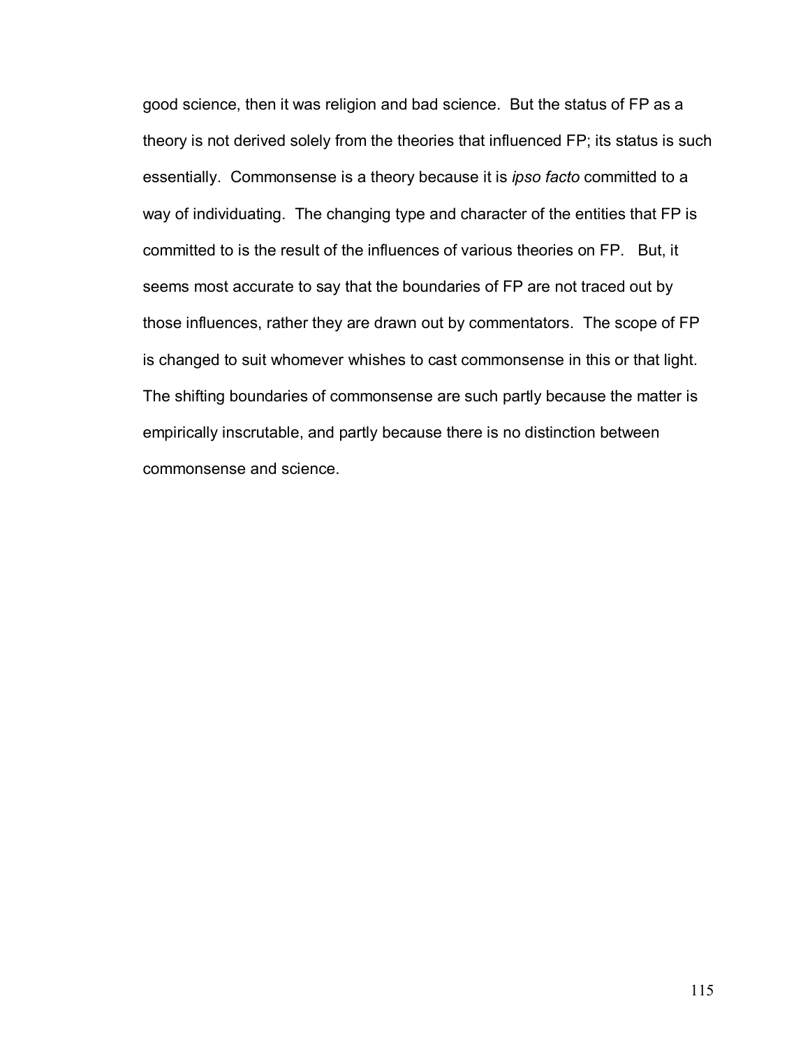good science, then it was religion and bad science. But the status of FP as a theory is not derived solely from the theories that influenced FP; its status is such essentially. Commonsense is a theory because it is *ipso facto* committed to a way of individuating. The changing type and character of the entities that FP is committed to is the result of the influences of various theories on FP. But, it seems most accurate to say that the boundaries of FP are not traced out by those influences, rather they are drawn out by commentators. The scope of FP is changed to suit whomever whishes to cast commonsense in this or that light. The shifting boundaries of commonsense are such partly because the matter is empirically inscrutable, and partly because there is no distinction between commonsense and science.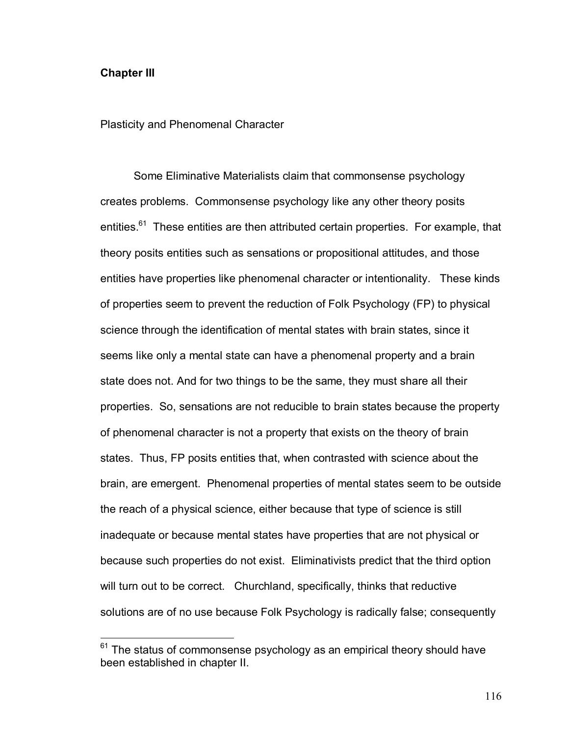# Chapter III

## Plasticity and Phenomenal Character

Some Eliminative Materialists claim that commonsense psychology creates problems. Commonsense psychology like any other theory posits entities.[61] These entities are then attributed certain properties. For example, that theory posits entities such as sensations or propositional attitudes, and those entities have properties like phenomenal character or intentionality. These kinds of properties seem to prevent the reduction of Folk Psychology (FP) to physical science through the identification of mental states with brain states, since it seems like only a mental state can have a phenomenal property and a brain state does not. And for two things to be the same, they must share all their properties. So, sensations are not reducible to brain states because the property of phenomenal character is not a property that exists on the theory of brain states. Thus, FP posits entities that, when contrasted with science about the brain, are emergent. Phenomenal properties of mental states seem to be outside the reach of a physical science, either because that type of science is still inadequate or because mental states have properties that are not physical or because such properties do not exist. Eliminativists predict that the third option will turn out to be correct. Churchland, specifically, thinks that reductive solutions are of no use because Folk Psychology is radically false; consequently

[61] The status of commonsense psychology as an empirical theory should have been established in chapter II.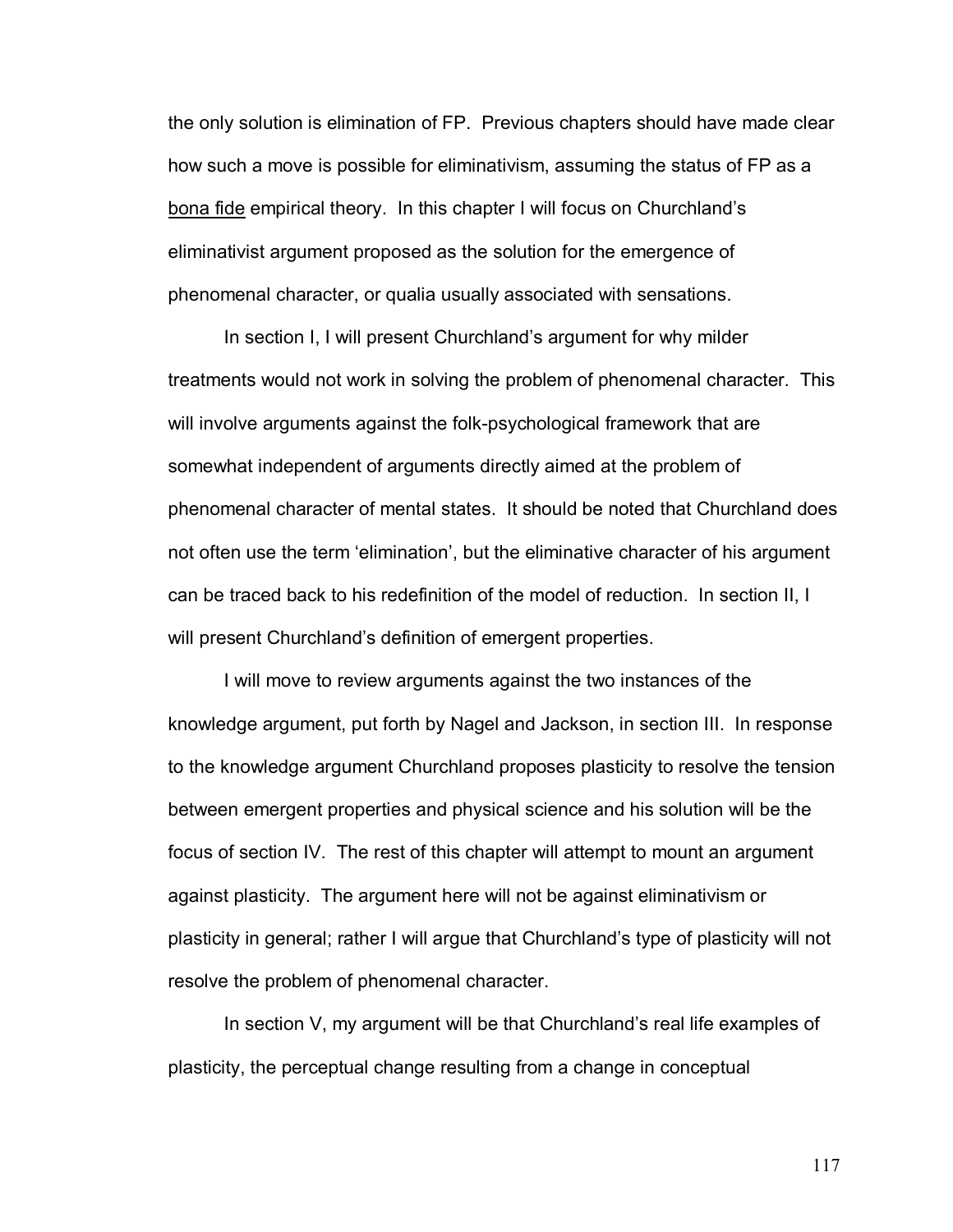the only solution is elimination of FP. Previous chapters should have made clear how such a move is possible for eliminativism, assuming the status of FP as a bona fide empirical theory. In this chapter I will focus on Churchland's eliminativist argument proposed as the solution for the emergence of phenomenal character, or qualia usually associated with sensations.

In section I, I will present Churchland's argument for why milder treatments would not work in solving the problem of phenomenal character. This will involve arguments against the folk-psychological framework that are somewhat independent of arguments directly aimed at the problem of phenomenal character of mental states. It should be noted that Churchland does not often use the term 'elimination', but the eliminative character of his argument can be traced back to his redefinition of the model of reduction. In section II, I will present Churchland's definition of emergent properties.

I will move to review arguments against the two instances of the knowledge argument, put forth by Nagel and Jackson, in section III. In response to the knowledge argument Churchland proposes plasticity to resolve the tension between emergent properties and physical science and his solution will be the focus of section IV. The rest of this chapter will attempt to mount an argument against plasticity. The argument here will not be against eliminativism or plasticity in general; rather I will argue that Churchland's type of plasticity will not resolve the problem of phenomenal character.

In section V, my argument will be that Churchland's real life examples of plasticity, the perceptual change resulting from a change in conceptual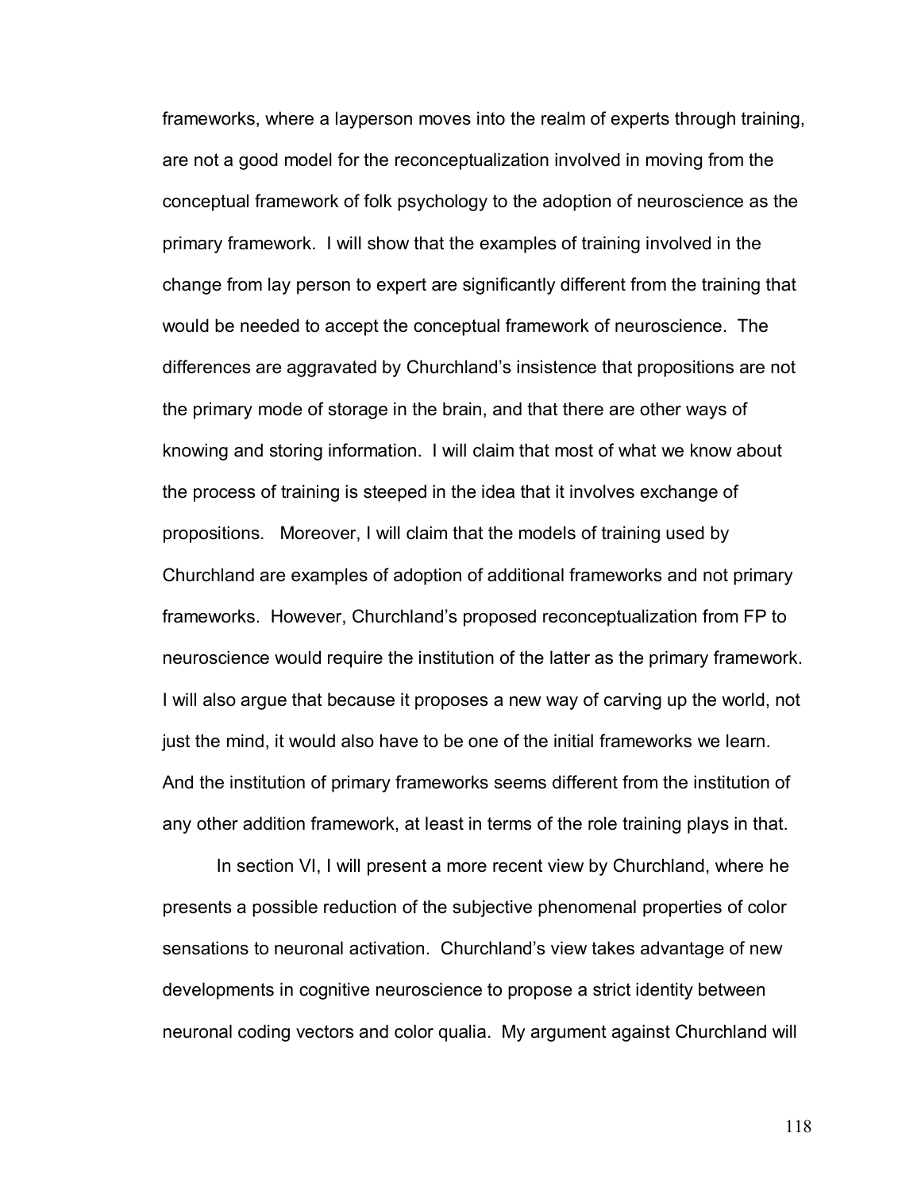frameworks, where a layperson moves into the realm of experts through training, are not a good model for the reconceptualization involved in moving from the conceptual framework of folk psychology to the adoption of neuroscience as the primary framework. I will show that the examples of training involved in the change from lay person to expert are significantly different from the training that would be needed to accept the conceptual framework of neuroscience. The differences are aggravated by Churchland's insistence that propositions are not the primary mode of storage in the brain, and that there are other ways of knowing and storing information. I will claim that most of what we know about the process of training is steeped in the idea that it involves exchange of propositions. Moreover, I will claim that the models of training used by Churchland are examples of adoption of additional frameworks and not primary frameworks. However, Churchland's proposed reconceptualization from FP to neuroscience would require the institution of the latter as the primary framework. I will also argue that because it proposes a new way of carving up the world, not just the mind, it would also have to be one of the initial frameworks we learn. And the institution of primary frameworks seems different from the institution of any other addition framework, at least in terms of the role training plays in that.

In section VI, I will present a more recent view by Churchland, where he presents a possible reduction of the subjective phenomenal properties of color sensations to neuronal activation. Churchland's view takes advantage of new developments in cognitive neuroscience to propose a strict identity between neuronal coding vectors and color qualia. My argument against Churchland will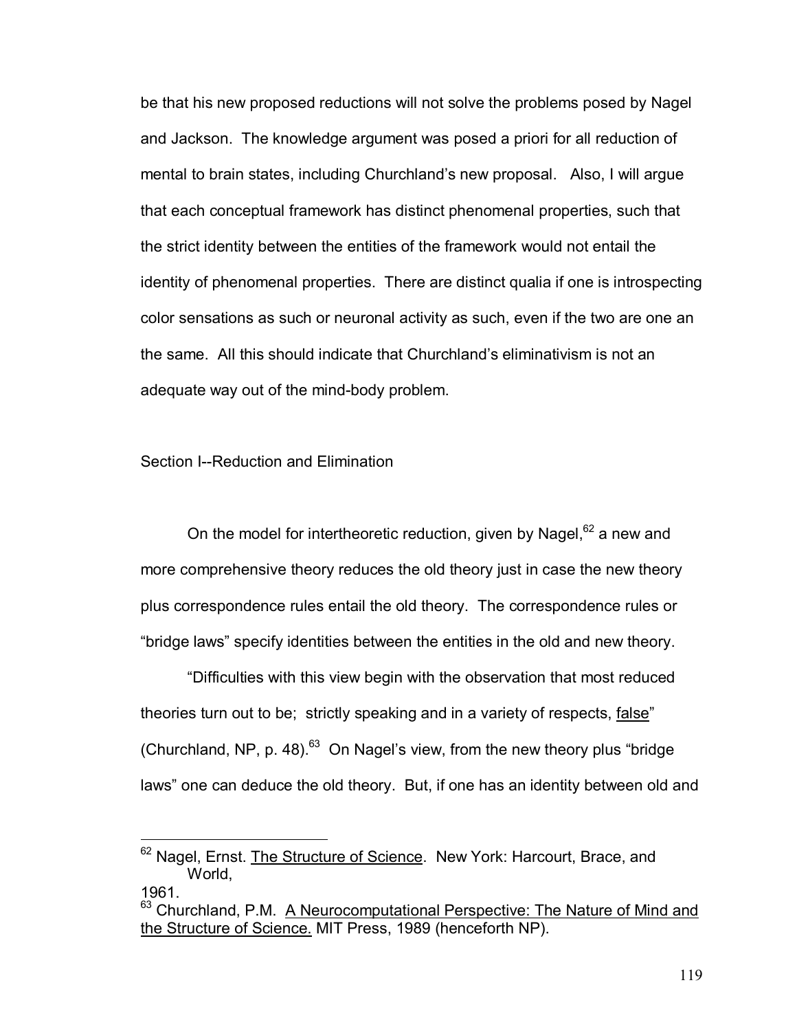be that his new proposed reductions will not solve the problems posed by Nagel and Jackson. The knowledge argument was posed a priori for all reduction of mental to brain states, including Churchland's new proposal. Also, I will argue that each conceptual framework has distinct phenomenal properties, such that the strict identity between the entities of the framework would not entail the identity of phenomenal properties. There are distinct qualia if one is introspecting color sensations as such or neuronal activity as such, even if the two are one an the same. All this should indicate that Churchland's eliminativism is not an adequate way out of the mind-body problem.

## Section I--Reduction and Elimination

On the model for intertheoretic reduction, given by Nagel,[62] a new and more comprehensive theory reduces the old theory just in case the new theory plus correspondence rules entail the old theory. The correspondence rules or "bridge laws" specify identities between the entities in the old and new theory.

"Difficulties with this view begin with the observation that most reduced theories turn out to be; strictly speaking and in a variety of respects, <u>false</u>" (Churchland, NP, p. 48).[63] On Nagel's view, from the new theory plus "bridge laws" one can deduce the old theory. But, if one has an identity between old and

---

[62] Nagel, Ernst. The Structure of Science. New York: Harcourt, Brace, and World, 1961.

[63] Churchland, P.M. A Neurocomputational Perspective: The Nature of Mind and the Structure of Science. MIT Press, 1989 (henceforth NP).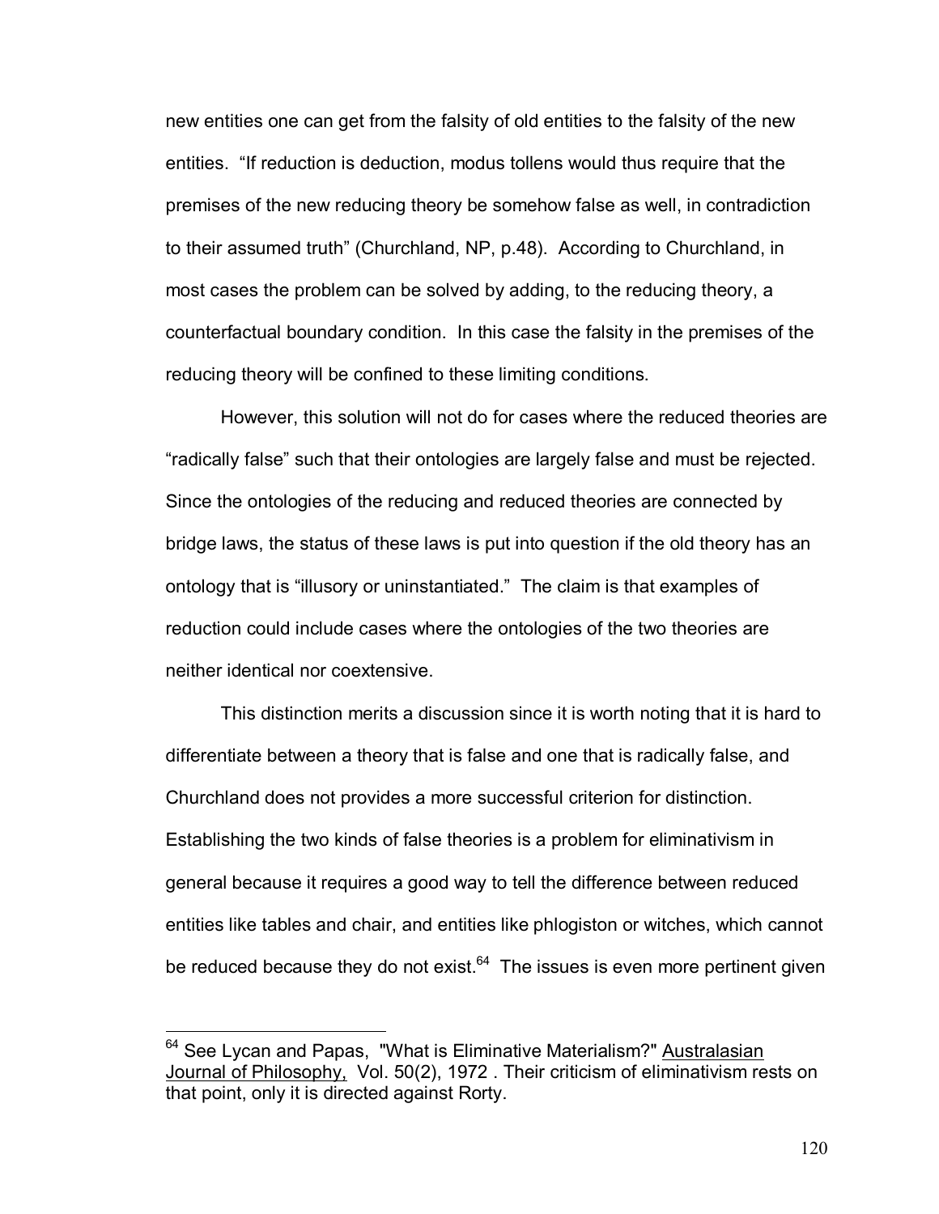new entities one can get from the falsity of old entities to the falsity of the new entities. "If reduction is deduction, modus tollens would thus require that the premises of the new reducing theory be somehow false as well, in contradiction to their assumed truth" (Churchland, NP, p.48). According to Churchland, in most cases the problem can be solved by adding, to the reducing theory, a counterfactual boundary condition. In this case the falsity in the premises of the reducing theory will be confined to these limiting conditions.

However, this solution will not do for cases where the reduced theories are "radically false" such that their ontologies are largely false and must be rejected. Since the ontologies of the reducing and reduced theories are connected by bridge laws, the status of these laws is put into question if the old theory has an ontology that is "illusory or uninstantiated." The claim is that examples of reduction could include cases where the ontologies of the two theories are neither identical nor coextensive.

This distinction merits a discussion since it is worth noting that it is hard to differentiate between a theory that is false and one that is radically false, and Churchland does not provides a more successful criterion for distinction. Establishing the two kinds of false theories is a problem for eliminativism in general because it requires a good way to tell the difference between reduced entities like tables and chair, and entities like phlogiston or witches, which cannot be reduced because they do not exist.[64] The issues is even more pertinent given

---

[64] See Lycan and Papas, "What is Eliminative Materialism?" Australasian Journal of Philosophy, Vol. 50(2), 1972 . Their criticism of eliminativism rests on that point, only it is directed against Rorty.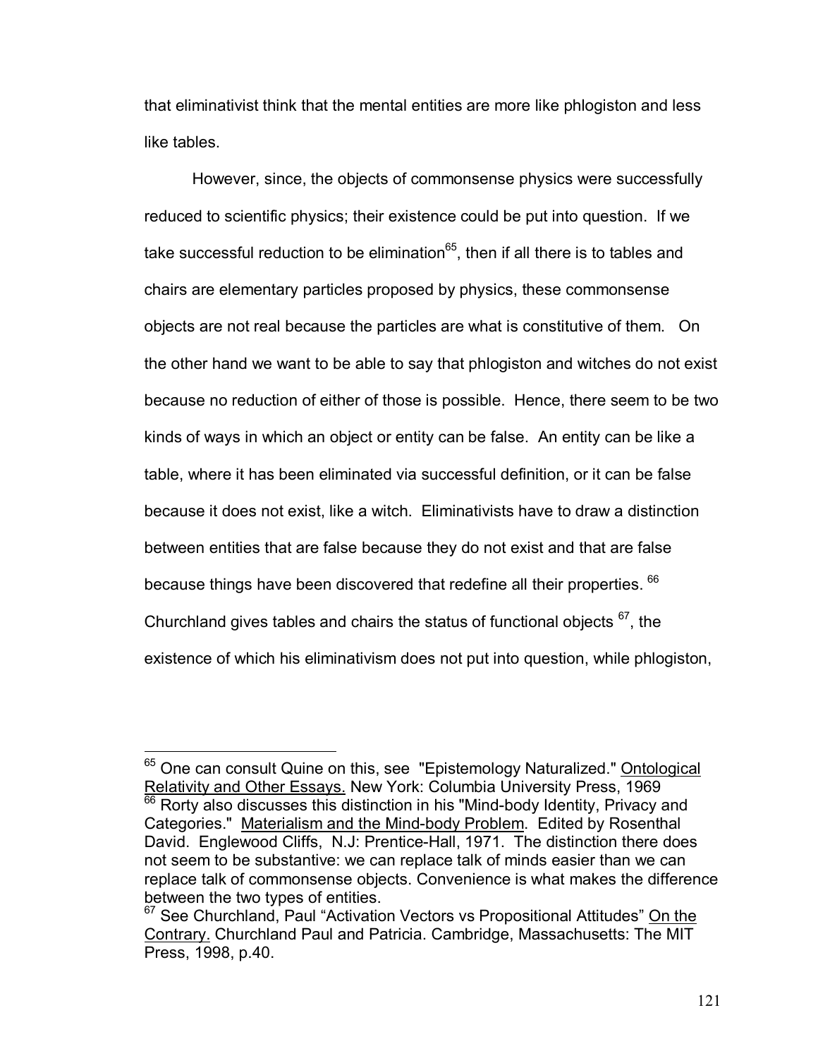that eliminativist think that the mental entities are more like phlogiston and less like tables.

However, since, the objects of commonsense physics were successfully reduced to scientific physics; their existence could be put into question. If we take successful reduction to be elimination[65], then if all there is to tables and chairs are elementary particles proposed by physics, these commonsense objects are not real because the particles are what is constitutive of them. On the other hand we want to be able to say that phlogiston and witches do not exist because no reduction of either of those is possible. Hence, there seem to be two kinds of ways in which an object or entity can be false. An entity can be like a table, where it has been eliminated via successful definition, or it can be false because it does not exist, like a witch. Eliminativists have to draw a distinction between entities that are false because they do not exist and that are false because things have been discovered that redefine all their properties.[66] Churchland gives tables and chairs the status of functional objects[67], the existence of which his eliminativism does not put into question, while phlogiston,

---

[65] One can consult Quine on this, see "Epistemology Naturalized." Ontological Relativity and Other Essays. New York: Columbia University Press, 1969

[66] Rorty also discusses this distinction in his "Mind-body Identity, Privacy and Categories." Materialism and the Mind-body Problem. Edited by Rosenthal David. Englewood Cliffs, N.J: Prentice-Hall, 1971. The distinction there does not seem to be substantive: we can replace talk of minds easier than we can replace talk of commonsense objects. Convenience is what makes the difference between the two types of entities.

[67] See Churchland, Paul "Activation Vectors vs Propositional Attitudes" On the Contrary. Churchland Paul and Patricia. Cambridge, Massachusetts: The MIT Press, 1998, p.40.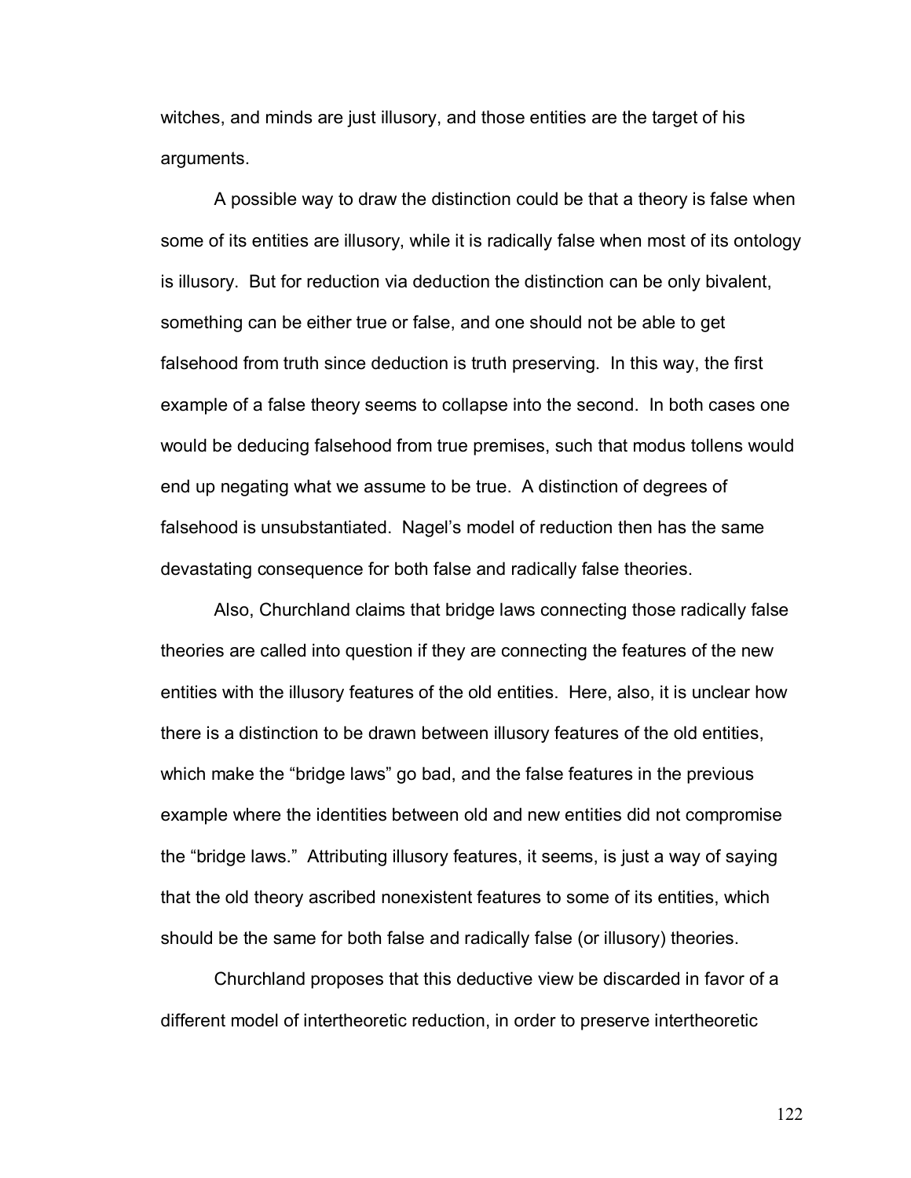witches, and minds are just illusory, and those entities are the target of his arguments.

A possible way to draw the distinction could be that a theory is false when some of its entities are illusory, while it is radically false when most of its ontology is illusory. But for reduction via deduction the distinction can be only bivalent, something can be either true or false, and one should not be able to get falsehood from truth since deduction is truth preserving. In this way, the first example of a false theory seems to collapse into the second. In both cases one would be deducing falsehood from true premises, such that modus tollens would end up negating what we assume to be true. A distinction of degrees of falsehood is unsubstantiated. Nagel's model of reduction then has the same devastating consequence for both false and radically false theories.

Also, Churchland claims that bridge laws connecting those radically false theories are called into question if they are connecting the features of the new entities with the illusory features of the old entities. Here, also, it is unclear how there is a distinction to be drawn between illusory features of the old entities, which make the "bridge laws" go bad, and the false features in the previous example where the identities between old and new entities did not compromise the "bridge laws." Attributing illusory features, it seems, is just a way of saying that the old theory ascribed nonexistent features to some of its entities, which should be the same for both false and radically false (or illusory) theories.

Churchland proposes that this deductive view be discarded in favor of a different model of intertheoretic reduction, in order to preserve intertheoretic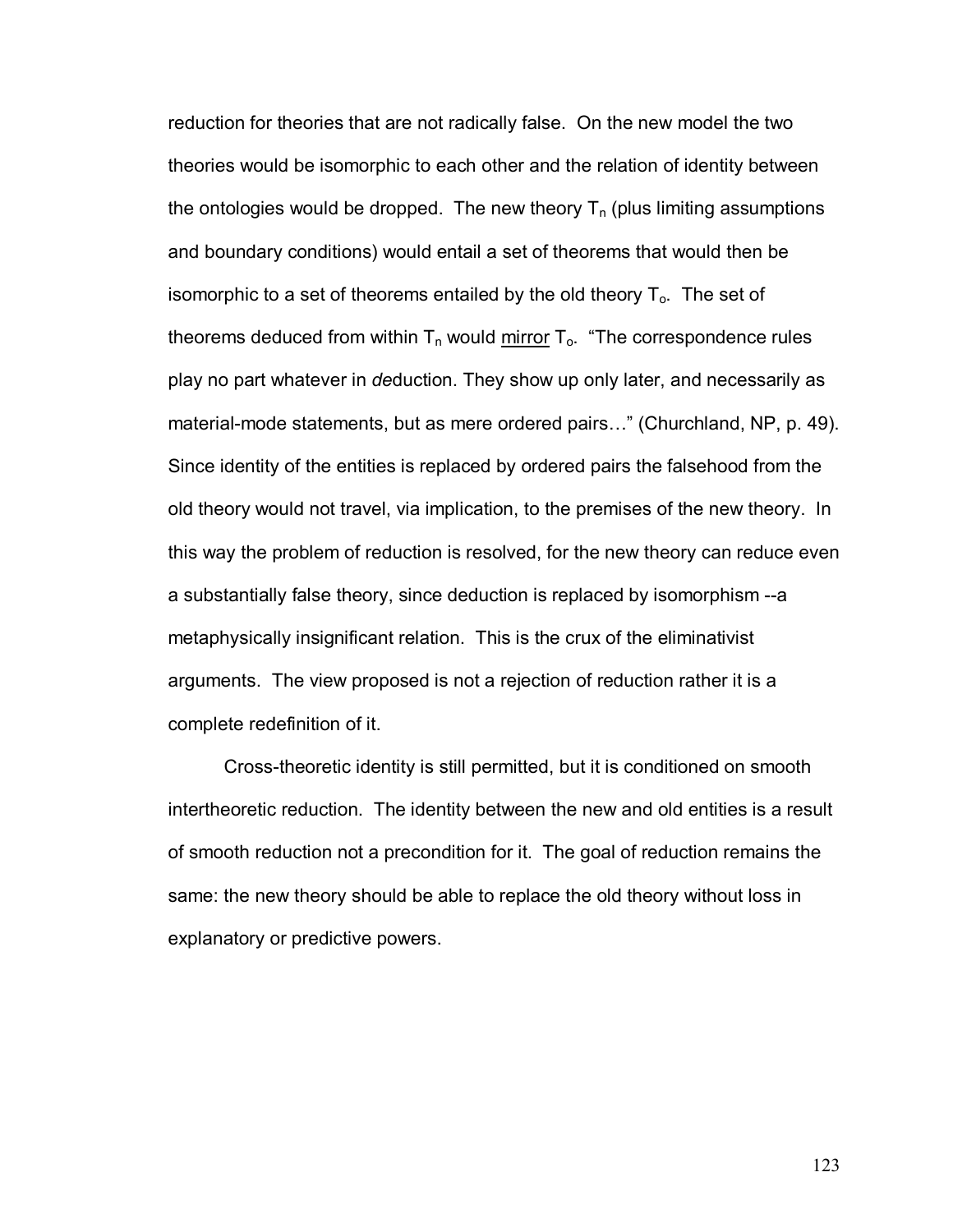reduction for theories that are not radically false. On the new model the two theories would be isomorphic to each other and the relation of identity between the ontologies would be dropped. The new theory $T_n$ (plus limiting assumptions and boundary conditions) would entail a set of theorems that would then be isomorphic to a set of theorems entailed by the old theory $T_o$. The set of theorems deduced from within $T_n$ would <u>mirror</u> $T_o$. "The correspondence rules play no part whatever in *de*duction. They show up only later, and necessarily as material-mode statements, but as mere ordered pairs…" (Churchland, NP, p. 49). Since identity of the entities is replaced by ordered pairs the falsehood from the old theory would not travel, via implication, to the premises of the new theory. In this way the problem of reduction is resolved, for the new theory can reduce even a substantially false theory, since deduction is replaced by isomorphism --a metaphysically insignificant relation. This is the crux of the eliminativist arguments. The view proposed is not a rejection of reduction rather it is a complete redefinition of it.

Cross-theoretic identity is still permitted, but it is conditioned on smooth intertheoretic reduction. The identity between the new and old entities is a result of smooth reduction not a precondition for it. The goal of reduction remains the same: the new theory should be able to replace the old theory without loss in explanatory or predictive powers.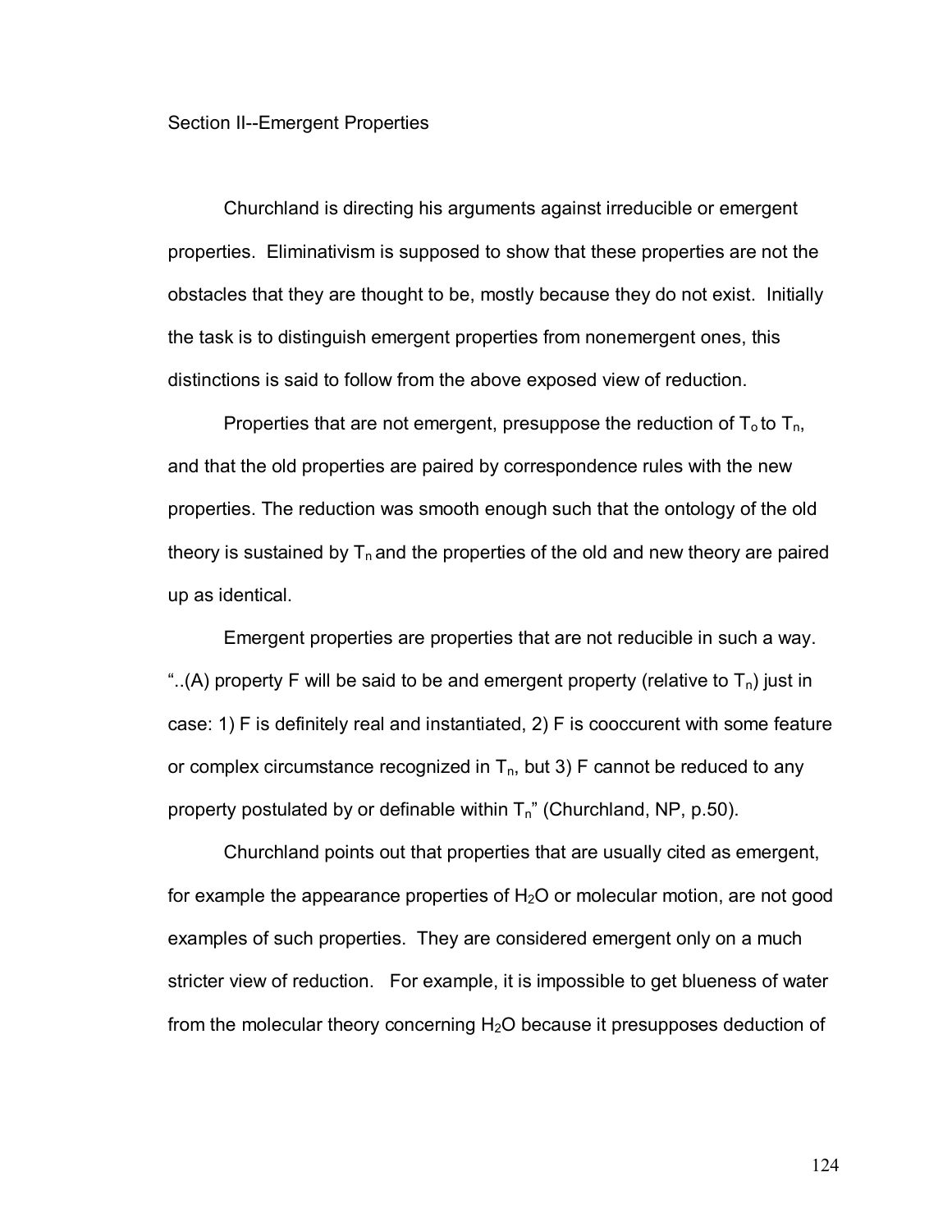Section II--Emergent Properties

Churchland is directing his arguments against irreducible or emergent properties. Eliminativism is supposed to show that these properties are not the obstacles that they are thought to be, mostly because they do not exist. Initially the task is to distinguish emergent properties from nonemergent ones, this distinctions is said to follow from the above exposed view of reduction.

Properties that are not emergent, presuppose the reduction of $T_o$ to $T_n$, and that the old properties are paired by correspondence rules with the new properties. The reduction was smooth enough such that the ontology of the old theory is sustained by $T_n$ and the properties of the old and new theory are paired up as identical.

Emergent properties are properties that are not reducible in such a way. "..(A) property F will be said to be and emergent property (relative to $T_n$) just in case: 1) F is definitely real and instantiated, 2) F is cooccurent with some feature or complex circumstance recognized in $T_n$, but 3) F cannot be reduced to any property postulated by or definable within $T_n$" (Churchland, NP, p.50).

Churchland points out that properties that are usually cited as emergent, for example the appearance properties of $H_2O$ or molecular motion, are not good examples of such properties. They are considered emergent only on a much stricter view of reduction. For example, it is impossible to get blueness of water from the molecular theory concerning $H_2O$ because it presupposes deduction of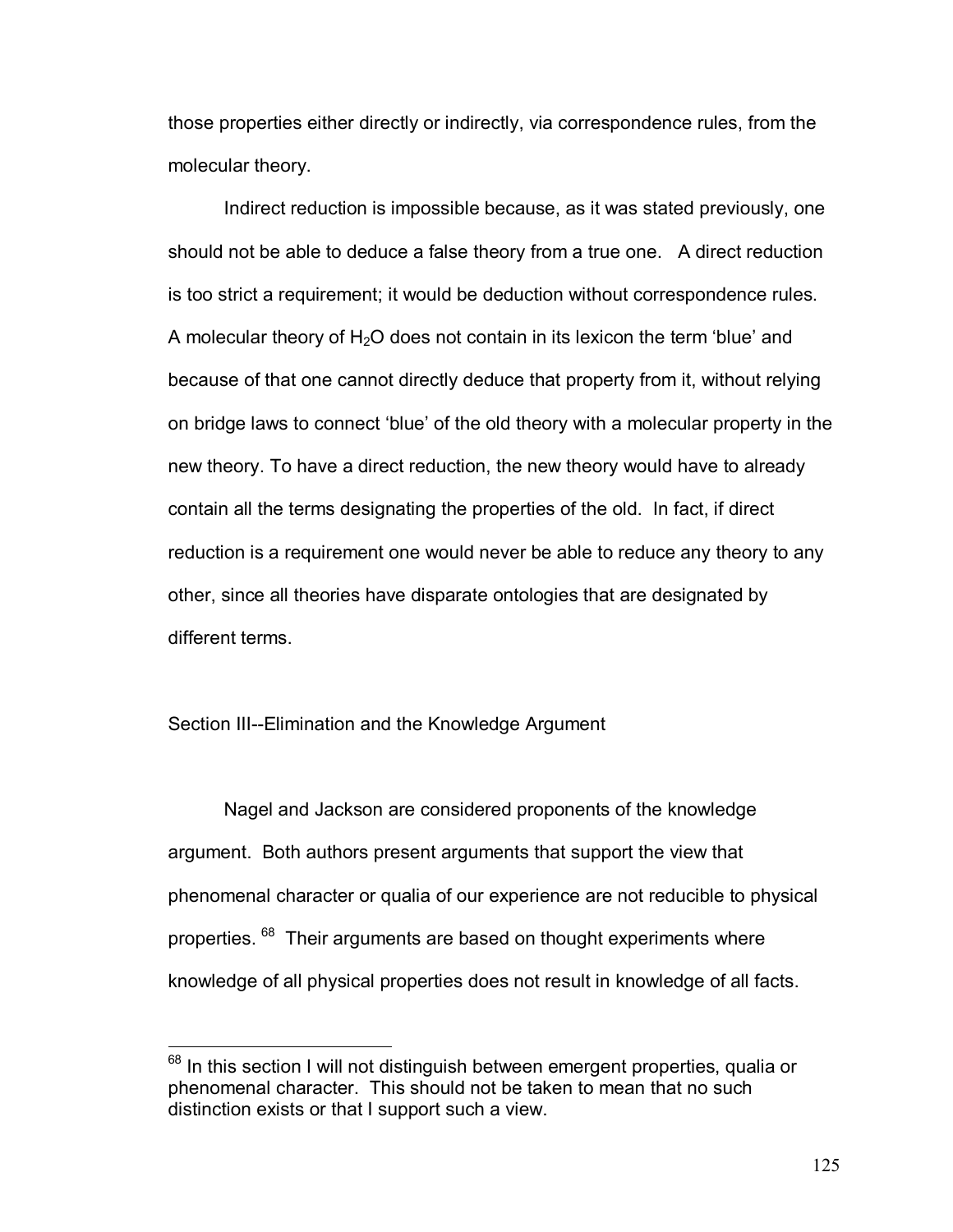those properties either directly or indirectly, via correspondence rules, from the molecular theory.

Indirect reduction is impossible because, as it was stated previously, one should not be able to deduce a false theory from a true one. A direct reduction is too strict a requirement; it would be deduction without correspondence rules. A molecular theory of $H_2O$ does not contain in its lexicon the term 'blue' and because of that one cannot directly deduce that property from it, without relying on bridge laws to connect 'blue' of the old theory with a molecular property in the new theory. To have a direct reduction, the new theory would have to already contain all the terms designating the properties of the old. In fact, if direct reduction is a requirement one would never be able to reduce any theory to any other, since all theories have disparate ontologies that are designated by different terms.

## Section III--Elimination and the Knowledge Argument

Nagel and Jackson are considered proponents of the knowledge argument. Both authors present arguments that support the view that phenomenal character or qualia of our experience are not reducible to physical properties. [68] Their arguments are based on thought experiments where knowledge of all physical properties does not result in knowledge of all facts.

---

[68] In this section I will not distinguish between emergent properties, qualia or phenomenal character. This should not be taken to mean that no such distinction exists or that I support such a view.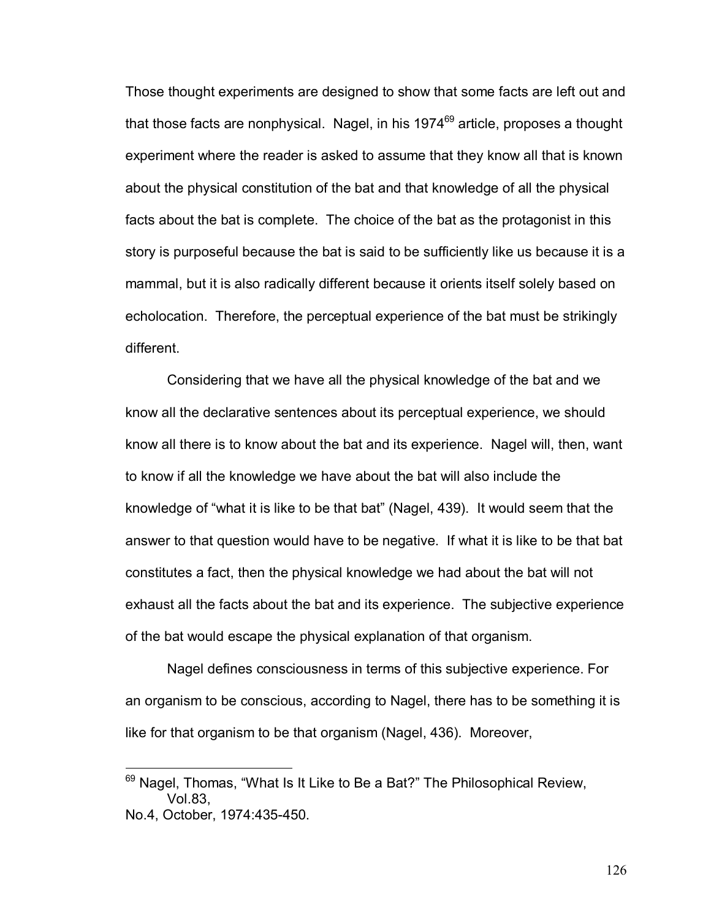Those thought experiments are designed to show that some facts are left out and that those facts are nonphysical. Nagel, in his 1974[69] article, proposes a thought experiment where the reader is asked to assume that they know all that is known about the physical constitution of the bat and that knowledge of all the physical facts about the bat is complete. The choice of the bat as the protagonist in this story is purposeful because the bat is said to be sufficiently like us because it is a mammal, but it is also radically different because it orients itself solely based on echolocation. Therefore, the perceptual experience of the bat must be strikingly different.

Considering that we have all the physical knowledge of the bat and we know all the declarative sentences about its perceptual experience, we should know all there is to know about the bat and its experience. Nagel will, then, want to know if all the knowledge we have about the bat will also include the knowledge of "what it is like to be that bat" (Nagel, 439). It would seem that the answer to that question would have to be negative. If what it is like to be that bat constitutes a fact, then the physical knowledge we had about the bat will not exhaust all the facts about the bat and its experience. The subjective experience of the bat would escape the physical explanation of that organism.

Nagel defines consciousness in terms of this subjective experience. For an organism to be conscious, according to Nagel, there has to be something it is like for that organism to be that organism (Nagel, 436). Moreover,

---

[69] Nagel, Thomas, "What Is It Like to Be a Bat?" The Philosophical Review, Vol.83, No.4, October, 1974:435-450.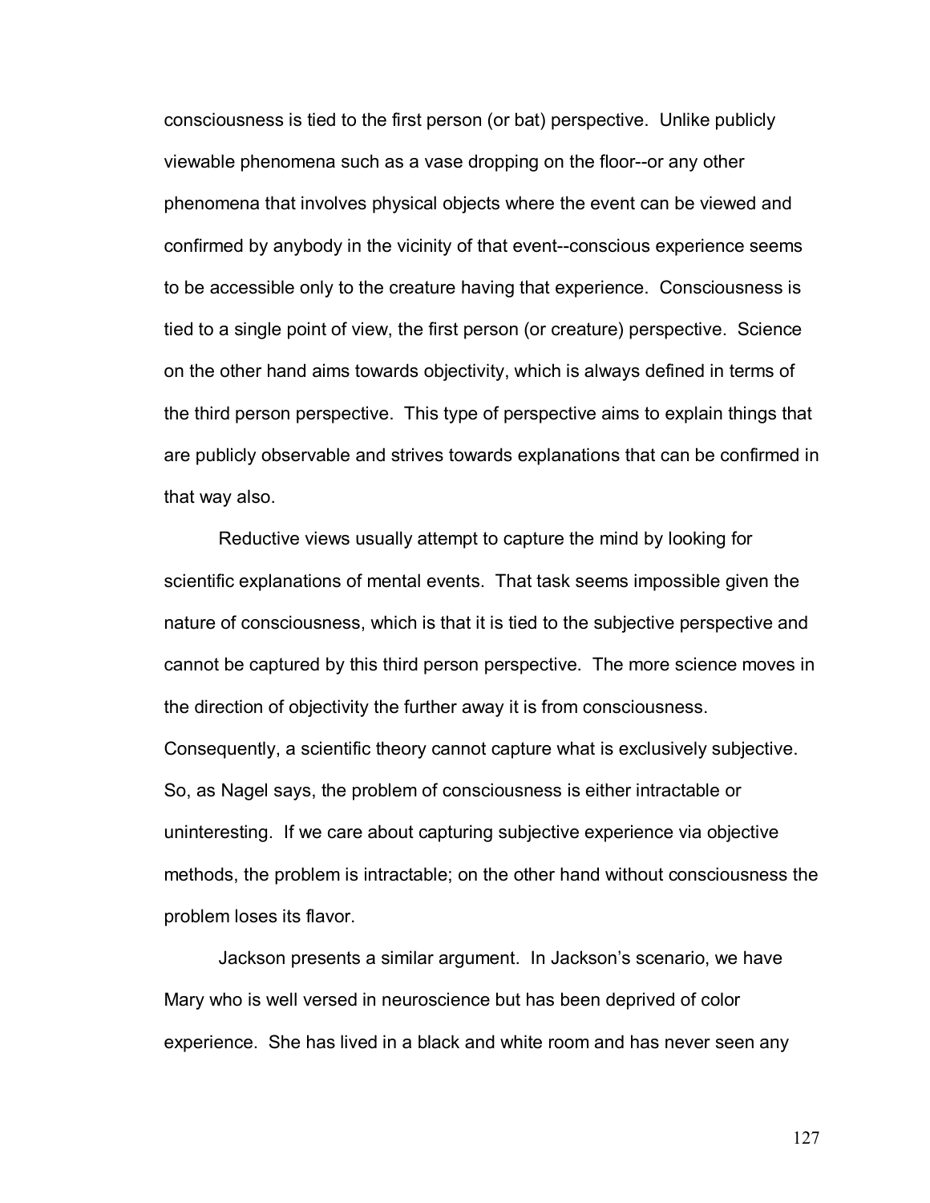consciousness is tied to the first person (or bat) perspective. Unlike publicly viewable phenomena such as a vase dropping on the floor--or any other phenomena that involves physical objects where the event can be viewed and confirmed by anybody in the vicinity of that event--conscious experience seems to be accessible only to the creature having that experience. Consciousness is tied to a single point of view, the first person (or creature) perspective. Science on the other hand aims towards objectivity, which is always defined in terms of the third person perspective. This type of perspective aims to explain things that are publicly observable and strives towards explanations that can be confirmed in that way also.

Reductive views usually attempt to capture the mind by looking for scientific explanations of mental events. That task seems impossible given the nature of consciousness, which is that it is tied to the subjective perspective and cannot be captured by this third person perspective. The more science moves in the direction of objectivity the further away it is from consciousness. Consequently, a scientific theory cannot capture what is exclusively subjective. So, as Nagel says, the problem of consciousness is either intractable or uninteresting. If we care about capturing subjective experience via objective methods, the problem is intractable; on the other hand without consciousness the problem loses its flavor.

Jackson presents a similar argument. In Jackson's scenario, we have Mary who is well versed in neuroscience but has been deprived of color experience. She has lived in a black and white room and has never seen any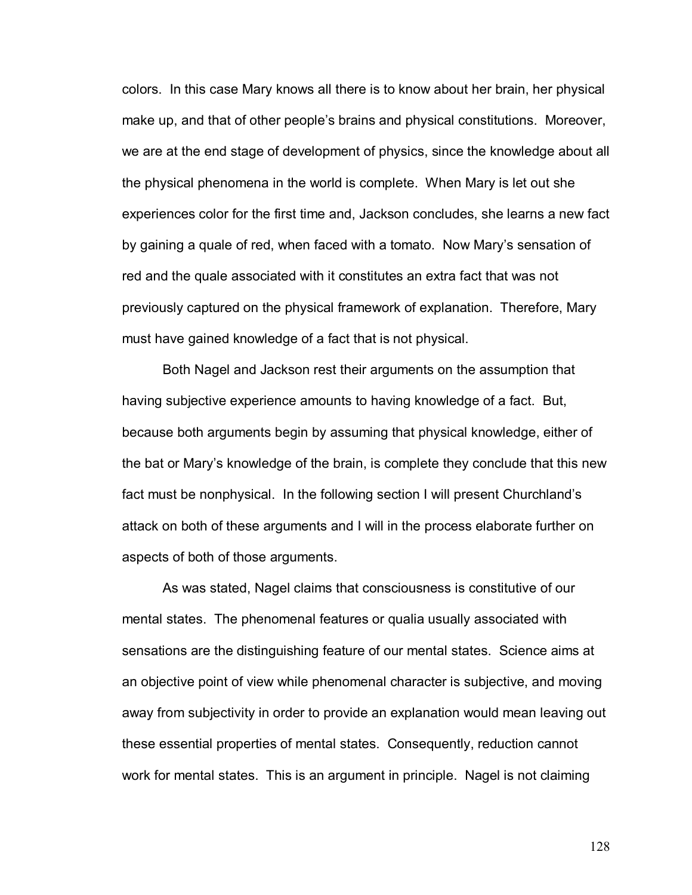colors. In this case Mary knows all there is to know about her brain, her physical make up, and that of other people's brains and physical constitutions. Moreover, we are at the end stage of development of physics, since the knowledge about all the physical phenomena in the world is complete. When Mary is let out she experiences color for the first time and, Jackson concludes, she learns a new fact by gaining a quale of red, when faced with a tomato. Now Mary's sensation of red and the quale associated with it constitutes an extra fact that was not previously captured on the physical framework of explanation. Therefore, Mary must have gained knowledge of a fact that is not physical.

Both Nagel and Jackson rest their arguments on the assumption that having subjective experience amounts to having knowledge of a fact. But, because both arguments begin by assuming that physical knowledge, either of the bat or Mary's knowledge of the brain, is complete they conclude that this new fact must be nonphysical. In the following section I will present Churchland's attack on both of these arguments and I will in the process elaborate further on aspects of both of those arguments.

As was stated, Nagel claims that consciousness is constitutive of our mental states. The phenomenal features or qualia usually associated with sensations are the distinguishing feature of our mental states. Science aims at an objective point of view while phenomenal character is subjective, and moving away from subjectivity in order to provide an explanation would mean leaving out these essential properties of mental states. Consequently, reduction cannot work for mental states. This is an argument in principle. Nagel is not claiming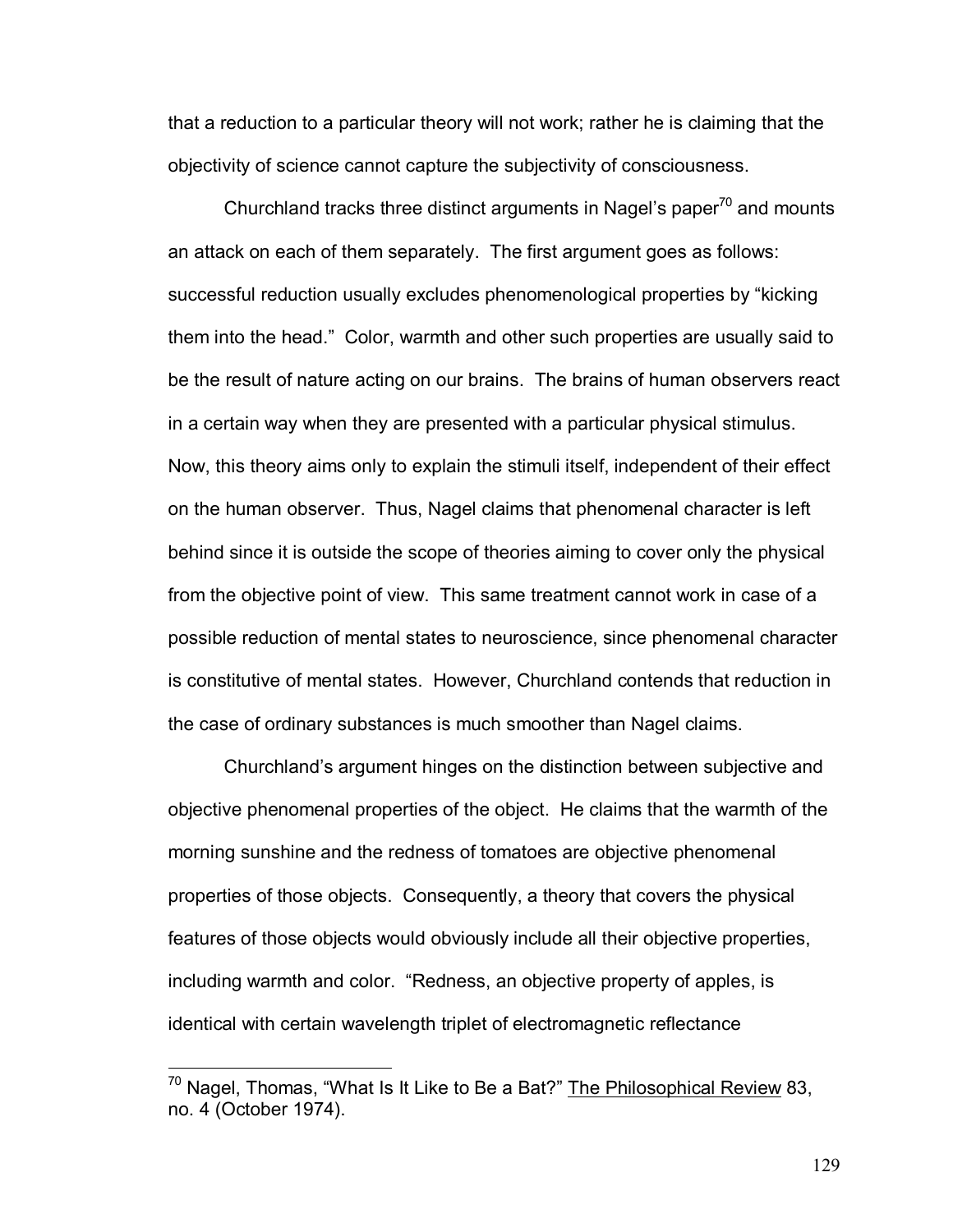that a reduction to a particular theory will not work; rather he is claiming that the objectivity of science cannot capture the subjectivity of consciousness.

Churchland tracks three distinct arguments in Nagel's paper[70] and mounts an attack on each of them separately. The first argument goes as follows: successful reduction usually excludes phenomenological properties by "kicking them into the head." Color, warmth and other such properties are usually said to be the result of nature acting on our brains. The brains of human observers react in a certain way when they are presented with a particular physical stimulus. Now, this theory aims only to explain the stimuli itself, independent of their effect on the human observer. Thus, Nagel claims that phenomenal character is left behind since it is outside the scope of theories aiming to cover only the physical from the objective point of view. This same treatment cannot work in case of a possible reduction of mental states to neuroscience, since phenomenal character is constitutive of mental states. However, Churchland contends that reduction in the case of ordinary substances is much smoother than Nagel claims.

Churchland's argument hinges on the distinction between subjective and objective phenomenal properties of the object. He claims that the warmth of the morning sunshine and the redness of tomatoes are objective phenomenal properties of those objects. Consequently, a theory that covers the physical features of those objects would obviously include all their objective properties, including warmth and color. "Redness, an objective property of apples, is identical with certain wavelength triplet of electromagnetic reflectance

---

[70] Nagel, Thomas, "What Is It Like to Be a Bat?" The Philosophical Review 83, no. 4 (October 1974).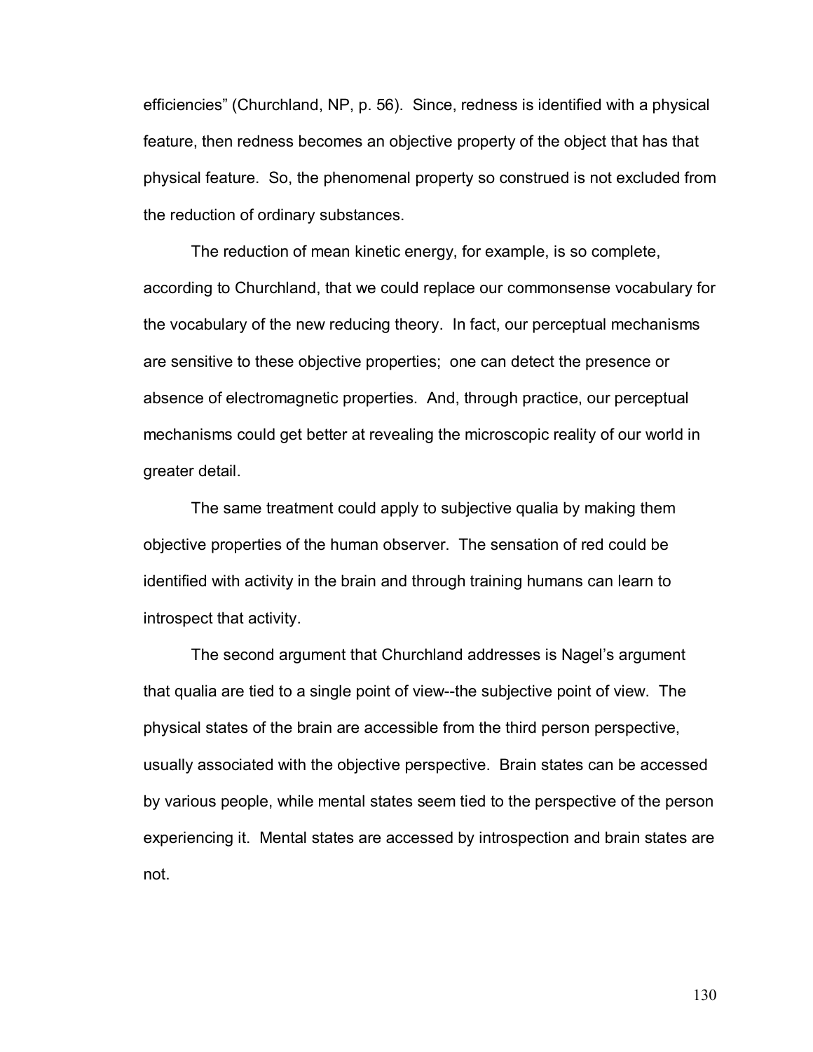efficiencies" (Churchland, NP, p. 56). Since, redness is identified with a physical feature, then redness becomes an objective property of the object that has that physical feature. So, the phenomenal property so construed is not excluded from the reduction of ordinary substances.

The reduction of mean kinetic energy, for example, is so complete, according to Churchland, that we could replace our commonsense vocabulary for the vocabulary of the new reducing theory. In fact, our perceptual mechanisms are sensitive to these objective properties; one can detect the presence or absence of electromagnetic properties. And, through practice, our perceptual mechanisms could get better at revealing the microscopic reality of our world in greater detail.

The same treatment could apply to subjective qualia by making them objective properties of the human observer. The sensation of red could be identified with activity in the brain and through training humans can learn to introspect that activity.

The second argument that Churchland addresses is Nagel's argument that qualia are tied to a single point of view--the subjective point of view. The physical states of the brain are accessible from the third person perspective, usually associated with the objective perspective. Brain states can be accessed by various people, while mental states seem tied to the perspective of the person experiencing it. Mental states are accessed by introspection and brain states are not.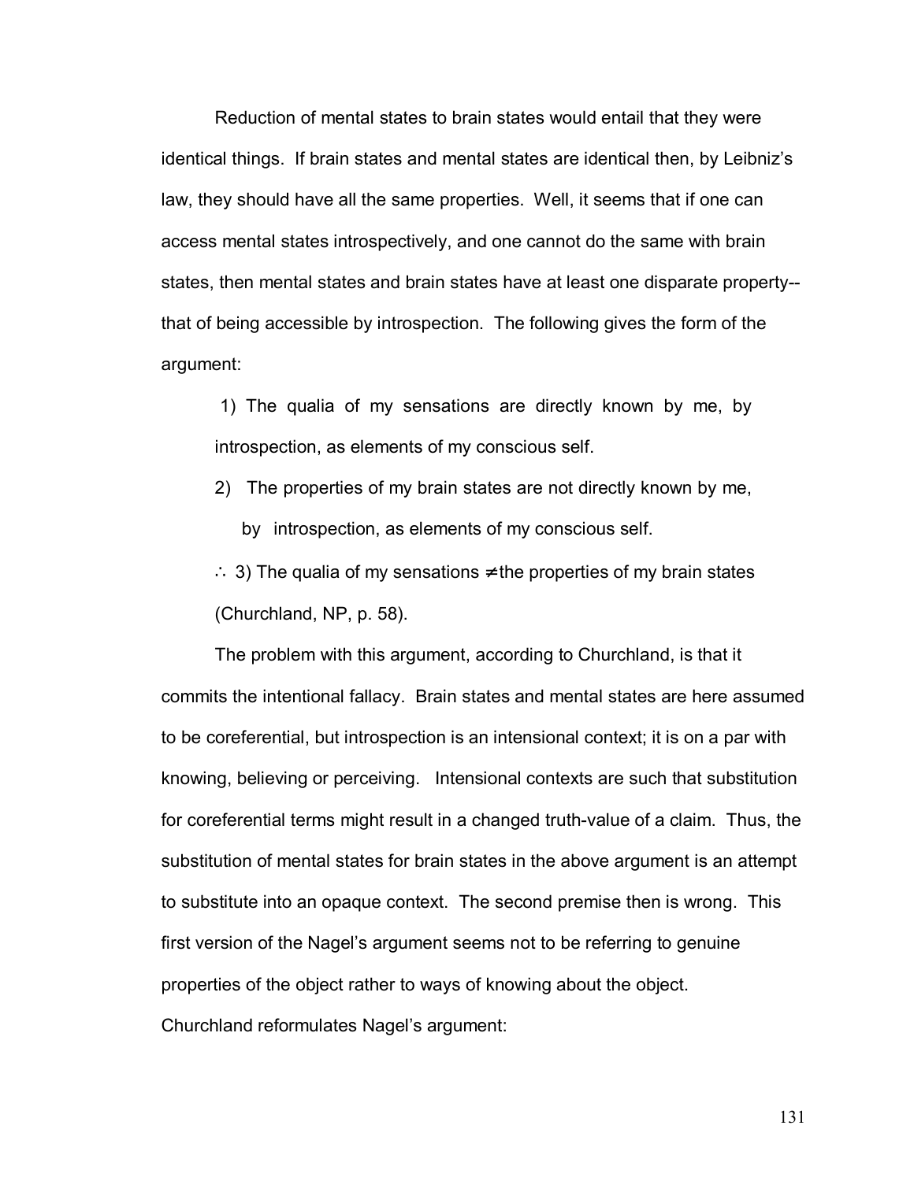Reduction of mental states to brain states would entail that they were identical things. If brain states and mental states are identical then, by Leibniz's law, they should have all the same properties. Well, it seems that if one can access mental states introspectively, and one cannot do the same with brain states, then mental states and brain states have at least one disparate property--that of being accessible by introspection. The following gives the form of the argument:

> 1) The qualia of my sensations are directly known by me, by introspection, as elements of my conscious self.
>
> 2) The properties of my brain states are not directly known by me, by introspection, as elements of my conscious self.
>
> ∴ 3) The qualia of my sensations ≠ the properties of my brain states (Churchland, NP, p. 58).

The problem with this argument, according to Churchland, is that it commits the intentional fallacy. Brain states and mental states are here assumed to be coreferential, but introspection is an intensional context; it is on a par with knowing, believing or perceiving. Intensional contexts are such that substitution for coreferential terms might result in a changed truth-value of a claim. Thus, the substitution of mental states for brain states in the above argument is an attempt to substitute into an opaque context. The second premise then is wrong. This first version of the Nagel's argument seems not to be referring to genuine properties of the object rather to ways of knowing about the object.

Churchland reformulates Nagel's argument: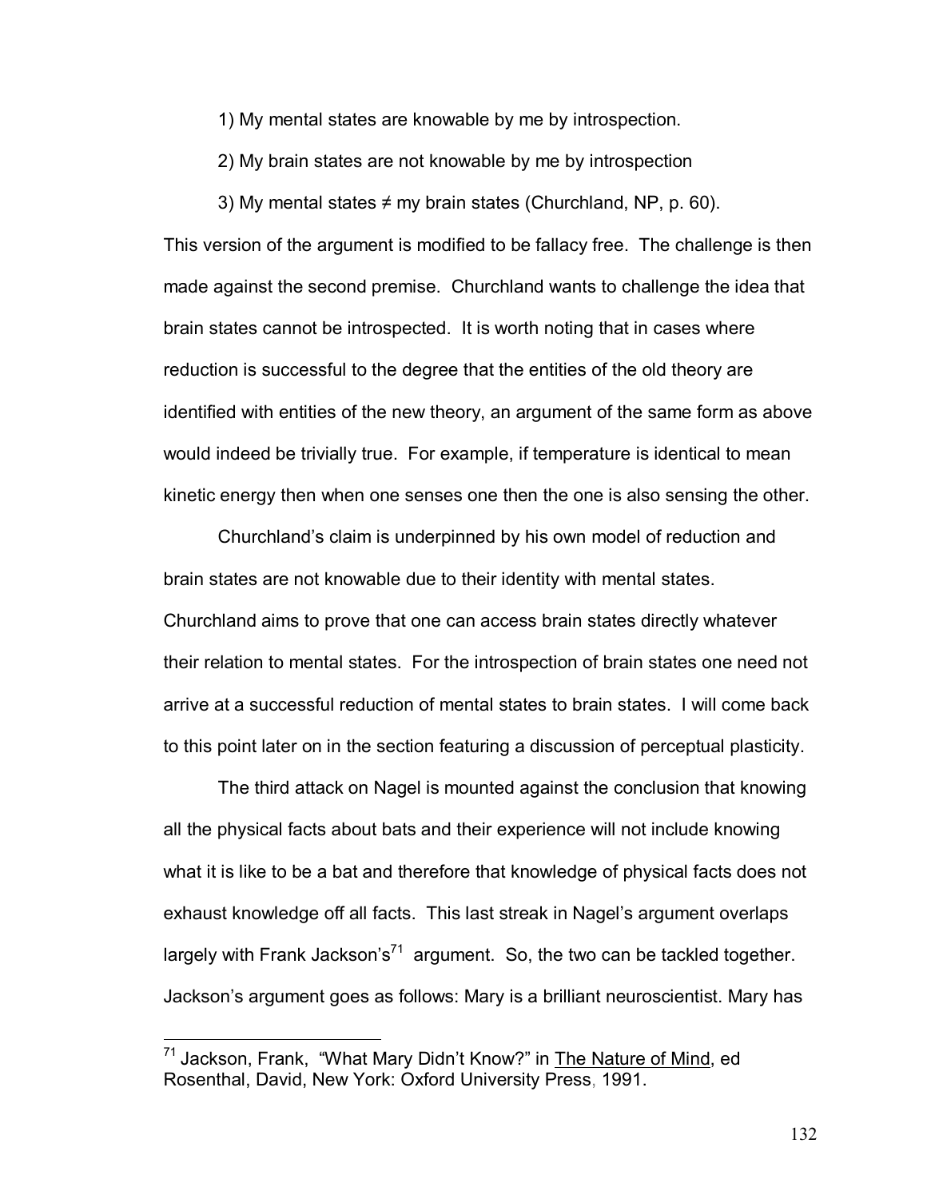1) My mental states are knowable by me by introspection.

2) My brain states are not knowable by me by introspection

3) My mental states ≠ my brain states (Churchland, NP, p. 60).

This version of the argument is modified to be fallacy free. The challenge is then made against the second premise. Churchland wants to challenge the idea that brain states cannot be introspected. It is worth noting that in cases where reduction is successful to the degree that the entities of the old theory are identified with entities of the new theory, an argument of the same form as above would indeed be trivially true. For example, if temperature is identical to mean kinetic energy then when one senses one then the one is also sensing the other.

Churchland's claim is underpinned by his own model of reduction and brain states are not knowable due to their identity with mental states. Churchland aims to prove that one can access brain states directly whatever their relation to mental states. For the introspection of brain states one need not arrive at a successful reduction of mental states to brain states. I will come back to this point later on in the section featuring a discussion of perceptual plasticity.

The third attack on Nagel is mounted against the conclusion that knowing all the physical facts about bats and their experience will not include knowing what it is like to be a bat and therefore that knowledge of physical facts does not exhaust knowledge off all facts. This last streak in Nagel's argument overlaps largely with Frank Jackson's[71] argument. So, the two can be tackled together. Jackson's argument goes as follows: Mary is a brilliant neuroscientist. Mary has

---

[71] Jackson, Frank, "What Mary Didn't Know?" in The Nature of Mind, ed Rosenthal, David, New York: Oxford University Press, 1991.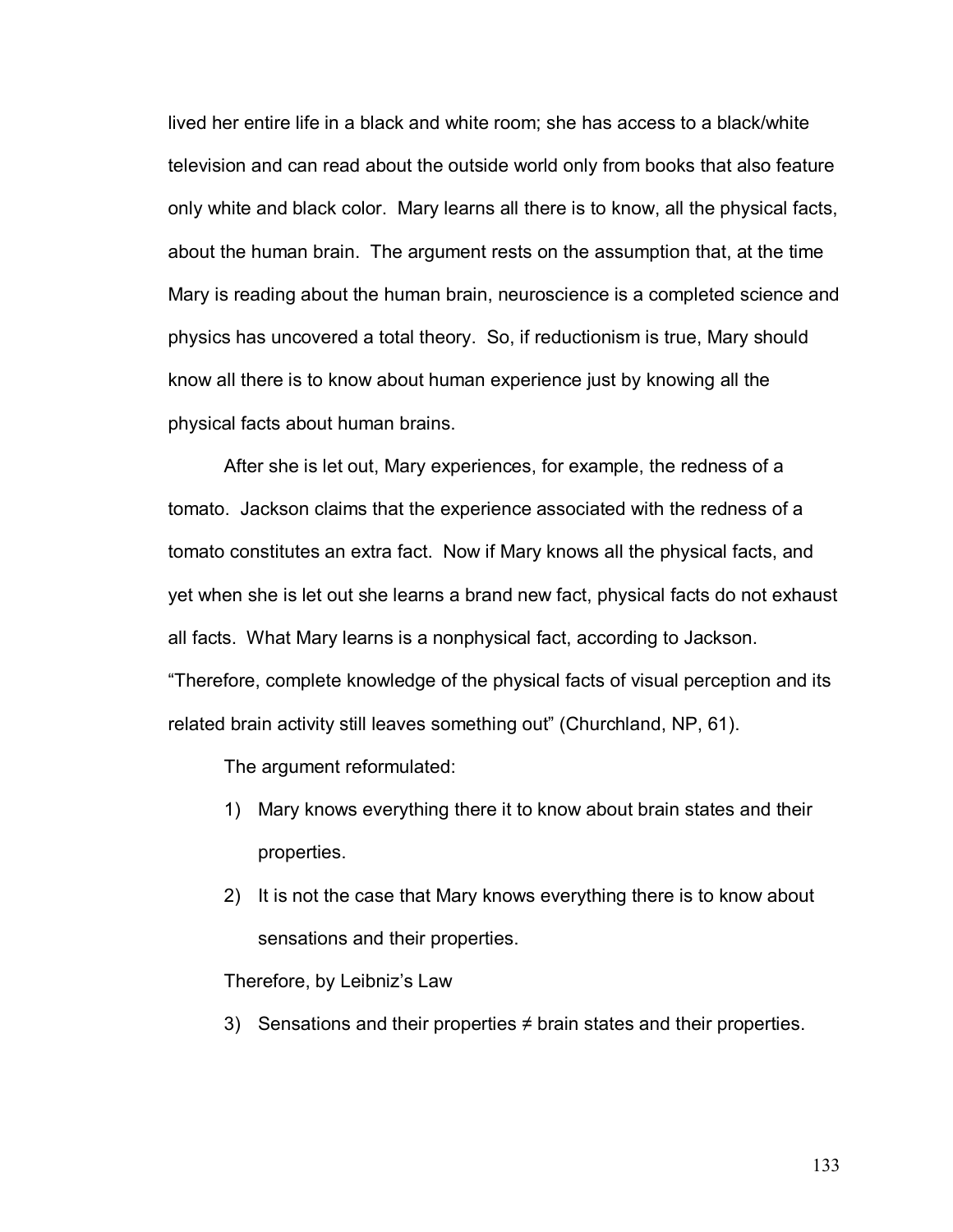lived her entire life in a black and white room; she has access to a black/white television and can read about the outside world only from books that also feature only white and black color. Mary learns all there is to know, all the physical facts, about the human brain. The argument rests on the assumption that, at the time Mary is reading about the human brain, neuroscience is a completed science and physics has uncovered a total theory. So, if reductionism is true, Mary should know all there is to know about human experience just by knowing all the physical facts about human brains.

After she is let out, Mary experiences, for example, the redness of a tomato. Jackson claims that the experience associated with the redness of a tomato constitutes an extra fact. Now if Mary knows all the physical facts, and yet when she is let out she learns a brand new fact, physical facts do not exhaust all facts. What Mary learns is a nonphysical fact, according to Jackson. "Therefore, complete knowledge of the physical facts of visual perception and its related brain activity still leaves something out" (Churchland, NP, 61).

The argument reformulated:

1) Mary knows everything there it to know about brain states and their properties.
2) It is not the case that Mary knows everything there is to know about sensations and their properties.

Therefore, by Leibniz's Law

3) Sensations and their properties ≠ brain states and their properties.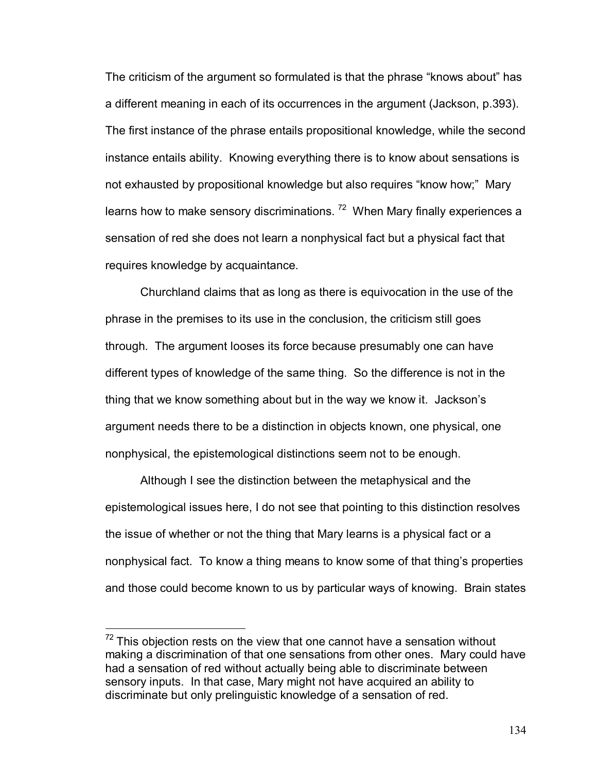The criticism of the argument so formulated is that the phrase "knows about" has a different meaning in each of its occurrences in the argument (Jackson, p.393). The first instance of the phrase entails propositional knowledge, while the second instance entails ability. Knowing everything there is to know about sensations is not exhausted by propositional knowledge but also requires "know how;" Mary learns how to make sensory discriminations. [72] When Mary finally experiences a sensation of red she does not learn a nonphysical fact but a physical fact that requires knowledge by acquaintance.

Churchland claims that as long as there is equivocation in the use of the phrase in the premises to its use in the conclusion, the criticism still goes through. The argument looses its force because presumably one can have different types of knowledge of the same thing. So the difference is not in the thing that we know something about but in the way we know it. Jackson's argument needs there to be a distinction in objects known, one physical, one nonphysical, the epistemological distinctions seem not to be enough.

Although I see the distinction between the metaphysical and the epistemological issues here, I do not see that pointing to this distinction resolves the issue of whether or not the thing that Mary learns is a physical fact or a nonphysical fact. To know a thing means to know some of that thing's properties and those could become known to us by particular ways of knowing. Brain states

---

[72] This objection rests on the view that one cannot have a sensation without making a discrimination of that one sensations from other ones. Mary could have had a sensation of red without actually being able to discriminate between sensory inputs. In that case, Mary might not have acquired an ability to discriminate but only prelinguistic knowledge of a sensation of red.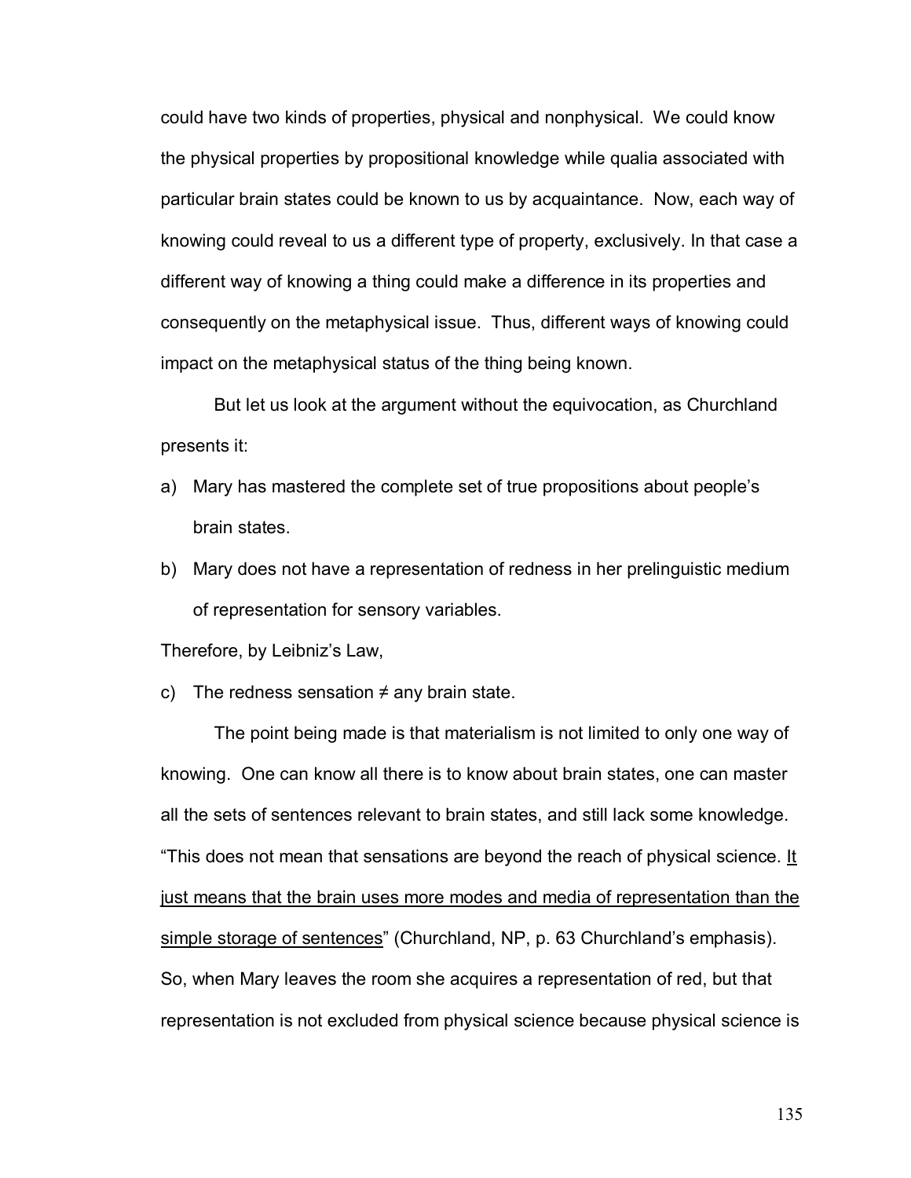could have two kinds of properties, physical and nonphysical. We could know the physical properties by propositional knowledge while qualia associated with particular brain states could be known to us by acquaintance. Now, each way of knowing could reveal to us a different type of property, exclusively. In that case a different way of knowing a thing could make a difference in its properties and consequently on the metaphysical issue. Thus, different ways of knowing could impact on the metaphysical status of the thing being known.

But let us look at the argument without the equivocation, as Churchland presents it:

a) Mary has mastered the complete set of true propositions about people's brain states.

b) Mary does not have a representation of redness in her prelinguistic medium of representation for sensory variables.

Therefore, by Leibniz's Law,

c) The redness sensation ≠ any brain state.

The point being made is that materialism is not limited to only one way of knowing. One can know all there is to know about brain states, one can master all the sets of sentences relevant to brain states, and still lack some knowledge. "This does not mean that sensations are beyond the reach of physical science. <u>It just means that the brain uses more modes and media of representation than the simple storage of sentences</u>" (Churchland, NP, p. 63 Churchland's emphasis). So, when Mary leaves the room she acquires a representation of red, but that representation is not excluded from physical science because physical science is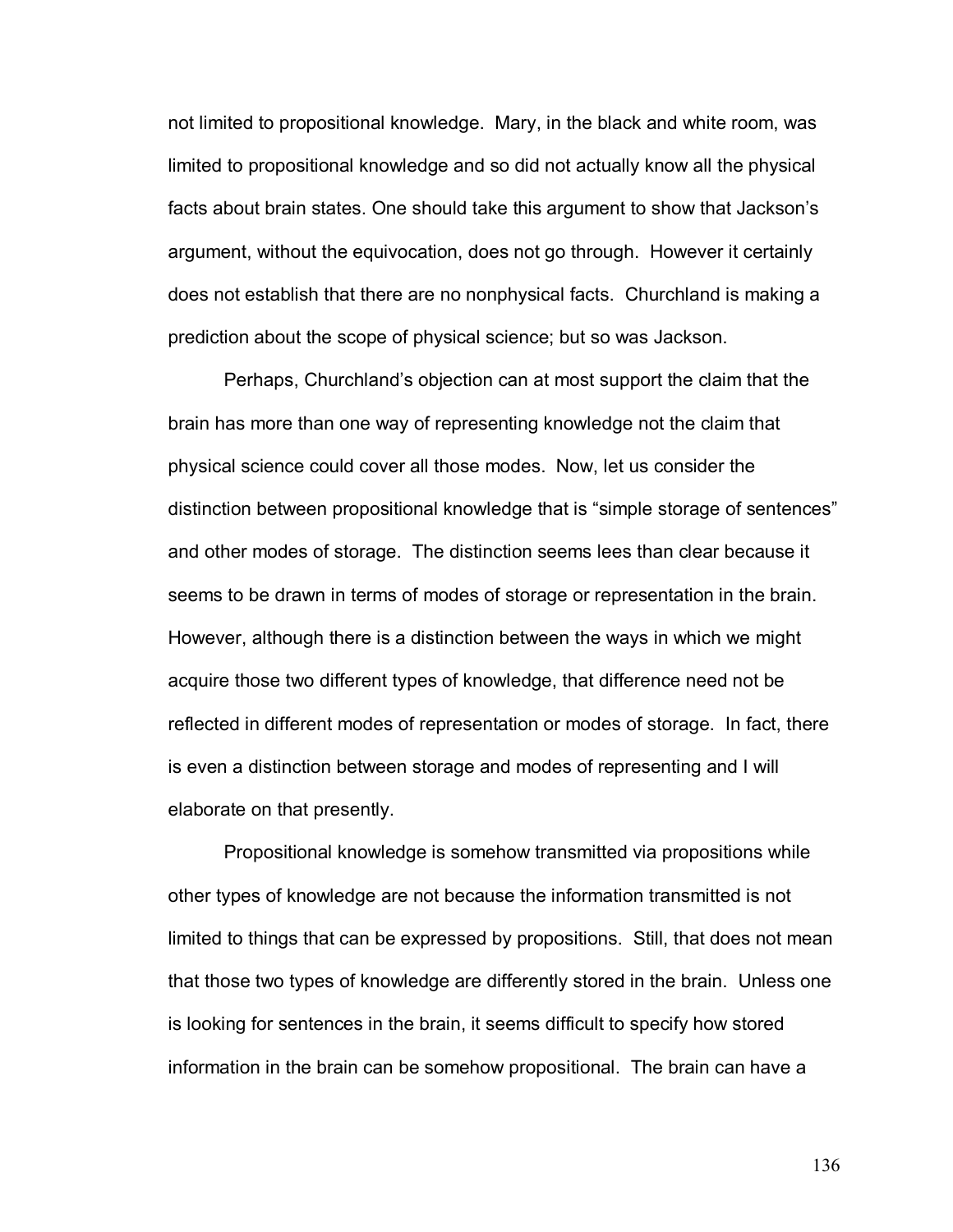not limited to propositional knowledge. Mary, in the black and white room, was limited to propositional knowledge and so did not actually know all the physical facts about brain states. One should take this argument to show that Jackson's argument, without the equivocation, does not go through. However it certainly does not establish that there are no nonphysical facts. Churchland is making a prediction about the scope of physical science; but so was Jackson.

Perhaps, Churchland's objection can at most support the claim that the brain has more than one way of representing knowledge not the claim that physical science could cover all those modes. Now, let us consider the distinction between propositional knowledge that is "simple storage of sentences" and other modes of storage. The distinction seems lees than clear because it seems to be drawn in terms of modes of storage or representation in the brain. However, although there is a distinction between the ways in which we might acquire those two different types of knowledge, that difference need not be reflected in different modes of representation or modes of storage. In fact, there is even a distinction between storage and modes of representing and I will elaborate on that presently.

Propositional knowledge is somehow transmitted via propositions while other types of knowledge are not because the information transmitted is not limited to things that can be expressed by propositions. Still, that does not mean that those two types of knowledge are differently stored in the brain. Unless one is looking for sentences in the brain, it seems difficult to specify how stored information in the brain can be somehow propositional. The brain can have a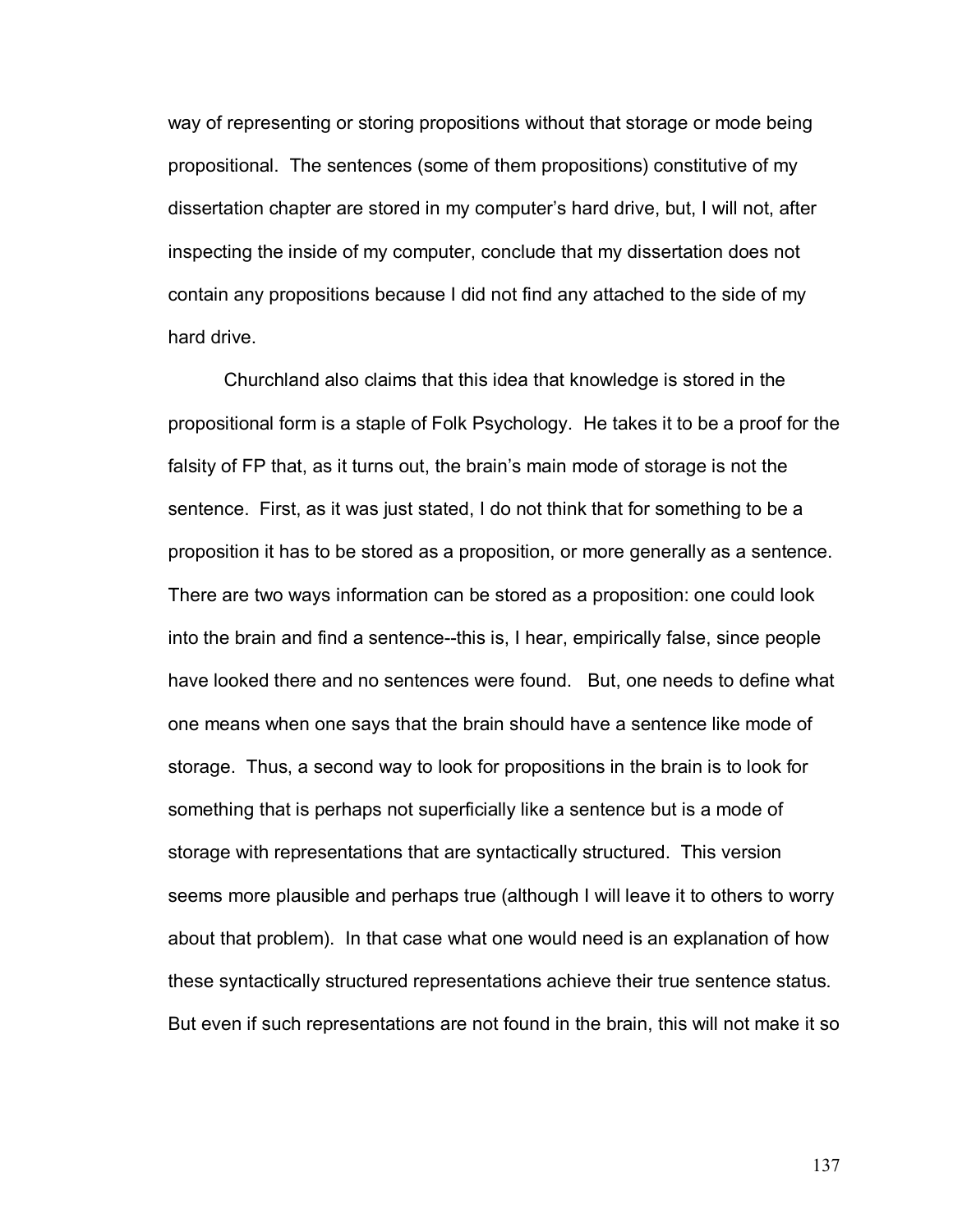way of representing or storing propositions without that storage or mode being propositional. The sentences (some of them propositions) constitutive of my dissertation chapter are stored in my computer's hard drive, but, I will not, after inspecting the inside of my computer, conclude that my dissertation does not contain any propositions because I did not find any attached to the side of my hard drive.

Churchland also claims that this idea that knowledge is stored in the propositional form is a staple of Folk Psychology. He takes it to be a proof for the falsity of FP that, as it turns out, the brain's main mode of storage is not the sentence. First, as it was just stated, I do not think that for something to be a proposition it has to be stored as a proposition, or more generally as a sentence. There are two ways information can be stored as a proposition: one could look into the brain and find a sentence--this is, I hear, empirically false, since people have looked there and no sentences were found. But, one needs to define what one means when one says that the brain should have a sentence like mode of storage. Thus, a second way to look for propositions in the brain is to look for something that is perhaps not superficially like a sentence but is a mode of storage with representations that are syntactically structured. This version seems more plausible and perhaps true (although I will leave it to others to worry about that problem). In that case what one would need is an explanation of how these syntactically structured representations achieve their true sentence status. But even if such representations are not found in the brain, this will not make it so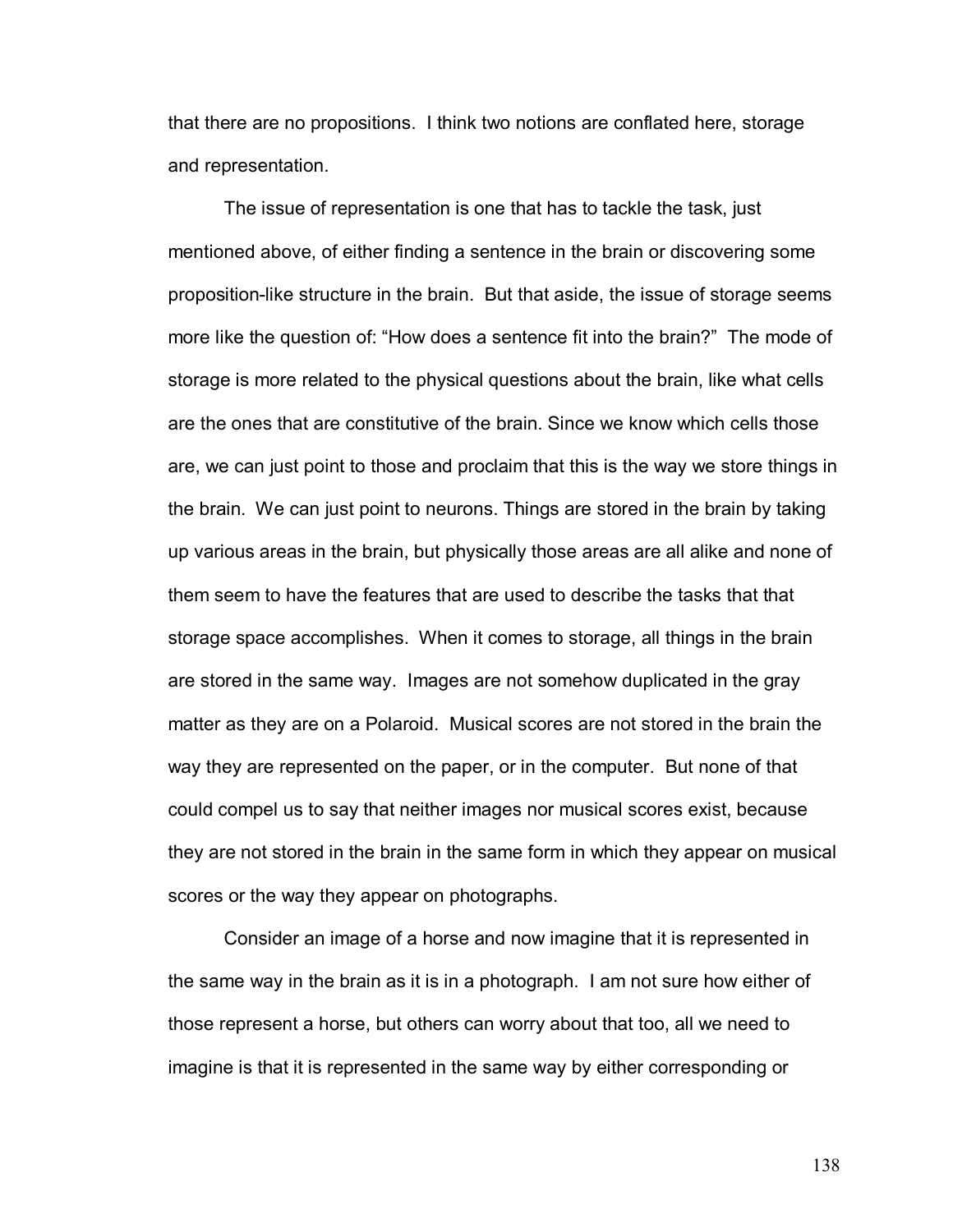that there are no propositions. I think two notions are conflated here, storage and representation.

The issue of representation is one that has to tackle the task, just mentioned above, of either finding a sentence in the brain or discovering some proposition-like structure in the brain. But that aside, the issue of storage seems more like the question of: "How does a sentence fit into the brain?" The mode of storage is more related to the physical questions about the brain, like what cells are the ones that are constitutive of the brain. Since we know which cells those are, we can just point to those and proclaim that this is the way we store things in the brain. We can just point to neurons. Things are stored in the brain by taking up various areas in the brain, but physically those areas are all alike and none of them seem to have the features that are used to describe the tasks that that storage space accomplishes. When it comes to storage, all things in the brain are stored in the same way. Images are not somehow duplicated in the gray matter as they are on a Polaroid. Musical scores are not stored in the brain the way they are represented on the paper, or in the computer. But none of that could compel us to say that neither images nor musical scores exist, because they are not stored in the brain in the same form in which they appear on musical scores or the way they appear on photographs.

Consider an image of a horse and now imagine that it is represented in the same way in the brain as it is in a photograph. I am not sure how either of those represent a horse, but others can worry about that too, all we need to imagine is that it is represented in the same way by either corresponding or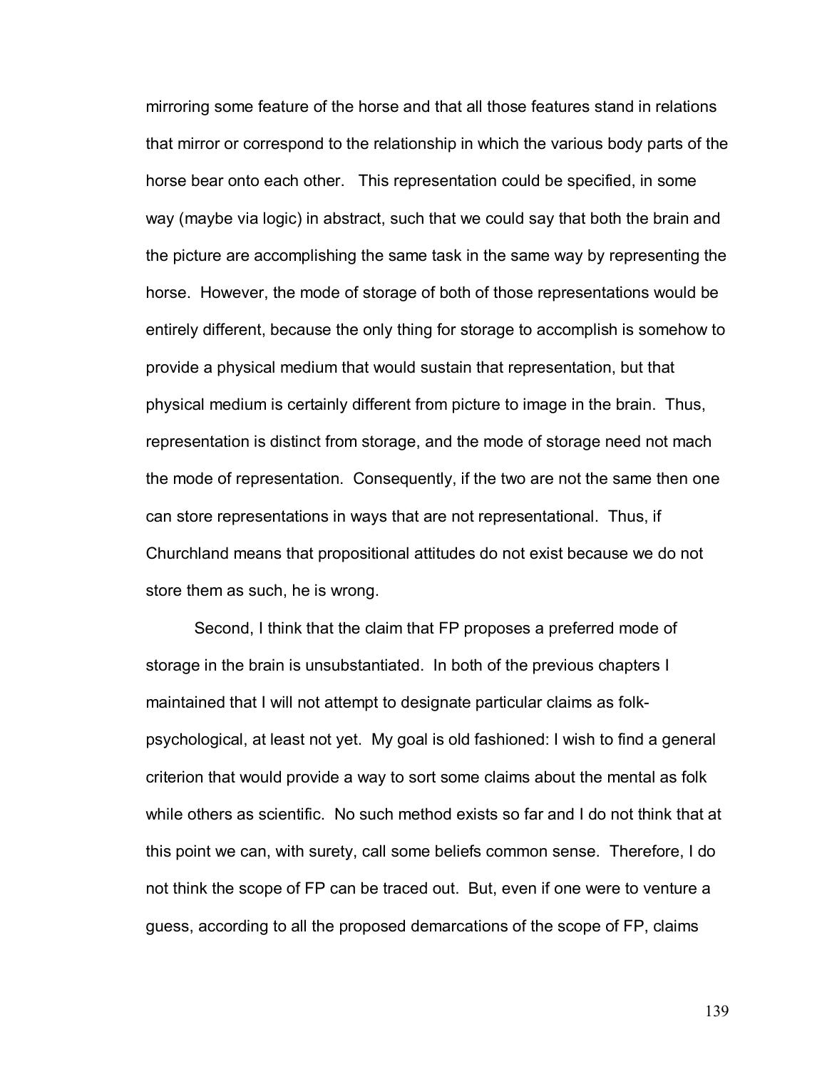mirroring some feature of the horse and that all those features stand in relations that mirror or correspond to the relationship in which the various body parts of the horse bear onto each other. This representation could be specified, in some way (maybe via logic) in abstract, such that we could say that both the brain and the picture are accomplishing the same task in the same way by representing the horse. However, the mode of storage of both of those representations would be entirely different, because the only thing for storage to accomplish is somehow to provide a physical medium that would sustain that representation, but that physical medium is certainly different from picture to image in the brain. Thus, representation is distinct from storage, and the mode of storage need not mach the mode of representation. Consequently, if the two are not the same then one can store representations in ways that are not representational. Thus, if Churchland means that propositional attitudes do not exist because we do not store them as such, he is wrong.

Second, I think that the claim that FP proposes a preferred mode of storage in the brain is unsubstantiated. In both of the previous chapters I maintained that I will not attempt to designate particular claims as folk-psychological, at least not yet. My goal is old fashioned: I wish to find a general criterion that would provide a way to sort some claims about the mental as folk while others as scientific. No such method exists so far and I do not think that at this point we can, with surety, call some beliefs common sense. Therefore, I do not think the scope of FP can be traced out. But, even if one were to venture a guess, according to all the proposed demarcations of the scope of FP, claims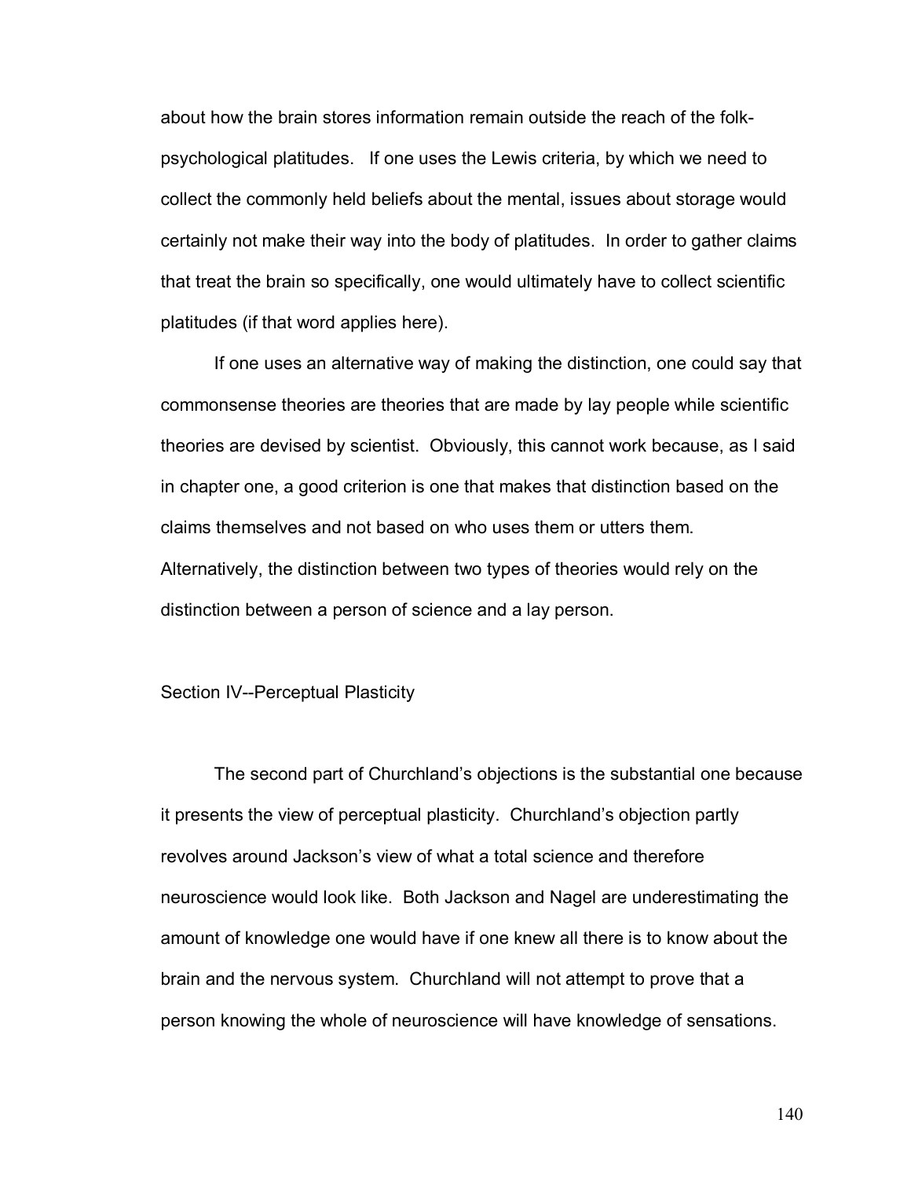about how the brain stores information remain outside the reach of the folk-psychological platitudes. If one uses the Lewis criteria, by which we need to collect the commonly held beliefs about the mental, issues about storage would certainly not make their way into the body of platitudes. In order to gather claims that treat the brain so specifically, one would ultimately have to collect scientific platitudes (if that word applies here).

If one uses an alternative way of making the distinction, one could say that commonsense theories are theories that are made by lay people while scientific theories are devised by scientist. Obviously, this cannot work because, as I said in chapter one, a good criterion is one that makes that distinction based on the claims themselves and not based on who uses them or utters them. Alternatively, the distinction between two types of theories would rely on the distinction between a person of science and a lay person.

## Section IV--Perceptual Plasticity

The second part of Churchland's objections is the substantial one because it presents the view of perceptual plasticity. Churchland's objection partly revolves around Jackson's view of what a total science and therefore neuroscience would look like. Both Jackson and Nagel are underestimating the amount of knowledge one would have if one knew all there is to know about the brain and the nervous system. Churchland will not attempt to prove that a person knowing the whole of neuroscience will have knowledge of sensations.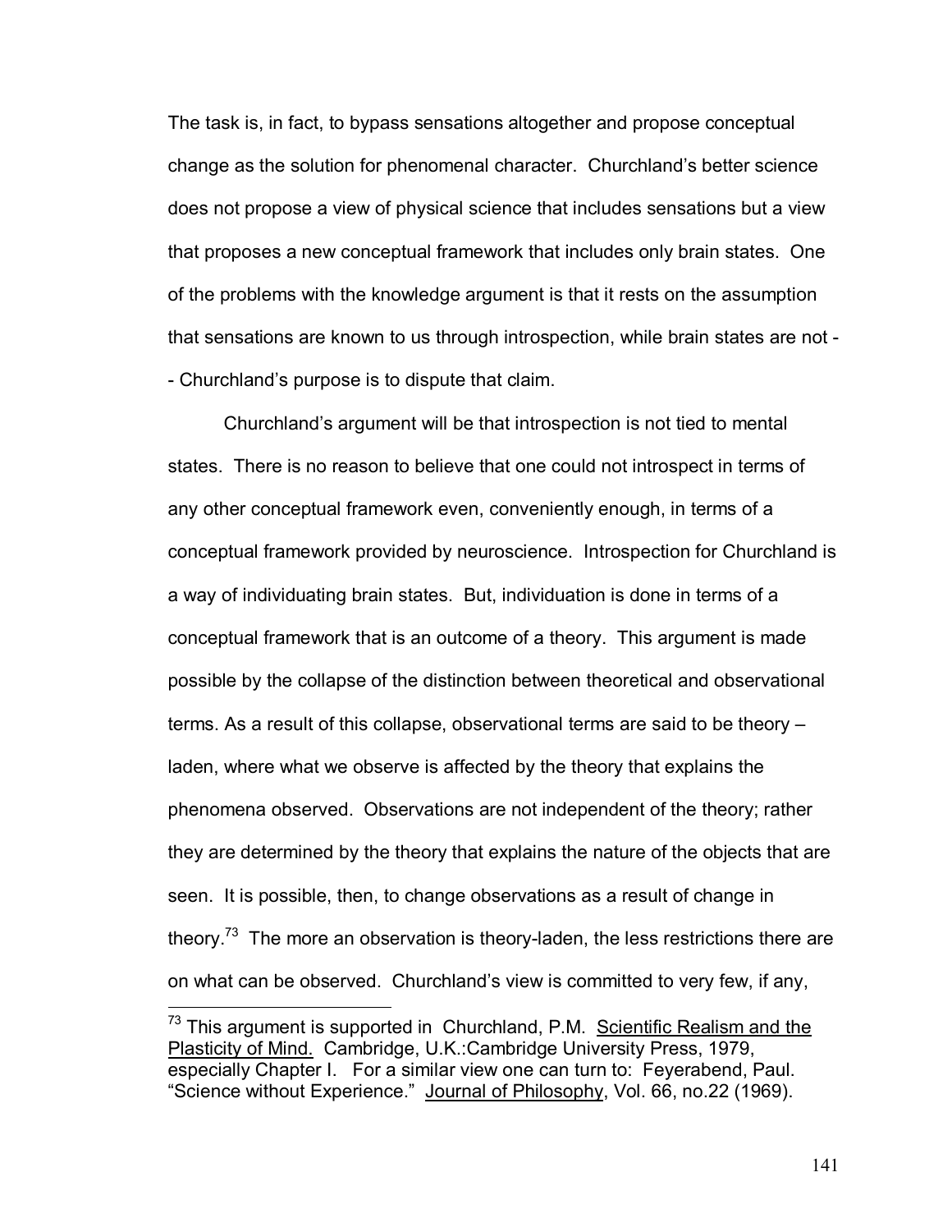The task is, in fact, to bypass sensations altogether and propose conceptual change as the solution for phenomenal character. Churchland's better science does not propose a view of physical science that includes sensations but a view that proposes a new conceptual framework that includes only brain states. One of the problems with the knowledge argument is that it rests on the assumption that sensations are known to us through introspection, while brain states are not -- Churchland's purpose is to dispute that claim.

Churchland's argument will be that introspection is not tied to mental states. There is no reason to believe that one could not introspect in terms of any other conceptual framework even, conveniently enough, in terms of a conceptual framework provided by neuroscience. Introspection for Churchland is a way of individuating brain states. But, individuation is done in terms of a conceptual framework that is an outcome of a theory. This argument is made possible by the collapse of the distinction between theoretical and observational terms. As a result of this collapse, observational terms are said to be theory – laden, where what we observe is affected by the theory that explains the phenomena observed. Observations are not independent of the theory; rather they are determined by the theory that explains the nature of the objects that are seen. It is possible, then, to change observations as a result of change in theory.[73] The more an observation is theory-laden, the less restrictions there are on what can be observed. Churchland's view is committed to very few, if any,

[73] This argument is supported in Churchland, P.M. Scientific Realism and the Plasticity of Mind. Cambridge, U.K.:Cambridge University Press, 1979, especially Chapter I. For a similar view one can turn to: Feyerabend, Paul. "Science without Experience." Journal of Philosophy, Vol. 66, no.22 (1969).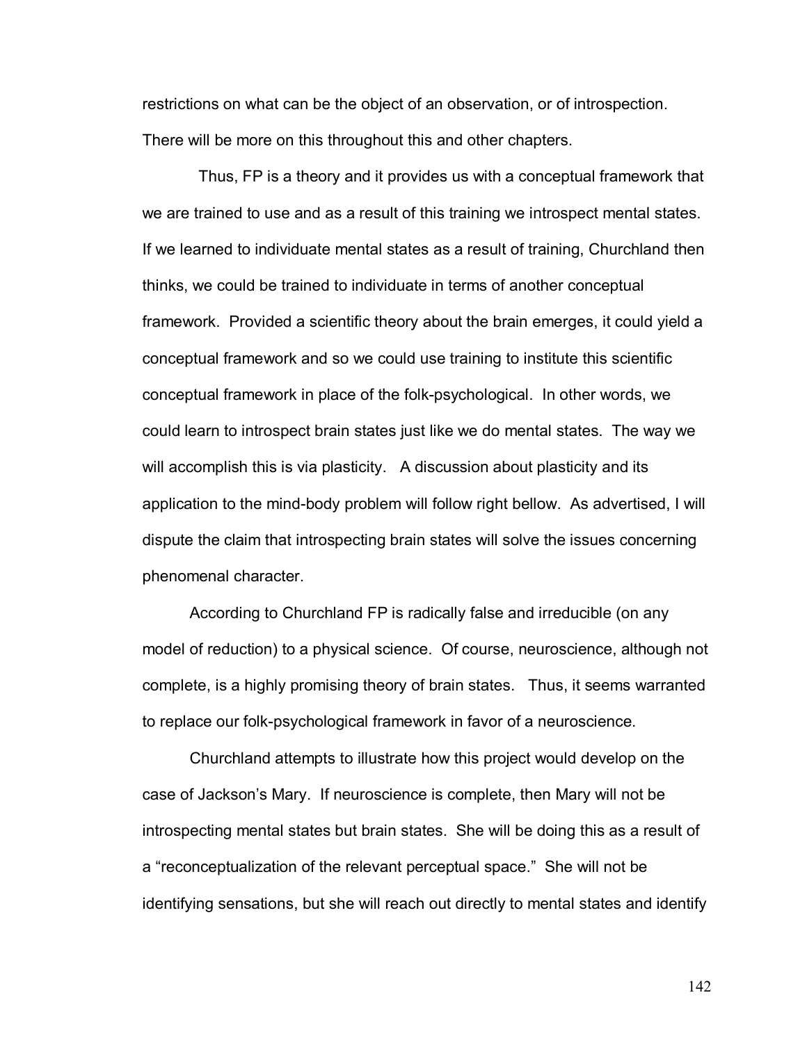restrictions on what can be the object of an observation, or of introspection. There will be more on this throughout this and other chapters.

Thus, FP is a theory and it provides us with a conceptual framework that we are trained to use and as a result of this training we introspect mental states. If we learned to individuate mental states as a result of training, Churchland then thinks, we could be trained to individuate in terms of another conceptual framework. Provided a scientific theory about the brain emerges, it could yield a conceptual framework and so we could use training to institute this scientific conceptual framework in place of the folk-psychological. In other words, we could learn to introspect brain states just like we do mental states. The way we will accomplish this is via plasticity. A discussion about plasticity and its application to the mind-body problem will follow right bellow. As advertised, I will dispute the claim that introspecting brain states will solve the issues concerning phenomenal character.

According to Churchland FP is radically false and irreducible (on any model of reduction) to a physical science. Of course, neuroscience, although not complete, is a highly promising theory of brain states. Thus, it seems warranted to replace our folk-psychological framework in favor of a neuroscience.

Churchland attempts to illustrate how this project would develop on the case of Jackson's Mary. If neuroscience is complete, then Mary will not be introspecting mental states but brain states. She will be doing this as a result of a "reconceptualization of the relevant perceptual space." She will not be identifying sensations, but she will reach out directly to mental states and identify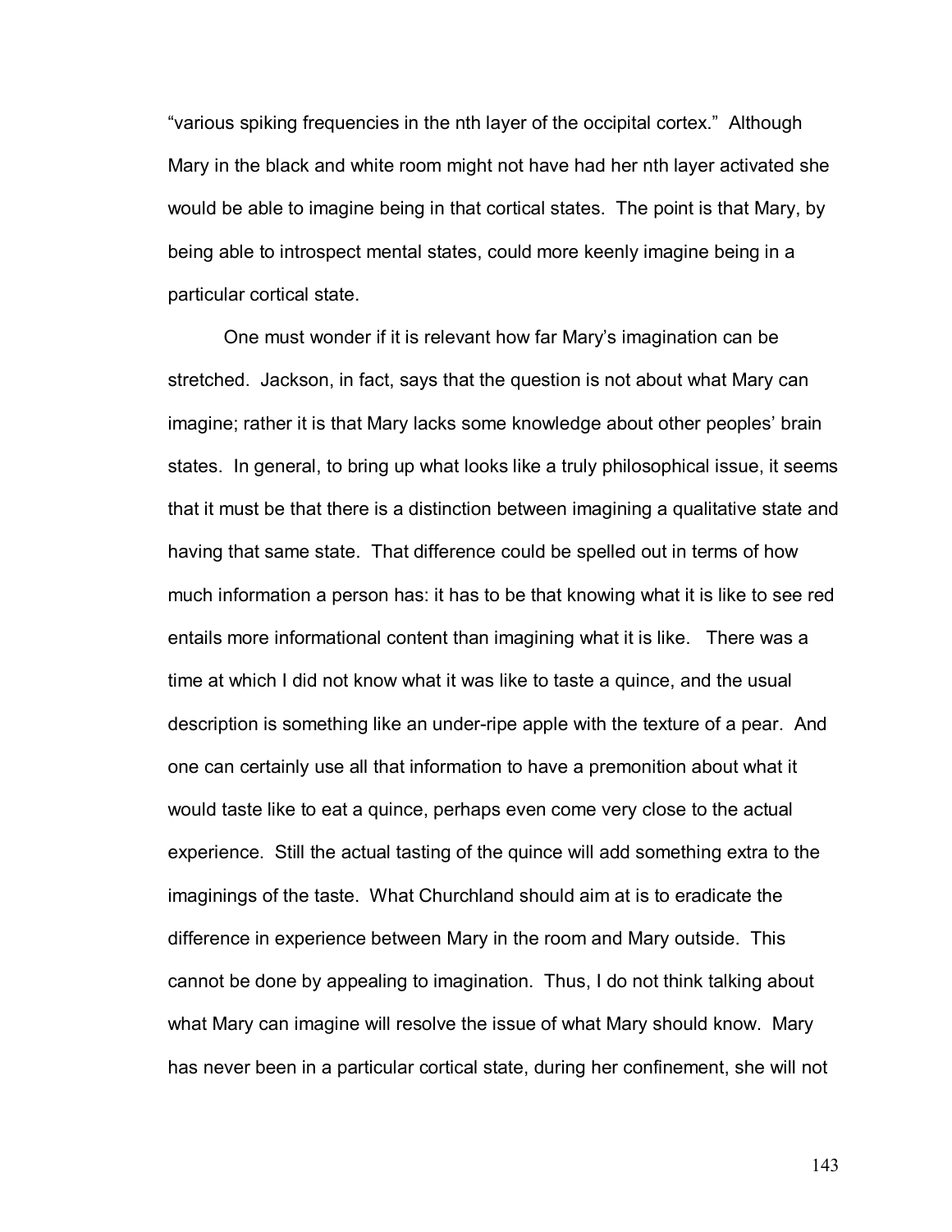"various spiking frequencies in the nth layer of the occipital cortex." Although Mary in the black and white room might not have had her nth layer activated she would be able to imagine being in that cortical states. The point is that Mary, by being able to introspect mental states, could more keenly imagine being in a particular cortical state.

One must wonder if it is relevant how far Mary's imagination can be stretched. Jackson, in fact, says that the question is not about what Mary can imagine; rather it is that Mary lacks some knowledge about other peoples' brain states. In general, to bring up what looks like a truly philosophical issue, it seems that it must be that there is a distinction between imagining a qualitative state and having that same state. That difference could be spelled out in terms of how much information a person has: it has to be that knowing what it is like to see red entails more informational content than imagining what it is like. There was a time at which I did not know what it was like to taste a quince, and the usual description is something like an under-ripe apple with the texture of a pear. And one can certainly use all that information to have a premonition about what it would taste like to eat a quince, perhaps even come very close to the actual experience. Still the actual tasting of the quince will add something extra to the imaginings of the taste. What Churchland should aim at is to eradicate the difference in experience between Mary in the room and Mary outside. This cannot be done by appealing to imagination. Thus, I do not think talking about what Mary can imagine will resolve the issue of what Mary should know. Mary has never been in a particular cortical state, during her confinement, she will not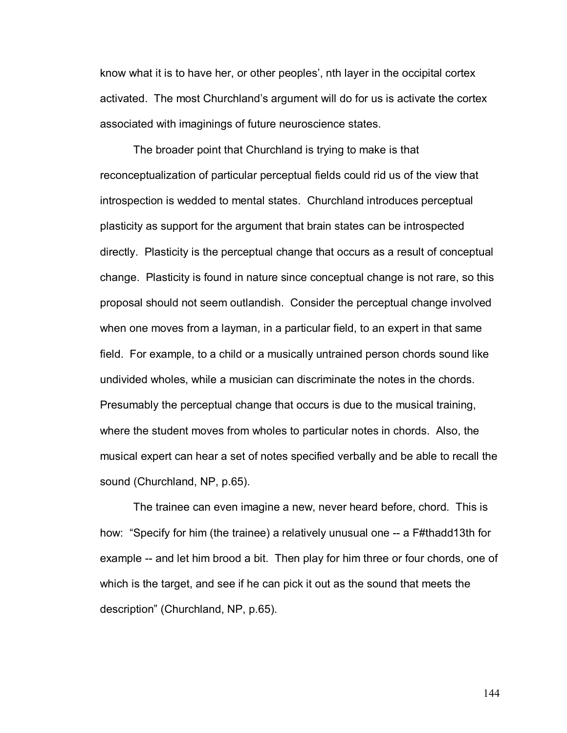know what it is to have her, or other peoples', nth layer in the occipital cortex activated. The most Churchland's argument will do for us is activate the cortex associated with imaginings of future neuroscience states.

The broader point that Churchland is trying to make is that reconceptualization of particular perceptual fields could rid us of the view that introspection is wedded to mental states. Churchland introduces perceptual plasticity as support for the argument that brain states can be introspected directly. Plasticity is the perceptual change that occurs as a result of conceptual change. Plasticity is found in nature since conceptual change is not rare, so this proposal should not seem outlandish. Consider the perceptual change involved when one moves from a layman, in a particular field, to an expert in that same field. For example, to a child or a musically untrained person chords sound like undivided wholes, while a musician can discriminate the notes in the chords. Presumably the perceptual change that occurs is due to the musical training, where the student moves from wholes to particular notes in chords. Also, the musical expert can hear a set of notes specified verbally and be able to recall the sound (Churchland, NP, p.65).

The trainee can even imagine a new, never heard before, chord. This is how: "Specify for him (the trainee) a relatively unusual one -- a F#thadd13th for example -- and let him brood a bit. Then play for him three or four chords, one of which is the target, and see if he can pick it out as the sound that meets the description" (Churchland, NP, p.65).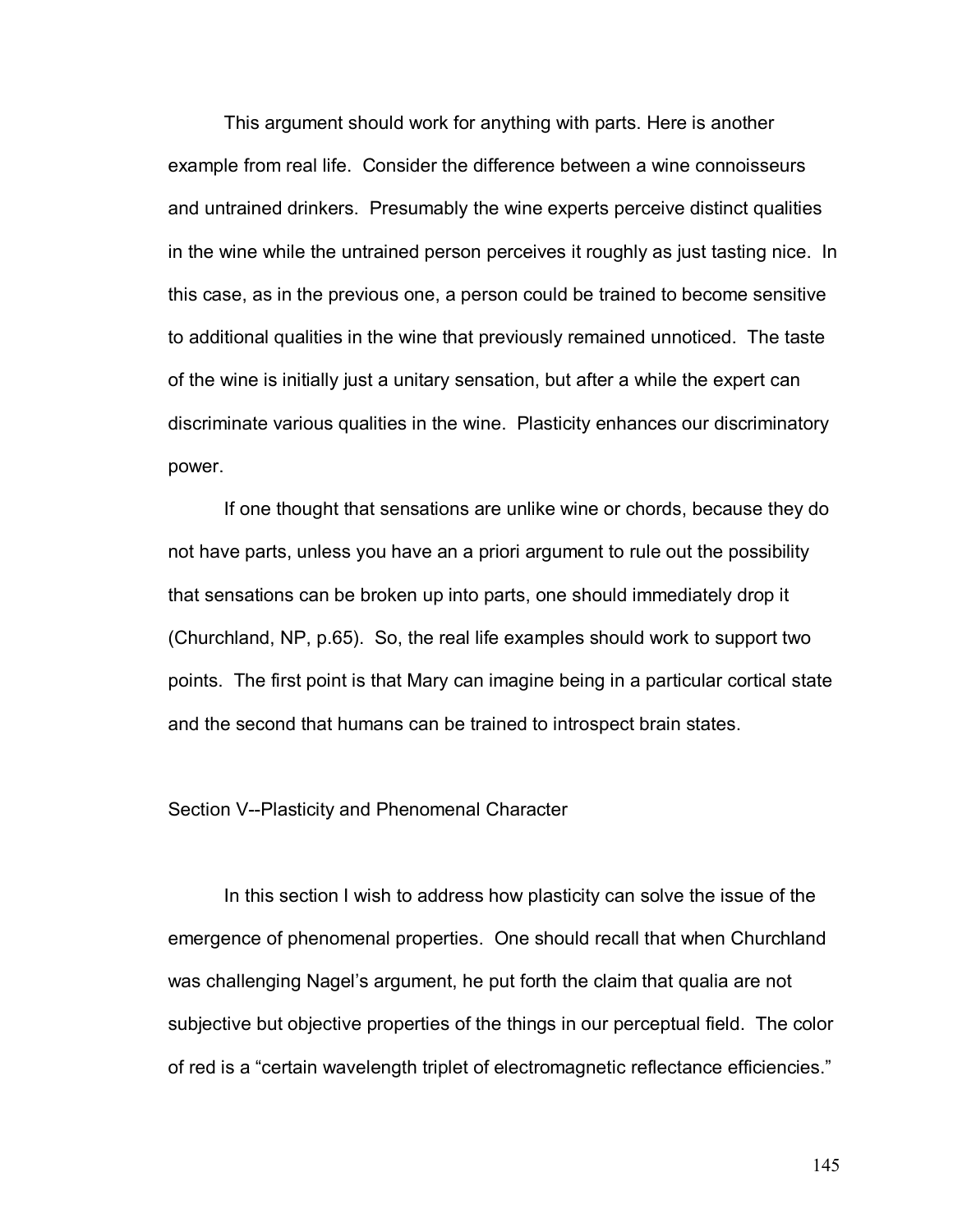This argument should work for anything with parts. Here is another example from real life. Consider the difference between a wine connoisseurs and untrained drinkers. Presumably the wine experts perceive distinct qualities in the wine while the untrained person perceives it roughly as just tasting nice. In this case, as in the previous one, a person could be trained to become sensitive to additional qualities in the wine that previously remained unnoticed. The taste of the wine is initially just a unitary sensation, but after a while the expert can discriminate various qualities in the wine. Plasticity enhances our discriminatory power.

If one thought that sensations are unlike wine or chords, because they do not have parts, unless you have an a priori argument to rule out the possibility that sensations can be broken up into parts, one should immediately drop it (Churchland, NP, p.65). So, the real life examples should work to support two points. The first point is that Mary can imagine being in a particular cortical state and the second that humans can be trained to introspect brain states.

## Section V--Plasticity and Phenomenal Character

In this section I wish to address how plasticity can solve the issue of the emergence of phenomenal properties. One should recall that when Churchland was challenging Nagel's argument, he put forth the claim that qualia are not subjective but objective properties of the things in our perceptual field. The color of red is a "certain wavelength triplet of electromagnetic reflectance efficiencies."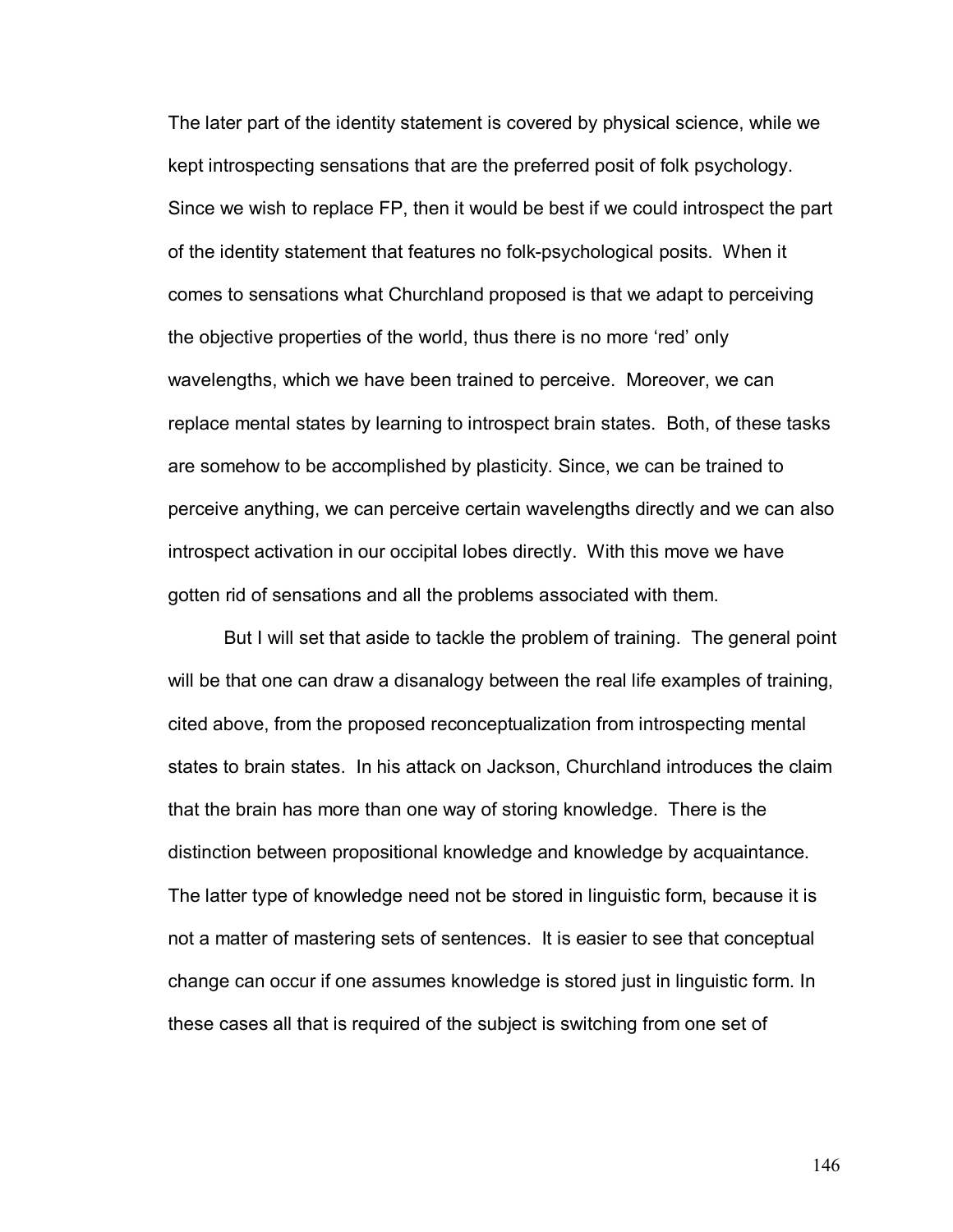The later part of the identity statement is covered by physical science, while we kept introspecting sensations that are the preferred posit of folk psychology. Since we wish to replace FP, then it would be best if we could introspect the part of the identity statement that features no folk-psychological posits. When it comes to sensations what Churchland proposed is that we adapt to perceiving the objective properties of the world, thus there is no more 'red' only wavelengths, which we have been trained to perceive. Moreover, we can replace mental states by learning to introspect brain states. Both, of these tasks are somehow to be accomplished by plasticity. Since, we can be trained to perceive anything, we can perceive certain wavelengths directly and we can also introspect activation in our occipital lobes directly. With this move we have gotten rid of sensations and all the problems associated with them.

But I will set that aside to tackle the problem of training. The general point will be that one can draw a disanalogy between the real life examples of training, cited above, from the proposed reconceptualization from introspecting mental states to brain states. In his attack on Jackson, Churchland introduces the claim that the brain has more than one way of storing knowledge. There is the distinction between propositional knowledge and knowledge by acquaintance. The latter type of knowledge need not be stored in linguistic form, because it is not a matter of mastering sets of sentences. It is easier to see that conceptual change can occur if one assumes knowledge is stored just in linguistic form. In these cases all that is required of the subject is switching from one set of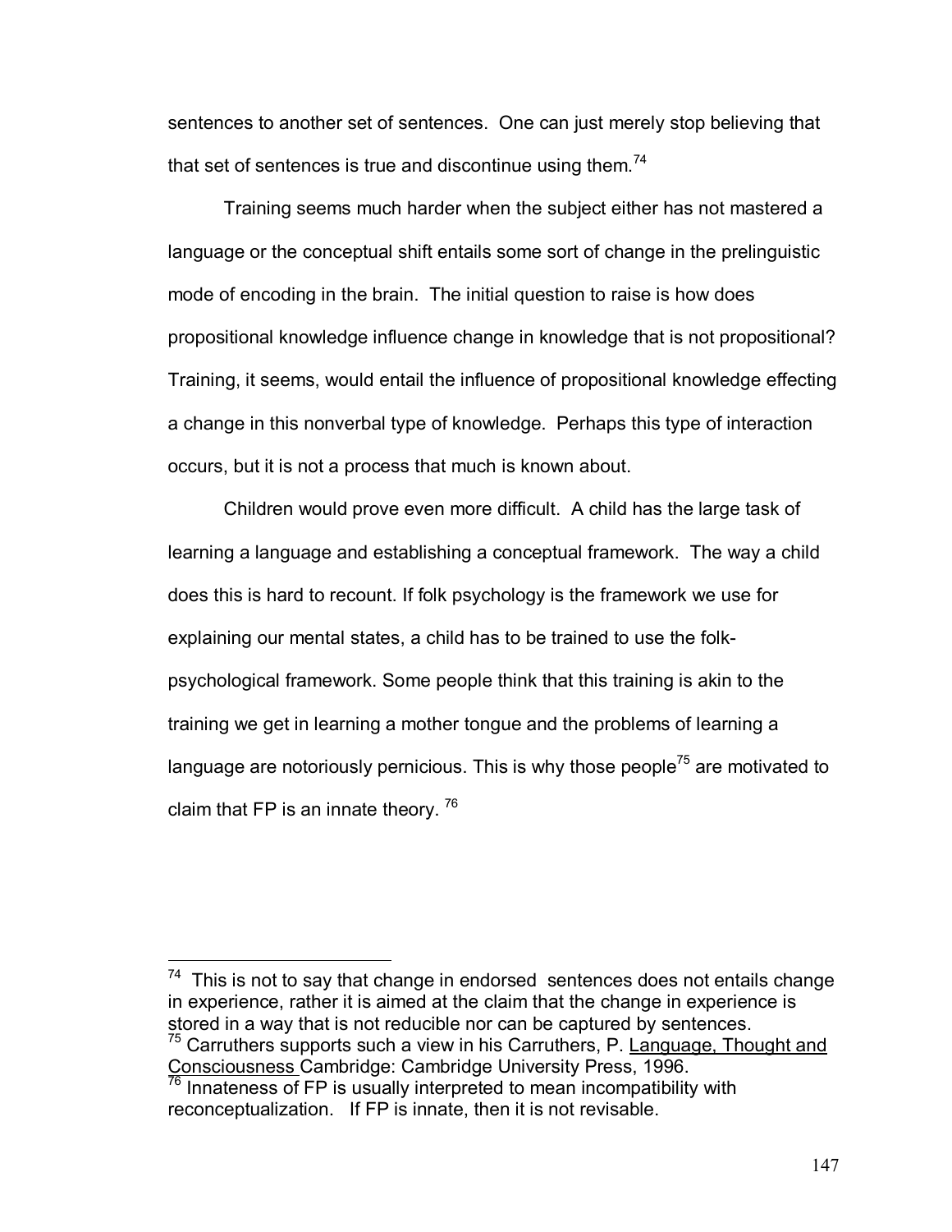sentences to another set of sentences. One can just merely stop believing that that set of sentences is true and discontinue using them.[74]

Training seems much harder when the subject either has not mastered a language or the conceptual shift entails some sort of change in the prelinguistic mode of encoding in the brain. The initial question to raise is how does propositional knowledge influence change in knowledge that is not propositional? Training, it seems, would entail the influence of propositional knowledge effecting a change in this nonverbal type of knowledge. Perhaps this type of interaction occurs, but it is not a process that much is known about.

Children would prove even more difficult. A child has the large task of learning a language and establishing a conceptual framework. The way a child does this is hard to recount. If folk psychology is the framework we use for explaining our mental states, a child has to be trained to use the folk-psychological framework. Some people think that this training is akin to the training we get in learning a mother tongue and the problems of learning a language are notoriously pernicious. This is why those people[75] are motivated to claim that FP is an innate theory.[76]

---

[74] This is not to say that change in endorsed sentences does not entails change in experience, rather it is aimed at the claim that the change in experience is stored in a way that is not reducible nor can be captured by sentences.

[75] Carruthers supports such a view in his Carruthers, P. Language, Thought and Consciousness Cambridge: Cambridge University Press, 1996.

[76] Innateness of FP is usually interpreted to mean incompatibility with reconceptualization. If FP is innate, then it is not revisable.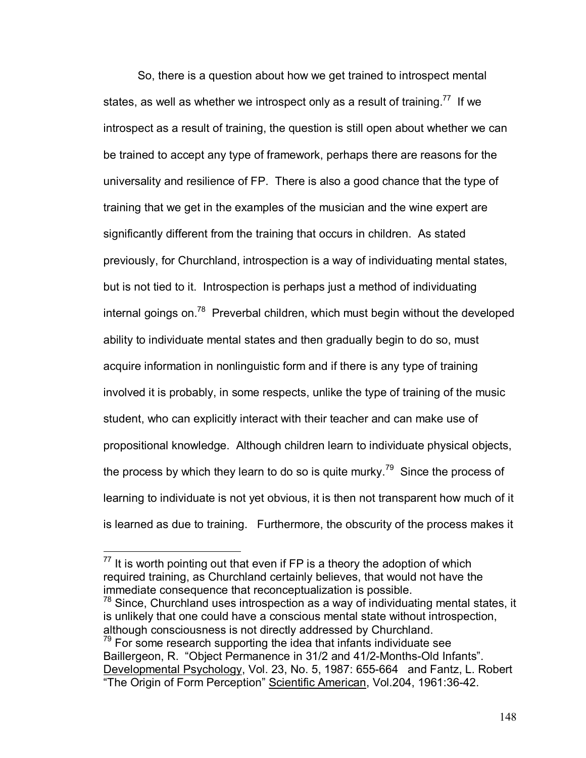So, there is a question about how we get trained to introspect mental states, as well as whether we introspect only as a result of training.[77] If we introspect as a result of training, the question is still open about whether we can be trained to accept any type of framework, perhaps there are reasons for the universality and resilience of FP. There is also a good chance that the type of training that we get in the examples of the musician and the wine expert are significantly different from the training that occurs in children. As stated previously, for Churchland, introspection is a way of individuating mental states, but is not tied to it. Introspection is perhaps just a method of individuating internal goings on.[78] Preverbal children, which must begin without the developed ability to individuate mental states and then gradually begin to do so, must acquire information in nonlinguistic form and if there is any type of training involved it is probably, in some respects, unlike the type of training of the music student, who can explicitly interact with their teacher and can make use of propositional knowledge. Although children learn to individuate physical objects, the process by which they learn to do so is quite murky.[79] Since the process of learning to individuate is not yet obvious, it is then not transparent how much of it is learned as due to training. Furthermore, the obscurity of the process makes it

---

[77] It is worth pointing out that even if FP is a theory the adoption of which required training, as Churchland certainly believes, that would not have the immediate consequence that reconceptualization is possible.

[78] Since, Churchland uses introspection as a way of individuating mental states, it is unlikely that one could have a conscious mental state without introspection, although consciousness is not directly addressed by Churchland.

[79] For some research supporting the idea that infants individuate see Baillergeon, R. "Object Permanence in 31/2 and 41/2-Months-Old Infants". Developmental Psychology, Vol. 23, No. 5, 1987: 655-664 and Fantz, L. Robert "The Origin of Form Perception" Scientific American, Vol.204, 1961:36-42.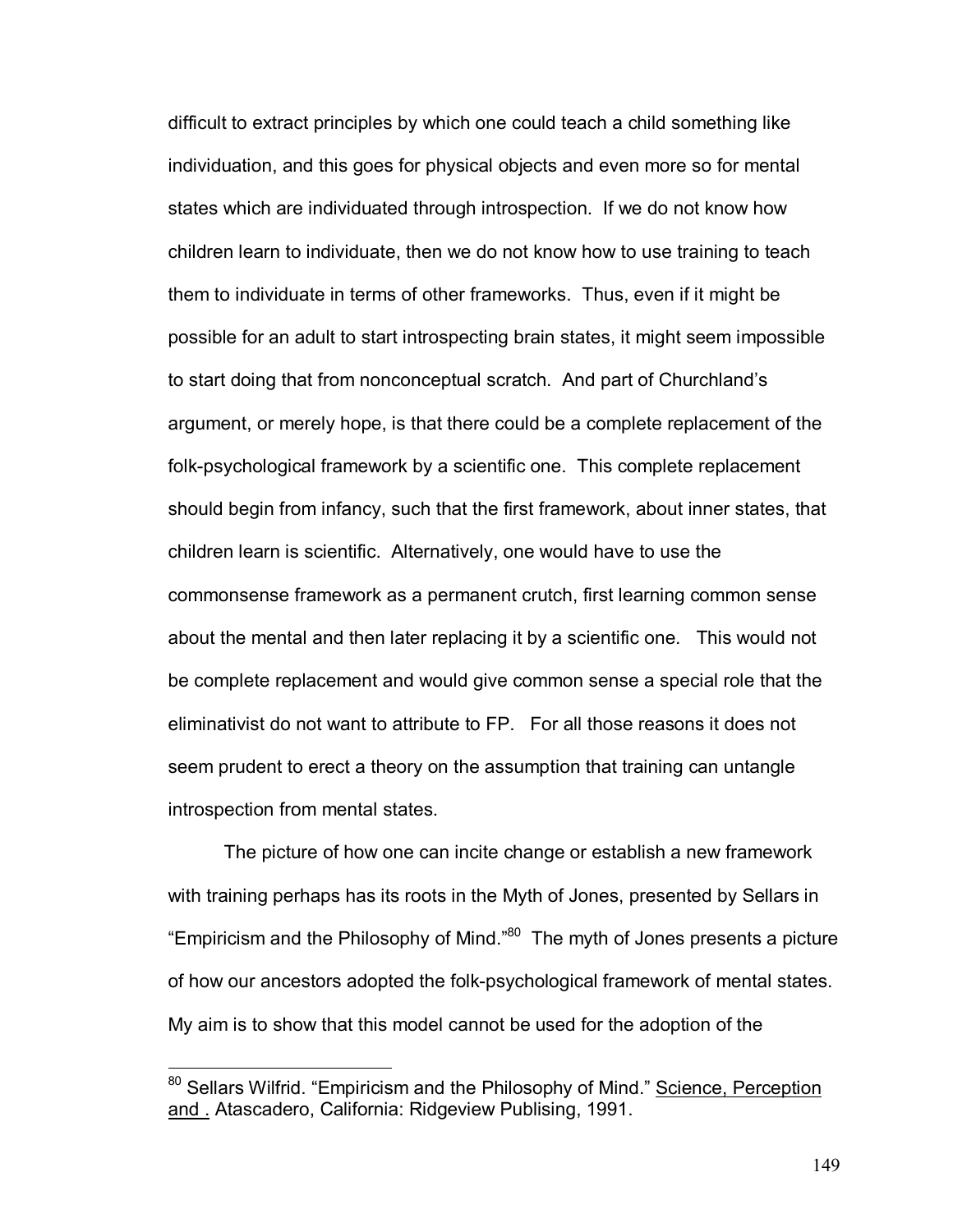difficult to extract principles by which one could teach a child something like individuation, and this goes for physical objects and even more so for mental states which are individuated through introspection. If we do not know how children learn to individuate, then we do not know how to use training to teach them to individuate in terms of other frameworks. Thus, even if it might be possible for an adult to start introspecting brain states, it might seem impossible to start doing that from nonconceptual scratch. And part of Churchland's argument, or merely hope, is that there could be a complete replacement of the folk-psychological framework by a scientific one. This complete replacement should begin from infancy, such that the first framework, about inner states, that children learn is scientific. Alternatively, one would have to use the commonsense framework as a permanent crutch, first learning common sense about the mental and then later replacing it by a scientific one. This would not be complete replacement and would give common sense a special role that the eliminativist do not want to attribute to FP. For all those reasons it does not seem prudent to erect a theory on the assumption that training can untangle introspection from mental states.

The picture of how one can incite change or establish a new framework with training perhaps has its roots in the Myth of Jones, presented by Sellars in "Empiricism and the Philosophy of Mind."[80] The myth of Jones presents a picture of how our ancestors adopted the folk-psychological framework of mental states. My aim is to show that this model cannot be used for the adoption of the

---

[80] Sellars Wilfrid. "Empiricism and the Philosophy of Mind." Science, Perception and . Atascadero, California: Ridgeview Publising, 1991.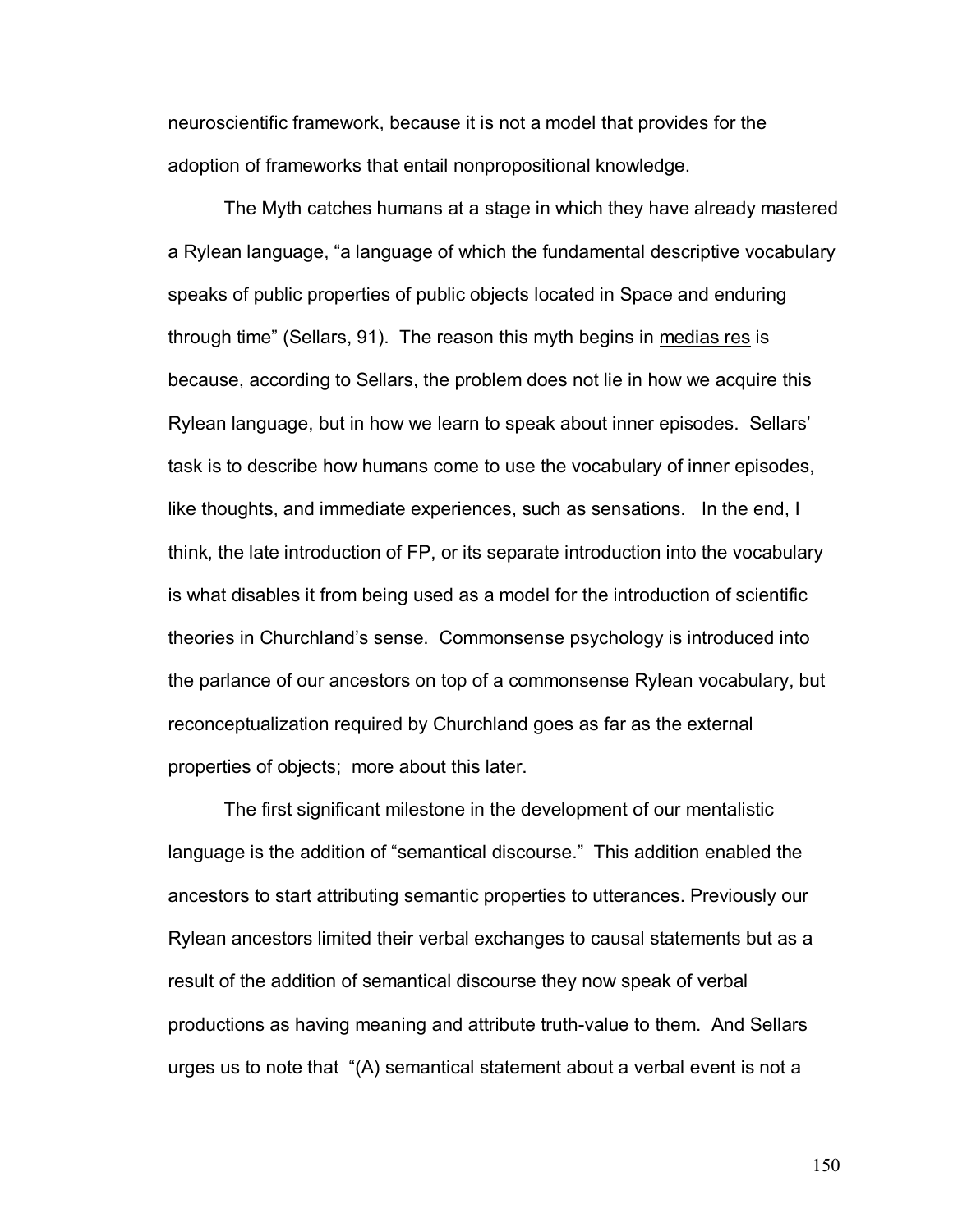neuroscientific framework, because it is not a model that provides for the adoption of frameworks that entail nonpropositional knowledge.

The Myth catches humans at a stage in which they have already mastered a Rylean language, "a language of which the fundamental descriptive vocabulary speaks of public properties of public objects located in Space and enduring through time" (Sellars, 91). The reason this myth begins in medias res is because, according to Sellars, the problem does not lie in how we acquire this Rylean language, but in how we learn to speak about inner episodes. Sellars' task is to describe how humans come to use the vocabulary of inner episodes, like thoughts, and immediate experiences, such as sensations. In the end, I think, the late introduction of FP, or its separate introduction into the vocabulary is what disables it from being used as a model for the introduction of scientific theories in Churchland's sense. Commonsense psychology is introduced into the parlance of our ancestors on top of a commonsense Rylean vocabulary, but reconceptualization required by Churchland goes as far as the external properties of objects; more about this later.

The first significant milestone in the development of our mentalistic language is the addition of "semantical discourse." This addition enabled the ancestors to start attributing semantic properties to utterances. Previously our Rylean ancestors limited their verbal exchanges to causal statements but as a result of the addition of semantical discourse they now speak of verbal productions as having meaning and attribute truth-value to them. And Sellars urges us to note that "(A) semantical statement about a verbal event is not a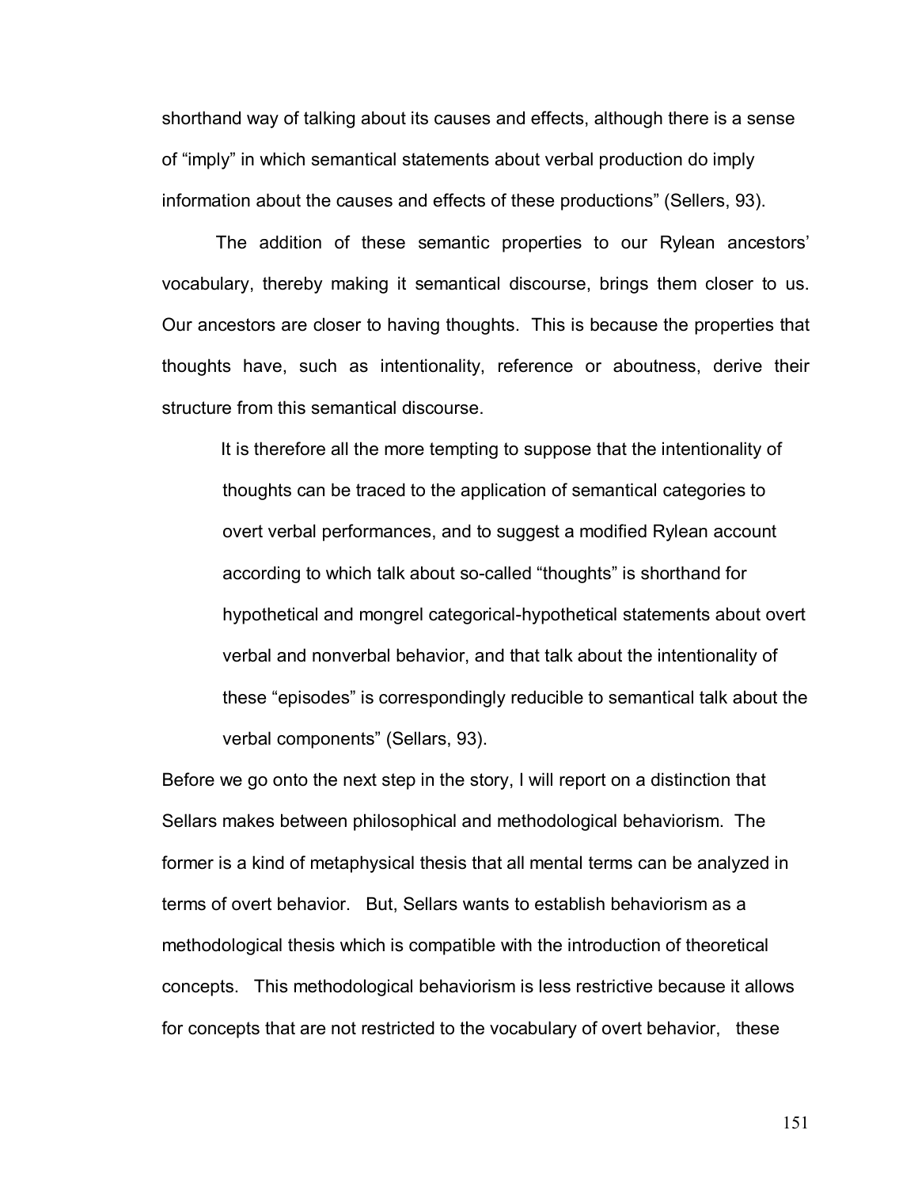shorthand way of talking about its causes and effects, although there is a sense of “imply” in which semantical statements about verbal production do imply information about the causes and effects of these productions” (Sellers, 93).

The addition of these semantic properties to our Rylean ancestors’ vocabulary, thereby making it semantical discourse, brings them closer to us. Our ancestors are closer to having thoughts. This is because the properties that thoughts have, such as intentionality, reference or aboutness, derive their structure from this semantical discourse.

> It is therefore all the more tempting to suppose that the intentionality of thoughts can be traced to the application of semantical categories to overt verbal performances, and to suggest a modified Rylean account according to which talk about so-called “thoughts” is shorthand for hypothetical and mongrel categorical-hypothetical statements about overt verbal and nonverbal behavior, and that talk about the intentionality of these “episodes” is correspondingly reducible to semantical talk about the verbal components” (Sellars, 93).

Before we go onto the next step in the story, I will report on a distinction that Sellars makes between philosophical and methodological behaviorism. The former is a kind of metaphysical thesis that all mental terms can be analyzed in terms of overt behavior. But, Sellars wants to establish behaviorism as a methodological thesis which is compatible with the introduction of theoretical concepts. This methodological behaviorism is less restrictive because it allows for concepts that are not restricted to the vocabulary of overt behavior, these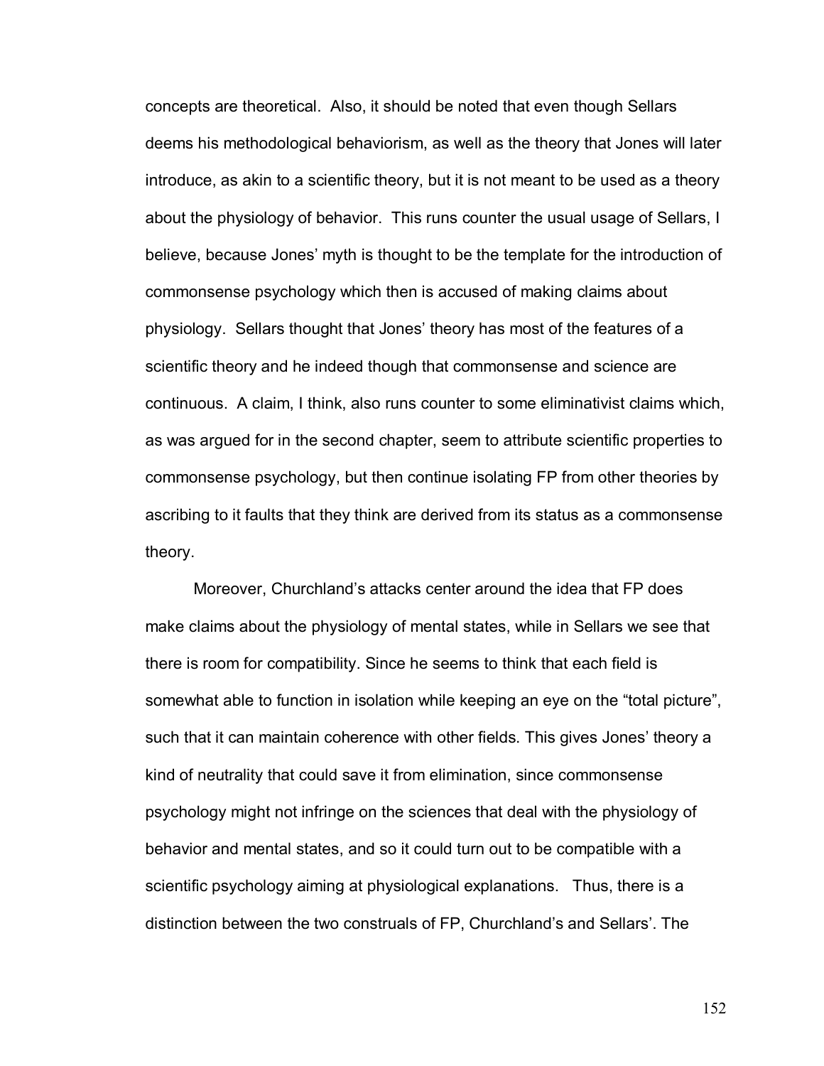concepts are theoretical. Also, it should be noted that even though Sellars deems his methodological behaviorism, as well as the theory that Jones will later introduce, as akin to a scientific theory, but it is not meant to be used as a theory about the physiology of behavior. This runs counter the usual usage of Sellars, I believe, because Jones' myth is thought to be the template for the introduction of commonsense psychology which then is accused of making claims about physiology. Sellars thought that Jones' theory has most of the features of a scientific theory and he indeed though that commonsense and science are continuous. A claim, I think, also runs counter to some eliminativist claims which, as was argued for in the second chapter, seem to attribute scientific properties to commonsense psychology, but then continue isolating FP from other theories by ascribing to it faults that they think are derived from its status as a commonsense theory.

Moreover, Churchland's attacks center around the idea that FP does make claims about the physiology of mental states, while in Sellars we see that there is room for compatibility. Since he seems to think that each field is somewhat able to function in isolation while keeping an eye on the "total picture", such that it can maintain coherence with other fields. This gives Jones' theory a kind of neutrality that could save it from elimination, since commonsense psychology might not infringe on the sciences that deal with the physiology of behavior and mental states, and so it could turn out to be compatible with a scientific psychology aiming at physiological explanations. Thus, there is a distinction between the two construals of FP, Churchland's and Sellars'. The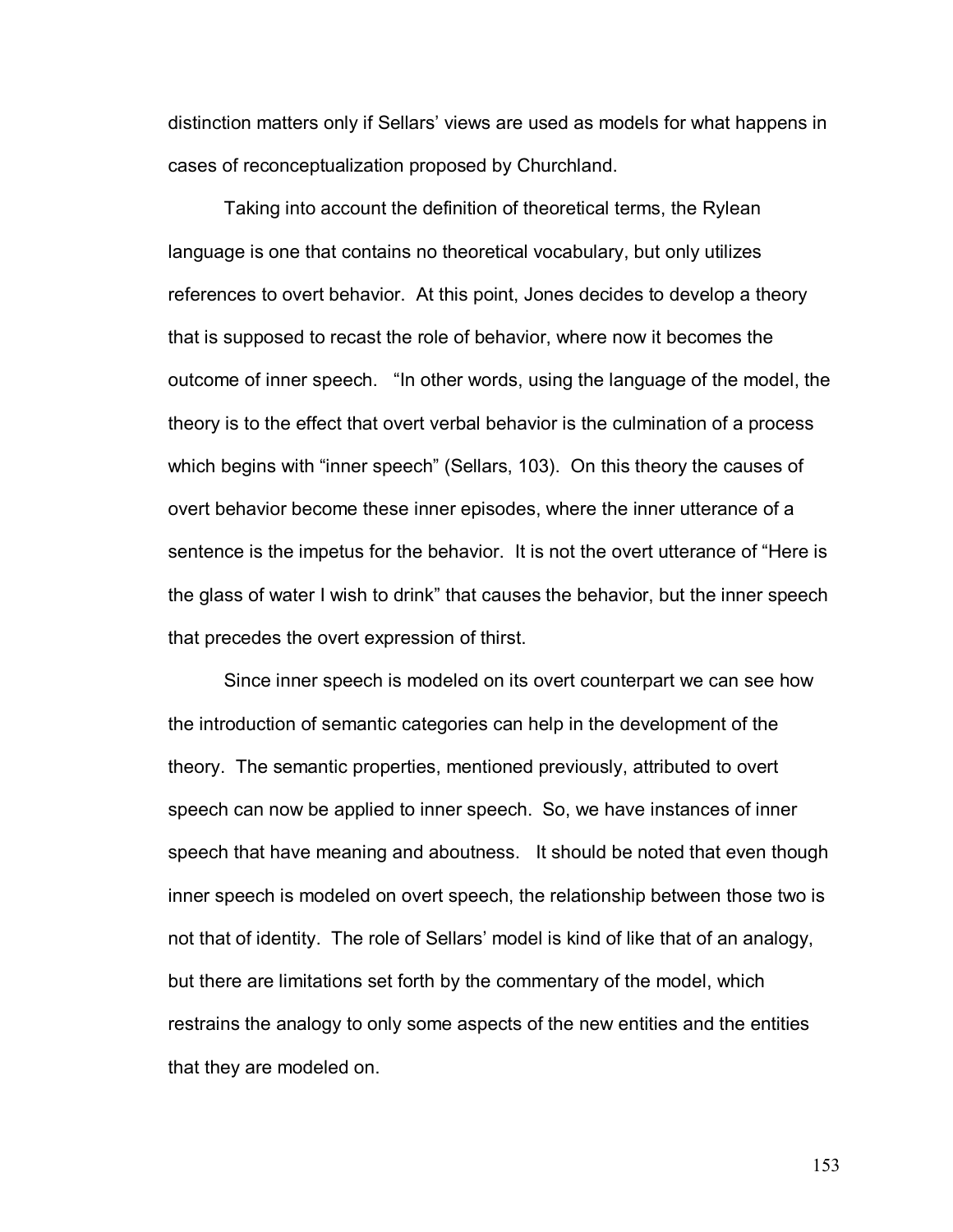distinction matters only if Sellars' views are used as models for what happens in cases of reconceptualization proposed by Churchland.

Taking into account the definition of theoretical terms, the Rylean language is one that contains no theoretical vocabulary, but only utilizes references to overt behavior. At this point, Jones decides to develop a theory that is supposed to recast the role of behavior, where now it becomes the outcome of inner speech. "In other words, using the language of the model, the theory is to the effect that overt verbal behavior is the culmination of a process which begins with "inner speech" (Sellars, 103). On this theory the causes of overt behavior become these inner episodes, where the inner utterance of a sentence is the impetus for the behavior. It is not the overt utterance of "Here is the glass of water I wish to drink" that causes the behavior, but the inner speech that precedes the overt expression of thirst.

Since inner speech is modeled on its overt counterpart we can see how the introduction of semantic categories can help in the development of the theory. The semantic properties, mentioned previously, attributed to overt speech can now be applied to inner speech. So, we have instances of inner speech that have meaning and aboutness. It should be noted that even though inner speech is modeled on overt speech, the relationship between those two is not that of identity. The role of Sellars' model is kind of like that of an analogy, but there are limitations set forth by the commentary of the model, which restrains the analogy to only some aspects of the new entities and the entities that they are modeled on.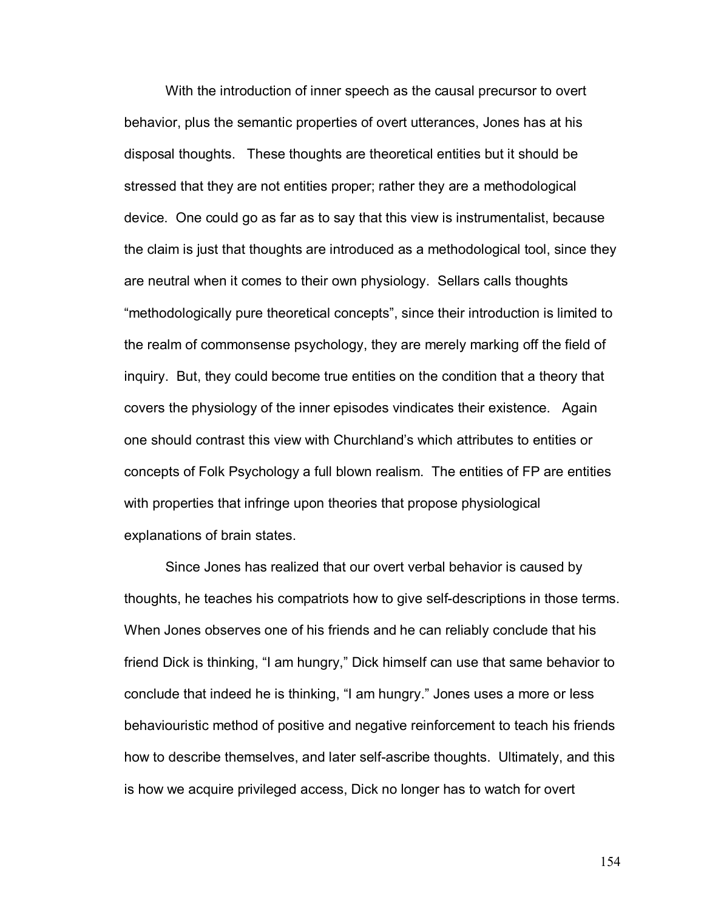With the introduction of inner speech as the causal precursor to overt behavior, plus the semantic properties of overt utterances, Jones has at his disposal thoughts. These thoughts are theoretical entities but it should be stressed that they are not entities proper; rather they are a methodological device. One could go as far as to say that this view is instrumentalist, because the claim is just that thoughts are introduced as a methodological tool, since they are neutral when it comes to their own physiology. Sellars calls thoughts "methodologically pure theoretical concepts", since their introduction is limited to the realm of commonsense psychology, they are merely marking off the field of inquiry. But, they could become true entities on the condition that a theory that covers the physiology of the inner episodes vindicates their existence. Again one should contrast this view with Churchland's which attributes to entities or concepts of Folk Psychology a full blown realism. The entities of FP are entities with properties that infringe upon theories that propose physiological explanations of brain states.

Since Jones has realized that our overt verbal behavior is caused by thoughts, he teaches his compatriots how to give self-descriptions in those terms. When Jones observes one of his friends and he can reliably conclude that his friend Dick is thinking, "I am hungry," Dick himself can use that same behavior to conclude that indeed he is thinking, "I am hungry." Jones uses a more or less behaviouristic method of positive and negative reinforcement to teach his friends how to describe themselves, and later self-ascribe thoughts. Ultimately, and this is how we acquire privileged access, Dick no longer has to watch for overt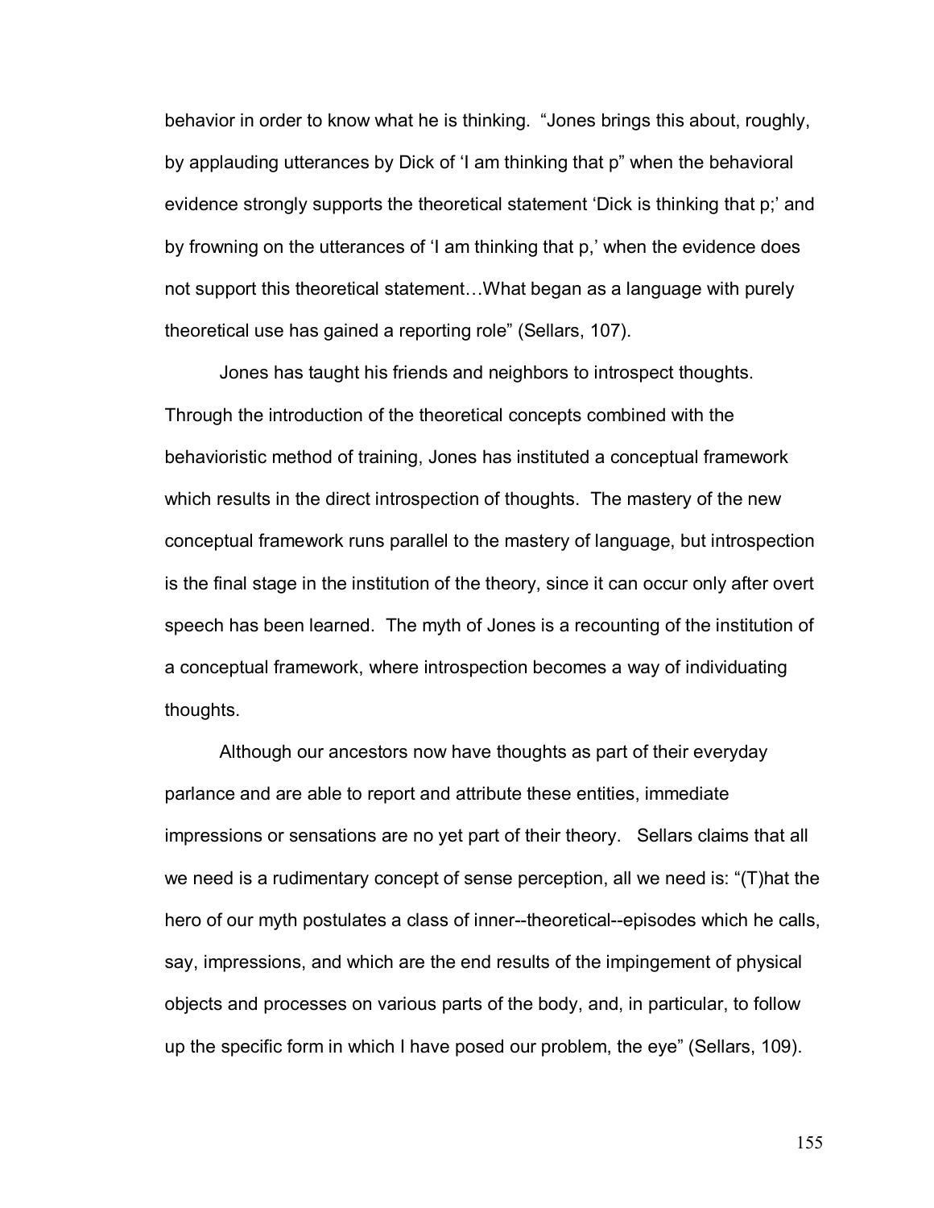behavior in order to know what he is thinking. "Jones brings this about, roughly, by applauding utterances by Dick of 'I am thinking that p" when the behavioral evidence strongly supports the theoretical statement 'Dick is thinking that p;' and by frowning on the utterances of 'I am thinking that p,' when the evidence does not support this theoretical statement…What began as a language with purely theoretical use has gained a reporting role" (Sellars, 107).

Jones has taught his friends and neighbors to introspect thoughts. Through the introduction of the theoretical concepts combined with the behavioristic method of training, Jones has instituted a conceptual framework which results in the direct introspection of thoughts. The mastery of the new conceptual framework runs parallel to the mastery of language, but introspection is the final stage in the institution of the theory, since it can occur only after overt speech has been learned. The myth of Jones is a recounting of the institution of a conceptual framework, where introspection becomes a way of individuating thoughts.

Although our ancestors now have thoughts as part of their everyday parlance and are able to report and attribute these entities, immediate impressions or sensations are no yet part of their theory. Sellars claims that all we need is a rudimentary concept of sense perception, all we need is: "(T)hat the hero of our myth postulates a class of inner--theoretical--episodes which he calls, say, impressions, and which are the end results of the impingement of physical objects and processes on various parts of the body, and, in particular, to follow up the specific form in which I have posed our problem, the eye" (Sellars, 109).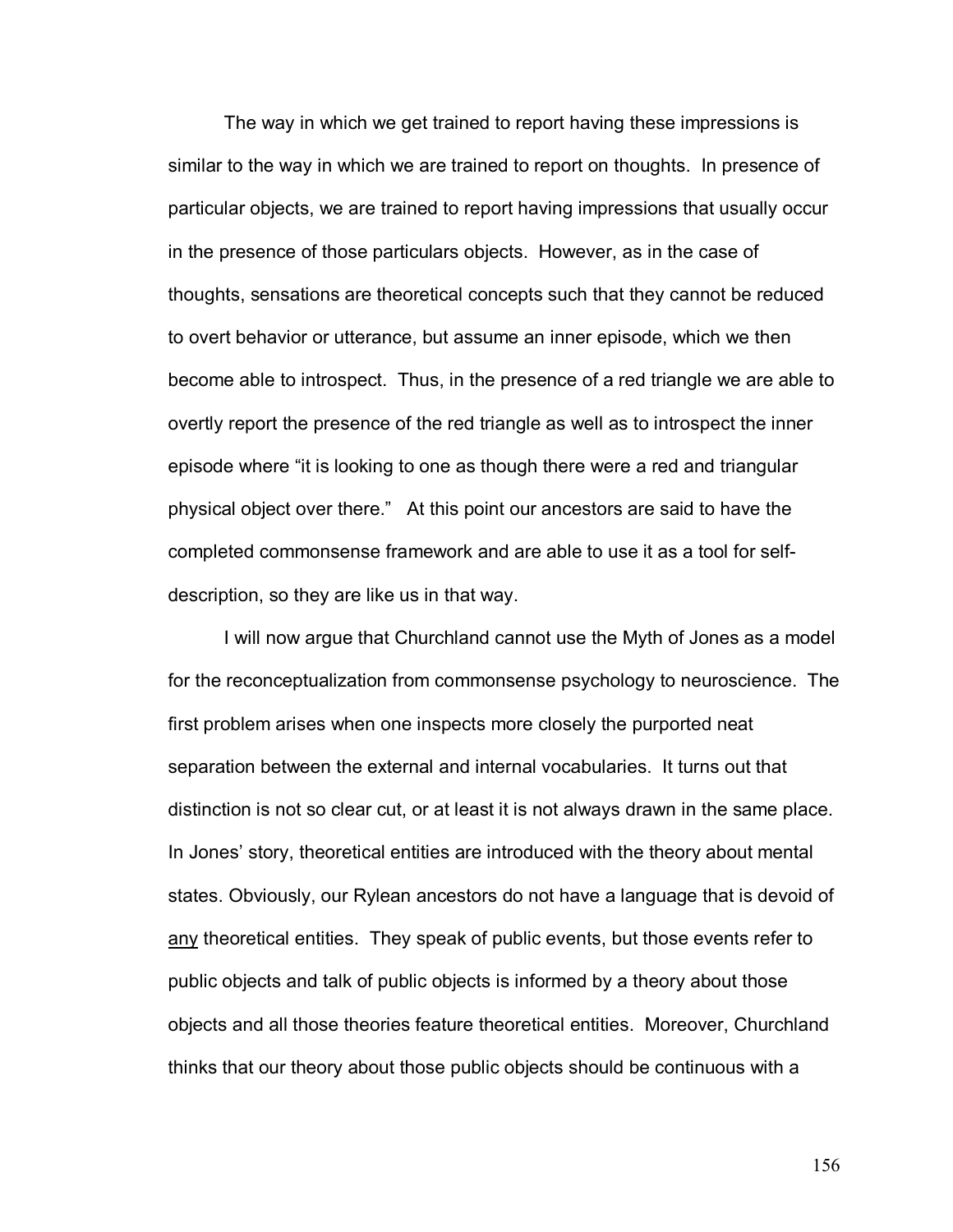The way in which we get trained to report having these impressions is similar to the way in which we are trained to report on thoughts. In presence of particular objects, we are trained to report having impressions that usually occur in the presence of those particulars objects. However, as in the case of thoughts, sensations are theoretical concepts such that they cannot be reduced to overt behavior or utterance, but assume an inner episode, which we then become able to introspect. Thus, in the presence of a red triangle we are able to overtly report the presence of the red triangle as well as to introspect the inner episode where "it is looking to one as though there were a red and triangular physical object over there." At this point our ancestors are said to have the completed commonsense framework and are able to use it as a tool for self-description, so they are like us in that way.

I will now argue that Churchland cannot use the Myth of Jones as a model for the reconceptualization from commonsense psychology to neuroscience. The first problem arises when one inspects more closely the purported neat separation between the external and internal vocabularies. It turns out that distinction is not so clear cut, or at least it is not always drawn in the same place. In Jones' story, theoretical entities are introduced with the theory about mental states. Obviously, our Rylean ancestors do not have a language that is devoid of <u>any</u> theoretical entities. They speak of public events, but those events refer to public objects and talk of public objects is informed by a theory about those objects and all those theories feature theoretical entities. Moreover, Churchland thinks that our theory about those public objects should be continuous with a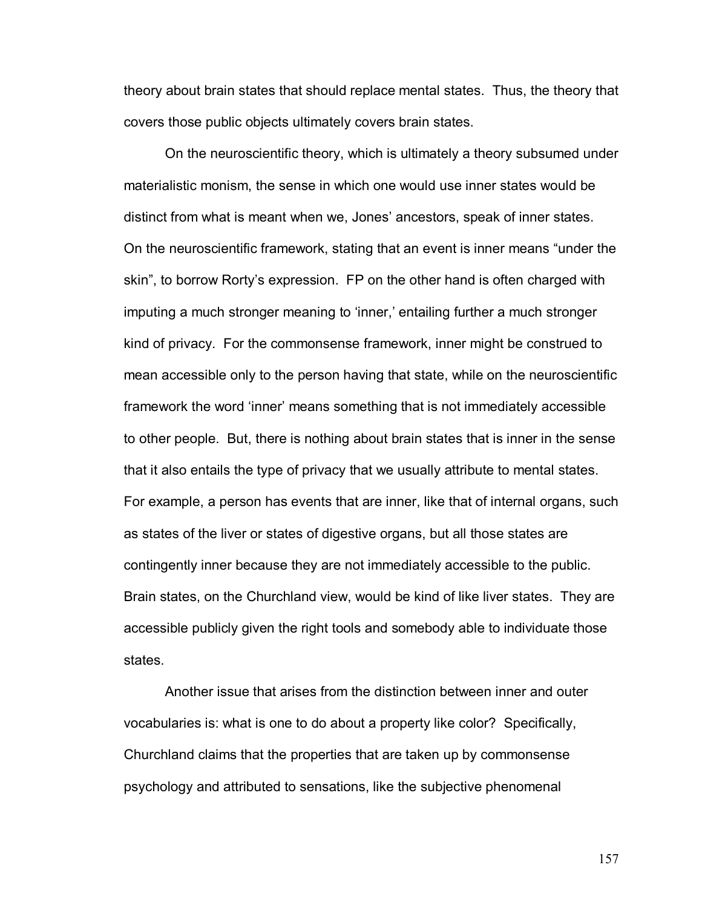theory about brain states that should replace mental states. Thus, the theory that covers those public objects ultimately covers brain states.

On the neuroscientific theory, which is ultimately a theory subsumed under materialistic monism, the sense in which one would use inner states would be distinct from what is meant when we, Jones' ancestors, speak of inner states. On the neuroscientific framework, stating that an event is inner means "under the skin", to borrow Rorty's expression. FP on the other hand is often charged with imputing a much stronger meaning to 'inner,' entailing further a much stronger kind of privacy. For the commonsense framework, inner might be construed to mean accessible only to the person having that state, while on the neuroscientific framework the word 'inner' means something that is not immediately accessible to other people. But, there is nothing about brain states that is inner in the sense that it also entails the type of privacy that we usually attribute to mental states. For example, a person has events that are inner, like that of internal organs, such as states of the liver or states of digestive organs, but all those states are contingently inner because they are not immediately accessible to the public. Brain states, on the Churchland view, would be kind of like liver states. They are accessible publicly given the right tools and somebody able to individuate those states.

Another issue that arises from the distinction between inner and outer vocabularies is: what is one to do about a property like color? Specifically, Churchland claims that the properties that are taken up by commonsense psychology and attributed to sensations, like the subjective phenomenal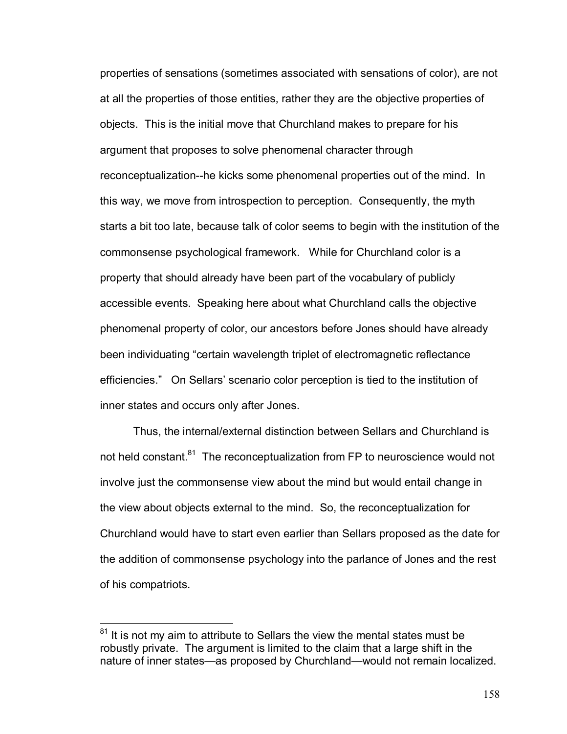properties of sensations (sometimes associated with sensations of color), are not at all the properties of those entities, rather they are the objective properties of objects. This is the initial move that Churchland makes to prepare for his argument that proposes to solve phenomenal character through reconceptualization--he kicks some phenomenal properties out of the mind. In this way, we move from introspection to perception. Consequently, the myth starts a bit too late, because talk of color seems to begin with the institution of the commonsense psychological framework. While for Churchland color is a property that should already have been part of the vocabulary of publicly accessible events. Speaking here about what Churchland calls the objective phenomenal property of color, our ancestors before Jones should have already been individuating "certain wavelength triplet of electromagnetic reflectance efficiencies." On Sellars' scenario color perception is tied to the institution of inner states and occurs only after Jones.

Thus, the internal/external distinction between Sellars and Churchland is not held constant.[81] The reconceptualization from FP to neuroscience would not involve just the commonsense view about the mind but would entail change in the view about objects external to the mind. So, the reconceptualization for Churchland would have to start even earlier than Sellars proposed as the date for the addition of commonsense psychology into the parlance of Jones and the rest of his compatriots.

---

[81] It is not my aim to attribute to Sellars the view the mental states must be robustly private. The argument is limited to the claim that a large shift in the nature of inner states—as proposed by Churchland—would not remain localized.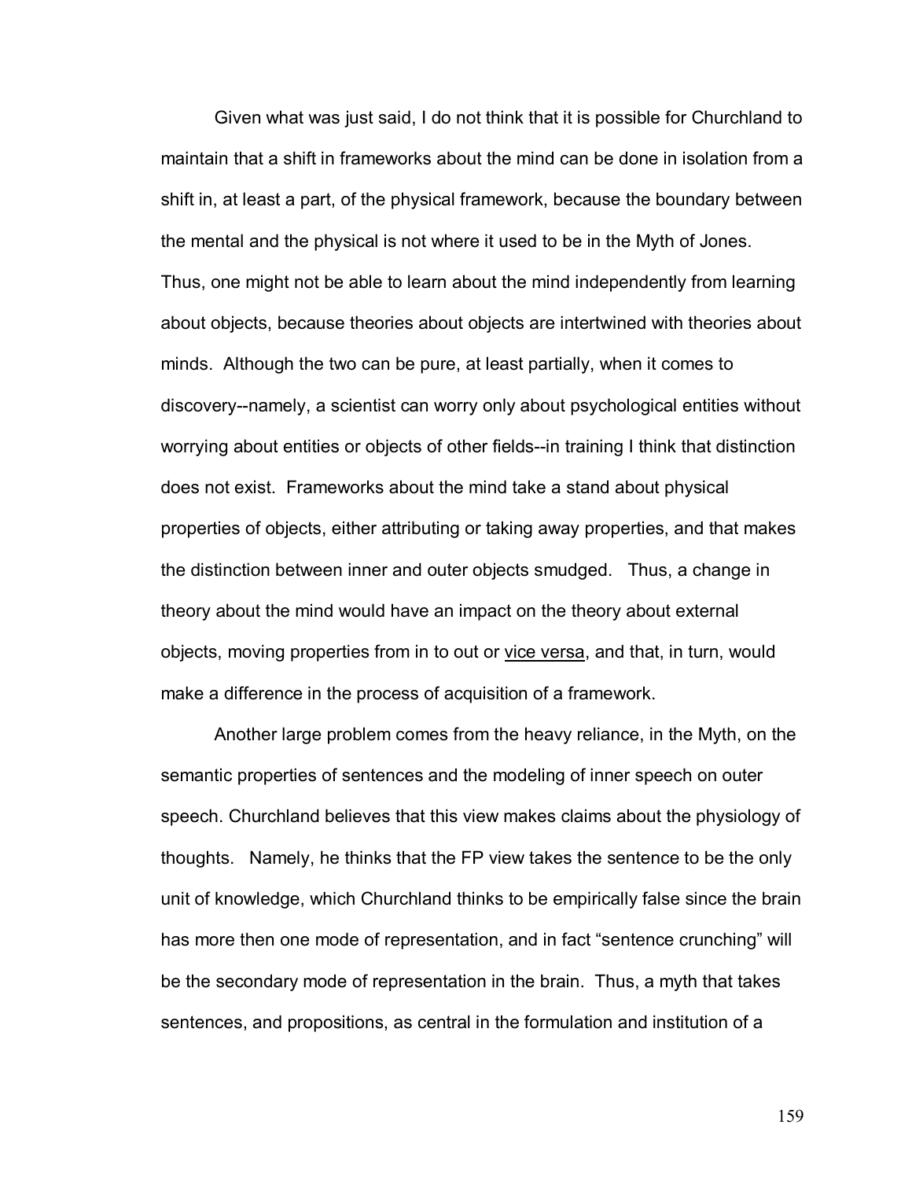Given what was just said, I do not think that it is possible for Churchland to maintain that a shift in frameworks about the mind can be done in isolation from a shift in, at least a part, of the physical framework, because the boundary between the mental and the physical is not where it used to be in the Myth of Jones. Thus, one might not be able to learn about the mind independently from learning about objects, because theories about objects are intertwined with theories about minds. Although the two can be pure, at least partially, when it comes to discovery--namely, a scientist can worry only about psychological entities without worrying about entities or objects of other fields--in training I think that distinction does not exist. Frameworks about the mind take a stand about physical properties of objects, either attributing or taking away properties, and that makes the distinction between inner and outer objects smudged. Thus, a change in theory about the mind would have an impact on the theory about external objects, moving properties from in to out or vice versa, and that, in turn, would make a difference in the process of acquisition of a framework.

Another large problem comes from the heavy reliance, in the Myth, on the semantic properties of sentences and the modeling of inner speech on outer speech. Churchland believes that this view makes claims about the physiology of thoughts. Namely, he thinks that the FP view takes the sentence to be the only unit of knowledge, which Churchland thinks to be empirically false since the brain has more then one mode of representation, and in fact "sentence crunching" will be the secondary mode of representation in the brain. Thus, a myth that takes sentences, and propositions, as central in the formulation and institution of a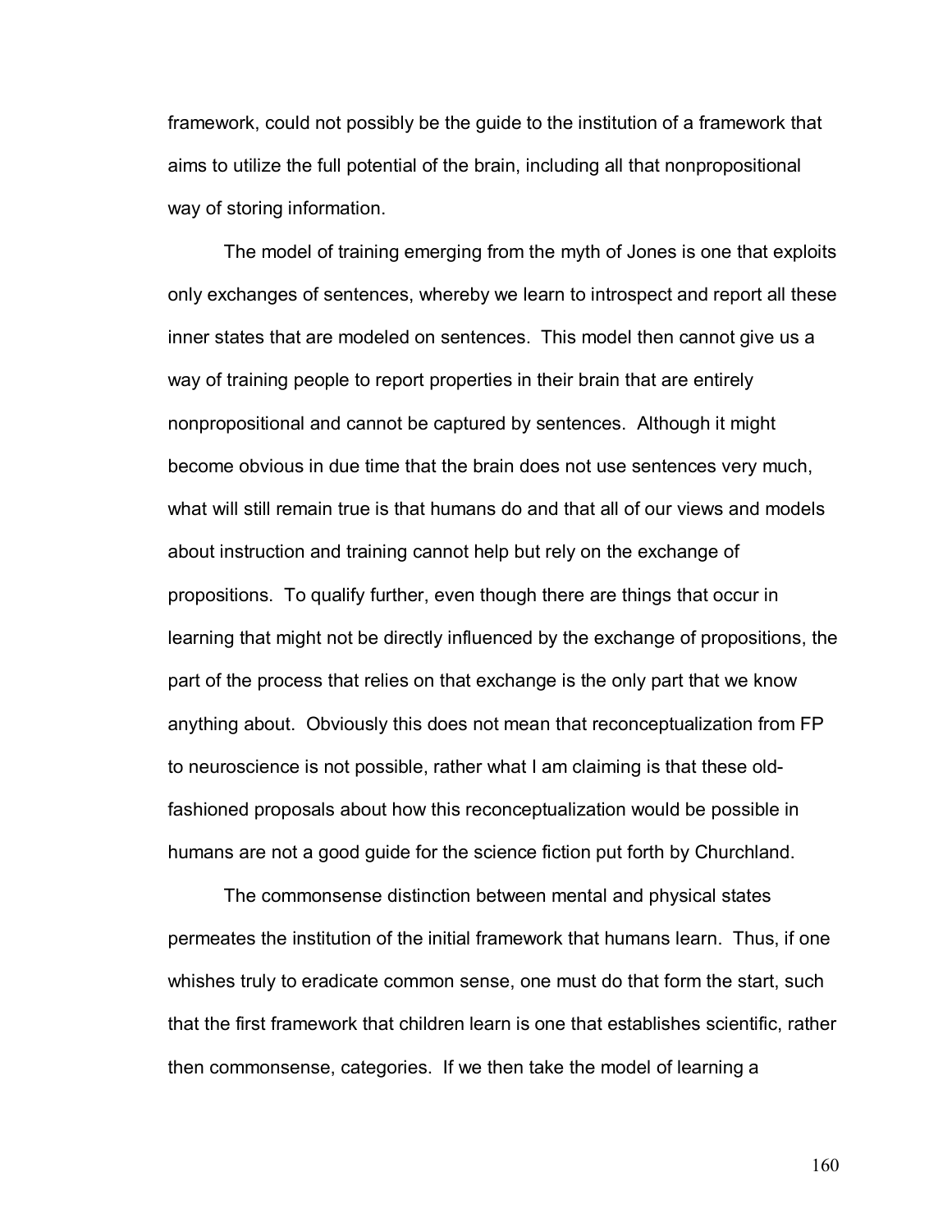framework, could not possibly be the guide to the institution of a framework that aims to utilize the full potential of the brain, including all that nonpropositional way of storing information.

The model of training emerging from the myth of Jones is one that exploits only exchanges of sentences, whereby we learn to introspect and report all these inner states that are modeled on sentences. This model then cannot give us a way of training people to report properties in their brain that are entirely nonpropositional and cannot be captured by sentences. Although it might become obvious in due time that the brain does not use sentences very much, what will still remain true is that humans do and that all of our views and models about instruction and training cannot help but rely on the exchange of propositions. To qualify further, even though there are things that occur in learning that might not be directly influenced by the exchange of propositions, the part of the process that relies on that exchange is the only part that we know anything about. Obviously this does not mean that reconceptualization from FP to neuroscience is not possible, rather what I am claiming is that these old-fashioned proposals about how this reconceptualization would be possible in humans are not a good guide for the science fiction put forth by Churchland.

The commonsense distinction between mental and physical states permeates the institution of the initial framework that humans learn. Thus, if one whishes truly to eradicate common sense, one must do that form the start, such that the first framework that children learn is one that establishes scientific, rather then commonsense, categories. If we then take the model of learning a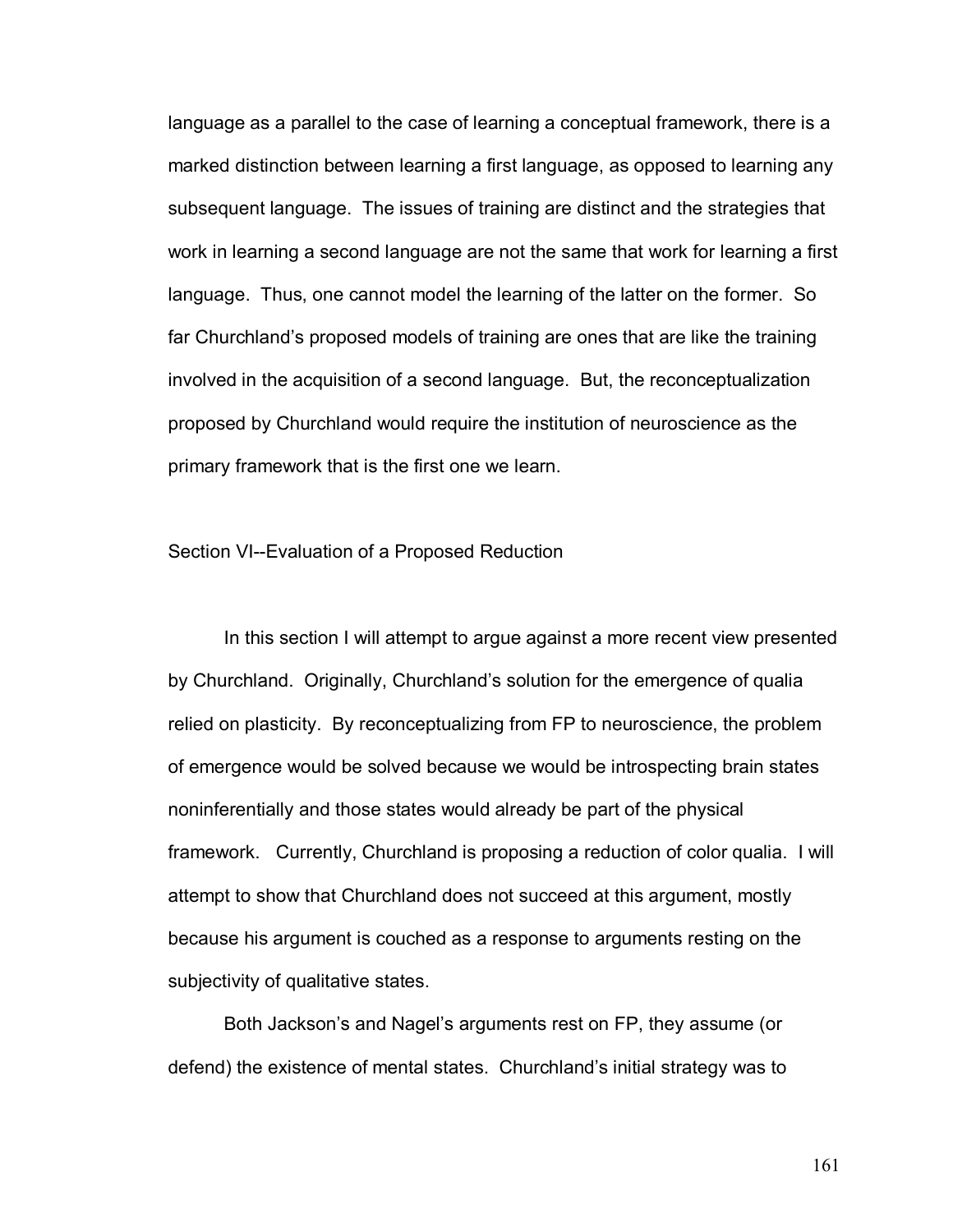language as a parallel to the case of learning a conceptual framework, there is a marked distinction between learning a first language, as opposed to learning any subsequent language. The issues of training are distinct and the strategies that work in learning a second language are not the same that work for learning a first language. Thus, one cannot model the learning of the latter on the former. So far Churchland's proposed models of training are ones that are like the training involved in the acquisition of a second language. But, the reconceptualization proposed by Churchland would require the institution of neuroscience as the primary framework that is the first one we learn.

## Section VI--Evaluation of a Proposed Reduction

In this section I will attempt to argue against a more recent view presented by Churchland. Originally, Churchland's solution for the emergence of qualia relied on plasticity. By reconceptualizing from FP to neuroscience, the problem of emergence would be solved because we would be introspecting brain states noninferentially and those states would already be part of the physical framework. Currently, Churchland is proposing a reduction of color qualia. I will attempt to show that Churchland does not succeed at this argument, mostly because his argument is couched as a response to arguments resting on the subjectivity of qualitative states.

Both Jackson's and Nagel's arguments rest on FP, they assume (or defend) the existence of mental states. Churchland's initial strategy was to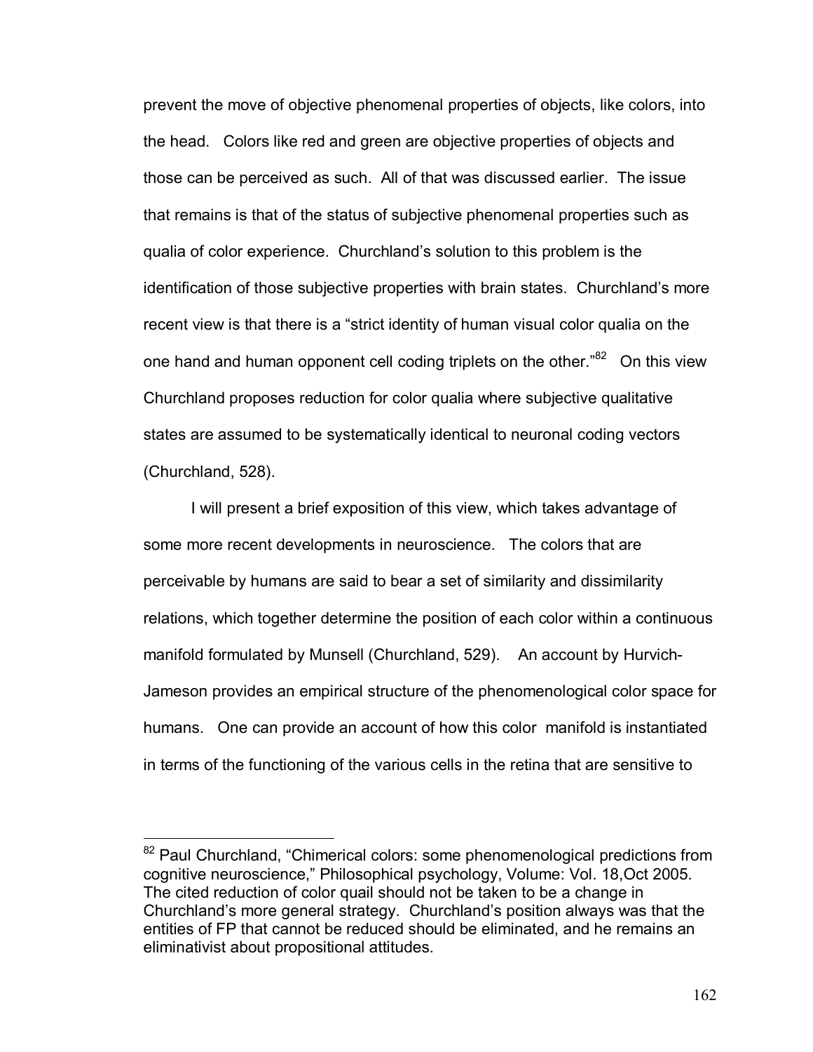prevent the move of objective phenomenal properties of objects, like colors, into the head. Colors like red and green are objective properties of objects and those can be perceived as such. All of that was discussed earlier. The issue that remains is that of the status of subjective phenomenal properties such as qualia of color experience. Churchland's solution to this problem is the identification of those subjective properties with brain states. Churchland's more recent view is that there is a "strict identity of human visual color qualia on the one hand and human opponent cell coding triplets on the other."[82] On this view Churchland proposes reduction for color qualia where subjective qualitative states are assumed to be systematically identical to neuronal coding vectors (Churchland, 528).

I will present a brief exposition of this view, which takes advantage of some more recent developments in neuroscience. The colors that are perceivable by humans are said to bear a set of similarity and dissimilarity relations, which together determine the position of each color within a continuous manifold formulated by Munsell (Churchland, 529). An account by Hurvich-Jameson provides an empirical structure of the phenomenological color space for humans. One can provide an account of how this color manifold is instantiated in terms of the functioning of the various cells in the retina that are sensitive to

---

[82] Paul Churchland, "Chimerical colors: some phenomenological predictions from cognitive neuroscience," Philosophical psychology, Volume: Vol. 18,Oct 2005. The cited reduction of color quail should not be taken to be a change in Churchland's more general strategy. Churchland's position always was that the entities of FP that cannot be reduced should be eliminated, and he remains an eliminativist about propositional attitudes.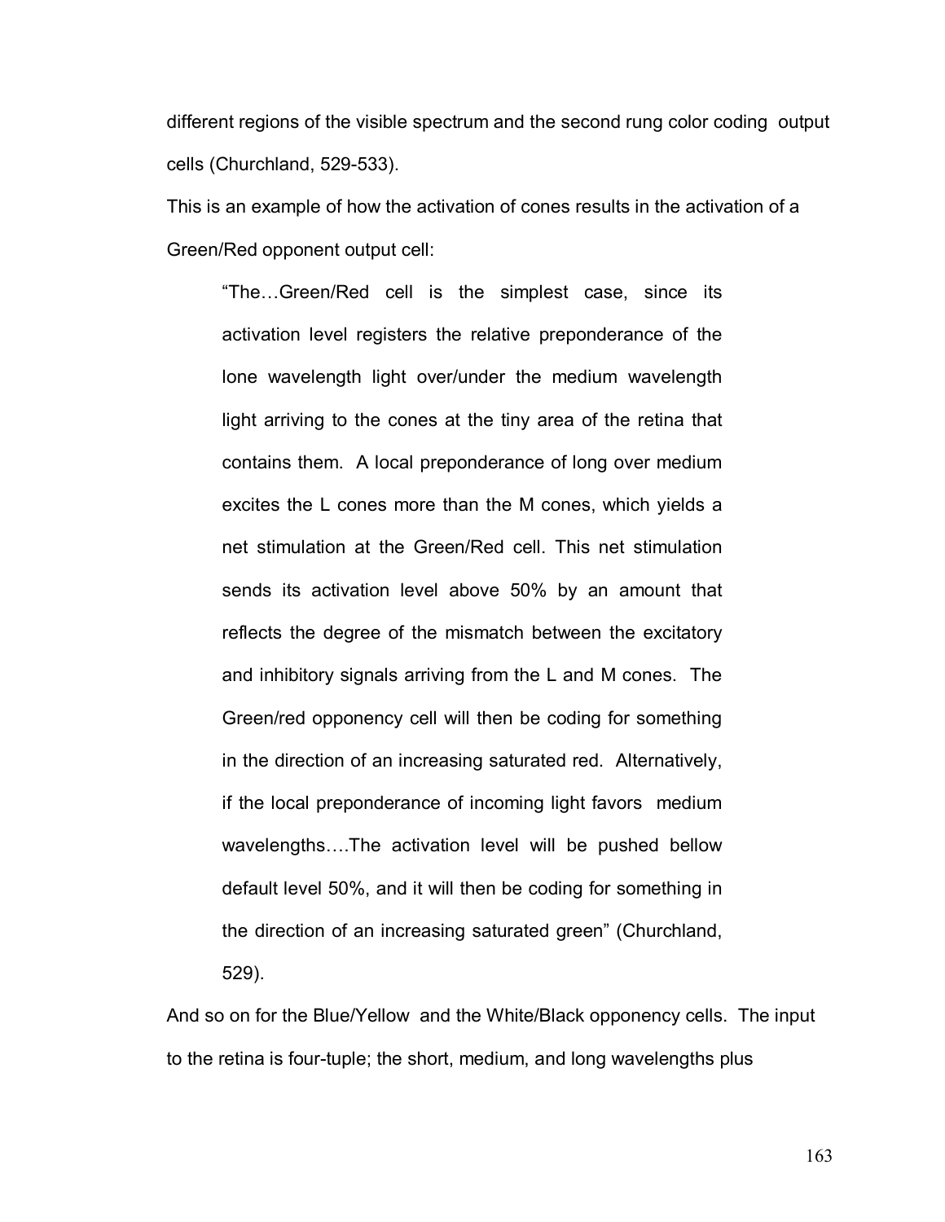different regions of the visible spectrum and the second rung color coding output cells (Churchland, 529-533).

This is an example of how the activation of cones results in the activation of a Green/Red opponent output cell:

> "The…Green/Red cell is the simplest case, since its activation level registers the relative preponderance of the lone wavelength light over/under the medium wavelength light arriving to the cones at the tiny area of the retina that contains them. A local preponderance of long over medium excites the L cones more than the M cones, which yields a net stimulation at the Green/Red cell. This net stimulation sends its activation level above 50% by an amount that reflects the degree of the mismatch between the excitatory and inhibitory signals arriving from the L and M cones. The Green/red opponency cell will then be coding for something in the direction of an increasing saturated red. Alternatively, if the local preponderance of incoming light favors medium wavelengths….The activation level will be pushed bellow default level 50%, and it will then be coding for something in the direction of an increasing saturated green" (Churchland, 529).

And so on for the Blue/Yellow and the White/Black opponency cells. The input to the retina is four-tuple; the short, medium, and long wavelengths plus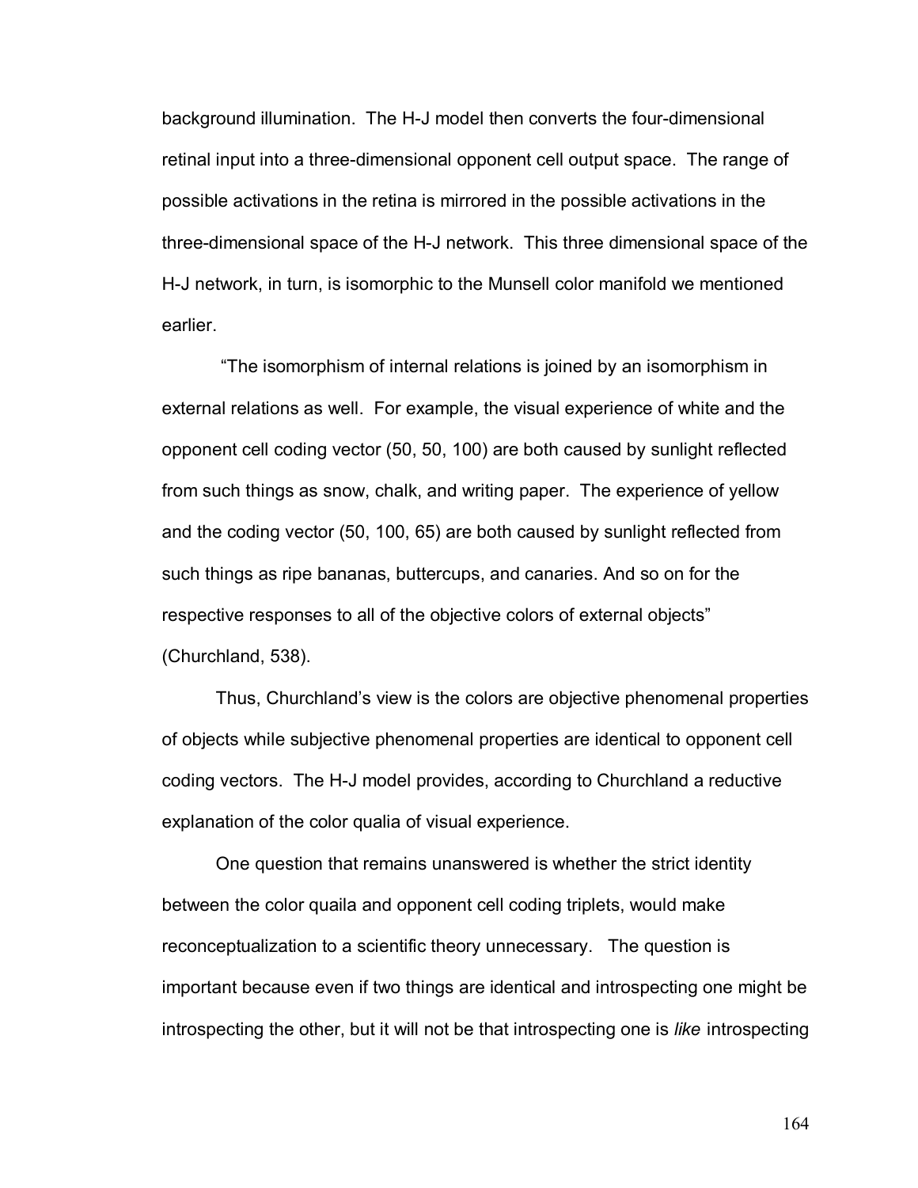background illumination. The H-J model then converts the four-dimensional retinal input into a three-dimensional opponent cell output space. The range of possible activations in the retina is mirrored in the possible activations in the three-dimensional space of the H-J network. This three dimensional space of the H-J network, in turn, is isomorphic to the Munsell color manifold we mentioned earlier.

"The isomorphism of internal relations is joined by an isomorphism in external relations as well. For example, the visual experience of white and the opponent cell coding vector (50, 50, 100) are both caused by sunlight reflected from such things as snow, chalk, and writing paper. The experience of yellow and the coding vector (50, 100, 65) are both caused by sunlight reflected from such things as ripe bananas, buttercups, and canaries. And so on for the respective responses to all of the objective colors of external objects" (Churchland, 538).

Thus, Churchland's view is the colors are objective phenomenal properties of objects while subjective phenomenal properties are identical to opponent cell coding vectors. The H-J model provides, according to Churchland a reductive explanation of the color qualia of visual experience.

One question that remains unanswered is whether the strict identity between the color quaila and opponent cell coding triplets, would make reconceptualization to a scientific theory unnecessary. The question is important because even if two things are identical and introspecting one might be introspecting the other, but it will not be that introspecting one is *like* introspecting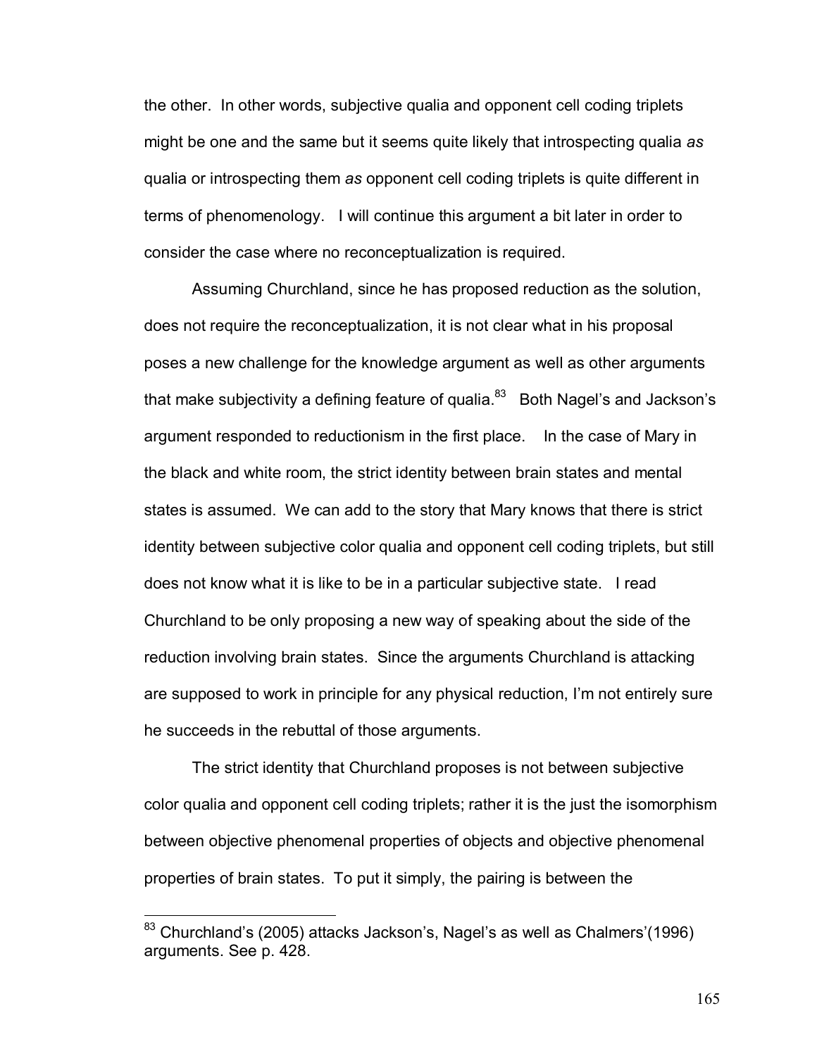the other. In other words, subjective qualia and opponent cell coding triplets might be one and the same but it seems quite likely that introspecting qualia *as* qualia or introspecting them *as* opponent cell coding triplets is quite different in terms of phenomenology. I will continue this argument a bit later in order to consider the case where no reconceptualization is required.

Assuming Churchland, since he has proposed reduction as the solution, does not require the reconceptualization, it is not clear what in his proposal poses a new challenge for the knowledge argument as well as other arguments that make subjectivity a defining feature of qualia.[83] Both Nagel's and Jackson's argument responded to reductionism in the first place. In the case of Mary in the black and white room, the strict identity between brain states and mental states is assumed. We can add to the story that Mary knows that there is strict identity between subjective color qualia and opponent cell coding triplets, but still does not know what it is like to be in a particular subjective state. I read Churchland to be only proposing a new way of speaking about the side of the reduction involving brain states. Since the arguments Churchland is attacking are supposed to work in principle for any physical reduction, I'm not entirely sure he succeeds in the rebuttal of those arguments.

The strict identity that Churchland proposes is not between subjective color qualia and opponent cell coding triplets; rather it is the just the isomorphism between objective phenomenal properties of objects and objective phenomenal properties of brain states. To put it simply, the pairing is between the

[83] Churchland's (2005) attacks Jackson's, Nagel's as well as Chalmers'(1996) arguments. See p. 428.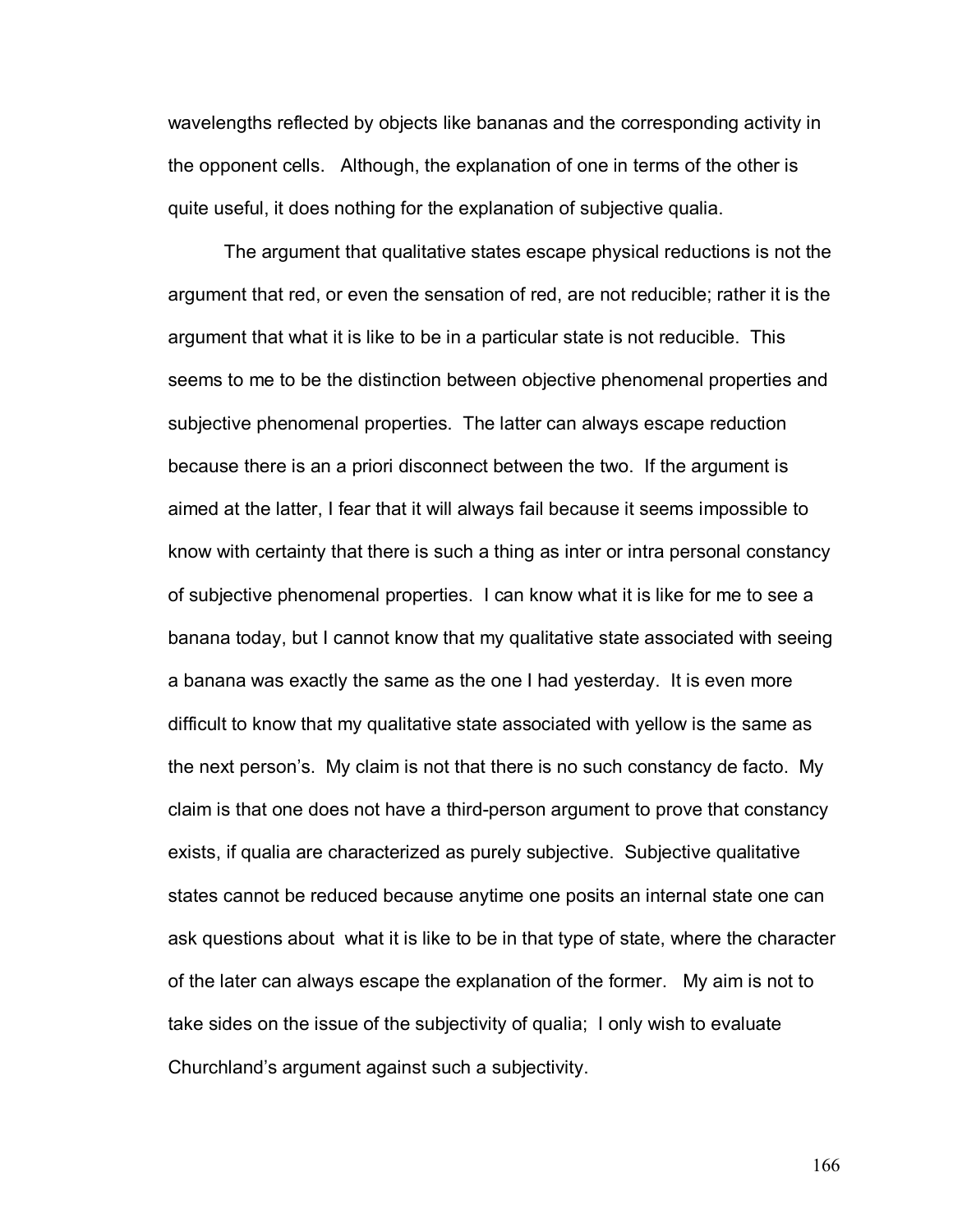wavelengths reflected by objects like bananas and the corresponding activity in the opponent cells. Although, the explanation of one in terms of the other is quite useful, it does nothing for the explanation of subjective qualia.

The argument that qualitative states escape physical reductions is not the argument that red, or even the sensation of red, are not reducible; rather it is the argument that what it is like to be in a particular state is not reducible. This seems to me to be the distinction between objective phenomenal properties and subjective phenomenal properties. The latter can always escape reduction because there is an a priori disconnect between the two. If the argument is aimed at the latter, I fear that it will always fail because it seems impossible to know with certainty that there is such a thing as inter or intra personal constancy of subjective phenomenal properties. I can know what it is like for me to see a banana today, but I cannot know that my qualitative state associated with seeing a banana was exactly the same as the one I had yesterday. It is even more difficult to know that my qualitative state associated with yellow is the same as the next person's. My claim is not that there is no such constancy de facto. My claim is that one does not have a third-person argument to prove that constancy exists, if qualia are characterized as purely subjective. Subjective qualitative states cannot be reduced because anytime one posits an internal state one can ask questions about what it is like to be in that type of state, where the character of the later can always escape the explanation of the former. My aim is not to take sides on the issue of the subjectivity of qualia; I only wish to evaluate Churchland's argument against such a subjectivity.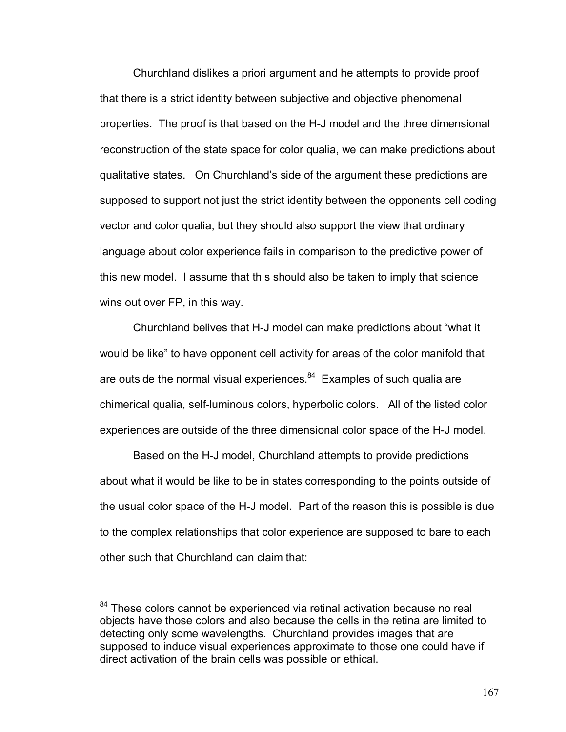Churchland dislikes a priori argument and he attempts to provide proof that there is a strict identity between subjective and objective phenomenal properties. The proof is that based on the H-J model and the three dimensional reconstruction of the state space for color qualia, we can make predictions about qualitative states. On Churchland's side of the argument these predictions are supposed to support not just the strict identity between the opponents cell coding vector and color qualia, but they should also support the view that ordinary language about color experience fails in comparison to the predictive power of this new model. I assume that this should also be taken to imply that science wins out over FP, in this way.

Churchland belives that H-J model can make predictions about "what it would be like" to have opponent cell activity for areas of the color manifold that are outside the normal visual experiences.[84] Examples of such qualia are chimerical qualia, self-luminous colors, hyperbolic colors. All of the listed color experiences are outside of the three dimensional color space of the H-J model.

Based on the H-J model, Churchland attempts to provide predictions about what it would be like to be in states corresponding to the points outside of the usual color space of the H-J model. Part of the reason this is possible is due to the complex relationships that color experience are supposed to bare to each other such that Churchland can claim that:

---

[84] These colors cannot be experienced via retinal activation because no real objects have those colors and also because the cells in the retina are limited to detecting only some wavelengths. Churchland provides images that are supposed to induce visual experiences approximate to those one could have if direct activation of the brain cells was possible or ethical.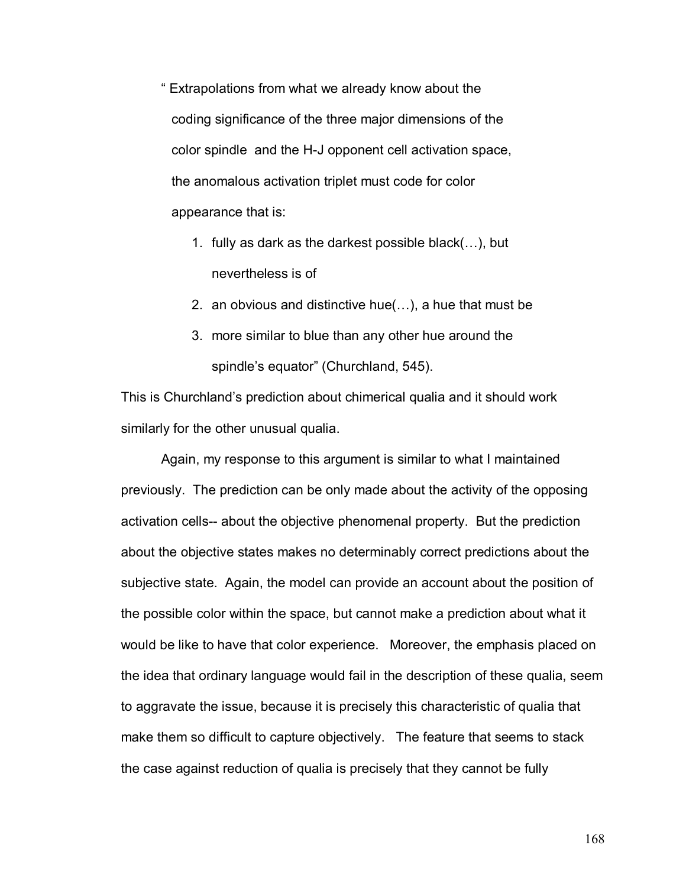> " Extrapolations from what we already know about the coding significance of the three major dimensions of the color spindle and the H-J opponent cell activation space, the anomalous activation triplet must code for color appearance that is:
>
> 1. fully as dark as the darkest possible black(…), but nevertheless is of
> 2. an obvious and distinctive hue(…), a hue that must be
> 3. more similar to blue than any other hue around the spindle's equator" (Churchland, 545).

This is Churchland's prediction about chimerical qualia and it should work similarly for the other unusual qualia.

Again, my response to this argument is similar to what I maintained previously. The prediction can be only made about the activity of the opposing activation cells-- about the objective phenomenal property. But the prediction about the objective states makes no determinably correct predictions about the subjective state. Again, the model can provide an account about the position of the possible color within the space, but cannot make a prediction about what it would be like to have that color experience. Moreover, the emphasis placed on the idea that ordinary language would fail in the description of these qualia, seem to aggravate the issue, because it is precisely this characteristic of qualia that make them so difficult to capture objectively. The feature that seems to stack the case against reduction of qualia is precisely that they cannot be fully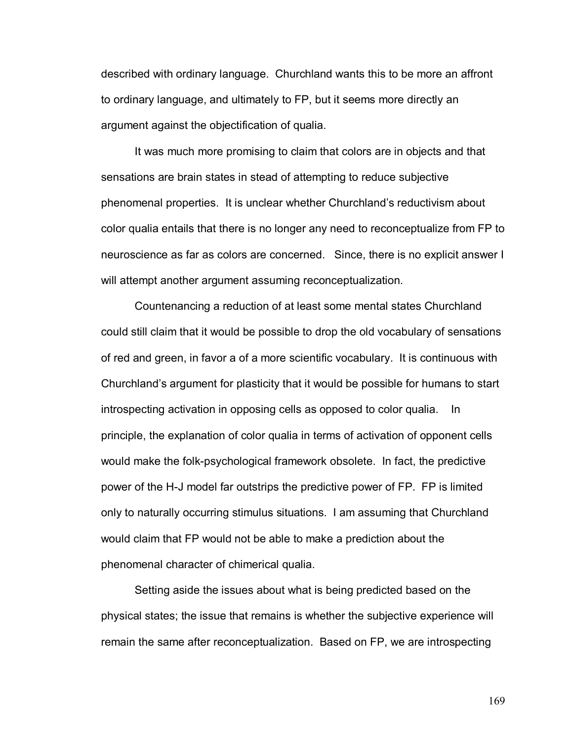described with ordinary language. Churchland wants this to be more an affront to ordinary language, and ultimately to FP, but it seems more directly an argument against the objectification of qualia.

It was much more promising to claim that colors are in objects and that sensations are brain states in stead of attempting to reduce subjective phenomenal properties. It is unclear whether Churchland's reductivism about color qualia entails that there is no longer any need to reconceptualize from FP to neuroscience as far as colors are concerned. Since, there is no explicit answer I will attempt another argument assuming reconceptualization.

Countenancing a reduction of at least some mental states Churchland could still claim that it would be possible to drop the old vocabulary of sensations of red and green, in favor a of a more scientific vocabulary. It is continuous with Churchland's argument for plasticity that it would be possible for humans to start introspecting activation in opposing cells as opposed to color qualia. In principle, the explanation of color qualia in terms of activation of opponent cells would make the folk-psychological framework obsolete. In fact, the predictive power of the H-J model far outstrips the predictive power of FP. FP is limited only to naturally occurring stimulus situations. I am assuming that Churchland would claim that FP would not be able to make a prediction about the phenomenal character of chimerical qualia.

Setting aside the issues about what is being predicted based on the physical states; the issue that remains is whether the subjective experience will remain the same after reconceptualization. Based on FP, we are introspecting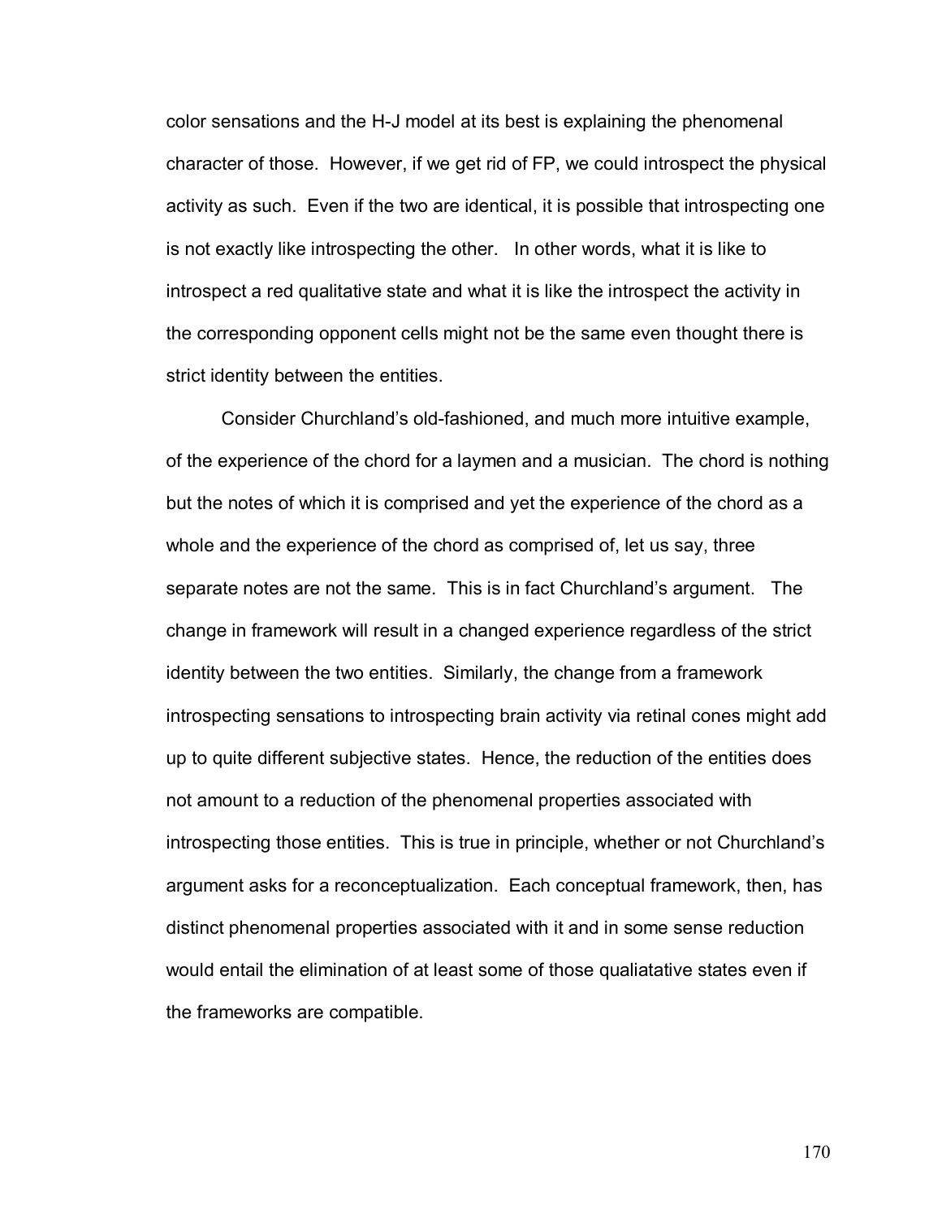color sensations and the H-J model at its best is explaining the phenomenal character of those. However, if we get rid of FP, we could introspect the physical activity as such. Even if the two are identical, it is possible that introspecting one is not exactly like introspecting the other. In other words, what it is like to introspect a red qualitative state and what it is like the introspect the activity in the corresponding opponent cells might not be the same even thought there is strict identity between the entities.

Consider Churchland's old-fashioned, and much more intuitive example, of the experience of the chord for a laymen and a musician. The chord is nothing but the notes of which it is comprised and yet the experience of the chord as a whole and the experience of the chord as comprised of, let us say, three separate notes are not the same. This is in fact Churchland's argument. The change in framework will result in a changed experience regardless of the strict identity between the two entities. Similarly, the change from a framework introspecting sensations to introspecting brain activity via retinal cones might add up to quite different subjective states. Hence, the reduction of the entities does not amount to a reduction of the phenomenal properties associated with introspecting those entities. This is true in principle, whether or not Churchland's argument asks for a reconceptualization. Each conceptual framework, then, has distinct phenomenal properties associated with it and in some sense reduction would entail the elimination of at least some of those qualiatative states even if the frameworks are compatible.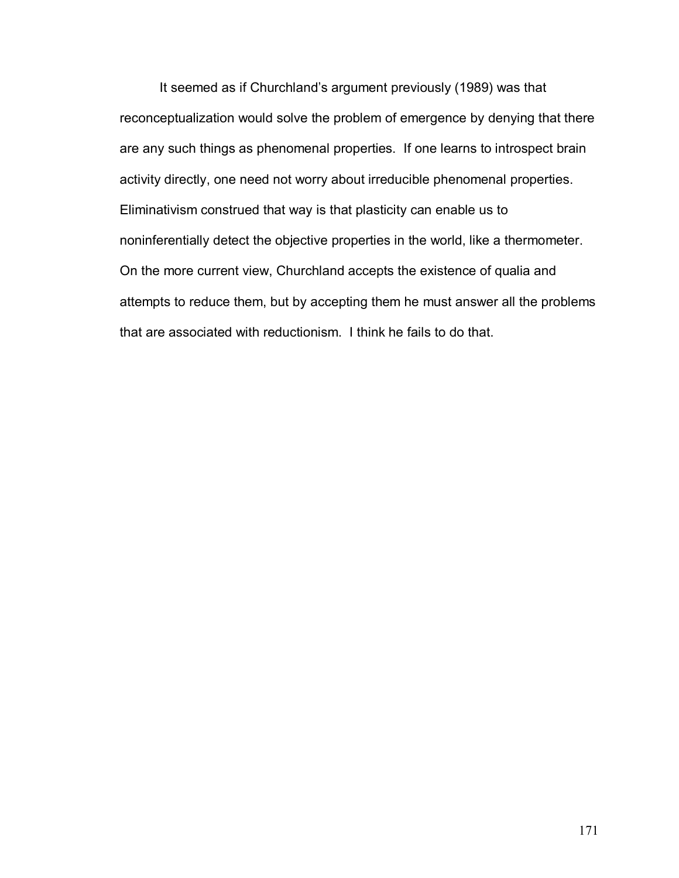It seemed as if Churchland's argument previously (1989) was that reconceptualization would solve the problem of emergence by denying that there are any such things as phenomenal properties. If one learns to introspect brain activity directly, one need not worry about irreducible phenomenal properties. Eliminativism construed that way is that plasticity can enable us to noninferentially detect the objective properties in the world, like a thermometer. On the more current view, Churchland accepts the existence of qualia and attempts to reduce them, but by accepting them he must answer all the problems that are associated with reductionism. I think he fails to do that.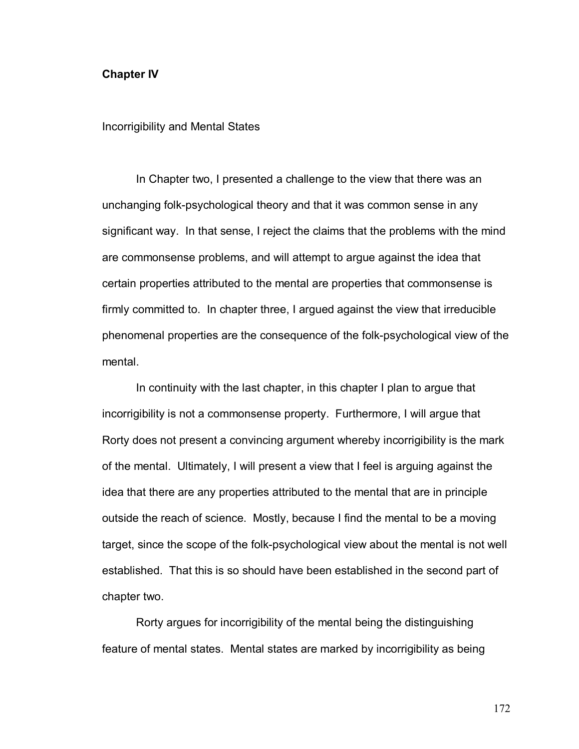# Chapter IV

## Incorrigibility and Mental States

In Chapter two, I presented a challenge to the view that there was an unchanging folk-psychological theory and that it was common sense in any significant way. In that sense, I reject the claims that the problems with the mind are commonsense problems, and will attempt to argue against the idea that certain properties attributed to the mental are properties that commonsense is firmly committed to. In chapter three, I argued against the view that irreducible phenomenal properties are the consequence of the folk-psychological view of the mental.

In continuity with the last chapter, in this chapter I plan to argue that incorrigibility is not a commonsense property. Furthermore, I will argue that Rorty does not present a convincing argument whereby incorrigibility is the mark of the mental. Ultimately, I will present a view that I feel is arguing against the idea that there are any properties attributed to the mental that are in principle outside the reach of science. Mostly, because I find the mental to be a moving target, since the scope of the folk-psychological view about the mental is not well established. That this is so should have been established in the second part of chapter two.

Rorty argues for incorrigibility of the mental being the distinguishing feature of mental states. Mental states are marked by incorrigibility as being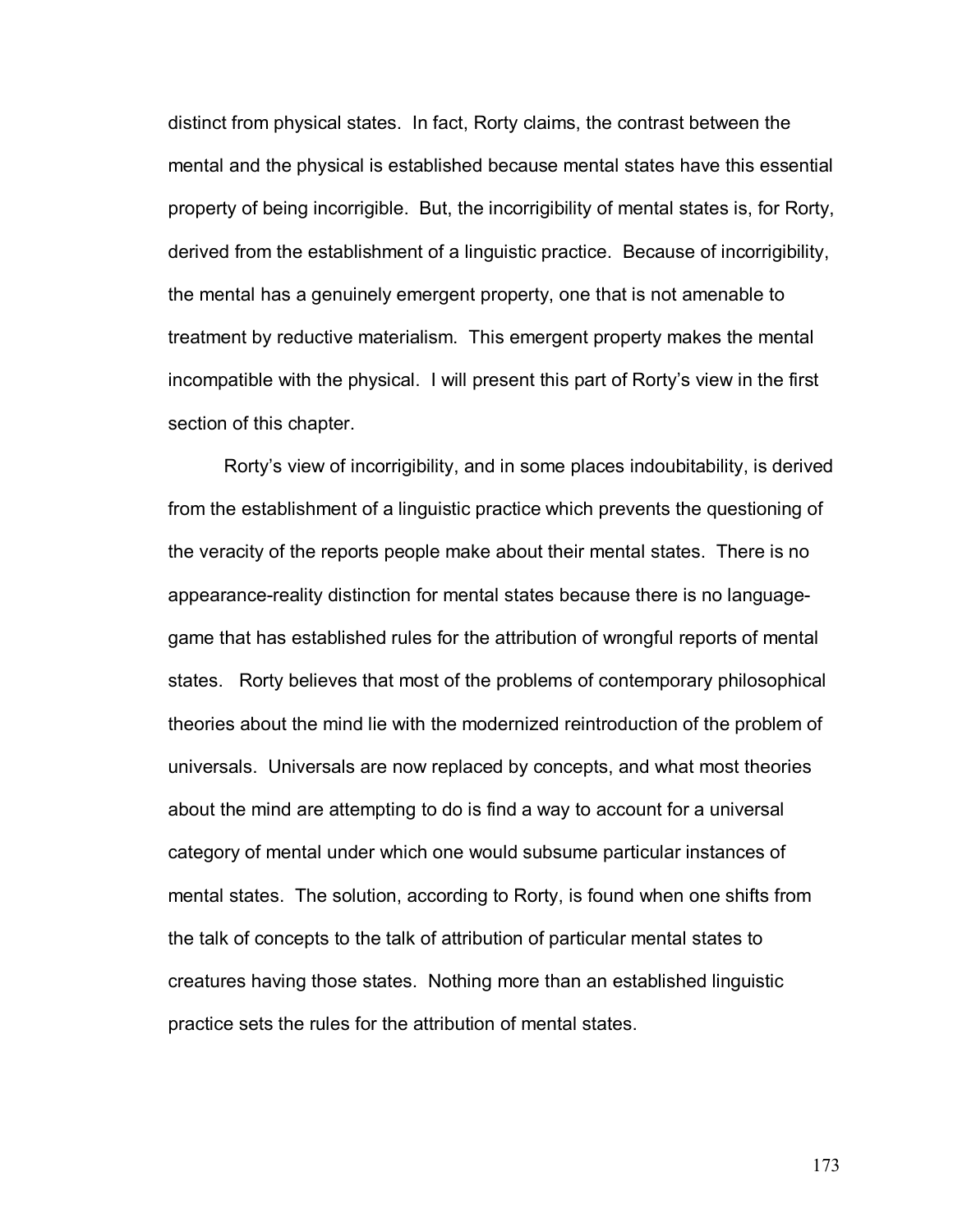distinct from physical states. In fact, Rorty claims, the contrast between the mental and the physical is established because mental states have this essential property of being incorrigible. But, the incorrigibility of mental states is, for Rorty, derived from the establishment of a linguistic practice. Because of incorrigibility, the mental has a genuinely emergent property, one that is not amenable to treatment by reductive materialism. This emergent property makes the mental incompatible with the physical. I will present this part of Rorty's view in the first section of this chapter.

Rorty's view of incorrigibility, and in some places indoubitability, is derived from the establishment of a linguistic practice which prevents the questioning of the veracity of the reports people make about their mental states. There is no appearance-reality distinction for mental states because there is no language-game that has established rules for the attribution of wrongful reports of mental states. Rorty believes that most of the problems of contemporary philosophical theories about the mind lie with the modernized reintroduction of the problem of universals. Universals are now replaced by concepts, and what most theories about the mind are attempting to do is find a way to account for a universal category of mental under which one would subsume particular instances of mental states. The solution, according to Rorty, is found when one shifts from the talk of concepts to the talk of attribution of particular mental states to creatures having those states. Nothing more than an established linguistic practice sets the rules for the attribution of mental states.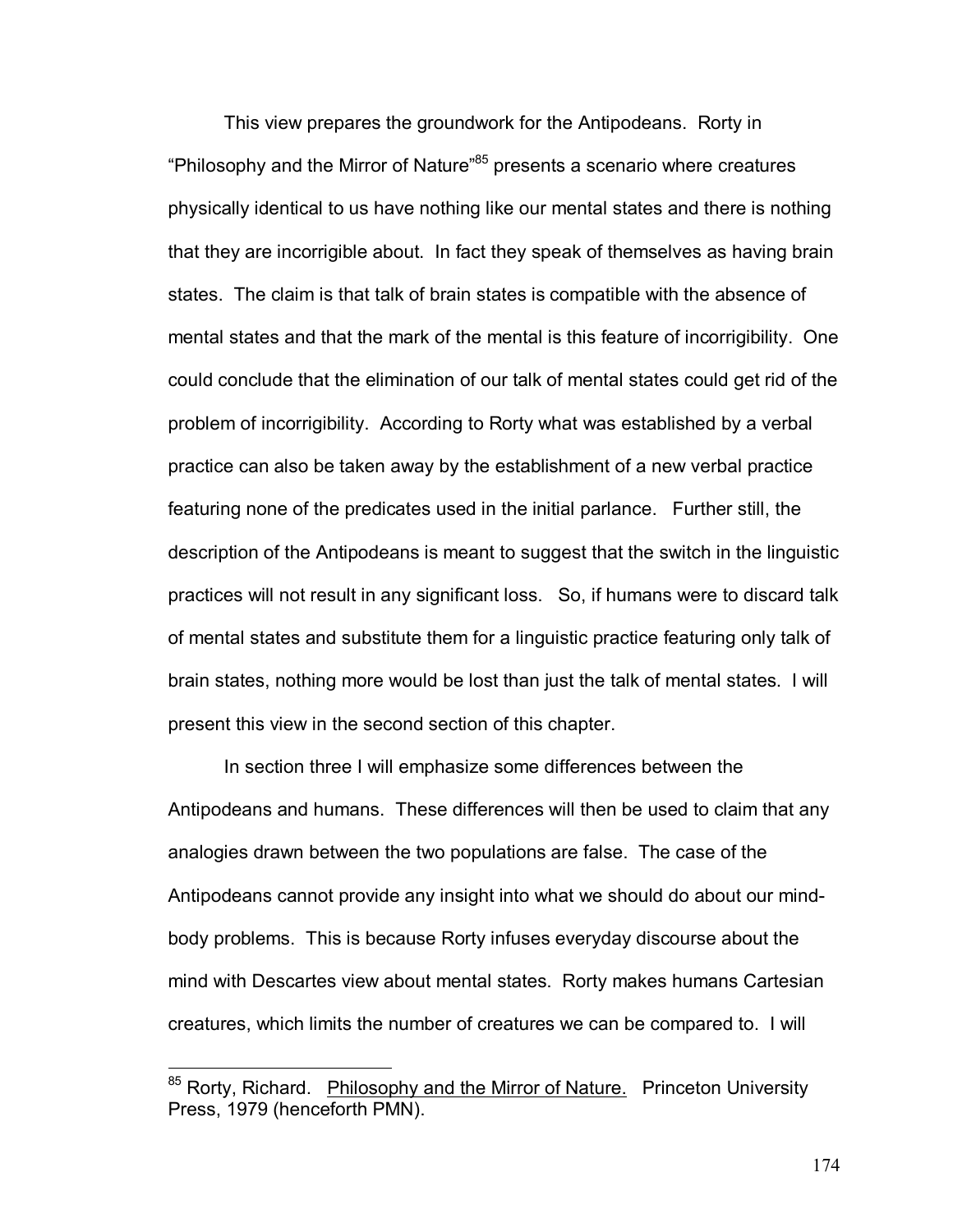This view prepares the groundwork for the Antipodeans. Rorty in "Philosophy and the Mirror of Nature"[85] presents a scenario where creatures physically identical to us have nothing like our mental states and there is nothing that they are incorrigible about. In fact they speak of themselves as having brain states. The claim is that talk of brain states is compatible with the absence of mental states and that the mark of the mental is this feature of incorrigibility. One could conclude that the elimination of our talk of mental states could get rid of the problem of incorrigibility. According to Rorty what was established by a verbal practice can also be taken away by the establishment of a new verbal practice featuring none of the predicates used in the initial parlance. Further still, the description of the Antipodeans is meant to suggest that the switch in the linguistic practices will not result in any significant loss. So, if humans were to discard talk of mental states and substitute them for a linguistic practice featuring only talk of brain states, nothing more would be lost than just the talk of mental states. I will present this view in the second section of this chapter.

In section three I will emphasize some differences between the Antipodeans and humans. These differences will then be used to claim that any analogies drawn between the two populations are false. The case of the Antipodeans cannot provide any insight into what we should do about our mind-body problems. This is because Rorty infuses everyday discourse about the mind with Descartes view about mental states. Rorty makes humans Cartesian creatures, which limits the number of creatures we can be compared to. I will

[85] Rorty, Richard. Philosophy and the Mirror of Nature. Princeton University Press, 1979 (henceforth PMN).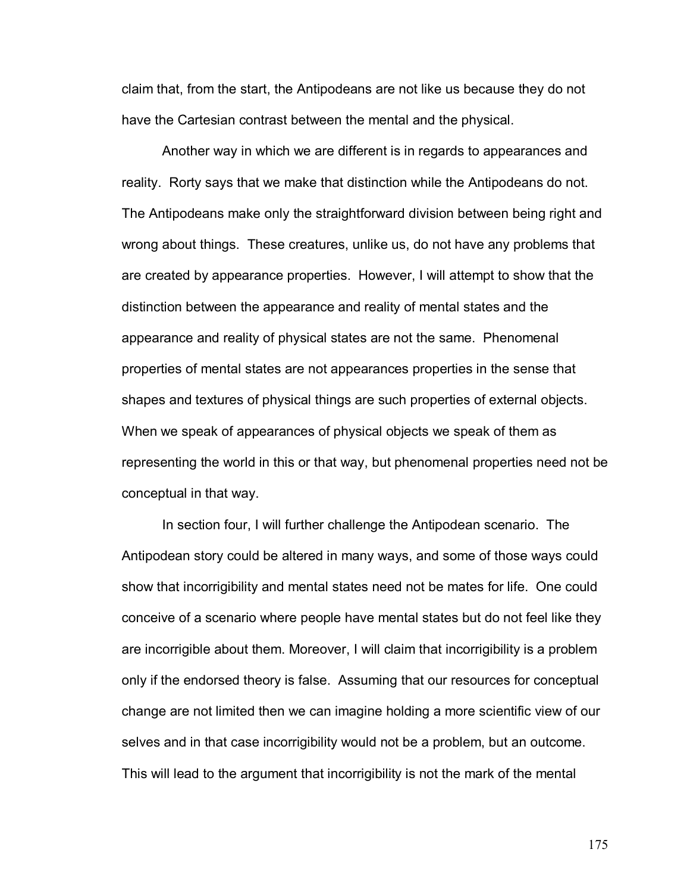claim that, from the start, the Antipodeans are not like us because they do not have the Cartesian contrast between the mental and the physical.

Another way in which we are different is in regards to appearances and reality. Rorty says that we make that distinction while the Antipodeans do not. The Antipodeans make only the straightforward division between being right and wrong about things. These creatures, unlike us, do not have any problems that are created by appearance properties. However, I will attempt to show that the distinction between the appearance and reality of mental states and the appearance and reality of physical states are not the same. Phenomenal properties of mental states are not appearances properties in the sense that shapes and textures of physical things are such properties of external objects. When we speak of appearances of physical objects we speak of them as representing the world in this or that way, but phenomenal properties need not be conceptual in that way.

In section four, I will further challenge the Antipodean scenario. The Antipodean story could be altered in many ways, and some of those ways could show that incorrigibility and mental states need not be mates for life. One could conceive of a scenario where people have mental states but do not feel like they are incorrigible about them. Moreover, I will claim that incorrigibility is a problem only if the endorsed theory is false. Assuming that our resources for conceptual change are not limited then we can imagine holding a more scientific view of our selves and in that case incorrigibility would not be a problem, but an outcome. This will lead to the argument that incorrigibility is not the mark of the mental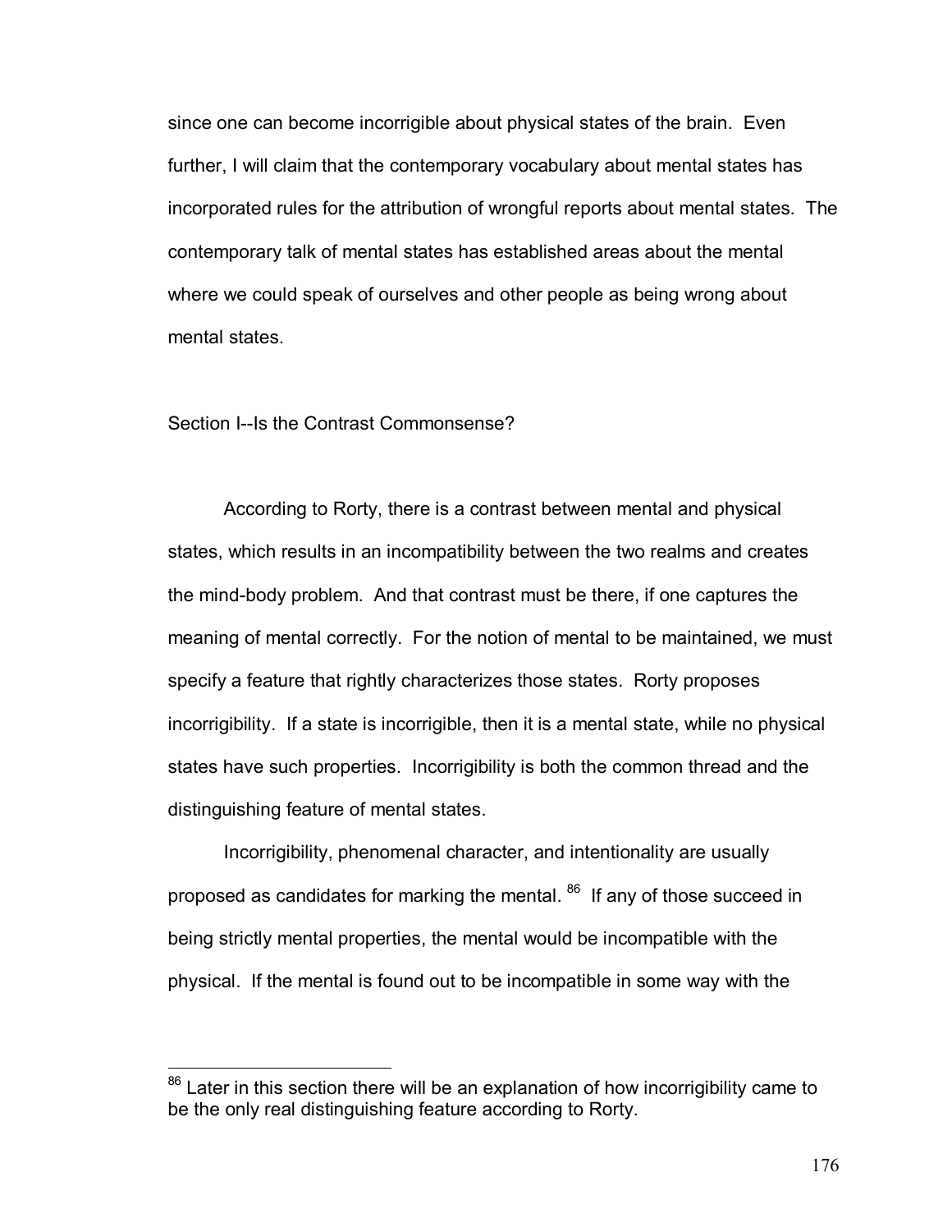since one can become incorrigible about physical states of the brain. Even further, I will claim that the contemporary vocabulary about mental states has incorporated rules for the attribution of wrongful reports about mental states. The contemporary talk of mental states has established areas about the mental where we could speak of ourselves and other people as being wrong about mental states.

## Section I--Is the Contrast Commonsense?

According to Rorty, there is a contrast between mental and physical states, which results in an incompatibility between the two realms and creates the mind-body problem. And that contrast must be there, if one captures the meaning of mental correctly. For the notion of mental to be maintained, we must specify a feature that rightly characterizes those states. Rorty proposes incorrigibility. If a state is incorrigible, then it is a mental state, while no physical states have such properties. Incorrigibility is both the common thread and the distinguishing feature of mental states.

Incorrigibility, phenomenal character, and intentionality are usually proposed as candidates for marking the mental. [86] If any of those succeed in being strictly mental properties, the mental would be incompatible with the physical. If the mental is found out to be incompatible in some way with the

---

[86] Later in this section there will be an explanation of how incorrigibility came to be the only real distinguishing feature according to Rorty.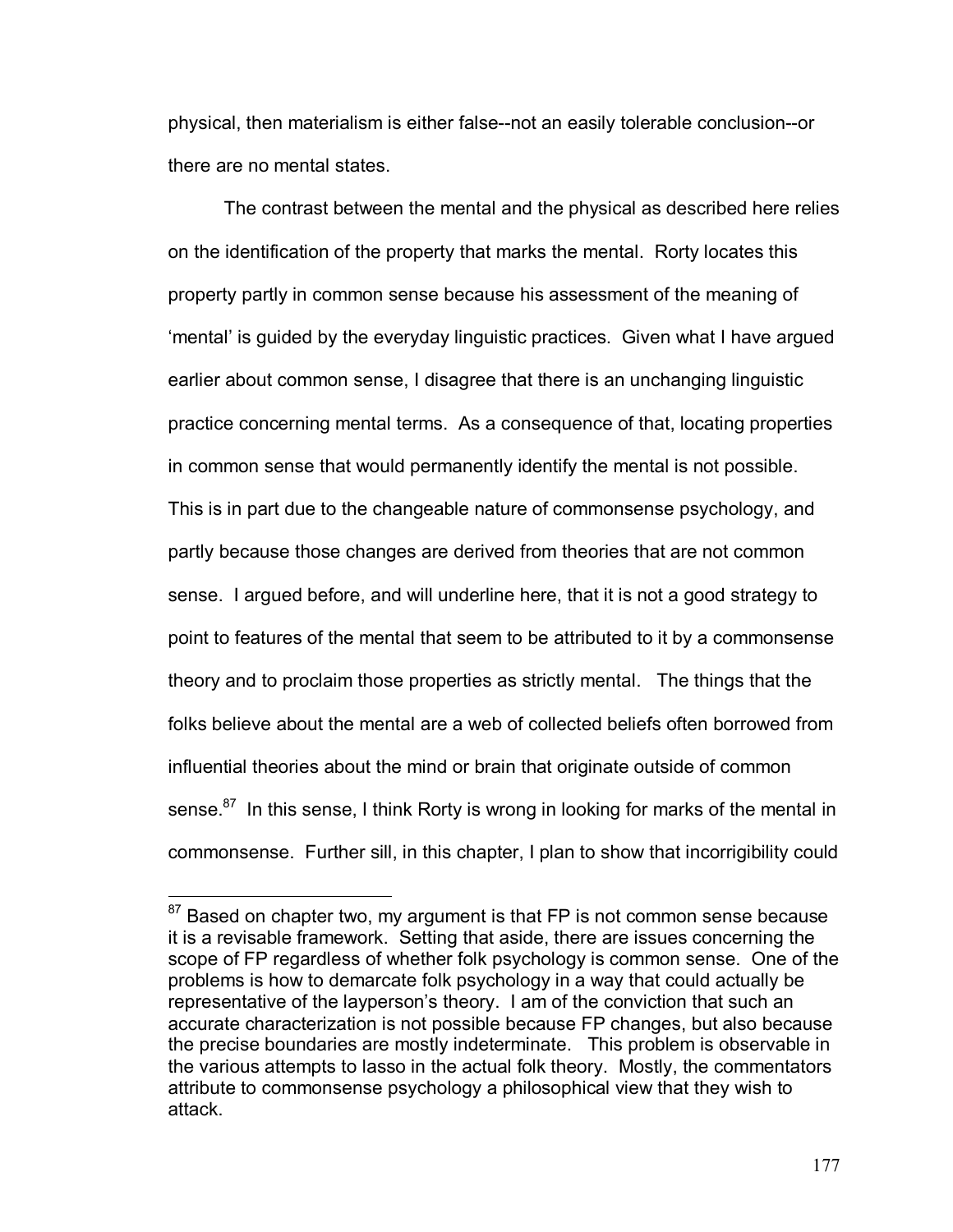physical, then materialism is either false--not an easily tolerable conclusion--or there are no mental states.

The contrast between the mental and the physical as described here relies on the identification of the property that marks the mental. Rorty locates this property partly in common sense because his assessment of the meaning of 'mental' is guided by the everyday linguistic practices. Given what I have argued earlier about common sense, I disagree that there is an unchanging linguistic practice concerning mental terms. As a consequence of that, locating properties in common sense that would permanently identify the mental is not possible. This is in part due to the changeable nature of commonsense psychology, and partly because those changes are derived from theories that are not common sense. I argued before, and will underline here, that it is not a good strategy to point to features of the mental that seem to be attributed to it by a commonsense theory and to proclaim those properties as strictly mental. The things that the folks believe about the mental are a web of collected beliefs often borrowed from influential theories about the mind or brain that originate outside of common sense.[87] In this sense, I think Rorty is wrong in looking for marks of the mental in commonsense. Further sill, in this chapter, I plan to show that incorrigibility could

[87] Based on chapter two, my argument is that FP is not common sense because it is a revisable framework. Setting that aside, there are issues concerning the scope of FP regardless of whether folk psychology is common sense. One of the problems is how to demarcate folk psychology in a way that could actually be representative of the layperson's theory. I am of the conviction that such an accurate characterization is not possible because FP changes, but also because the precise boundaries are mostly indeterminate. This problem is observable in the various attempts to lasso in the actual folk theory. Mostly, the commentators attribute to commonsense psychology a philosophical view that they wish to attack.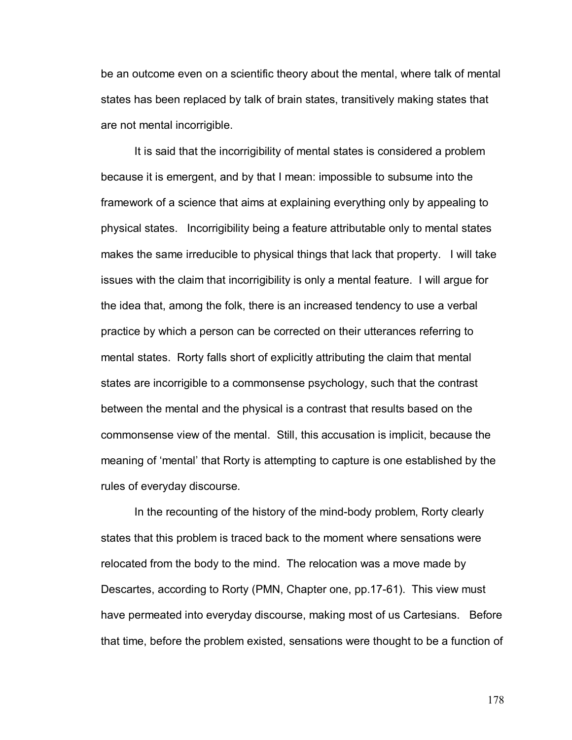be an outcome even on a scientific theory about the mental, where talk of mental states has been replaced by talk of brain states, transitively making states that are not mental incorrigible.

It is said that the incorrigibility of mental states is considered a problem because it is emergent, and by that I mean: impossible to subsume into the framework of a science that aims at explaining everything only by appealing to physical states. Incorrigibility being a feature attributable only to mental states makes the same irreducible to physical things that lack that property. I will take issues with the claim that incorrigibility is only a mental feature. I will argue for the idea that, among the folk, there is an increased tendency to use a verbal practice by which a person can be corrected on their utterances referring to mental states. Rorty falls short of explicitly attributing the claim that mental states are incorrigible to a commonsense psychology, such that the contrast between the mental and the physical is a contrast that results based on the commonsense view of the mental. Still, this accusation is implicit, because the meaning of 'mental' that Rorty is attempting to capture is one established by the rules of everyday discourse.

In the recounting of the history of the mind-body problem, Rorty clearly states that this problem is traced back to the moment where sensations were relocated from the body to the mind. The relocation was a move made by Descartes, according to Rorty (PMN, Chapter one, pp.17-61). This view must have permeated into everyday discourse, making most of us Cartesians. Before that time, before the problem existed, sensations were thought to be a function of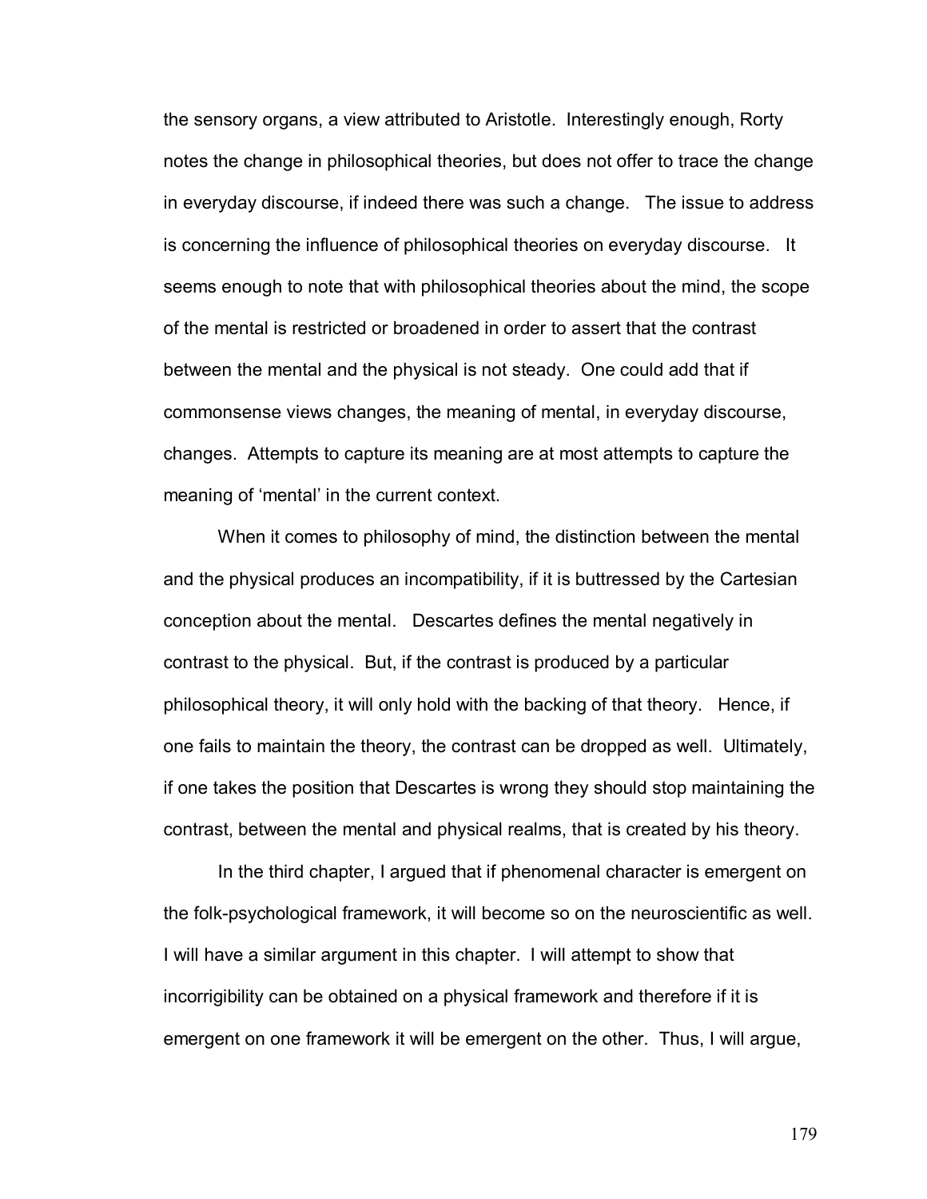the sensory organs, a view attributed to Aristotle. Interestingly enough, Rorty notes the change in philosophical theories, but does not offer to trace the change in everyday discourse, if indeed there was such a change. The issue to address is concerning the influence of philosophical theories on everyday discourse. It seems enough to note that with philosophical theories about the mind, the scope of the mental is restricted or broadened in order to assert that the contrast between the mental and the physical is not steady. One could add that if commonsense views changes, the meaning of mental, in everyday discourse, changes. Attempts to capture its meaning are at most attempts to capture the meaning of 'mental' in the current context.

When it comes to philosophy of mind, the distinction between the mental and the physical produces an incompatibility, if it is buttressed by the Cartesian conception about the mental. Descartes defines the mental negatively in contrast to the physical. But, if the contrast is produced by a particular philosophical theory, it will only hold with the backing of that theory. Hence, if one fails to maintain the theory, the contrast can be dropped as well. Ultimately, if one takes the position that Descartes is wrong they should stop maintaining the contrast, between the mental and physical realms, that is created by his theory.

In the third chapter, I argued that if phenomenal character is emergent on the folk-psychological framework, it will become so on the neuroscientific as well. I will have a similar argument in this chapter. I will attempt to show that incorrigibility can be obtained on a physical framework and therefore if it is emergent on one framework it will be emergent on the other. Thus, I will argue,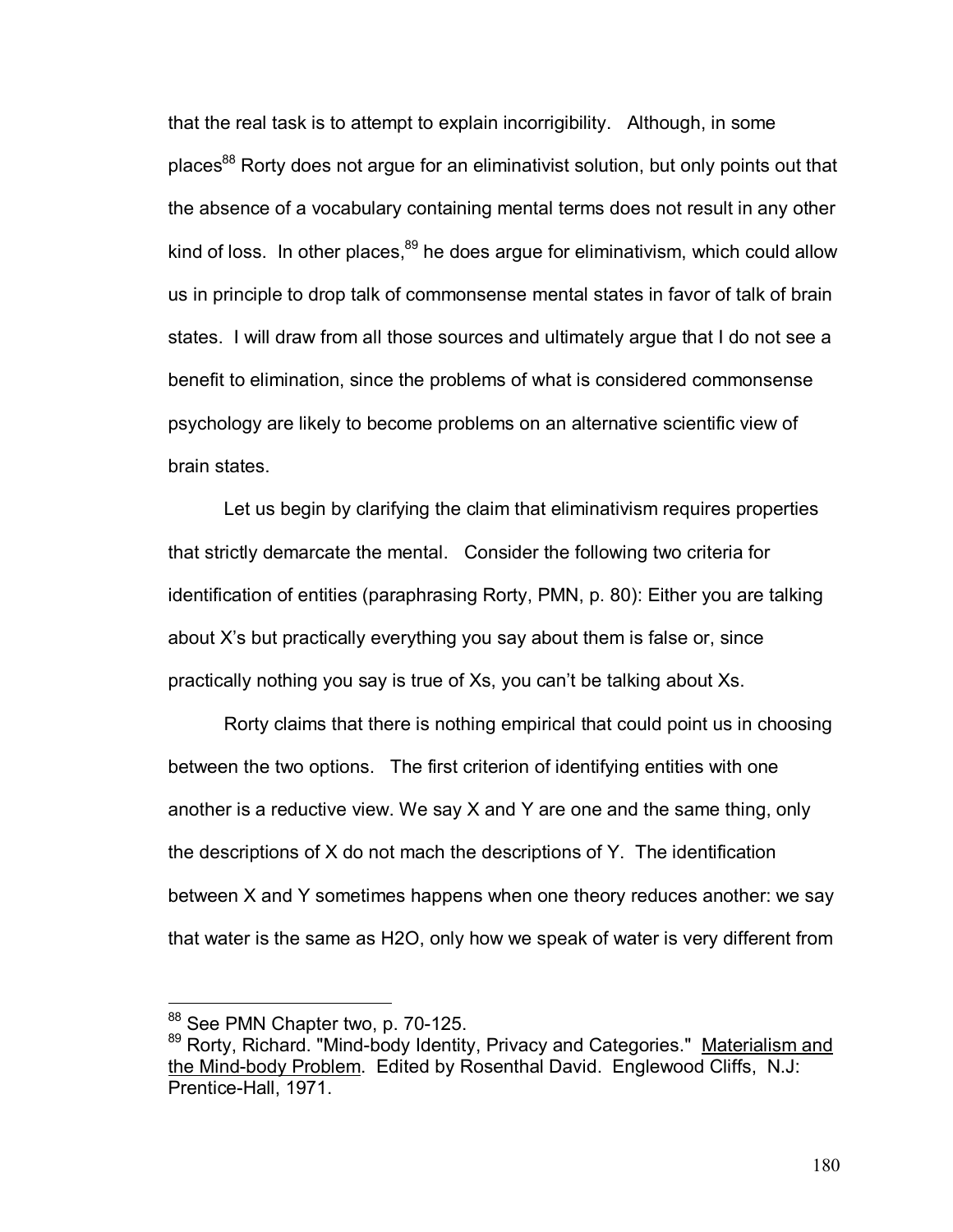that the real task is to attempt to explain incorrigibility. Although, in some places[88] Rorty does not argue for an eliminativist solution, but only points out that the absence of a vocabulary containing mental terms does not result in any other kind of loss. In other places,[89] he does argue for eliminativism, which could allow us in principle to drop talk of commonsense mental states in favor of talk of brain states. I will draw from all those sources and ultimately argue that I do not see a benefit to elimination, since the problems of what is considered commonsense psychology are likely to become problems on an alternative scientific view of brain states.

Let us begin by clarifying the claim that eliminativism requires properties that strictly demarcate the mental. Consider the following two criteria for identification of entities (paraphrasing Rorty, PMN, p. 80): Either you are talking about X's but practically everything you say about them is false or, since practically nothing you say is true of Xs, you can't be talking about Xs.

Rorty claims that there is nothing empirical that could point us in choosing between the two options. The first criterion of identifying entities with one another is a reductive view. We say X and Y are one and the same thing, only the descriptions of X do not mach the descriptions of Y. The identification between X and Y sometimes happens when one theory reduces another: we say that water is the same as $H_2O$, only how we speak of water is very different from

---

[88] See PMN Chapter two, p. 70-125.

[89] Rorty, Richard. "Mind-body Identity, Privacy and Categories." Materialism and the Mind-body Problem. Edited by Rosenthal David. Englewood Cliffs, N.J: Prentice-Hall, 1971.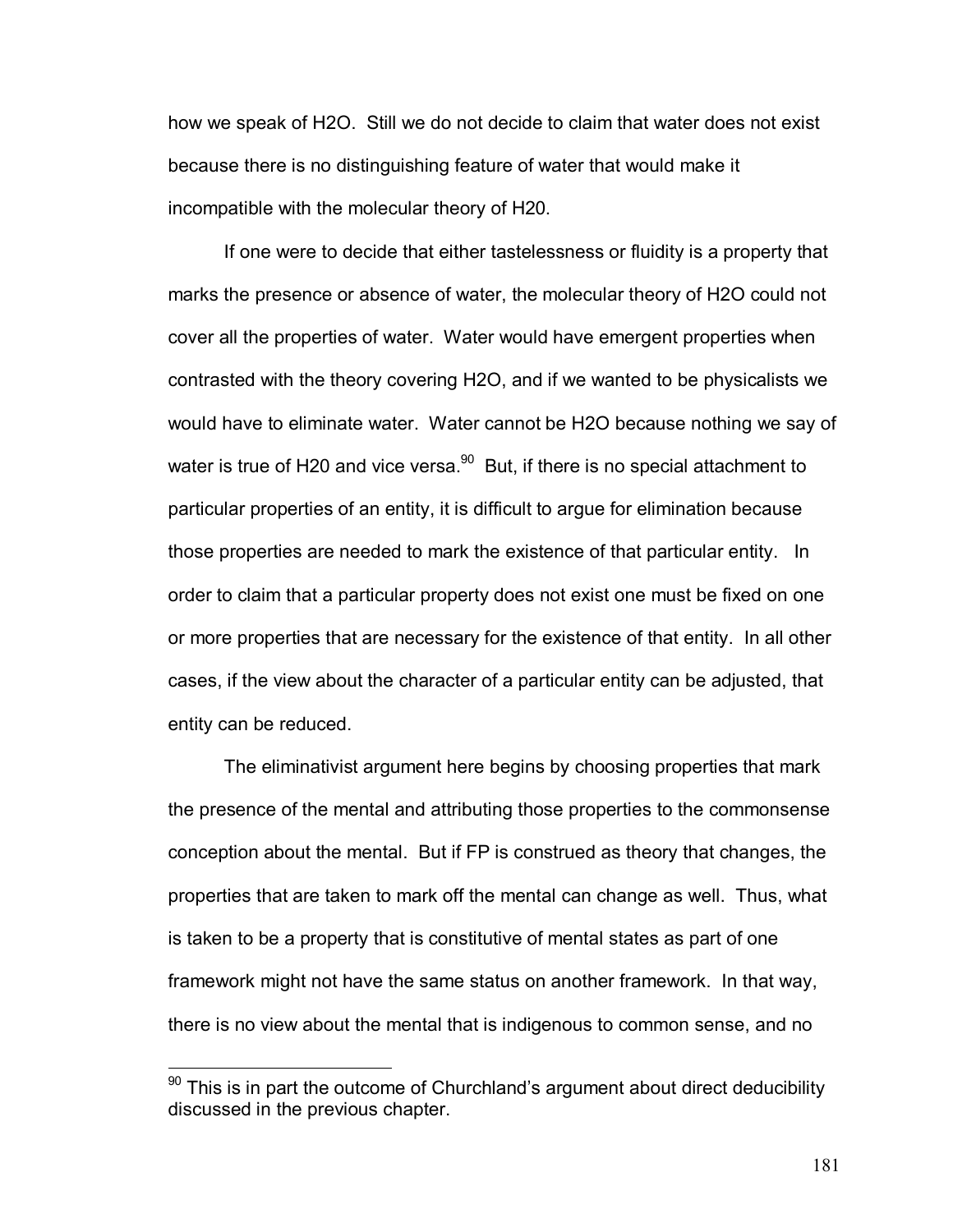how we speak of $H_2O$. Still we do not decide to claim that water does not exist because there is no distinguishing feature of water that would make it incompatible with the molecular theory of $H_2O$.

If one were to decide that either tastelessness or fluidity is a property that marks the presence or absence of water, the molecular theory of $H_2O$ could not cover all the properties of water. Water would have emergent properties when contrasted with the theory covering $H_2O$, and if we wanted to be physicalists we would have to eliminate water. Water cannot be $H_2O$ because nothing we say of water is true of $H_2O$ and vice versa.[90] But, if there is no special attachment to particular properties of an entity, it is difficult to argue for elimination because those properties are needed to mark the existence of that particular entity. In order to claim that a particular property does not exist one must be fixed on one or more properties that are necessary for the existence of that entity. In all other cases, if the view about the character of a particular entity can be adjusted, that entity can be reduced.

The eliminativist argument here begins by choosing properties that mark the presence of the mental and attributing those properties to the commonsense conception about the mental. But if FP is construed as theory that changes, the properties that are taken to mark off the mental can change as well. Thus, what is taken to be a property that is constitutive of mental states as part of one framework might not have the same status on another framework. In that way, there is no view about the mental that is indigenous to common sense, and no

[90] This is in part the outcome of Churchland's argument about direct deducibility discussed in the previous chapter.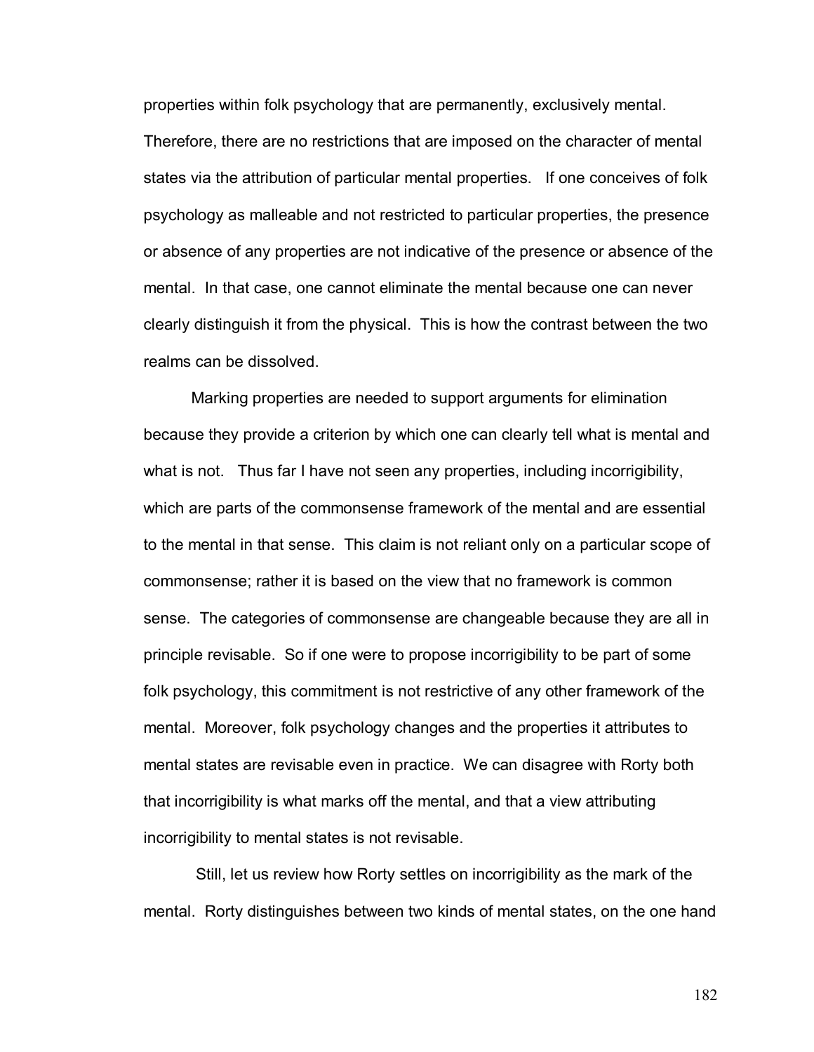properties within folk psychology that are permanently, exclusively mental. Therefore, there are no restrictions that are imposed on the character of mental states via the attribution of particular mental properties. If one conceives of folk psychology as malleable and not restricted to particular properties, the presence or absence of any properties are not indicative of the presence or absence of the mental. In that case, one cannot eliminate the mental because one can never clearly distinguish it from the physical. This is how the contrast between the two realms can be dissolved.

Marking properties are needed to support arguments for elimination because they provide a criterion by which one can clearly tell what is mental and what is not. Thus far I have not seen any properties, including incorrigibility, which are parts of the commonsense framework of the mental and are essential to the mental in that sense. This claim is not reliant only on a particular scope of commonsense; rather it is based on the view that no framework is common sense. The categories of commonsense are changeable because they are all in principle revisable. So if one were to propose incorrigibility to be part of some folk psychology, this commitment is not restrictive of any other framework of the mental. Moreover, folk psychology changes and the properties it attributes to mental states are revisable even in practice. We can disagree with Rorty both that incorrigibility is what marks off the mental, and that a view attributing incorrigibility to mental states is not revisable.

Still, let us review how Rorty settles on incorrigibility as the mark of the mental. Rorty distinguishes between two kinds of mental states, on the one hand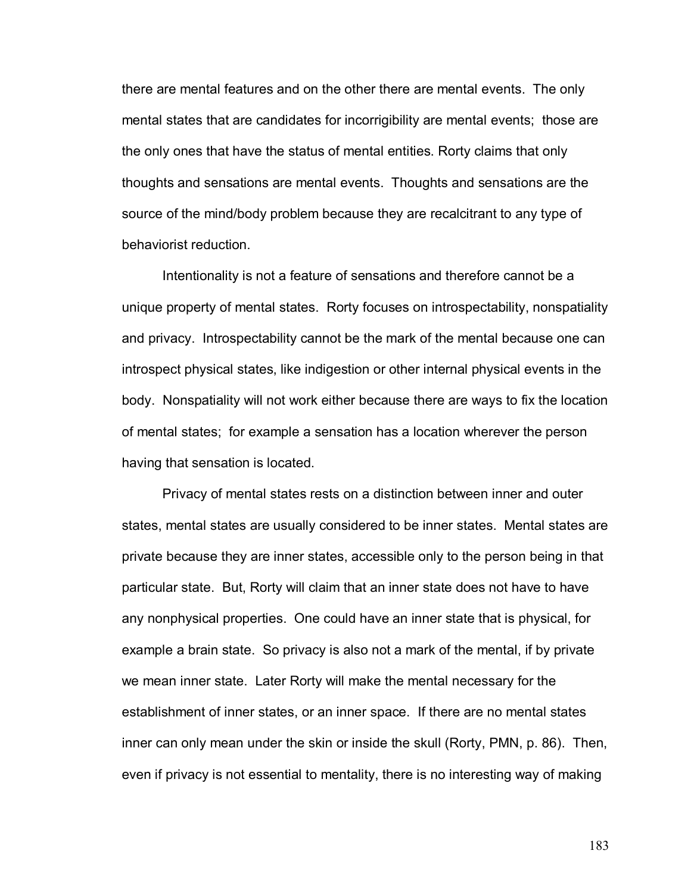there are mental features and on the other there are mental events. The only mental states that are candidates for incorrigibility are mental events; those are the only ones that have the status of mental entities. Rorty claims that only thoughts and sensations are mental events. Thoughts and sensations are the source of the mind/body problem because they are recalcitrant to any type of behaviorist reduction.

Intentionality is not a feature of sensations and therefore cannot be a unique property of mental states. Rorty focuses on introspectability, nonspatiality and privacy. Introspectability cannot be the mark of the mental because one can introspect physical states, like indigestion or other internal physical events in the body. Nonspatiality will not work either because there are ways to fix the location of mental states; for example a sensation has a location wherever the person having that sensation is located.

Privacy of mental states rests on a distinction between inner and outer states, mental states are usually considered to be inner states. Mental states are private because they are inner states, accessible only to the person being in that particular state. But, Rorty will claim that an inner state does not have to have any nonphysical properties. One could have an inner state that is physical, for example a brain state. So privacy is also not a mark of the mental, if by private we mean inner state. Later Rorty will make the mental necessary for the establishment of inner states, or an inner space. If there are no mental states inner can only mean under the skin or inside the skull (Rorty, PMN, p. 86). Then, even if privacy is not essential to mentality, there is no interesting way of making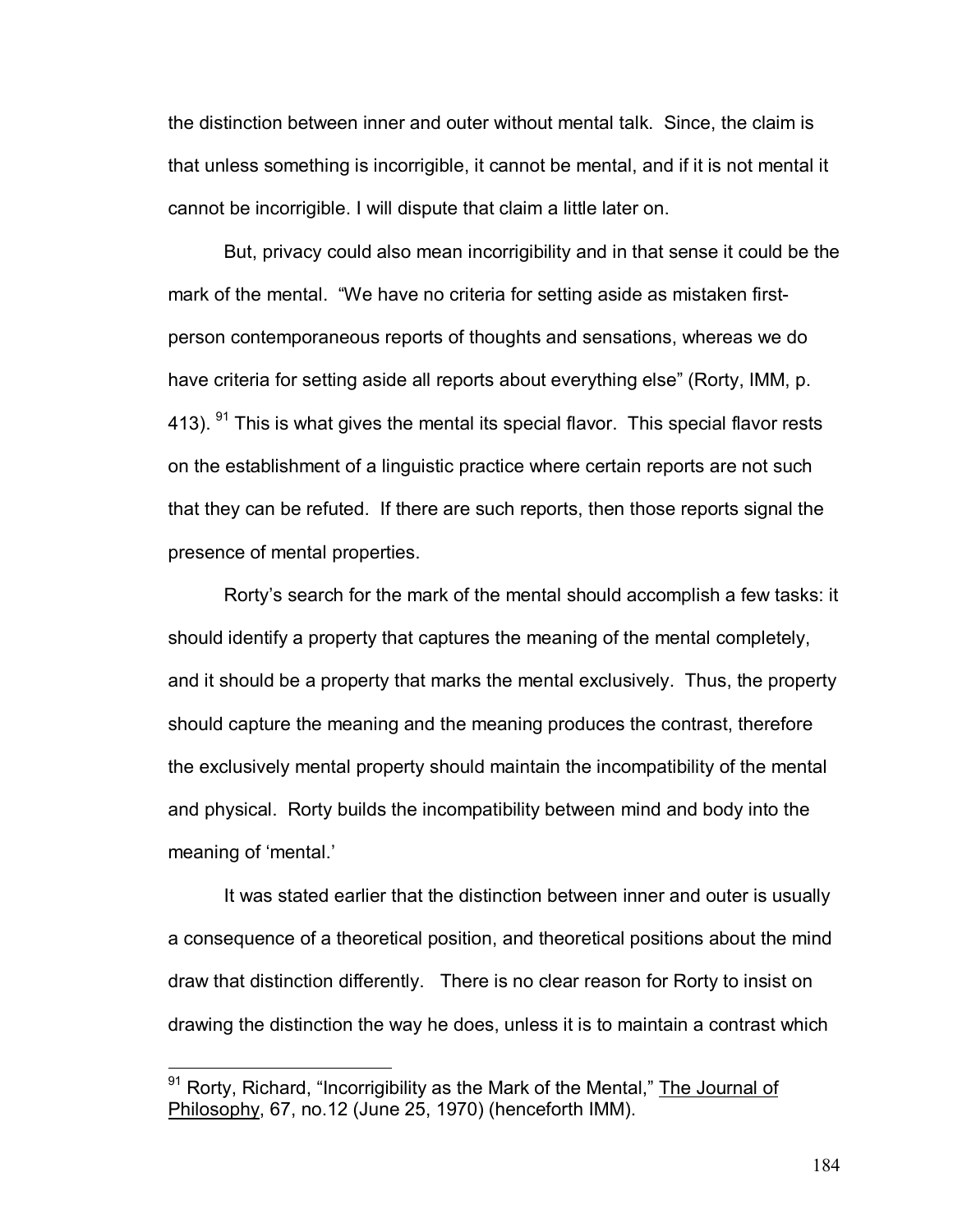the distinction between inner and outer without mental talk. Since, the claim is that unless something is incorrigible, it cannot be mental, and if it is not mental it cannot be incorrigible. I will dispute that claim a little later on.

But, privacy could also mean incorrigibility and in that sense it could be the mark of the mental. "We have no criteria for setting aside as mistaken first-person contemporaneous reports of thoughts and sensations, whereas we do have criteria for setting aside all reports about everything else" (Rorty, IMM, p. 413).[91] This is what gives the mental its special flavor. This special flavor rests on the establishment of a linguistic practice where certain reports are not such that they can be refuted. If there are such reports, then those reports signal the presence of mental properties.

Rorty's search for the mark of the mental should accomplish a few tasks: it should identify a property that captures the meaning of the mental completely, and it should be a property that marks the mental exclusively. Thus, the property should capture the meaning and the meaning produces the contrast, therefore the exclusively mental property should maintain the incompatibility of the mental and physical. Rorty builds the incompatibility between mind and body into the meaning of 'mental.'

It was stated earlier that the distinction between inner and outer is usually a consequence of a theoretical position, and theoretical positions about the mind draw that distinction differently. There is no clear reason for Rorty to insist on drawing the distinction the way he does, unless it is to maintain a contrast which

---

[91] Rorty, Richard, "Incorrigibility as the Mark of the Mental," The Journal of Philosophy, 67, no.12 (June 25, 1970) (henceforth IMM).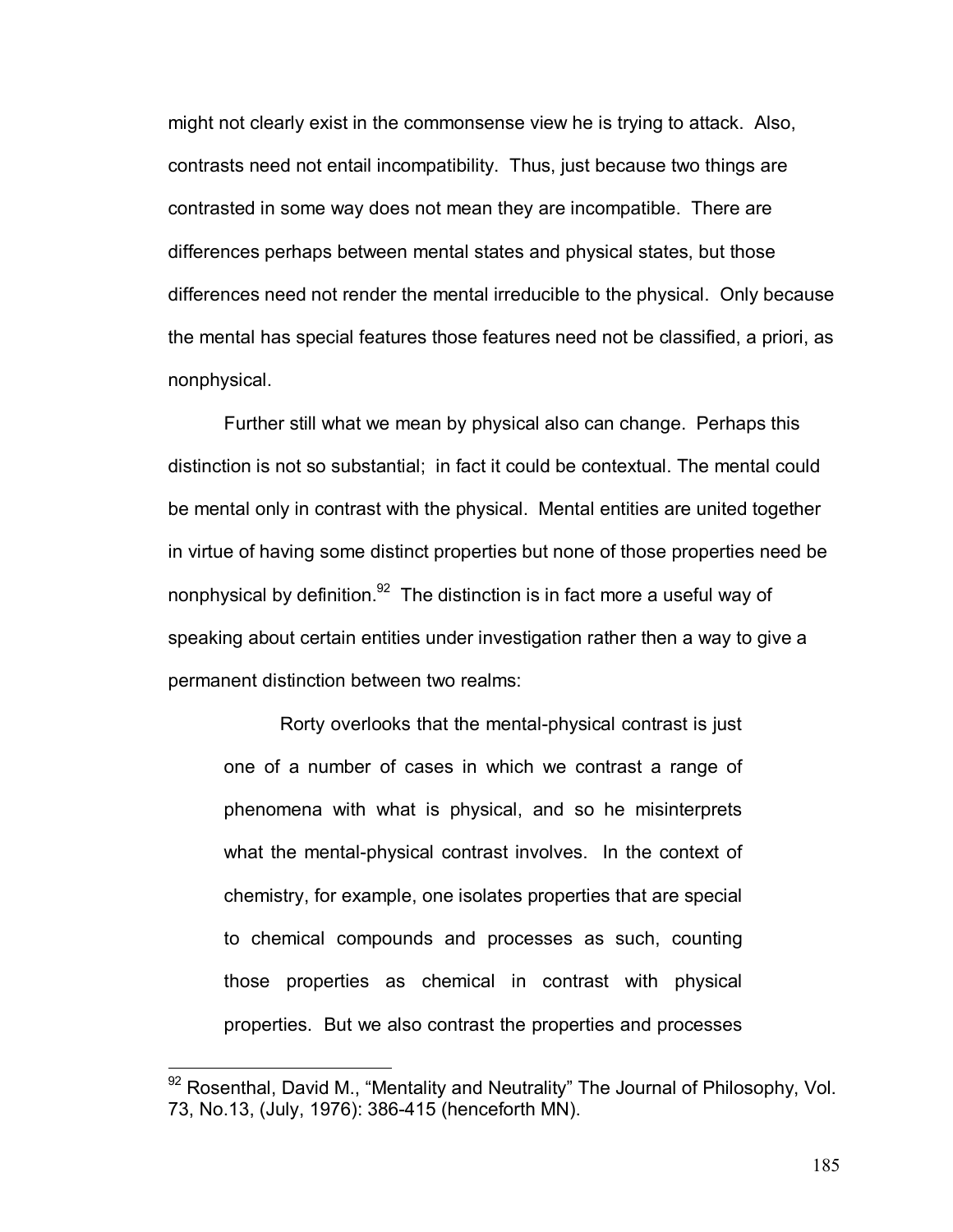might not clearly exist in the commonsense view he is trying to attack. Also, contrasts need not entail incompatibility. Thus, just because two things are contrasted in some way does not mean they are incompatible. There are differences perhaps between mental states and physical states, but those differences need not render the mental irreducible to the physical. Only because the mental has special features those features need not be classified, a priori, as nonphysical.

Further still what we mean by physical also can change. Perhaps this distinction is not so substantial; in fact it could be contextual. The mental could be mental only in contrast with the physical. Mental entities are united together in virtue of having some distinct properties but none of those properties need be nonphysical by definition.[92] The distinction is in fact more a useful way of speaking about certain entities under investigation rather then a way to give a permanent distinction between two realms:

> Rorty overlooks that the mental-physical contrast is just one of a number of cases in which we contrast a range of phenomena with what is physical, and so he misinterprets what the mental-physical contrast involves. In the context of chemistry, for example, one isolates properties that are special to chemical compounds and processes as such, counting those properties as chemical in contrast with physical properties. But we also contrast the properties and processes

---

[92] Rosenthal, David M., "Mentality and Neutrality" The Journal of Philosophy, Vol. 73, No.13, (July, 1976): 386-415 (henceforth MN).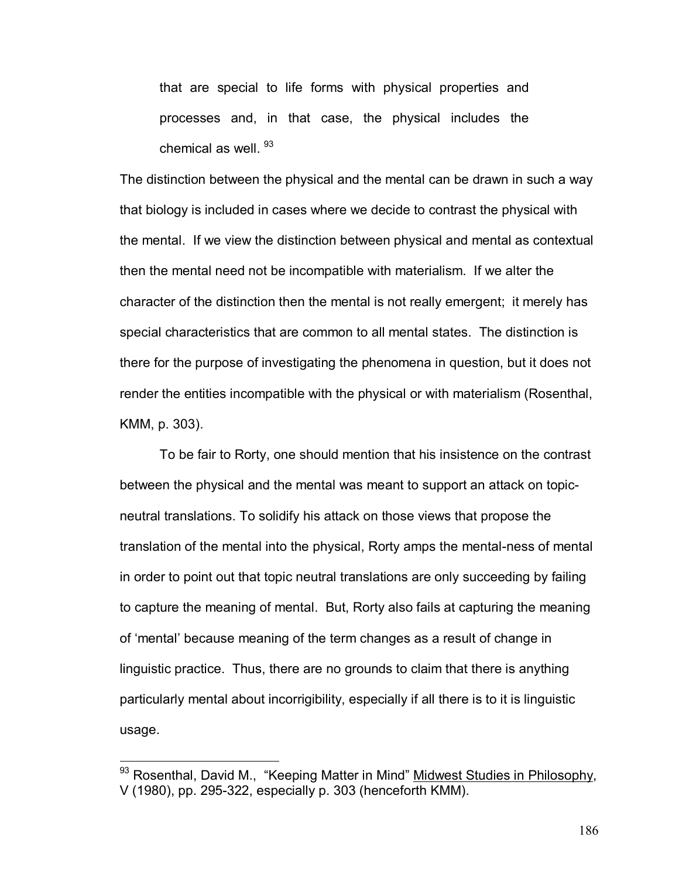> that are special to life forms with physical properties and processes and, in that case, the physical includes the chemical as well. [93]

The distinction between the physical and the mental can be drawn in such a way that biology is included in cases where we decide to contrast the physical with the mental. If we view the distinction between physical and mental as contextual then the mental need not be incompatible with materialism. If we alter the character of the distinction then the mental is not really emergent; it merely has special characteristics that are common to all mental states. The distinction is there for the purpose of investigating the phenomena in question, but it does not render the entities incompatible with the physical or with materialism (Rosenthal, KMM, p. 303).

To be fair to Rorty, one should mention that his insistence on the contrast between the physical and the mental was meant to support an attack on topic-neutral translations. To solidify his attack on those views that propose the translation of the mental into the physical, Rorty amps the mental-ness of mental in order to point out that topic neutral translations are only succeeding by failing to capture the meaning of mental. But, Rorty also fails at capturing the meaning of 'mental' because meaning of the term changes as a result of change in linguistic practice. Thus, there are no grounds to claim that there is anything particularly mental about incorrigibility, especially if all there is to it is linguistic usage.

---

[93] Rosenthal, David M., "Keeping Matter in Mind" Midwest Studies in Philosophy, V (1980), pp. 295-322, especially p. 303 (henceforth KMM).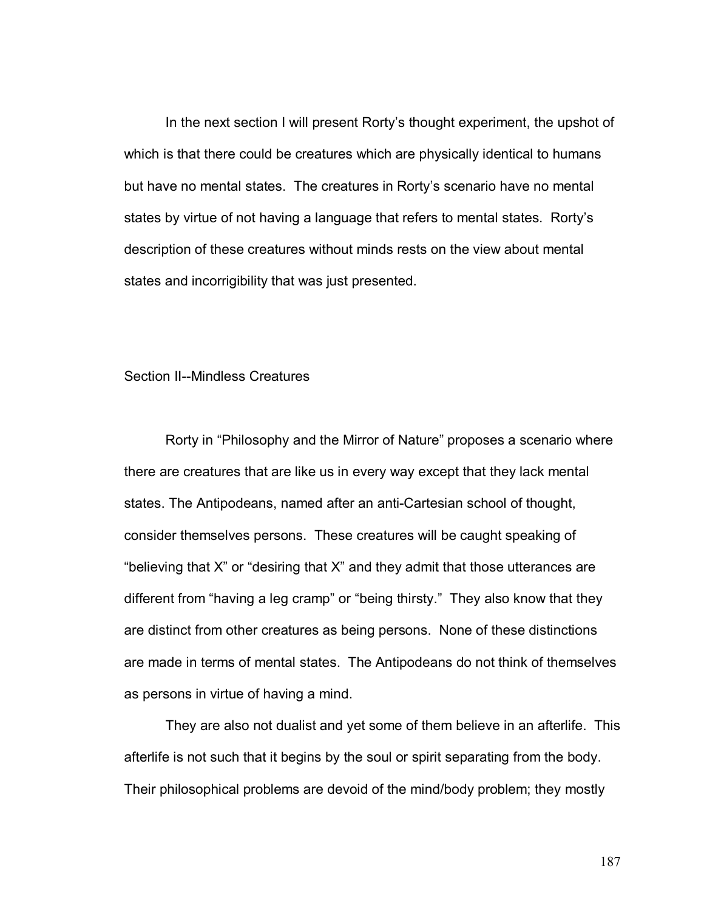In the next section I will present Rorty's thought experiment, the upshot of which is that there could be creatures which are physically identical to humans but have no mental states. The creatures in Rorty's scenario have no mental states by virtue of not having a language that refers to mental states. Rorty's description of these creatures without minds rests on the view about mental states and incorrigibility that was just presented.

## Section II--Mindless Creatures

Rorty in "Philosophy and the Mirror of Nature" proposes a scenario where there are creatures that are like us in every way except that they lack mental states. The Antipodeans, named after an anti-Cartesian school of thought, consider themselves persons. These creatures will be caught speaking of "believing that X" or "desiring that X" and they admit that those utterances are different from "having a leg cramp" or "being thirsty." They also know that they are distinct from other creatures as being persons. None of these distinctions are made in terms of mental states. The Antipodeans do not think of themselves as persons in virtue of having a mind.

They are also not dualist and yet some of them believe in an afterlife. This afterlife is not such that it begins by the soul or spirit separating from the body. Their philosophical problems are devoid of the mind/body problem; they mostly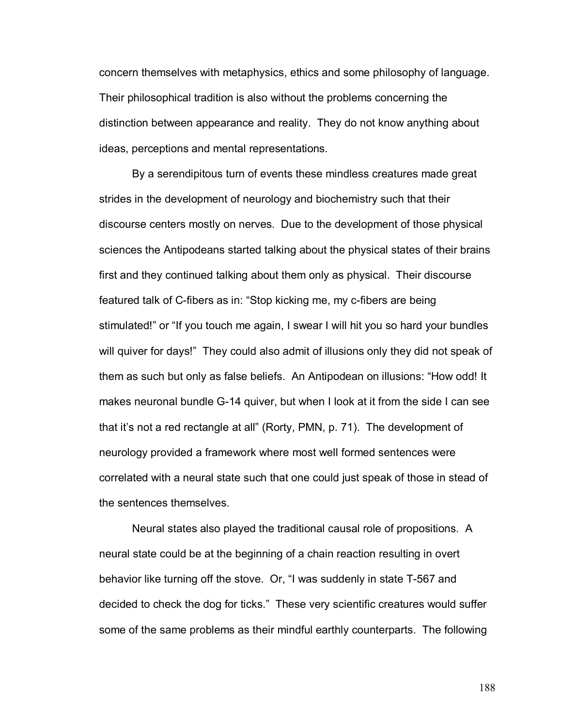concern themselves with metaphysics, ethics and some philosophy of language. Their philosophical tradition is also without the problems concerning the distinction between appearance and reality. They do not know anything about ideas, perceptions and mental representations.

By a serendipitous turn of events these mindless creatures made great strides in the development of neurology and biochemistry such that their discourse centers mostly on nerves. Due to the development of those physical sciences the Antipodeans started talking about the physical states of their brains first and they continued talking about them only as physical. Their discourse featured talk of C-fibers as in: "Stop kicking me, my c-fibers are being stimulated!" or "If you touch me again, I swear I will hit you so hard your bundles will quiver for days!" They could also admit of illusions only they did not speak of them as such but only as false beliefs. An Antipodean on illusions: "How odd! It makes neuronal bundle G-14 quiver, but when I look at it from the side I can see that it's not a red rectangle at all" (Rorty, PMN, p. 71). The development of neurology provided a framework where most well formed sentences were correlated with a neural state such that one could just speak of those in stead of the sentences themselves.

Neural states also played the traditional causal role of propositions. A neural state could be at the beginning of a chain reaction resulting in overt behavior like turning off the stove. Or, "I was suddenly in state T-567 and decided to check the dog for ticks." These very scientific creatures would suffer some of the same problems as their mindful earthly counterparts. The following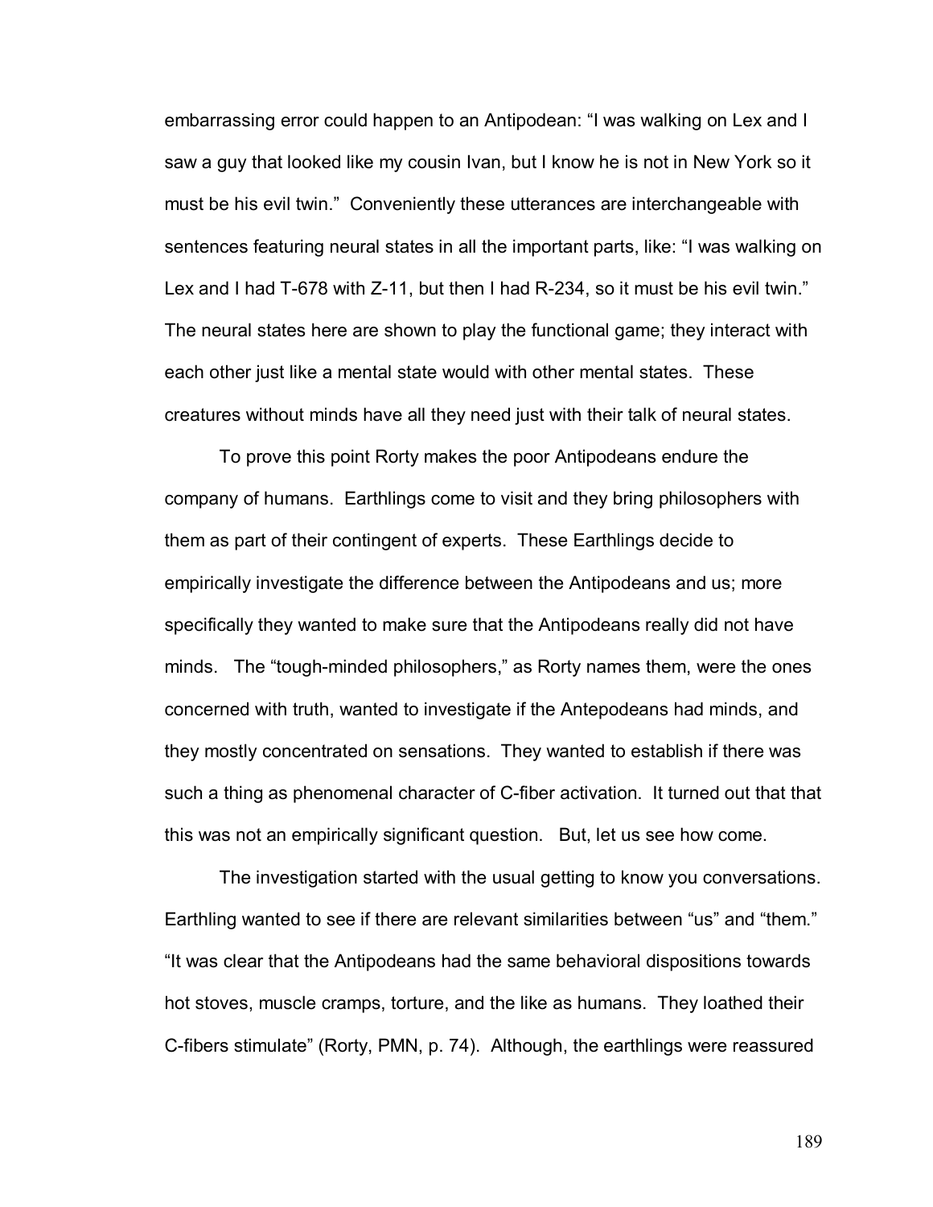embarrassing error could happen to an Antipodean: "I was walking on Lex and I saw a guy that looked like my cousin Ivan, but I know he is not in New York so it must be his evil twin." Conveniently these utterances are interchangeable with sentences featuring neural states in all the important parts, like: "I was walking on Lex and I had T-678 with Z-11, but then I had R-234, so it must be his evil twin." The neural states here are shown to play the functional game; they interact with each other just like a mental state would with other mental states. These creatures without minds have all they need just with their talk of neural states.

To prove this point Rorty makes the poor Antipodeans endure the company of humans. Earthlings come to visit and they bring philosophers with them as part of their contingent of experts. These Earthlings decide to empirically investigate the difference between the Antipodeans and us; more specifically they wanted to make sure that the Antipodeans really did not have minds. The "tough-minded philosophers," as Rorty names them, were the ones concerned with truth, wanted to investigate if the Antepodeans had minds, and they mostly concentrated on sensations. They wanted to establish if there was such a thing as phenomenal character of C-fiber activation. It turned out that that this was not an empirically significant question. But, let us see how come.

The investigation started with the usual getting to know you conversations. Earthling wanted to see if there are relevant similarities between "us" and "them." "It was clear that the Antipodeans had the same behavioral dispositions towards hot stoves, muscle cramps, torture, and the like as humans. They loathed their C-fibers stimulate" (Rorty, PMN, p. 74). Although, the earthlings were reassured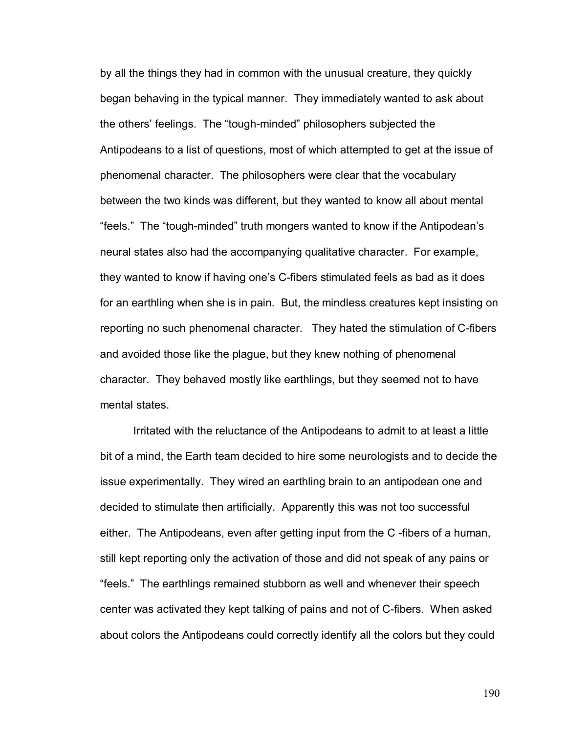by all the things they had in common with the unusual creature, they quickly began behaving in the typical manner. They immediately wanted to ask about the others' feelings. The "tough-minded" philosophers subjected the Antipodeans to a list of questions, most of which attempted to get at the issue of phenomenal character. The philosophers were clear that the vocabulary between the two kinds was different, but they wanted to know all about mental "feels." The "tough-minded" truth mongers wanted to know if the Antipodean's neural states also had the accompanying qualitative character. For example, they wanted to know if having one's C-fibers stimulated feels as bad as it does for an earthling when she is in pain. But, the mindless creatures kept insisting on reporting no such phenomenal character. They hated the stimulation of C-fibers and avoided those like the plague, but they knew nothing of phenomenal character. They behaved mostly like earthlings, but they seemed not to have mental states.

Irritated with the reluctance of the Antipodeans to admit to at least a little bit of a mind, the Earth team decided to hire some neurologists and to decide the issue experimentally. They wired an earthling brain to an antipodean one and decided to stimulate then artificially. Apparently this was not too successful either. The Antipodeans, even after getting input from the C -fibers of a human, still kept reporting only the activation of those and did not speak of any pains or "feels." The earthlings remained stubborn as well and whenever their speech center was activated they kept talking of pains and not of C-fibers. When asked about colors the Antipodeans could correctly identify all the colors but they could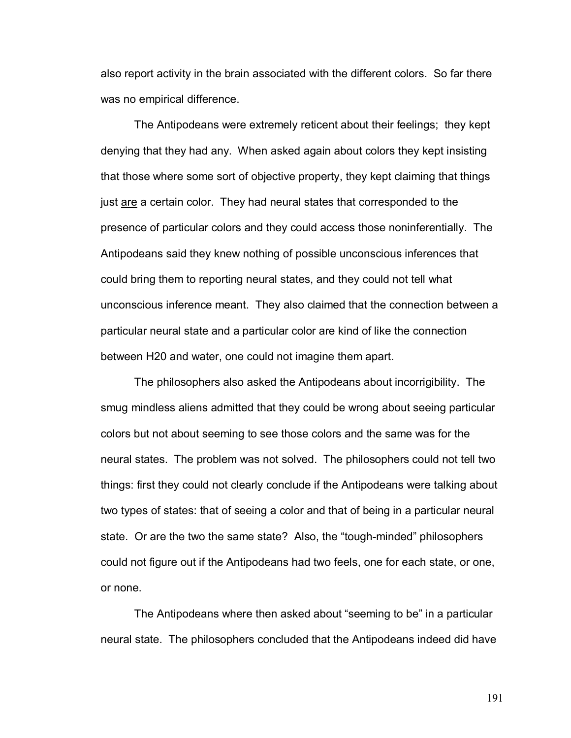also report activity in the brain associated with the different colors. So far there was no empirical difference.

The Antipodeans were extremely reticent about their feelings; they kept denying that they had any. When asked again about colors they kept insisting that those where some sort of objective property, they kept claiming that things just <u>are</u> a certain color. They had neural states that corresponded to the presence of particular colors and they could access those noninferentially. The Antipodeans said they knew nothing of possible unconscious inferences that could bring them to reporting neural states, and they could not tell what unconscious inference meant. They also claimed that the connection between a particular neural state and a particular color are kind of like the connection between H20 and water, one could not imagine them apart.

The philosophers also asked the Antipodeans about incorrigibility. The smug mindless aliens admitted that they could be wrong about seeing particular colors but not about seeming to see those colors and the same was for the neural states. The problem was not solved. The philosophers could not tell two things: first they could not clearly conclude if the Antipodeans were talking about two types of states: that of seeing a color and that of being in a particular neural state. Or are the two the same state? Also, the "tough-minded" philosophers could not figure out if the Antipodeans had two feels, one for each state, or one, or none.

The Antipodeans where then asked about "seeming to be" in a particular neural state. The philosophers concluded that the Antipodeans indeed did have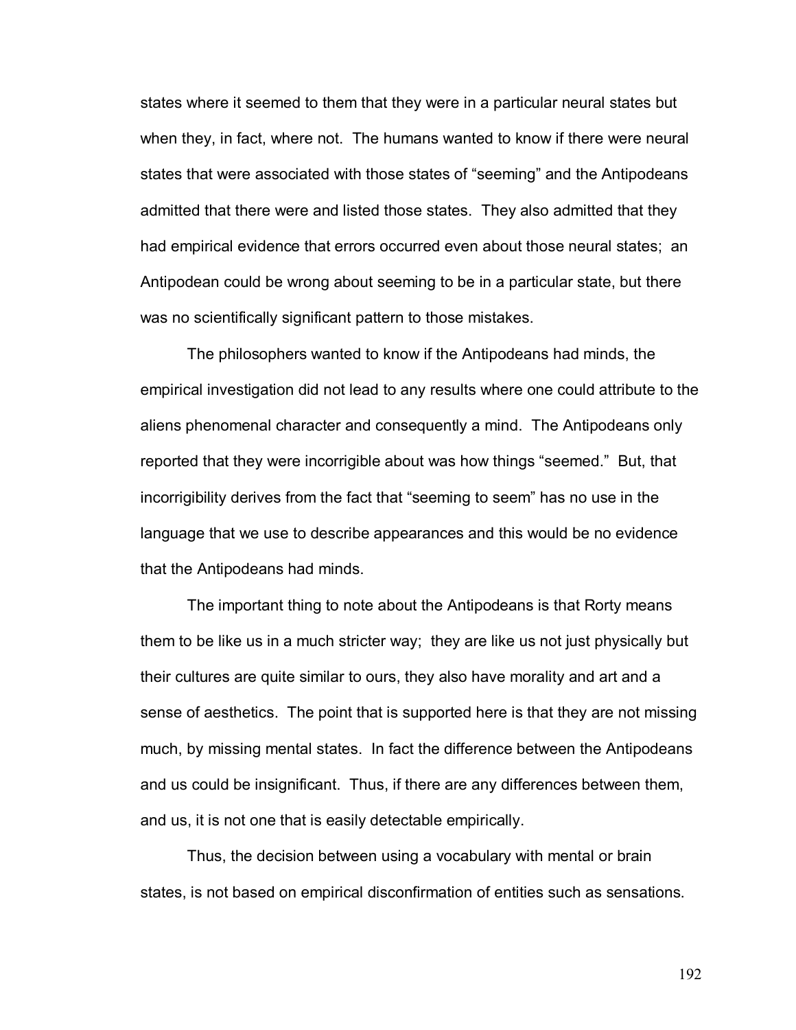states where it seemed to them that they were in a particular neural states but when they, in fact, where not. The humans wanted to know if there were neural states that were associated with those states of "seeming" and the Antipodeans admitted that there were and listed those states. They also admitted that they had empirical evidence that errors occurred even about those neural states; an Antipodean could be wrong about seeming to be in a particular state, but there was no scientifically significant pattern to those mistakes.

The philosophers wanted to know if the Antipodeans had minds, the empirical investigation did not lead to any results where one could attribute to the aliens phenomenal character and consequently a mind. The Antipodeans only reported that they were incorrigible about was how things "seemed." But, that incorrigibility derives from the fact that "seeming to seem" has no use in the language that we use to describe appearances and this would be no evidence that the Antipodeans had minds.

The important thing to note about the Antipodeans is that Rorty means them to be like us in a much stricter way; they are like us not just physically but their cultures are quite similar to ours, they also have morality and art and a sense of aesthetics. The point that is supported here is that they are not missing much, by missing mental states. In fact the difference between the Antipodeans and us could be insignificant. Thus, if there are any differences between them, and us, it is not one that is easily detectable empirically.

Thus, the decision between using a vocabulary with mental or brain states, is not based on empirical disconfirmation of entities such as sensations.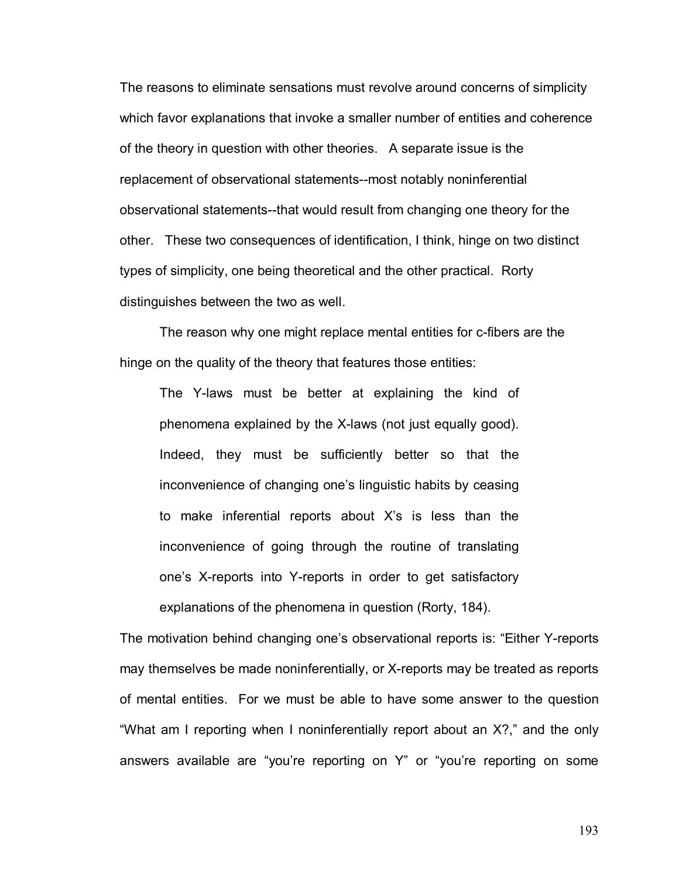The reasons to eliminate sensations must revolve around concerns of simplicity which favor explanations that invoke a smaller number of entities and coherence of the theory in question with other theories. A separate issue is the replacement of observational statements--most notably noninferential observational statements--that would result from changing one theory for the other. These two consequences of identification, I think, hinge on two distinct types of simplicity, one being theoretical and the other practical. Rorty distinguishes between the two as well.

The reason why one might replace mental entities for c-fibers are the hinge on the quality of the theory that features those entities:

> The Y-laws must be better at explaining the kind of phenomena explained by the X-laws (not just equally good). Indeed, they must be sufficiently better so that the inconvenience of changing one's linguistic habits by ceasing to make inferential reports about X's is less than the inconvenience of going through the routine of translating one's X-reports into Y-reports in order to get satisfactory explanations of the phenomena in question (Rorty, 184).

The motivation behind changing one's observational reports is: "Either Y-reports may themselves be made noninferentially, or X-reports may be treated as reports of mental entities. For we must be able to have some answer to the question "What am I reporting when I noninferentially report about an X?," and the only answers available are "you're reporting on Y" or "you're reporting on some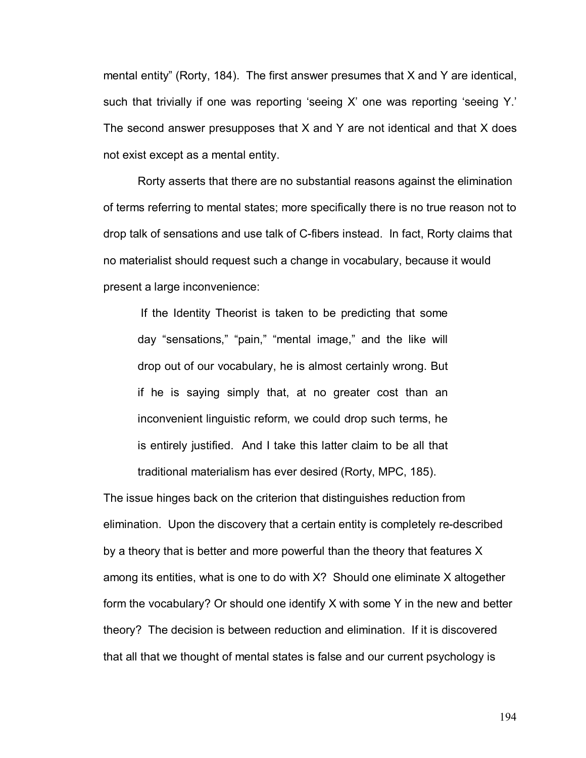mental entity" (Rorty, 184). The first answer presumes that X and Y are identical, such that trivially if one was reporting 'seeing X' one was reporting 'seeing Y.' The second answer presupposes that X and Y are not identical and that X does not exist except as a mental entity.

Rorty asserts that there are no substantial reasons against the elimination of terms referring to mental states; more specifically there is no true reason not to drop talk of sensations and use talk of C-fibers instead. In fact, Rorty claims that no materialist should request such a change in vocabulary, because it would present a large inconvenience:

> If the Identity Theorist is taken to be predicting that some day "sensations," "pain," "mental image," and the like will drop out of our vocabulary, he is almost certainly wrong. But if he is saying simply that, at no greater cost than an inconvenient linguistic reform, we could drop such terms, he is entirely justified. And I take this latter claim to be all that traditional materialism has ever desired (Rorty, MPC, 185).

The issue hinges back on the criterion that distinguishes reduction from elimination. Upon the discovery that a certain entity is completely re-described by a theory that is better and more powerful than the theory that features X among its entities, what is one to do with X? Should one eliminate X altogether form the vocabulary? Or should one identify X with some Y in the new and better theory? The decision is between reduction and elimination. If it is discovered that all that we thought of mental states is false and our current psychology is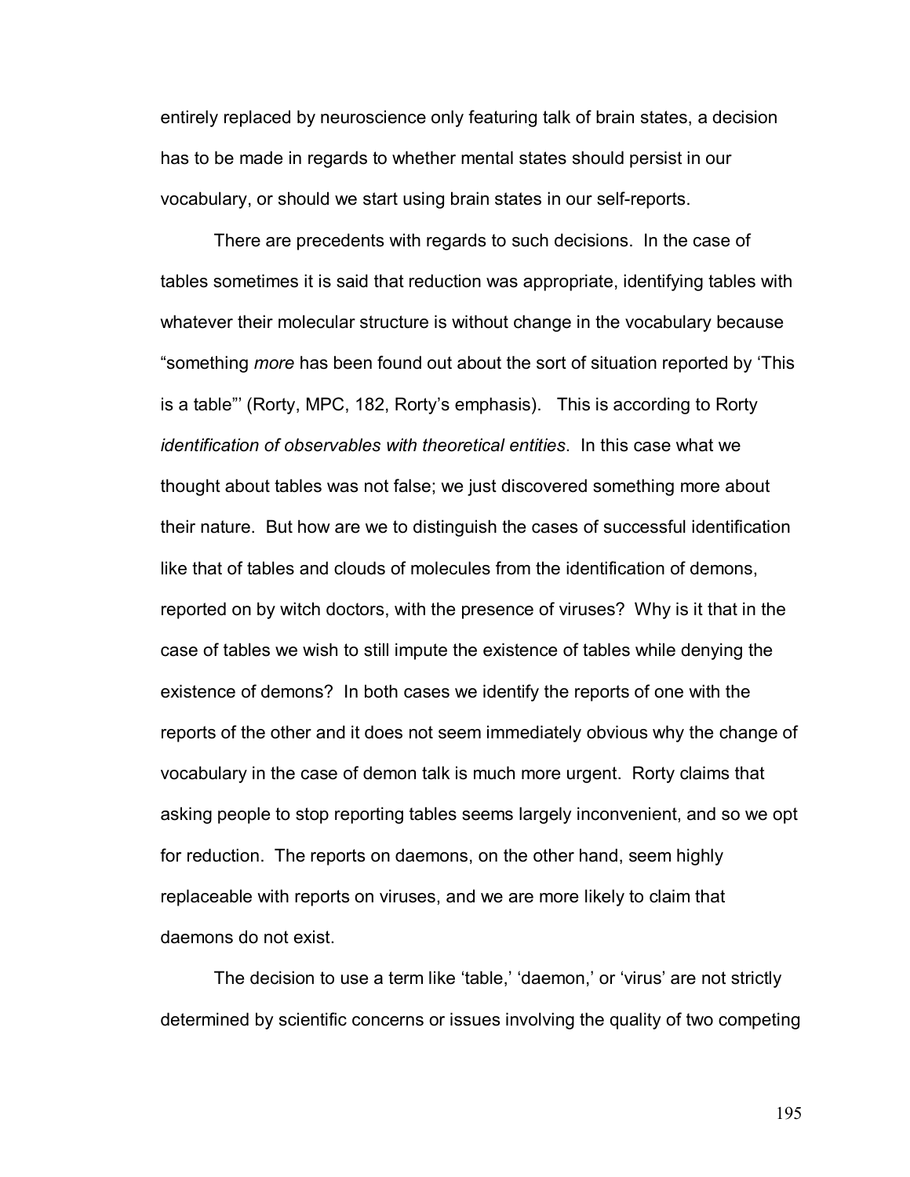entirely replaced by neuroscience only featuring talk of brain states, a decision has to be made in regards to whether mental states should persist in our vocabulary, or should we start using brain states in our self-reports.

There are precedents with regards to such decisions. In the case of tables sometimes it is said that reduction was appropriate, identifying tables with whatever their molecular structure is without change in the vocabulary because "something *more* has been found out about the sort of situation reported by 'This is a table"' (Rorty, MPC, 182, Rorty's emphasis). This is according to Rorty *identification of observables with theoretical entities*. In this case what we thought about tables was not false; we just discovered something more about their nature. But how are we to distinguish the cases of successful identification like that of tables and clouds of molecules from the identification of demons, reported on by witch doctors, with the presence of viruses? Why is it that in the case of tables we wish to still impute the existence of tables while denying the existence of demons? In both cases we identify the reports of one with the reports of the other and it does not seem immediately obvious why the change of vocabulary in the case of demon talk is much more urgent. Rorty claims that asking people to stop reporting tables seems largely inconvenient, and so we opt for reduction. The reports on daemons, on the other hand, seem highly replaceable with reports on viruses, and we are more likely to claim that daemons do not exist.

The decision to use a term like 'table,' 'daemon,' or 'virus' are not strictly determined by scientific concerns or issues involving the quality of two competing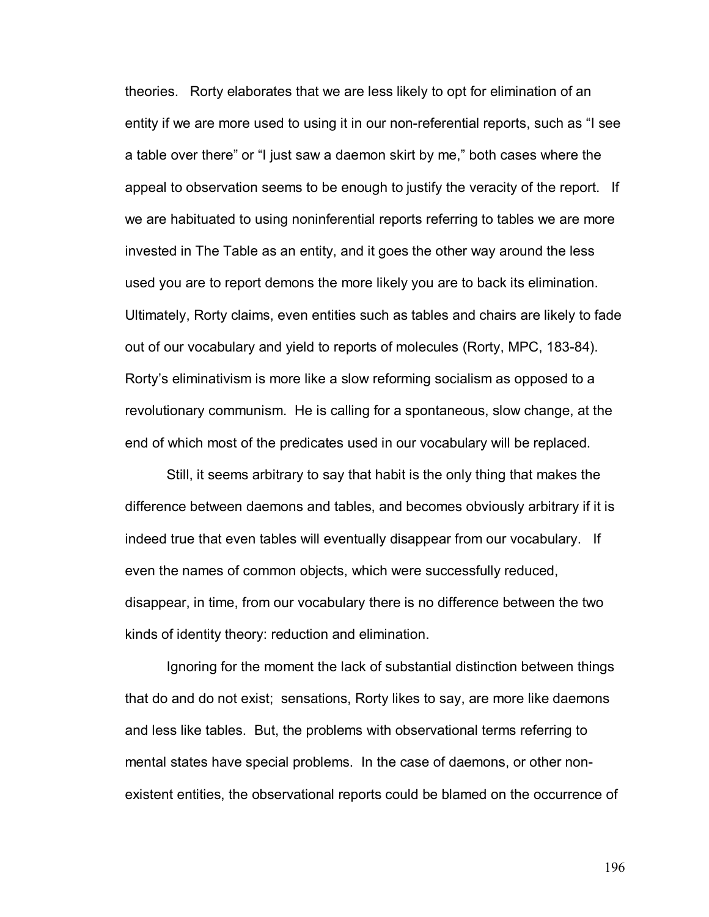theories. Rorty elaborates that we are less likely to opt for elimination of an entity if we are more used to using it in our non-referential reports, such as "I see a table over there" or "I just saw a daemon skirt by me," both cases where the appeal to observation seems to be enough to justify the veracity of the report. If we are habituated to using noninferential reports referring to tables we are more invested in The Table as an entity, and it goes the other way around the less used you are to report demons the more likely you are to back its elimination. Ultimately, Rorty claims, even entities such as tables and chairs are likely to fade out of our vocabulary and yield to reports of molecules (Rorty, MPC, 183-84). Rorty's eliminativism is more like a slow reforming socialism as opposed to a revolutionary communism. He is calling for a spontaneous, slow change, at the end of which most of the predicates used in our vocabulary will be replaced.

Still, it seems arbitrary to say that habit is the only thing that makes the difference between daemons and tables, and becomes obviously arbitrary if it is indeed true that even tables will eventually disappear from our vocabulary. If even the names of common objects, which were successfully reduced, disappear, in time, from our vocabulary there is no difference between the two kinds of identity theory: reduction and elimination.

Ignoring for the moment the lack of substantial distinction between things that do and do not exist; sensations, Rorty likes to say, are more like daemons and less like tables. But, the problems with observational terms referring to mental states have special problems. In the case of daemons, or other non-existent entities, the observational reports could be blamed on the occurrence of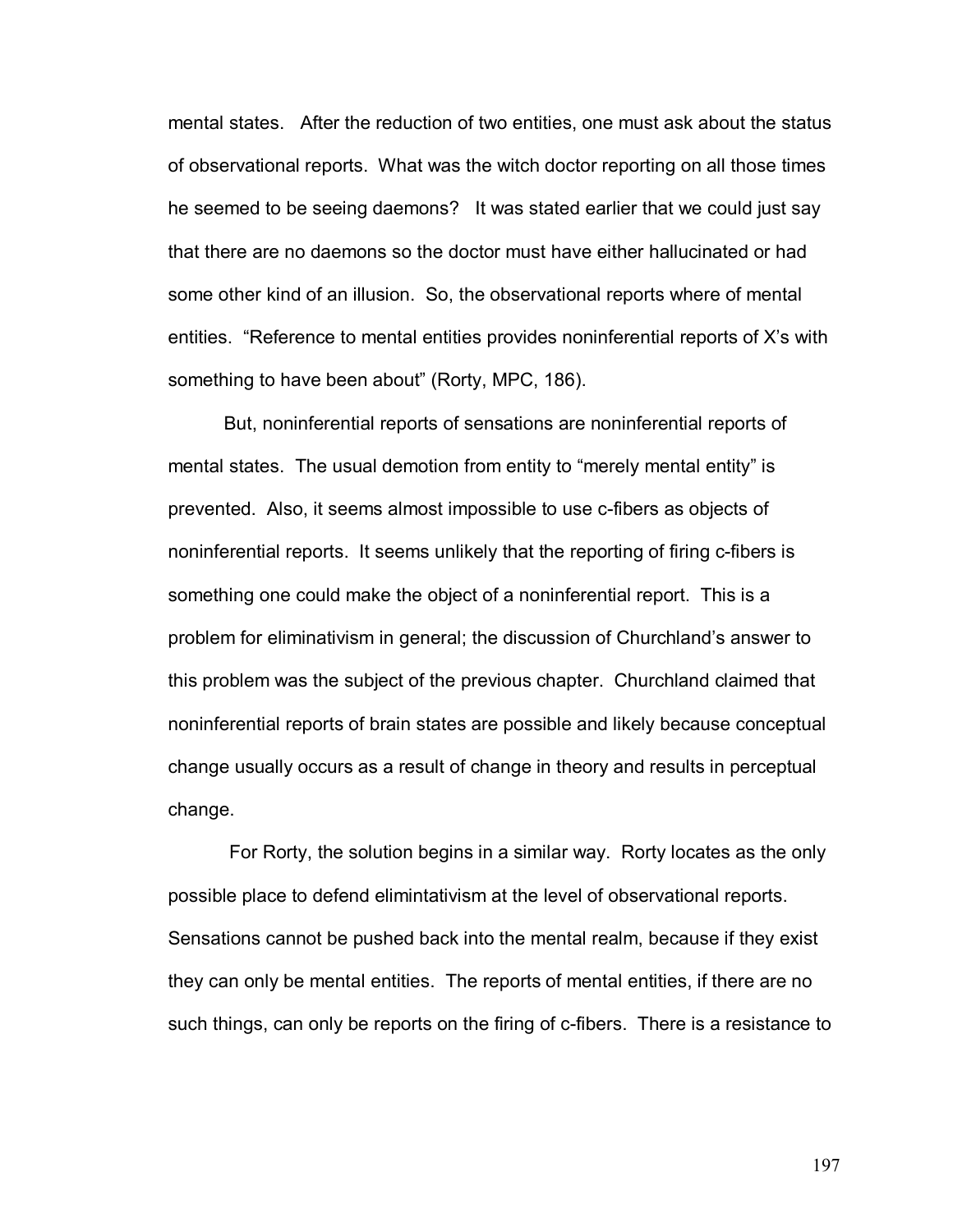mental states. After the reduction of two entities, one must ask about the status of observational reports. What was the witch doctor reporting on all those times he seemed to be seeing daemons? It was stated earlier that we could just say that there are no daemons so the doctor must have either hallucinated or had some other kind of an illusion. So, the observational reports where of mental entities. "Reference to mental entities provides noninferential reports of X's with something to have been about" (Rorty, MPC, 186).

But, noninferential reports of sensations are noninferential reports of mental states. The usual demotion from entity to "merely mental entity" is prevented. Also, it seems almost impossible to use c-fibers as objects of noninferential reports. It seems unlikely that the reporting of firing c-fibers is something one could make the object of a noninferential report. This is a problem for eliminativism in general; the discussion of Churchland's answer to this problem was the subject of the previous chapter. Churchland claimed that noninferential reports of brain states are possible and likely because conceptual change usually occurs as a result of change in theory and results in perceptual change.

For Rorty, the solution begins in a similar way. Rorty locates as the only possible place to defend elimintativism at the level of observational reports. Sensations cannot be pushed back into the mental realm, because if they exist they can only be mental entities. The reports of mental entities, if there are no such things, can only be reports on the firing of c-fibers. There is a resistance to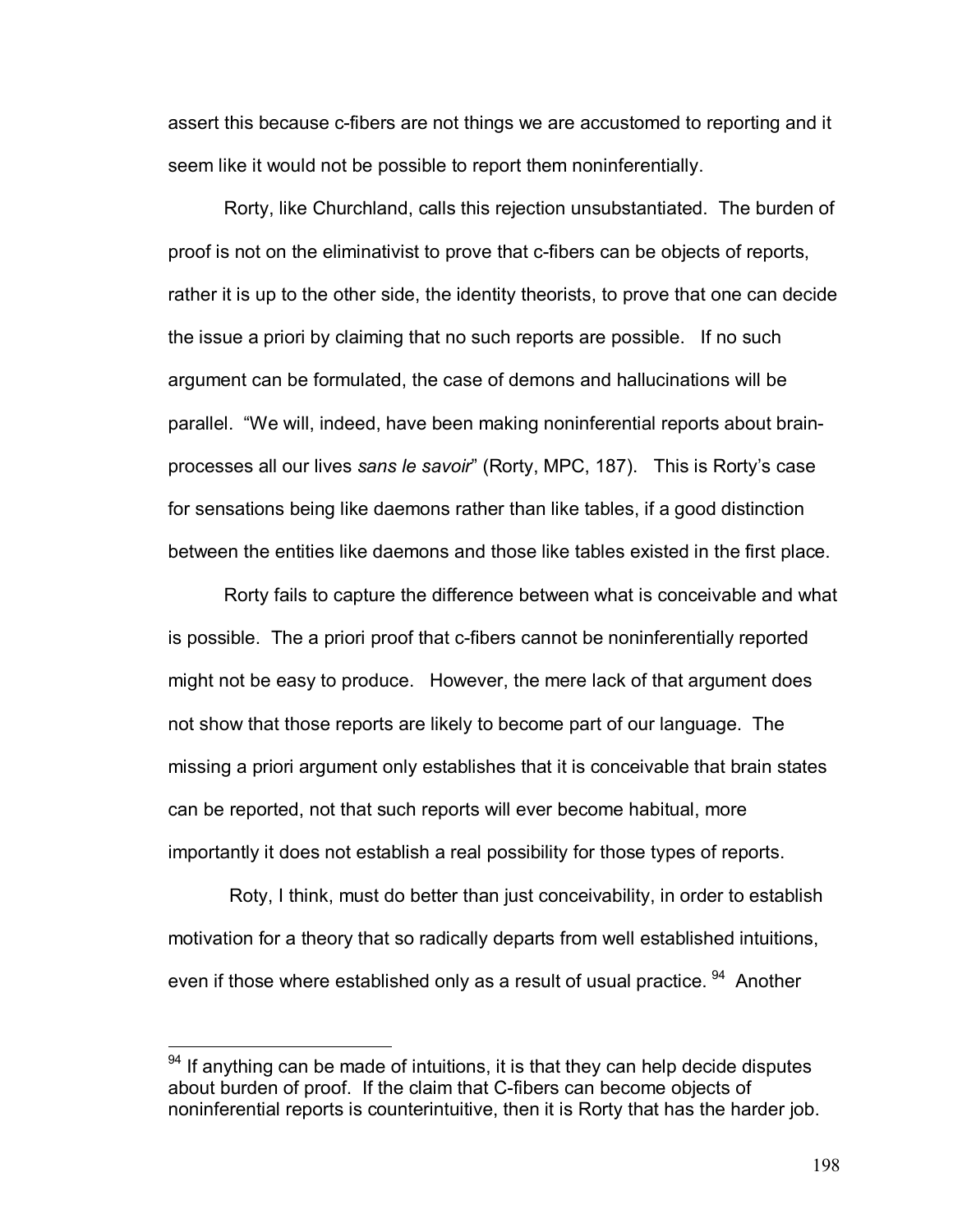assert this because c-fibers are not things we are accustomed to reporting and it seem like it would not be possible to report them noninferentially.

Rorty, like Churchland, calls this rejection unsubstantiated. The burden of proof is not on the eliminativist to prove that c-fibers can be objects of reports, rather it is up to the other side, the identity theorists, to prove that one can decide the issue a priori by claiming that no such reports are possible. If no such argument can be formulated, the case of demons and hallucinations will be parallel. "We will, indeed, have been making noninferential reports about brain-processes all our lives *sans le savoir*" (Rorty, MPC, 187). This is Rorty's case for sensations being like daemons rather than like tables, if a good distinction between the entities like daemons and those like tables existed in the first place.

Rorty fails to capture the difference between what is conceivable and what is possible. The a priori proof that c-fibers cannot be noninferentially reported might not be easy to produce. However, the mere lack of that argument does not show that those reports are likely to become part of our language. The missing a priori argument only establishes that it is conceivable that brain states can be reported, not that such reports will ever become habitual, more importantly it does not establish a real possibility for those types of reports.

Roty, I think, must do better than just conceivability, in order to establish motivation for a theory that so radically departs from well established intuitions, even if those where established only as a result of usual practice. [94] Another

---

[94] If anything can be made of intuitions, it is that they can help decide disputes about burden of proof. If the claim that C-fibers can become objects of noninferential reports is counterintuitive, then it is Rorty that has the harder job.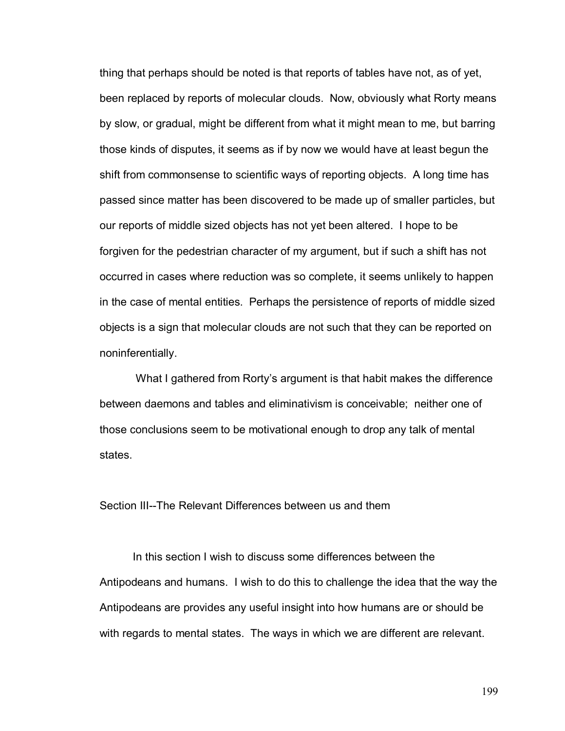thing that perhaps should be noted is that reports of tables have not, as of yet, been replaced by reports of molecular clouds. Now, obviously what Rorty means by slow, or gradual, might be different from what it might mean to me, but barring those kinds of disputes, it seems as if by now we would have at least begun the shift from commonsense to scientific ways of reporting objects. A long time has passed since matter has been discovered to be made up of smaller particles, but our reports of middle sized objects has not yet been altered. I hope to be forgiven for the pedestrian character of my argument, but if such a shift has not occurred in cases where reduction was so complete, it seems unlikely to happen in the case of mental entities. Perhaps the persistence of reports of middle sized objects is a sign that molecular clouds are not such that they can be reported on noninferentially.

What I gathered from Rorty's argument is that habit makes the difference between daemons and tables and eliminativism is conceivable; neither one of those conclusions seem to be motivational enough to drop any talk of mental states.

## Section III--The Relevant Differences between us and them

In this section I wish to discuss some differences between the Antipodeans and humans. I wish to do this to challenge the idea that the way the Antipodeans are provides any useful insight into how humans are or should be with regards to mental states. The ways in which we are different are relevant.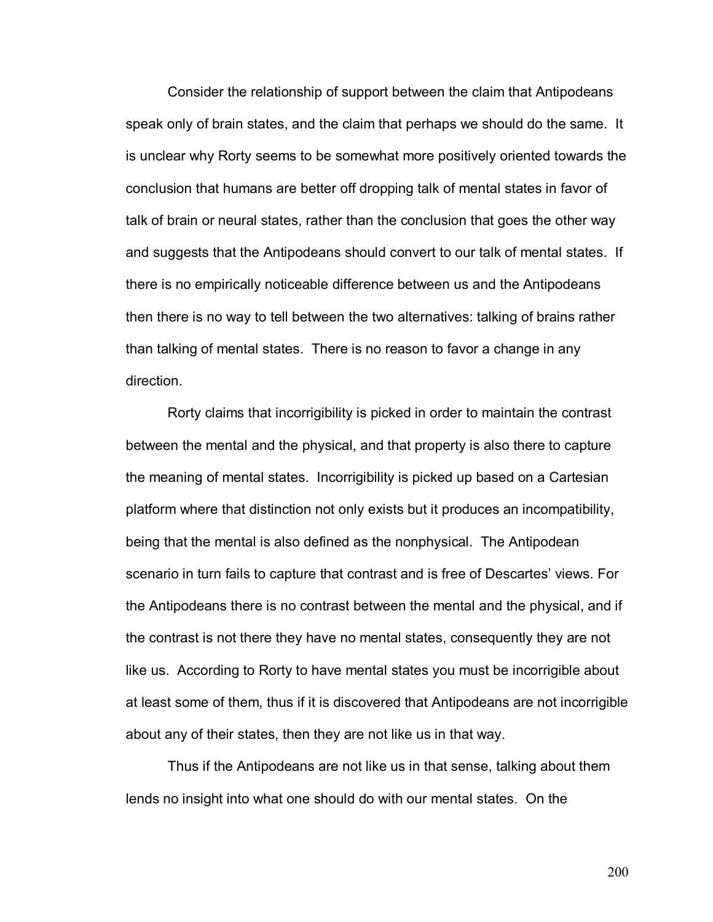Consider the relationship of support between the claim that Antipodeans speak only of brain states, and the claim that perhaps we should do the same. It is unclear why Rorty seems to be somewhat more positively oriented towards the conclusion that humans are better off dropping talk of mental states in favor of talk of brain or neural states, rather than the conclusion that goes the other way and suggests that the Antipodeans should convert to our talk of mental states. If there is no empirically noticeable difference between us and the Antipodeans then there is no way to tell between the two alternatives: talking of brains rather than talking of mental states. There is no reason to favor a change in any direction.

Rorty claims that incorrigibility is picked in order to maintain the contrast between the mental and the physical, and that property is also there to capture the meaning of mental states. Incorrigibility is picked up based on a Cartesian platform where that distinction not only exists but it produces an incompatibility, being that the mental is also defined as the nonphysical. The Antipodean scenario in turn fails to capture that contrast and is free of Descartes' views. For the Antipodeans there is no contrast between the mental and the physical, and if the contrast is not there they have no mental states, consequently they are not like us. According to Rorty to have mental states you must be incorrigible about at least some of them, thus if it is discovered that Antipodeans are not incorrigible about any of their states, then they are not like us in that way.

Thus if the Antipodeans are not like us in that sense, talking about them lends no insight into what one should do with our mental states. On the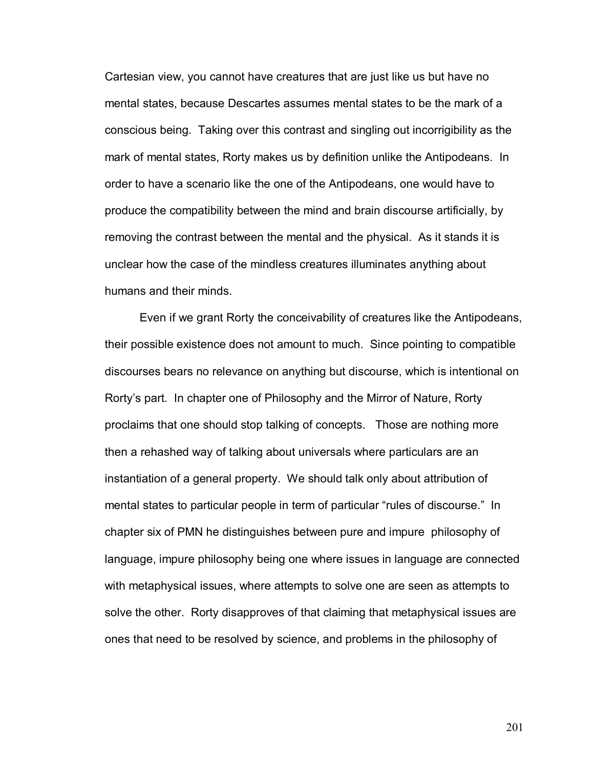Cartesian view, you cannot have creatures that are just like us but have no mental states, because Descartes assumes mental states to be the mark of a conscious being. Taking over this contrast and singling out incorrigibility as the mark of mental states, Rorty makes us by definition unlike the Antipodeans. In order to have a scenario like the one of the Antipodeans, one would have to produce the compatibility between the mind and brain discourse artificially, by removing the contrast between the mental and the physical. As it stands it is unclear how the case of the mindless creatures illuminates anything about humans and their minds.

Even if we grant Rorty the conceivability of creatures like the Antipodeans, their possible existence does not amount to much. Since pointing to compatible discourses bears no relevance on anything but discourse, which is intentional on Rorty's part. In chapter one of Philosophy and the Mirror of Nature, Rorty proclaims that one should stop talking of concepts. Those are nothing more then a rehashed way of talking about universals where particulars are an instantiation of a general property. We should talk only about attribution of mental states to particular people in term of particular "rules of discourse." In chapter six of PMN he distinguishes between pure and impure philosophy of language, impure philosophy being one where issues in language are connected with metaphysical issues, where attempts to solve one are seen as attempts to solve the other. Rorty disapproves of that claiming that metaphysical issues are ones that need to be resolved by science, and problems in the philosophy of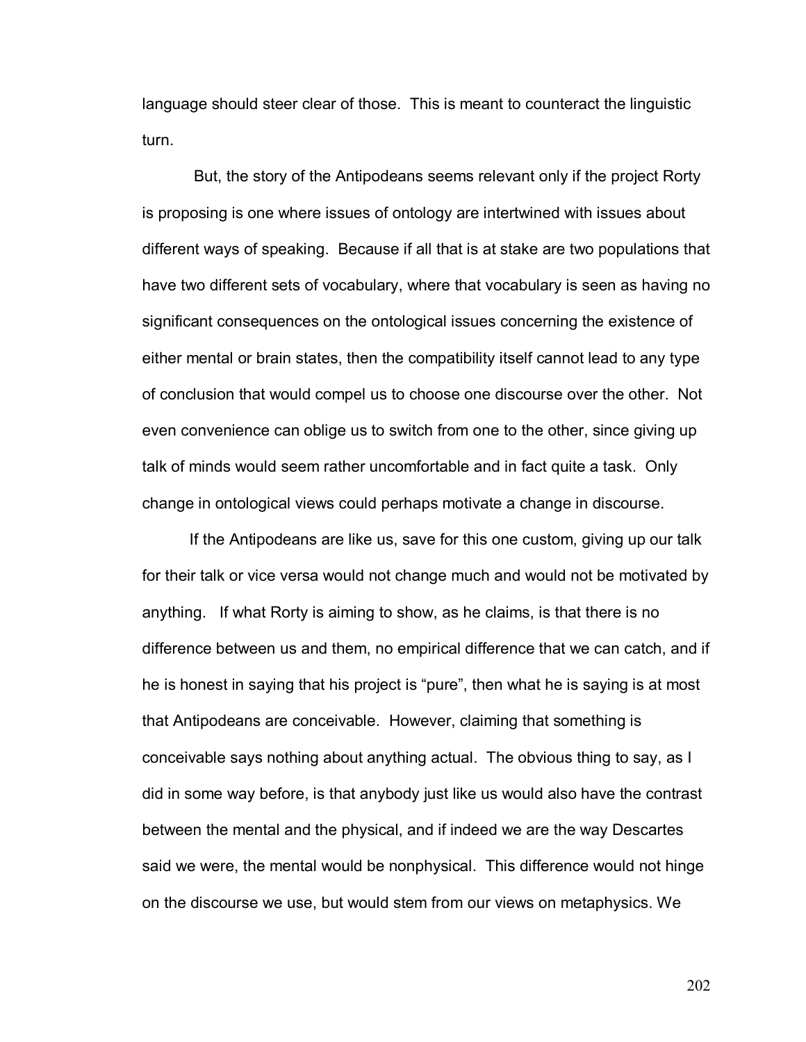language should steer clear of those. This is meant to counteract the linguistic turn.

But, the story of the Antipodeans seems relevant only if the project Rorty is proposing is one where issues of ontology are intertwined with issues about different ways of speaking. Because if all that is at stake are two populations that have two different sets of vocabulary, where that vocabulary is seen as having no significant consequences on the ontological issues concerning the existence of either mental or brain states, then the compatibility itself cannot lead to any type of conclusion that would compel us to choose one discourse over the other. Not even convenience can oblige us to switch from one to the other, since giving up talk of minds would seem rather uncomfortable and in fact quite a task. Only change in ontological views could perhaps motivate a change in discourse.

If the Antipodeans are like us, save for this one custom, giving up our talk for their talk or vice versa would not change much and would not be motivated by anything. If what Rorty is aiming to show, as he claims, is that there is no difference between us and them, no empirical difference that we can catch, and if he is honest in saying that his project is "pure", then what he is saying is at most that Antipodeans are conceivable. However, claiming that something is conceivable says nothing about anything actual. The obvious thing to say, as I did in some way before, is that anybody just like us would also have the contrast between the mental and the physical, and if indeed we are the way Descartes said we were, the mental would be nonphysical. This difference would not hinge on the discourse we use, but would stem from our views on metaphysics. We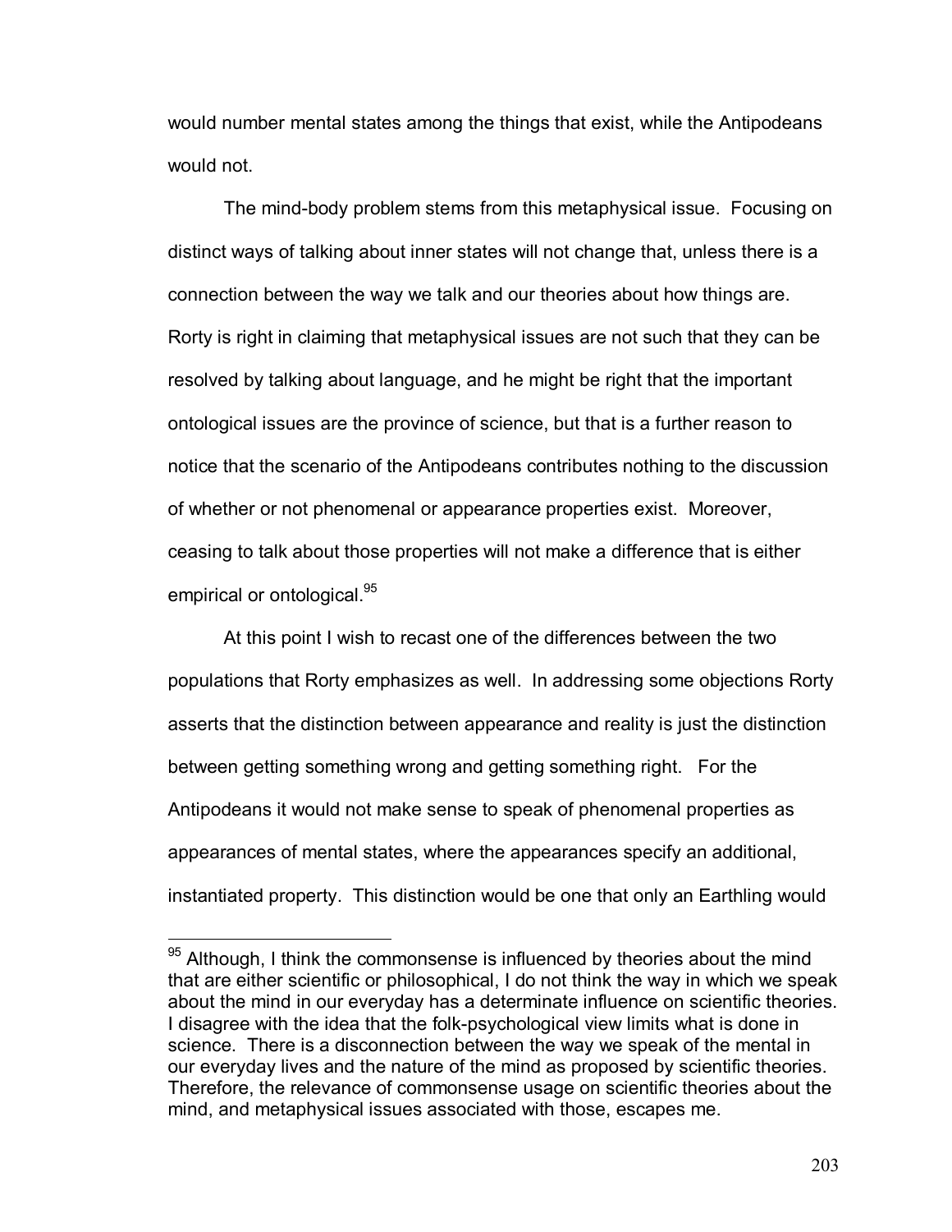would number mental states among the things that exist, while the Antipodeans would not.

The mind-body problem stems from this metaphysical issue. Focusing on distinct ways of talking about inner states will not change that, unless there is a connection between the way we talk and our theories about how things are. Rorty is right in claiming that metaphysical issues are not such that they can be resolved by talking about language, and he might be right that the important ontological issues are the province of science, but that is a further reason to notice that the scenario of the Antipodeans contributes nothing to the discussion of whether or not phenomenal or appearance properties exist. Moreover, ceasing to talk about those properties will not make a difference that is either empirical or ontological.[95]

At this point I wish to recast one of the differences between the two populations that Rorty emphasizes as well. In addressing some objections Rorty asserts that the distinction between appearance and reality is just the distinction between getting something wrong and getting something right. For the Antipodeans it would not make sense to speak of phenomenal properties as appearances of mental states, where the appearances specify an additional, instantiated property. This distinction would be one that only an Earthling would

[95] Although, I think the commonsense is influenced by theories about the mind that are either scientific or philosophical, I do not think the way in which we speak about the mind in our everyday has a determinate influence on scientific theories. I disagree with the idea that the folk-psychological view limits what is done in science. There is a disconnection between the way we speak of the mental in our everyday lives and the nature of the mind as proposed by scientific theories. Therefore, the relevance of commonsense usage on scientific theories about the mind, and metaphysical issues associated with those, escapes me.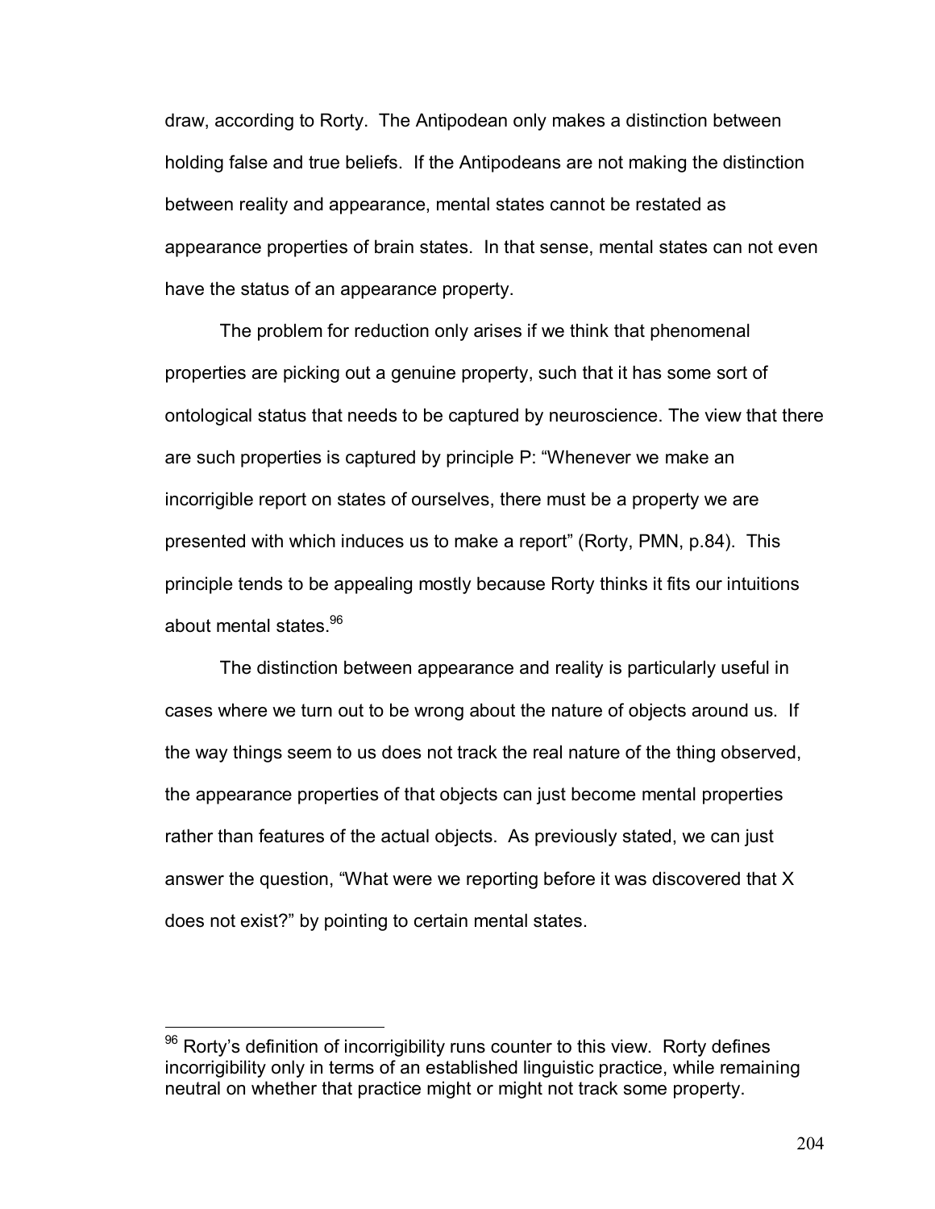draw, according to Rorty. The Antipodean only makes a distinction between holding false and true beliefs. If the Antipodeans are not making the distinction between reality and appearance, mental states cannot be restated as appearance properties of brain states. In that sense, mental states can not even have the status of an appearance property.

The problem for reduction only arises if we think that phenomenal properties are picking out a genuine property, such that it has some sort of ontological status that needs to be captured by neuroscience. The view that there are such properties is captured by principle P: "Whenever we make an incorrigible report on states of ourselves, there must be a property we are presented with which induces us to make a report" (Rorty, PMN, p.84). This principle tends to be appealing mostly because Rorty thinks it fits our intuitions about mental states.[96]

The distinction between appearance and reality is particularly useful in cases where we turn out to be wrong about the nature of objects around us. If the way things seem to us does not track the real nature of the thing observed, the appearance properties of that objects can just become mental properties rather than features of the actual objects. As previously stated, we can just answer the question, "What were we reporting before it was discovered that X does not exist?" by pointing to certain mental states.

[96] Rorty's definition of incorrigibility runs counter to this view. Rorty defines incorrigibility only in terms of an established linguistic practice, while remaining neutral on whether that practice might or might not track some property.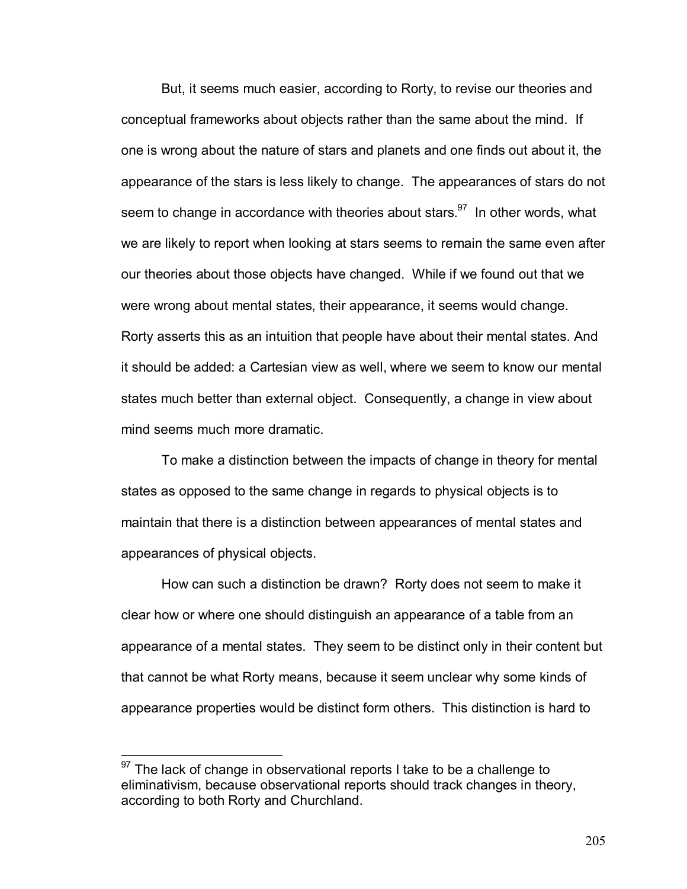But, it seems much easier, according to Rorty, to revise our theories and conceptual frameworks about objects rather than the same about the mind. If one is wrong about the nature of stars and planets and one finds out about it, the appearance of the stars is less likely to change. The appearances of stars do not seem to change in accordance with theories about stars.[97] In other words, what we are likely to report when looking at stars seems to remain the same even after our theories about those objects have changed. While if we found out that we were wrong about mental states, their appearance, it seems would change. Rorty asserts this as an intuition that people have about their mental states. And it should be added: a Cartesian view as well, where we seem to know our mental states much better than external object. Consequently, a change in view about mind seems much more dramatic.

To make a distinction between the impacts of change in theory for mental states as opposed to the same change in regards to physical objects is to maintain that there is a distinction between appearances of mental states and appearances of physical objects.

How can such a distinction be drawn? Rorty does not seem to make it clear how or where one should distinguish an appearance of a table from an appearance of a mental states. They seem to be distinct only in their content but that cannot be what Rorty means, because it seem unclear why some kinds of appearance properties would be distinct form others. This distinction is hard to

[97] The lack of change in observational reports I take to be a challenge to eliminativism, because observational reports should track changes in theory, according to both Rorty and Churchland.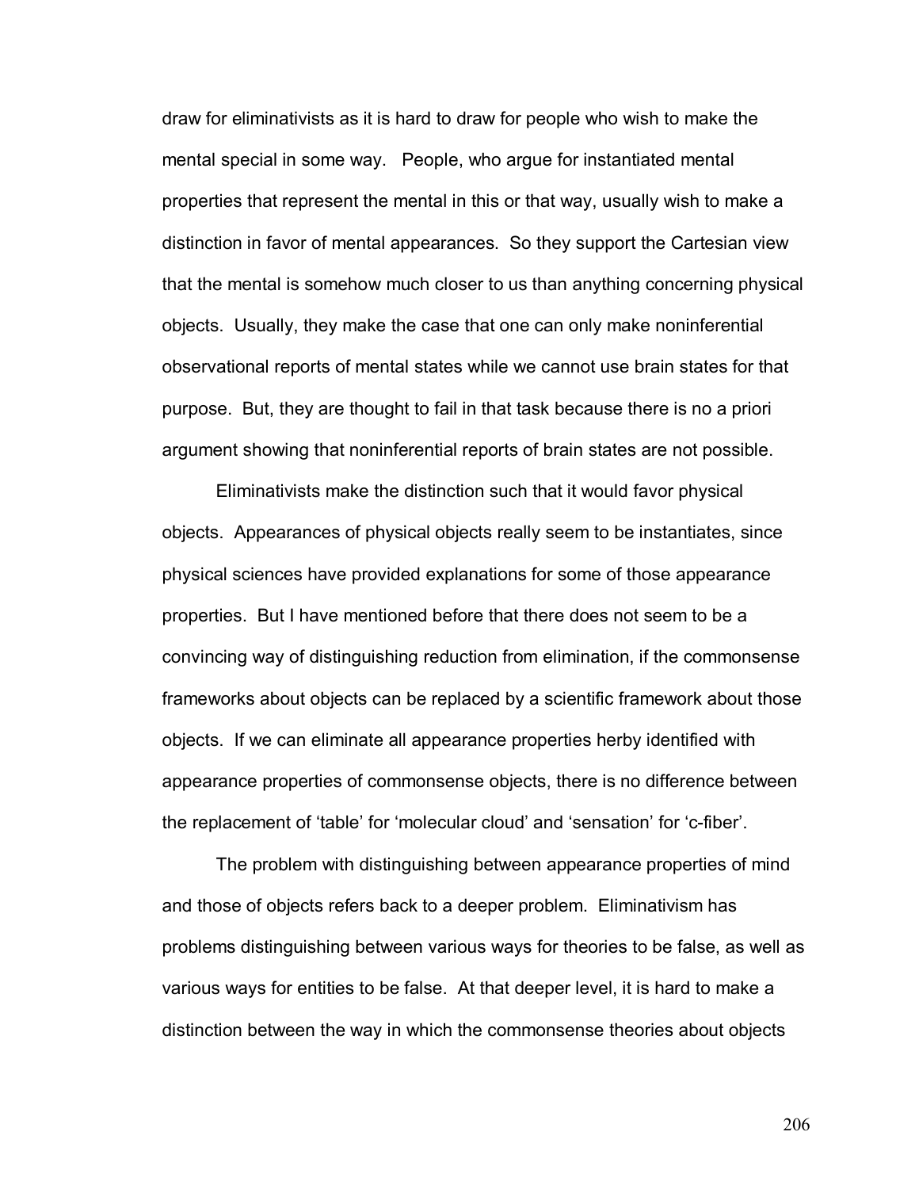draw for eliminativists as it is hard to draw for people who wish to make the mental special in some way. People, who argue for instantiated mental properties that represent the mental in this or that way, usually wish to make a distinction in favor of mental appearances. So they support the Cartesian view that the mental is somehow much closer to us than anything concerning physical objects. Usually, they make the case that one can only make noninferential observational reports of mental states while we cannot use brain states for that purpose. But, they are thought to fail in that task because there is no a priori argument showing that noninferential reports of brain states are not possible.

Eliminativists make the distinction such that it would favor physical objects. Appearances of physical objects really seem to be instantiates, since physical sciences have provided explanations for some of those appearance properties. But I have mentioned before that there does not seem to be a convincing way of distinguishing reduction from elimination, if the commonsense frameworks about objects can be replaced by a scientific framework about those objects. If we can eliminate all appearance properties herby identified with appearance properties of commonsense objects, there is no difference between the replacement of 'table' for 'molecular cloud' and 'sensation' for 'c-fiber'.

The problem with distinguishing between appearance properties of mind and those of objects refers back to a deeper problem. Eliminativism has problems distinguishing between various ways for theories to be false, as well as various ways for entities to be false. At that deeper level, it is hard to make a distinction between the way in which the commonsense theories about objects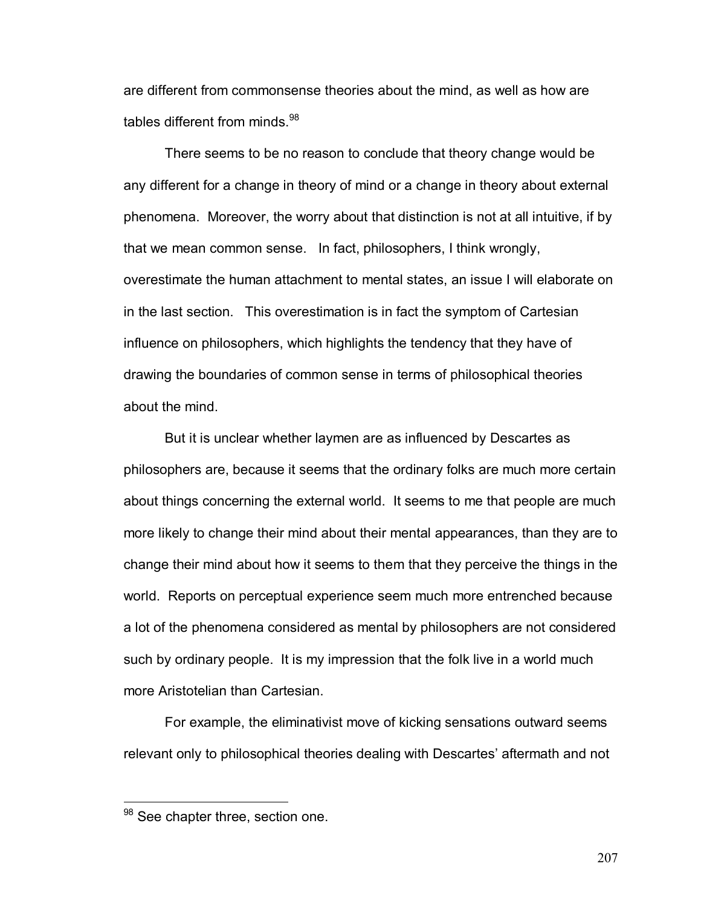are different from commonsense theories about the mind, as well as how are tables different from minds.[98]

There seems to be no reason to conclude that theory change would be any different for a change in theory of mind or a change in theory about external phenomena. Moreover, the worry about that distinction is not at all intuitive, if by that we mean common sense. In fact, philosophers, I think wrongly, overestimate the human attachment to mental states, an issue I will elaborate on in the last section. This overestimation is in fact the symptom of Cartesian influence on philosophers, which highlights the tendency that they have of drawing the boundaries of common sense in terms of philosophical theories about the mind.

But it is unclear whether laymen are as influenced by Descartes as philosophers are, because it seems that the ordinary folks are much more certain about things concerning the external world. It seems to me that people are much more likely to change their mind about their mental appearances, than they are to change their mind about how it seems to them that they perceive the things in the world. Reports on perceptual experience seem much more entrenched because a lot of the phenomena considered as mental by philosophers are not considered such by ordinary people. It is my impression that the folk live in a world much more Aristotelian than Cartesian.

For example, the eliminativist move of kicking sensations outward seems relevant only to philosophical theories dealing with Descartes' aftermath and not

[98] See chapter three, section one.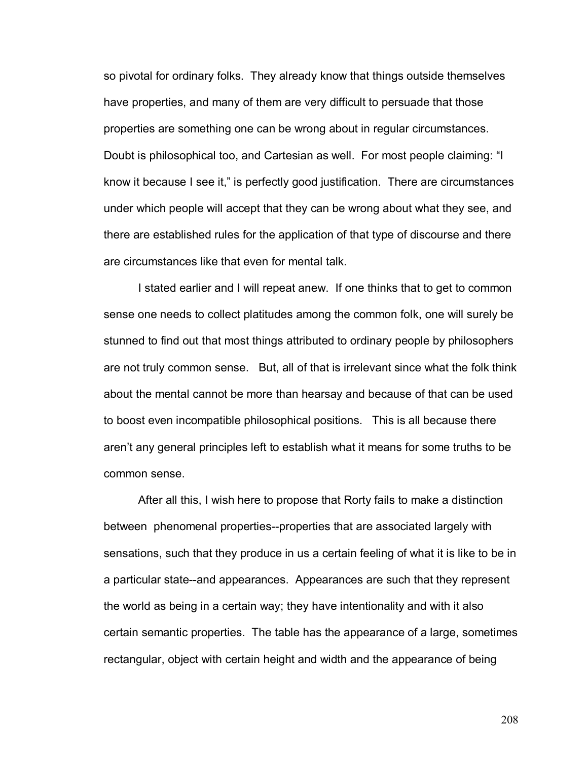so pivotal for ordinary folks. They already know that things outside themselves have properties, and many of them are very difficult to persuade that those properties are something one can be wrong about in regular circumstances. Doubt is philosophical too, and Cartesian as well. For most people claiming: "I know it because I see it," is perfectly good justification. There are circumstances under which people will accept that they can be wrong about what they see, and there are established rules for the application of that type of discourse and there are circumstances like that even for mental talk.

I stated earlier and I will repeat anew. If one thinks that to get to common sense one needs to collect platitudes among the common folk, one will surely be stunned to find out that most things attributed to ordinary people by philosophers are not truly common sense. But, all of that is irrelevant since what the folk think about the mental cannot be more than hearsay and because of that can be used to boost even incompatible philosophical positions. This is all because there aren't any general principles left to establish what it means for some truths to be common sense.

After all this, I wish here to propose that Rorty fails to make a distinction between phenomenal properties--properties that are associated largely with sensations, such that they produce in us a certain feeling of what it is like to be in a particular state--and appearances. Appearances are such that they represent the world as being in a certain way; they have intentionality and with it also certain semantic properties. The table has the appearance of a large, sometimes rectangular, object with certain height and width and the appearance of being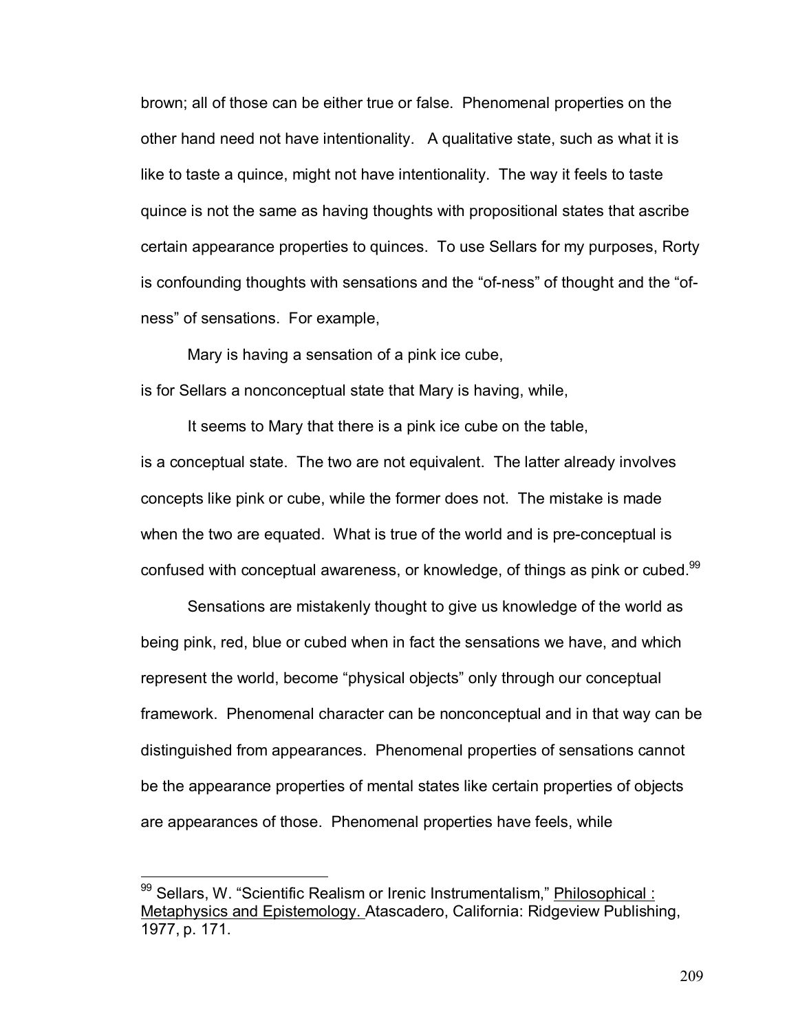brown; all of those can be either true or false. Phenomenal properties on the other hand need not have intentionality. A qualitative state, such as what it is like to taste a quince, might not have intentionality. The way it feels to taste quince is not the same as having thoughts with propositional states that ascribe certain appearance properties to quinces. To use Sellars for my purposes, Rorty is confounding thoughts with sensations and the "of-ness" of thought and the "of-ness" of sensations. For example,

> Mary is having a sensation of a pink ice cube,

is for Sellars a nonconceptual state that Mary is having, while,

> It seems to Mary that there is a pink ice cube on the table,

is a conceptual state. The two are not equivalent. The latter already involves concepts like pink or cube, while the former does not. The mistake is made when the two are equated. What is true of the world and is pre-conceptual is confused with conceptual awareness, or knowledge, of things as pink or cubed.[99]

Sensations are mistakenly thought to give us knowledge of the world as being pink, red, blue or cubed when in fact the sensations we have, and which represent the world, become "physical objects" only through our conceptual framework. Phenomenal character can be nonconceptual and in that way can be distinguished from appearances. Phenomenal properties of sensations cannot be the appearance properties of mental states like certain properties of objects are appearances of those. Phenomenal properties have feels, while

---

[99] Sellars, W. "Scientific Realism or Irenic Instrumentalism," Philosophical : Metaphysics and Epistemology. Atascadero, California: Ridgeview Publishing, 1977, p. 171.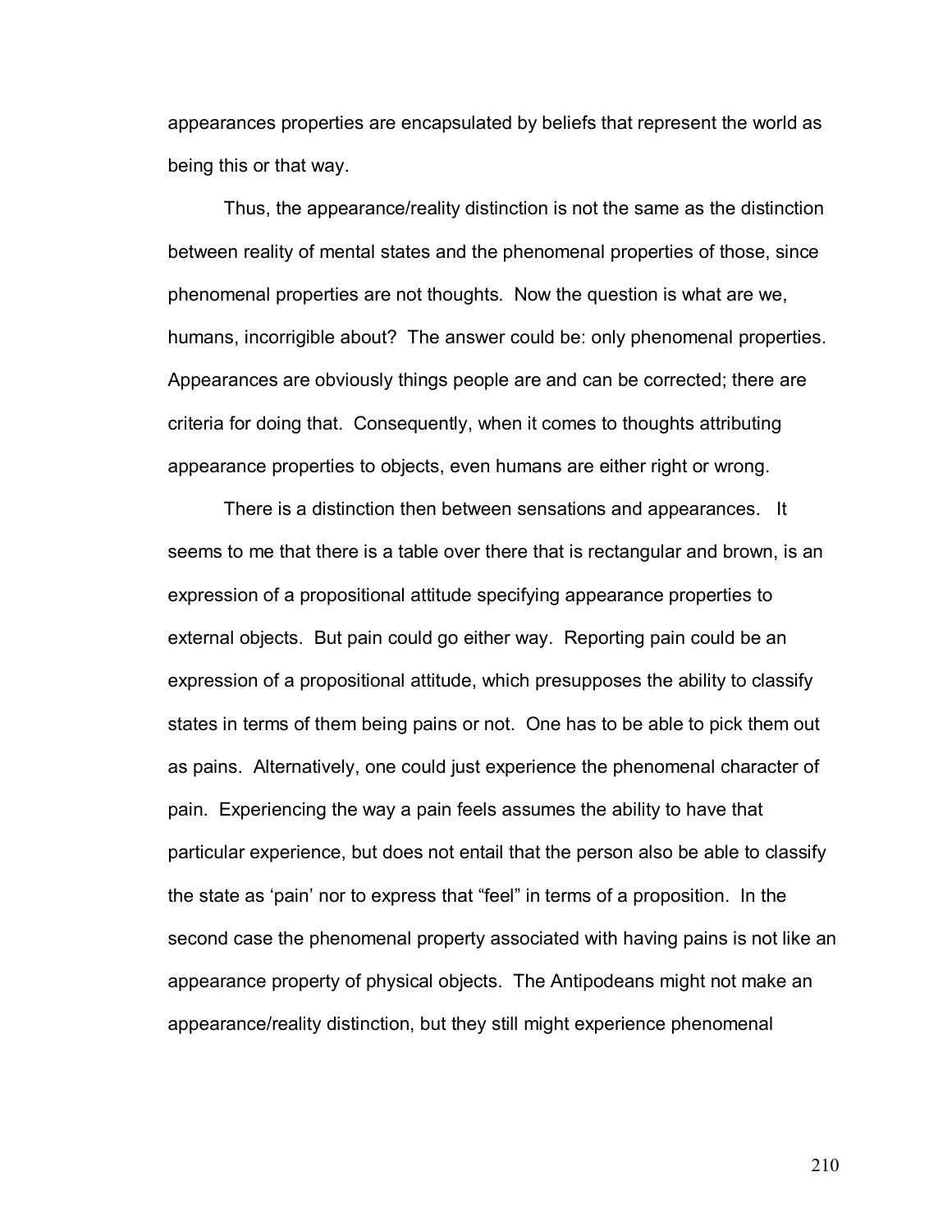appearances properties are encapsulated by beliefs that represent the world as being this or that way.

Thus, the appearance/reality distinction is not the same as the distinction between reality of mental states and the phenomenal properties of those, since phenomenal properties are not thoughts. Now the question is what are we, humans, incorrigible about? The answer could be: only phenomenal properties. Appearances are obviously things people are and can be corrected; there are criteria for doing that. Consequently, when it comes to thoughts attributing appearance properties to objects, even humans are either right or wrong.

There is a distinction then between sensations and appearances. It seems to me that there is a table over there that is rectangular and brown, is an expression of a propositional attitude specifying appearance properties to external objects. But pain could go either way. Reporting pain could be an expression of a propositional attitude, which presupposes the ability to classify states in terms of them being pains or not. One has to be able to pick them out as pains. Alternatively, one could just experience the phenomenal character of pain. Experiencing the way a pain feels assumes the ability to have that particular experience, but does not entail that the person also be able to classify the state as 'pain' nor to express that "feel" in terms of a proposition. In the second case the phenomenal property associated with having pains is not like an appearance property of physical objects. The Antipodeans might not make an appearance/reality distinction, but they still might experience phenomenal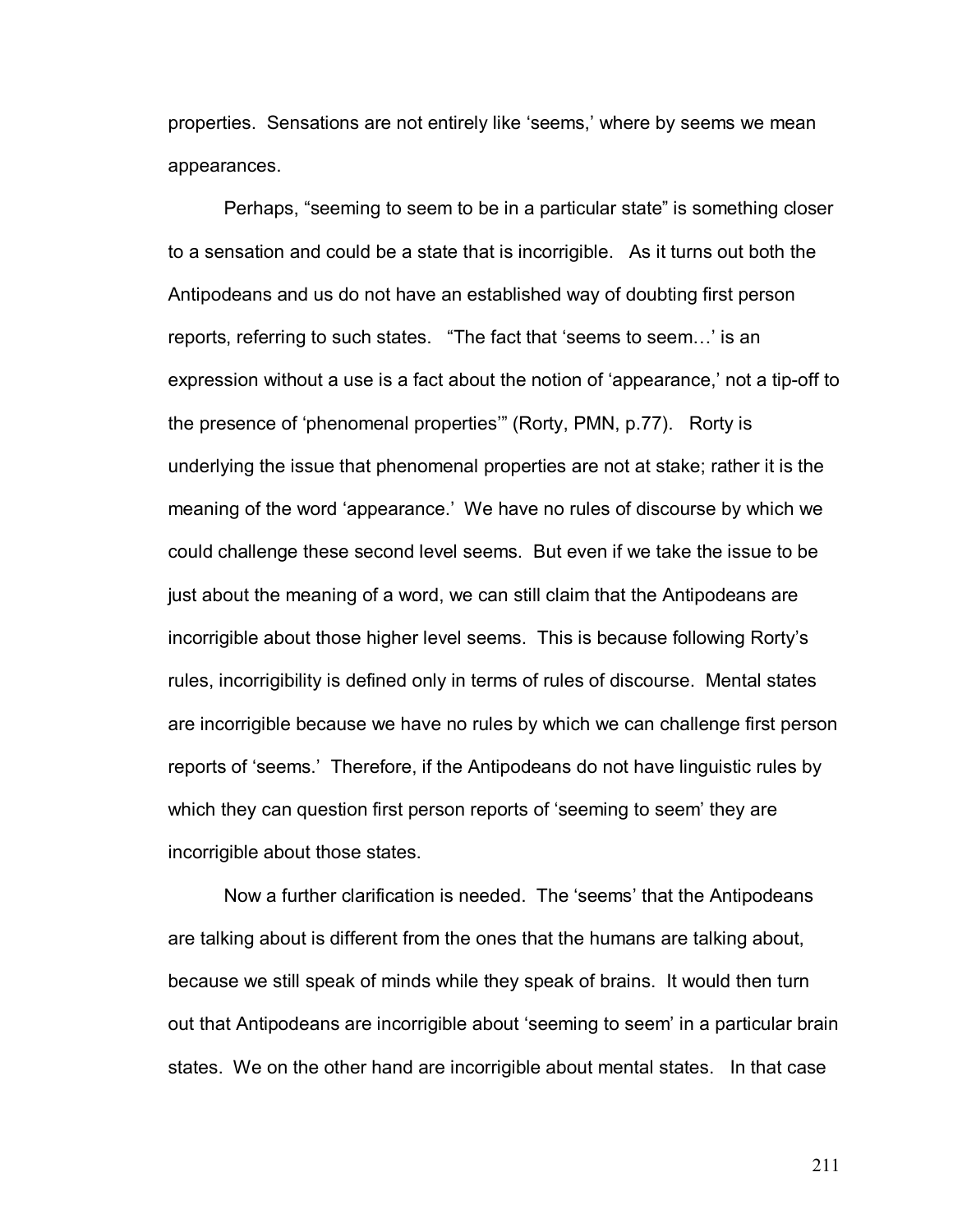properties. Sensations are not entirely like 'seems,' where by seems we mean appearances.

Perhaps, "seeming to seem to be in a particular state" is something closer to a sensation and could be a state that is incorrigible. As it turns out both the Antipodeans and us do not have an established way of doubting first person reports, referring to such states. "The fact that 'seems to seem…' is an expression without a use is a fact about the notion of 'appearance,' not a tip-off to the presence of 'phenomenal properties'" (Rorty, PMN, p.77). Rorty is underlying the issue that phenomenal properties are not at stake; rather it is the meaning of the word 'appearance.' We have no rules of discourse by which we could challenge these second level seems. But even if we take the issue to be just about the meaning of a word, we can still claim that the Antipodeans are incorrigible about those higher level seems. This is because following Rorty's rules, incorrigibility is defined only in terms of rules of discourse. Mental states are incorrigible because we have no rules by which we can challenge first person reports of 'seems.' Therefore, if the Antipodeans do not have linguistic rules by which they can question first person reports of 'seeming to seem' they are incorrigible about those states.

Now a further clarification is needed. The 'seems' that the Antipodeans are talking about is different from the ones that the humans are talking about, because we still speak of minds while they speak of brains. It would then turn out that Antipodeans are incorrigible about 'seeming to seem' in a particular brain states. We on the other hand are incorrigible about mental states. In that case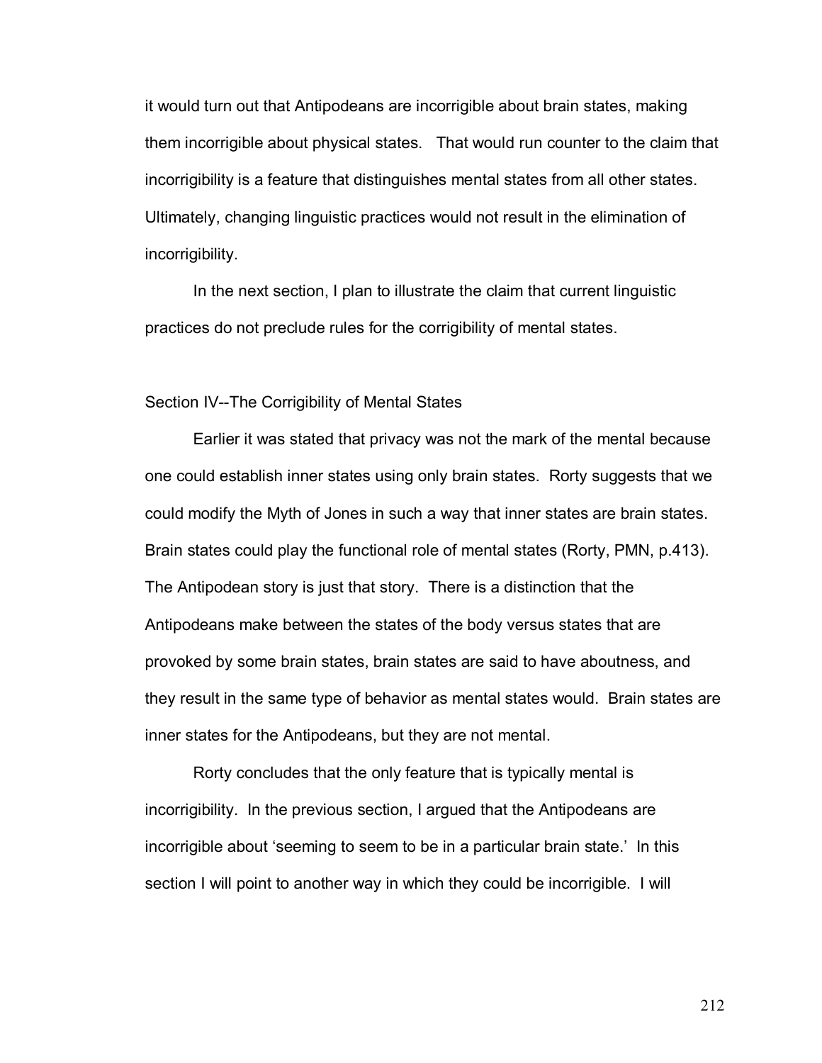it would turn out that Antipodeans are incorrigible about brain states, making them incorrigible about physical states. That would run counter to the claim that incorrigibility is a feature that distinguishes mental states from all other states. Ultimately, changing linguistic practices would not result in the elimination of incorrigibility.

In the next section, I plan to illustrate the claim that current linguistic practices do not preclude rules for the corrigibility of mental states.

## Section IV--The Corrigibility of Mental States

Earlier it was stated that privacy was not the mark of the mental because one could establish inner states using only brain states. Rorty suggests that we could modify the Myth of Jones in such a way that inner states are brain states. Brain states could play the functional role of mental states (Rorty, PMN, p.413). The Antipodean story is just that story. There is a distinction that the Antipodeans make between the states of the body versus states that are provoked by some brain states, brain states are said to have aboutness, and they result in the same type of behavior as mental states would. Brain states are inner states for the Antipodeans, but they are not mental.

Rorty concludes that the only feature that is typically mental is incorrigibility. In the previous section, I argued that the Antipodeans are incorrigible about 'seeming to seem to be in a particular brain state.' In this section I will point to another way in which they could be incorrigible. I will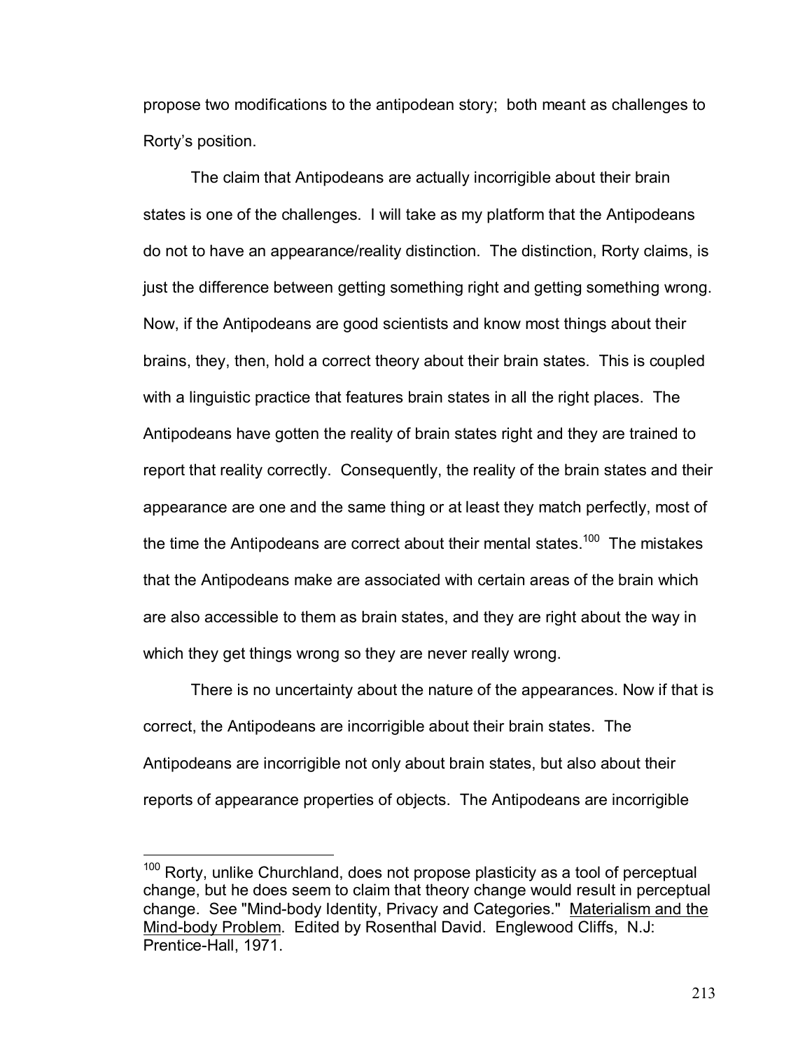propose two modifications to the antipodean story; both meant as challenges to Rorty's position.

The claim that Antipodeans are actually incorrigible about their brain states is one of the challenges. I will take as my platform that the Antipodeans do not to have an appearance/reality distinction. The distinction, Rorty claims, is just the difference between getting something right and getting something wrong. Now, if the Antipodeans are good scientists and know most things about their brains, they, then, hold a correct theory about their brain states. This is coupled with a linguistic practice that features brain states in all the right places. The Antipodeans have gotten the reality of brain states right and they are trained to report that reality correctly. Consequently, the reality of the brain states and their appearance are one and the same thing or at least they match perfectly, most of the time the Antipodeans are correct about their mental states.[100] The mistakes that the Antipodeans make are associated with certain areas of the brain which are also accessible to them as brain states, and they are right about the way in which they get things wrong so they are never really wrong.

There is no uncertainty about the nature of the appearances. Now if that is correct, the Antipodeans are incorrigible about their brain states. The Antipodeans are incorrigible not only about brain states, but also about their reports of appearance properties of objects. The Antipodeans are incorrigible

---

[100] Rorty, unlike Churchland, does not propose plasticity as a tool of perceptual change, but he does seem to claim that theory change would result in perceptual change. See "Mind-body Identity, Privacy and Categories." Materialism and the Mind-body Problem. Edited by Rosenthal David. Englewood Cliffs, N.J: Prentice-Hall, 1971.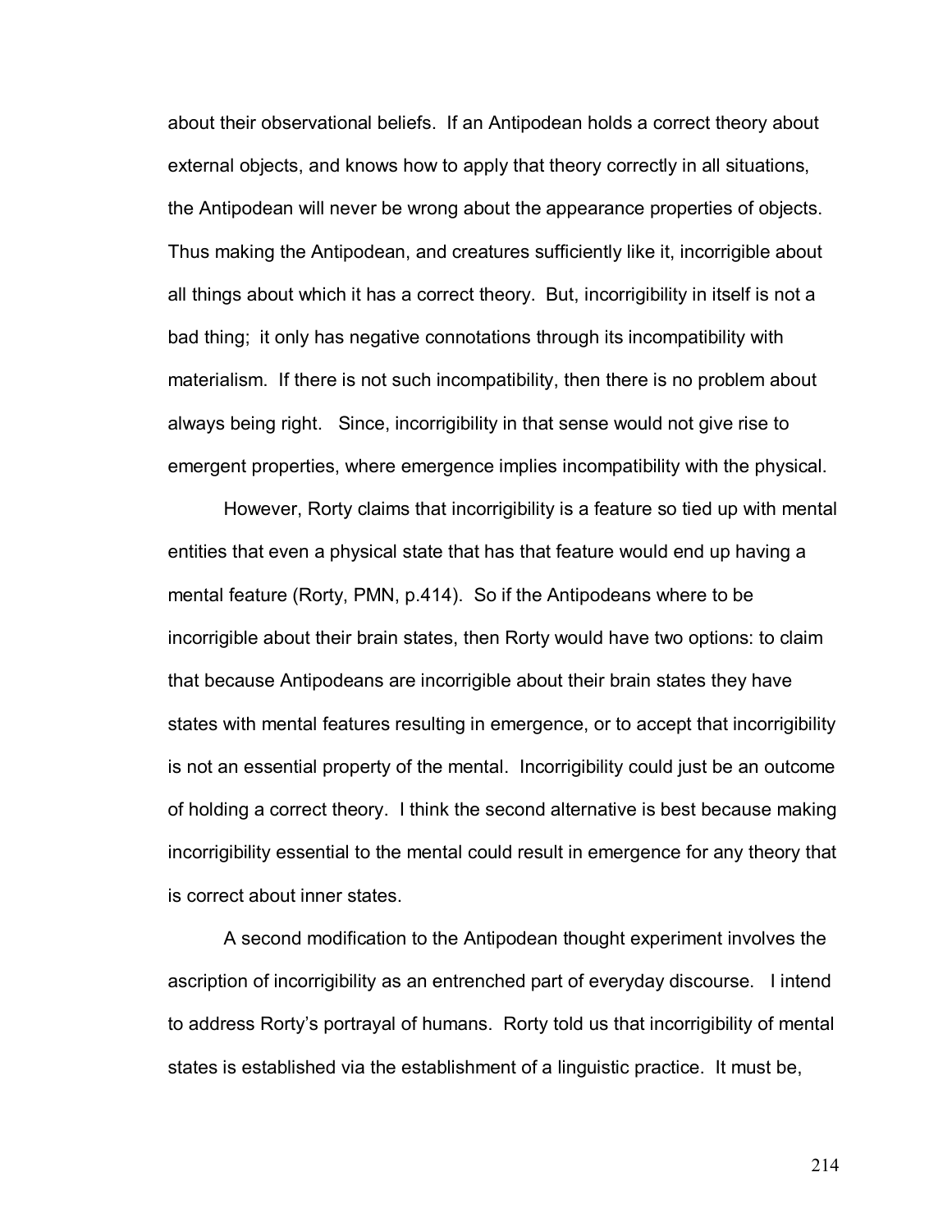about their observational beliefs. If an Antipodean holds a correct theory about external objects, and knows how to apply that theory correctly in all situations, the Antipodean will never be wrong about the appearance properties of objects. Thus making the Antipodean, and creatures sufficiently like it, incorrigible about all things about which it has a correct theory. But, incorrigibility in itself is not a bad thing; it only has negative connotations through its incompatibility with materialism. If there is not such incompatibility, then there is no problem about always being right. Since, incorrigibility in that sense would not give rise to emergent properties, where emergence implies incompatibility with the physical.

However, Rorty claims that incorrigibility is a feature so tied up with mental entities that even a physical state that has that feature would end up having a mental feature (Rorty, PMN, p.414). So if the Antipodeans where to be incorrigible about their brain states, then Rorty would have two options: to claim that because Antipodeans are incorrigible about their brain states they have states with mental features resulting in emergence, or to accept that incorrigibility is not an essential property of the mental. Incorrigibility could just be an outcome of holding a correct theory. I think the second alternative is best because making incorrigibility essential to the mental could result in emergence for any theory that is correct about inner states.

A second modification to the Antipodean thought experiment involves the ascription of incorrigibility as an entrenched part of everyday discourse. I intend to address Rorty's portrayal of humans. Rorty told us that incorrigibility of mental states is established via the establishment of a linguistic practice. It must be,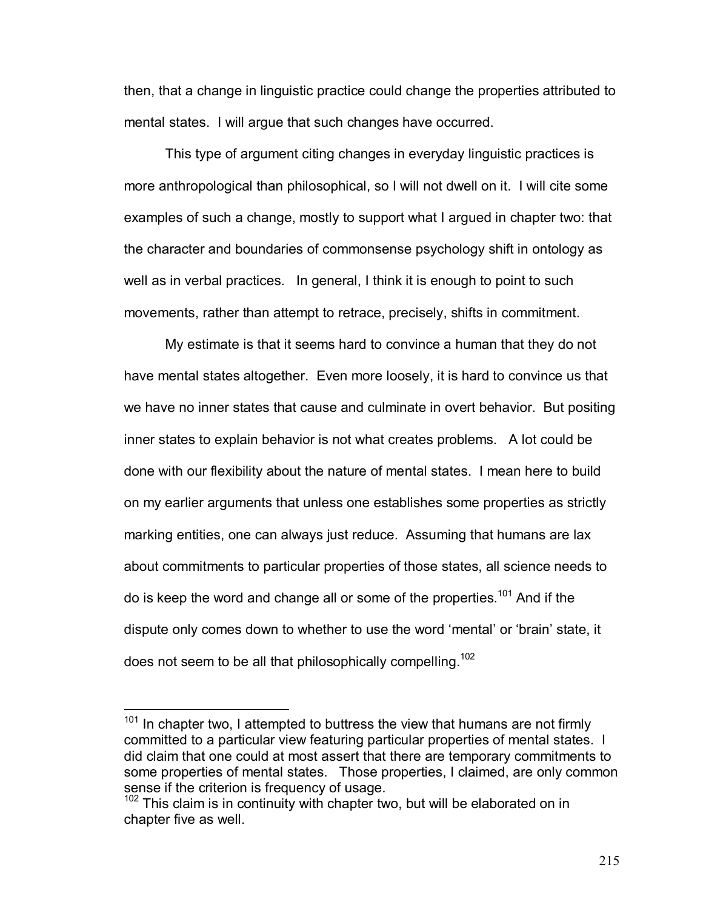then, that a change in linguistic practice could change the properties attributed to mental states. I will argue that such changes have occurred.

This type of argument citing changes in everyday linguistic practices is more anthropological than philosophical, so I will not dwell on it. I will cite some examples of such a change, mostly to support what I argued in chapter two: that the character and boundaries of commonsense psychology shift in ontology as well as in verbal practices. In general, I think it is enough to point to such movements, rather than attempt to retrace, precisely, shifts in commitment.

My estimate is that it seems hard to convince a human that they do not have mental states altogether. Even more loosely, it is hard to convince us that we have no inner states that cause and culminate in overt behavior. But positing inner states to explain behavior is not what creates problems. A lot could be done with our flexibility about the nature of mental states. I mean here to build on my earlier arguments that unless one establishes some properties as strictly marking entities, one can always just reduce. Assuming that humans are lax about commitments to particular properties of those states, all science needs to do is keep the word and change all or some of the properties.[101] And if the dispute only comes down to whether to use the word 'mental' or 'brain' state, it does not seem to be all that philosophically compelling.[102]

---

[101] In chapter two, I attempted to buttress the view that humans are not firmly committed to a particular view featuring particular properties of mental states. I did claim that one could at most assert that there are temporary commitments to some properties of mental states. Those properties, I claimed, are only common sense if the criterion is frequency of usage.

[102] This claim is in continuity with chapter two, but will be elaborated on in chapter five as well.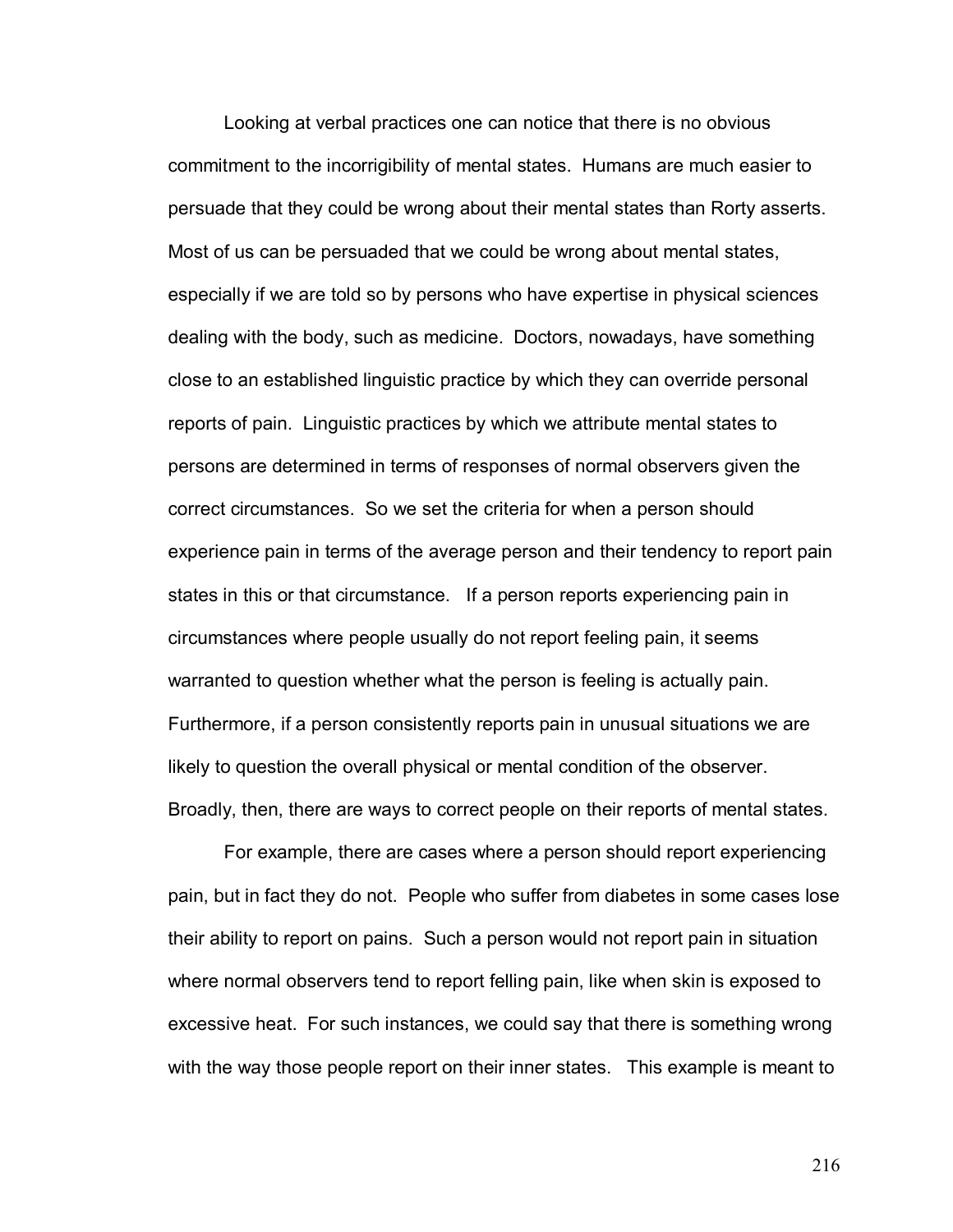Looking at verbal practices one can notice that there is no obvious commitment to the incorrigibility of mental states. Humans are much easier to persuade that they could be wrong about their mental states than Rorty asserts. Most of us can be persuaded that we could be wrong about mental states, especially if we are told so by persons who have expertise in physical sciences dealing with the body, such as medicine. Doctors, nowadays, have something close to an established linguistic practice by which they can override personal reports of pain. Linguistic practices by which we attribute mental states to persons are determined in terms of responses of normal observers given the correct circumstances. So we set the criteria for when a person should experience pain in terms of the average person and their tendency to report pain states in this or that circumstance. If a person reports experiencing pain in circumstances where people usually do not report feeling pain, it seems warranted to question whether what the person is feeling is actually pain. Furthermore, if a person consistently reports pain in unusual situations we are likely to question the overall physical or mental condition of the observer. Broadly, then, there are ways to correct people on their reports of mental states.

For example, there are cases where a person should report experiencing pain, but in fact they do not. People who suffer from diabetes in some cases lose their ability to report on pains. Such a person would not report pain in situation where normal observers tend to report felling pain, like when skin is exposed to excessive heat. For such instances, we could say that there is something wrong with the way those people report on their inner states. This example is meant to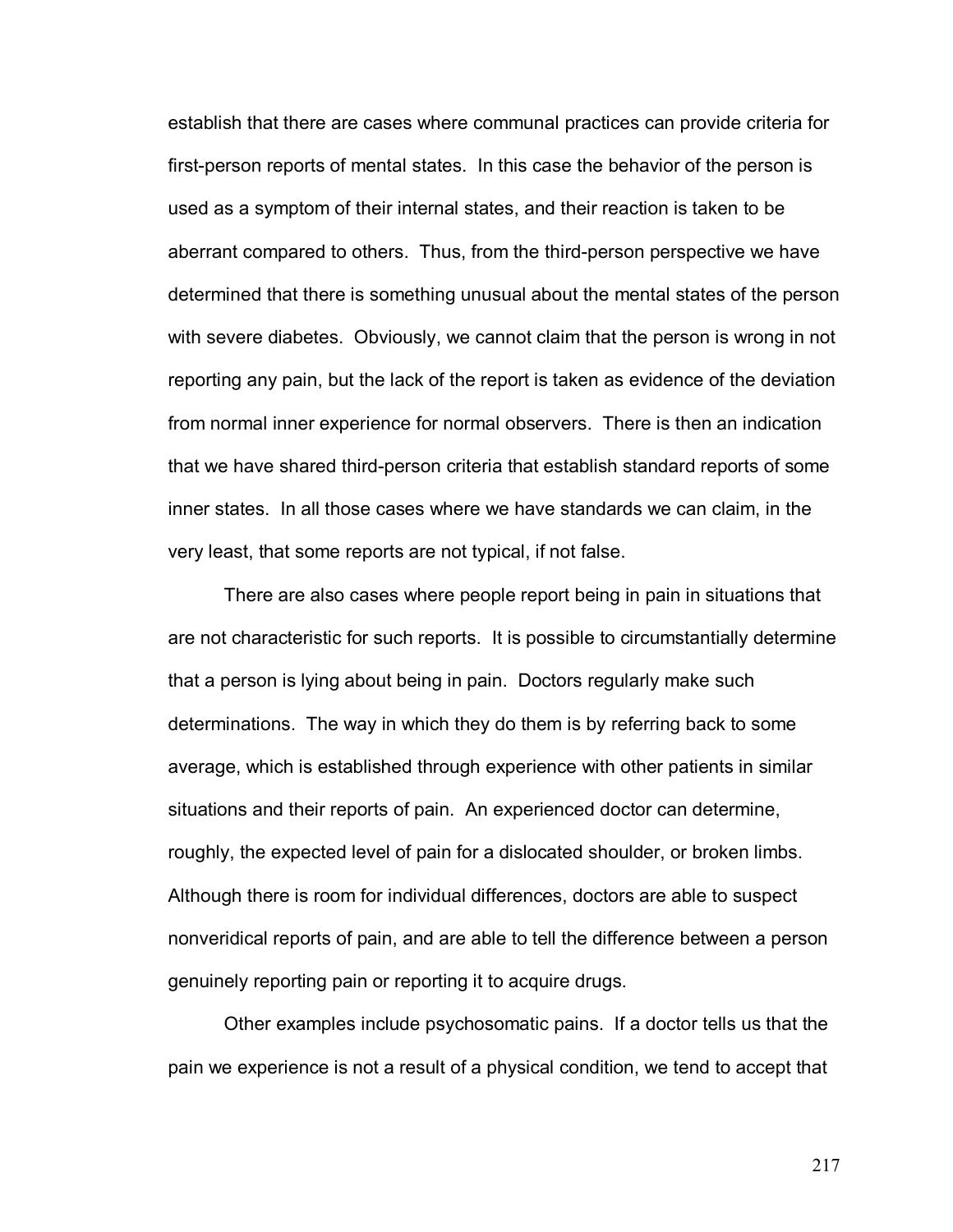establish that there are cases where communal practices can provide criteria for first-person reports of mental states. In this case the behavior of the person is used as a symptom of their internal states, and their reaction is taken to be aberrant compared to others. Thus, from the third-person perspective we have determined that there is something unusual about the mental states of the person with severe diabetes. Obviously, we cannot claim that the person is wrong in not reporting any pain, but the lack of the report is taken as evidence of the deviation from normal inner experience for normal observers. There is then an indication that we have shared third-person criteria that establish standard reports of some inner states. In all those cases where we have standards we can claim, in the very least, that some reports are not typical, if not false.

There are also cases where people report being in pain in situations that are not characteristic for such reports. It is possible to circumstantially determine that a person is lying about being in pain. Doctors regularly make such determinations. The way in which they do them is by referring back to some average, which is established through experience with other patients in similar situations and their reports of pain. An experienced doctor can determine, roughly, the expected level of pain for a dislocated shoulder, or broken limbs. Although there is room for individual differences, doctors are able to suspect nonveridical reports of pain, and are able to tell the difference between a person genuinely reporting pain or reporting it to acquire drugs.

Other examples include psychosomatic pains. If a doctor tells us that the pain we experience is not a result of a physical condition, we tend to accept that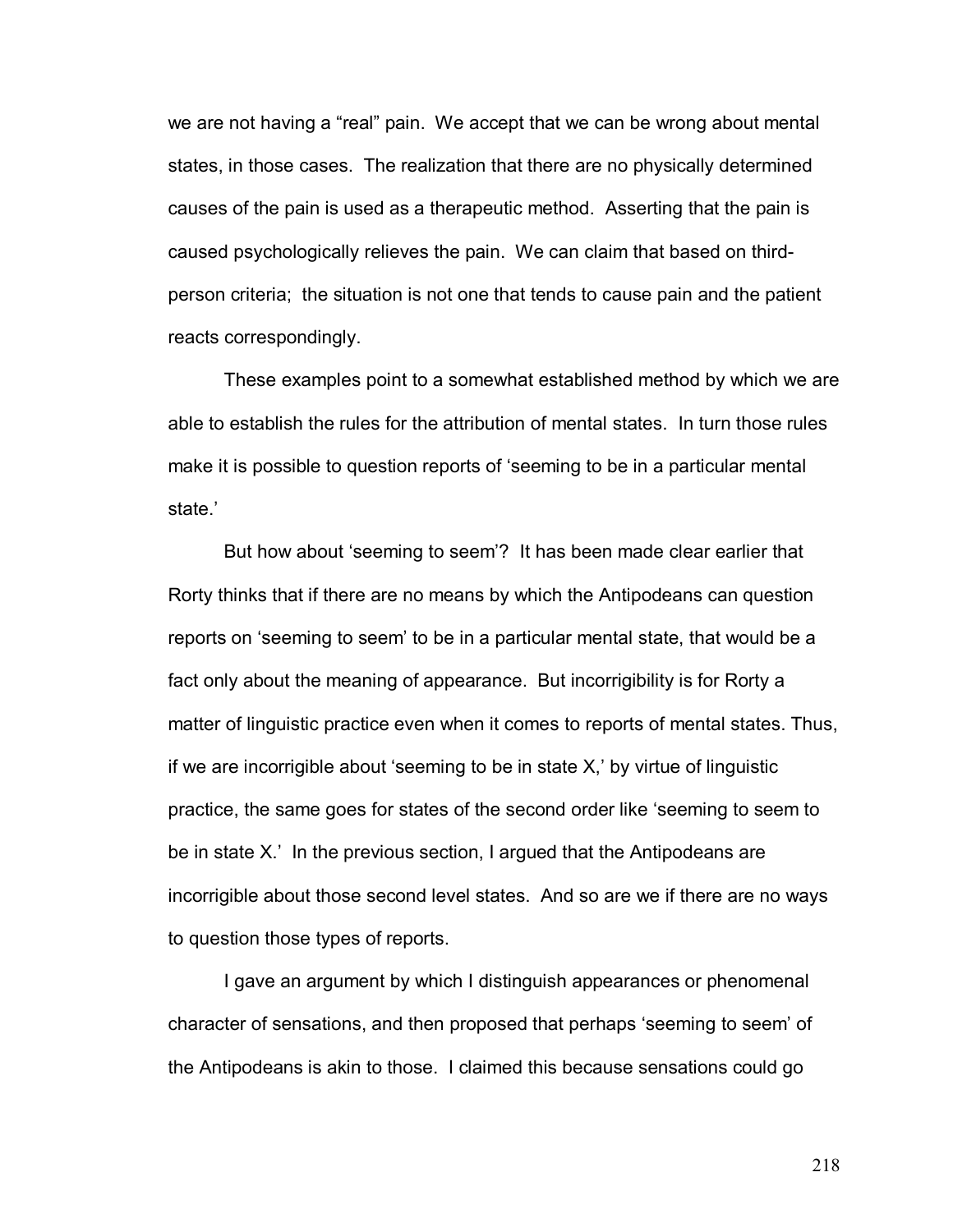we are not having a "real" pain. We accept that we can be wrong about mental states, in those cases. The realization that there are no physically determined causes of the pain is used as a therapeutic method. Asserting that the pain is caused psychologically relieves the pain. We can claim that based on third-person criteria; the situation is not one that tends to cause pain and the patient reacts correspondingly.

These examples point to a somewhat established method by which we are able to establish the rules for the attribution of mental states. In turn those rules make it is possible to question reports of 'seeming to be in a particular mental state.'

But how about 'seeming to seem'? It has been made clear earlier that Rorty thinks that if there are no means by which the Antipodeans can question reports on 'seeming to seem' to be in a particular mental state, that would be a fact only about the meaning of appearance. But incorrigibility is for Rorty a matter of linguistic practice even when it comes to reports of mental states. Thus, if we are incorrigible about 'seeming to be in state X,' by virtue of linguistic practice, the same goes for states of the second order like 'seeming to seem to be in state X.' In the previous section, I argued that the Antipodeans are incorrigible about those second level states. And so are we if there are no ways to question those types of reports.

I gave an argument by which I distinguish appearances or phenomenal character of sensations, and then proposed that perhaps 'seeming to seem' of the Antipodeans is akin to those. I claimed this because sensations could go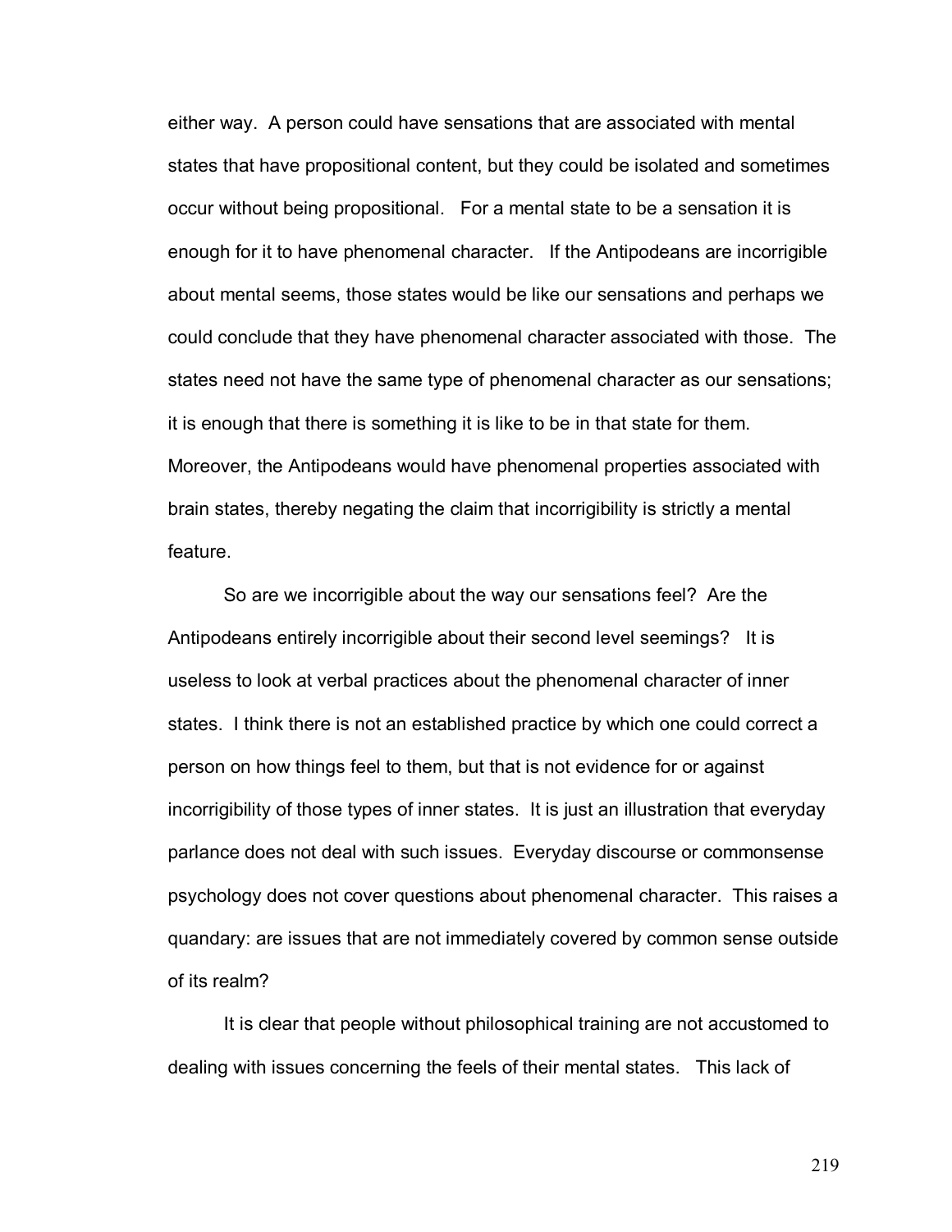either way. A person could have sensations that are associated with mental states that have propositional content, but they could be isolated and sometimes occur without being propositional. For a mental state to be a sensation it is enough for it to have phenomenal character. If the Antipodeans are incorrigible about mental seems, those states would be like our sensations and perhaps we could conclude that they have phenomenal character associated with those. The states need not have the same type of phenomenal character as our sensations; it is enough that there is something it is like to be in that state for them. Moreover, the Antipodeans would have phenomenal properties associated with brain states, thereby negating the claim that incorrigibility is strictly a mental feature.

So are we incorrigible about the way our sensations feel? Are the Antipodeans entirely incorrigible about their second level seemings? It is useless to look at verbal practices about the phenomenal character of inner states. I think there is not an established practice by which one could correct a person on how things feel to them, but that is not evidence for or against incorrigibility of those types of inner states. It is just an illustration that everyday parlance does not deal with such issues. Everyday discourse or commonsense psychology does not cover questions about phenomenal character. This raises a quandary: are issues that are not immediately covered by common sense outside of its realm?

It is clear that people without philosophical training are not accustomed to dealing with issues concerning the feels of their mental states. This lack of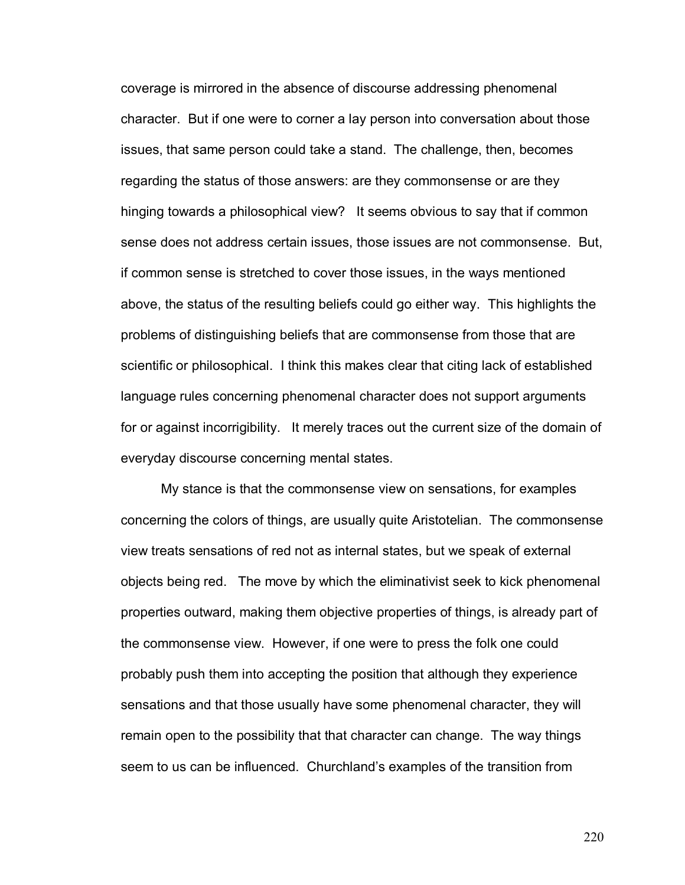coverage is mirrored in the absence of discourse addressing phenomenal character. But if one were to corner a lay person into conversation about those issues, that same person could take a stand. The challenge, then, becomes regarding the status of those answers: are they commonsense or are they hinging towards a philosophical view? It seems obvious to say that if common sense does not address certain issues, those issues are not commonsense. But, if common sense is stretched to cover those issues, in the ways mentioned above, the status of the resulting beliefs could go either way. This highlights the problems of distinguishing beliefs that are commonsense from those that are scientific or philosophical. I think this makes clear that citing lack of established language rules concerning phenomenal character does not support arguments for or against incorrigibility. It merely traces out the current size of the domain of everyday discourse concerning mental states.

My stance is that the commonsense view on sensations, for examples concerning the colors of things, are usually quite Aristotelian. The commonsense view treats sensations of red not as internal states, but we speak of external objects being red. The move by which the eliminativist seek to kick phenomenal properties outward, making them objective properties of things, is already part of the commonsense view. However, if one were to press the folk one could probably push them into accepting the position that although they experience sensations and that those usually have some phenomenal character, they will remain open to the possibility that that character can change. The way things seem to us can be influenced. Churchland's examples of the transition from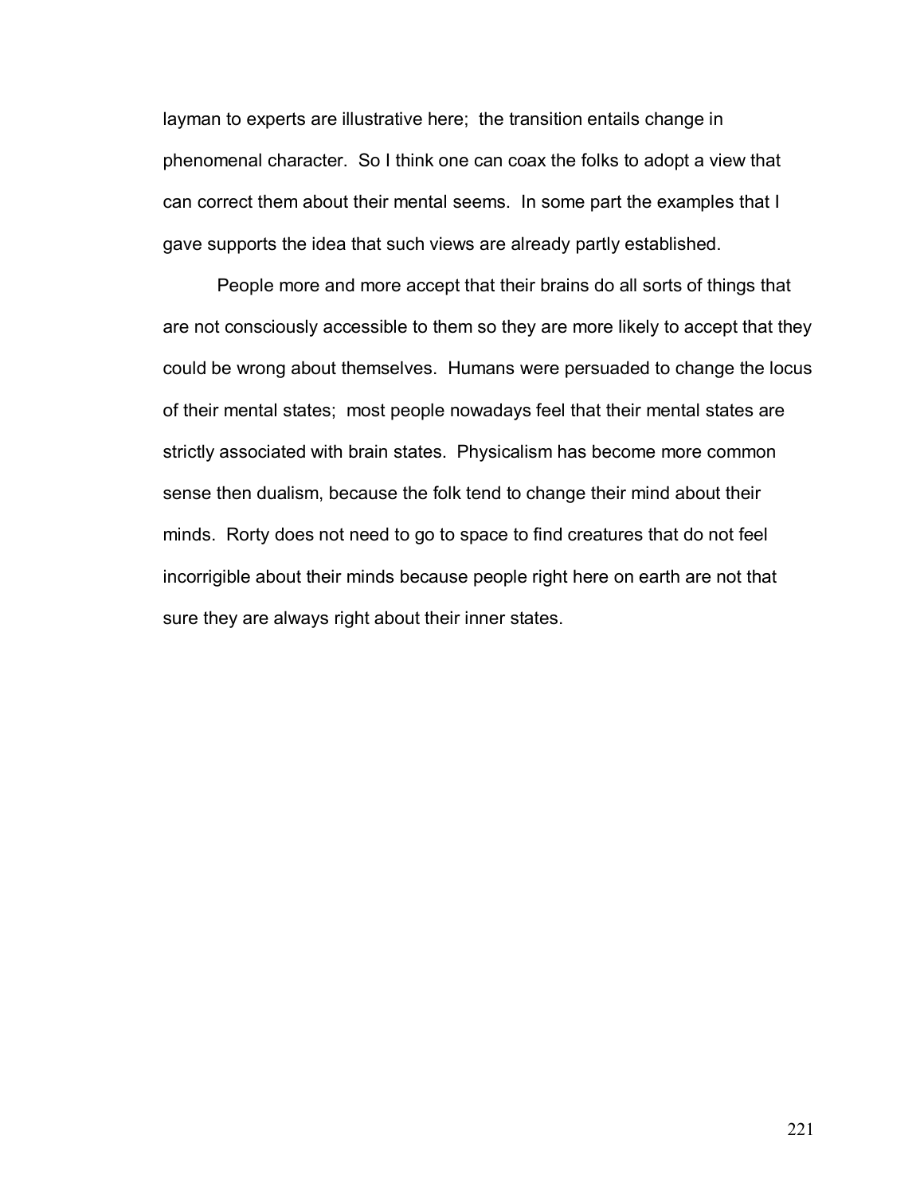layman to experts are illustrative here; the transition entails change in phenomenal character. So I think one can coax the folks to adopt a view that can correct them about their mental seems. In some part the examples that I gave supports the idea that such views are already partly established.

People more and more accept that their brains do all sorts of things that are not consciously accessible to them so they are more likely to accept that they could be wrong about themselves. Humans were persuaded to change the locus of their mental states; most people nowadays feel that their mental states are strictly associated with brain states. Physicalism has become more common sense then dualism, because the folk tend to change their mind about their minds. Rorty does not need to go to space to find creatures that do not feel incorrigible about their minds because people right here on earth are not that sure they are always right about their inner states.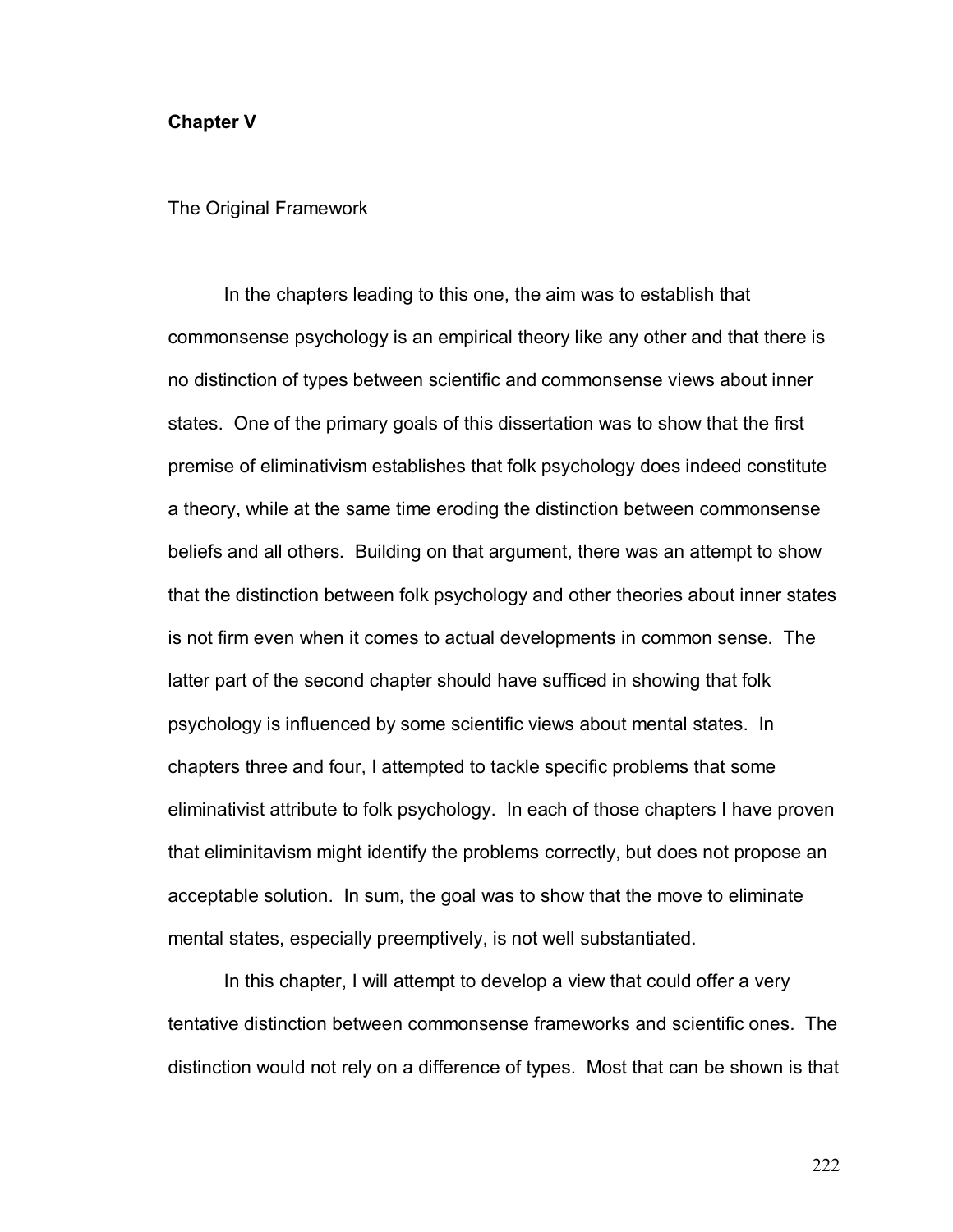# Chapter V

## The Original Framework

In the chapters leading to this one, the aim was to establish that commonsense psychology is an empirical theory like any other and that there is no distinction of types between scientific and commonsense views about inner states. One of the primary goals of this dissertation was to show that the first premise of eliminativism establishes that folk psychology does indeed constitute a theory, while at the same time eroding the distinction between commonsense beliefs and all others. Building on that argument, there was an attempt to show that the distinction between folk psychology and other theories about inner states is not firm even when it comes to actual developments in common sense. The latter part of the second chapter should have sufficed in showing that folk psychology is influenced by some scientific views about mental states. In chapters three and four, I attempted to tackle specific problems that some eliminativist attribute to folk psychology. In each of those chapters I have proven that eliminitavism might identify the problems correctly, but does not propose an acceptable solution. In sum, the goal was to show that the move to eliminate mental states, especially preemptively, is not well substantiated.

In this chapter, I will attempt to develop a view that could offer a very tentative distinction between commonsense frameworks and scientific ones. The distinction would not rely on a difference of types. Most that can be shown is that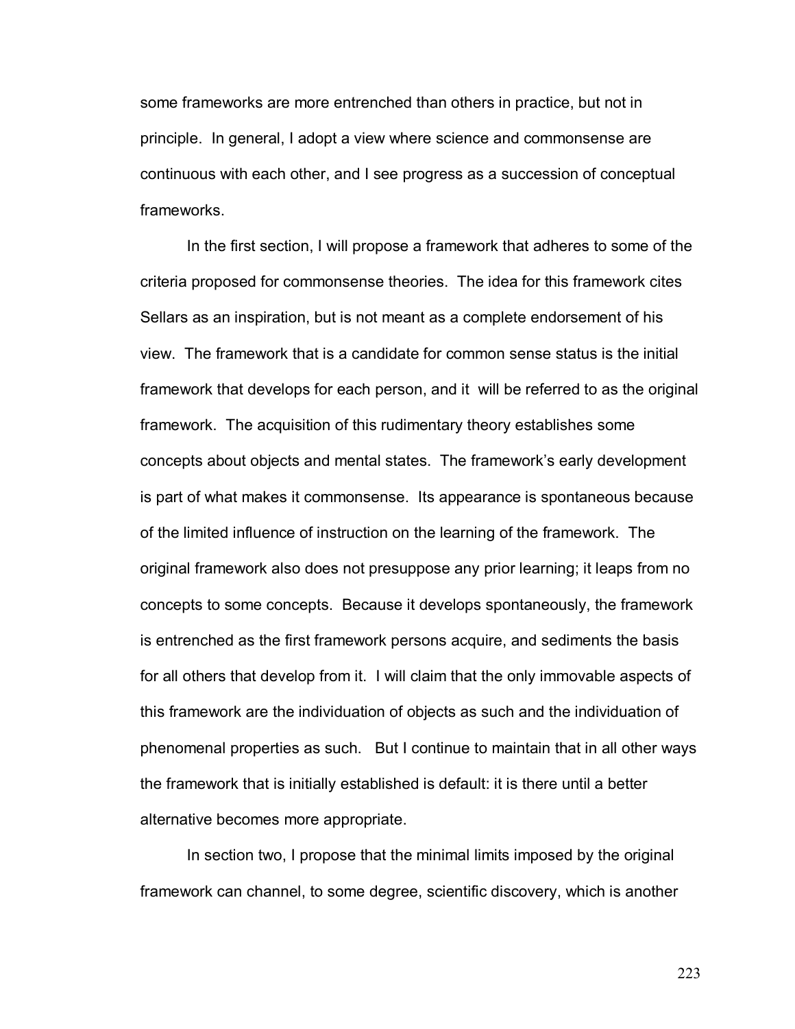some frameworks are more entrenched than others in practice, but not in principle. In general, I adopt a view where science and commonsense are continuous with each other, and I see progress as a succession of conceptual frameworks.

In the first section, I will propose a framework that adheres to some of the criteria proposed for commonsense theories. The idea for this framework cites Sellars as an inspiration, but is not meant as a complete endorsement of his view. The framework that is a candidate for common sense status is the initial framework that develops for each person, and it will be referred to as the original framework. The acquisition of this rudimentary theory establishes some concepts about objects and mental states. The framework's early development is part of what makes it commonsense. Its appearance is spontaneous because of the limited influence of instruction on the learning of the framework. The original framework also does not presuppose any prior learning; it leaps from no concepts to some concepts. Because it develops spontaneously, the framework is entrenched as the first framework persons acquire, and sediments the basis for all others that develop from it. I will claim that the only immovable aspects of this framework are the individuation of objects as such and the individuation of phenomenal properties as such. But I continue to maintain that in all other ways the framework that is initially established is default: it is there until a better alternative becomes more appropriate.

In section two, I propose that the minimal limits imposed by the original framework can channel, to some degree, scientific discovery, which is another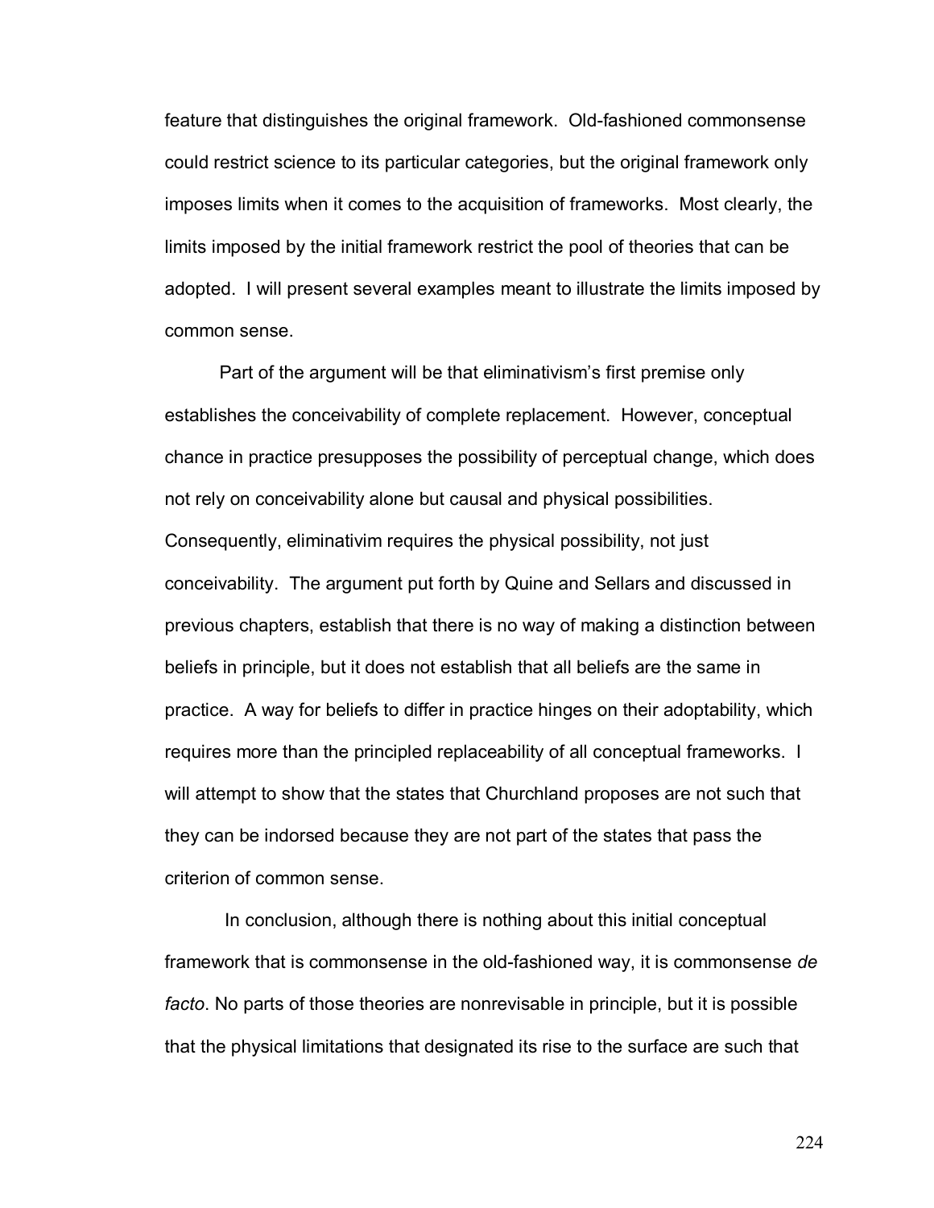feature that distinguishes the original framework. Old-fashioned commonsense could restrict science to its particular categories, but the original framework only imposes limits when it comes to the acquisition of frameworks. Most clearly, the limits imposed by the initial framework restrict the pool of theories that can be adopted. I will present several examples meant to illustrate the limits imposed by common sense.

Part of the argument will be that eliminativism's first premise only establishes the conceivability of complete replacement. However, conceptual chance in practice presupposes the possibility of perceptual change, which does not rely on conceivability alone but causal and physical possibilities. Consequently, eliminativim requires the physical possibility, not just conceivability. The argument put forth by Quine and Sellars and discussed in previous chapters, establish that there is no way of making a distinction between beliefs in principle, but it does not establish that all beliefs are the same in practice. A way for beliefs to differ in practice hinges on their adoptability, which requires more than the principled replaceability of all conceptual frameworks. I will attempt to show that the states that Churchland proposes are not such that they can be indorsed because they are not part of the states that pass the criterion of common sense.

In conclusion, although there is nothing about this initial conceptual framework that is commonsense in the old-fashioned way, it is commonsense *de facto*. No parts of those theories are nonrevisable in principle, but it is possible that the physical limitations that designated its rise to the surface are such that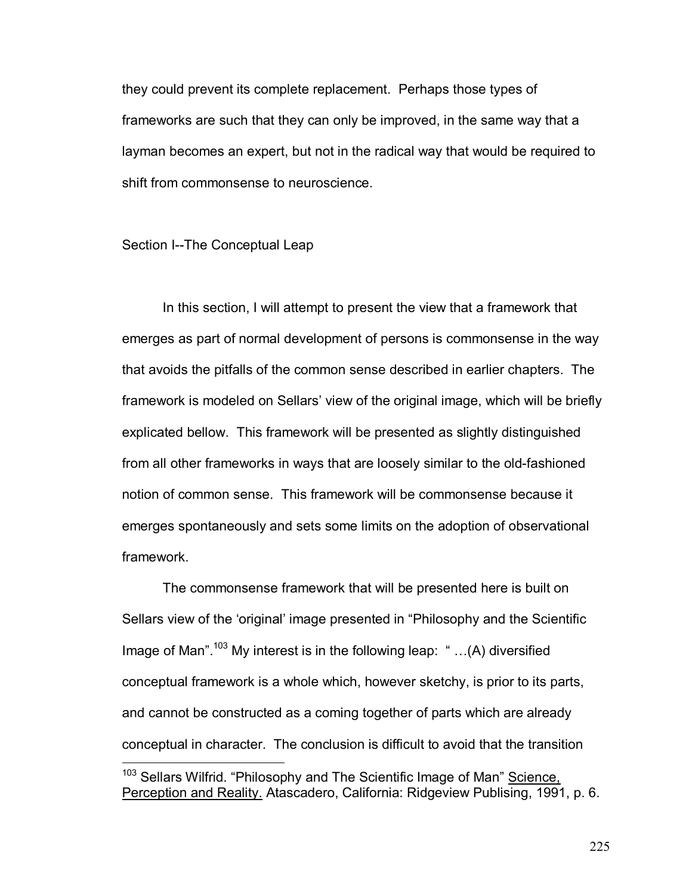they could prevent its complete replacement. Perhaps those types of frameworks are such that they can only be improved, in the same way that a layman becomes an expert, but not in the radical way that would be required to shift from commonsense to neuroscience.

## Section I--The Conceptual Leap

In this section, I will attempt to present the view that a framework that emerges as part of normal development of persons is commonsense in the way that avoids the pitfalls of the common sense described in earlier chapters. The framework is modeled on Sellars' view of the original image, which will be briefly explicated bellow. This framework will be presented as slightly distinguished from all other frameworks in ways that are loosely similar to the old-fashioned notion of common sense. This framework will be commonsense because it emerges spontaneously and sets some limits on the adoption of observational framework.

The commonsense framework that will be presented here is built on Sellars view of the 'original' image presented in "Philosophy and the Scientific Image of Man".[103] My interest is in the following leap: " …(A) diversified conceptual framework is a whole which, however sketchy, is prior to its parts, and cannot be constructed as a coming together of parts which are already conceptual in character. The conclusion is difficult to avoid that the transition

---

[103] Sellars Wilfrid. "Philosophy and The Scientific Image of Man" Science, Perception and Reality. Atascadero, California: Ridgeview Publising, 1991, p. 6.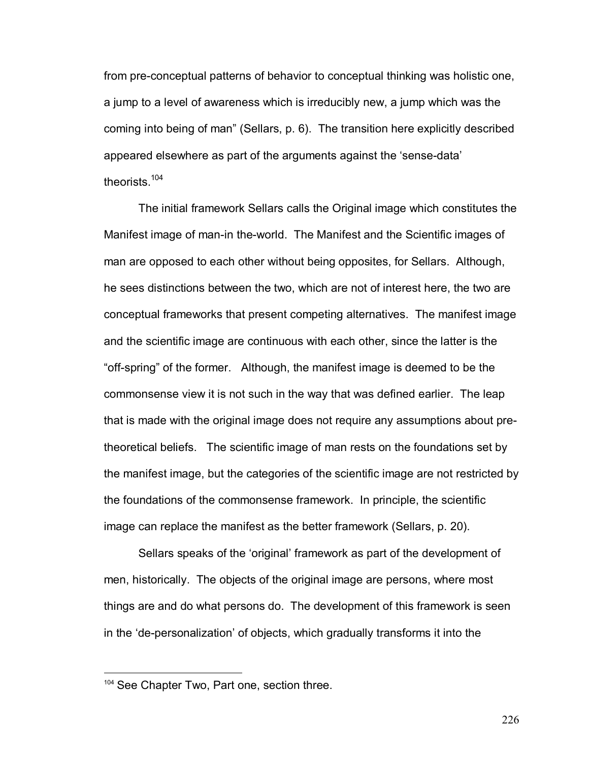from pre-conceptual patterns of behavior to conceptual thinking was holistic one, a jump to a level of awareness which is irreducibly new, a jump which was the coming into being of man" (Sellars, p. 6). The transition here explicitly described appeared elsewhere as part of the arguments against the 'sense-data' theorists.[104]

The initial framework Sellars calls the Original image which constitutes the Manifest image of man-in the-world. The Manifest and the Scientific images of man are opposed to each other without being opposites, for Sellars. Although, he sees distinctions between the two, which are not of interest here, the two are conceptual frameworks that present competing alternatives. The manifest image and the scientific image are continuous with each other, since the latter is the "off-spring" of the former. Although, the manifest image is deemed to be the commonsense view it is not such in the way that was defined earlier. The leap that is made with the original image does not require any assumptions about pre-theoretical beliefs. The scientific image of man rests on the foundations set by the manifest image, but the categories of the scientific image are not restricted by the foundations of the commonsense framework. In principle, the scientific image can replace the manifest as the better framework (Sellars, p. 20).

Sellars speaks of the 'original' framework as part of the development of men, historically. The objects of the original image are persons, where most things are and do what persons do. The development of this framework is seen in the 'de-personalization' of objects, which gradually transforms it into the

---

[104] See Chapter Two, Part one, section three.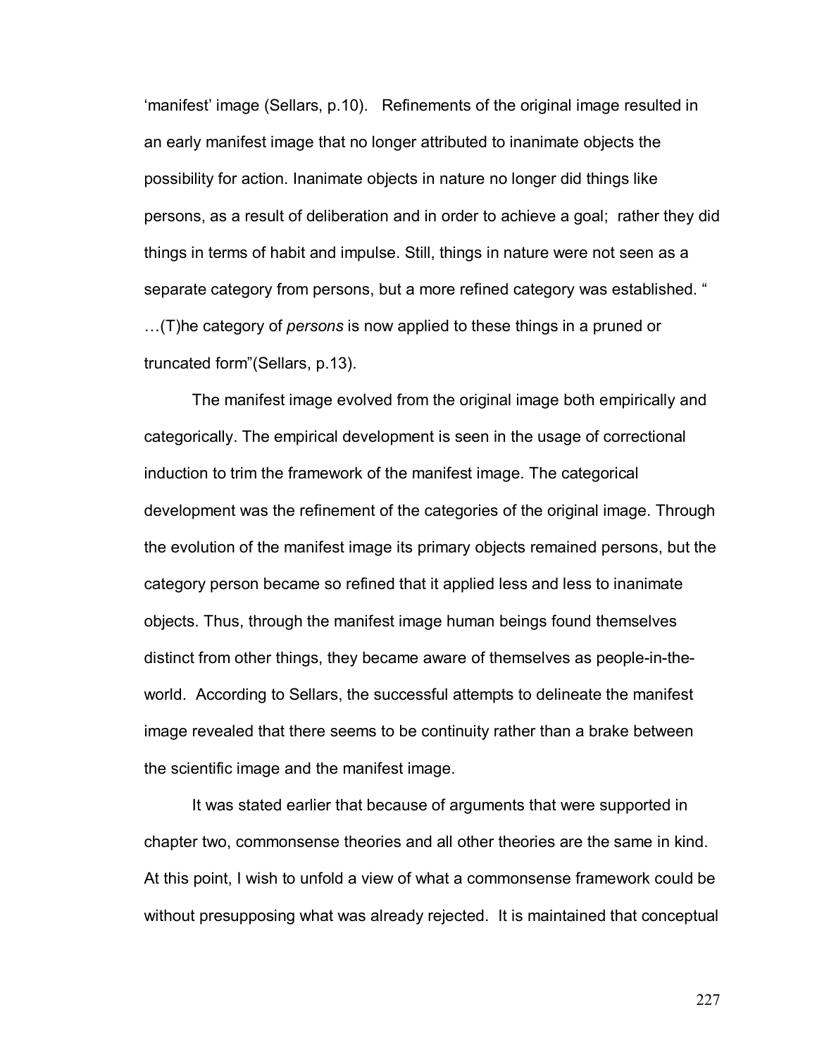'manifest' image (Sellars, p.10). Refinements of the original image resulted in an early manifest image that no longer attributed to inanimate objects the possibility for action. Inanimate objects in nature no longer did things like persons, as a result of deliberation and in order to achieve a goal; rather they did things in terms of habit and impulse. Still, things in nature were not seen as a separate category from persons, but a more refined category was established. "…(T)he category of *persons* is now applied to these things in a pruned or truncated form"(Sellars, p.13).

The manifest image evolved from the original image both empirically and categorically. The empirical development is seen in the usage of correctional induction to trim the framework of the manifest image. The categorical development was the refinement of the categories of the original image. Through the evolution of the manifest image its primary objects remained persons, but the category person became so refined that it applied less and less to inanimate objects. Thus, through the manifest image human beings found themselves distinct from other things, they became aware of themselves as people-in-the-world. According to Sellars, the successful attempts to delineate the manifest image revealed that there seems to be continuity rather than a brake between the scientific image and the manifest image.

It was stated earlier that because of arguments that were supported in chapter two, commonsense theories and all other theories are the same in kind. At this point, I wish to unfold a view of what a commonsense framework could be without presupposing what was already rejected. It is maintained that conceptual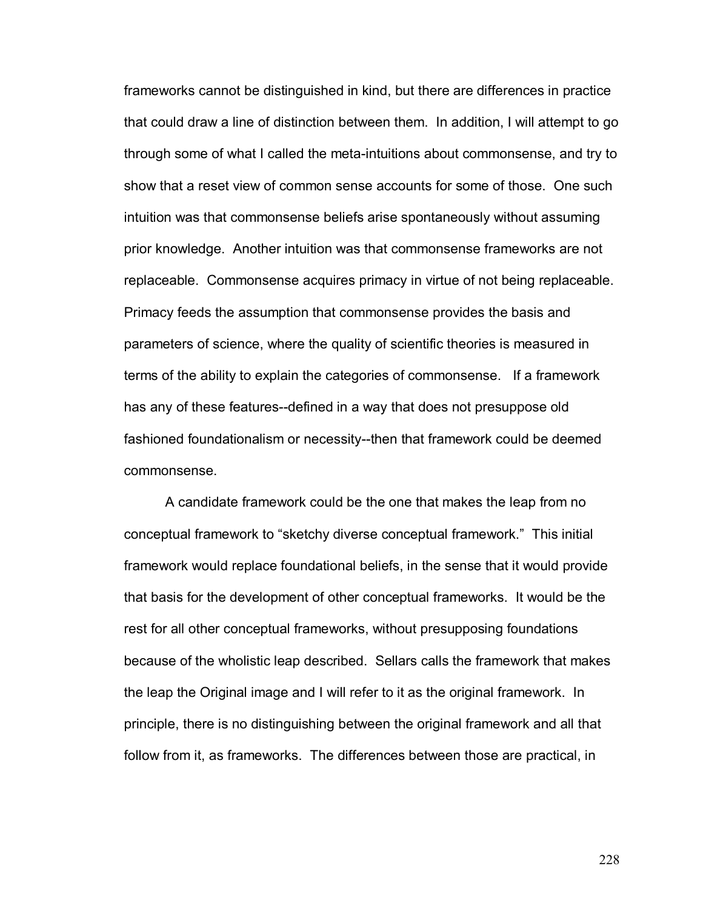frameworks cannot be distinguished in kind, but there are differences in practice that could draw a line of distinction between them. In addition, I will attempt to go through some of what I called the meta-intuitions about commonsense, and try to show that a reset view of common sense accounts for some of those. One such intuition was that commonsense beliefs arise spontaneously without assuming prior knowledge. Another intuition was that commonsense frameworks are not replaceable. Commonsense acquires primacy in virtue of not being replaceable. Primacy feeds the assumption that commonsense provides the basis and parameters of science, where the quality of scientific theories is measured in terms of the ability to explain the categories of commonsense. If a framework has any of these features--defined in a way that does not presuppose old fashioned foundationalism or necessity--then that framework could be deemed commonsense.

A candidate framework could be the one that makes the leap from no conceptual framework to "sketchy diverse conceptual framework." This initial framework would replace foundational beliefs, in the sense that it would provide that basis for the development of other conceptual frameworks. It would be the rest for all other conceptual frameworks, without presupposing foundations because of the wholistic leap described. Sellars calls the framework that makes the leap the Original image and I will refer to it as the original framework. In principle, there is no distinguishing between the original framework and all that follow from it, as frameworks. The differences between those are practical, in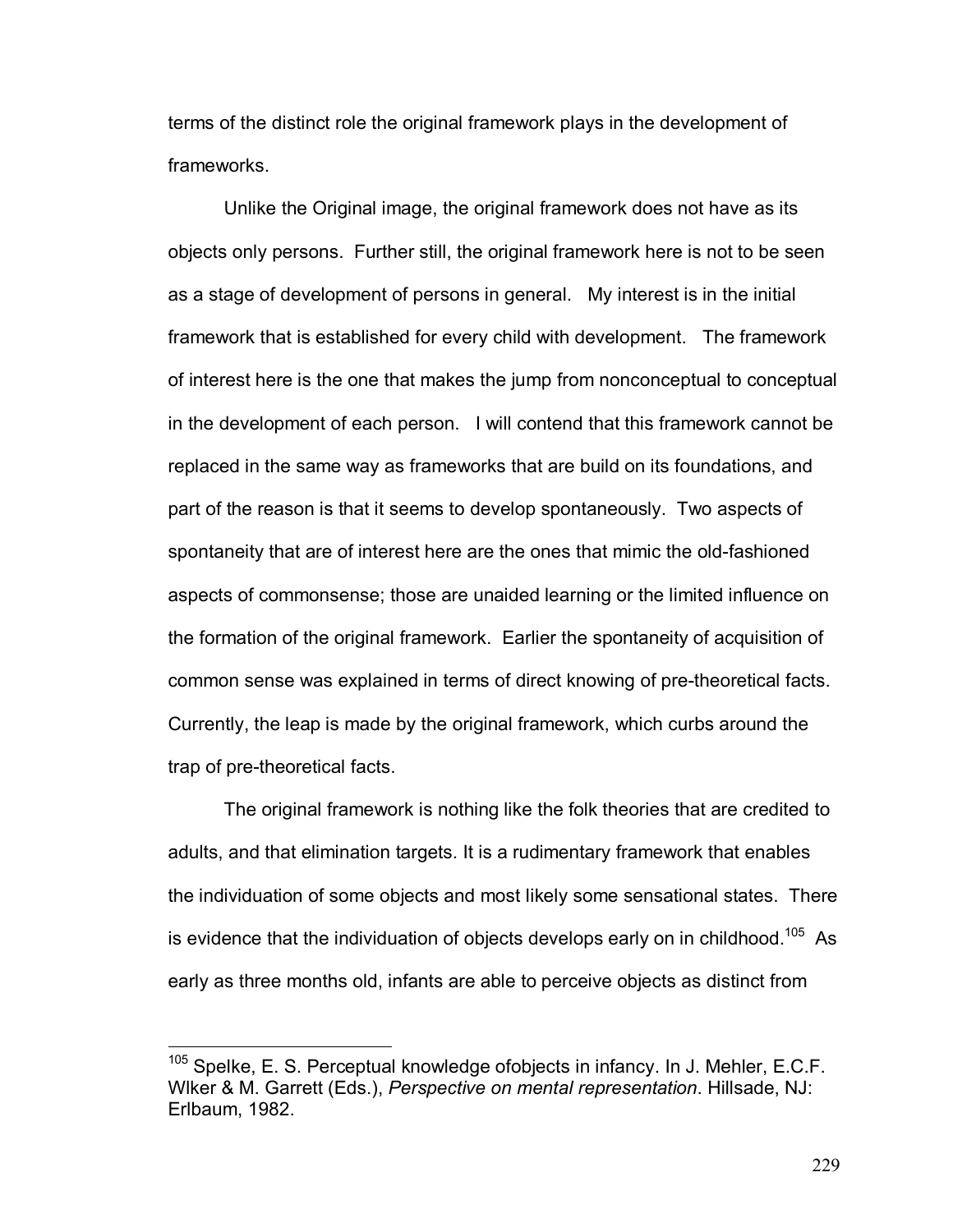terms of the distinct role the original framework plays in the development of frameworks.

Unlike the Original image, the original framework does not have as its objects only persons. Further still, the original framework here is not to be seen as a stage of development of persons in general. My interest is in the initial framework that is established for every child with development. The framework of interest here is the one that makes the jump from nonconceptual to conceptual in the development of each person. I will contend that this framework cannot be replaced in the same way as frameworks that are build on its foundations, and part of the reason is that it seems to develop spontaneously. Two aspects of spontaneity that are of interest here are the ones that mimic the old-fashioned aspects of commonsense; those are unaided learning or the limited influence on the formation of the original framework. Earlier the spontaneity of acquisition of common sense was explained in terms of direct knowing of pre-theoretical facts. Currently, the leap is made by the original framework, which curbs around the trap of pre-theoretical facts.

The original framework is nothing like the folk theories that are credited to adults, and that elimination targets. It is a rudimentary framework that enables the individuation of some objects and most likely some sensational states. There is evidence that the individuation of objects develops early on in childhood.[105] As early as three months old, infants are able to perceive objects as distinct from

[105] Spelke, E. S. Perceptual knowledge ofobjects in infancy. In J. Mehler, E.C.F. Wlker & M. Garrett (Eds.), *Perspective on mental representation*. Hillsade, NJ: Erlbaum, 1982.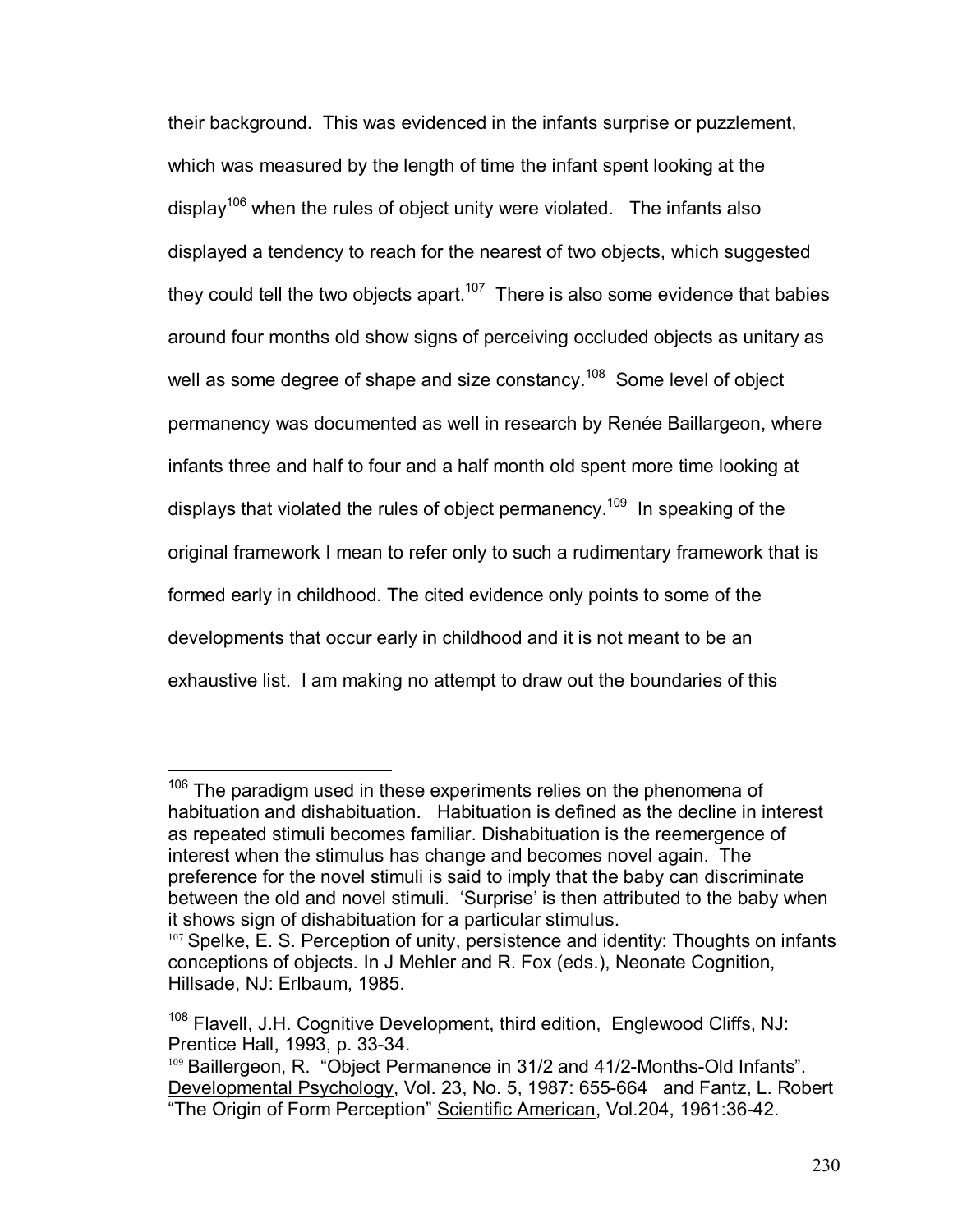their background. This was evidenced in the infants surprise or puzzlement, which was measured by the length of time the infant spent looking at the display[106] when the rules of object unity were violated. The infants also displayed a tendency to reach for the nearest of two objects, which suggested they could tell the two objects apart.[107] There is also some evidence that babies around four months old show signs of perceiving occluded objects as unitary as well as some degree of shape and size constancy.[108] Some level of object permanency was documented as well in research by Renée Baillargeon, where infants three and half to four and a half month old spent more time looking at displays that violated the rules of object permanency.[109] In speaking of the original framework I mean to refer only to such a rudimentary framework that is formed early in childhood. The cited evidence only points to some of the developments that occur early in childhood and it is not meant to be an exhaustive list. I am making no attempt to draw out the boundaries of this

---

[106] The paradigm used in these experiments relies on the phenomena of habituation and dishabituation. Habituation is defined as the decline in interest as repeated stimuli becomes familiar. Dishabituation is the reemergence of interest when the stimulus has change and becomes novel again. The preference for the novel stimuli is said to imply that the baby can discriminate between the old and novel stimuli. 'Surprise' is then attributed to the baby when it shows sign of dishabituation for a particular stimulus.

[107] Spelke, E. S. Perception of unity, persistence and identity: Thoughts on infants conceptions of objects. In J Mehler and R. Fox (eds.), Neonate Cognition, Hillsade, NJ: Erlbaum, 1985.

[108] Flavell, J.H. Cognitive Development, third edition, Englewood Cliffs, NJ: Prentice Hall, 1993, p. 33-34.

[109] Baillergeon, R. "Object Permanence in 31/2 and 41/2-Months-Old Infants". Developmental Psychology, Vol. 23, No. 5, 1987: 655-664 and Fantz, L. Robert "The Origin of Form Perception" Scientific American, Vol.204, 1961:36-42.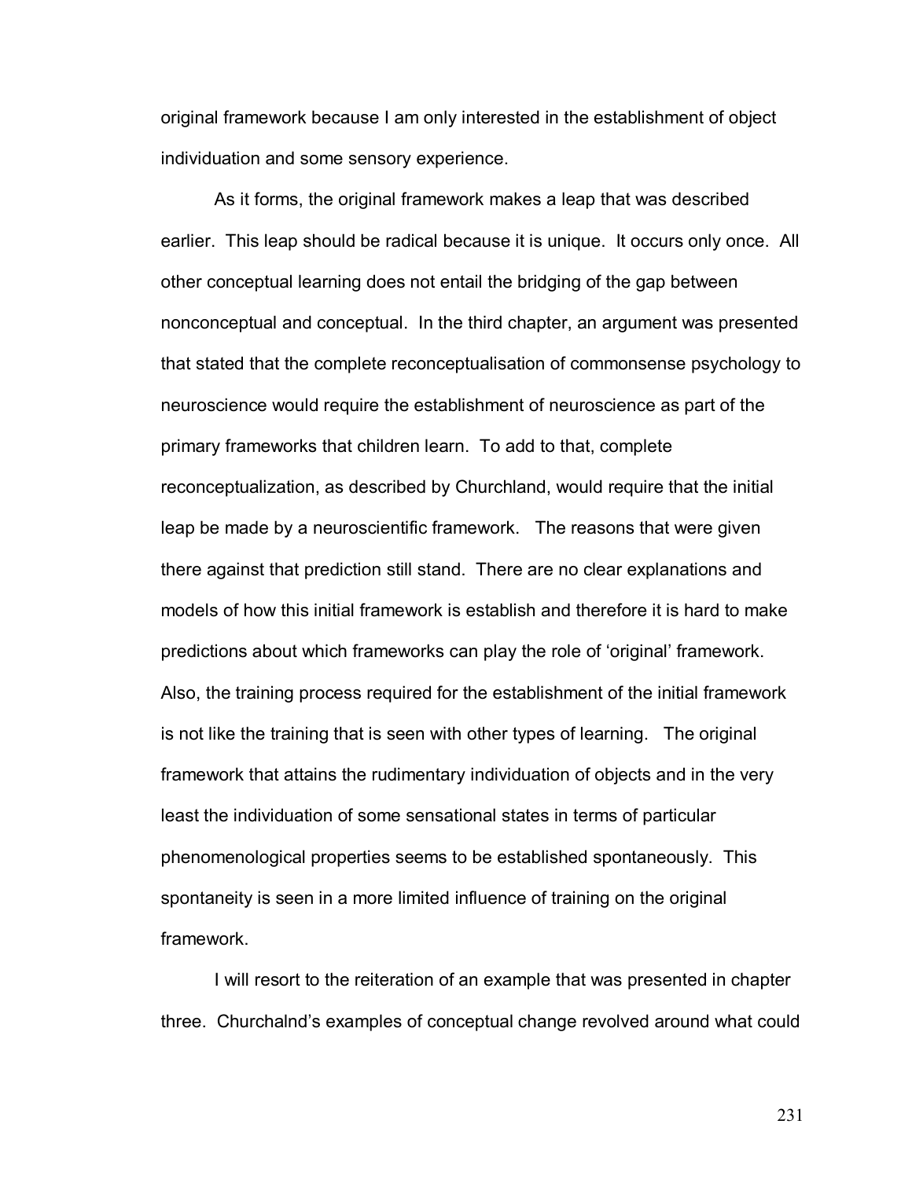original framework because I am only interested in the establishment of object individuation and some sensory experience.

As it forms, the original framework makes a leap that was described earlier. This leap should be radical because it is unique. It occurs only once. All other conceptual learning does not entail the bridging of the gap between nonconceptual and conceptual. In the third chapter, an argument was presented that stated that the complete reconceptualisation of commonsense psychology to neuroscience would require the establishment of neuroscience as part of the primary frameworks that children learn. To add to that, complete reconceptualization, as described by Churchland, would require that the initial leap be made by a neuroscientific framework. The reasons that were given there against that prediction still stand. There are no clear explanations and models of how this initial framework is establish and therefore it is hard to make predictions about which frameworks can play the role of 'original' framework. Also, the training process required for the establishment of the initial framework is not like the training that is seen with other types of learning. The original framework that attains the rudimentary individuation of objects and in the very least the individuation of some sensational states in terms of particular phenomenological properties seems to be established spontaneously. This spontaneity is seen in a more limited influence of training on the original framework.

I will resort to the reiteration of an example that was presented in chapter three. Churchalnd's examples of conceptual change revolved around what could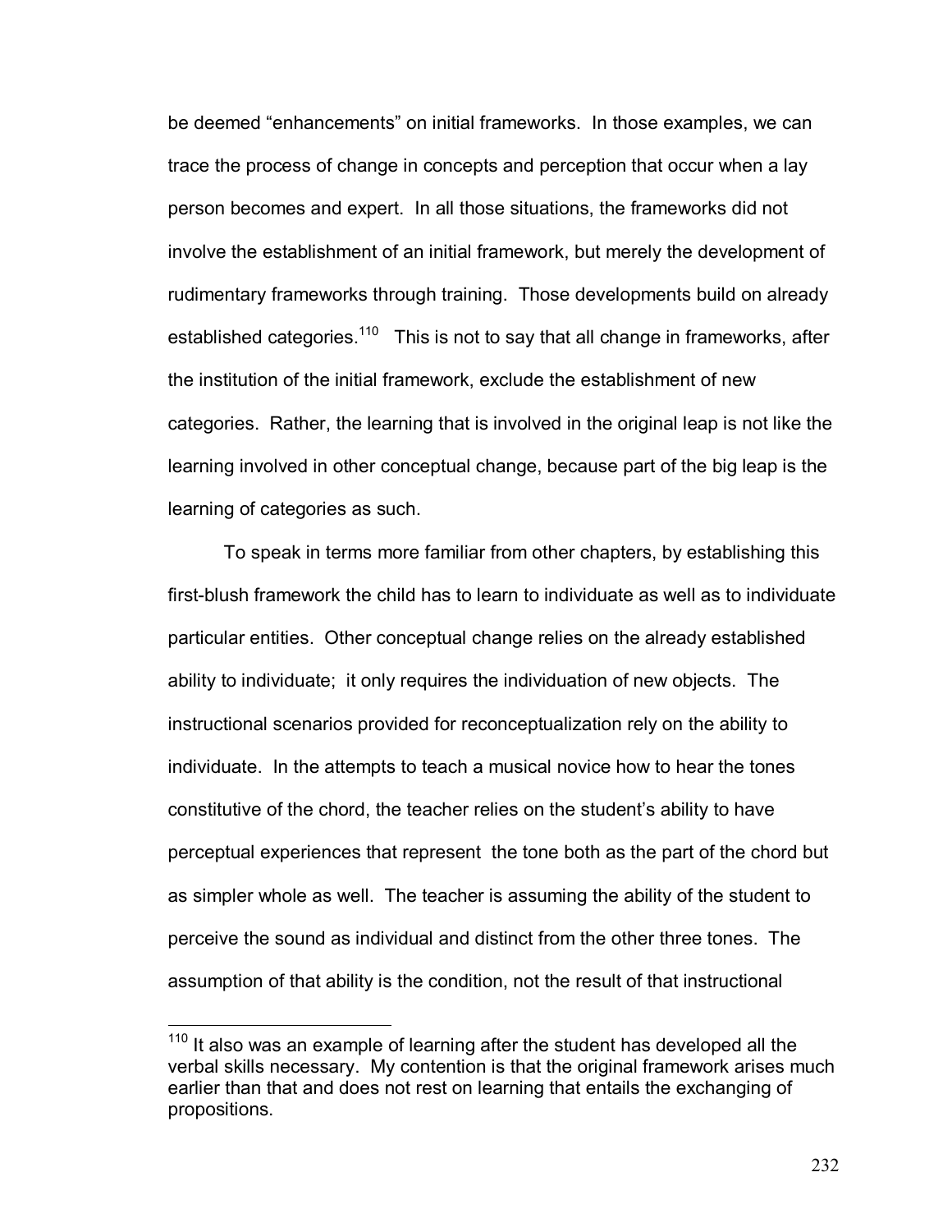be deemed "enhancements" on initial frameworks. In those examples, we can trace the process of change in concepts and perception that occur when a lay person becomes and expert. In all those situations, the frameworks did not involve the establishment of an initial framework, but merely the development of rudimentary frameworks through training. Those developments build on already established categories.[110] This is not to say that all change in frameworks, after the institution of the initial framework, exclude the establishment of new categories. Rather, the learning that is involved in the original leap is not like the learning involved in other conceptual change, because part of the big leap is the learning of categories as such.

To speak in terms more familiar from other chapters, by establishing this first-blush framework the child has to learn to individuate as well as to individuate particular entities. Other conceptual change relies on the already established ability to individuate; it only requires the individuation of new objects. The instructional scenarios provided for reconceptualization rely on the ability to individuate. In the attempts to teach a musical novice how to hear the tones constitutive of the chord, the teacher relies on the student's ability to have perceptual experiences that represent the tone both as the part of the chord but as simpler whole as well. The teacher is assuming the ability of the student to perceive the sound as individual and distinct from the other three tones. The assumption of that ability is the condition, not the result of that instructional

---

[110] It also was an example of learning after the student has developed all the verbal skills necessary. My contention is that the original framework arises much earlier than that and does not rest on learning that entails the exchanging of propositions.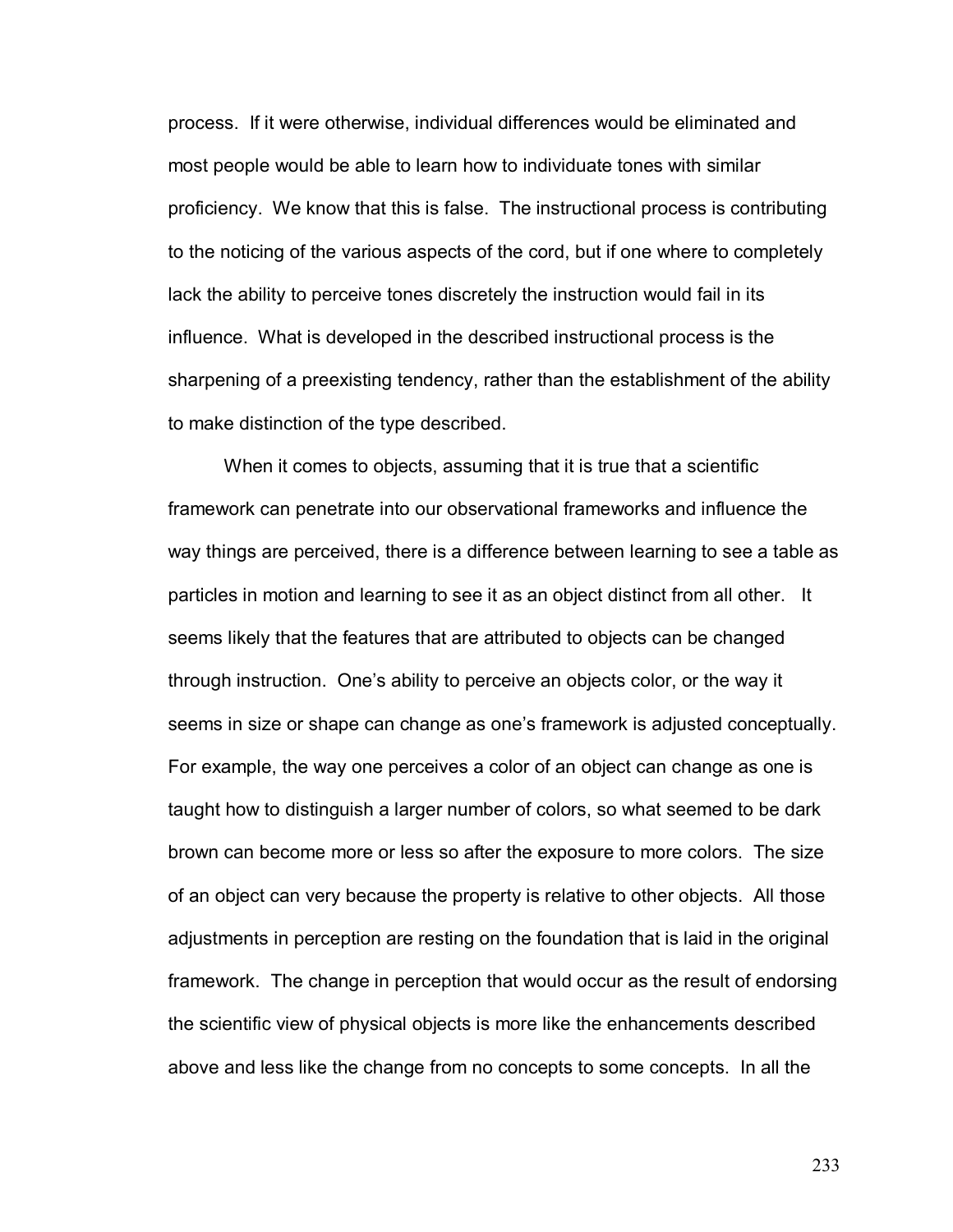process. If it were otherwise, individual differences would be eliminated and most people would be able to learn how to individuate tones with similar proficiency. We know that this is false. The instructional process is contributing to the noticing of the various aspects of the cord, but if one where to completely lack the ability to perceive tones discretely the instruction would fail in its influence. What is developed in the described instructional process is the sharpening of a preexisting tendency, rather than the establishment of the ability to make distinction of the type described.

When it comes to objects, assuming that it is true that a scientific framework can penetrate into our observational frameworks and influence the way things are perceived, there is a difference between learning to see a table as particles in motion and learning to see it as an object distinct from all other. It seems likely that the features that are attributed to objects can be changed through instruction. One's ability to perceive an objects color, or the way it seems in size or shape can change as one's framework is adjusted conceptually. For example, the way one perceives a color of an object can change as one is taught how to distinguish a larger number of colors, so what seemed to be dark brown can become more or less so after the exposure to more colors. The size of an object can very because the property is relative to other objects. All those adjustments in perception are resting on the foundation that is laid in the original framework. The change in perception that would occur as the result of endorsing the scientific view of physical objects is more like the enhancements described above and less like the change from no concepts to some concepts. In all the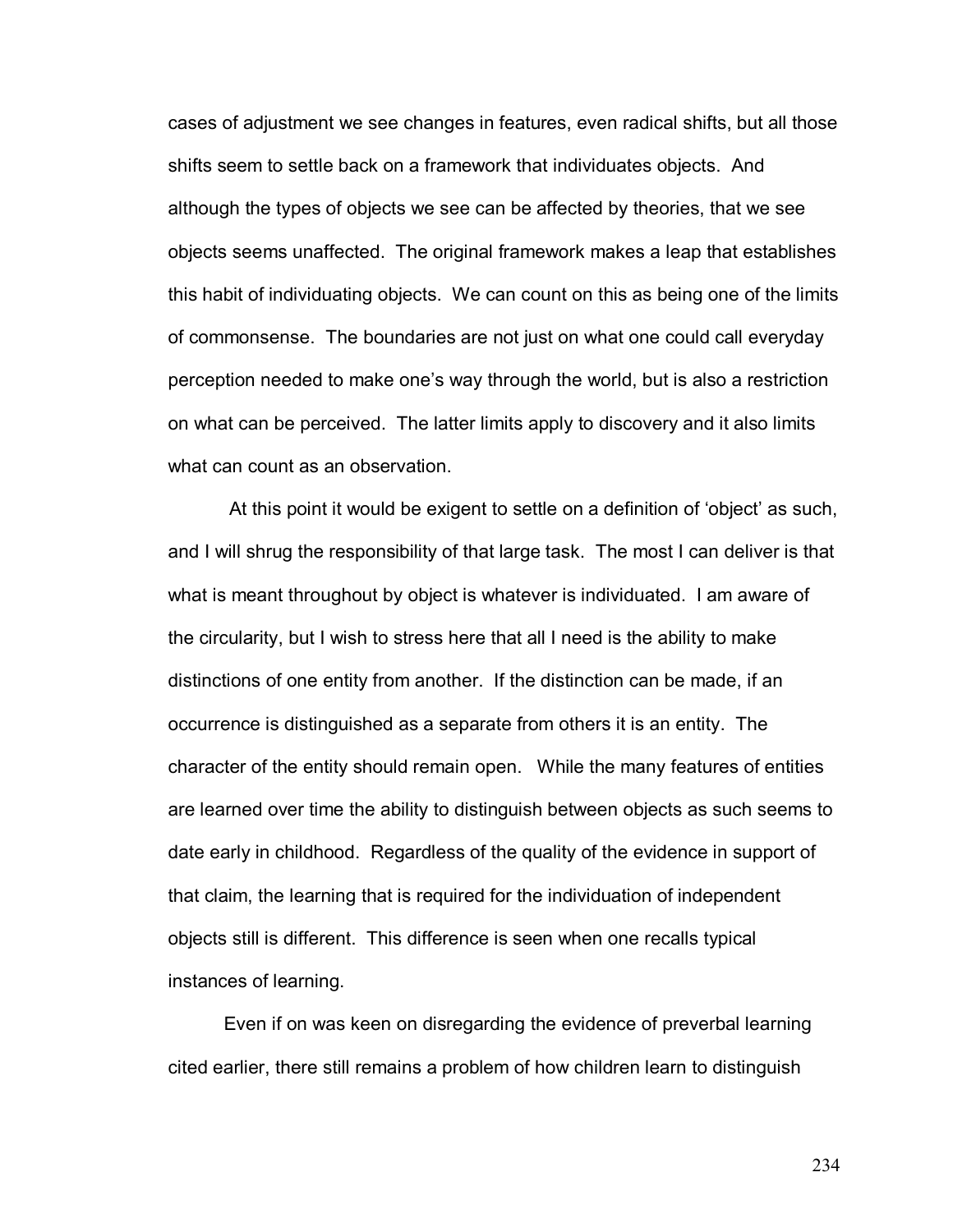cases of adjustment we see changes in features, even radical shifts, but all those shifts seem to settle back on a framework that individuates objects. And although the types of objects we see can be affected by theories, that we see objects seems unaffected. The original framework makes a leap that establishes this habit of individuating objects. We can count on this as being one of the limits of commonsense. The boundaries are not just on what one could call everyday perception needed to make one's way through the world, but is also a restriction on what can be perceived. The latter limits apply to discovery and it also limits what can count as an observation.

At this point it would be exigent to settle on a definition of 'object' as such, and I will shrug the responsibility of that large task. The most I can deliver is that what is meant throughout by object is whatever is individuated. I am aware of the circularity, but I wish to stress here that all I need is the ability to make distinctions of one entity from another. If the distinction can be made, if an occurrence is distinguished as a separate from others it is an entity. The character of the entity should remain open. While the many features of entities are learned over time the ability to distinguish between objects as such seems to date early in childhood. Regardless of the quality of the evidence in support of that claim, the learning that is required for the individuation of independent objects still is different. This difference is seen when one recalls typical instances of learning.

Even if on was keen on disregarding the evidence of preverbal learning cited earlier, there still remains a problem of how children learn to distinguish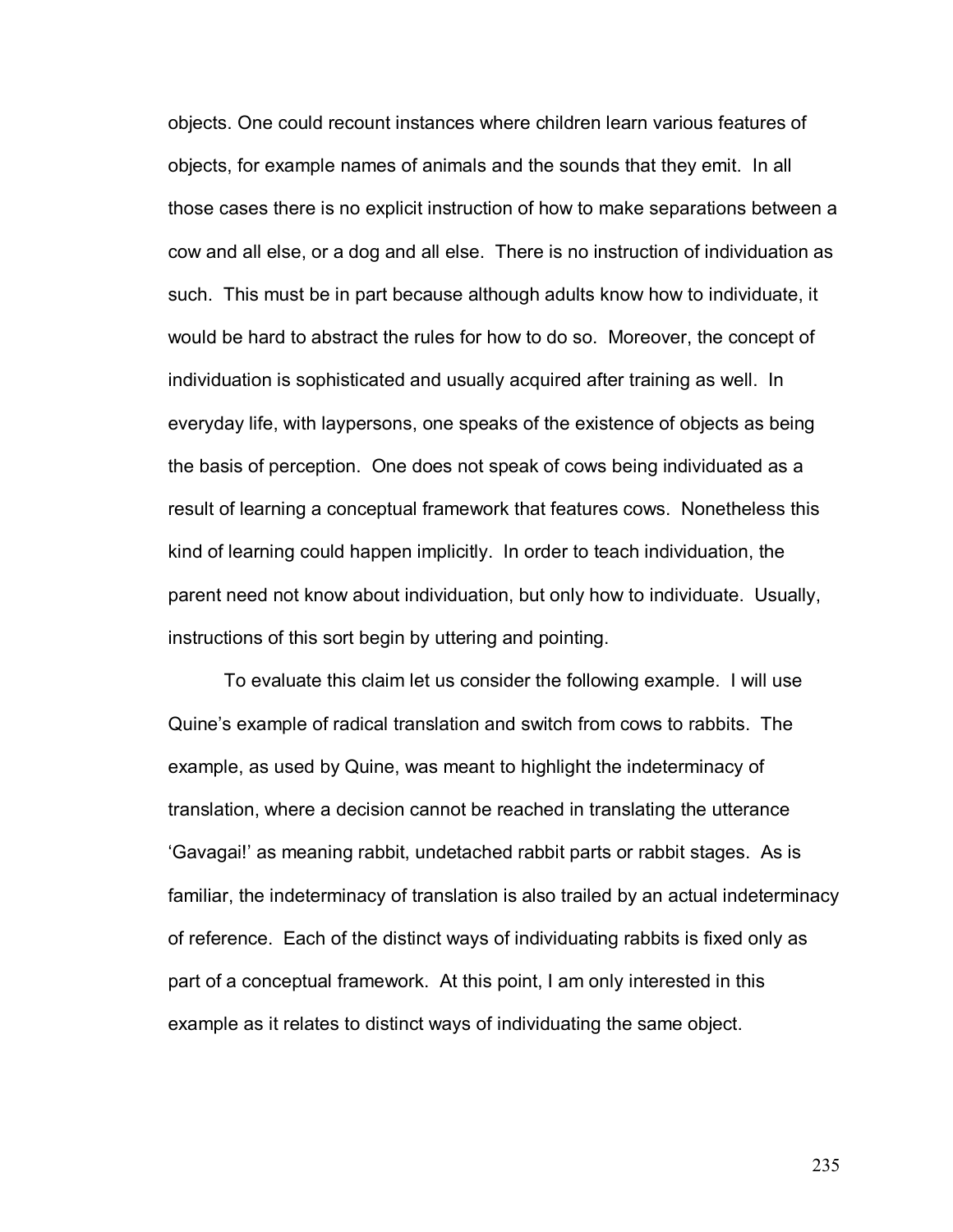objects. One could recount instances where children learn various features of objects, for example names of animals and the sounds that they emit. In all those cases there is no explicit instruction of how to make separations between a cow and all else, or a dog and all else. There is no instruction of individuation as such. This must be in part because although adults know how to individuate, it would be hard to abstract the rules for how to do so. Moreover, the concept of individuation is sophisticated and usually acquired after training as well. In everyday life, with laypersons, one speaks of the existence of objects as being the basis of perception. One does not speak of cows being individuated as a result of learning a conceptual framework that features cows. Nonetheless this kind of learning could happen implicitly. In order to teach individuation, the parent need not know about individuation, but only how to individuate. Usually, instructions of this sort begin by uttering and pointing.

To evaluate this claim let us consider the following example. I will use Quine's example of radical translation and switch from cows to rabbits. The example, as used by Quine, was meant to highlight the indeterminacy of translation, where a decision cannot be reached in translating the utterance 'Gavagai!' as meaning rabbit, undetached rabbit parts or rabbit stages. As is familiar, the indeterminacy of translation is also trailed by an actual indeterminacy of reference. Each of the distinct ways of individuating rabbits is fixed only as part of a conceptual framework. At this point, I am only interested in this example as it relates to distinct ways of individuating the same object.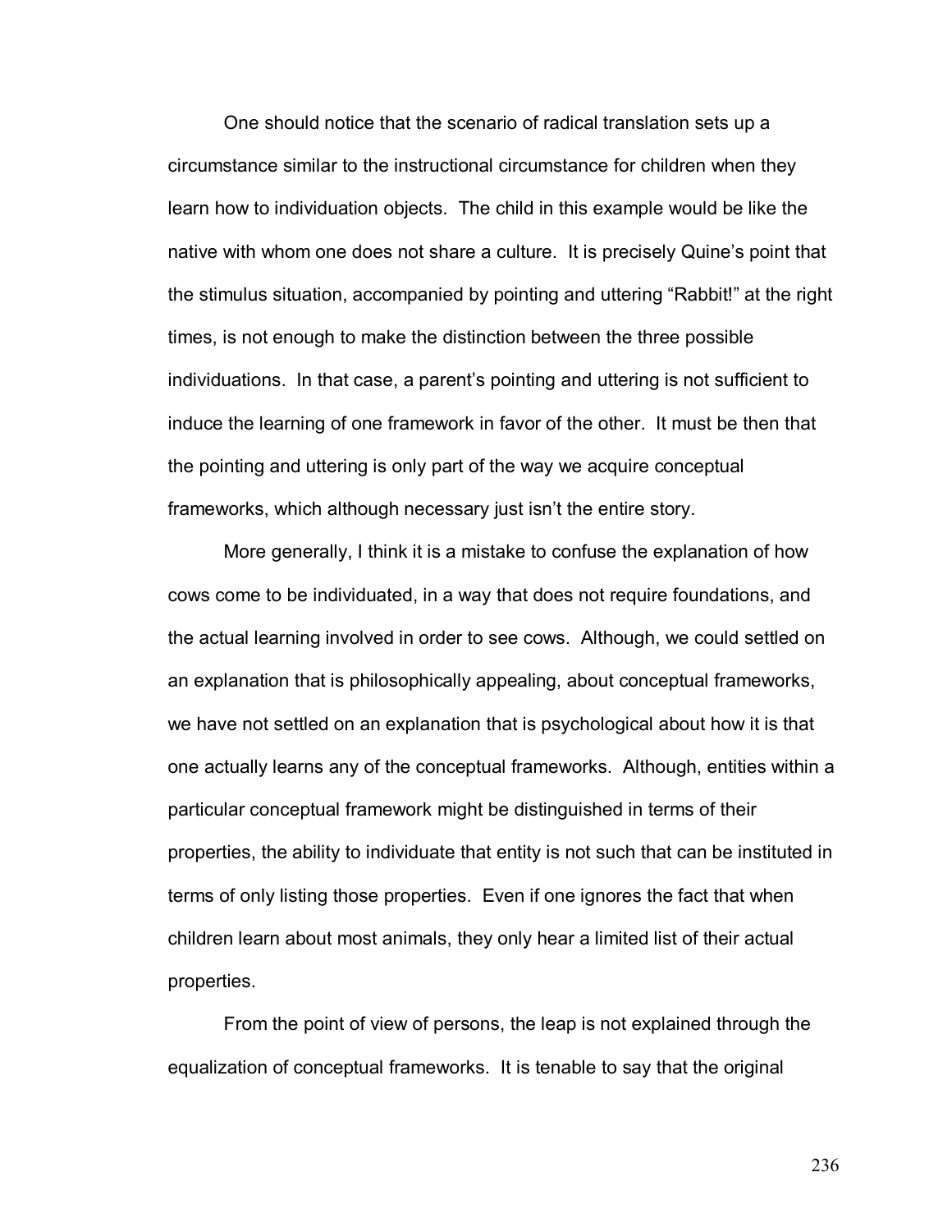One should notice that the scenario of radical translation sets up a circumstance similar to the instructional circumstance for children when they learn how to individuation objects. The child in this example would be like the native with whom one does not share a culture. It is precisely Quine's point that the stimulus situation, accompanied by pointing and uttering "Rabbit!" at the right times, is not enough to make the distinction between the three possible individuations. In that case, a parent's pointing and uttering is not sufficient to induce the learning of one framework in favor of the other. It must be then that the pointing and uttering is only part of the way we acquire conceptual frameworks, which although necessary just isn't the entire story.

More generally, I think it is a mistake to confuse the explanation of how cows come to be individuated, in a way that does not require foundations, and the actual learning involved in order to see cows. Although, we could settled on an explanation that is philosophically appealing, about conceptual frameworks, we have not settled on an explanation that is psychological about how it is that one actually learns any of the conceptual frameworks. Although, entities within a particular conceptual framework might be distinguished in terms of their properties, the ability to individuate that entity is not such that can be instituted in terms of only listing those properties. Even if one ignores the fact that when children learn about most animals, they only hear a limited list of their actual properties.

From the point of view of persons, the leap is not explained through the equalization of conceptual frameworks. It is tenable to say that the original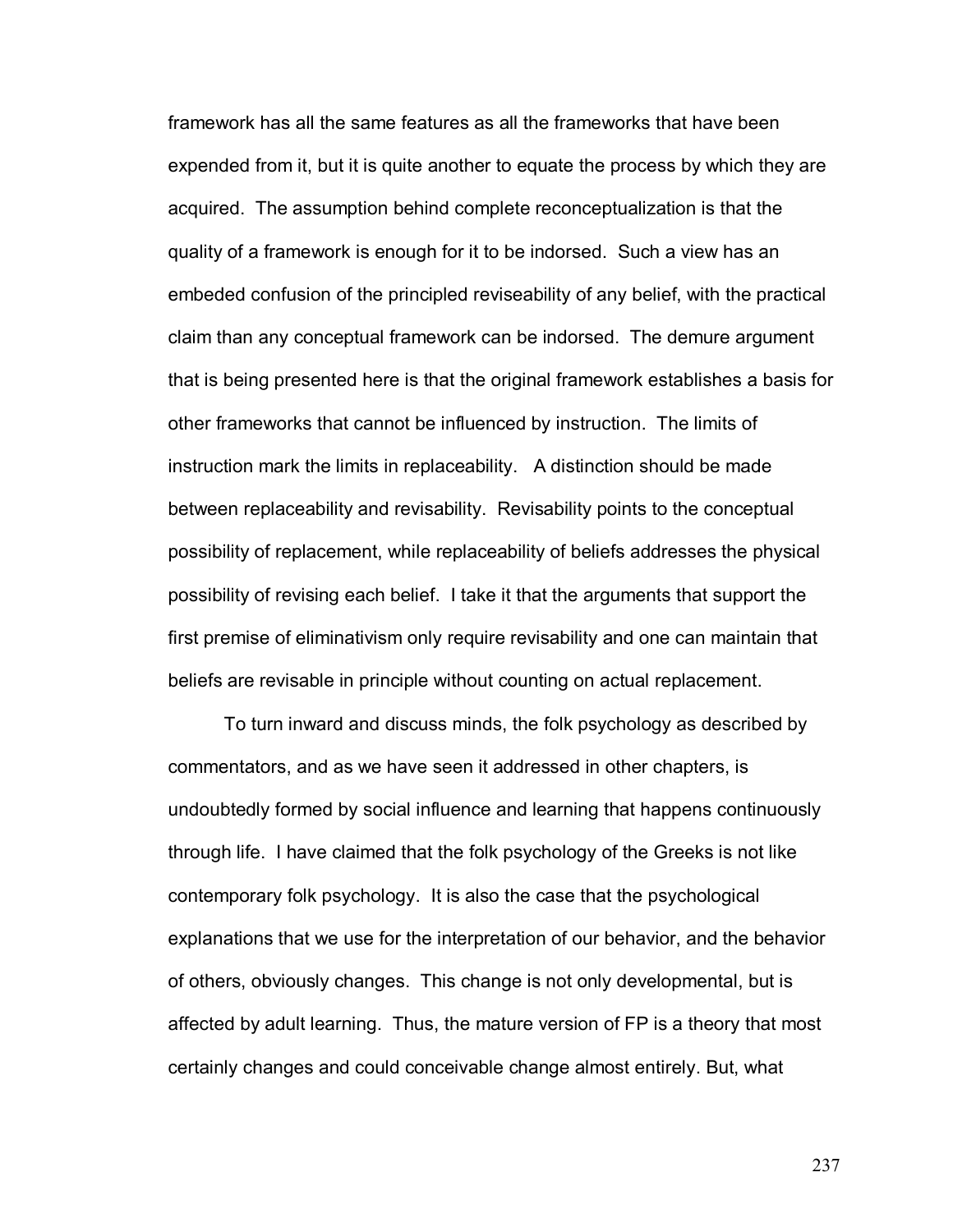framework has all the same features as all the frameworks that have been expended from it, but it is quite another to equate the process by which they are acquired. The assumption behind complete reconceptualization is that the quality of a framework is enough for it to be indorsed. Such a view has an embeded confusion of the principled reviseability of any belief, with the practical claim than any conceptual framework can be indorsed. The demure argument that is being presented here is that the original framework establishes a basis for other frameworks that cannot be influenced by instruction. The limits of instruction mark the limits in replaceability. A distinction should be made between replaceability and revisability. Revisability points to the conceptual possibility of replacement, while replaceability of beliefs addresses the physical possibility of revising each belief. I take it that the arguments that support the first premise of eliminativism only require revisability and one can maintain that beliefs are revisable in principle without counting on actual replacement.

To turn inward and discuss minds, the folk psychology as described by commentators, and as we have seen it addressed in other chapters, is undoubtedly formed by social influence and learning that happens continuously through life. I have claimed that the folk psychology of the Greeks is not like contemporary folk psychology. It is also the case that the psychological explanations that we use for the interpretation of our behavior, and the behavior of others, obviously changes. This change is not only developmental, but is affected by adult learning. Thus, the mature version of FP is a theory that most certainly changes and could conceivable change almost entirely. But, what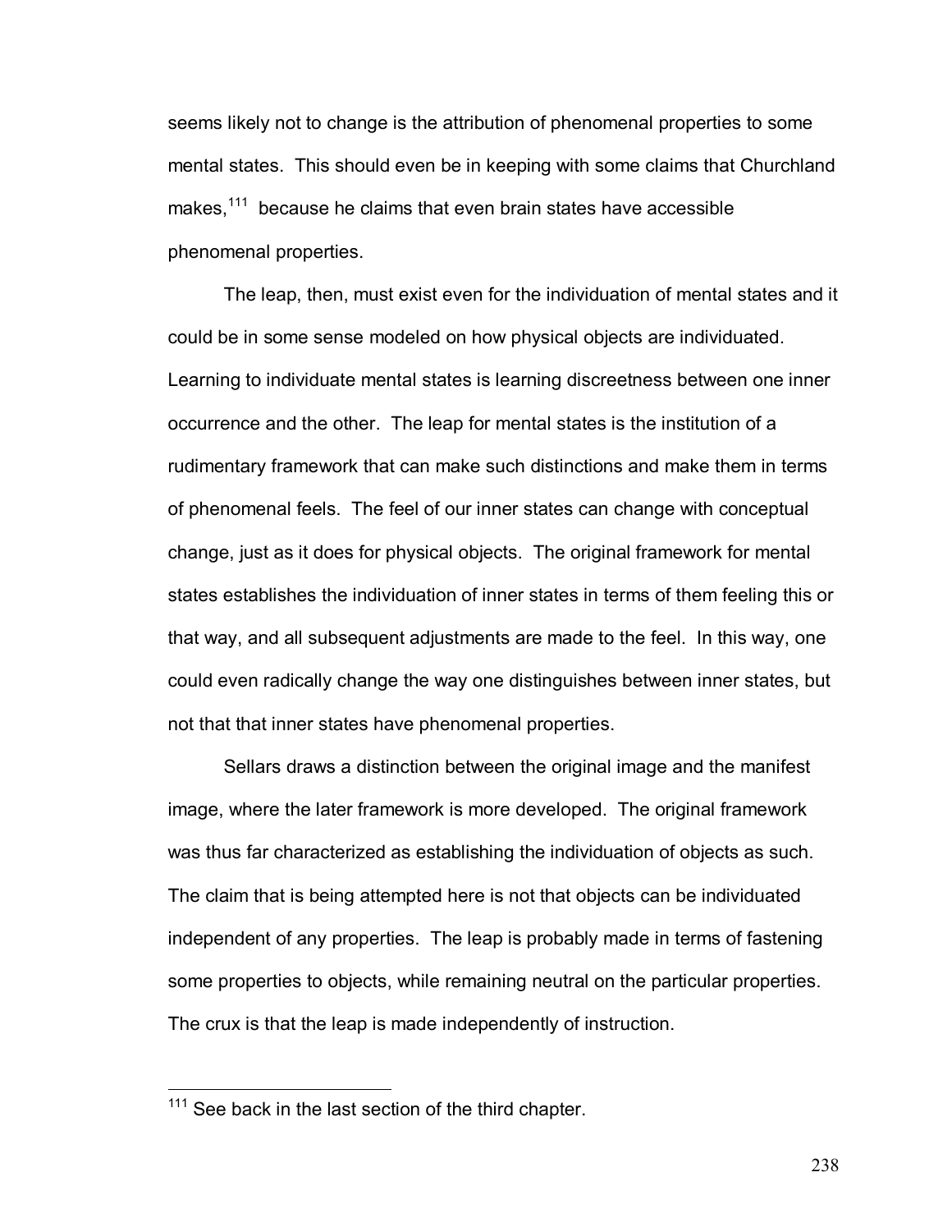seems likely not to change is the attribution of phenomenal properties to some mental states. This should even be in keeping with some claims that Churchland makes,[111] because he claims that even brain states have accessible phenomenal properties.

The leap, then, must exist even for the individuation of mental states and it could be in some sense modeled on how physical objects are individuated. Learning to individuate mental states is learning discreetness between one inner occurrence and the other. The leap for mental states is the institution of a rudimentary framework that can make such distinctions and make them in terms of phenomenal feels. The feel of our inner states can change with conceptual change, just as it does for physical objects. The original framework for mental states establishes the individuation of inner states in terms of them feeling this or that way, and all subsequent adjustments are made to the feel. In this way, one could even radically change the way one distinguishes between inner states, but not that that inner states have phenomenal properties.

Sellars draws a distinction between the original image and the manifest image, where the later framework is more developed. The original framework was thus far characterized as establishing the individuation of objects as such. The claim that is being attempted here is not that objects can be individuated independent of any properties. The leap is probably made in terms of fastening some properties to objects, while remaining neutral on the particular properties. The crux is that the leap is made independently of instruction.

---

[111] See back in the last section of the third chapter.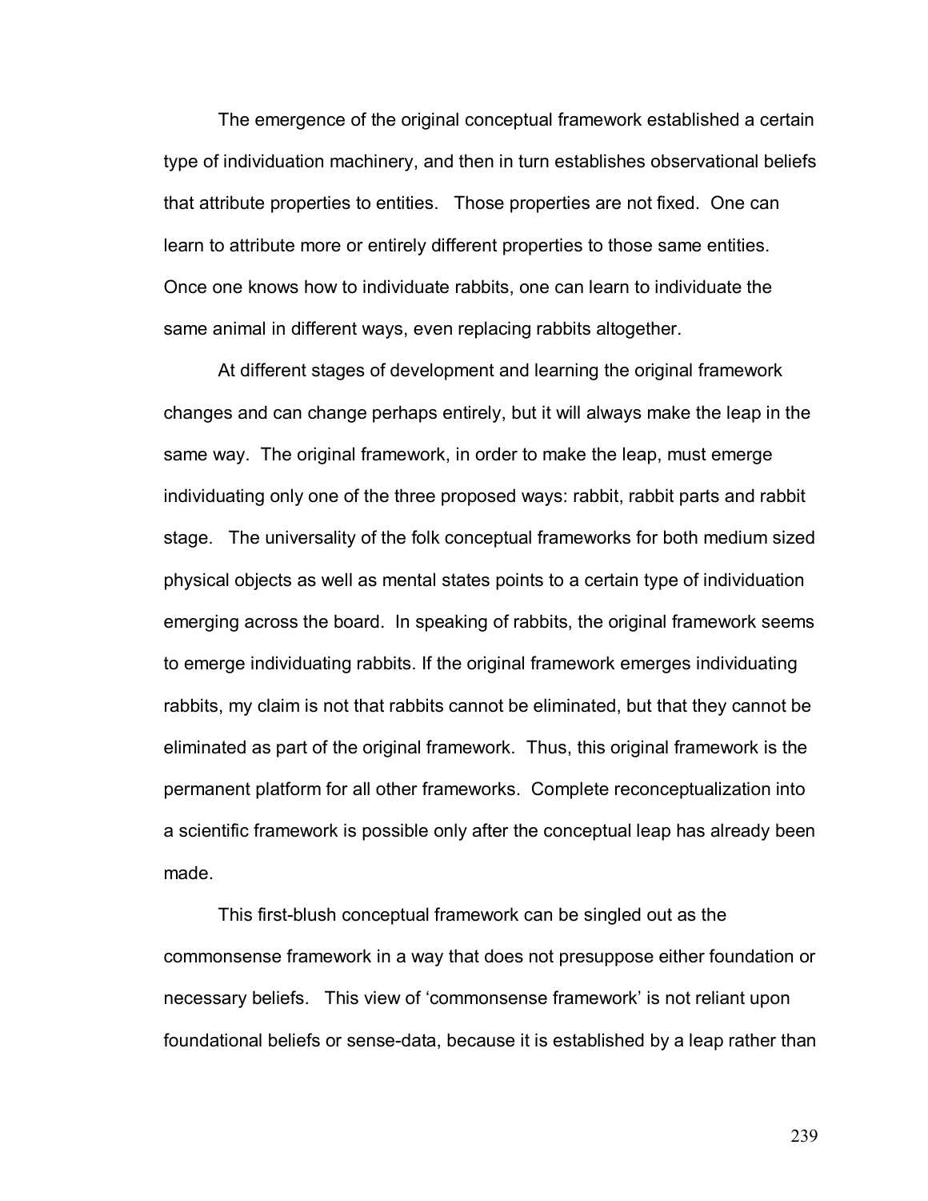The emergence of the original conceptual framework established a certain type of individuation machinery, and then in turn establishes observational beliefs that attribute properties to entities. Those properties are not fixed. One can learn to attribute more or entirely different properties to those same entities. Once one knows how to individuate rabbits, one can learn to individuate the same animal in different ways, even replacing rabbits altogether.

At different stages of development and learning the original framework changes and can change perhaps entirely, but it will always make the leap in the same way. The original framework, in order to make the leap, must emerge individuating only one of the three proposed ways: rabbit, rabbit parts and rabbit stage. The universality of the folk conceptual frameworks for both medium sized physical objects as well as mental states points to a certain type of individuation emerging across the board. In speaking of rabbits, the original framework seems to emerge individuating rabbits. If the original framework emerges individuating rabbits, my claim is not that rabbits cannot be eliminated, but that they cannot be eliminated as part of the original framework. Thus, this original framework is the permanent platform for all other frameworks. Complete reconceptualization into a scientific framework is possible only after the conceptual leap has already been made.

This first-blush conceptual framework can be singled out as the commonsense framework in a way that does not presuppose either foundation or necessary beliefs. This view of 'commonsense framework' is not reliant upon foundational beliefs or sense-data, because it is established by a leap rather than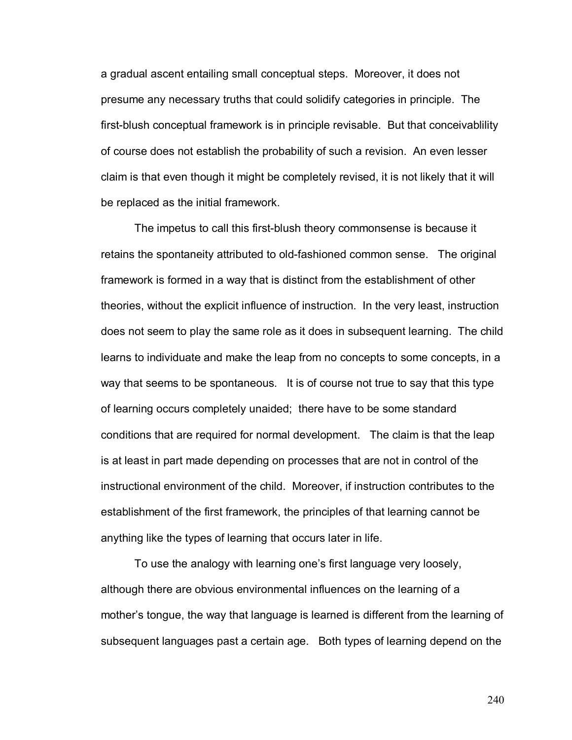a gradual ascent entailing small conceptual steps. Moreover, it does not presume any necessary truths that could solidify categories in principle. The first-blush conceptual framework is in principle revisable. But that conceivablility of course does not establish the probability of such a revision. An even lesser claim is that even though it might be completely revised, it is not likely that it will be replaced as the initial framework.

The impetus to call this first-blush theory commonsense is because it retains the spontaneity attributed to old-fashioned common sense. The original framework is formed in a way that is distinct from the establishment of other theories, without the explicit influence of instruction. In the very least, instruction does not seem to play the same role as it does in subsequent learning. The child learns to individuate and make the leap from no concepts to some concepts, in a way that seems to be spontaneous. It is of course not true to say that this type of learning occurs completely unaided; there have to be some standard conditions that are required for normal development. The claim is that the leap is at least in part made depending on processes that are not in control of the instructional environment of the child. Moreover, if instruction contributes to the establishment of the first framework, the principles of that learning cannot be anything like the types of learning that occurs later in life.

To use the analogy with learning one's first language very loosely, although there are obvious environmental influences on the learning of a mother's tongue, the way that language is learned is different from the learning of subsequent languages past a certain age. Both types of learning depend on the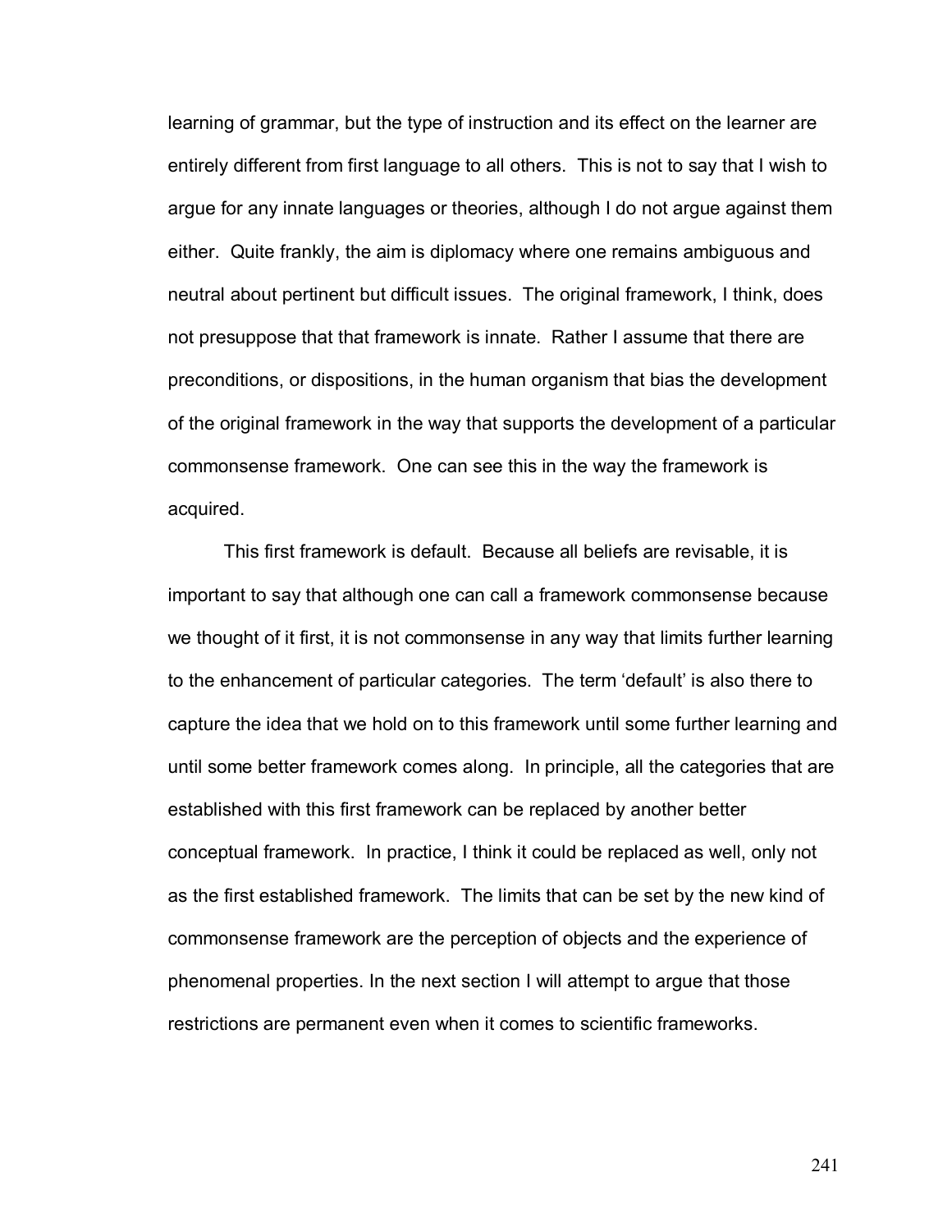learning of grammar, but the type of instruction and its effect on the learner are entirely different from first language to all others. This is not to say that I wish to argue for any innate languages or theories, although I do not argue against them either. Quite frankly, the aim is diplomacy where one remains ambiguous and neutral about pertinent but difficult issues. The original framework, I think, does not presuppose that that framework is innate. Rather I assume that there are preconditions, or dispositions, in the human organism that bias the development of the original framework in the way that supports the development of a particular commonsense framework. One can see this in the way the framework is acquired.

This first framework is default. Because all beliefs are revisable, it is important to say that although one can call a framework commonsense because we thought of it first, it is not commonsense in any way that limits further learning to the enhancement of particular categories. The term 'default' is also there to capture the idea that we hold on to this framework until some further learning and until some better framework comes along. In principle, all the categories that are established with this first framework can be replaced by another better conceptual framework. In practice, I think it could be replaced as well, only not as the first established framework. The limits that can be set by the new kind of commonsense framework are the perception of objects and the experience of phenomenal properties. In the next section I will attempt to argue that those restrictions are permanent even when it comes to scientific frameworks.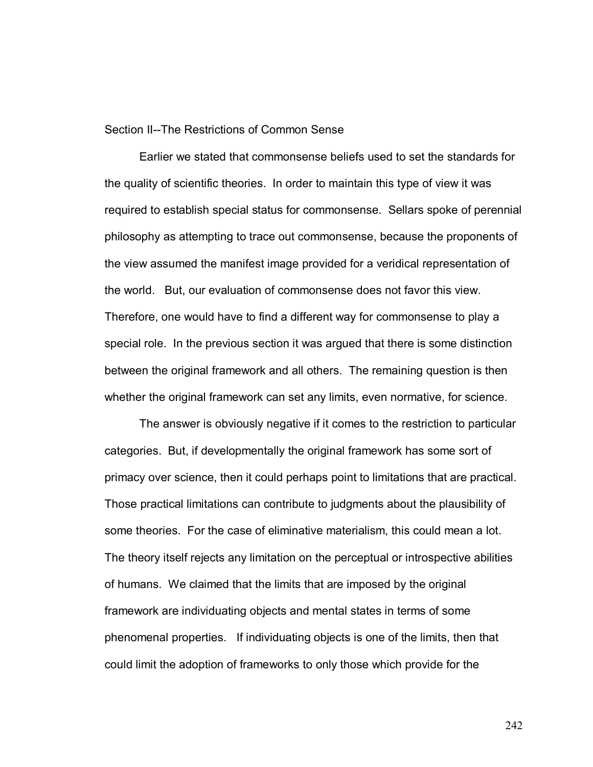## Section II--The Restrictions of Common Sense

Earlier we stated that commonsense beliefs used to set the standards for the quality of scientific theories. In order to maintain this type of view it was required to establish special status for commonsense. Sellars spoke of perennial philosophy as attempting to trace out commonsense, because the proponents of the view assumed the manifest image provided for a veridical representation of the world. But, our evaluation of commonsense does not favor this view. Therefore, one would have to find a different way for commonsense to play a special role. In the previous section it was argued that there is some distinction between the original framework and all others. The remaining question is then whether the original framework can set any limits, even normative, for science.

The answer is obviously negative if it comes to the restriction to particular categories. But, if developmentally the original framework has some sort of primacy over science, then it could perhaps point to limitations that are practical. Those practical limitations can contribute to judgments about the plausibility of some theories. For the case of eliminative materialism, this could mean a lot. The theory itself rejects any limitation on the perceptual or introspective abilities of humans. We claimed that the limits that are imposed by the original framework are individuating objects and mental states in terms of some phenomenal properties. If individuating objects is one of the limits, then that could limit the adoption of frameworks to only those which provide for the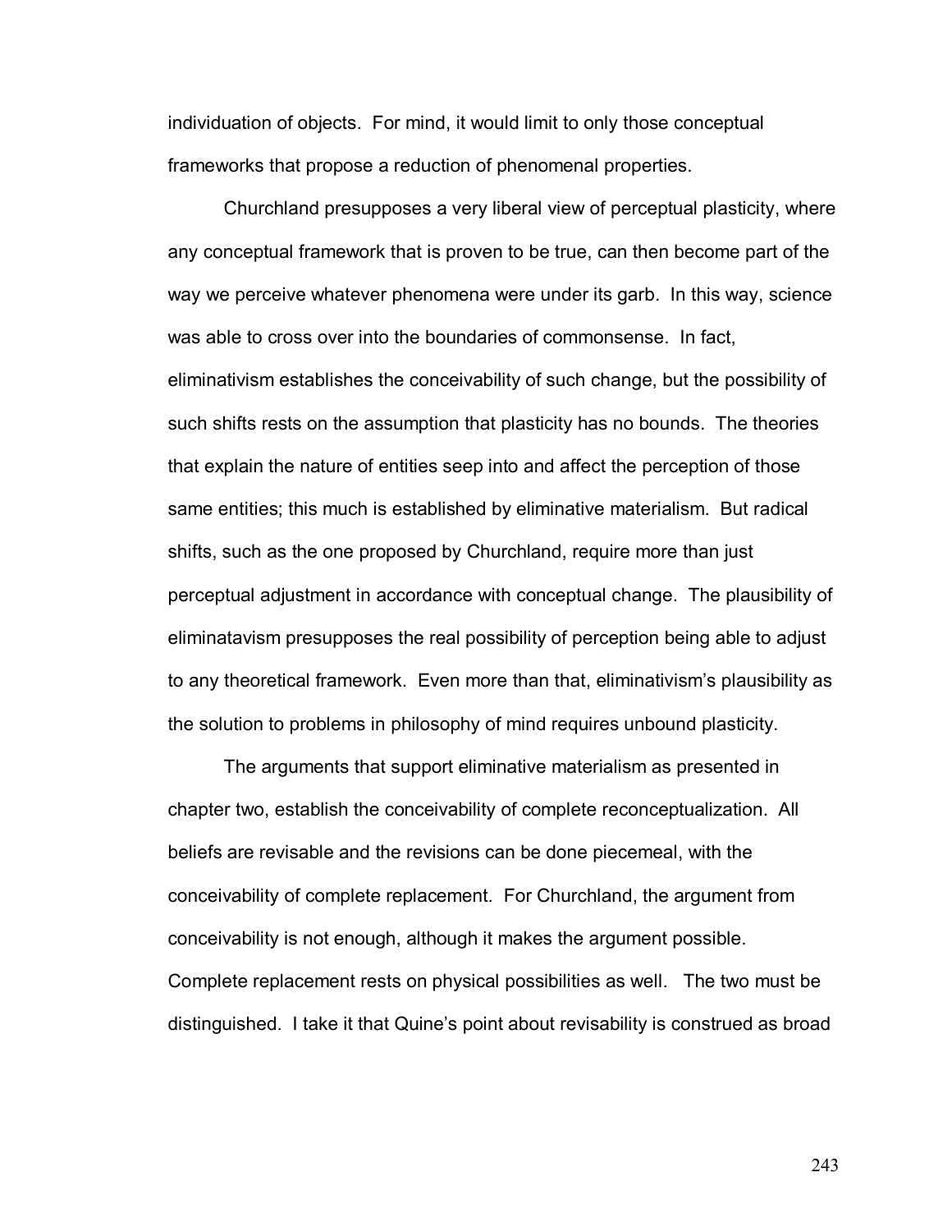individuation of objects. For mind, it would limit to only those conceptual frameworks that propose a reduction of phenomenal properties.

Churchland presupposes a very liberal view of perceptual plasticity, where any conceptual framework that is proven to be true, can then become part of the way we perceive whatever phenomena were under its garb. In this way, science was able to cross over into the boundaries of commonsense. In fact, eliminativism establishes the conceivability of such change, but the possibility of such shifts rests on the assumption that plasticity has no bounds. The theories that explain the nature of entities seep into and affect the perception of those same entities; this much is established by eliminative materialism. But radical shifts, such as the one proposed by Churchland, require more than just perceptual adjustment in accordance with conceptual change. The plausibility of eliminatavism presupposes the real possibility of perception being able to adjust to any theoretical framework. Even more than that, eliminativism's plausibility as the solution to problems in philosophy of mind requires unbound plasticity.

The arguments that support eliminative materialism as presented in chapter two, establish the conceivability of complete reconceptualization. All beliefs are revisable and the revisions can be done piecemeal, with the conceivability of complete replacement. For Churchland, the argument from conceivability is not enough, although it makes the argument possible. Complete replacement rests on physical possibilities as well. The two must be distinguished. I take it that Quine's point about revisability is construed as broad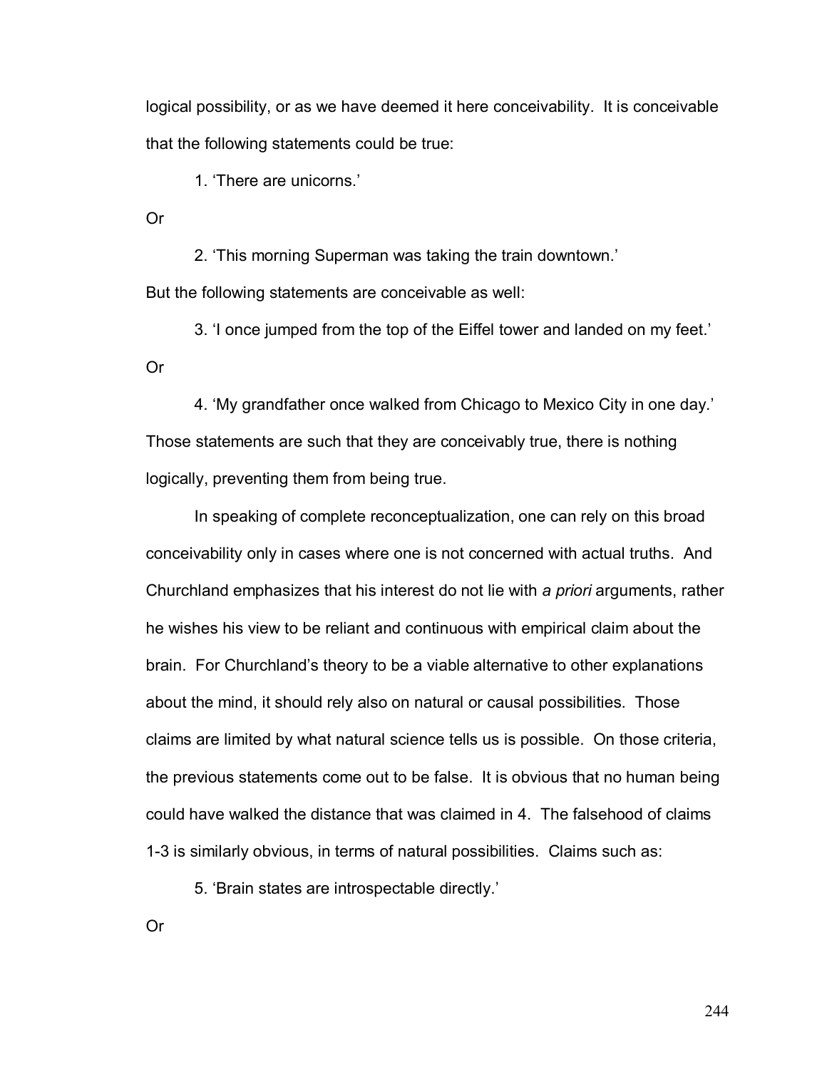logical possibility, or as we have deemed it here conceivability. It is conceivable that the following statements could be true:

1. 'There are unicorns.'

Or

2. 'This morning Superman was taking the train downtown.'

But the following statements are conceivable as well:

3. 'I once jumped from the top of the Eiffel tower and landed on my feet.'

Or

4. 'My grandfather once walked from Chicago to Mexico City in one day.'

Those statements are such that they are conceivably true, there is nothing logically, preventing them from being true.

In speaking of complete reconceptualization, one can rely on this broad conceivability only in cases where one is not concerned with actual truths. And Churchland emphasizes that his interest do not lie with *a priori* arguments, rather he wishes his view to be reliant and continuous with empirical claim about the brain. For Churchland's theory to be a viable alternative to other explanations about the mind, it should rely also on natural or causal possibilities. Those claims are limited by what natural science tells us is possible. On those criteria, the previous statements come out to be false. It is obvious that no human being could have walked the distance that was claimed in 4. The falsehood of claims 1-3 is similarly obvious, in terms of natural possibilities. Claims such as:

5. 'Brain states are introspectable directly.'

Or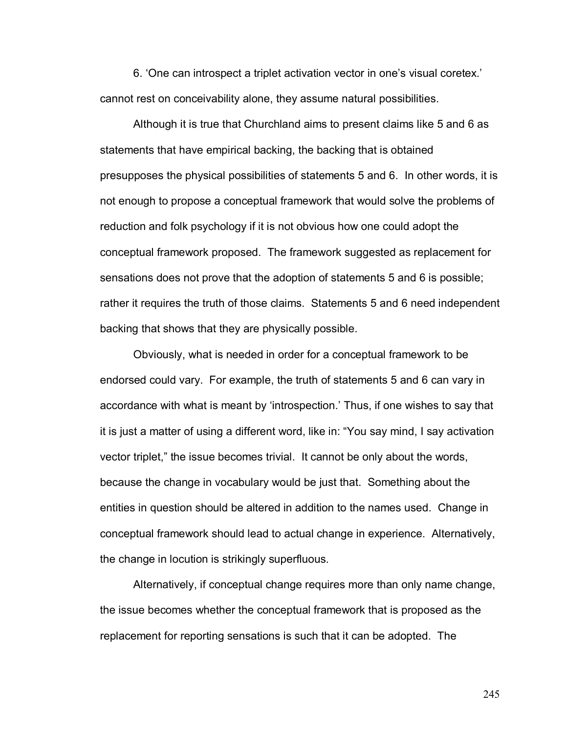6. 'One can introspect a triplet activation vector in one's visual coretex.' cannot rest on conceivability alone, they assume natural possibilities.

Although it is true that Churchland aims to present claims like 5 and 6 as statements that have empirical backing, the backing that is obtained presupposes the physical possibilities of statements 5 and 6. In other words, it is not enough to propose a conceptual framework that would solve the problems of reduction and folk psychology if it is not obvious how one could adopt the conceptual framework proposed. The framework suggested as replacement for sensations does not prove that the adoption of statements 5 and 6 is possible; rather it requires the truth of those claims. Statements 5 and 6 need independent backing that shows that they are physically possible.

Obviously, what is needed in order for a conceptual framework to be endorsed could vary. For example, the truth of statements 5 and 6 can vary in accordance with what is meant by 'introspection.' Thus, if one wishes to say that it is just a matter of using a different word, like in: "You say mind, I say activation vector triplet," the issue becomes trivial. It cannot be only about the words, because the change in vocabulary would be just that. Something about the entities in question should be altered in addition to the names used. Change in conceptual framework should lead to actual change in experience. Alternatively, the change in locution is strikingly superfluous.

Alternatively, if conceptual change requires more than only name change, the issue becomes whether the conceptual framework that is proposed as the replacement for reporting sensations is such that it can be adopted. The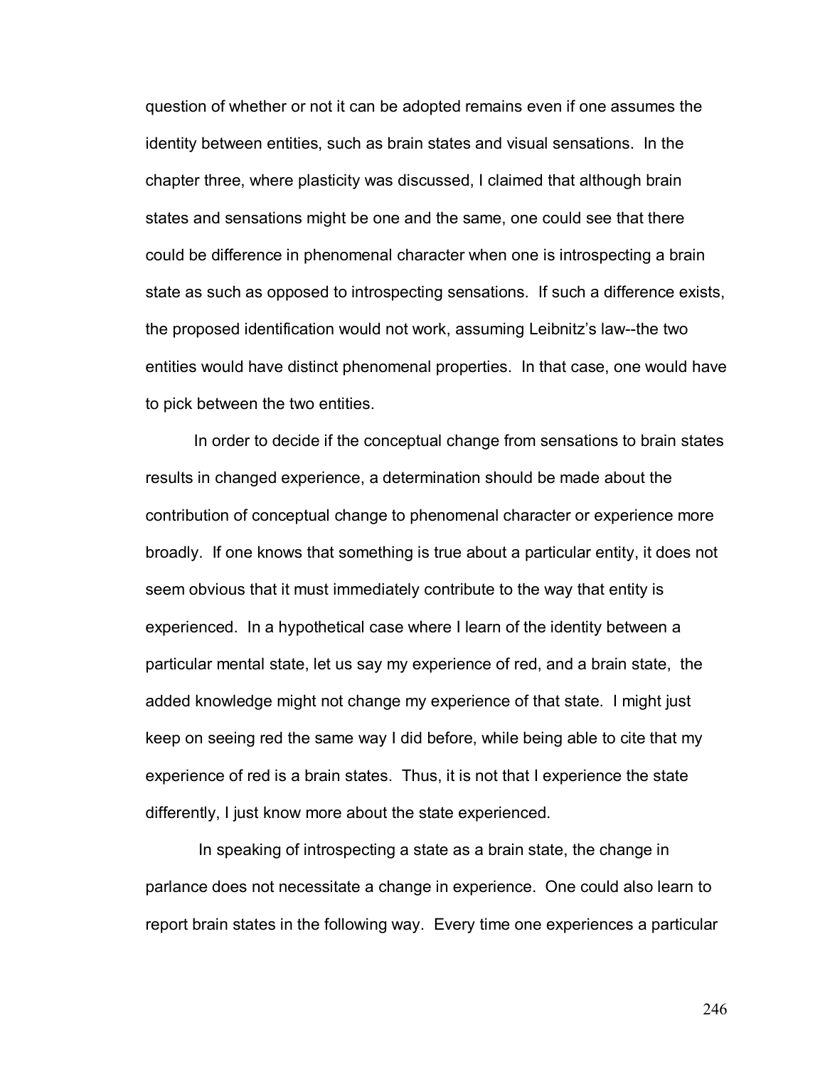question of whether or not it can be adopted remains even if one assumes the identity between entities, such as brain states and visual sensations. In the chapter three, where plasticity was discussed, I claimed that although brain states and sensations might be one and the same, one could see that there could be difference in phenomenal character when one is introspecting a brain state as such as opposed to introspecting sensations. If such a difference exists, the proposed identification would not work, assuming Leibnitz's law--the two entities would have distinct phenomenal properties. In that case, one would have to pick between the two entities.

In order to decide if the conceptual change from sensations to brain states results in changed experience, a determination should be made about the contribution of conceptual change to phenomenal character or experience more broadly. If one knows that something is true about a particular entity, it does not seem obvious that it must immediately contribute to the way that entity is experienced. In a hypothetical case where I learn of the identity between a particular mental state, let us say my experience of red, and a brain state, the added knowledge might not change my experience of that state. I might just keep on seeing red the same way I did before, while being able to cite that my experience of red is a brain states. Thus, it is not that I experience the state differently, I just know more about the state experienced.

In speaking of introspecting a state as a brain state, the change in parlance does not necessitate a change in experience. One could also learn to report brain states in the following way. Every time one experiences a particular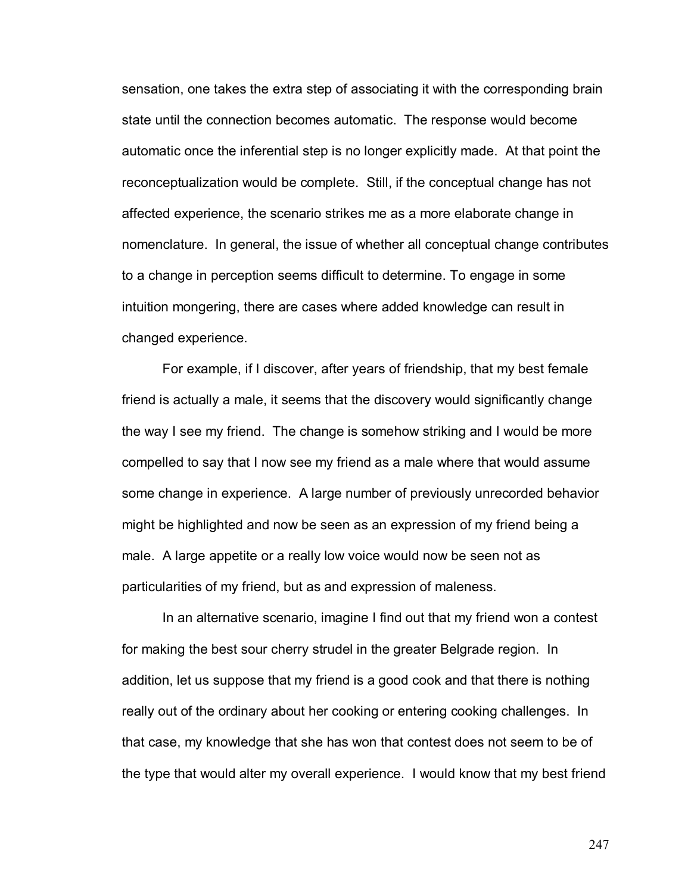sensation, one takes the extra step of associating it with the corresponding brain state until the connection becomes automatic. The response would become automatic once the inferential step is no longer explicitly made. At that point the reconceptualization would be complete. Still, if the conceptual change has not affected experience, the scenario strikes me as a more elaborate change in nomenclature. In general, the issue of whether all conceptual change contributes to a change in perception seems difficult to determine. To engage in some intuition mongering, there are cases where added knowledge can result in changed experience.

For example, if I discover, after years of friendship, that my best female friend is actually a male, it seems that the discovery would significantly change the way I see my friend. The change is somehow striking and I would be more compelled to say that I now see my friend as a male where that would assume some change in experience. A large number of previously unrecorded behavior might be highlighted and now be seen as an expression of my friend being a male. A large appetite or a really low voice would now be seen not as particularities of my friend, but as and expression of maleness.

In an alternative scenario, imagine I find out that my friend won a contest for making the best sour cherry strudel in the greater Belgrade region. In addition, let us suppose that my friend is a good cook and that there is nothing really out of the ordinary about her cooking or entering cooking challenges. In that case, my knowledge that she has won that contest does not seem to be of the type that would alter my overall experience. I would know that my best friend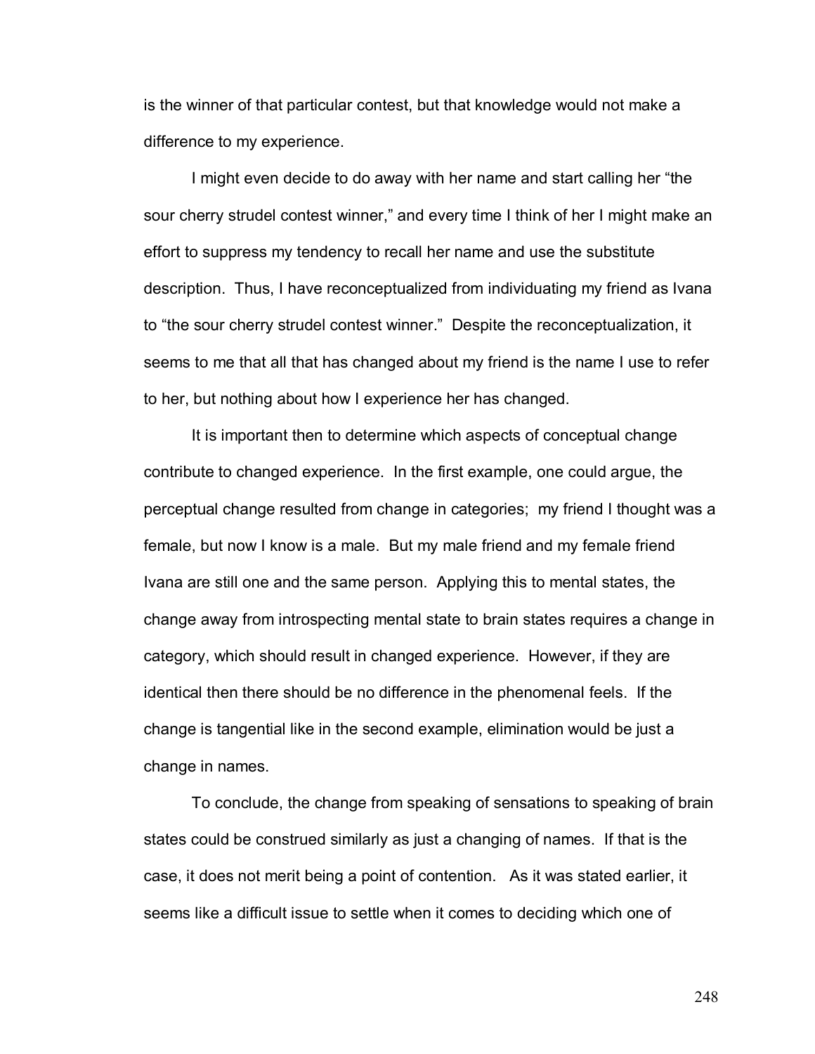is the winner of that particular contest, but that knowledge would not make a difference to my experience.

I might even decide to do away with her name and start calling her "the sour cherry strudel contest winner," and every time I think of her I might make an effort to suppress my tendency to recall her name and use the substitute description. Thus, I have reconceptualized from individuating my friend as Ivana to "the sour cherry strudel contest winner." Despite the reconceptualization, it seems to me that all that has changed about my friend is the name I use to refer to her, but nothing about how I experience her has changed.

It is important then to determine which aspects of conceptual change contribute to changed experience. In the first example, one could argue, the perceptual change resulted from change in categories; my friend I thought was a female, but now I know is a male. But my male friend and my female friend Ivana are still one and the same person. Applying this to mental states, the change away from introspecting mental state to brain states requires a change in category, which should result in changed experience. However, if they are identical then there should be no difference in the phenomenal feels. If the change is tangential like in the second example, elimination would be just a change in names.

To conclude, the change from speaking of sensations to speaking of brain states could be construed similarly as just a changing of names. If that is the case, it does not merit being a point of contention. As it was stated earlier, it seems like a difficult issue to settle when it comes to deciding which one of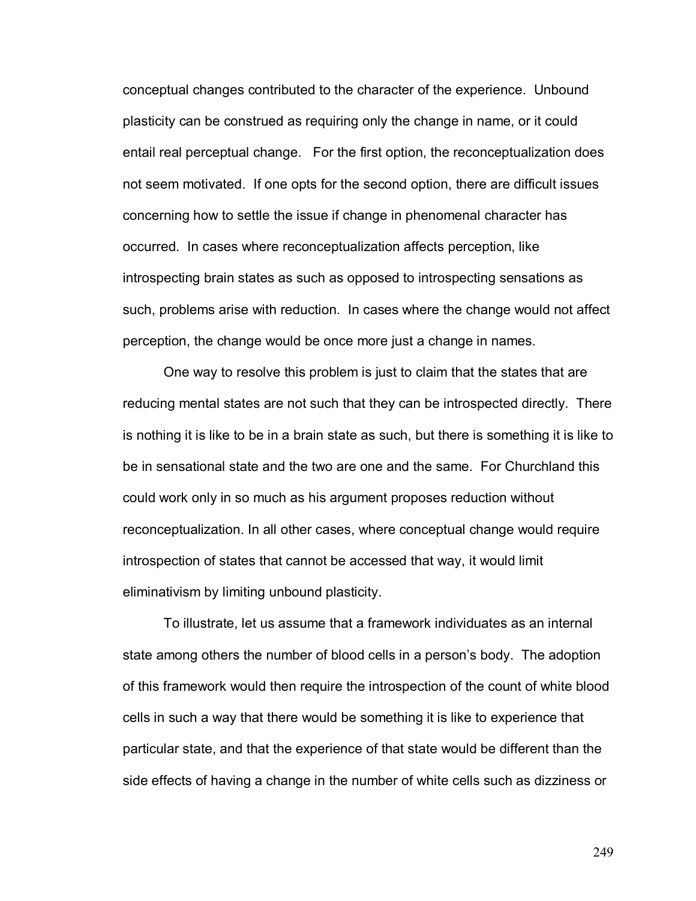conceptual changes contributed to the character of the experience. Unbound plasticity can be construed as requiring only the change in name, or it could entail real perceptual change. For the first option, the reconceptualization does not seem motivated. If one opts for the second option, there are difficult issues concerning how to settle the issue if change in phenomenal character has occurred. In cases where reconceptualization affects perception, like introspecting brain states as such as opposed to introspecting sensations as such, problems arise with reduction. In cases where the change would not affect perception, the change would be once more just a change in names.

One way to resolve this problem is just to claim that the states that are reducing mental states are not such that they can be introspected directly. There is nothing it is like to be in a brain state as such, but there is something it is like to be in sensational state and the two are one and the same. For Churchland this could work only in so much as his argument proposes reduction without reconceptualization. In all other cases, where conceptual change would require introspection of states that cannot be accessed that way, it would limit eliminativism by limiting unbound plasticity.

To illustrate, let us assume that a framework individuates as an internal state among others the number of blood cells in a person's body. The adoption of this framework would then require the introspection of the count of white blood cells in such a way that there would be something it is like to experience that particular state, and that the experience of that state would be different than the side effects of having a change in the number of white cells such as dizziness or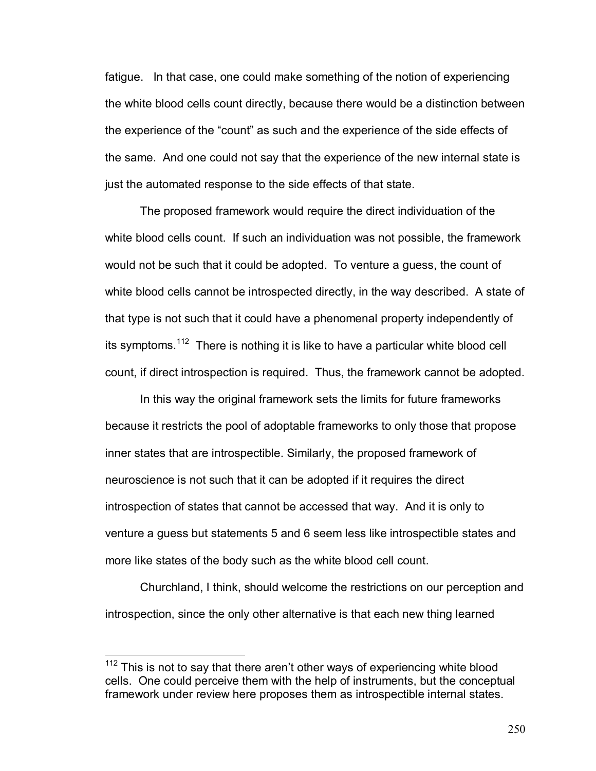fatigue. In that case, one could make something of the notion of experiencing the white blood cells count directly, because there would be a distinction between the experience of the "count" as such and the experience of the side effects of the same. And one could not say that the experience of the new internal state is just the automated response to the side effects of that state.

The proposed framework would require the direct individuation of the white blood cells count. If such an individuation was not possible, the framework would not be such that it could be adopted. To venture a guess, the count of white blood cells cannot be introspected directly, in the way described. A state of that type is not such that it could have a phenomenal property independently of its symptoms.[112] There is nothing it is like to have a particular white blood cell count, if direct introspection is required. Thus, the framework cannot be adopted.

In this way the original framework sets the limits for future frameworks because it restricts the pool of adoptable frameworks to only those that propose inner states that are introspectible. Similarly, the proposed framework of neuroscience is not such that it can be adopted if it requires the direct introspection of states that cannot be accessed that way. And it is only to venture a guess but statements 5 and 6 seem less like introspectible states and more like states of the body such as the white blood cell count.

Churchland, I think, should welcome the restrictions on our perception and introspection, since the only other alternative is that each new thing learned

---

[112] This is not to say that there aren't other ways of experiencing white blood cells. One could perceive them with the help of instruments, but the conceptual framework under review here proposes them as introspectible internal states.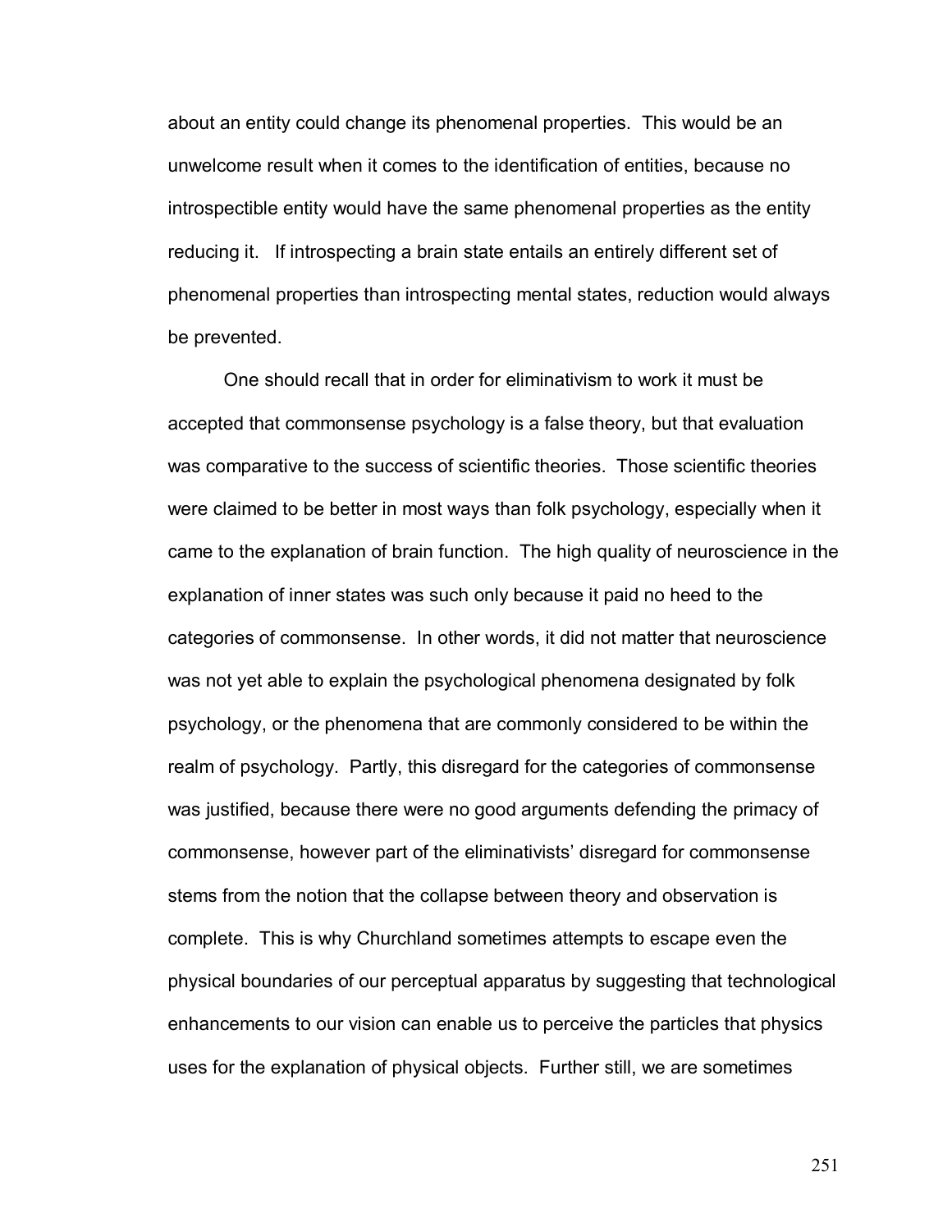about an entity could change its phenomenal properties. This would be an unwelcome result when it comes to the identification of entities, because no introspectible entity would have the same phenomenal properties as the entity reducing it. If introspecting a brain state entails an entirely different set of phenomenal properties than introspecting mental states, reduction would always be prevented.

One should recall that in order for eliminativism to work it must be accepted that commonsense psychology is a false theory, but that evaluation was comparative to the success of scientific theories. Those scientific theories were claimed to be better in most ways than folk psychology, especially when it came to the explanation of brain function. The high quality of neuroscience in the explanation of inner states was such only because it paid no heed to the categories of commonsense. In other words, it did not matter that neuroscience was not yet able to explain the psychological phenomena designated by folk psychology, or the phenomena that are commonly considered to be within the realm of psychology. Partly, this disregard for the categories of commonsense was justified, because there were no good arguments defending the primacy of commonsense, however part of the eliminativists' disregard for commonsense stems from the notion that the collapse between theory and observation is complete. This is why Churchland sometimes attempts to escape even the physical boundaries of our perceptual apparatus by suggesting that technological enhancements to our vision can enable us to perceive the particles that physics uses for the explanation of physical objects. Further still, we are sometimes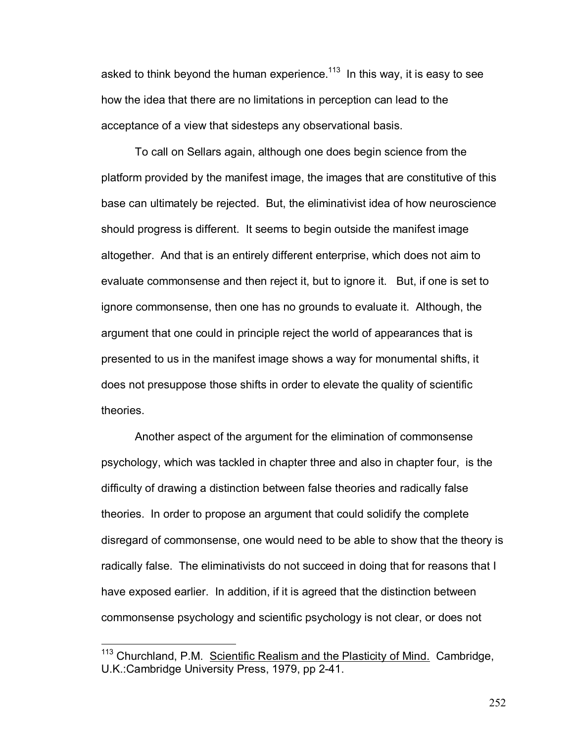asked to think beyond the human experience.[113] In this way, it is easy to see how the idea that there are no limitations in perception can lead to the acceptance of a view that sidesteps any observational basis.

To call on Sellars again, although one does begin science from the platform provided by the manifest image, the images that are constitutive of this base can ultimately be rejected. But, the eliminativist idea of how neuroscience should progress is different. It seems to begin outside the manifest image altogether. And that is an entirely different enterprise, which does not aim to evaluate commonsense and then reject it, but to ignore it. But, if one is set to ignore commonsense, then one has no grounds to evaluate it. Although, the argument that one could in principle reject the world of appearances that is presented to us in the manifest image shows a way for monumental shifts, it does not presuppose those shifts in order to elevate the quality of scientific theories.

Another aspect of the argument for the elimination of commonsense psychology, which was tackled in chapter three and also in chapter four, is the difficulty of drawing a distinction between false theories and radically false theories. In order to propose an argument that could solidify the complete disregard of commonsense, one would need to be able to show that the theory is radically false. The eliminativists do not succeed in doing that for reasons that I have exposed earlier. In addition, if it is agreed that the distinction between commonsense psychology and scientific psychology is not clear, or does not

---

[113] Churchland, P.M. Scientific Realism and the Plasticity of Mind. Cambridge, U.K.:Cambridge University Press, 1979, pp 2-41.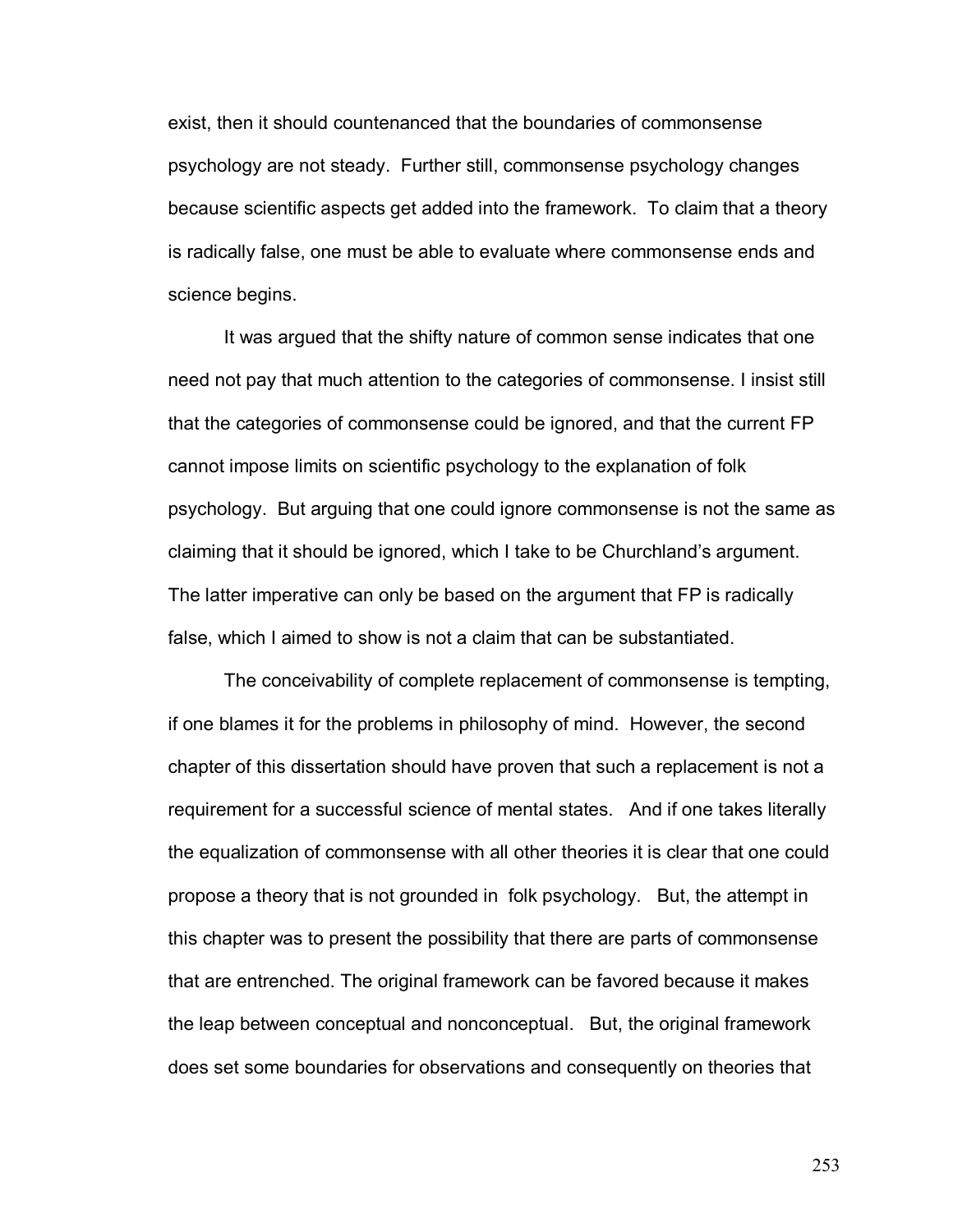exist, then it should countenanced that the boundaries of commonsense psychology are not steady. Further still, commonsense psychology changes because scientific aspects get added into the framework. To claim that a theory is radically false, one must be able to evaluate where commonsense ends and science begins.

It was argued that the shifty nature of common sense indicates that one need not pay that much attention to the categories of commonsense. I insist still that the categories of commonsense could be ignored, and that the current FP cannot impose limits on scientific psychology to the explanation of folk psychology. But arguing that one could ignore commonsense is not the same as claiming that it should be ignored, which I take to be Churchland's argument. The latter imperative can only be based on the argument that FP is radically false, which I aimed to show is not a claim that can be substantiated.

The conceivability of complete replacement of commonsense is tempting, if one blames it for the problems in philosophy of mind. However, the second chapter of this dissertation should have proven that such a replacement is not a requirement for a successful science of mental states. And if one takes literally the equalization of commonsense with all other theories it is clear that one could propose a theory that is not grounded in folk psychology. But, the attempt in this chapter was to present the possibility that there are parts of commonsense that are entrenched. The original framework can be favored because it makes the leap between conceptual and nonconceptual. But, the original framework does set some boundaries for observations and consequently on theories that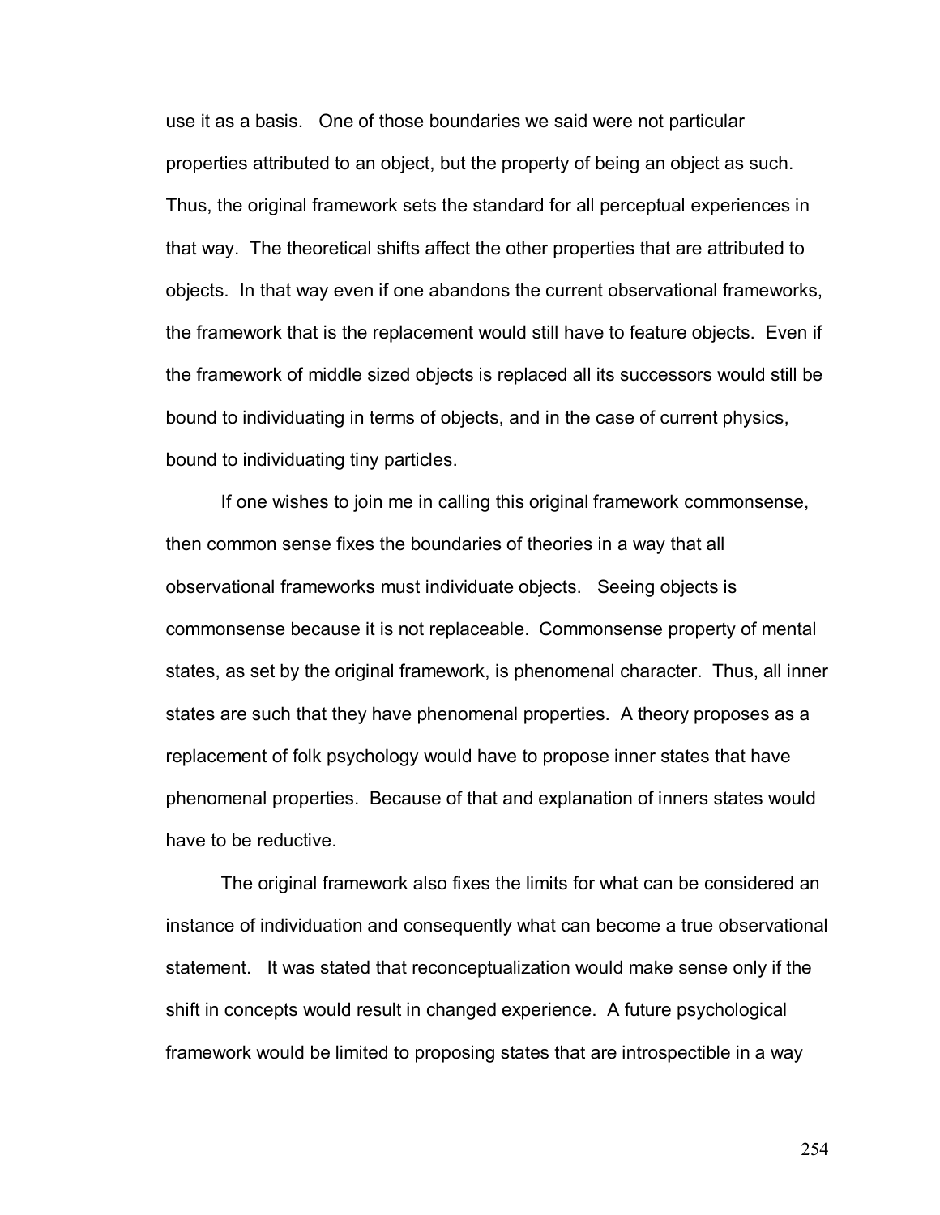use it as a basis. One of those boundaries we said were not particular properties attributed to an object, but the property of being an object as such. Thus, the original framework sets the standard for all perceptual experiences in that way. The theoretical shifts affect the other properties that are attributed to objects. In that way even if one abandons the current observational frameworks, the framework that is the replacement would still have to feature objects. Even if the framework of middle sized objects is replaced all its successors would still be bound to individuating in terms of objects, and in the case of current physics, bound to individuating tiny particles.

If one wishes to join me in calling this original framework commonsense, then common sense fixes the boundaries of theories in a way that all observational frameworks must individuate objects. Seeing objects is commonsense because it is not replaceable. Commonsense property of mental states, as set by the original framework, is phenomenal character. Thus, all inner states are such that they have phenomenal properties. A theory proposes as a replacement of folk psychology would have to propose inner states that have phenomenal properties. Because of that and explanation of inners states would have to be reductive.

The original framework also fixes the limits for what can be considered an instance of individuation and consequently what can become a true observational statement. It was stated that reconceptualization would make sense only if the shift in concepts would result in changed experience. A future psychological framework would be limited to proposing states that are introspectible in a way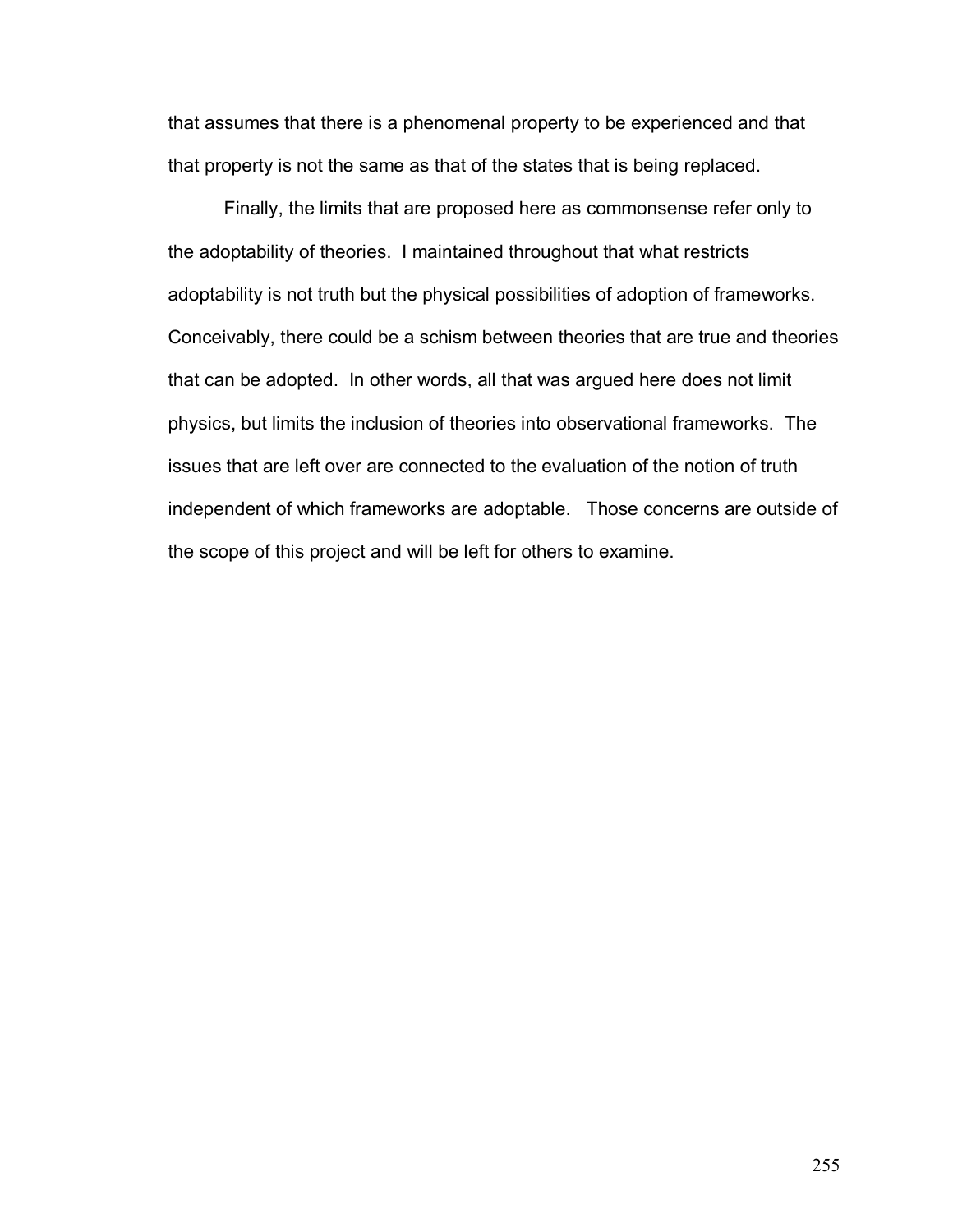that assumes that there is a phenomenal property to be experienced and that that property is not the same as that of the states that is being replaced.

Finally, the limits that are proposed here as commonsense refer only to the adoptability of theories. I maintained throughout that what restricts adoptability is not truth but the physical possibilities of adoption of frameworks. Conceivably, there could be a schism between theories that are true and theories that can be adopted. In other words, all that was argued here does not limit physics, but limits the inclusion of theories into observational frameworks. The issues that are left over are connected to the evaluation of the notion of truth independent of which frameworks are adoptable. Those concerns are outside of the scope of this project and will be left for others to examine.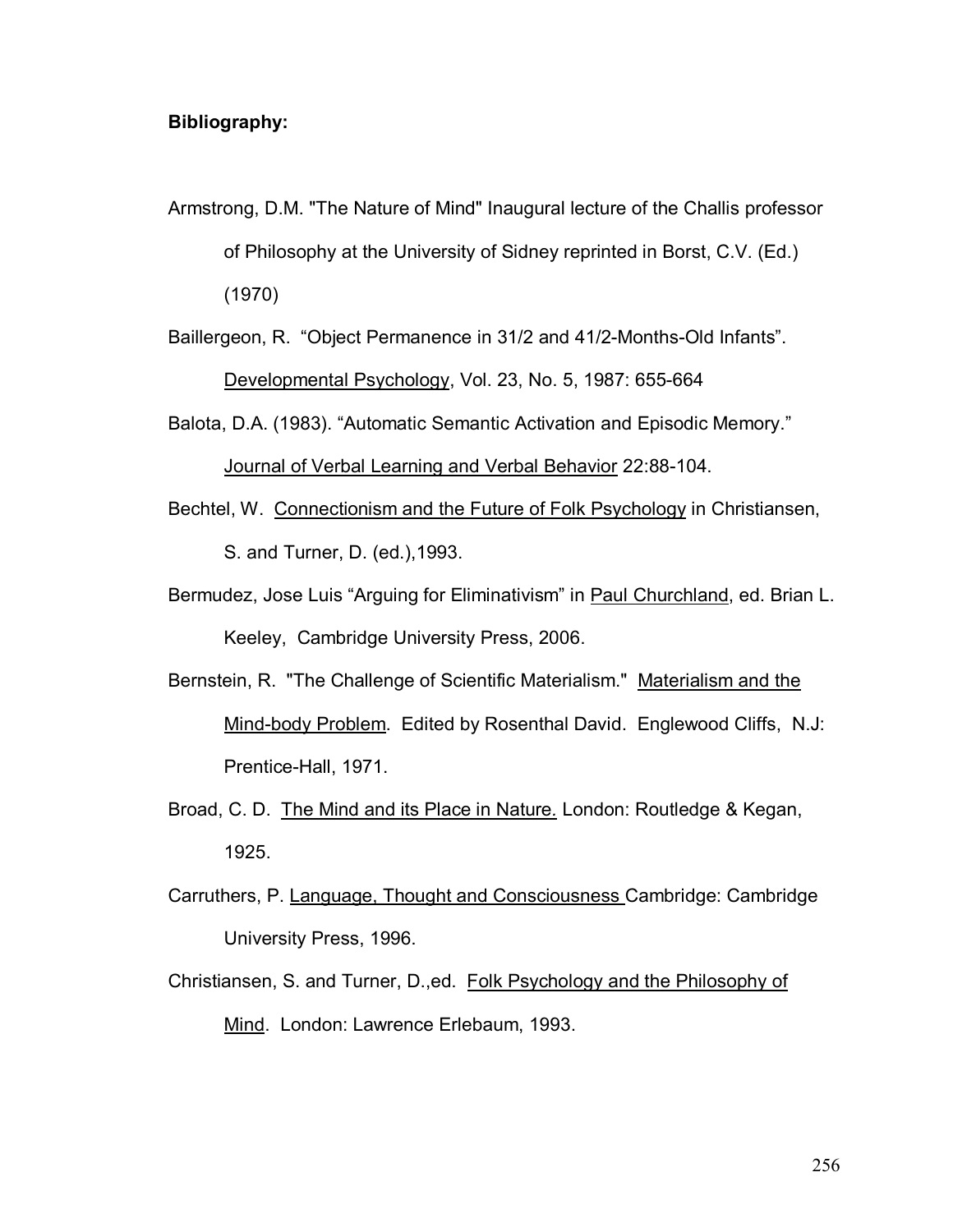**Bibliography:**

Armstrong, D.M. "The Nature of Mind" Inaugural lecture of the Challis professor of Philosophy at the University of Sidney reprinted in Borst, C.V. (Ed.) (1970)

Baillergeon, R. "Object Permanence in 31/2 and 41/2-Months-Old Infants". Developmental Psychology, Vol. 23, No. 5, 1987: 655-664

Balota, D.A. (1983). "Automatic Semantic Activation and Episodic Memory." Journal of Verbal Learning and Verbal Behavior 22:88-104.

Bechtel, W. Connectionism and the Future of Folk Psychology in Christiansen, S. and Turner, D. (ed.),1993.

Bermudez, Jose Luis "Arguing for Eliminativism" in Paul Churchland, ed. Brian L. Keeley, Cambridge University Press, 2006.

Bernstein, R. "The Challenge of Scientific Materialism." Materialism and the Mind-body Problem. Edited by Rosenthal David. Englewood Cliffs, N.J: Prentice-Hall, 1971.

Broad, C. D. The Mind and its Place in Nature. London: Routledge & Kegan, 1925.

Carruthers, P. Language, Thought and Consciousness Cambridge: Cambridge University Press, 1996.

Christiansen, S. and Turner, D.,ed. Folk Psychology and the Philosophy of Mind. London: Lawrence Erlebaum, 1993.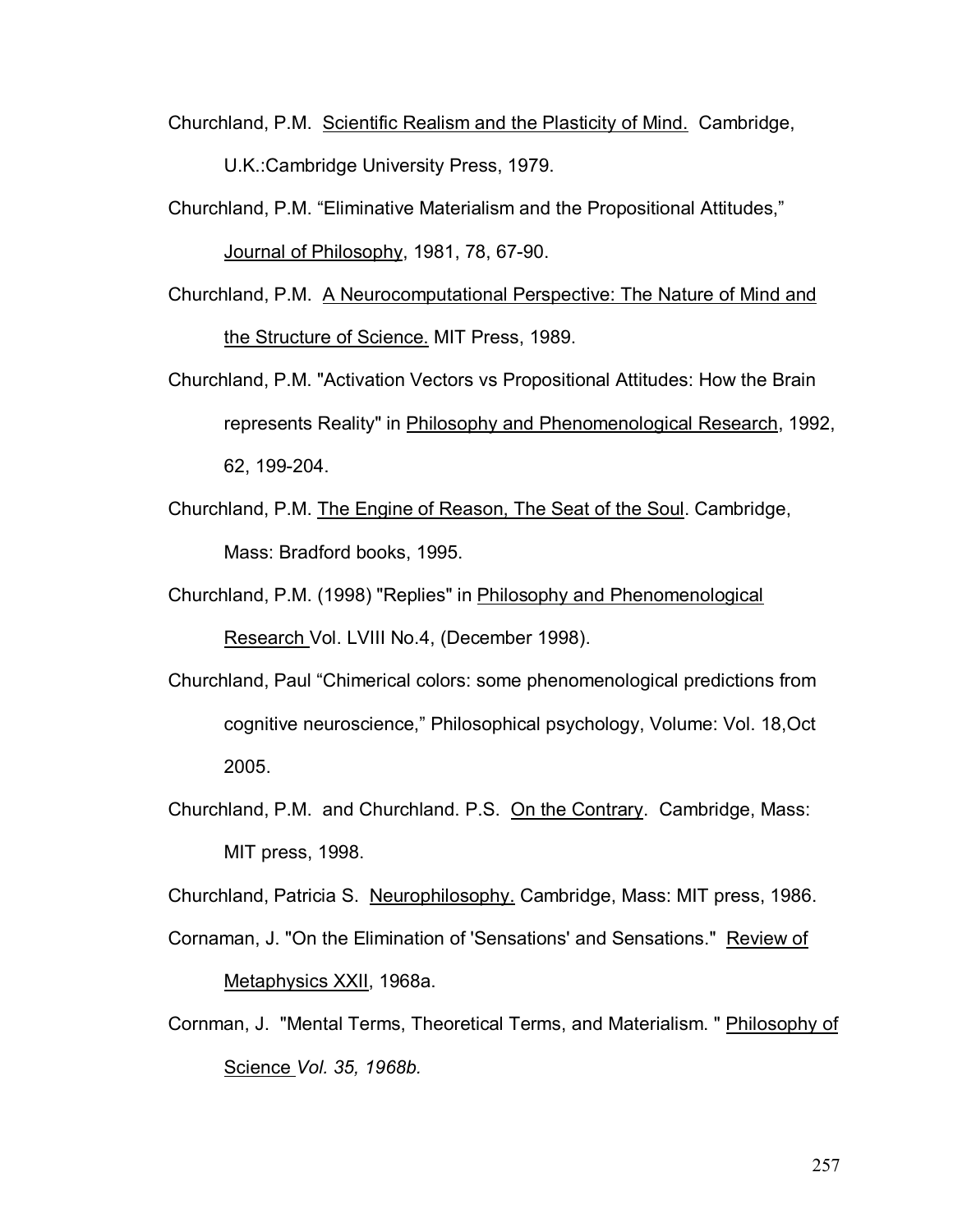Churchland, P.M. Scientific Realism and the Plasticity of Mind. Cambridge, U.K.:Cambridge University Press, 1979.

Churchland, P.M. “Eliminative Materialism and the Propositional Attitudes,” Journal of Philosophy, 1981, 78, 67-90.

Churchland, P.M. A Neurocomputational Perspective: The Nature of Mind and the Structure of Science. MIT Press, 1989.

Churchland, P.M. "Activation Vectors vs Propositional Attitudes: How the Brain represents Reality" in Philosophy and Phenomenological Research, 1992, 62, 199-204.

Churchland, P.M. The Engine of Reason, The Seat of the Soul. Cambridge, Mass: Bradford books, 1995.

Churchland, P.M. (1998) "Replies" in Philosophy and Phenomenological Research Vol. LVIII No.4, (December 1998).

Churchland, Paul “Chimerical colors: some phenomenological predictions from cognitive neuroscience,” Philosophical psychology, Volume: Vol. 18,Oct 2005.

Churchland, P.M. and Churchland. P.S. On the Contrary. Cambridge, Mass: MIT press, 1998.

Churchland, Patricia S. Neurophilosophy. Cambridge, Mass: MIT press, 1986.

Cornaman, J. "On the Elimination of 'Sensations' and Sensations." Review of Metaphysics XXII, 1968a.

Cornman, J. "Mental Terms, Theoretical Terms, and Materialism. " Philosophy of Science *Vol. 35, 1968b.*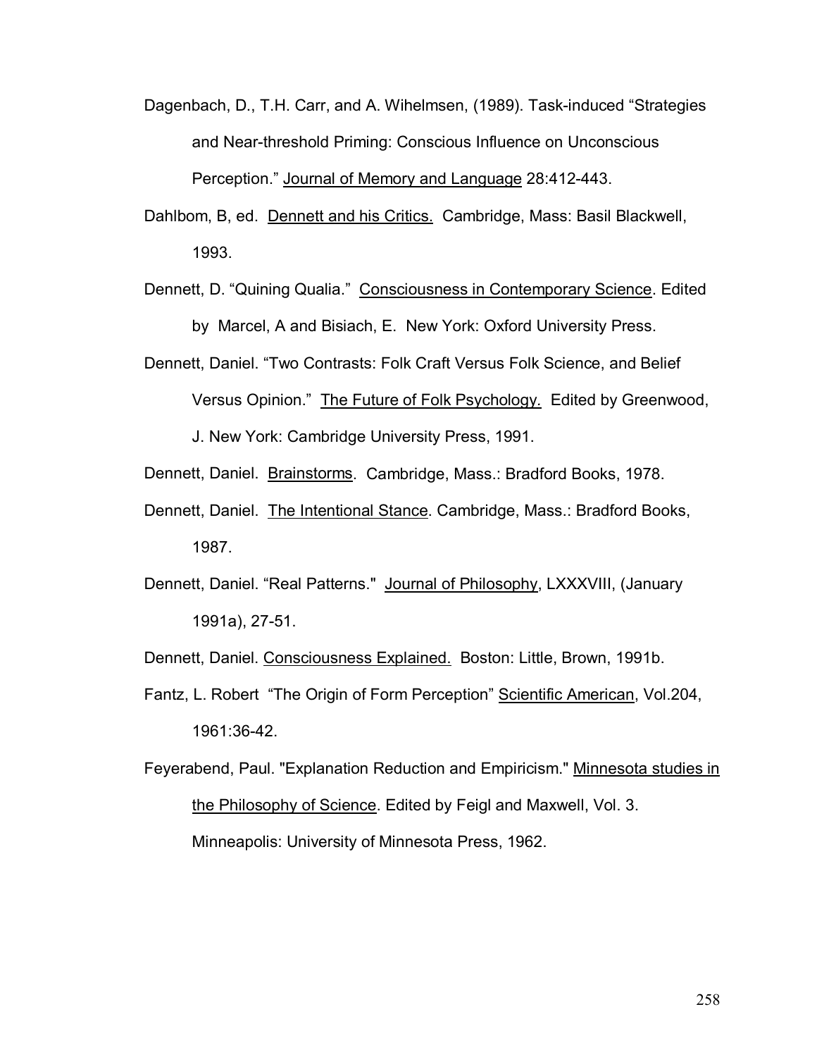Dagenbach, D., T.H. Carr, and A. Wihelmsen, (1989). Task-induced "Strategies and Near-threshold Priming: Conscious Influence on Unconscious Perception." Journal of Memory and Language 28:412-443.

Dahlbom, B, ed. Dennett and his Critics. Cambridge, Mass: Basil Blackwell, 1993.

Dennett, D. "Quining Qualia." Consciousness in Contemporary Science. Edited by Marcel, A and Bisiach, E. New York: Oxford University Press.

Dennett, Daniel. "Two Contrasts: Folk Craft Versus Folk Science, and Belief Versus Opinion." The Future of Folk Psychology. Edited by Greenwood, J. New York: Cambridge University Press, 1991.

Dennett, Daniel. Brainstorms. Cambridge, Mass.: Bradford Books, 1978.

Dennett, Daniel. The Intentional Stance. Cambridge, Mass.: Bradford Books, 1987.

Dennett, Daniel. "Real Patterns." Journal of Philosophy, LXXXVIII, (January 1991a), 27-51.

Dennett, Daniel. Consciousness Explained. Boston: Little, Brown, 1991b.

Fantz, L. Robert "The Origin of Form Perception" Scientific American, Vol.204, 1961:36-42.

Feyerabend, Paul. "Explanation Reduction and Empiricism." Minnesota studies in the Philosophy of Science. Edited by Feigl and Maxwell, Vol. 3. Minneapolis: University of Minnesota Press, 1962.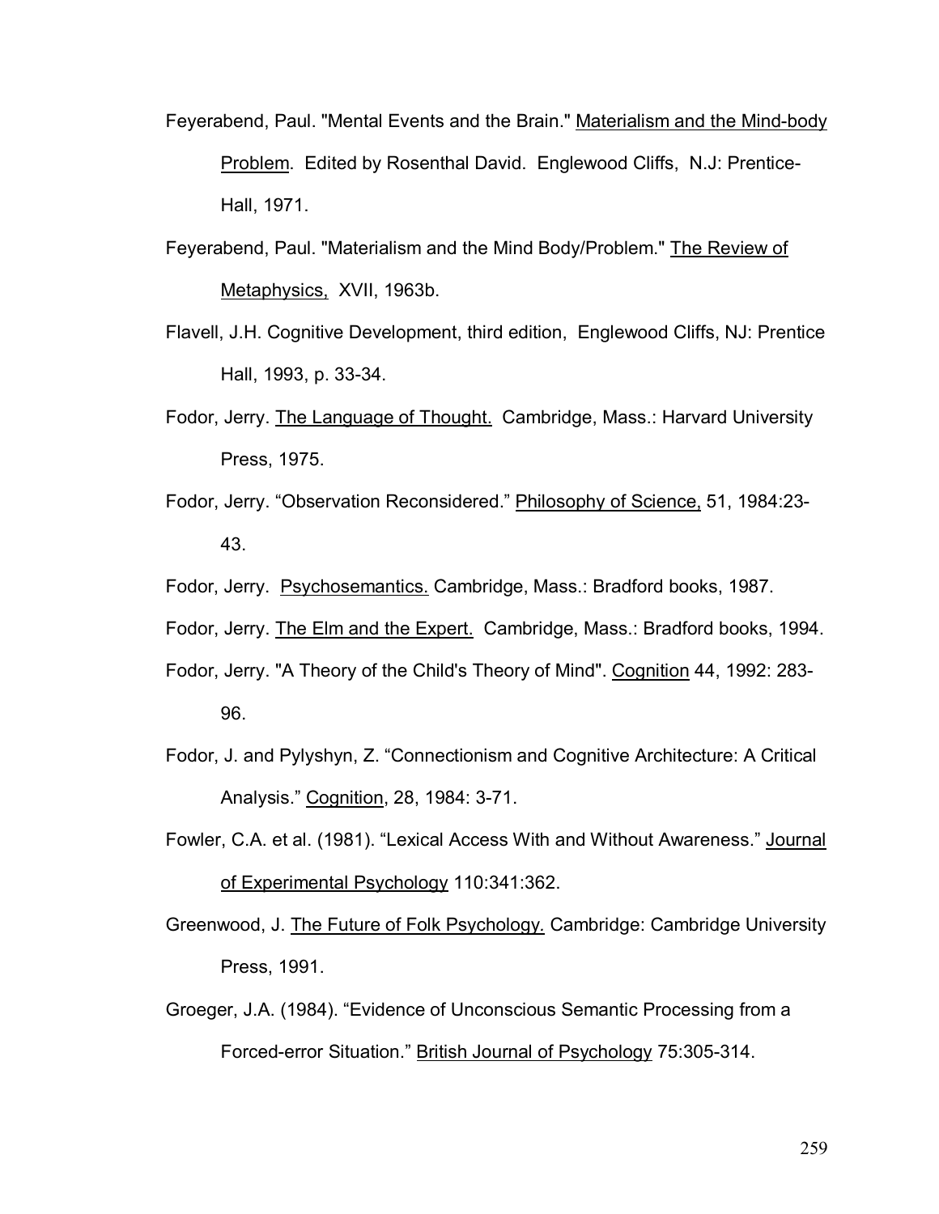Feyerabend, Paul. "Mental Events and the Brain." Materialism and the Mind-body Problem. Edited by Rosenthal David. Englewood Cliffs, N.J: Prentice-Hall, 1971.

Feyerabend, Paul. "Materialism and the Mind Body/Problem." The Review of Metaphysics, XVII, 1963b.

Flavell, J.H. Cognitive Development, third edition, Englewood Cliffs, NJ: Prentice Hall, 1993, p. 33-34.

Fodor, Jerry. The Language of Thought. Cambridge, Mass.: Harvard University Press, 1975.

Fodor, Jerry. "Observation Reconsidered." Philosophy of Science, 51, 1984:23-43.

Fodor, Jerry. Psychosemantics. Cambridge, Mass.: Bradford books, 1987.

Fodor, Jerry. The Elm and the Expert. Cambridge, Mass.: Bradford books, 1994.

Fodor, Jerry. "A Theory of the Child's Theory of Mind". Cognition 44, 1992: 283-96.

Fodor, J. and Pylyshyn, Z. "Connectionism and Cognitive Architecture: A Critical Analysis." Cognition, 28, 1984: 3-71.

Fowler, C.A. et al. (1981). "Lexical Access With and Without Awareness." Journal of Experimental Psychology 110:341:362.

Greenwood, J. The Future of Folk Psychology. Cambridge: Cambridge University Press, 1991.

Groeger, J.A. (1984). "Evidence of Unconscious Semantic Processing from a Forced-error Situation." British Journal of Psychology 75:305-314.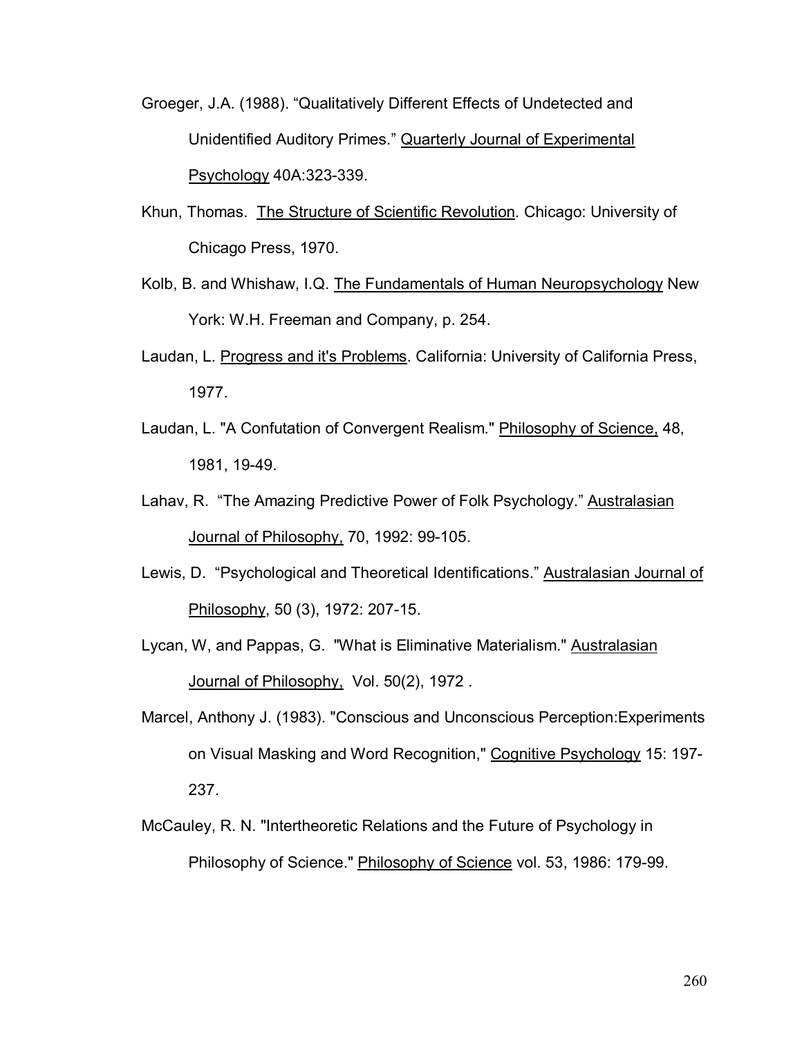Groeger, J.A. (1988). “Qualitatively Different Effects of Undetected and Unidentified Auditory Primes.” Quarterly Journal of Experimental Psychology 40A:323-339.

Khun, Thomas. The Structure of Scientific Revolution. Chicago: University of Chicago Press, 1970.

Kolb, B. and Whishaw, I.Q. The Fundamentals of Human Neuropsychology New York: W.H. Freeman and Company, p. 254.

Laudan, L. Progress and it's Problems. California: University of California Press, 1977.

Laudan, L. "A Confutation of Convergent Realism." Philosophy of Science, 48, 1981, 19-49.

Lahav, R. “The Amazing Predictive Power of Folk Psychology.” Australasian Journal of Philosophy, 70, 1992: 99-105.

Lewis, D. “Psychological and Theoretical Identifications.” Australasian Journal of Philosophy, 50 (3), 1972: 207-15.

Lycan, W, and Pappas, G. "What is Eliminative Materialism." Australasian Journal of Philosophy, Vol. 50(2), 1972 .

Marcel, Anthony J. (1983). "Conscious and Unconscious Perception:Experiments on Visual Masking and Word Recognition," Cognitive Psychology 15: 197-237.

McCauley, R. N. "Intertheoretic Relations and the Future of Psychology in Philosophy of Science." Philosophy of Science vol. 53, 1986: 179-99.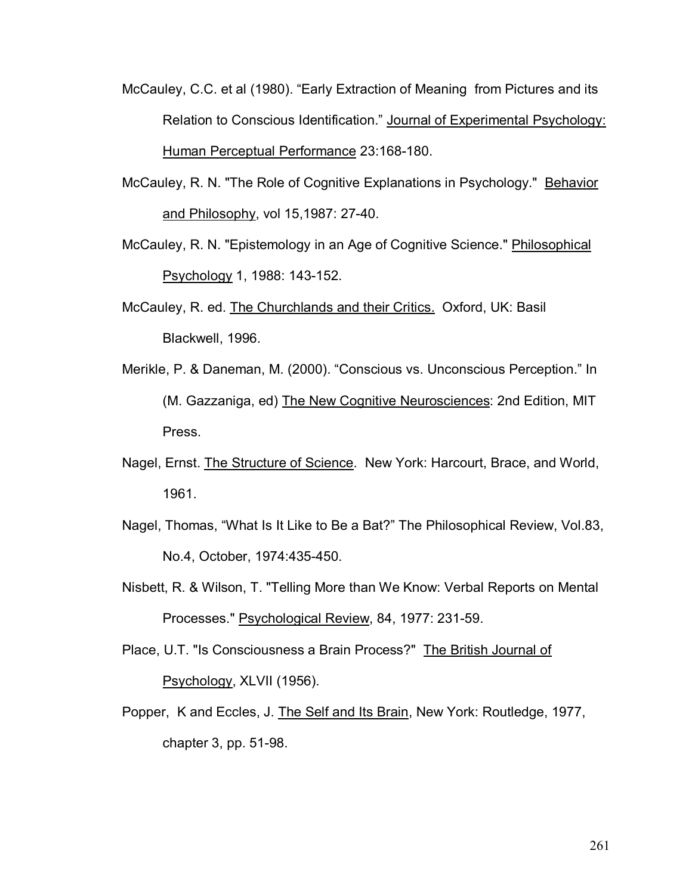McCauley, C.C. et al (1980). “Early Extraction of Meaning from Pictures and its Relation to Conscious Identification.” Journal of Experimental Psychology: Human Perceptual Performance 23:168-180.

McCauley, R. N. "The Role of Cognitive Explanations in Psychology." Behavior and Philosophy, vol 15,1987: 27-40.

McCauley, R. N. "Epistemology in an Age of Cognitive Science." Philosophical Psychology 1, 1988: 143-152.

McCauley, R. ed. The Churchlands and their Critics. Oxford, UK: Basil Blackwell, 1996.

Merikle, P. & Daneman, M. (2000). “Conscious vs. Unconscious Perception.” In (M. Gazzaniga, ed) The New Cognitive Neurosciences: 2nd Edition, MIT Press.

Nagel, Ernst. The Structure of Science. New York: Harcourt, Brace, and World, 1961.

Nagel, Thomas, “What Is It Like to Be a Bat?” The Philosophical Review, Vol.83, No.4, October, 1974:435-450.

Nisbett, R. & Wilson, T. "Telling More than We Know: Verbal Reports on Mental Processes." Psychological Review, 84, 1977: 231-59.

Place, U.T. "Is Consciousness a Brain Process?" The British Journal of Psychology, XLVII (1956).

Popper, K and Eccles, J. The Self and Its Brain, New York: Routledge, 1977, chapter 3, pp. 51-98.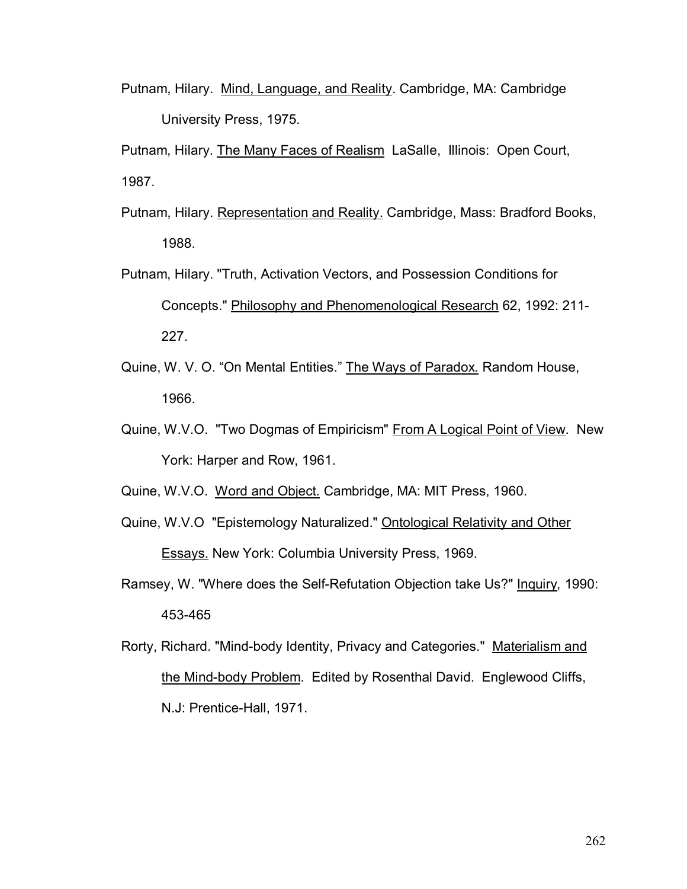Putnam, Hilary. Mind, Language, and Reality. Cambridge, MA: Cambridge University Press, 1975.

Putnam, Hilary. The Many Faces of Realism LaSalle, Illinois: Open Court, 1987.

Putnam, Hilary. Representation and Reality. Cambridge, Mass: Bradford Books, 1988.

Putnam, Hilary. "Truth, Activation Vectors, and Possession Conditions for Concepts." Philosophy and Phenomenological Research 62, 1992: 211-227.

Quine, W. V. O. "On Mental Entities." The Ways of Paradox. Random House, 1966.

Quine, W.V.O. "Two Dogmas of Empiricism" From A Logical Point of View. New York: Harper and Row, 1961.

Quine, W.V.O. Word and Object. Cambridge, MA: MIT Press, 1960.

Quine, W.V.O "Epistemology Naturalized." Ontological Relativity and Other Essays. New York: Columbia University Press, 1969.

Ramsey, W. "Where does the Self-Refutation Objection take Us?" *Inquiry*, 1990: 453-465

Rorty, Richard. "Mind-body Identity, Privacy and Categories." Materialism and the Mind-body Problem. Edited by Rosenthal David. Englewood Cliffs, N.J: Prentice-Hall, 1971.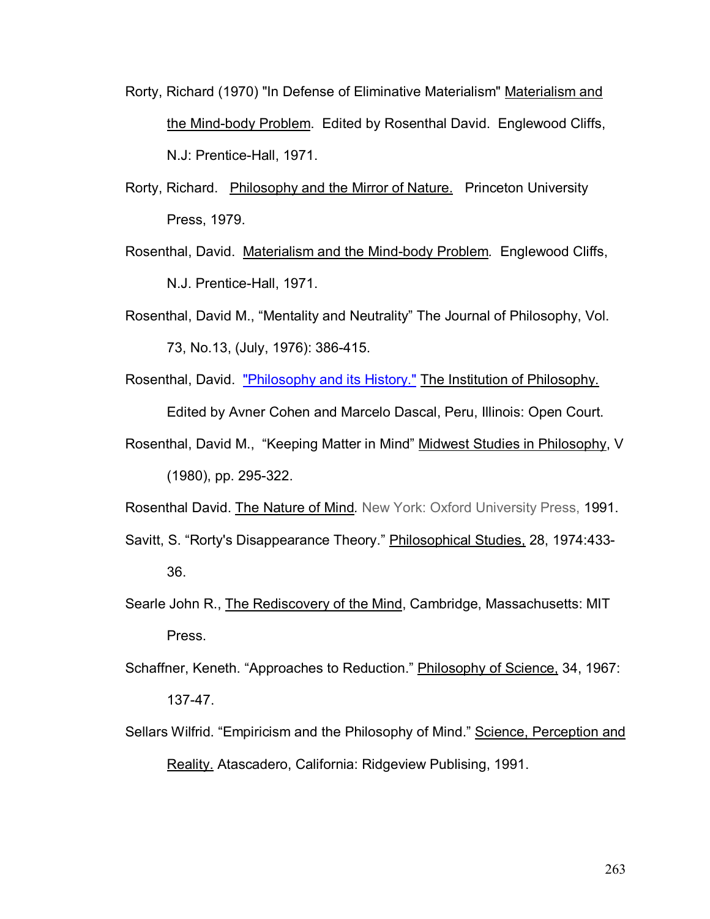Rorty, Richard (1970) "In Defense of Eliminative Materialism" Materialism and the Mind-body Problem. Edited by Rosenthal David. Englewood Cliffs, N.J: Prentice-Hall, 1971.

Rorty, Richard. Philosophy and the Mirror of Nature. Princeton University Press, 1979.

Rosenthal, David. Materialism and the Mind-body Problem. Englewood Cliffs, N.J. Prentice-Hall, 1971.

Rosenthal, David M., "Mentality and Neutrality" The Journal of Philosophy, Vol. 73, No.13, (July, 1976): 386-415.

Rosenthal, David. "Philosophy and its History." The Institution of Philosophy. Edited by Avner Cohen and Marcelo Dascal, Peru, Illinois: Open Court.

Rosenthal, David M., "Keeping Matter in Mind" Midwest Studies in Philosophy, V (1980), pp. 295-322.

Rosenthal David. The Nature of Mind. New York: Oxford University Press, 1991.

Savitt, S. "Rorty's Disappearance Theory." Philosophical Studies, 28, 1974:433-36.

Searle John R., The Rediscovery of the Mind, Cambridge, Massachusetts: MIT Press.

Schaffner, Keneth. "Approaches to Reduction." Philosophy of Science, 34, 1967: 137-47.

Sellars Wilfrid. "Empiricism and the Philosophy of Mind." Science, Perception and Reality. Atascadero, California: Ridgeview Publising, 1991.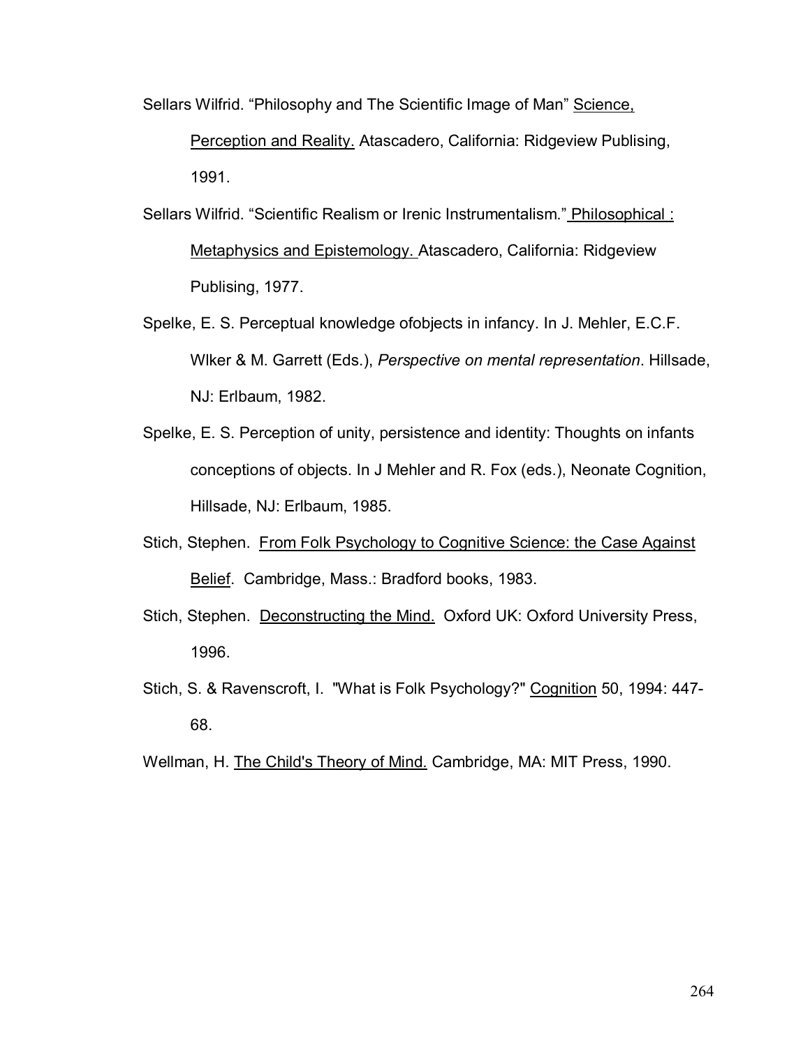Sellars Wilfrid. "Philosophy and The Scientific Image of Man" Science, Perception and Reality. Atascadero, California: Ridgeview Publising, 1991.

Sellars Wilfrid. "Scientific Realism or Irenic Instrumentalism." Philosophical : Metaphysics and Epistemology. Atascadero, California: Ridgeview Publising, 1977.

Spelke, E. S. Perceptual knowledge ofobjects in infancy. In J. Mehler, E.C.F. Wlker & M. Garrett (Eds.), *Perspective on mental representation*. Hillsade, NJ: Erlbaum, 1982.

Spelke, E. S. Perception of unity, persistence and identity: Thoughts on infants conceptions of objects. In J Mehler and R. Fox (eds.), Neonate Cognition, Hillsade, NJ: Erlbaum, 1985.

Stich, Stephen. From Folk Psychology to Cognitive Science: the Case Against Belief. Cambridge, Mass.: Bradford books, 1983.

Stich, Stephen. Deconstructing the Mind. Oxford UK: Oxford University Press, 1996.

Stich, S. & Ravenscroft, I. "What is Folk Psychology?" Cognition 50, 1994: 447-68.

Wellman, H. The Child's Theory of Mind. Cambridge, MA: MIT Press, 1990.